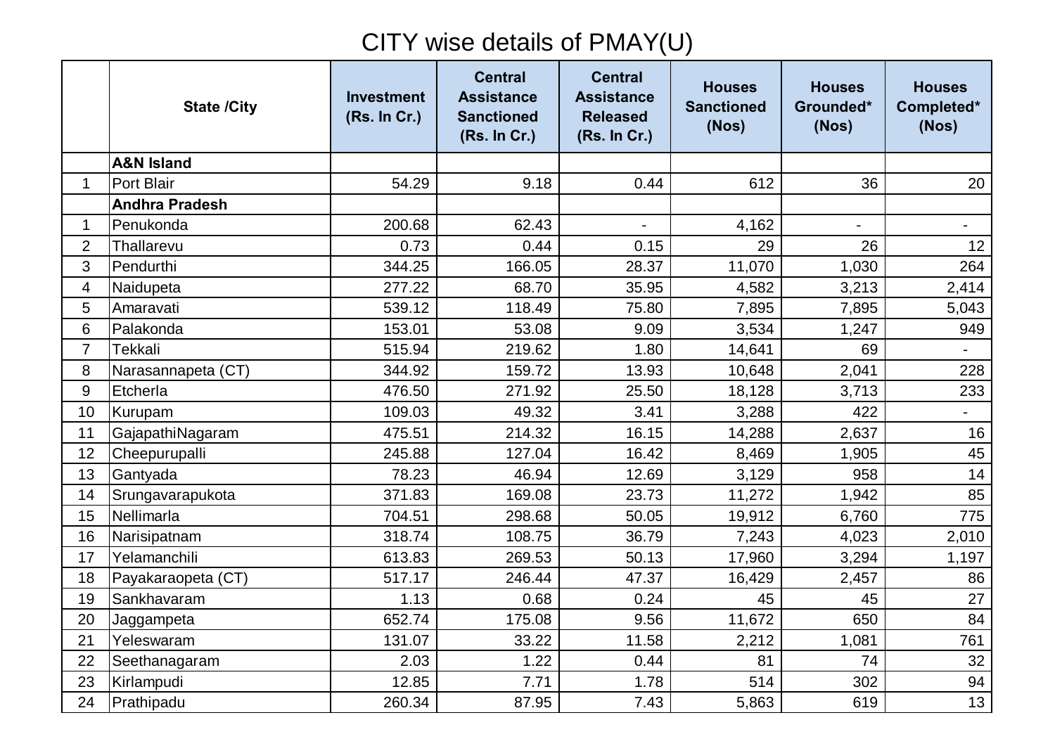# CITY wise details of PMAY(U)

| | State /City | Investment (Rs. In Cr.) | Central Assistance Sanctioned (Rs. In Cr.) | Central Assistance Released (Rs. In Cr.) | Houses Sanctioned (Nos) | Houses Grounded* (Nos) | Houses Completed* (Nos) |
|---|---|---|---|---|---|---|---|
| | **A&N Island** | | | | | | |
| 1 | Port Blair | 54.29 | 9.18 | 0.44 | 612 | 36 | 20 |
| | **Andhra Pradesh** | | | | | | |
| 1 | Penukonda | 200.68 | 62.43 | - | 4,162 | - | - |
| 2 | Thallarevu | 0.73 | 0.44 | 0.15 | 29 | 26 | 12 |
| 3 | Pendurthi | 344.25 | 166.05 | 28.37 | 11,070 | 1,030 | 264 |
| 4 | Naidupeta | 277.22 | 68.70 | 35.95 | 4,582 | 3,213 | 2,414 |
| 5 | Amaravati | 539.12 | 118.49 | 75.80 | 7,895 | 7,895 | 5,043 |
| 6 | Palakonda | 153.01 | 53.08 | 9.09 | 3,534 | 1,247 | 949 |
| 7 | Tekkali | 515.94 | 219.62 | 1.80 | 14,641 | 69 | - |
| 8 | Narasannapeta (CT) | 344.92 | 159.72 | 13.93 | 10,648 | 2,041 | 228 |
| 9 | Etcherla | 476.50 | 271.92 | 25.50 | 18,128 | 3,713 | 233 |
| 10 | Kurupam | 109.03 | 49.32 | 3.41 | 3,288 | 422 | - |
| 11 | GajapathiNagaram | 475.51 | 214.32 | 16.15 | 14,288 | 2,637 | 16 |
| 12 | Cheepurupalli | 245.88 | 127.04 | 16.42 | 8,469 | 1,905 | 45 |
| 13 | Gantyada | 78.23 | 46.94 | 12.69 | 3,129 | 958 | 14 |
| 14 | Srungavarapukota | 371.83 | 169.08 | 23.73 | 11,272 | 1,942 | 85 |
| 15 | Nellimarla | 704.51 | 298.68 | 50.05 | 19,912 | 6,760 | 775 |
| 16 | Narisipatnam | 318.74 | 108.75 | 36.79 | 7,243 | 4,023 | 2,010 |
| 17 | Yelamanchili | 613.83 | 269.53 | 50.13 | 17,960 | 3,294 | 1,197 |
| 18 | Payakaraopeta (CT) | 517.17 | 246.44 | 47.37 | 16,429 | 2,457 | 86 |
| 19 | Sankhavaram | 1.13 | 0.68 | 0.24 | 45 | 45 | 27 |
| 20 | Jaggampeta | 652.74 | 175.08 | 9.56 | 11,672 | 650 | 84 |
| 21 | Yeleswaram | 131.07 | 33.22 | 11.58 | 2,212 | 1,081 | 761 |
| 22 | Seethanagaram | 2.03 | 1.22 | 0.44 | 81 | 74 | 32 |
| 23 | Kirlampudi | 12.85 | 7.71 | 1.78 | 514 | 302 | 94 |
| 24 | Prathipadu | 260.34 | 87.95 | 7.43 | 5,863 | 619 | 13 |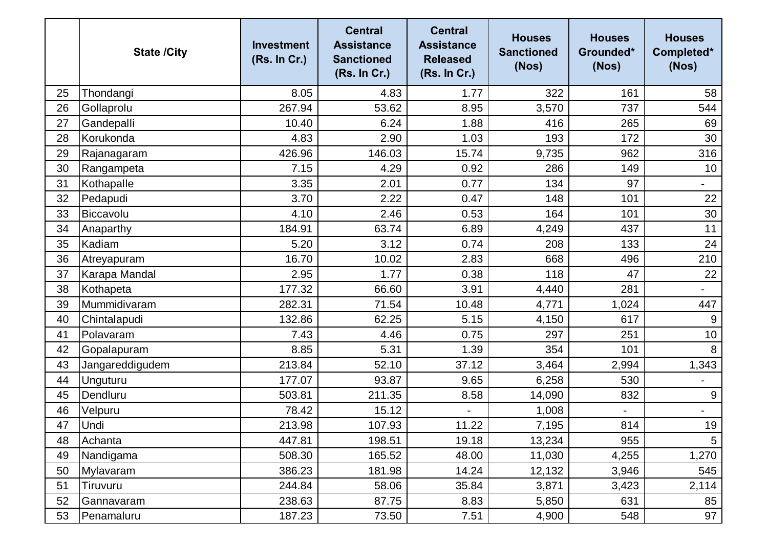| | State /City | Investment (Rs. In Cr.) | Central Assistance Sanctioned (Rs. In Cr.) | Central Assistance Released (Rs. In Cr.) | Houses Sanctioned (Nos) | Houses Grounded* (Nos) | Houses Completed* (Nos) |
|---|---|---|---|---|---|---|---|
| 25 | Thondangi | 8.05 | 4.83 | 1.77 | 322 | 161 | 58 |
| 26 | Gollaprolu | 267.94 | 53.62 | 8.95 | 3,570 | 737 | 544 |
| 27 | Gandepalli | 10.40 | 6.24 | 1.88 | 416 | 265 | 69 |
| 28 | Korukonda | 4.83 | 2.90 | 1.03 | 193 | 172 | 30 |
| 29 | Rajanagaram | 426.96 | 146.03 | 15.74 | 9,735 | 962 | 316 |
| 30 | Rangampeta | 7.15 | 4.29 | 0.92 | 286 | 149 | 10 |
| 31 | Kothapalle | 3.35 | 2.01 | 0.77 | 134 | 97 | - |
| 32 | Pedapudi | 3.70 | 2.22 | 0.47 | 148 | 101 | 22 |
| 33 | Biccavolu | 4.10 | 2.46 | 0.53 | 164 | 101 | 30 |
| 34 | Anaparthy | 184.91 | 63.74 | 6.89 | 4,249 | 437 | 11 |
| 35 | Kadiam | 5.20 | 3.12 | 0.74 | 208 | 133 | 24 |
| 36 | Atreyapuram | 16.70 | 10.02 | 2.83 | 668 | 496 | 210 |
| 37 | Karapa Mandal | 2.95 | 1.77 | 0.38 | 118 | 47 | 22 |
| 38 | Kothapeta | 177.32 | 66.60 | 3.91 | 4,440 | 281 | - |
| 39 | Mummidivaram | 282.31 | 71.54 | 10.48 | 4,771 | 1,024 | 447 |
| 40 | Chintalapudi | 132.86 | 62.25 | 5.15 | 4,150 | 617 | 9 |
| 41 | Polavaram | 7.43 | 4.46 | 0.75 | 297 | 251 | 10 |
| 42 | Gopalapuram | 8.85 | 5.31 | 1.39 | 354 | 101 | 8 |
| 43 | Jangareddigudem | 213.84 | 52.10 | 37.12 | 3,464 | 2,994 | 1,343 |
| 44 | Unguturu | 177.07 | 93.87 | 9.65 | 6,258 | 530 | - |
| 45 | Dendluru | 503.81 | 211.35 | 8.58 | 14,090 | 832 | 9 |
| 46 | Velpuru | 78.42 | 15.12 | - | 1,008 | - | - |
| 47 | Undi | 213.98 | 107.93 | 11.22 | 7,195 | 814 | 19 |
| 48 | Achanta | 447.81 | 198.51 | 19.18 | 13,234 | 955 | 5 |
| 49 | Nandigama | 508.30 | 165.52 | 48.00 | 11,030 | 4,255 | 1,270 |
| 50 | Mylavaram | 386.23 | 181.98 | 14.24 | 12,132 | 3,946 | 545 |
| 51 | Tiruvuru | 244.84 | 58.06 | 35.84 | 3,871 | 3,423 | 2,114 |
| 52 | Gannavaram | 238.63 | 87.75 | 8.83 | 5,850 | 631 | 85 |
| 53 | Penamaluru | 187.23 | 73.50 | 7.51 | 4,900 | 548 | 97 |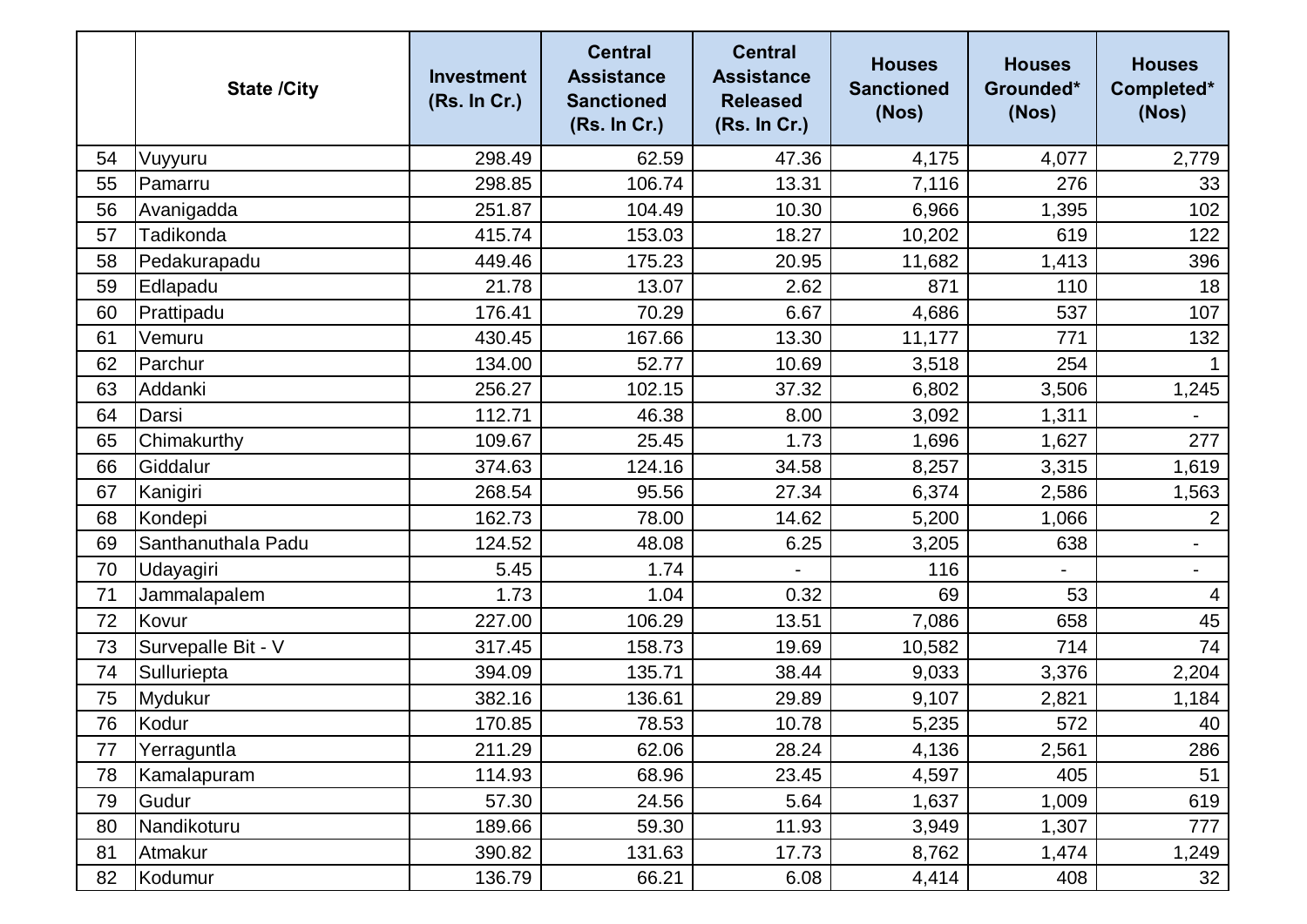| | State /City | Investment (Rs. In Cr.) | Central Assistance Sanctioned (Rs. In Cr.) | Central Assistance Released (Rs. In Cr.) | Houses Sanctioned (Nos) | Houses Grounded* (Nos) | Houses Completed* (Nos) |
|---|---|---|---|---|---|---|---|
| 54 | Vuyyuru | 298.49 | 62.59 | 47.36 | 4,175 | 4,077 | 2,779 |
| 55 | Pamarru | 298.85 | 106.74 | 13.31 | 7,116 | 276 | 33 |
| 56 | Avanigadda | 251.87 | 104.49 | 10.30 | 6,966 | 1,395 | 102 |
| 57 | Tadikonda | 415.74 | 153.03 | 18.27 | 10,202 | 619 | 122 |
| 58 | Pedakurapadu | 449.46 | 175.23 | 20.95 | 11,682 | 1,413 | 396 |
| 59 | Edlapadu | 21.78 | 13.07 | 2.62 | 871 | 110 | 18 |
| 60 | Prattipadu | 176.41 | 70.29 | 6.67 | 4,686 | 537 | 107 |
| 61 | Vemuru | 430.45 | 167.66 | 13.30 | 11,177 | 771 | 132 |
| 62 | Parchur | 134.00 | 52.77 | 10.69 | 3,518 | 254 | 1 |
| 63 | Addanki | 256.27 | 102.15 | 37.32 | 6,802 | 3,506 | 1,245 |
| 64 | Darsi | 112.71 | 46.38 | 8.00 | 3,092 | 1,311 | - |
| 65 | Chimakurthy | 109.67 | 25.45 | 1.73 | 1,696 | 1,627 | 277 |
| 66 | Giddalur | 374.63 | 124.16 | 34.58 | 8,257 | 3,315 | 1,619 |
| 67 | Kanigiri | 268.54 | 95.56 | 27.34 | 6,374 | 2,586 | 1,563 |
| 68 | Kondepi | 162.73 | 78.00 | 14.62 | 5,200 | 1,066 | 2 |
| 69 | Santhanuthala Padu | 124.52 | 48.08 | 6.25 | 3,205 | 638 | - |
| 70 | Udayagiri | 5.45 | 1.74 | - | 116 | - | - |
| 71 | Jammalapalem | 1.73 | 1.04 | 0.32 | 69 | 53 | 4 |
| 72 | Kovur | 227.00 | 106.29 | 13.51 | 7,086 | 658 | 45 |
| 73 | Survepalle Bit - V | 317.45 | 158.73 | 19.69 | 10,582 | 714 | 74 |
| 74 | Sulluriepta | 394.09 | 135.71 | 38.44 | 9,033 | 3,376 | 2,204 |
| 75 | Mydukur | 382.16 | 136.61 | 29.89 | 9,107 | 2,821 | 1,184 |
| 76 | Kodur | 170.85 | 78.53 | 10.78 | 5,235 | 572 | 40 |
| 77 | Yerraguntla | 211.29 | 62.06 | 28.24 | 4,136 | 2,561 | 286 |
| 78 | Kamalapuram | 114.93 | 68.96 | 23.45 | 4,597 | 405 | 51 |
| 79 | Gudur | 57.30 | 24.56 | 5.64 | 1,637 | 1,009 | 619 |
| 80 | Nandikoturu | 189.66 | 59.30 | 11.93 | 3,949 | 1,307 | 777 |
| 81 | Atmakur | 390.82 | 131.63 | 17.73 | 8,762 | 1,474 | 1,249 |
| 82 | Kodumur | 136.79 | 66.21 | 6.08 | 4,414 | 408 | 32 |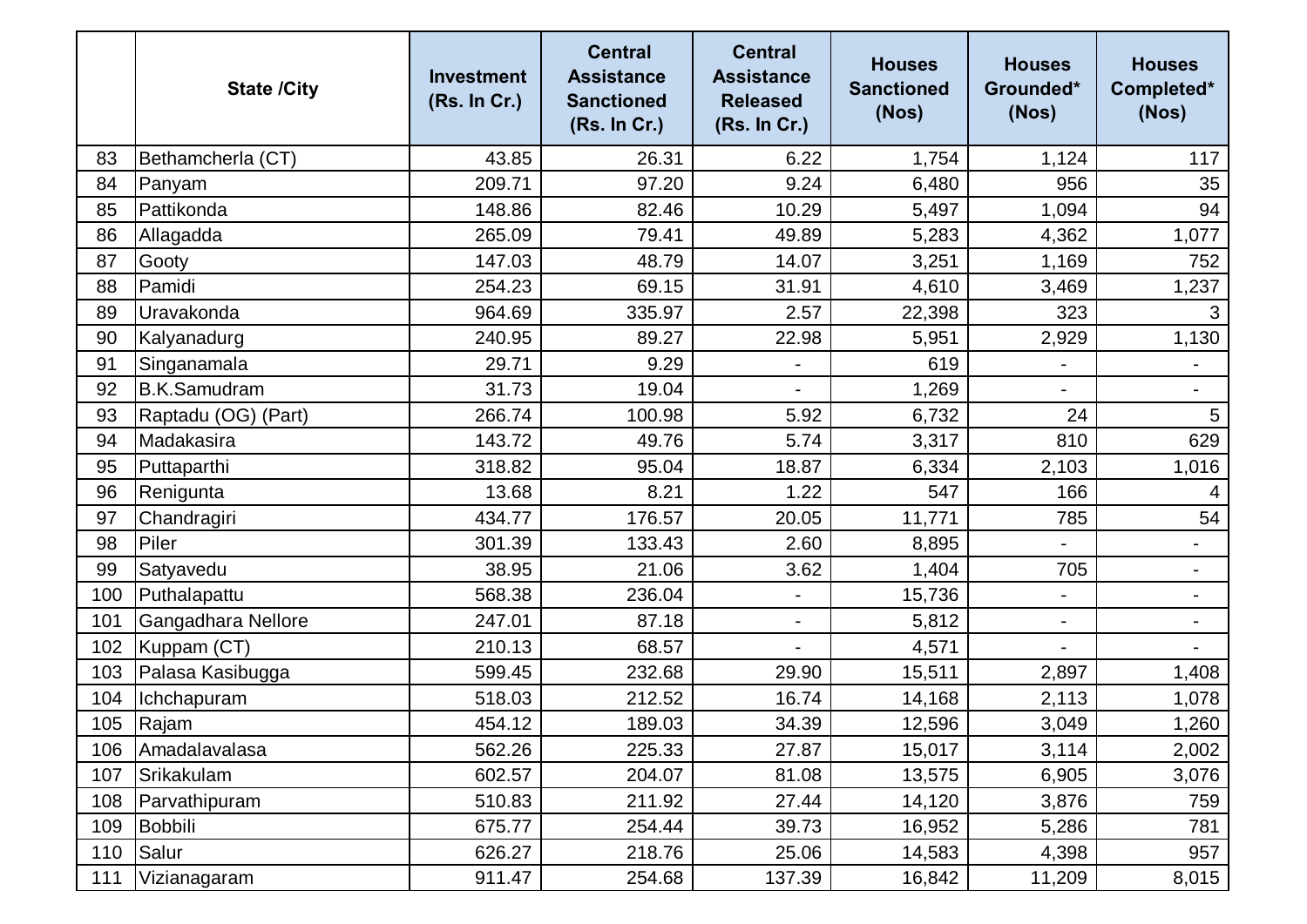|  | State /City | Investment (Rs. In Cr.) | Central Assistance Sanctioned (Rs. In Cr.) | Central Assistance Released (Rs. In Cr.) | Houses Sanctioned (Nos) | Houses Grounded* (Nos) | Houses Completed* (Nos) |
|---|---|---|---|---|---|---|---|
| 83 | Bethamcherla (CT) | 43.85 | 26.31 | 6.22 | 1,754 | 1,124 | 117 |
| 84 | Panyam | 209.71 | 97.20 | 9.24 | 6,480 | 956 | 35 |
| 85 | Pattikonda | 148.86 | 82.46 | 10.29 | 5,497 | 1,094 | 94 |
| 86 | Allagadda | 265.09 | 79.41 | 49.89 | 5,283 | 4,362 | 1,077 |
| 87 | Gooty | 147.03 | 48.79 | 14.07 | 3,251 | 1,169 | 752 |
| 88 | Pamidi | 254.23 | 69.15 | 31.91 | 4,610 | 3,469 | 1,237 |
| 89 | Uravakonda | 964.69 | 335.97 | 2.57 | 22,398 | 323 | 3 |
| 90 | Kalyanadurg | 240.95 | 89.27 | 22.98 | 5,951 | 2,929 | 1,130 |
| 91 | Singanamala | 29.71 | 9.29 | - | 619 | - | - |
| 92 | B.K.Samudram | 31.73 | 19.04 | - | 1,269 | - | - |
| 93 | Raptadu (OG) (Part) | 266.74 | 100.98 | 5.92 | 6,732 | 24 | 5 |
| 94 | Madakasira | 143.72 | 49.76 | 5.74 | 3,317 | 810 | 629 |
| 95 | Puttaparthi | 318.82 | 95.04 | 18.87 | 6,334 | 2,103 | 1,016 |
| 96 | Renigunta | 13.68 | 8.21 | 1.22 | 547 | 166 | 4 |
| 97 | Chandragiri | 434.77 | 176.57 | 20.05 | 11,771 | 785 | 54 |
| 98 | Piler | 301.39 | 133.43 | 2.60 | 8,895 | - | - |
| 99 | Satyavedu | 38.95 | 21.06 | 3.62 | 1,404 | 705 | - |
| 100 | Puthalapattu | 568.38 | 236.04 | - | 15,736 | - | - |
| 101 | Gangadhara Nellore | 247.01 | 87.18 | - | 5,812 | - | - |
| 102 | Kuppam (CT) | 210.13 | 68.57 | - | 4,571 | - | - |
| 103 | Palasa Kasibugga | 599.45 | 232.68 | 29.90 | 15,511 | 2,897 | 1,408 |
| 104 | Ichchapuram | 518.03 | 212.52 | 16.74 | 14,168 | 2,113 | 1,078 |
| 105 | Rajam | 454.12 | 189.03 | 34.39 | 12,596 | 3,049 | 1,260 |
| 106 | Amadalavalasa | 562.26 | 225.33 | 27.87 | 15,017 | 3,114 | 2,002 |
| 107 | Srikakulam | 602.57 | 204.07 | 81.08 | 13,575 | 6,905 | 3,076 |
| 108 | Parvathipuram | 510.83 | 211.92 | 27.44 | 14,120 | 3,876 | 759 |
| 109 | Bobbili | 675.77 | 254.44 | 39.73 | 16,952 | 5,286 | 781 |
| 110 | Salur | 626.27 | 218.76 | 25.06 | 14,583 | 4,398 | 957 |
| 111 | Vizianagaram | 911.47 | 254.68 | 137.39 | 16,842 | 11,209 | 8,015 |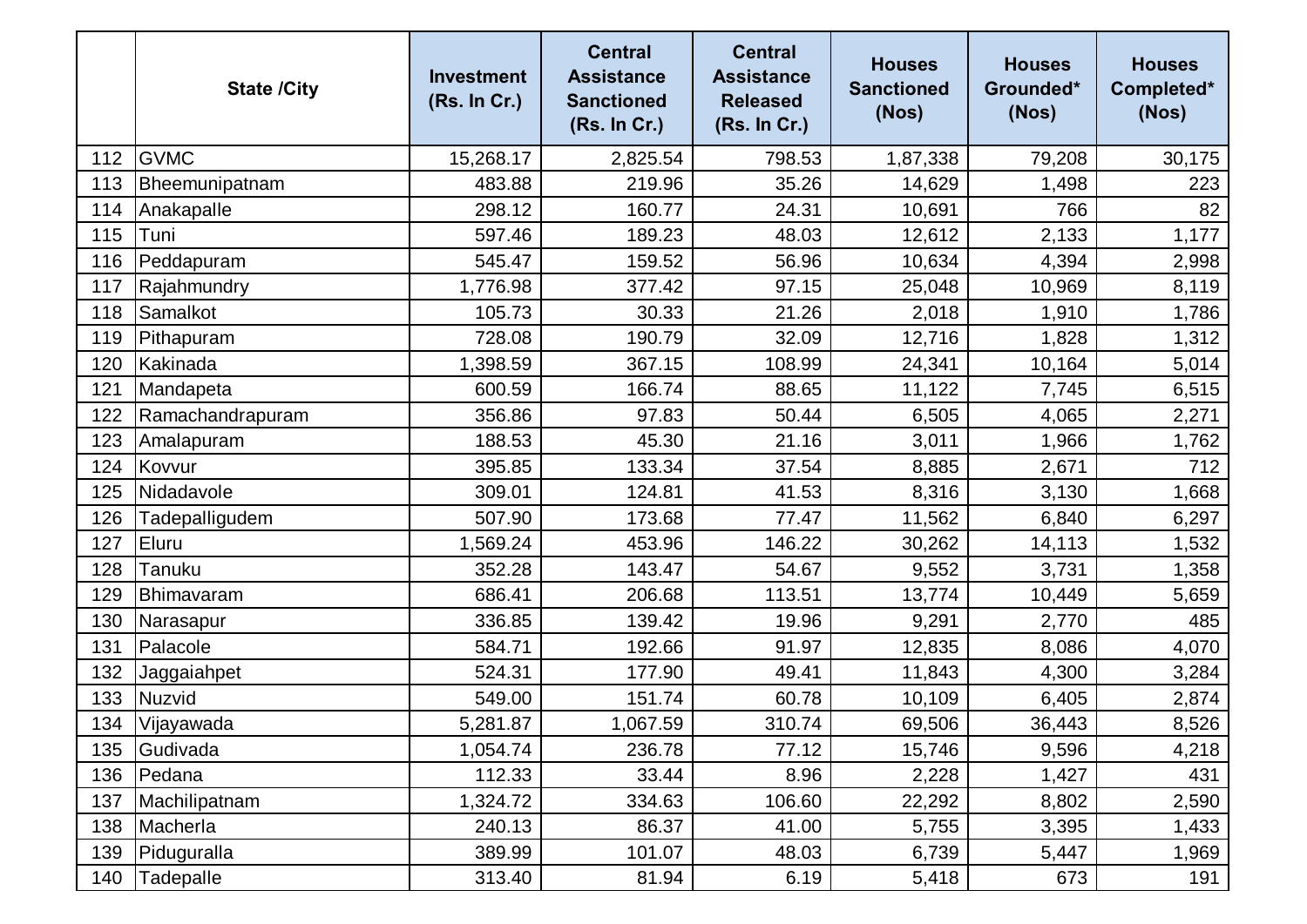| | State /City | Investment (Rs. In Cr.) | Central Assistance Sanctioned (Rs. In Cr.) | Central Assistance Released (Rs. In Cr.) | Houses Sanctioned (Nos) | Houses Grounded* (Nos) | Houses Completed* (Nos) |
|---|---|---|---|---|---|---|---|
| 112 | GVMC | 15,268.17 | 2,825.54 | 798.53 | 1,87,338 | 79,208 | 30,175 |
| 113 | Bheemunipatnam | 483.88 | 219.96 | 35.26 | 14,629 | 1,498 | 223 |
| 114 | Anakapalle | 298.12 | 160.77 | 24.31 | 10,691 | 766 | 82 |
| 115 | Tuni | 597.46 | 189.23 | 48.03 | 12,612 | 2,133 | 1,177 |
| 116 | Peddapuram | 545.47 | 159.52 | 56.96 | 10,634 | 4,394 | 2,998 |
| 117 | Rajahmundry | 1,776.98 | 377.42 | 97.15 | 25,048 | 10,969 | 8,119 |
| 118 | Samalkot | 105.73 | 30.33 | 21.26 | 2,018 | 1,910 | 1,786 |
| 119 | Pithapuram | 728.08 | 190.79 | 32.09 | 12,716 | 1,828 | 1,312 |
| 120 | Kakinada | 1,398.59 | 367.15 | 108.99 | 24,341 | 10,164 | 5,014 |
| 121 | Mandapeta | 600.59 | 166.74 | 88.65 | 11,122 | 7,745 | 6,515 |
| 122 | Ramachandrapuram | 356.86 | 97.83 | 50.44 | 6,505 | 4,065 | 2,271 |
| 123 | Amalapuram | 188.53 | 45.30 | 21.16 | 3,011 | 1,966 | 1,762 |
| 124 | Kovvur | 395.85 | 133.34 | 37.54 | 8,885 | 2,671 | 712 |
| 125 | Nidadavole | 309.01 | 124.81 | 41.53 | 8,316 | 3,130 | 1,668 |
| 126 | Tadepalligudem | 507.90 | 173.68 | 77.47 | 11,562 | 6,840 | 6,297 |
| 127 | Eluru | 1,569.24 | 453.96 | 146.22 | 30,262 | 14,113 | 1,532 |
| 128 | Tanuku | 352.28 | 143.47 | 54.67 | 9,552 | 3,731 | 1,358 |
| 129 | Bhimavaram | 686.41 | 206.68 | 113.51 | 13,774 | 10,449 | 5,659 |
| 130 | Narasapur | 336.85 | 139.42 | 19.96 | 9,291 | 2,770 | 485 |
| 131 | Palacole | 584.71 | 192.66 | 91.97 | 12,835 | 8,086 | 4,070 |
| 132 | Jaggaiahpet | 524.31 | 177.90 | 49.41 | 11,843 | 4,300 | 3,284 |
| 133 | Nuzvid | 549.00 | 151.74 | 60.78 | 10,109 | 6,405 | 2,874 |
| 134 | Vijayawada | 5,281.87 | 1,067.59 | 310.74 | 69,506 | 36,443 | 8,526 |
| 135 | Gudivada | 1,054.74 | 236.78 | 77.12 | 15,746 | 9,596 | 4,218 |
| 136 | Pedana | 112.33 | 33.44 | 8.96 | 2,228 | 1,427 | 431 |
| 137 | Machilipatnam | 1,324.72 | 334.63 | 106.60 | 22,292 | 8,802 | 2,590 |
| 138 | Macherla | 240.13 | 86.37 | 41.00 | 5,755 | 3,395 | 1,433 |
| 139 | Piduguralla | 389.99 | 101.07 | 48.03 | 6,739 | 5,447 | 1,969 |
| 140 | Tadepalle | 313.40 | 81.94 | 6.19 | 5,418 | 673 | 191 |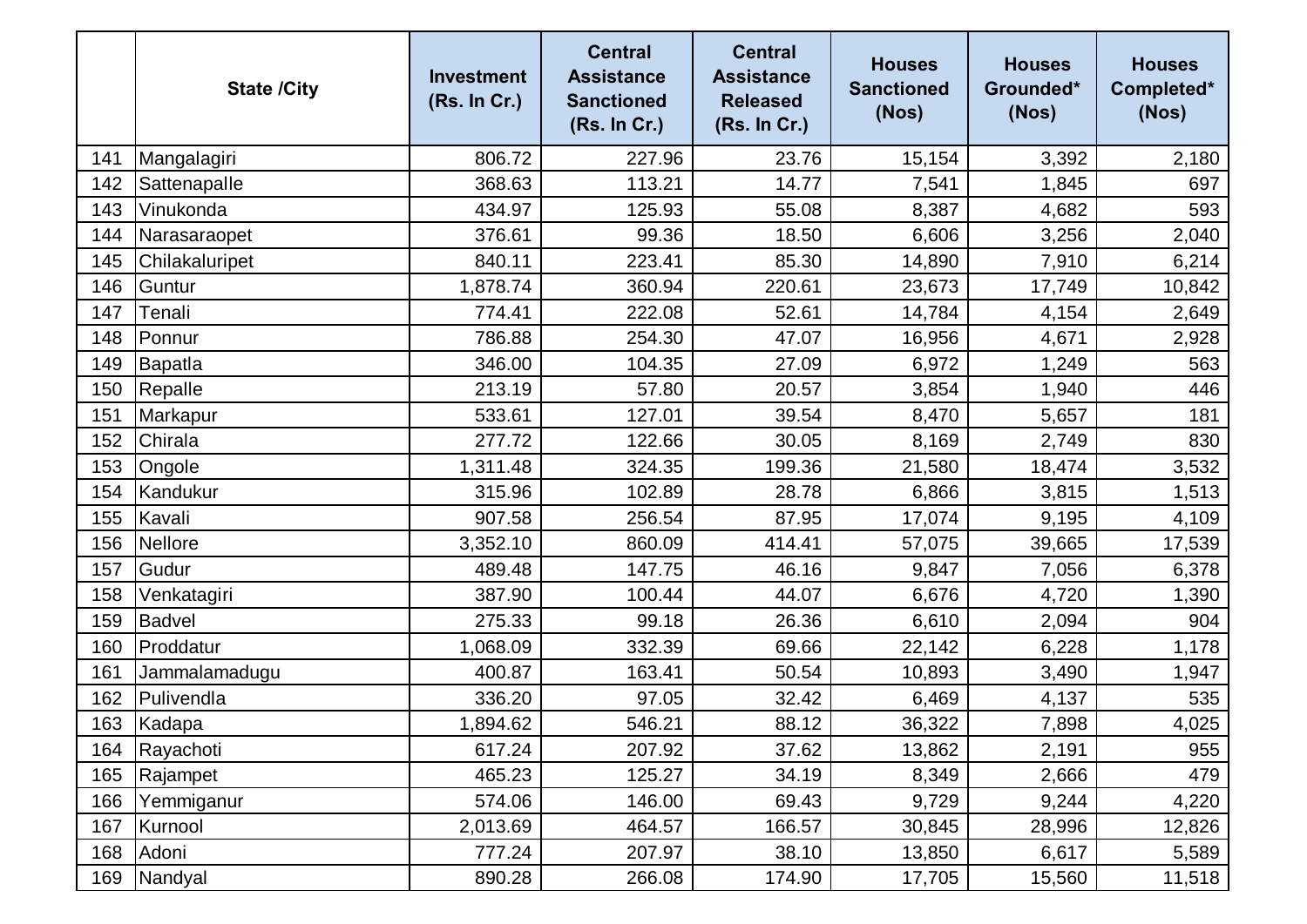|  | State /City | Investment (Rs. In Cr.) | Central Assistance Sanctioned (Rs. In Cr.) | Central Assistance Released (Rs. In Cr.) | Houses Sanctioned (Nos) | Houses Grounded* (Nos) | Houses Completed* (Nos) |
|---|---|---|---|---|---|---|---|
| 141 | Mangalagiri | 806.72 | 227.96 | 23.76 | 15,154 | 3,392 | 2,180 |
| 142 | Sattenapalle | 368.63 | 113.21 | 14.77 | 7,541 | 1,845 | 697 |
| 143 | Vinukonda | 434.97 | 125.93 | 55.08 | 8,387 | 4,682 | 593 |
| 144 | Narasaraopet | 376.61 | 99.36 | 18.50 | 6,606 | 3,256 | 2,040 |
| 145 | Chilakaluripet | 840.11 | 223.41 | 85.30 | 14,890 | 7,910 | 6,214 |
| 146 | Guntur | 1,878.74 | 360.94 | 220.61 | 23,673 | 17,749 | 10,842 |
| 147 | Tenali | 774.41 | 222.08 | 52.61 | 14,784 | 4,154 | 2,649 |
| 148 | Ponnur | 786.88 | 254.30 | 47.07 | 16,956 | 4,671 | 2,928 |
| 149 | Bapatla | 346.00 | 104.35 | 27.09 | 6,972 | 1,249 | 563 |
| 150 | Repalle | 213.19 | 57.80 | 20.57 | 3,854 | 1,940 | 446 |
| 151 | Markapur | 533.61 | 127.01 | 39.54 | 8,470 | 5,657 | 181 |
| 152 | Chirala | 277.72 | 122.66 | 30.05 | 8,169 | 2,749 | 830 |
| 153 | Ongole | 1,311.48 | 324.35 | 199.36 | 21,580 | 18,474 | 3,532 |
| 154 | Kandukur | 315.96 | 102.89 | 28.78 | 6,866 | 3,815 | 1,513 |
| 155 | Kavali | 907.58 | 256.54 | 87.95 | 17,074 | 9,195 | 4,109 |
| 156 | Nellore | 3,352.10 | 860.09 | 414.41 | 57,075 | 39,665 | 17,539 |
| 157 | Gudur | 489.48 | 147.75 | 46.16 | 9,847 | 7,056 | 6,378 |
| 158 | Venkatagiri | 387.90 | 100.44 | 44.07 | 6,676 | 4,720 | 1,390 |
| 159 | Badvel | 275.33 | 99.18 | 26.36 | 6,610 | 2,094 | 904 |
| 160 | Proddatur | 1,068.09 | 332.39 | 69.66 | 22,142 | 6,228 | 1,178 |
| 161 | Jammalamadugu | 400.87 | 163.41 | 50.54 | 10,893 | 3,490 | 1,947 |
| 162 | Pulivendla | 336.20 | 97.05 | 32.42 | 6,469 | 4,137 | 535 |
| 163 | Kadapa | 1,894.62 | 546.21 | 88.12 | 36,322 | 7,898 | 4,025 |
| 164 | Rayachoti | 617.24 | 207.92 | 37.62 | 13,862 | 2,191 | 955 |
| 165 | Rajampet | 465.23 | 125.27 | 34.19 | 8,349 | 2,666 | 479 |
| 166 | Yemmiganur | 574.06 | 146.00 | 69.43 | 9,729 | 9,244 | 4,220 |
| 167 | Kurnool | 2,013.69 | 464.57 | 166.57 | 30,845 | 28,996 | 12,826 |
| 168 | Adoni | 777.24 | 207.97 | 38.10 | 13,850 | 6,617 | 5,589 |
| 169 | Nandyal | 890.28 | 266.08 | 174.90 | 17,705 | 15,560 | 11,518 |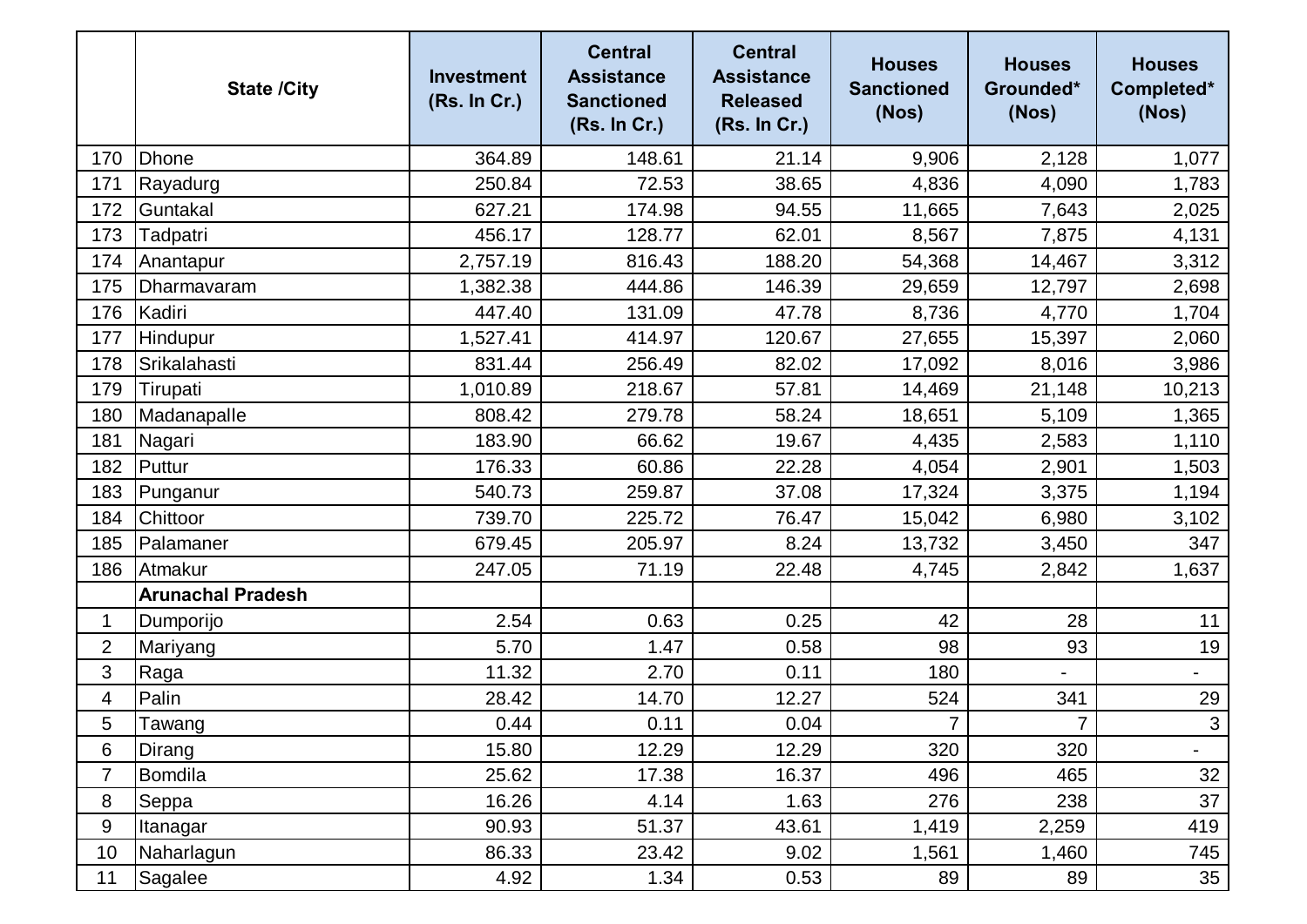| | State /City | Investment (Rs. In Cr.) | Central Assistance Sanctioned (Rs. In Cr.) | Central Assistance Released (Rs. In Cr.) | Houses Sanctioned (Nos) | Houses Grounded* (Nos) | Houses Completed* (Nos) |
|---|---|---|---|---|---|---|---|
| 170 | Dhone | 364.89 | 148.61 | 21.14 | 9,906 | 2,128 | 1,077 |
| 171 | Rayadurg | 250.84 | 72.53 | 38.65 | 4,836 | 4,090 | 1,783 |
| 172 | Guntakal | 627.21 | 174.98 | 94.55 | 11,665 | 7,643 | 2,025 |
| 173 | Tadpatri | 456.17 | 128.77 | 62.01 | 8,567 | 7,875 | 4,131 |
| 174 | Anantapur | 2,757.19 | 816.43 | 188.20 | 54,368 | 14,467 | 3,312 |
| 175 | Dharmavaram | 1,382.38 | 444.86 | 146.39 | 29,659 | 12,797 | 2,698 |
| 176 | Kadiri | 447.40 | 131.09 | 47.78 | 8,736 | 4,770 | 1,704 |
| 177 | Hindupur | 1,527.41 | 414.97 | 120.67 | 27,655 | 15,397 | 2,060 |
| 178 | Srikalahasti | 831.44 | 256.49 | 82.02 | 17,092 | 8,016 | 3,986 |
| 179 | Tirupati | 1,010.89 | 218.67 | 57.81 | 14,469 | 21,148 | 10,213 |
| 180 | Madanapalle | 808.42 | 279.78 | 58.24 | 18,651 | 5,109 | 1,365 |
| 181 | Nagari | 183.90 | 66.62 | 19.67 | 4,435 | 2,583 | 1,110 |
| 182 | Puttur | 176.33 | 60.86 | 22.28 | 4,054 | 2,901 | 1,503 |
| 183 | Punganur | 540.73 | 259.87 | 37.08 | 17,324 | 3,375 | 1,194 |
| 184 | Chittoor | 739.70 | 225.72 | 76.47 | 15,042 | 6,980 | 3,102 |
| 185 | Palamaner | 679.45 | 205.97 | 8.24 | 13,732 | 3,450 | 347 |
| 186 | Atmakur | 247.05 | 71.19 | 22.48 | 4,745 | 2,842 | 1,637 |
| | **Arunachal Pradesh** | | | | | | |
| 1 | Dumporijo | 2.54 | 0.63 | 0.25 | 42 | 28 | 11 |
| 2 | Mariyang | 5.70 | 1.47 | 0.58 | 98 | 93 | 19 |
| 3 | Raga | 11.32 | 2.70 | 0.11 | 180 | - | - |
| 4 | Palin | 28.42 | 14.70 | 12.27 | 524 | 341 | 29 |
| 5 | Tawang | 0.44 | 0.11 | 0.04 | 7 | 7 | 3 |
| 6 | Dirang | 15.80 | 12.29 | 12.29 | 320 | 320 | - |
| 7 | Bomdila | 25.62 | 17.38 | 16.37 | 496 | 465 | 32 |
| 8 | Seppa | 16.26 | 4.14 | 1.63 | 276 | 238 | 37 |
| 9 | Itanagar | 90.93 | 51.37 | 43.61 | 1,419 | 2,259 | 419 |
| 10 | Naharlagun | 86.33 | 23.42 | 9.02 | 1,561 | 1,460 | 745 |
| 11 | Sagalee | 4.92 | 1.34 | 0.53 | 89 | 89 | 35 |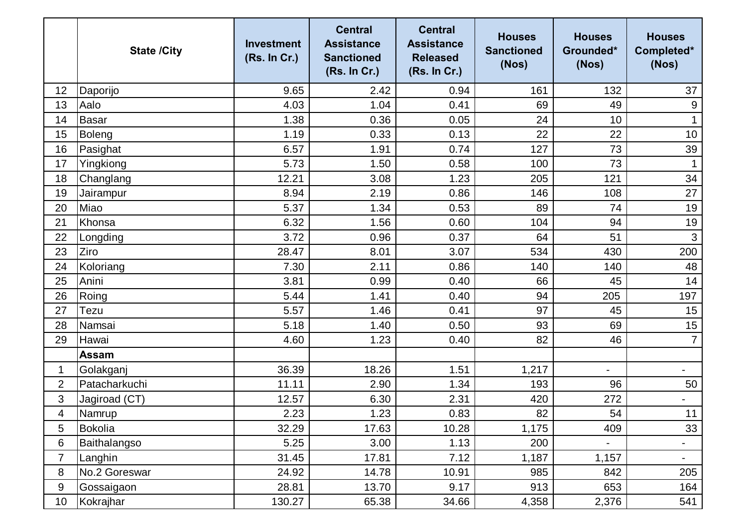| | State /City | Investment (Rs. In Cr.) | Central Assistance Sanctioned (Rs. In Cr.) | Central Assistance Released (Rs. In Cr.) | Houses Sanctioned (Nos) | Houses Grounded* (Nos) | Houses Completed* (Nos) |
|---|---|---|---|---|---|---|---|
| 12 | Daporijo | 9.65 | 2.42 | 0.94 | 161 | 132 | 37 |
| 13 | Aalo | 4.03 | 1.04 | 0.41 | 69 | 49 | 9 |
| 14 | Basar | 1.38 | 0.36 | 0.05 | 24 | 10 | 1 |
| 15 | Boleng | 1.19 | 0.33 | 0.13 | 22 | 22 | 10 |
| 16 | Pasighat | 6.57 | 1.91 | 0.74 | 127 | 73 | 39 |
| 17 | Yingkiong | 5.73 | 1.50 | 0.58 | 100 | 73 | 1 |
| 18 | Changlang | 12.21 | 3.08 | 1.23 | 205 | 121 | 34 |
| 19 | Jairampur | 8.94 | 2.19 | 0.86 | 146 | 108 | 27 |
| 20 | Miao | 5.37 | 1.34 | 0.53 | 89 | 74 | 19 |
| 21 | Khonsa | 6.32 | 1.56 | 0.60 | 104 | 94 | 19 |
| 22 | Longding | 3.72 | 0.96 | 0.37 | 64 | 51 | 3 |
| 23 | Ziro | 28.47 | 8.01 | 3.07 | 534 | 430 | 200 |
| 24 | Koloriang | 7.30 | 2.11 | 0.86 | 140 | 140 | 48 |
| 25 | Anini | 3.81 | 0.99 | 0.40 | 66 | 45 | 14 |
| 26 | Roing | 5.44 | 1.41 | 0.40 | 94 | 205 | 197 |
| 27 | Tezu | 5.57 | 1.46 | 0.41 | 97 | 45 | 15 |
| 28 | Namsai | 5.18 | 1.40 | 0.50 | 93 | 69 | 15 |
| 29 | Hawai | 4.60 | 1.23 | 0.40 | 82 | 46 | 7 |
| | **Assam** | | | | | | |
| 1 | Golakganj | 36.39 | 18.26 | 1.51 | 1,217 | - | - |
| 2 | Patacharkuchi | 11.11 | 2.90 | 1.34 | 193 | 96 | 50 |
| 3 | Jagiroad (CT) | 12.57 | 6.30 | 2.31 | 420 | 272 | - |
| 4 | Namrup | 2.23 | 1.23 | 0.83 | 82 | 54 | 11 |
| 5 | Bokolia | 32.29 | 17.63 | 10.28 | 1,175 | 409 | 33 |
| 6 | Baithalangso | 5.25 | 3.00 | 1.13 | 200 | - | - |
| 7 | Langhin | 31.45 | 17.81 | 7.12 | 1,187 | 1,157 | - |
| 8 | No.2 Goreswar | 24.92 | 14.78 | 10.91 | 985 | 842 | 205 |
| 9 | Gossaigaon | 28.81 | 13.70 | 9.17 | 913 | 653 | 164 |
| 10 | Kokrajhar | 130.27 | 65.38 | 34.66 | 4,358 | 2,376 | 541 |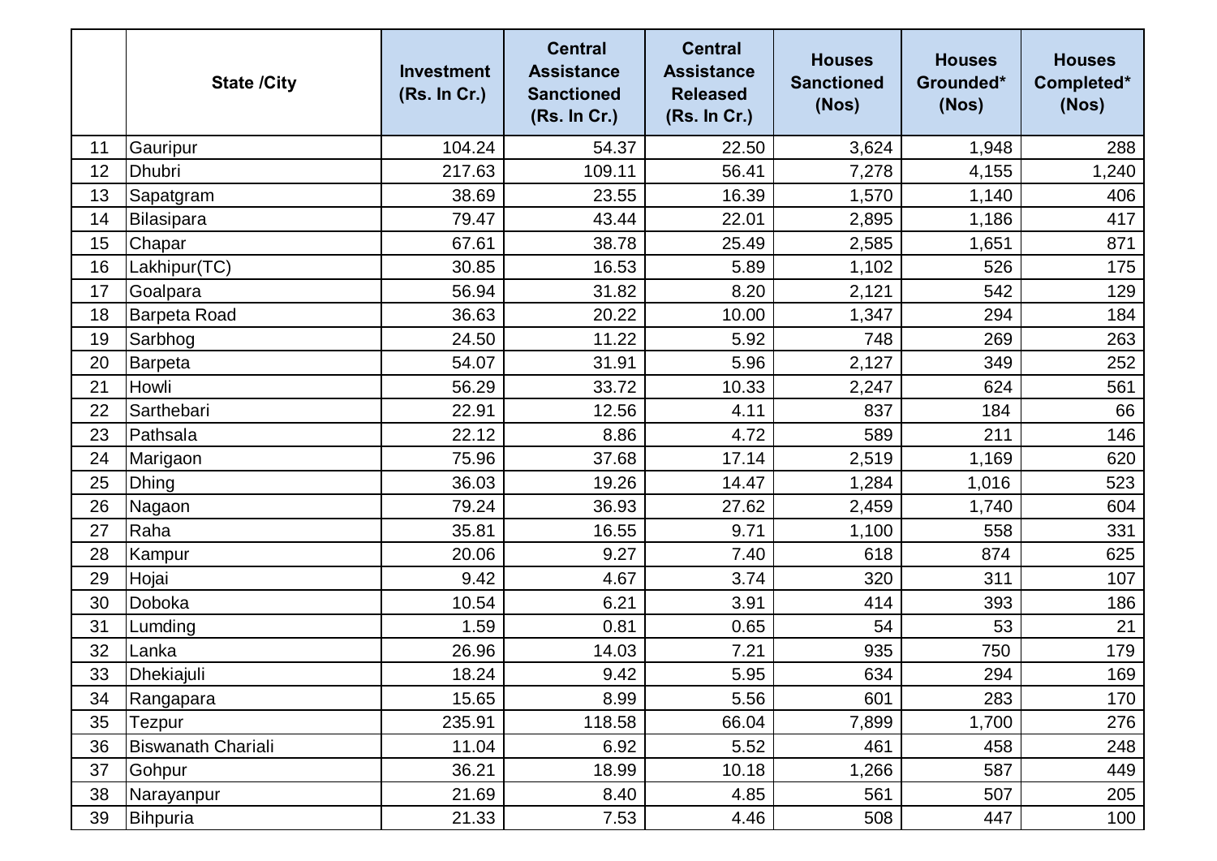|  | State /City | Investment (Rs. In Cr.) | Central Assistance Sanctioned (Rs. In Cr.) | Central Assistance Released (Rs. In Cr.) | Houses Sanctioned (Nos) | Houses Grounded* (Nos) | Houses Completed* (Nos) |
|---|---|---|---|---|---|---|---|
| 11 | Gauripur | 104.24 | 54.37 | 22.50 | 3,624 | 1,948 | 288 |
| 12 | Dhubri | 217.63 | 109.11 | 56.41 | 7,278 | 4,155 | 1,240 |
| 13 | Sapatgram | 38.69 | 23.55 | 16.39 | 1,570 | 1,140 | 406 |
| 14 | Bilasipara | 79.47 | 43.44 | 22.01 | 2,895 | 1,186 | 417 |
| 15 | Chapar | 67.61 | 38.78 | 25.49 | 2,585 | 1,651 | 871 |
| 16 | Lakhipur(TC) | 30.85 | 16.53 | 5.89 | 1,102 | 526 | 175 |
| 17 | Goalpara | 56.94 | 31.82 | 8.20 | 2,121 | 542 | 129 |
| 18 | Barpeta Road | 36.63 | 20.22 | 10.00 | 1,347 | 294 | 184 |
| 19 | Sarbhog | 24.50 | 11.22 | 5.92 | 748 | 269 | 263 |
| 20 | Barpeta | 54.07 | 31.91 | 5.96 | 2,127 | 349 | 252 |
| 21 | Howli | 56.29 | 33.72 | 10.33 | 2,247 | 624 | 561 |
| 22 | Sarthebari | 22.91 | 12.56 | 4.11 | 837 | 184 | 66 |
| 23 | Pathsala | 22.12 | 8.86 | 4.72 | 589 | 211 | 146 |
| 24 | Marigaon | 75.96 | 37.68 | 17.14 | 2,519 | 1,169 | 620 |
| 25 | Dhing | 36.03 | 19.26 | 14.47 | 1,284 | 1,016 | 523 |
| 26 | Nagaon | 79.24 | 36.93 | 27.62 | 2,459 | 1,740 | 604 |
| 27 | Raha | 35.81 | 16.55 | 9.71 | 1,100 | 558 | 331 |
| 28 | Kampur | 20.06 | 9.27 | 7.40 | 618 | 874 | 625 |
| 29 | Hojai | 9.42 | 4.67 | 3.74 | 320 | 311 | 107 |
| 30 | Doboka | 10.54 | 6.21 | 3.91 | 414 | 393 | 186 |
| 31 | Lumding | 1.59 | 0.81 | 0.65 | 54 | 53 | 21 |
| 32 | Lanka | 26.96 | 14.03 | 7.21 | 935 | 750 | 179 |
| 33 | Dhekiajuli | 18.24 | 9.42 | 5.95 | 634 | 294 | 169 |
| 34 | Rangapara | 15.65 | 8.99 | 5.56 | 601 | 283 | 170 |
| 35 | Tezpur | 235.91 | 118.58 | 66.04 | 7,899 | 1,700 | 276 |
| 36 | Biswanath Chariali | 11.04 | 6.92 | 5.52 | 461 | 458 | 248 |
| 37 | Gohpur | 36.21 | 18.99 | 10.18 | 1,266 | 587 | 449 |
| 38 | Narayanpur | 21.69 | 8.40 | 4.85 | 561 | 507 | 205 |
| 39 | Bihpuria | 21.33 | 7.53 | 4.46 | 508 | 447 | 100 |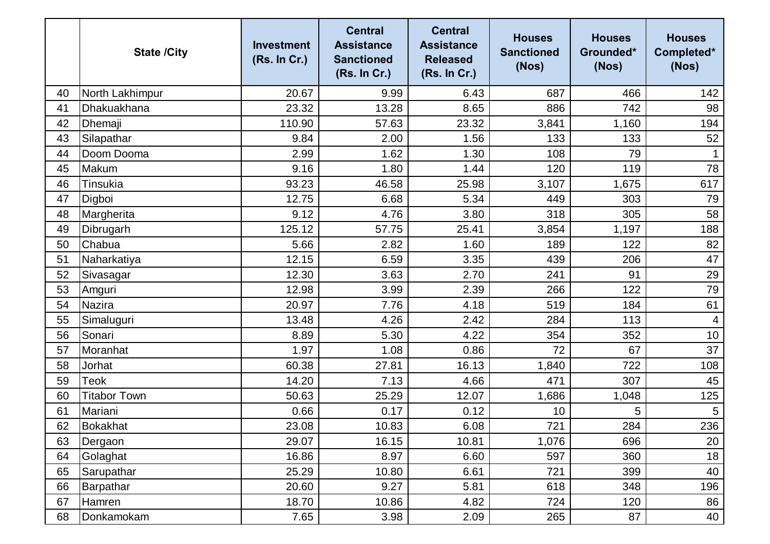|  | State /City | Investment (Rs. In Cr.) | Central Assistance Sanctioned (Rs. In Cr.) | Central Assistance Released (Rs. In Cr.) | Houses Sanctioned (Nos) | Houses Grounded* (Nos) | Houses Completed* (Nos) |
|---|---|---|---|---|---|---|---|
| 40 | North Lakhimpur | 20.67 | 9.99 | 6.43 | 687 | 466 | 142 |
| 41 | Dhakuakhana | 23.32 | 13.28 | 8.65 | 886 | 742 | 98 |
| 42 | Dhemaji | 110.90 | 57.63 | 23.32 | 3,841 | 1,160 | 194 |
| 43 | Silapathar | 9.84 | 2.00 | 1.56 | 133 | 133 | 52 |
| 44 | Doom Dooma | 2.99 | 1.62 | 1.30 | 108 | 79 | 1 |
| 45 | Makum | 9.16 | 1.80 | 1.44 | 120 | 119 | 78 |
| 46 | Tinsukia | 93.23 | 46.58 | 25.98 | 3,107 | 1,675 | 617 |
| 47 | Digboi | 12.75 | 6.68 | 5.34 | 449 | 303 | 79 |
| 48 | Margherita | 9.12 | 4.76 | 3.80 | 318 | 305 | 58 |
| 49 | Dibrugarh | 125.12 | 57.75 | 25.41 | 3,854 | 1,197 | 188 |
| 50 | Chabua | 5.66 | 2.82 | 1.60 | 189 | 122 | 82 |
| 51 | Naharkatiya | 12.15 | 6.59 | 3.35 | 439 | 206 | 47 |
| 52 | Sivasagar | 12.30 | 3.63 | 2.70 | 241 | 91 | 29 |
| 53 | Amguri | 12.98 | 3.99 | 2.39 | 266 | 122 | 79 |
| 54 | Nazira | 20.97 | 7.76 | 4.18 | 519 | 184 | 61 |
| 55 | Simaluguri | 13.48 | 4.26 | 2.42 | 284 | 113 | 4 |
| 56 | Sonari | 8.89 | 5.30 | 4.22 | 354 | 352 | 10 |
| 57 | Moranhat | 1.97 | 1.08 | 0.86 | 72 | 67 | 37 |
| 58 | Jorhat | 60.38 | 27.81 | 16.13 | 1,840 | 722 | 108 |
| 59 | Teok | 14.20 | 7.13 | 4.66 | 471 | 307 | 45 |
| 60 | Titabor Town | 50.63 | 25.29 | 12.07 | 1,686 | 1,048 | 125 |
| 61 | Mariani | 0.66 | 0.17 | 0.12 | 10 | 5 | 5 |
| 62 | Bokakhat | 23.08 | 10.83 | 6.08 | 721 | 284 | 236 |
| 63 | Dergaon | 29.07 | 16.15 | 10.81 | 1,076 | 696 | 20 |
| 64 | Golaghat | 16.86 | 8.97 | 6.60 | 597 | 360 | 18 |
| 65 | Sarupathar | 25.29 | 10.80 | 6.61 | 721 | 399 | 40 |
| 66 | Barpathar | 20.60 | 9.27 | 5.81 | 618 | 348 | 196 |
| 67 | Hamren | 18.70 | 10.86 | 4.82 | 724 | 120 | 86 |
| 68 | Donkamokam | 7.65 | 3.98 | 2.09 | 265 | 87 | 40 |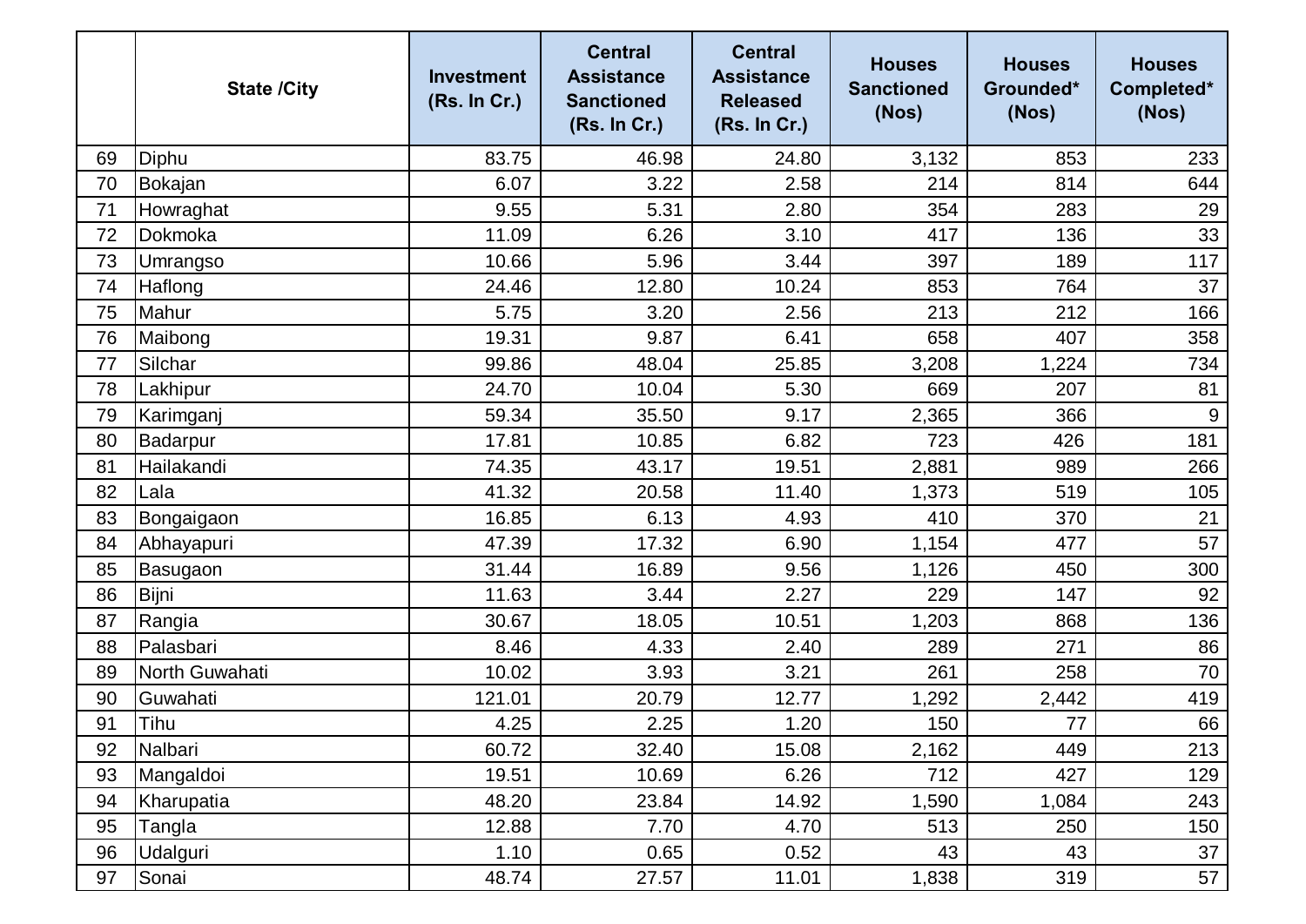|  | State /City | Investment (Rs. In Cr.) | Central Assistance Sanctioned (Rs. In Cr.) | Central Assistance Released (Rs. In Cr.) | Houses Sanctioned (Nos) | Houses Grounded* (Nos) | Houses Completed* (Nos) |
|---|---|---|---|---|---|---|---|
| 69 | Diphu | 83.75 | 46.98 | 24.80 | 3,132 | 853 | 233 |
| 70 | Bokajan | 6.07 | 3.22 | 2.58 | 214 | 814 | 644 |
| 71 | Howraghat | 9.55 | 5.31 | 2.80 | 354 | 283 | 29 |
| 72 | Dokmoka | 11.09 | 6.26 | 3.10 | 417 | 136 | 33 |
| 73 | Umrangso | 10.66 | 5.96 | 3.44 | 397 | 189 | 117 |
| 74 | Haflong | 24.46 | 12.80 | 10.24 | 853 | 764 | 37 |
| 75 | Mahur | 5.75 | 3.20 | 2.56 | 213 | 212 | 166 |
| 76 | Maibong | 19.31 | 9.87 | 6.41 | 658 | 407 | 358 |
| 77 | Silchar | 99.86 | 48.04 | 25.85 | 3,208 | 1,224 | 734 |
| 78 | Lakhipur | 24.70 | 10.04 | 5.30 | 669 | 207 | 81 |
| 79 | Karimganj | 59.34 | 35.50 | 9.17 | 2,365 | 366 | 9 |
| 80 | Badarpur | 17.81 | 10.85 | 6.82 | 723 | 426 | 181 |
| 81 | Hailakandi | 74.35 | 43.17 | 19.51 | 2,881 | 989 | 266 |
| 82 | Lala | 41.32 | 20.58 | 11.40 | 1,373 | 519 | 105 |
| 83 | Bongaigaon | 16.85 | 6.13 | 4.93 | 410 | 370 | 21 |
| 84 | Abhayapuri | 47.39 | 17.32 | 6.90 | 1,154 | 477 | 57 |
| 85 | Basugaon | 31.44 | 16.89 | 9.56 | 1,126 | 450 | 300 |
| 86 | Bijni | 11.63 | 3.44 | 2.27 | 229 | 147 | 92 |
| 87 | Rangia | 30.67 | 18.05 | 10.51 | 1,203 | 868 | 136 |
| 88 | Palasbari | 8.46 | 4.33 | 2.40 | 289 | 271 | 86 |
| 89 | North Guwahati | 10.02 | 3.93 | 3.21 | 261 | 258 | 70 |
| 90 | Guwahati | 121.01 | 20.79 | 12.77 | 1,292 | 2,442 | 419 |
| 91 | Tihu | 4.25 | 2.25 | 1.20 | 150 | 77 | 66 |
| 92 | Nalbari | 60.72 | 32.40 | 15.08 | 2,162 | 449 | 213 |
| 93 | Mangaldoi | 19.51 | 10.69 | 6.26 | 712 | 427 | 129 |
| 94 | Kharupatia | 48.20 | 23.84 | 14.92 | 1,590 | 1,084 | 243 |
| 95 | Tangla | 12.88 | 7.70 | 4.70 | 513 | 250 | 150 |
| 96 | Udalguri | 1.10 | 0.65 | 0.52 | 43 | 43 | 37 |
| 97 | Sonai | 48.74 | 27.57 | 11.01 | 1,838 | 319 | 57 |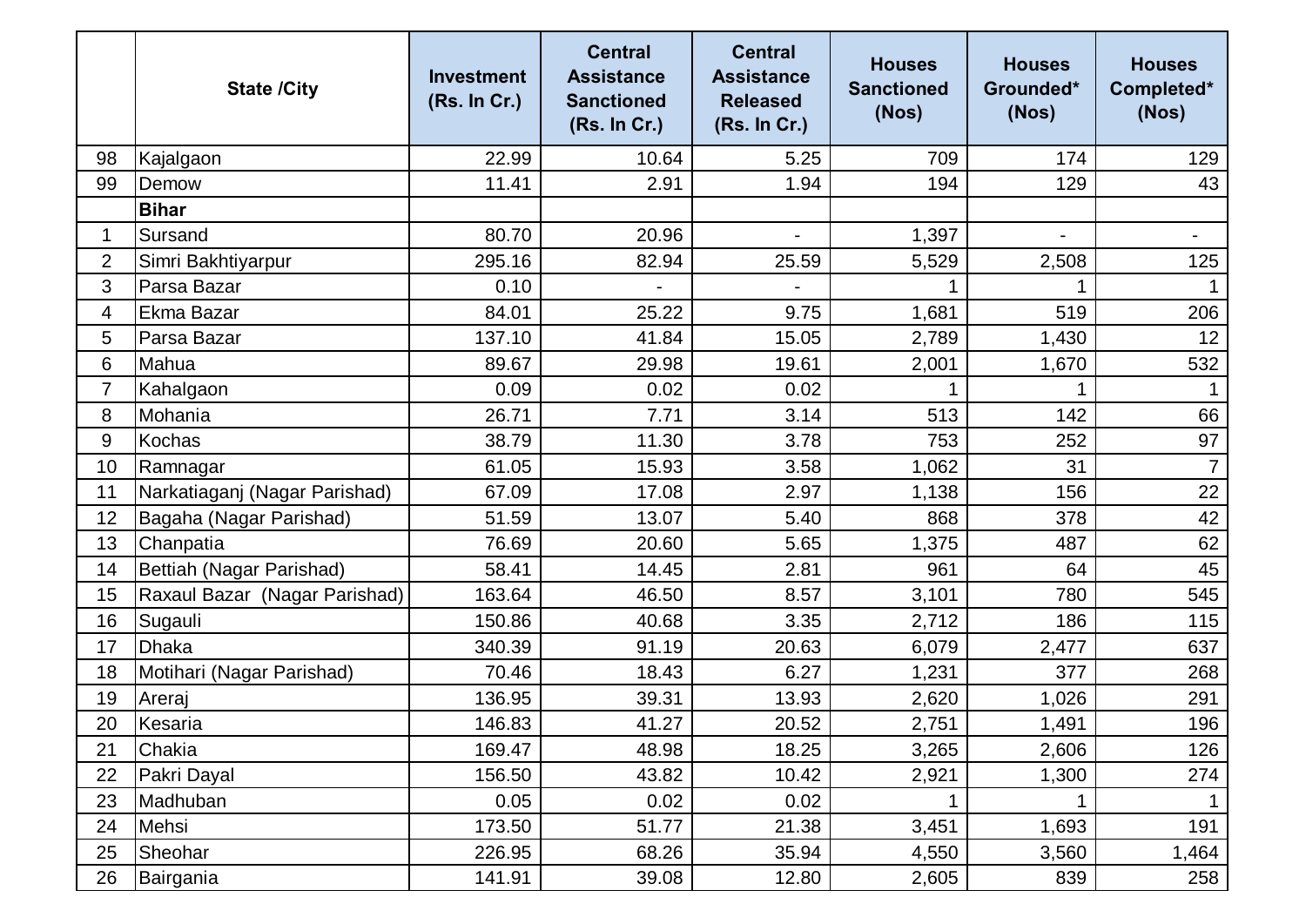| | State /City | Investment (Rs. In Cr.) | Central Assistance Sanctioned (Rs. In Cr.) | Central Assistance Released (Rs. In Cr.) | Houses Sanctioned (Nos) | Houses Grounded* (Nos) | Houses Completed* (Nos) |
|---|---|---|---|---|---|---|---|
| 98 | Kajalgaon | 22.99 | 10.64 | 5.25 | 709 | 174 | 129 |
| 99 | Demow | 11.41 | 2.91 | 1.94 | 194 | 129 | 43 |
| | **Bihar** | | | | | | |
| 1 | Sursand | 80.70 | 20.96 | - | 1,397 | - | - |
| 2 | Simri Bakhtiyarpur | 295.16 | 82.94 | 25.59 | 5,529 | 2,508 | 125 |
| 3 | Parsa Bazar | 0.10 | - | - | 1 | 1 | 1 |
| 4 | Ekma Bazar | 84.01 | 25.22 | 9.75 | 1,681 | 519 | 206 |
| 5 | Parsa Bazar | 137.10 | 41.84 | 15.05 | 2,789 | 1,430 | 12 |
| 6 | Mahua | 89.67 | 29.98 | 19.61 | 2,001 | 1,670 | 532 |
| 7 | Kahalgaon | 0.09 | 0.02 | 0.02 | 1 | 1 | 1 |
| 8 | Mohania | 26.71 | 7.71 | 3.14 | 513 | 142 | 66 |
| 9 | Kochas | 38.79 | 11.30 | 3.78 | 753 | 252 | 97 |
| 10 | Ramnagar | 61.05 | 15.93 | 3.58 | 1,062 | 31 | 7 |
| 11 | Narkatiaganj (Nagar Parishad) | 67.09 | 17.08 | 2.97 | 1,138 | 156 | 22 |
| 12 | Bagaha (Nagar Parishad) | 51.59 | 13.07 | 5.40 | 868 | 378 | 42 |
| 13 | Chanpatia | 76.69 | 20.60 | 5.65 | 1,375 | 487 | 62 |
| 14 | Bettiah (Nagar Parishad) | 58.41 | 14.45 | 2.81 | 961 | 64 | 45 |
| 15 | Raxaul Bazar (Nagar Parishad) | 163.64 | 46.50 | 8.57 | 3,101 | 780 | 545 |
| 16 | Sugauli | 150.86 | 40.68 | 3.35 | 2,712 | 186 | 115 |
| 17 | Dhaka | 340.39 | 91.19 | 20.63 | 6,079 | 2,477 | 637 |
| 18 | Motihari (Nagar Parishad) | 70.46 | 18.43 | 6.27 | 1,231 | 377 | 268 |
| 19 | Areraj | 136.95 | 39.31 | 13.93 | 2,620 | 1,026 | 291 |
| 20 | Kesaria | 146.83 | 41.27 | 20.52 | 2,751 | 1,491 | 196 |
| 21 | Chakia | 169.47 | 48.98 | 18.25 | 3,265 | 2,606 | 126 |
| 22 | Pakri Dayal | 156.50 | 43.82 | 10.42 | 2,921 | 1,300 | 274 |
| 23 | Madhuban | 0.05 | 0.02 | 0.02 | 1 | 1 | 1 |
| 24 | Mehsi | 173.50 | 51.77 | 21.38 | 3,451 | 1,693 | 191 |
| 25 | Sheohar | 226.95 | 68.26 | 35.94 | 4,550 | 3,560 | 1,464 |
| 26 | Bairgania | 141.91 | 39.08 | 12.80 | 2,605 | 839 | 258 |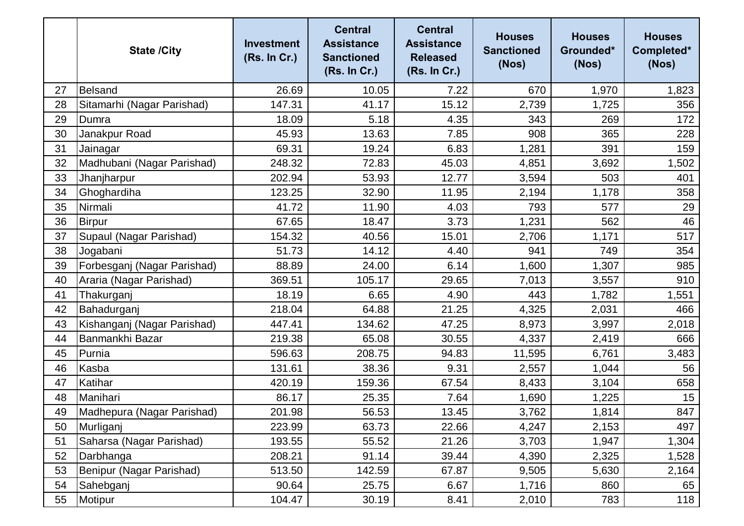| | State /City | Investment (Rs. In Cr.) | Central Assistance Sanctioned (Rs. In Cr.) | Central Assistance Released (Rs. In Cr.) | Houses Sanctioned (Nos) | Houses Grounded* (Nos) | Houses Completed* (Nos) |
|---|---|---|---|---|---|---|---|
| 27 | Belsand | 26.69 | 10.05 | 7.22 | 670 | 1,970 | 1,823 |
| 28 | Sitamarhi (Nagar Parishad) | 147.31 | 41.17 | 15.12 | 2,739 | 1,725 | 356 |
| 29 | Dumra | 18.09 | 5.18 | 4.35 | 343 | 269 | 172 |
| 30 | Janakpur Road | 45.93 | 13.63 | 7.85 | 908 | 365 | 228 |
| 31 | Jainagar | 69.31 | 19.24 | 6.83 | 1,281 | 391 | 159 |
| 32 | Madhubani (Nagar Parishad) | 248.32 | 72.83 | 45.03 | 4,851 | 3,692 | 1,502 |
| 33 | Jhanjharpur | 202.94 | 53.93 | 12.77 | 3,594 | 503 | 401 |
| 34 | Ghoghardiha | 123.25 | 32.90 | 11.95 | 2,194 | 1,178 | 358 |
| 35 | Nirmali | 41.72 | 11.90 | 4.03 | 793 | 577 | 29 |
| 36 | Birpur | 67.65 | 18.47 | 3.73 | 1,231 | 562 | 46 |
| 37 | Supaul (Nagar Parishad) | 154.32 | 40.56 | 15.01 | 2,706 | 1,171 | 517 |
| 38 | Jogabani | 51.73 | 14.12 | 4.40 | 941 | 749 | 354 |
| 39 | Forbesganj (Nagar Parishad) | 88.89 | 24.00 | 6.14 | 1,600 | 1,307 | 985 |
| 40 | Araria (Nagar Parishad) | 369.51 | 105.17 | 29.65 | 7,013 | 3,557 | 910 |
| 41 | Thakurganj | 18.19 | 6.65 | 4.90 | 443 | 1,782 | 1,551 |
| 42 | Bahadurganj | 218.04 | 64.88 | 21.25 | 4,325 | 2,031 | 466 |
| 43 | Kishanganj (Nagar Parishad) | 447.41 | 134.62 | 47.25 | 8,973 | 3,997 | 2,018 |
| 44 | Banmankhi Bazar | 219.38 | 65.08 | 30.55 | 4,337 | 2,419 | 666 |
| 45 | Purnia | 596.63 | 208.75 | 94.83 | 11,595 | 6,761 | 3,483 |
| 46 | Kasba | 131.61 | 38.36 | 9.31 | 2,557 | 1,044 | 56 |
| 47 | Katihar | 420.19 | 159.36 | 67.54 | 8,433 | 3,104 | 658 |
| 48 | Manihari | 86.17 | 25.35 | 7.64 | 1,690 | 1,225 | 15 |
| 49 | Madhepura (Nagar Parishad) | 201.98 | 56.53 | 13.45 | 3,762 | 1,814 | 847 |
| 50 | Murliganj | 223.99 | 63.73 | 22.66 | 4,247 | 2,153 | 497 |
| 51 | Saharsa (Nagar Parishad) | 193.55 | 55.52 | 21.26 | 3,703 | 1,947 | 1,304 |
| 52 | Darbhanga | 208.21 | 91.14 | 39.44 | 4,390 | 2,325 | 1,528 |
| 53 | Benipur (Nagar Parishad) | 513.50 | 142.59 | 67.87 | 9,505 | 5,630 | 2,164 |
| 54 | Sahebganj | 90.64 | 25.75 | 6.67 | 1,716 | 860 | 65 |
| 55 | Motipur | 104.47 | 30.19 | 8.41 | 2,010 | 783 | 118 |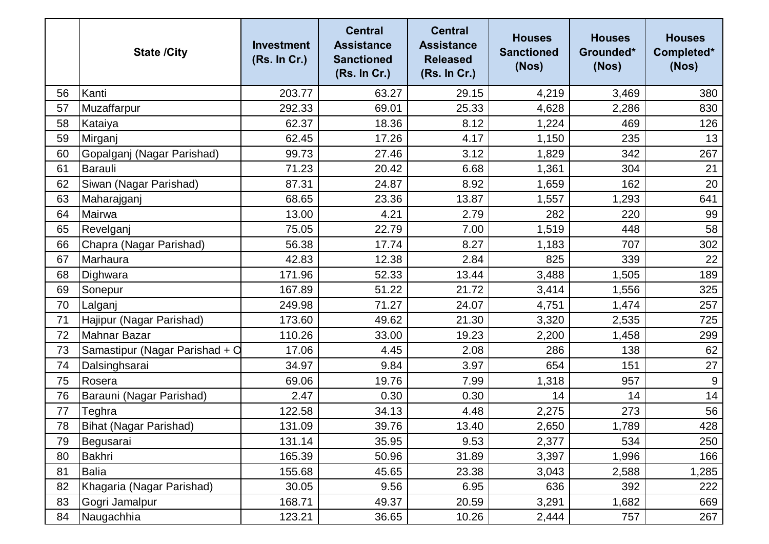| | State /City | Investment (Rs. In Cr.) | Central Assistance Sanctioned (Rs. In Cr.) | Central Assistance Released (Rs. In Cr.) | Houses Sanctioned (Nos) | Houses Grounded* (Nos) | Houses Completed* (Nos) |
|---|---|---|---|---|---|---|---|
| 56 | Kanti | 203.77 | 63.27 | 29.15 | 4,219 | 3,469 | 380 |
| 57 | Muzaffarpur | 292.33 | 69.01 | 25.33 | 4,628 | 2,286 | 830 |
| 58 | Kataiya | 62.37 | 18.36 | 8.12 | 1,224 | 469 | 126 |
| 59 | Mirganj | 62.45 | 17.26 | 4.17 | 1,150 | 235 | 13 |
| 60 | Gopalganj (Nagar Parishad) | 99.73 | 27.46 | 3.12 | 1,829 | 342 | 267 |
| 61 | Barauli | 71.23 | 20.42 | 6.68 | 1,361 | 304 | 21 |
| 62 | Siwan (Nagar Parishad) | 87.31 | 24.87 | 8.92 | 1,659 | 162 | 20 |
| 63 | Maharajganj | 68.65 | 23.36 | 13.87 | 1,557 | 1,293 | 641 |
| 64 | Mairwa | 13.00 | 4.21 | 2.79 | 282 | 220 | 99 |
| 65 | Revelganj | 75.05 | 22.79 | 7.00 | 1,519 | 448 | 58 |
| 66 | Chapra (Nagar Parishad) | 56.38 | 17.74 | 8.27 | 1,183 | 707 | 302 |
| 67 | Marhaura | 42.83 | 12.38 | 2.84 | 825 | 339 | 22 |
| 68 | Dighwara | 171.96 | 52.33 | 13.44 | 3,488 | 1,505 | 189 |
| 69 | Sonepur | 167.89 | 51.22 | 21.72 | 3,414 | 1,556 | 325 |
| 70 | Lalganj | 249.98 | 71.27 | 24.07 | 4,751 | 1,474 | 257 |
| 71 | Hajipur (Nagar Parishad) | 173.60 | 49.62 | 21.30 | 3,320 | 2,535 | 725 |
| 72 | Mahnar Bazar | 110.26 | 33.00 | 19.23 | 2,200 | 1,458 | 299 |
| 73 | Samastipur (Nagar Parishad + O | 17.06 | 4.45 | 2.08 | 286 | 138 | 62 |
| 74 | Dalsinghsarai | 34.97 | 9.84 | 3.97 | 654 | 151 | 27 |
| 75 | Rosera | 69.06 | 19.76 | 7.99 | 1,318 | 957 | 9 |
| 76 | Barauni (Nagar Parishad) | 2.47 | 0.30 | 0.30 | 14 | 14 | 14 |
| 77 | Teghra | 122.58 | 34.13 | 4.48 | 2,275 | 273 | 56 |
| 78 | Bihat (Nagar Parishad) | 131.09 | 39.76 | 13.40 | 2,650 | 1,789 | 428 |
| 79 | Begusarai | 131.14 | 35.95 | 9.53 | 2,377 | 534 | 250 |
| 80 | Bakhri | 165.39 | 50.96 | 31.89 | 3,397 | 1,996 | 166 |
| 81 | Balia | 155.68 | 45.65 | 23.38 | 3,043 | 2,588 | 1,285 |
| 82 | Khagaria (Nagar Parishad) | 30.05 | 9.56 | 6.95 | 636 | 392 | 222 |
| 83 | Gogri Jamalpur | 168.71 | 49.37 | 20.59 | 3,291 | 1,682 | 669 |
| 84 | Naugachhia | 123.21 | 36.65 | 10.26 | 2,444 | 757 | 267 |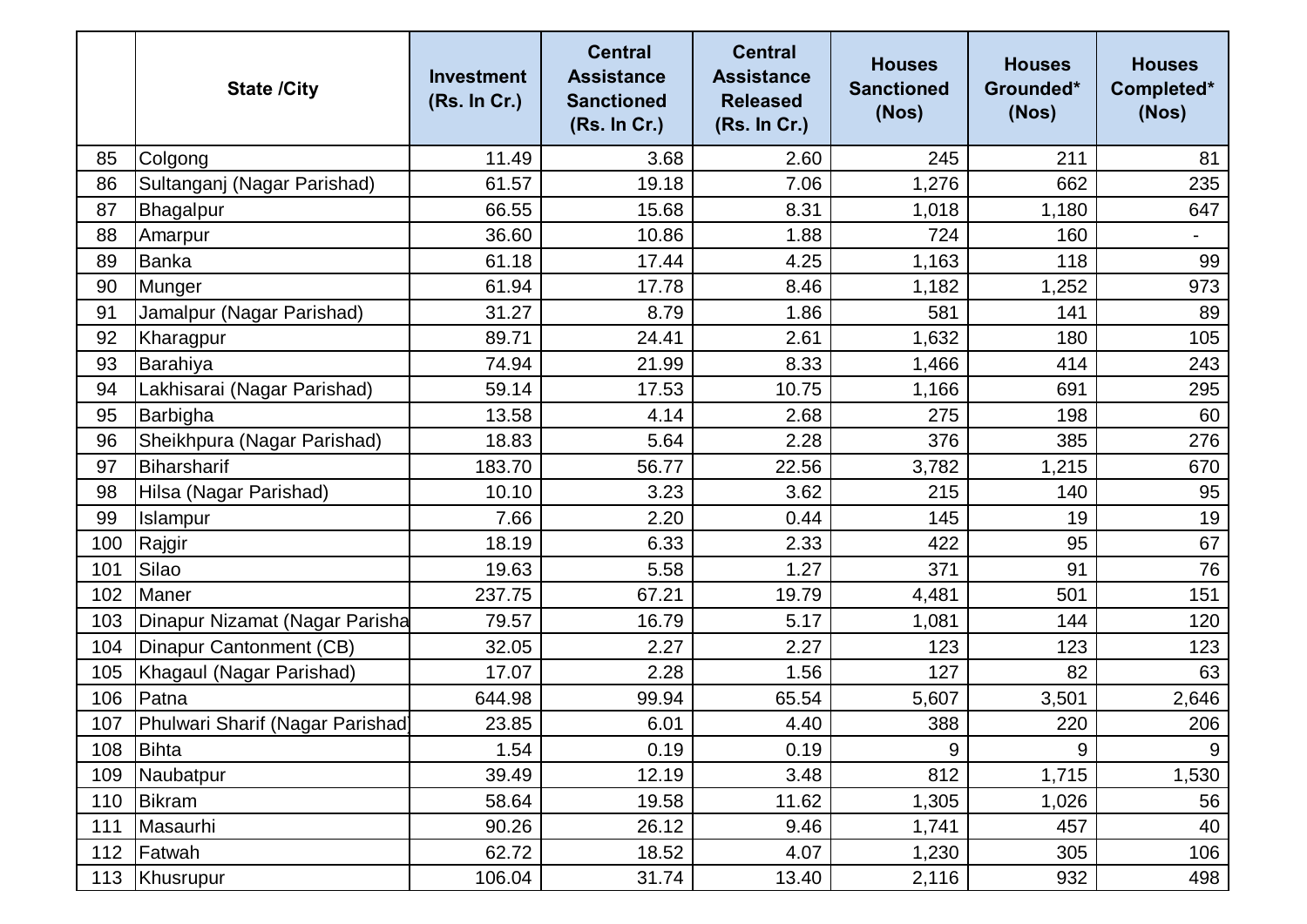| | State /City | Investment (Rs. In Cr.) | Central Assistance Sanctioned (Rs. In Cr.) | Central Assistance Released (Rs. In Cr.) | Houses Sanctioned (Nos) | Houses Grounded* (Nos) | Houses Completed* (Nos) |
|---|---|---|---|---|---|---|---|
| 85 | Colgong | 11.49 | 3.68 | 2.60 | 245 | 211 | 81 |
| 86 | Sultanganj (Nagar Parishad) | 61.57 | 19.18 | 7.06 | 1,276 | 662 | 235 |
| 87 | Bhagalpur | 66.55 | 15.68 | 8.31 | 1,018 | 1,180 | 647 |
| 88 | Amarpur | 36.60 | 10.86 | 1.88 | 724 | 160 | - |
| 89 | Banka | 61.18 | 17.44 | 4.25 | 1,163 | 118 | 99 |
| 90 | Munger | 61.94 | 17.78 | 8.46 | 1,182 | 1,252 | 973 |
| 91 | Jamalpur (Nagar Parishad) | 31.27 | 8.79 | 1.86 | 581 | 141 | 89 |
| 92 | Kharagpur | 89.71 | 24.41 | 2.61 | 1,632 | 180 | 105 |
| 93 | Barahiya | 74.94 | 21.99 | 8.33 | 1,466 | 414 | 243 |
| 94 | Lakhisarai (Nagar Parishad) | 59.14 | 17.53 | 10.75 | 1,166 | 691 | 295 |
| 95 | Barbigha | 13.58 | 4.14 | 2.68 | 275 | 198 | 60 |
| 96 | Sheikhpura (Nagar Parishad) | 18.83 | 5.64 | 2.28 | 376 | 385 | 276 |
| 97 | Biharsharif | 183.70 | 56.77 | 22.56 | 3,782 | 1,215 | 670 |
| 98 | Hilsa (Nagar Parishad) | 10.10 | 3.23 | 3.62 | 215 | 140 | 95 |
| 99 | Islampur | 7.66 | 2.20 | 0.44 | 145 | 19 | 19 |
| 100 | Rajgir | 18.19 | 6.33 | 2.33 | 422 | 95 | 67 |
| 101 | Silao | 19.63 | 5.58 | 1.27 | 371 | 91 | 76 |
| 102 | Maner | 237.75 | 67.21 | 19.79 | 4,481 | 501 | 151 |
| 103 | Dinapur Nizamat (Nagar Parisha | 79.57 | 16.79 | 5.17 | 1,081 | 144 | 120 |
| 104 | Dinapur Cantonment (CB) | 32.05 | 2.27 | 2.27 | 123 | 123 | 123 |
| 105 | Khagaul (Nagar Parishad) | 17.07 | 2.28 | 1.56 | 127 | 82 | 63 |
| 106 | Patna | 644.98 | 99.94 | 65.54 | 5,607 | 3,501 | 2,646 |
| 107 | Phulwari Sharif (Nagar Parishad | 23.85 | 6.01 | 4.40 | 388 | 220 | 206 |
| 108 | Bihta | 1.54 | 0.19 | 0.19 | 9 | 9 | 9 |
| 109 | Naubatpur | 39.49 | 12.19 | 3.48 | 812 | 1,715 | 1,530 |
| 110 | Bikram | 58.64 | 19.58 | 11.62 | 1,305 | 1,026 | 56 |
| 111 | Masaurhi | 90.26 | 26.12 | 9.46 | 1,741 | 457 | 40 |
| 112 | Fatwah | 62.72 | 18.52 | 4.07 | 1,230 | 305 | 106 |
| 113 | Khusrupur | 106.04 | 31.74 | 13.40 | 2,116 | 932 | 498 |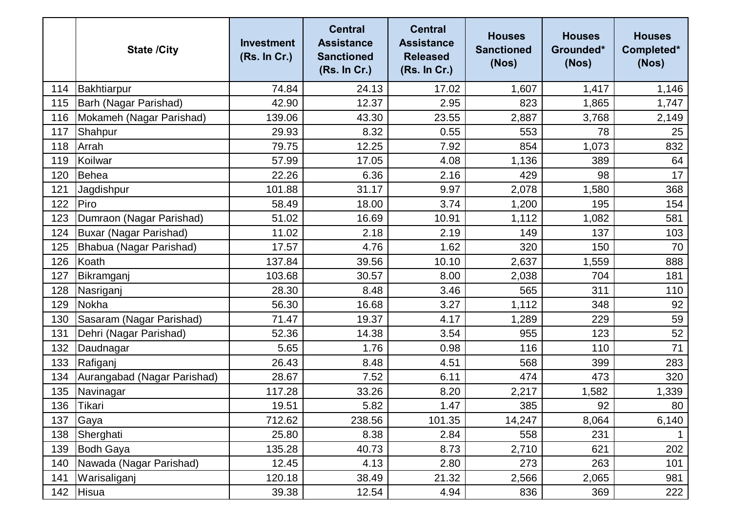|  | State /City | Investment (Rs. In Cr.) | Central Assistance Sanctioned (Rs. In Cr.) | Central Assistance Released (Rs. In Cr.) | Houses Sanctioned (Nos) | Houses Grounded* (Nos) | Houses Completed* (Nos) |
|---|---|---|---|---|---|---|---|
| 114 | Bakhtiarpur | 74.84 | 24.13 | 17.02 | 1,607 | 1,417 | 1,146 |
| 115 | Barh (Nagar Parishad) | 42.90 | 12.37 | 2.95 | 823 | 1,865 | 1,747 |
| 116 | Mokameh (Nagar Parishad) | 139.06 | 43.30 | 23.55 | 2,887 | 3,768 | 2,149 |
| 117 | Shahpur | 29.93 | 8.32 | 0.55 | 553 | 78 | 25 |
| 118 | Arrah | 79.75 | 12.25 | 7.92 | 854 | 1,073 | 832 |
| 119 | Koilwar | 57.99 | 17.05 | 4.08 | 1,136 | 389 | 64 |
| 120 | Behea | 22.26 | 6.36 | 2.16 | 429 | 98 | 17 |
| 121 | Jagdishpur | 101.88 | 31.17 | 9.97 | 2,078 | 1,580 | 368 |
| 122 | Piro | 58.49 | 18.00 | 3.74 | 1,200 | 195 | 154 |
| 123 | Dumraon (Nagar Parishad) | 51.02 | 16.69 | 10.91 | 1,112 | 1,082 | 581 |
| 124 | Buxar (Nagar Parishad) | 11.02 | 2.18 | 2.19 | 149 | 137 | 103 |
| 125 | Bhabua (Nagar Parishad) | 17.57 | 4.76 | 1.62 | 320 | 150 | 70 |
| 126 | Koath | 137.84 | 39.56 | 10.10 | 2,637 | 1,559 | 888 |
| 127 | Bikramganj | 103.68 | 30.57 | 8.00 | 2,038 | 704 | 181 |
| 128 | Nasriganj | 28.30 | 8.48 | 3.46 | 565 | 311 | 110 |
| 129 | Nokha | 56.30 | 16.68 | 3.27 | 1,112 | 348 | 92 |
| 130 | Sasaram (Nagar Parishad) | 71.47 | 19.37 | 4.17 | 1,289 | 229 | 59 |
| 131 | Dehri (Nagar Parishad) | 52.36 | 14.38 | 3.54 | 955 | 123 | 52 |
| 132 | Daudnagar | 5.65 | 1.76 | 0.98 | 116 | 110 | 71 |
| 133 | Rafiganj | 26.43 | 8.48 | 4.51 | 568 | 399 | 283 |
| 134 | Aurangabad (Nagar Parishad) | 28.67 | 7.52 | 6.11 | 474 | 473 | 320 |
| 135 | Navinagar | 117.28 | 33.26 | 8.20 | 2,217 | 1,582 | 1,339 |
| 136 | Tikari | 19.51 | 5.82 | 1.47 | 385 | 92 | 80 |
| 137 | Gaya | 712.62 | 238.56 | 101.35 | 14,247 | 8,064 | 6,140 |
| 138 | Sherghati | 25.80 | 8.38 | 2.84 | 558 | 231 | 1 |
| 139 | Bodh Gaya | 135.28 | 40.73 | 8.73 | 2,710 | 621 | 202 |
| 140 | Nawada (Nagar Parishad) | 12.45 | 4.13 | 2.80 | 273 | 263 | 101 |
| 141 | Warisaliganj | 120.18 | 38.49 | 21.32 | 2,566 | 2,065 | 981 |
| 142 | Hisua | 39.38 | 12.54 | 4.94 | 836 | 369 | 222 |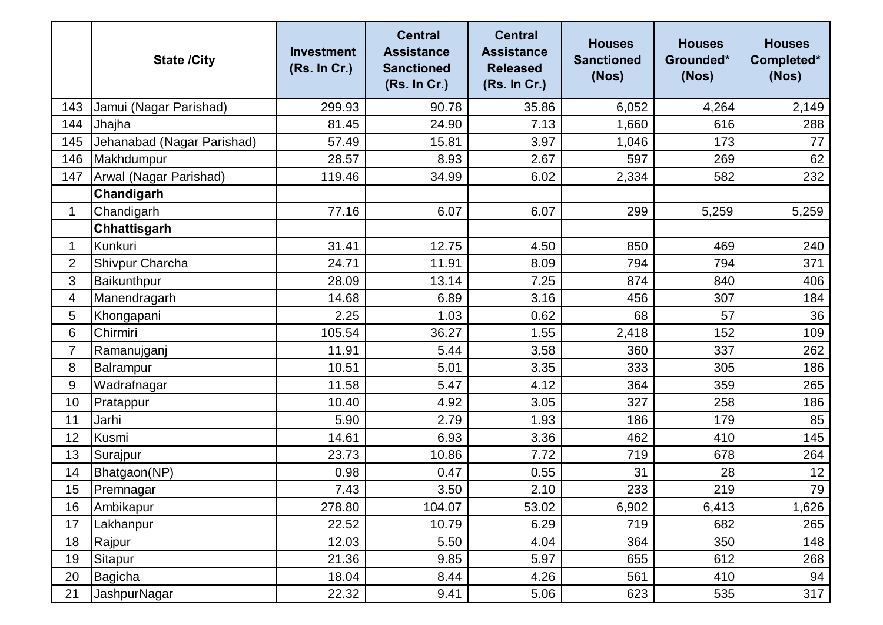| | State /City | Investment (Rs. In Cr.) | Central Assistance Sanctioned (Rs. In Cr.) | Central Assistance Released (Rs. In Cr.) | Houses Sanctioned (Nos) | Houses Grounded* (Nos) | Houses Completed* (Nos) |
|---|---|---|---|---|---|---|---|
| 143 | Jamui (Nagar Parishad) | 299.93 | 90.78 | 35.86 | 6,052 | 4,264 | 2,149 |
| 144 | Jhajha | 81.45 | 24.90 | 7.13 | 1,660 | 616 | 288 |
| 145 | Jehanabad (Nagar Parishad) | 57.49 | 15.81 | 3.97 | 1,046 | 173 | 77 |
| 146 | Makhdumpur | 28.57 | 8.93 | 2.67 | 597 | 269 | 62 |
| 147 | Arwal (Nagar Parishad) | 119.46 | 34.99 | 6.02 | 2,334 | 582 | 232 |
| | **Chandigarh** | | | | | | |
| 1 | Chandigarh | 77.16 | 6.07 | 6.07 | 299 | 5,259 | 5,259 |
| | **Chhattisgarh** | | | | | | |
| 1 | Kunkuri | 31.41 | 12.75 | 4.50 | 850 | 469 | 240 |
| 2 | Shivpur Charcha | 24.71 | 11.91 | 8.09 | 794 | 794 | 371 |
| 3 | Baikunthpur | 28.09 | 13.14 | 7.25 | 874 | 840 | 406 |
| 4 | Manendragarh | 14.68 | 6.89 | 3.16 | 456 | 307 | 184 |
| 5 | Khongapani | 2.25 | 1.03 | 0.62 | 68 | 57 | 36 |
| 6 | Chirmiri | 105.54 | 36.27 | 1.55 | 2,418 | 152 | 109 |
| 7 | Ramanujganj | 11.91 | 5.44 | 3.58 | 360 | 337 | 262 |
| 8 | Balrampur | 10.51 | 5.01 | 3.35 | 333 | 305 | 186 |
| 9 | Wadrafnagar | 11.58 | 5.47 | 4.12 | 364 | 359 | 265 |
| 10 | Pratappur | 10.40 | 4.92 | 3.05 | 327 | 258 | 186 |
| 11 | Jarhi | 5.90 | 2.79 | 1.93 | 186 | 179 | 85 |
| 12 | Kusmi | 14.61 | 6.93 | 3.36 | 462 | 410 | 145 |
| 13 | Surajpur | 23.73 | 10.86 | 7.72 | 719 | 678 | 264 |
| 14 | Bhatgaon(NP) | 0.98 | 0.47 | 0.55 | 31 | 28 | 12 |
| 15 | Premnagar | 7.43 | 3.50 | 2.10 | 233 | 219 | 79 |
| 16 | Ambikapur | 278.80 | 104.07 | 53.02 | 6,902 | 6,413 | 1,626 |
| 17 | Lakhanpur | 22.52 | 10.79 | 6.29 | 719 | 682 | 265 |
| 18 | Rajpur | 12.03 | 5.50 | 4.04 | 364 | 350 | 148 |
| 19 | Sitapur | 21.36 | 9.85 | 5.97 | 655 | 612 | 268 |
| 20 | Bagicha | 18.04 | 8.44 | 4.26 | 561 | 410 | 94 |
| 21 | JashpurNagar | 22.32 | 9.41 | 5.06 | 623 | 535 | 317 |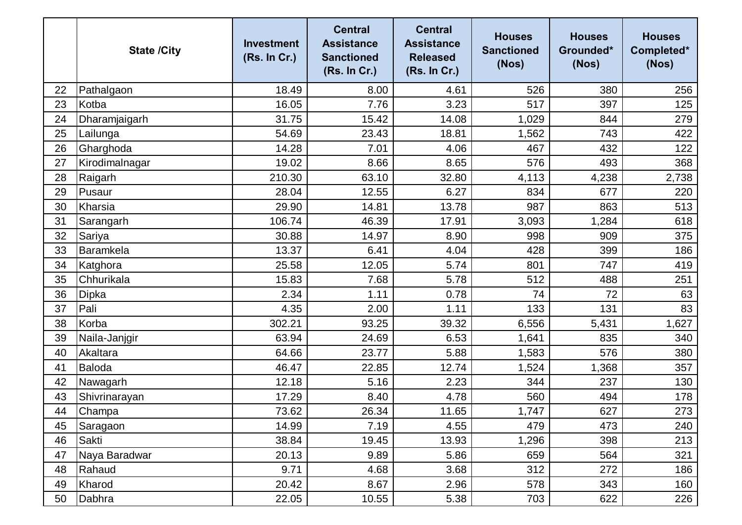| | State /City | Investment (Rs. In Cr.) | Central Assistance Sanctioned (Rs. In Cr.) | Central Assistance Released (Rs. In Cr.) | Houses Sanctioned (Nos) | Houses Grounded* (Nos) | Houses Completed* (Nos) |
|---|---|---|---|---|---|---|---|
| 22 | Pathalgaon | 18.49 | 8.00 | 4.61 | 526 | 380 | 256 |
| 23 | Kotba | 16.05 | 7.76 | 3.23 | 517 | 397 | 125 |
| 24 | Dharamjaigarh | 31.75 | 15.42 | 14.08 | 1,029 | 844 | 279 |
| 25 | Lailunga | 54.69 | 23.43 | 18.81 | 1,562 | 743 | 422 |
| 26 | Gharghoda | 14.28 | 7.01 | 4.06 | 467 | 432 | 122 |
| 27 | Kirodimalnagar | 19.02 | 8.66 | 8.65 | 576 | 493 | 368 |
| 28 | Raigarh | 210.30 | 63.10 | 32.80 | 4,113 | 4,238 | 2,738 |
| 29 | Pusaur | 28.04 | 12.55 | 6.27 | 834 | 677 | 220 |
| 30 | Kharsia | 29.90 | 14.81 | 13.78 | 987 | 863 | 513 |
| 31 | Sarangarh | 106.74 | 46.39 | 17.91 | 3,093 | 1,284 | 618 |
| 32 | Sariya | 30.88 | 14.97 | 8.90 | 998 | 909 | 375 |
| 33 | Baramkela | 13.37 | 6.41 | 4.04 | 428 | 399 | 186 |
| 34 | Katghora | 25.58 | 12.05 | 5.74 | 801 | 747 | 419 |
| 35 | Chhurikala | 15.83 | 7.68 | 5.78 | 512 | 488 | 251 |
| 36 | Dipka | 2.34 | 1.11 | 0.78 | 74 | 72 | 63 |
| 37 | Pali | 4.35 | 2.00 | 1.11 | 133 | 131 | 83 |
| 38 | Korba | 302.21 | 93.25 | 39.32 | 6,556 | 5,431 | 1,627 |
| 39 | Naila-Janjgir | 63.94 | 24.69 | 6.53 | 1,641 | 835 | 340 |
| 40 | Akaltara | 64.66 | 23.77 | 5.88 | 1,583 | 576 | 380 |
| 41 | Baloda | 46.47 | 22.85 | 12.74 | 1,524 | 1,368 | 357 |
| 42 | Nawagarh | 12.18 | 5.16 | 2.23 | 344 | 237 | 130 |
| 43 | Shivrinarayan | 17.29 | 8.40 | 4.78 | 560 | 494 | 178 |
| 44 | Champa | 73.62 | 26.34 | 11.65 | 1,747 | 627 | 273 |
| 45 | Saragaon | 14.99 | 7.19 | 4.55 | 479 | 473 | 240 |
| 46 | Sakti | 38.84 | 19.45 | 13.93 | 1,296 | 398 | 213 |
| 47 | Naya Baradwar | 20.13 | 9.89 | 5.86 | 659 | 564 | 321 |
| 48 | Rahaud | 9.71 | 4.68 | 3.68 | 312 | 272 | 186 |
| 49 | Kharod | 20.42 | 8.67 | 2.96 | 578 | 343 | 160 |
| 50 | Dabhra | 22.05 | 10.55 | 5.38 | 703 | 622 | 226 |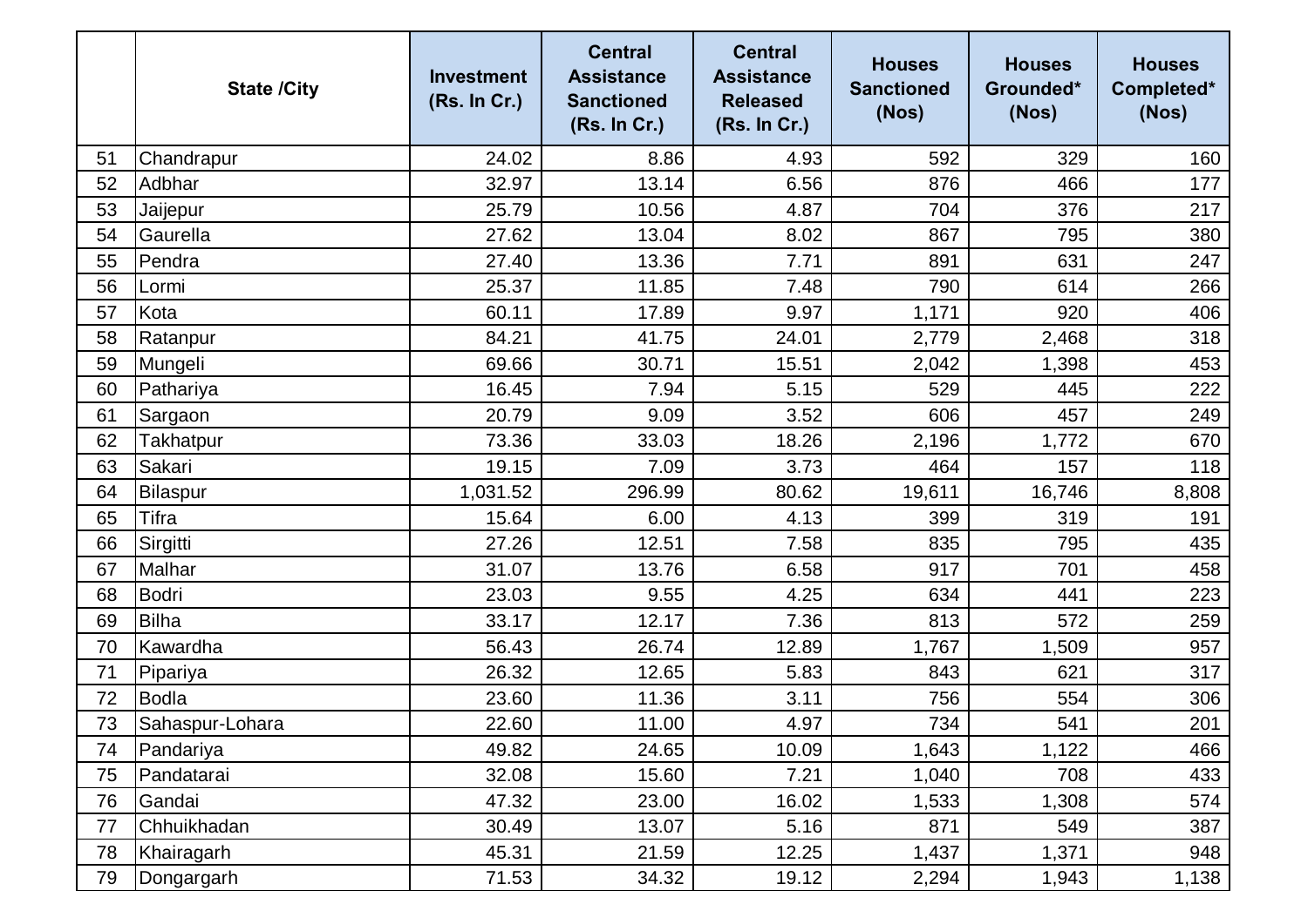|  | State /City | Investment (Rs. In Cr.) | Central Assistance Sanctioned (Rs. In Cr.) | Central Assistance Released (Rs. In Cr.) | Houses Sanctioned (Nos) | Houses Grounded* (Nos) | Houses Completed* (Nos) |
|---|---|---|---|---|---|---|---|
| 51 | Chandrapur | 24.02 | 8.86 | 4.93 | 592 | 329 | 160 |
| 52 | Adbhar | 32.97 | 13.14 | 6.56 | 876 | 466 | 177 |
| 53 | Jaijepur | 25.79 | 10.56 | 4.87 | 704 | 376 | 217 |
| 54 | Gaurella | 27.62 | 13.04 | 8.02 | 867 | 795 | 380 |
| 55 | Pendra | 27.40 | 13.36 | 7.71 | 891 | 631 | 247 |
| 56 | Lormi | 25.37 | 11.85 | 7.48 | 790 | 614 | 266 |
| 57 | Kota | 60.11 | 17.89 | 9.97 | 1,171 | 920 | 406 |
| 58 | Ratanpur | 84.21 | 41.75 | 24.01 | 2,779 | 2,468 | 318 |
| 59 | Mungeli | 69.66 | 30.71 | 15.51 | 2,042 | 1,398 | 453 |
| 60 | Pathariya | 16.45 | 7.94 | 5.15 | 529 | 445 | 222 |
| 61 | Sargaon | 20.79 | 9.09 | 3.52 | 606 | 457 | 249 |
| 62 | Takhatpur | 73.36 | 33.03 | 18.26 | 2,196 | 1,772 | 670 |
| 63 | Sakari | 19.15 | 7.09 | 3.73 | 464 | 157 | 118 |
| 64 | Bilaspur | 1,031.52 | 296.99 | 80.62 | 19,611 | 16,746 | 8,808 |
| 65 | Tifra | 15.64 | 6.00 | 4.13 | 399 | 319 | 191 |
| 66 | Sirgitti | 27.26 | 12.51 | 7.58 | 835 | 795 | 435 |
| 67 | Malhar | 31.07 | 13.76 | 6.58 | 917 | 701 | 458 |
| 68 | Bodri | 23.03 | 9.55 | 4.25 | 634 | 441 | 223 |
| 69 | Bilha | 33.17 | 12.17 | 7.36 | 813 | 572 | 259 |
| 70 | Kawardha | 56.43 | 26.74 | 12.89 | 1,767 | 1,509 | 957 |
| 71 | Pipariya | 26.32 | 12.65 | 5.83 | 843 | 621 | 317 |
| 72 | Bodla | 23.60 | 11.36 | 3.11 | 756 | 554 | 306 |
| 73 | Sahaspur-Lohara | 22.60 | 11.00 | 4.97 | 734 | 541 | 201 |
| 74 | Pandariya | 49.82 | 24.65 | 10.09 | 1,643 | 1,122 | 466 |
| 75 | Pandatarai | 32.08 | 15.60 | 7.21 | 1,040 | 708 | 433 |
| 76 | Gandai | 47.32 | 23.00 | 16.02 | 1,533 | 1,308 | 574 |
| 77 | Chhuikhadan | 30.49 | 13.07 | 5.16 | 871 | 549 | 387 |
| 78 | Khairagarh | 45.31 | 21.59 | 12.25 | 1,437 | 1,371 | 948 |
| 79 | Dongargarh | 71.53 | 34.32 | 19.12 | 2,294 | 1,943 | 1,138 |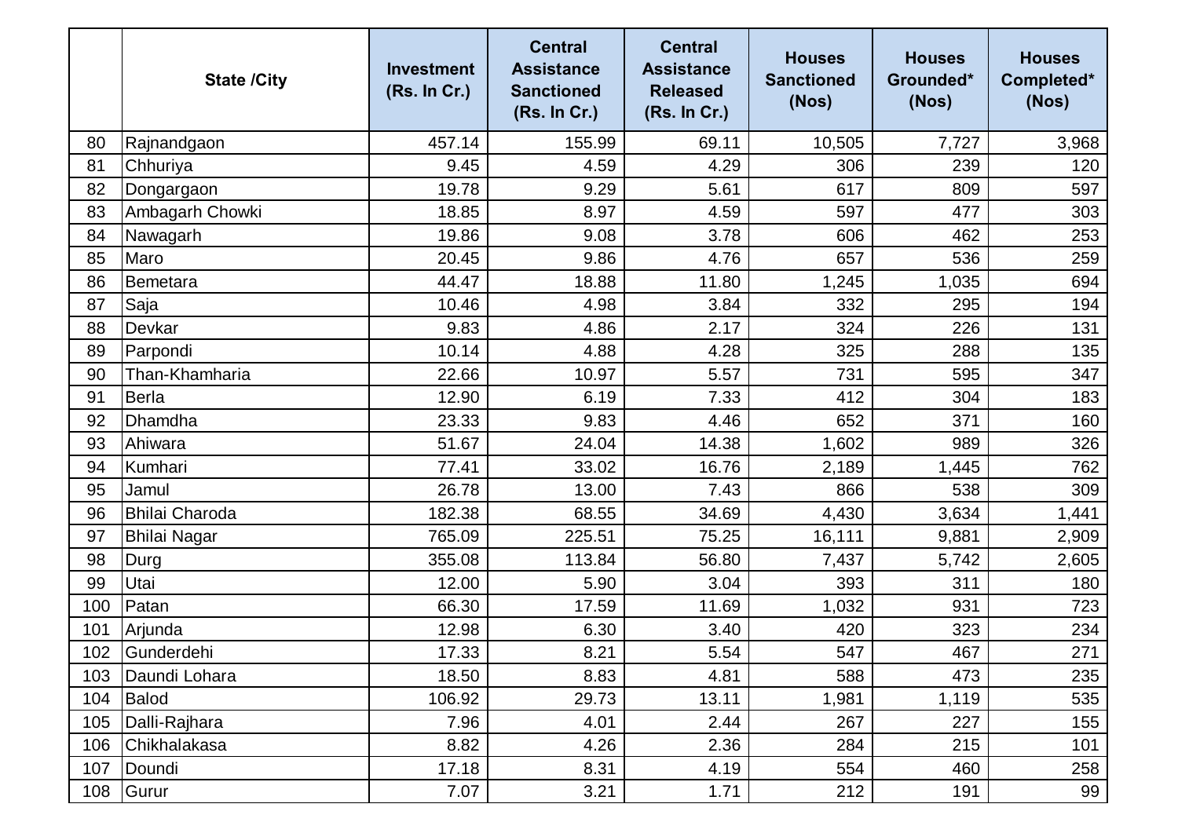| | State /City | Investment (Rs. In Cr.) | Central Assistance Sanctioned (Rs. In Cr.) | Central Assistance Released (Rs. In Cr.) | Houses Sanctioned (Nos) | Houses Grounded* (Nos) | Houses Completed* (Nos) |
|---|---|---|---|---|---|---|---|
| 80 | Rajnandgaon | 457.14 | 155.99 | 69.11 | 10,505 | 7,727 | 3,968 |
| 81 | Chhuriya | 9.45 | 4.59 | 4.29 | 306 | 239 | 120 |
| 82 | Dongargaon | 19.78 | 9.29 | 5.61 | 617 | 809 | 597 |
| 83 | Ambagarh Chowki | 18.85 | 8.97 | 4.59 | 597 | 477 | 303 |
| 84 | Nawagarh | 19.86 | 9.08 | 3.78 | 606 | 462 | 253 |
| 85 | Maro | 20.45 | 9.86 | 4.76 | 657 | 536 | 259 |
| 86 | Bemetara | 44.47 | 18.88 | 11.80 | 1,245 | 1,035 | 694 |
| 87 | Saja | 10.46 | 4.98 | 3.84 | 332 | 295 | 194 |
| 88 | Devkar | 9.83 | 4.86 | 2.17 | 324 | 226 | 131 |
| 89 | Parpondi | 10.14 | 4.88 | 4.28 | 325 | 288 | 135 |
| 90 | Than-Khamharia | 22.66 | 10.97 | 5.57 | 731 | 595 | 347 |
| 91 | Berla | 12.90 | 6.19 | 7.33 | 412 | 304 | 183 |
| 92 | Dhamdha | 23.33 | 9.83 | 4.46 | 652 | 371 | 160 |
| 93 | Ahiwara | 51.67 | 24.04 | 14.38 | 1,602 | 989 | 326 |
| 94 | Kumhari | 77.41 | 33.02 | 16.76 | 2,189 | 1,445 | 762 |
| 95 | Jamul | 26.78 | 13.00 | 7.43 | 866 | 538 | 309 |
| 96 | Bhilai Charoda | 182.38 | 68.55 | 34.69 | 4,430 | 3,634 | 1,441 |
| 97 | Bhilai Nagar | 765.09 | 225.51 | 75.25 | 16,111 | 9,881 | 2,909 |
| 98 | Durg | 355.08 | 113.84 | 56.80 | 7,437 | 5,742 | 2,605 |
| 99 | Utai | 12.00 | 5.90 | 3.04 | 393 | 311 | 180 |
| 100 | Patan | 66.30 | 17.59 | 11.69 | 1,032 | 931 | 723 |
| 101 | Arjunda | 12.98 | 6.30 | 3.40 | 420 | 323 | 234 |
| 102 | Gunderdehi | 17.33 | 8.21 | 5.54 | 547 | 467 | 271 |
| 103 | Daundi Lohara | 18.50 | 8.83 | 4.81 | 588 | 473 | 235 |
| 104 | Balod | 106.92 | 29.73 | 13.11 | 1,981 | 1,119 | 535 |
| 105 | Dalli-Rajhara | 7.96 | 4.01 | 2.44 | 267 | 227 | 155 |
| 106 | Chikhalakasa | 8.82 | 4.26 | 2.36 | 284 | 215 | 101 |
| 107 | Doundi | 17.18 | 8.31 | 4.19 | 554 | 460 | 258 |
| 108 | Gurur | 7.07 | 3.21 | 1.71 | 212 | 191 | 99 |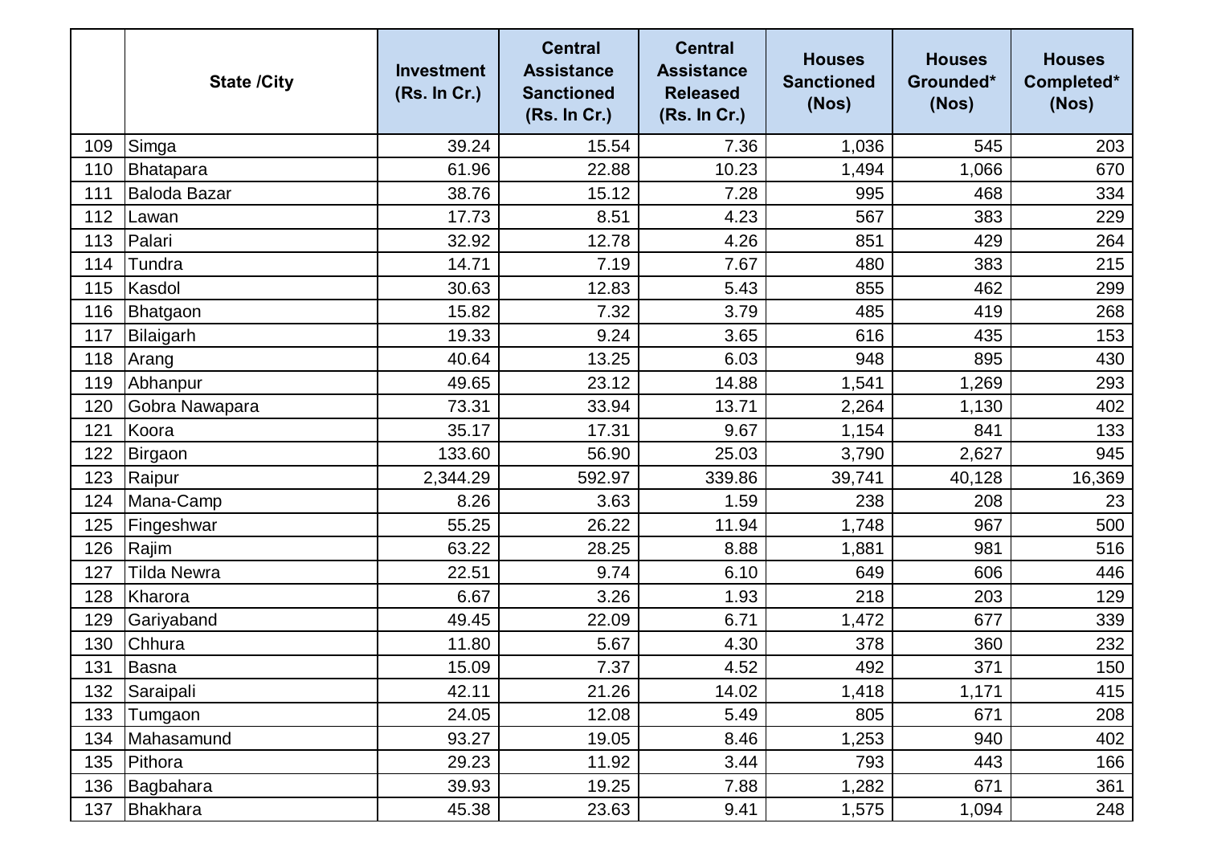| | State /City | Investment (Rs. In Cr.) | Central Assistance Sanctioned (Rs. In Cr.) | Central Assistance Released (Rs. In Cr.) | Houses Sanctioned (Nos) | Houses Grounded* (Nos) | Houses Completed* (Nos) |
|---|---|---|---|---|---|---|---|
| 109 | Simga | 39.24 | 15.54 | 7.36 | 1,036 | 545 | 203 |
| 110 | Bhatapara | 61.96 | 22.88 | 10.23 | 1,494 | 1,066 | 670 |
| 111 | Baloda Bazar | 38.76 | 15.12 | 7.28 | 995 | 468 | 334 |
| 112 | Lawan | 17.73 | 8.51 | 4.23 | 567 | 383 | 229 |
| 113 | Palari | 32.92 | 12.78 | 4.26 | 851 | 429 | 264 |
| 114 | Tundra | 14.71 | 7.19 | 7.67 | 480 | 383 | 215 |
| 115 | Kasdol | 30.63 | 12.83 | 5.43 | 855 | 462 | 299 |
| 116 | Bhatgaon | 15.82 | 7.32 | 3.79 | 485 | 419 | 268 |
| 117 | Bilaigarh | 19.33 | 9.24 | 3.65 | 616 | 435 | 153 |
| 118 | Arang | 40.64 | 13.25 | 6.03 | 948 | 895 | 430 |
| 119 | Abhanpur | 49.65 | 23.12 | 14.88 | 1,541 | 1,269 | 293 |
| 120 | Gobra Nawapara | 73.31 | 33.94 | 13.71 | 2,264 | 1,130 | 402 |
| 121 | Koora | 35.17 | 17.31 | 9.67 | 1,154 | 841 | 133 |
| 122 | Birgaon | 133.60 | 56.90 | 25.03 | 3,790 | 2,627 | 945 |
| 123 | Raipur | 2,344.29 | 592.97 | 339.86 | 39,741 | 40,128 | 16,369 |
| 124 | Mana-Camp | 8.26 | 3.63 | 1.59 | 238 | 208 | 23 |
| 125 | Fingeshwar | 55.25 | 26.22 | 11.94 | 1,748 | 967 | 500 |
| 126 | Rajim | 63.22 | 28.25 | 8.88 | 1,881 | 981 | 516 |
| 127 | Tilda Newra | 22.51 | 9.74 | 6.10 | 649 | 606 | 446 |
| 128 | Kharora | 6.67 | 3.26 | 1.93 | 218 | 203 | 129 |
| 129 | Gariyaband | 49.45 | 22.09 | 6.71 | 1,472 | 677 | 339 |
| 130 | Chhura | 11.80 | 5.67 | 4.30 | 378 | 360 | 232 |
| 131 | Basna | 15.09 | 7.37 | 4.52 | 492 | 371 | 150 |
| 132 | Saraipali | 42.11 | 21.26 | 14.02 | 1,418 | 1,171 | 415 |
| 133 | Tumgaon | 24.05 | 12.08 | 5.49 | 805 | 671 | 208 |
| 134 | Mahasamund | 93.27 | 19.05 | 8.46 | 1,253 | 940 | 402 |
| 135 | Pithora | 29.23 | 11.92 | 3.44 | 793 | 443 | 166 |
| 136 | Bagbahara | 39.93 | 19.25 | 7.88 | 1,282 | 671 | 361 |
| 137 | Bhakhara | 45.38 | 23.63 | 9.41 | 1,575 | 1,094 | 248 |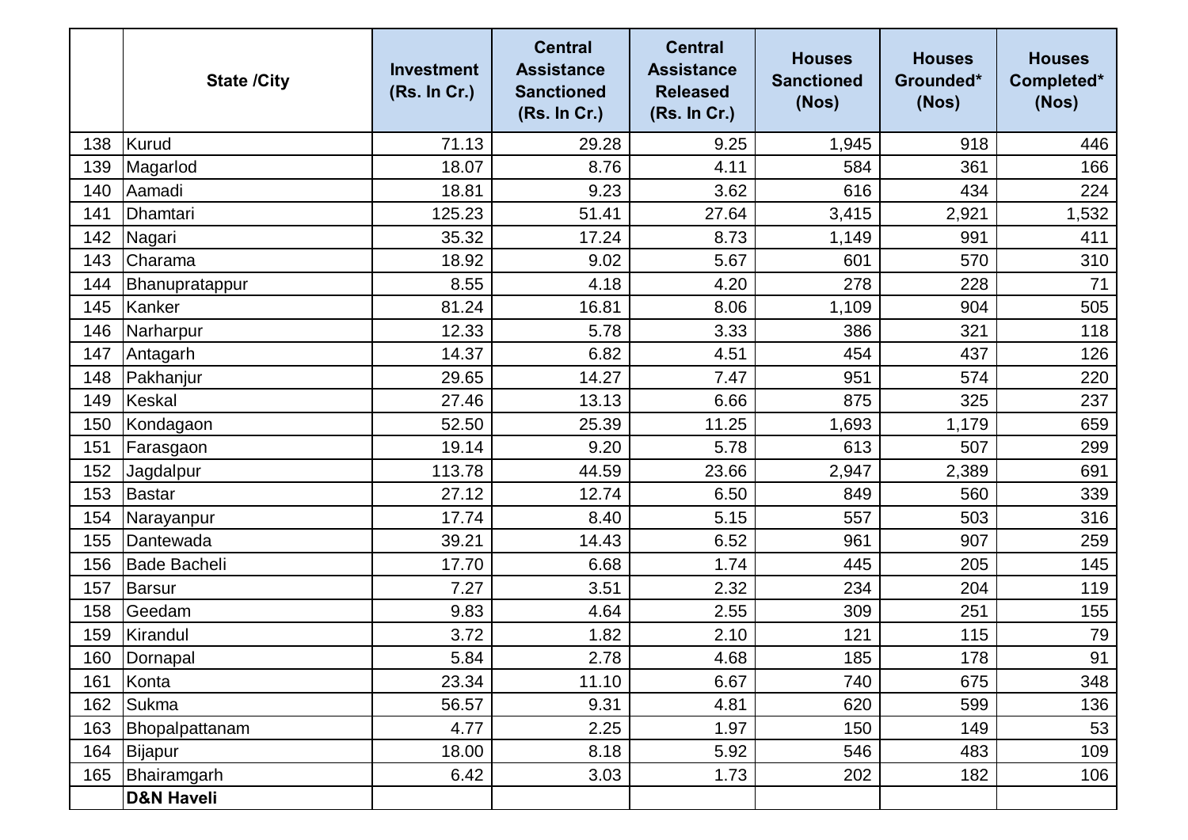| | State /City | Investment (Rs. In Cr.) | Central Assistance Sanctioned (Rs. In Cr.) | Central Assistance Released (Rs. In Cr.) | Houses Sanctioned (Nos) | Houses Grounded* (Nos) | Houses Completed* (Nos) |
|---|---|---|---|---|---|---|---|
| 138 | Kurud | 71.13 | 29.28 | 9.25 | 1,945 | 918 | 446 |
| 139 | Magarlod | 18.07 | 8.76 | 4.11 | 584 | 361 | 166 |
| 140 | Aamadi | 18.81 | 9.23 | 3.62 | 616 | 434 | 224 |
| 141 | Dhamtari | 125.23 | 51.41 | 27.64 | 3,415 | 2,921 | 1,532 |
| 142 | Nagari | 35.32 | 17.24 | 8.73 | 1,149 | 991 | 411 |
| 143 | Charama | 18.92 | 9.02 | 5.67 | 601 | 570 | 310 |
| 144 | Bhanupratappur | 8.55 | 4.18 | 4.20 | 278 | 228 | 71 |
| 145 | Kanker | 81.24 | 16.81 | 8.06 | 1,109 | 904 | 505 |
| 146 | Narharpur | 12.33 | 5.78 | 3.33 | 386 | 321 | 118 |
| 147 | Antagarh | 14.37 | 6.82 | 4.51 | 454 | 437 | 126 |
| 148 | Pakhanjur | 29.65 | 14.27 | 7.47 | 951 | 574 | 220 |
| 149 | Keskal | 27.46 | 13.13 | 6.66 | 875 | 325 | 237 |
| 150 | Kondagaon | 52.50 | 25.39 | 11.25 | 1,693 | 1,179 | 659 |
| 151 | Farasgaon | 19.14 | 9.20 | 5.78 | 613 | 507 | 299 |
| 152 | Jagdalpur | 113.78 | 44.59 | 23.66 | 2,947 | 2,389 | 691 |
| 153 | Bastar | 27.12 | 12.74 | 6.50 | 849 | 560 | 339 |
| 154 | Narayanpur | 17.74 | 8.40 | 5.15 | 557 | 503 | 316 |
| 155 | Dantewada | 39.21 | 14.43 | 6.52 | 961 | 907 | 259 |
| 156 | Bade Bacheli | 17.70 | 6.68 | 1.74 | 445 | 205 | 145 |
| 157 | Barsur | 7.27 | 3.51 | 2.32 | 234 | 204 | 119 |
| 158 | Geedam | 9.83 | 4.64 | 2.55 | 309 | 251 | 155 |
| 159 | Kirandul | 3.72 | 1.82 | 2.10 | 121 | 115 | 79 |
| 160 | Dornapal | 5.84 | 2.78 | 4.68 | 185 | 178 | 91 |
| 161 | Konta | 23.34 | 11.10 | 6.67 | 740 | 675 | 348 |
| 162 | Sukma | 56.57 | 9.31 | 4.81 | 620 | 599 | 136 |
| 163 | Bhopalpattanam | 4.77 | 2.25 | 1.97 | 150 | 149 | 53 |
| 164 | Bijapur | 18.00 | 8.18 | 5.92 | 546 | 483 | 109 |
| 165 | Bhairamgarh | 6.42 | 3.03 | 1.73 | 202 | 182 | 106 |
| | **D&N Haveli** | | | | | | |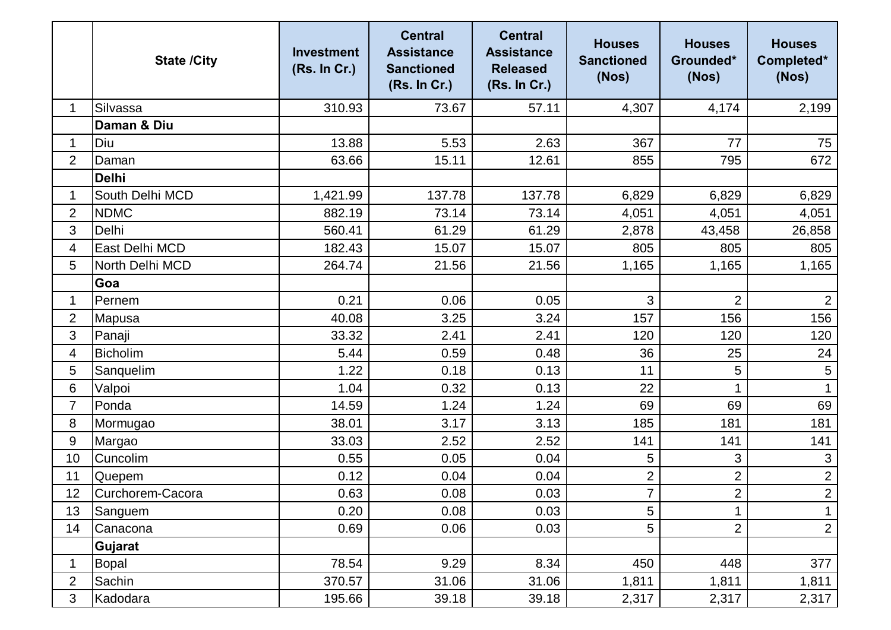| | State /City | Investment (Rs. In Cr.) | Central Assistance Sanctioned (Rs. In Cr.) | Central Assistance Released (Rs. In Cr.) | Houses Sanctioned (Nos) | Houses Grounded* (Nos) | Houses Completed* (Nos) |
|---|---|---|---|---|---|---|---|
| 1 | Silvassa | 310.93 | 73.67 | 57.11 | 4,307 | 4,174 | 2,199 |
| | **Daman & Diu** | | | | | | |
| 1 | Diu | 13.88 | 5.53 | 2.63 | 367 | 77 | 75 |
| 2 | Daman | 63.66 | 15.11 | 12.61 | 855 | 795 | 672 |
| | **Delhi** | | | | | | |
| 1 | South Delhi MCD | 1,421.99 | 137.78 | 137.78 | 6,829 | 6,829 | 6,829 |
| 2 | NDMC | 882.19 | 73.14 | 73.14 | 4,051 | 4,051 | 4,051 |
| 3 | Delhi | 560.41 | 61.29 | 61.29 | 2,878 | 43,458 | 26,858 |
| 4 | East Delhi MCD | 182.43 | 15.07 | 15.07 | 805 | 805 | 805 |
| 5 | North Delhi MCD | 264.74 | 21.56 | 21.56 | 1,165 | 1,165 | 1,165 |
| | **Goa** | | | | | | |
| 1 | Pernem | 0.21 | 0.06 | 0.05 | 3 | 2 | 2 |
| 2 | Mapusa | 40.08 | 3.25 | 3.24 | 157 | 156 | 156 |
| 3 | Panaji | 33.32 | 2.41 | 2.41 | 120 | 120 | 120 |
| 4 | Bicholim | 5.44 | 0.59 | 0.48 | 36 | 25 | 24 |
| 5 | Sanquelim | 1.22 | 0.18 | 0.13 | 11 | 5 | 5 |
| 6 | Valpoi | 1.04 | 0.32 | 0.13 | 22 | 1 | 1 |
| 7 | Ponda | 14.59 | 1.24 | 1.24 | 69 | 69 | 69 |
| 8 | Mormugao | 38.01 | 3.17 | 3.13 | 185 | 181 | 181 |
| 9 | Margao | 33.03 | 2.52 | 2.52 | 141 | 141 | 141 |
| 10 | Cuncolim | 0.55 | 0.05 | 0.04 | 5 | 3 | 3 |
| 11 | Quepem | 0.12 | 0.04 | 0.04 | 2 | 2 | 2 |
| 12 | Curchorem-Cacora | 0.63 | 0.08 | 0.03 | 7 | 2 | 2 |
| 13 | Sanguem | 0.20 | 0.08 | 0.03 | 5 | 1 | 1 |
| 14 | Canacona | 0.69 | 0.06 | 0.03 | 5 | 2 | 2 |
| | **Gujarat** | | | | | | |
| 1 | Bopal | 78.54 | 9.29 | 8.34 | 450 | 448 | 377 |
| 2 | Sachin | 370.57 | 31.06 | 31.06 | 1,811 | 1,811 | 1,811 |
| 3 | Kadodara | 195.66 | 39.18 | 39.18 | 2,317 | 2,317 | 2,317 |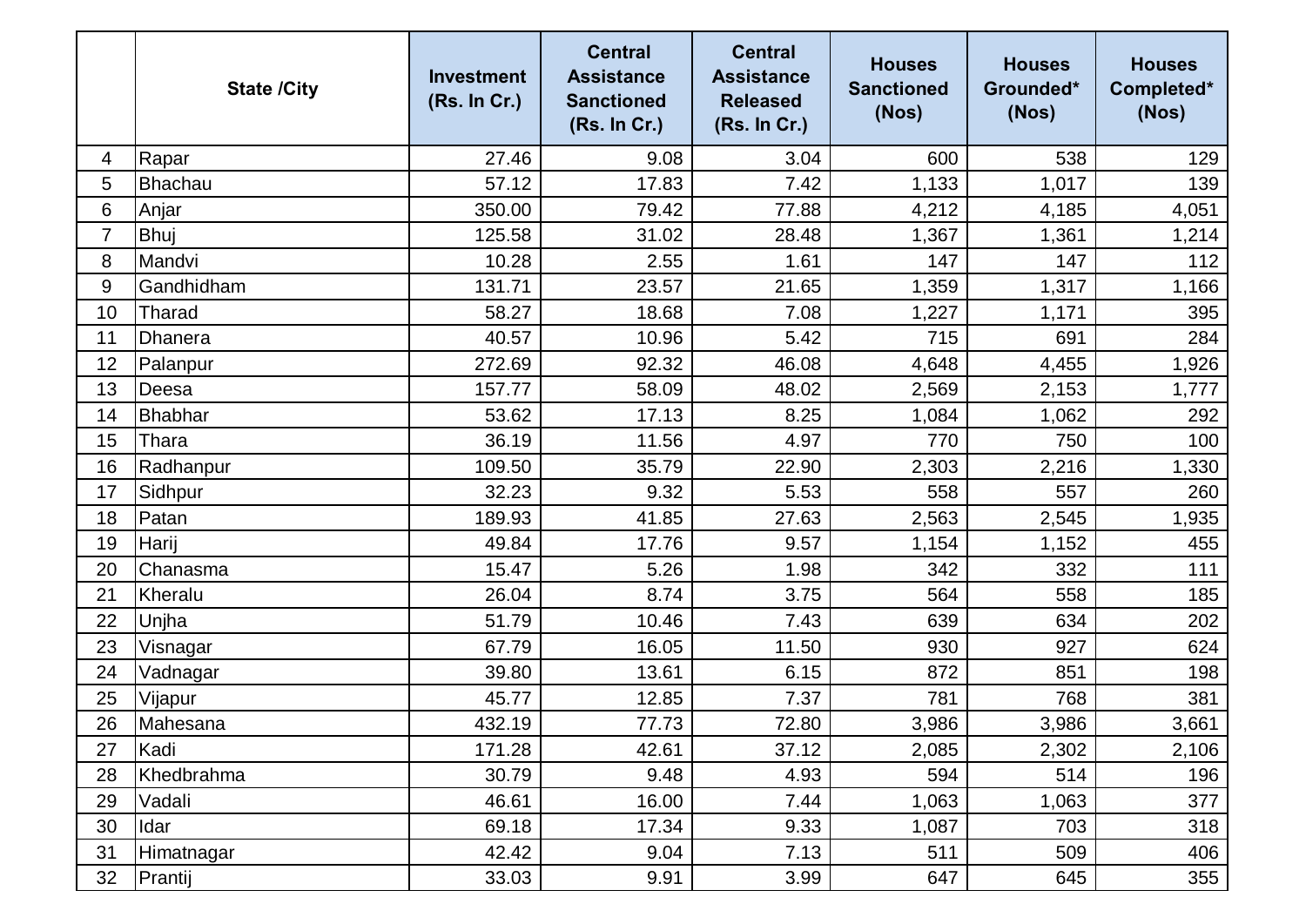|  | State /City | Investment (Rs. In Cr.) | Central Assistance Sanctioned (Rs. In Cr.) | Central Assistance Released (Rs. In Cr.) | Houses Sanctioned (Nos) | Houses Grounded* (Nos) | Houses Completed* (Nos) |
|---|---|---|---|---|---|---|---|
| 4 | Rapar | 27.46 | 9.08 | 3.04 | 600 | 538 | 129 |
| 5 | Bhachau | 57.12 | 17.83 | 7.42 | 1,133 | 1,017 | 139 |
| 6 | Anjar | 350.00 | 79.42 | 77.88 | 4,212 | 4,185 | 4,051 |
| 7 | Bhuj | 125.58 | 31.02 | 28.48 | 1,367 | 1,361 | 1,214 |
| 8 | Mandvi | 10.28 | 2.55 | 1.61 | 147 | 147 | 112 |
| 9 | Gandhidham | 131.71 | 23.57 | 21.65 | 1,359 | 1,317 | 1,166 |
| 10 | Tharad | 58.27 | 18.68 | 7.08 | 1,227 | 1,171 | 395 |
| 11 | Dhanera | 40.57 | 10.96 | 5.42 | 715 | 691 | 284 |
| 12 | Palanpur | 272.69 | 92.32 | 46.08 | 4,648 | 4,455 | 1,926 |
| 13 | Deesa | 157.77 | 58.09 | 48.02 | 2,569 | 2,153 | 1,777 |
| 14 | Bhabhar | 53.62 | 17.13 | 8.25 | 1,084 | 1,062 | 292 |
| 15 | Thara | 36.19 | 11.56 | 4.97 | 770 | 750 | 100 |
| 16 | Radhanpur | 109.50 | 35.79 | 22.90 | 2,303 | 2,216 | 1,330 |
| 17 | Sidhpur | 32.23 | 9.32 | 5.53 | 558 | 557 | 260 |
| 18 | Patan | 189.93 | 41.85 | 27.63 | 2,563 | 2,545 | 1,935 |
| 19 | Harij | 49.84 | 17.76 | 9.57 | 1,154 | 1,152 | 455 |
| 20 | Chanasma | 15.47 | 5.26 | 1.98 | 342 | 332 | 111 |
| 21 | Kheralu | 26.04 | 8.74 | 3.75 | 564 | 558 | 185 |
| 22 | Unjha | 51.79 | 10.46 | 7.43 | 639 | 634 | 202 |
| 23 | Visnagar | 67.79 | 16.05 | 11.50 | 930 | 927 | 624 |
| 24 | Vadnagar | 39.80 | 13.61 | 6.15 | 872 | 851 | 198 |
| 25 | Vijapur | 45.77 | 12.85 | 7.37 | 781 | 768 | 381 |
| 26 | Mahesana | 432.19 | 77.73 | 72.80 | 3,986 | 3,986 | 3,661 |
| 27 | Kadi | 171.28 | 42.61 | 37.12 | 2,085 | 2,302 | 2,106 |
| 28 | Khedbrahma | 30.79 | 9.48 | 4.93 | 594 | 514 | 196 |
| 29 | Vadali | 46.61 | 16.00 | 7.44 | 1,063 | 1,063 | 377 |
| 30 | Idar | 69.18 | 17.34 | 9.33 | 1,087 | 703 | 318 |
| 31 | Himatnagar | 42.42 | 9.04 | 7.13 | 511 | 509 | 406 |
| 32 | Prantij | 33.03 | 9.91 | 3.99 | 647 | 645 | 355 |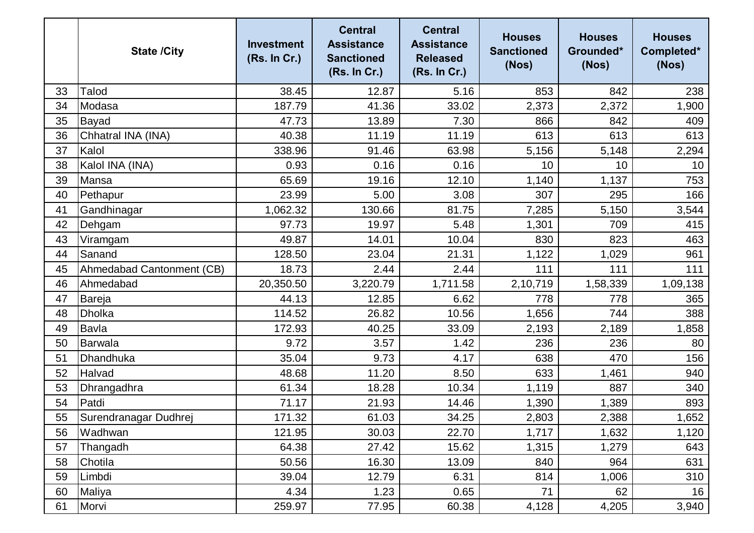|  | State /City | Investment (Rs. In Cr.) | Central Assistance Sanctioned (Rs. In Cr.) | Central Assistance Released (Rs. In Cr.) | Houses Sanctioned (Nos) | Houses Grounded* (Nos) | Houses Completed* (Nos) |
|---|---|---|---|---|---|---|---|
| 33 | Talod | 38.45 | 12.87 | 5.16 | 853 | 842 | 238 |
| 34 | Modasa | 187.79 | 41.36 | 33.02 | 2,373 | 2,372 | 1,900 |
| 35 | Bayad | 47.73 | 13.89 | 7.30 | 866 | 842 | 409 |
| 36 | Chhatral INA (INA) | 40.38 | 11.19 | 11.19 | 613 | 613 | 613 |
| 37 | Kalol | 338.96 | 91.46 | 63.98 | 5,156 | 5,148 | 2,294 |
| 38 | Kalol INA (INA) | 0.93 | 0.16 | 0.16 | 10 | 10 | 10 |
| 39 | Mansa | 65.69 | 19.16 | 12.10 | 1,140 | 1,137 | 753 |
| 40 | Pethapur | 23.99 | 5.00 | 3.08 | 307 | 295 | 166 |
| 41 | Gandhinagar | 1,062.32 | 130.66 | 81.75 | 7,285 | 5,150 | 3,544 |
| 42 | Dehgam | 97.73 | 19.97 | 5.48 | 1,301 | 709 | 415 |
| 43 | Viramgam | 49.87 | 14.01 | 10.04 | 830 | 823 | 463 |
| 44 | Sanand | 128.50 | 23.04 | 21.31 | 1,122 | 1,029 | 961 |
| 45 | Ahmedabad Cantonment (CB) | 18.73 | 2.44 | 2.44 | 111 | 111 | 111 |
| 46 | Ahmedabad | 20,350.50 | 3,220.79 | 1,711.58 | 2,10,719 | 1,58,339 | 1,09,138 |
| 47 | Bareja | 44.13 | 12.85 | 6.62 | 778 | 778 | 365 |
| 48 | Dholka | 114.52 | 26.82 | 10.56 | 1,656 | 744 | 388 |
| 49 | Bavla | 172.93 | 40.25 | 33.09 | 2,193 | 2,189 | 1,858 |
| 50 | Barwala | 9.72 | 3.57 | 1.42 | 236 | 236 | 80 |
| 51 | Dhandhuka | 35.04 | 9.73 | 4.17 | 638 | 470 | 156 |
| 52 | Halvad | 48.68 | 11.20 | 8.50 | 633 | 1,461 | 940 |
| 53 | Dhrangadhra | 61.34 | 18.28 | 10.34 | 1,119 | 887 | 340 |
| 54 | Patdi | 71.17 | 21.93 | 14.46 | 1,390 | 1,389 | 893 |
| 55 | Surendranagar Dudhrej | 171.32 | 61.03 | 34.25 | 2,803 | 2,388 | 1,652 |
| 56 | Wadhwan | 121.95 | 30.03 | 22.70 | 1,717 | 1,632 | 1,120 |
| 57 | Thangadh | 64.38 | 27.42 | 15.62 | 1,315 | 1,279 | 643 |
| 58 | Chotila | 50.56 | 16.30 | 13.09 | 840 | 964 | 631 |
| 59 | Limbdi | 39.04 | 12.79 | 6.31 | 814 | 1,006 | 310 |
| 60 | Maliya | 4.34 | 1.23 | 0.65 | 71 | 62 | 16 |
| 61 | Morvi | 259.97 | 77.95 | 60.38 | 4,128 | 4,205 | 3,940 |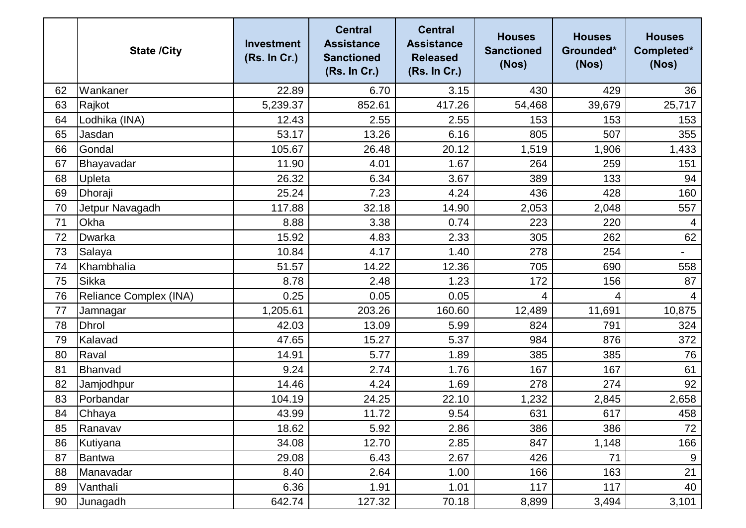|  | State /City | Investment (Rs. In Cr.) | Central Assistance Sanctioned (Rs. In Cr.) | Central Assistance Released (Rs. In Cr.) | Houses Sanctioned (Nos) | Houses Grounded* (Nos) | Houses Completed* (Nos) |
|---|---|---|---|---|---|---|---|
| 62 | Wankaner | 22.89 | 6.70 | 3.15 | 430 | 429 | 36 |
| 63 | Rajkot | 5,239.37 | 852.61 | 417.26 | 54,468 | 39,679 | 25,717 |
| 64 | Lodhika (INA) | 12.43 | 2.55 | 2.55 | 153 | 153 | 153 |
| 65 | Jasdan | 53.17 | 13.26 | 6.16 | 805 | 507 | 355 |
| 66 | Gondal | 105.67 | 26.48 | 20.12 | 1,519 | 1,906 | 1,433 |
| 67 | Bhayavadar | 11.90 | 4.01 | 1.67 | 264 | 259 | 151 |
| 68 | Upleta | 26.32 | 6.34 | 3.67 | 389 | 133 | 94 |
| 69 | Dhoraji | 25.24 | 7.23 | 4.24 | 436 | 428 | 160 |
| 70 | Jetpur Navagadh | 117.88 | 32.18 | 14.90 | 2,053 | 2,048 | 557 |
| 71 | Okha | 8.88 | 3.38 | 0.74 | 223 | 220 | 4 |
| 72 | Dwarka | 15.92 | 4.83 | 2.33 | 305 | 262 | 62 |
| 73 | Salaya | 10.84 | 4.17 | 1.40 | 278 | 254 | - |
| 74 | Khambhalia | 51.57 | 14.22 | 12.36 | 705 | 690 | 558 |
| 75 | Sikka | 8.78 | 2.48 | 1.23 | 172 | 156 | 87 |
| 76 | Reliance Complex (INA) | 0.25 | 0.05 | 0.05 | 4 | 4 | 4 |
| 77 | Jamnagar | 1,205.61 | 203.26 | 160.60 | 12,489 | 11,691 | 10,875 |
| 78 | Dhrol | 42.03 | 13.09 | 5.99 | 824 | 791 | 324 |
| 79 | Kalavad | 47.65 | 15.27 | 5.37 | 984 | 876 | 372 |
| 80 | Raval | 14.91 | 5.77 | 1.89 | 385 | 385 | 76 |
| 81 | Bhanvad | 9.24 | 2.74 | 1.76 | 167 | 167 | 61 |
| 82 | Jamjodhpur | 14.46 | 4.24 | 1.69 | 278 | 274 | 92 |
| 83 | Porbandar | 104.19 | 24.25 | 22.10 | 1,232 | 2,845 | 2,658 |
| 84 | Chhaya | 43.99 | 11.72 | 9.54 | 631 | 617 | 458 |
| 85 | Ranavav | 18.62 | 5.92 | 2.86 | 386 | 386 | 72 |
| 86 | Kutiyana | 34.08 | 12.70 | 2.85 | 847 | 1,148 | 166 |
| 87 | Bantwa | 29.08 | 6.43 | 2.67 | 426 | 71 | 9 |
| 88 | Manavadar | 8.40 | 2.64 | 1.00 | 166 | 163 | 21 |
| 89 | Vanthali | 6.36 | 1.91 | 1.01 | 117 | 117 | 40 |
| 90 | Junagadh | 642.74 | 127.32 | 70.18 | 8,899 | 3,494 | 3,101 |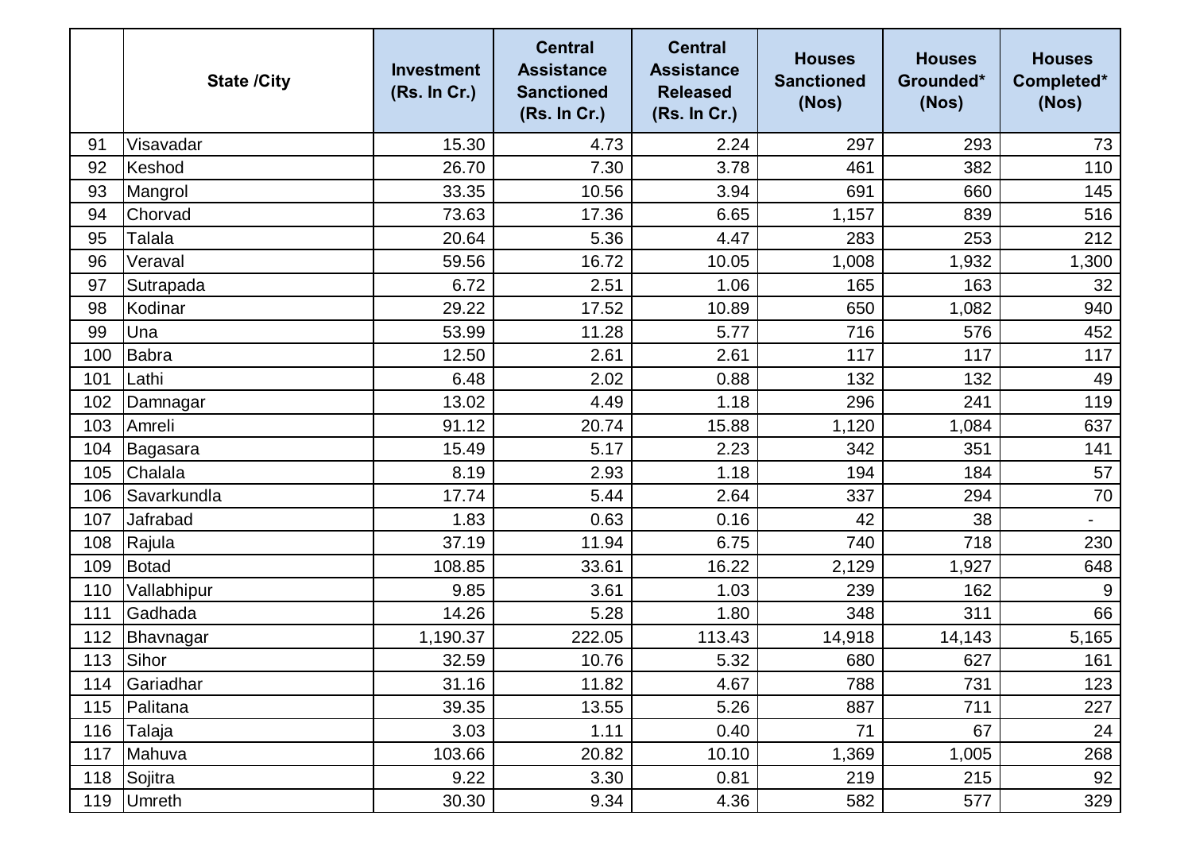| | State /City | Investment (Rs. In Cr.) | Central Assistance Sanctioned (Rs. In Cr.) | Central Assistance Released (Rs. In Cr.) | Houses Sanctioned (Nos) | Houses Grounded* (Nos) | Houses Completed* (Nos) |
|---|---|---|---|---|---|---|---|
| 91 | Visavadar | 15.30 | 4.73 | 2.24 | 297 | 293 | 73 |
| 92 | Keshod | 26.70 | 7.30 | 3.78 | 461 | 382 | 110 |
| 93 | Mangrol | 33.35 | 10.56 | 3.94 | 691 | 660 | 145 |
| 94 | Chorvad | 73.63 | 17.36 | 6.65 | 1,157 | 839 | 516 |
| 95 | Talala | 20.64 | 5.36 | 4.47 | 283 | 253 | 212 |
| 96 | Veraval | 59.56 | 16.72 | 10.05 | 1,008 | 1,932 | 1,300 |
| 97 | Sutrapada | 6.72 | 2.51 | 1.06 | 165 | 163 | 32 |
| 98 | Kodinar | 29.22 | 17.52 | 10.89 | 650 | 1,082 | 940 |
| 99 | Una | 53.99 | 11.28 | 5.77 | 716 | 576 | 452 |
| 100 | Babra | 12.50 | 2.61 | 2.61 | 117 | 117 | 117 |
| 101 | Lathi | 6.48 | 2.02 | 0.88 | 132 | 132 | 49 |
| 102 | Damnagar | 13.02 | 4.49 | 1.18 | 296 | 241 | 119 |
| 103 | Amreli | 91.12 | 20.74 | 15.88 | 1,120 | 1,084 | 637 |
| 104 | Bagasara | 15.49 | 5.17 | 2.23 | 342 | 351 | 141 |
| 105 | Chalala | 8.19 | 2.93 | 1.18 | 194 | 184 | 57 |
| 106 | Savarkundla | 17.74 | 5.44 | 2.64 | 337 | 294 | 70 |
| 107 | Jafrabad | 1.83 | 0.63 | 0.16 | 42 | 38 | - |
| 108 | Rajula | 37.19 | 11.94 | 6.75 | 740 | 718 | 230 |
| 109 | Botad | 108.85 | 33.61 | 16.22 | 2,129 | 1,927 | 648 |
| 110 | Vallabhipur | 9.85 | 3.61 | 1.03 | 239 | 162 | 9 |
| 111 | Gadhada | 14.26 | 5.28 | 1.80 | 348 | 311 | 66 |
| 112 | Bhavnagar | 1,190.37 | 222.05 | 113.43 | 14,918 | 14,143 | 5,165 |
| 113 | Sihor | 32.59 | 10.76 | 5.32 | 680 | 627 | 161 |
| 114 | Gariadhar | 31.16 | 11.82 | 4.67 | 788 | 731 | 123 |
| 115 | Palitana | 39.35 | 13.55 | 5.26 | 887 | 711 | 227 |
| 116 | Talaja | 3.03 | 1.11 | 0.40 | 71 | 67 | 24 |
| 117 | Mahuva | 103.66 | 20.82 | 10.10 | 1,369 | 1,005 | 268 |
| 118 | Sojitra | 9.22 | 3.30 | 0.81 | 219 | 215 | 92 |
| 119 | Umreth | 30.30 | 9.34 | 4.36 | 582 | 577 | 329 |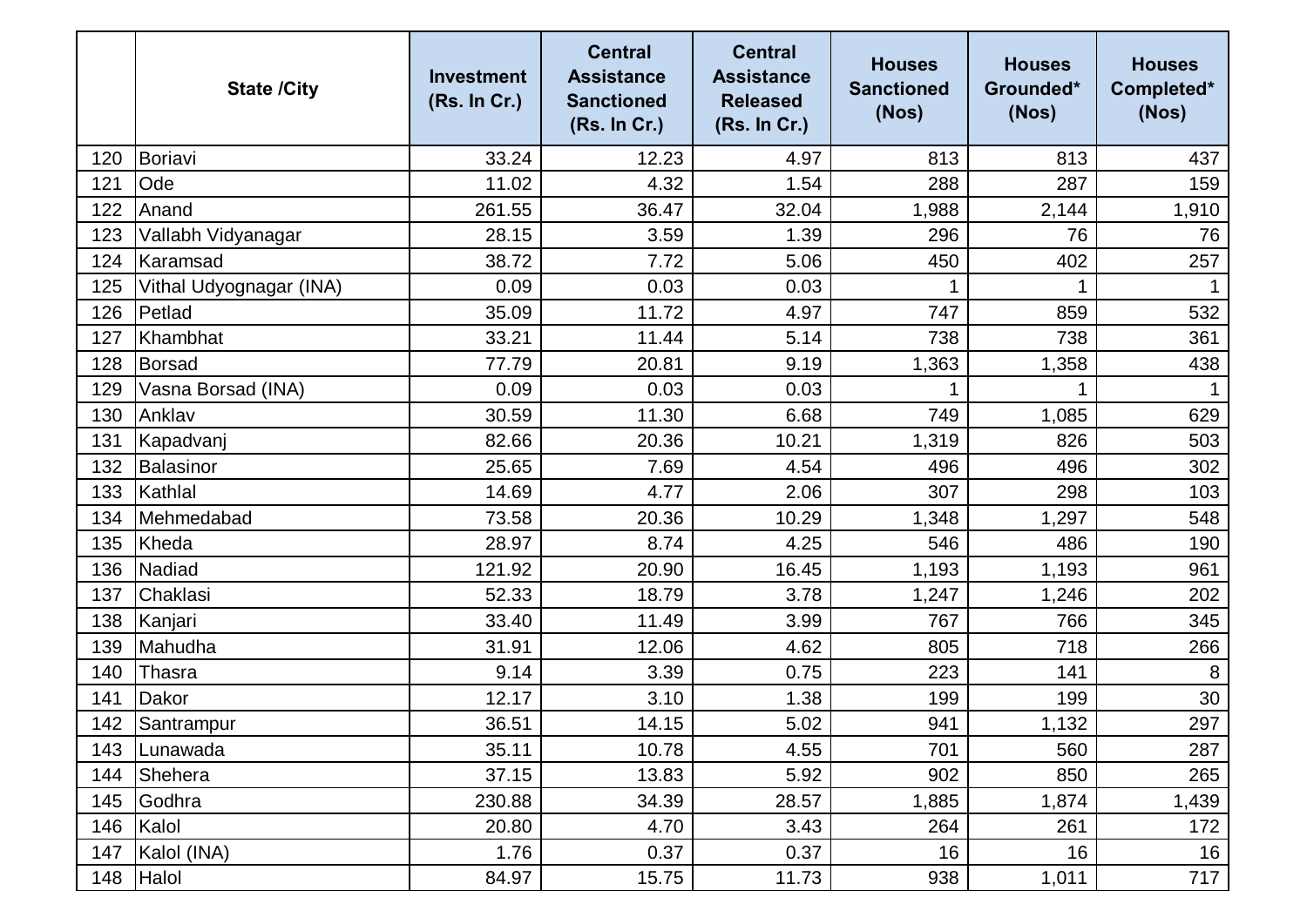|  | State /City | Investment (Rs. In Cr.) | Central Assistance Sanctioned (Rs. In Cr.) | Central Assistance Released (Rs. In Cr.) | Houses Sanctioned (Nos) | Houses Grounded* (Nos) | Houses Completed* (Nos) |
|---|---|---|---|---|---|---|---|
| 120 | Boriavi | 33.24 | 12.23 | 4.97 | 813 | 813 | 437 |
| 121 | Ode | 11.02 | 4.32 | 1.54 | 288 | 287 | 159 |
| 122 | Anand | 261.55 | 36.47 | 32.04 | 1,988 | 2,144 | 1,910 |
| 123 | Vallabh Vidyanagar | 28.15 | 3.59 | 1.39 | 296 | 76 | 76 |
| 124 | Karamsad | 38.72 | 7.72 | 5.06 | 450 | 402 | 257 |
| 125 | Vithal Udyognagar (INA) | 0.09 | 0.03 | 0.03 | 1 | 1 | 1 |
| 126 | Petlad | 35.09 | 11.72 | 4.97 | 747 | 859 | 532 |
| 127 | Khambhat | 33.21 | 11.44 | 5.14 | 738 | 738 | 361 |
| 128 | Borsad | 77.79 | 20.81 | 9.19 | 1,363 | 1,358 | 438 |
| 129 | Vasna Borsad (INA) | 0.09 | 0.03 | 0.03 | 1 | 1 | 1 |
| 130 | Anklav | 30.59 | 11.30 | 6.68 | 749 | 1,085 | 629 |
| 131 | Kapadvanj | 82.66 | 20.36 | 10.21 | 1,319 | 826 | 503 |
| 132 | Balasinor | 25.65 | 7.69 | 4.54 | 496 | 496 | 302 |
| 133 | Kathlal | 14.69 | 4.77 | 2.06 | 307 | 298 | 103 |
| 134 | Mehmedabad | 73.58 | 20.36 | 10.29 | 1,348 | 1,297 | 548 |
| 135 | Kheda | 28.97 | 8.74 | 4.25 | 546 | 486 | 190 |
| 136 | Nadiad | 121.92 | 20.90 | 16.45 | 1,193 | 1,193 | 961 |
| 137 | Chaklasi | 52.33 | 18.79 | 3.78 | 1,247 | 1,246 | 202 |
| 138 | Kanjari | 33.40 | 11.49 | 3.99 | 767 | 766 | 345 |
| 139 | Mahudha | 31.91 | 12.06 | 4.62 | 805 | 718 | 266 |
| 140 | Thasra | 9.14 | 3.39 | 0.75 | 223 | 141 | 8 |
| 141 | Dakor | 12.17 | 3.10 | 1.38 | 199 | 199 | 30 |
| 142 | Santrampur | 36.51 | 14.15 | 5.02 | 941 | 1,132 | 297 |
| 143 | Lunawada | 35.11 | 10.78 | 4.55 | 701 | 560 | 287 |
| 144 | Shehera | 37.15 | 13.83 | 5.92 | 902 | 850 | 265 |
| 145 | Godhra | 230.88 | 34.39 | 28.57 | 1,885 | 1,874 | 1,439 |
| 146 | Kalol | 20.80 | 4.70 | 3.43 | 264 | 261 | 172 |
| 147 | Kalol (INA) | 1.76 | 0.37 | 0.37 | 16 | 16 | 16 |
| 148 | Halol | 84.97 | 15.75 | 11.73 | 938 | 1,011 | 717 |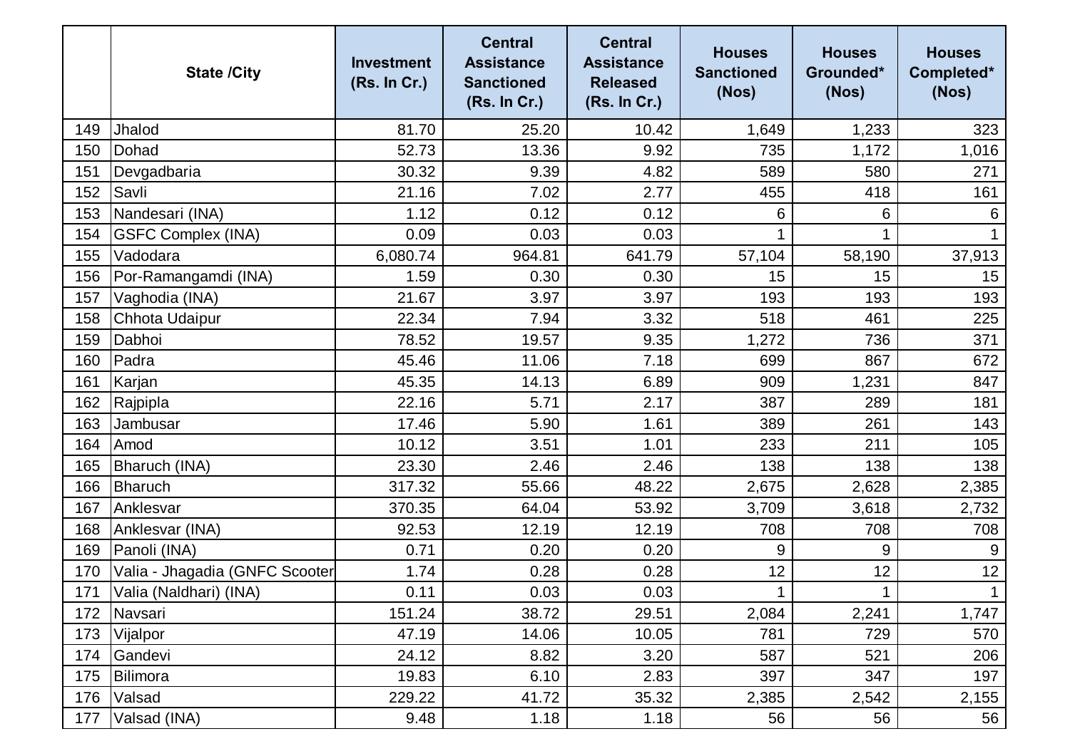|  | State /City | Investment (Rs. In Cr.) | Central Assistance Sanctioned (Rs. In Cr.) | Central Assistance Released (Rs. In Cr.) | Houses Sanctioned (Nos) | Houses Grounded* (Nos) | Houses Completed* (Nos) |
|---|---|---|---|---|---|---|---|
| 149 | Jhalod | 81.70 | 25.20 | 10.42 | 1,649 | 1,233 | 323 |
| 150 | Dohad | 52.73 | 13.36 | 9.92 | 735 | 1,172 | 1,016 |
| 151 | Devgadbaria | 30.32 | 9.39 | 4.82 | 589 | 580 | 271 |
| 152 | Savli | 21.16 | 7.02 | 2.77 | 455 | 418 | 161 |
| 153 | Nandesari (INA) | 1.12 | 0.12 | 0.12 | 6 | 6 | 6 |
| 154 | GSFC Complex (INA) | 0.09 | 0.03 | 0.03 | 1 | 1 | 1 |
| 155 | Vadodara | 6,080.74 | 964.81 | 641.79 | 57,104 | 58,190 | 37,913 |
| 156 | Por-Ramangamdi (INA) | 1.59 | 0.30 | 0.30 | 15 | 15 | 15 |
| 157 | Vaghodia (INA) | 21.67 | 3.97 | 3.97 | 193 | 193 | 193 |
| 158 | Chhota Udaipur | 22.34 | 7.94 | 3.32 | 518 | 461 | 225 |
| 159 | Dabhoi | 78.52 | 19.57 | 9.35 | 1,272 | 736 | 371 |
| 160 | Padra | 45.46 | 11.06 | 7.18 | 699 | 867 | 672 |
| 161 | Karjan | 45.35 | 14.13 | 6.89 | 909 | 1,231 | 847 |
| 162 | Rajpipla | 22.16 | 5.71 | 2.17 | 387 | 289 | 181 |
| 163 | Jambusar | 17.46 | 5.90 | 1.61 | 389 | 261 | 143 |
| 164 | Amod | 10.12 | 3.51 | 1.01 | 233 | 211 | 105 |
| 165 | Bharuch (INA) | 23.30 | 2.46 | 2.46 | 138 | 138 | 138 |
| 166 | Bharuch | 317.32 | 55.66 | 48.22 | 2,675 | 2,628 | 2,385 |
| 167 | Anklesvar | 370.35 | 64.04 | 53.92 | 3,709 | 3,618 | 2,732 |
| 168 | Anklesvar (INA) | 92.53 | 12.19 | 12.19 | 708 | 708 | 708 |
| 169 | Panoli (INA) | 0.71 | 0.20 | 0.20 | 9 | 9 | 9 |
| 170 | Valia - Jhagadia (GNFC Scooter | 1.74 | 0.28 | 0.28 | 12 | 12 | 12 |
| 171 | Valia (Naldhari) (INA) | 0.11 | 0.03 | 0.03 | 1 | 1 | 1 |
| 172 | Navsari | 151.24 | 38.72 | 29.51 | 2,084 | 2,241 | 1,747 |
| 173 | Vijalpor | 47.19 | 14.06 | 10.05 | 781 | 729 | 570 |
| 174 | Gandevi | 24.12 | 8.82 | 3.20 | 587 | 521 | 206 |
| 175 | Bilimora | 19.83 | 6.10 | 2.83 | 397 | 347 | 197 |
| 176 | Valsad | 229.22 | 41.72 | 35.32 | 2,385 | 2,542 | 2,155 |
| 177 | Valsad (INA) | 9.48 | 1.18 | 1.18 | 56 | 56 | 56 |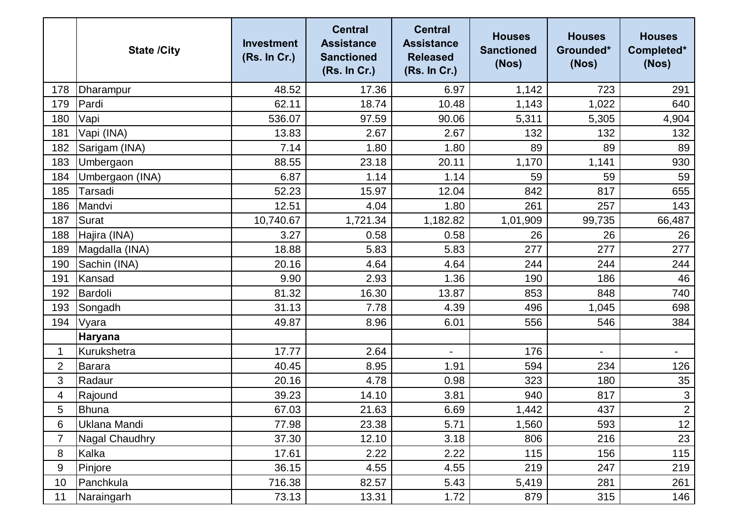|  | State /City | Investment (Rs. In Cr.) | Central Assistance Sanctioned (Rs. In Cr.) | Central Assistance Released (Rs. In Cr.) | Houses Sanctioned (Nos) | Houses Grounded* (Nos) | Houses Completed* (Nos) |
|---|---|---|---|---|---|---|---|
| 178 | Dharampur | 48.52 | 17.36 | 6.97 | 1,142 | 723 | 291 |
| 179 | Pardi | 62.11 | 18.74 | 10.48 | 1,143 | 1,022 | 640 |
| 180 | Vapi | 536.07 | 97.59 | 90.06 | 5,311 | 5,305 | 4,904 |
| 181 | Vapi (INA) | 13.83 | 2.67 | 2.67 | 132 | 132 | 132 |
| 182 | Sarigam (INA) | 7.14 | 1.80 | 1.80 | 89 | 89 | 89 |
| 183 | Umbergaon | 88.55 | 23.18 | 20.11 | 1,170 | 1,141 | 930 |
| 184 | Umbergaon (INA) | 6.87 | 1.14 | 1.14 | 59 | 59 | 59 |
| 185 | Tarsadi | 52.23 | 15.97 | 12.04 | 842 | 817 | 655 |
| 186 | Mandvi | 12.51 | 4.04 | 1.80 | 261 | 257 | 143 |
| 187 | Surat | 10,740.67 | 1,721.34 | 1,182.82 | 1,01,909 | 99,735 | 66,487 |
| 188 | Hajira (INA) | 3.27 | 0.58 | 0.58 | 26 | 26 | 26 |
| 189 | Magdalla (INA) | 18.88 | 5.83 | 5.83 | 277 | 277 | 277 |
| 190 | Sachin (INA) | 20.16 | 4.64 | 4.64 | 244 | 244 | 244 |
| 191 | Kansad | 9.90 | 2.93 | 1.36 | 190 | 186 | 46 |
| 192 | Bardoli | 81.32 | 16.30 | 13.87 | 853 | 848 | 740 |
| 193 | Songadh | 31.13 | 7.78 | 4.39 | 496 | 1,045 | 698 |
| 194 | Vyara | 49.87 | 8.96 | 6.01 | 556 | 546 | 384 |
|  | **Haryana** |  |  |  |  |  |  |
| 1 | Kurukshetra | 17.77 | 2.64 | - | 176 | - | - |
| 2 | Barara | 40.45 | 8.95 | 1.91 | 594 | 234 | 126 |
| 3 | Radaur | 20.16 | 4.78 | 0.98 | 323 | 180 | 35 |
| 4 | Rajound | 39.23 | 14.10 | 3.81 | 940 | 817 | 3 |
| 5 | Bhuna | 67.03 | 21.63 | 6.69 | 1,442 | 437 | 2 |
| 6 | Uklana Mandi | 77.98 | 23.38 | 5.71 | 1,560 | 593 | 12 |
| 7 | Nagal Chaudhry | 37.30 | 12.10 | 3.18 | 806 | 216 | 23 |
| 8 | Kalka | 17.61 | 2.22 | 2.22 | 115 | 156 | 115 |
| 9 | Pinjore | 36.15 | 4.55 | 4.55 | 219 | 247 | 219 |
| 10 | Panchkula | 716.38 | 82.57 | 5.43 | 5,419 | 281 | 261 |
| 11 | Naraingarh | 73.13 | 13.31 | 1.72 | 879 | 315 | 146 |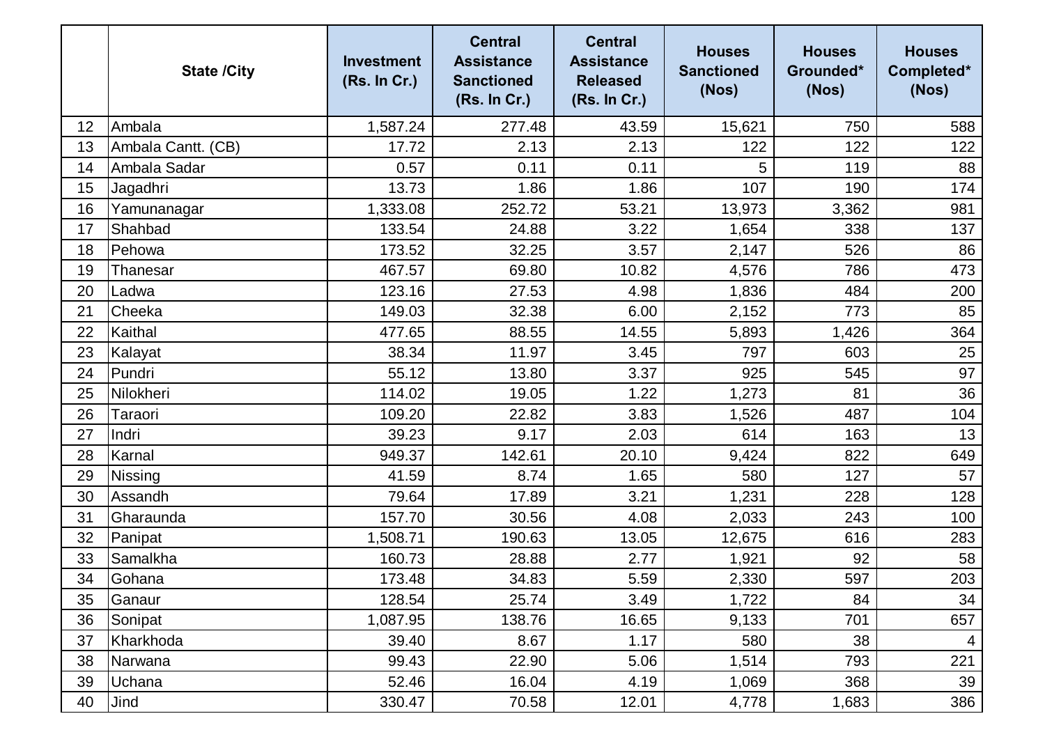| | State /City | Investment (Rs. In Cr.) | Central Assistance Sanctioned (Rs. In Cr.) | Central Assistance Released (Rs. In Cr.) | Houses Sanctioned (Nos) | Houses Grounded* (Nos) | Houses Completed* (Nos) |
|---|---|---|---|---|---|---|---|
| 12 | Ambala | 1,587.24 | 277.48 | 43.59 | 15,621 | 750 | 588 |
| 13 | Ambala Cantt. (CB) | 17.72 | 2.13 | 2.13 | 122 | 122 | 122 |
| 14 | Ambala Sadar | 0.57 | 0.11 | 0.11 | 5 | 119 | 88 |
| 15 | Jagadhri | 13.73 | 1.86 | 1.86 | 107 | 190 | 174 |
| 16 | Yamunanagar | 1,333.08 | 252.72 | 53.21 | 13,973 | 3,362 | 981 |
| 17 | Shahbad | 133.54 | 24.88 | 3.22 | 1,654 | 338 | 137 |
| 18 | Pehowa | 173.52 | 32.25 | 3.57 | 2,147 | 526 | 86 |
| 19 | Thanesar | 467.57 | 69.80 | 10.82 | 4,576 | 786 | 473 |
| 20 | Ladwa | 123.16 | 27.53 | 4.98 | 1,836 | 484 | 200 |
| 21 | Cheeka | 149.03 | 32.38 | 6.00 | 2,152 | 773 | 85 |
| 22 | Kaithal | 477.65 | 88.55 | 14.55 | 5,893 | 1,426 | 364 |
| 23 | Kalayat | 38.34 | 11.97 | 3.45 | 797 | 603 | 25 |
| 24 | Pundri | 55.12 | 13.80 | 3.37 | 925 | 545 | 97 |
| 25 | Nilokheri | 114.02 | 19.05 | 1.22 | 1,273 | 81 | 36 |
| 26 | Taraori | 109.20 | 22.82 | 3.83 | 1,526 | 487 | 104 |
| 27 | Indri | 39.23 | 9.17 | 2.03 | 614 | 163 | 13 |
| 28 | Karnal | 949.37 | 142.61 | 20.10 | 9,424 | 822 | 649 |
| 29 | Nissing | 41.59 | 8.74 | 1.65 | 580 | 127 | 57 |
| 30 | Assandh | 79.64 | 17.89 | 3.21 | 1,231 | 228 | 128 |
| 31 | Gharaunda | 157.70 | 30.56 | 4.08 | 2,033 | 243 | 100 |
| 32 | Panipat | 1,508.71 | 190.63 | 13.05 | 12,675 | 616 | 283 |
| 33 | Samalkha | 160.73 | 28.88 | 2.77 | 1,921 | 92 | 58 |
| 34 | Gohana | 173.48 | 34.83 | 5.59 | 2,330 | 597 | 203 |
| 35 | Ganaur | 128.54 | 25.74 | 3.49 | 1,722 | 84 | 34 |
| 36 | Sonipat | 1,087.95 | 138.76 | 16.65 | 9,133 | 701 | 657 |
| 37 | Kharkhoda | 39.40 | 8.67 | 1.17 | 580 | 38 | 4 |
| 38 | Narwana | 99.43 | 22.90 | 5.06 | 1,514 | 793 | 221 |
| 39 | Uchana | 52.46 | 16.04 | 4.19 | 1,069 | 368 | 39 |
| 40 | Jind | 330.47 | 70.58 | 12.01 | 4,778 | 1,683 | 386 |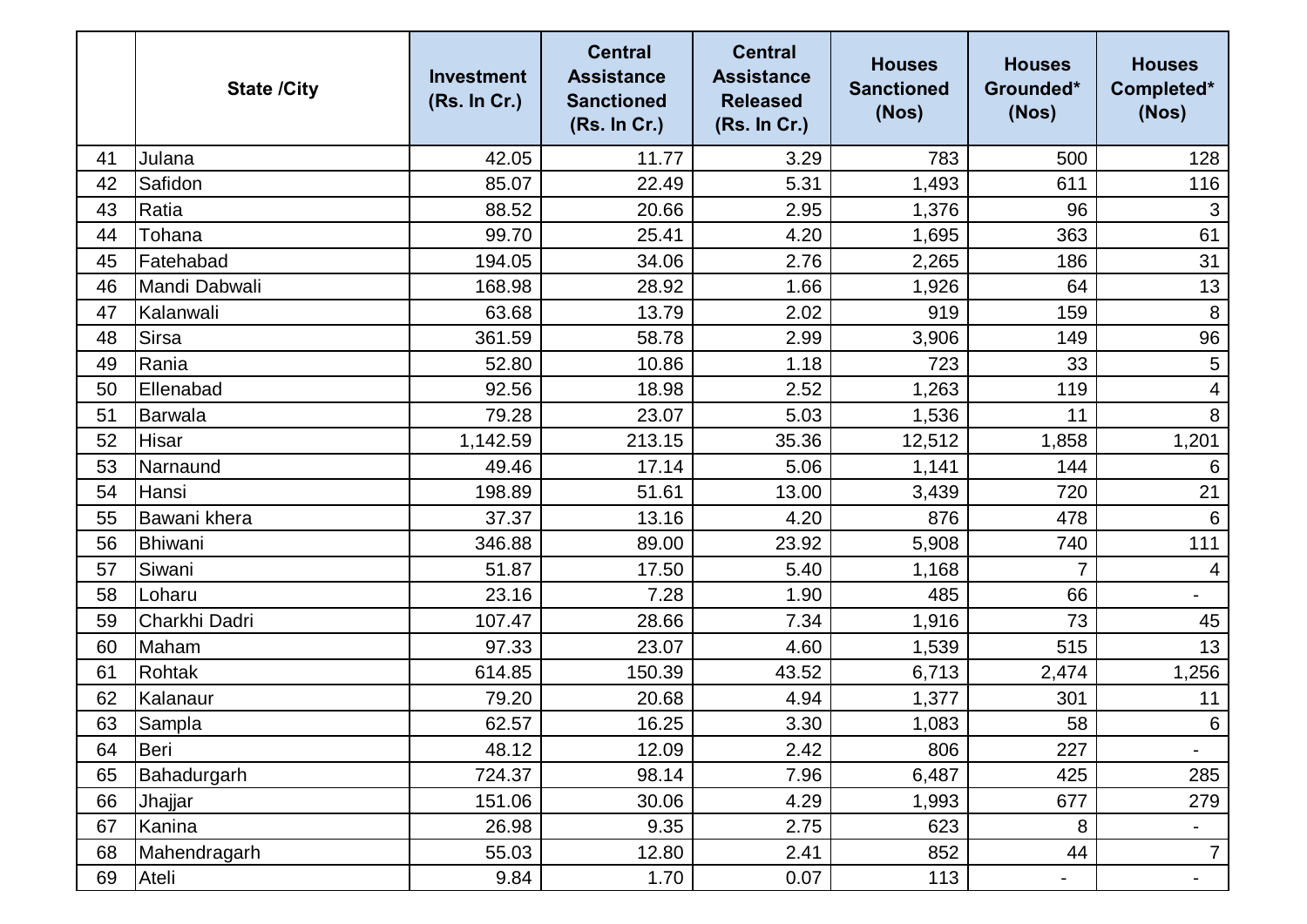| | State /City | Investment (Rs. In Cr.) | Central Assistance Sanctioned (Rs. In Cr.) | Central Assistance Released (Rs. In Cr.) | Houses Sanctioned (Nos) | Houses Grounded* (Nos) | Houses Completed* (Nos) |
|---|---|---|---|---|---|---|---|
| 41 | Julana | 42.05 | 11.77 | 3.29 | 783 | 500 | 128 |
| 42 | Safidon | 85.07 | 22.49 | 5.31 | 1,493 | 611 | 116 |
| 43 | Ratia | 88.52 | 20.66 | 2.95 | 1,376 | 96 | 3 |
| 44 | Tohana | 99.70 | 25.41 | 4.20 | 1,695 | 363 | 61 |
| 45 | Fatehabad | 194.05 | 34.06 | 2.76 | 2,265 | 186 | 31 |
| 46 | Mandi Dabwali | 168.98 | 28.92 | 1.66 | 1,926 | 64 | 13 |
| 47 | Kalanwali | 63.68 | 13.79 | 2.02 | 919 | 159 | 8 |
| 48 | Sirsa | 361.59 | 58.78 | 2.99 | 3,906 | 149 | 96 |
| 49 | Rania | 52.80 | 10.86 | 1.18 | 723 | 33 | 5 |
| 50 | Ellenabad | 92.56 | 18.98 | 2.52 | 1,263 | 119 | 4 |
| 51 | Barwala | 79.28 | 23.07 | 5.03 | 1,536 | 11 | 8 |
| 52 | Hisar | 1,142.59 | 213.15 | 35.36 | 12,512 | 1,858 | 1,201 |
| 53 | Narnaund | 49.46 | 17.14 | 5.06 | 1,141 | 144 | 6 |
| 54 | Hansi | 198.89 | 51.61 | 13.00 | 3,439 | 720 | 21 |
| 55 | Bawani khera | 37.37 | 13.16 | 4.20 | 876 | 478 | 6 |
| 56 | Bhiwani | 346.88 | 89.00 | 23.92 | 5,908 | 740 | 111 |
| 57 | Siwani | 51.87 | 17.50 | 5.40 | 1,168 | 7 | 4 |
| 58 | Loharu | 23.16 | 7.28 | 1.90 | 485 | 66 | - |
| 59 | Charkhi Dadri | 107.47 | 28.66 | 7.34 | 1,916 | 73 | 45 |
| 60 | Maham | 97.33 | 23.07 | 4.60 | 1,539 | 515 | 13 |
| 61 | Rohtak | 614.85 | 150.39 | 43.52 | 6,713 | 2,474 | 1,256 |
| 62 | Kalanaur | 79.20 | 20.68 | 4.94 | 1,377 | 301 | 11 |
| 63 | Sampla | 62.57 | 16.25 | 3.30 | 1,083 | 58 | 6 |
| 64 | Beri | 48.12 | 12.09 | 2.42 | 806 | 227 | - |
| 65 | Bahadurgarh | 724.37 | 98.14 | 7.96 | 6,487 | 425 | 285 |
| 66 | Jhajjar | 151.06 | 30.06 | 4.29 | 1,993 | 677 | 279 |
| 67 | Kanina | 26.98 | 9.35 | 2.75 | 623 | 8 | - |
| 68 | Mahendragarh | 55.03 | 12.80 | 2.41 | 852 | 44 | 7 |
| 69 | Ateli | 9.84 | 1.70 | 0.07 | 113 | - | - |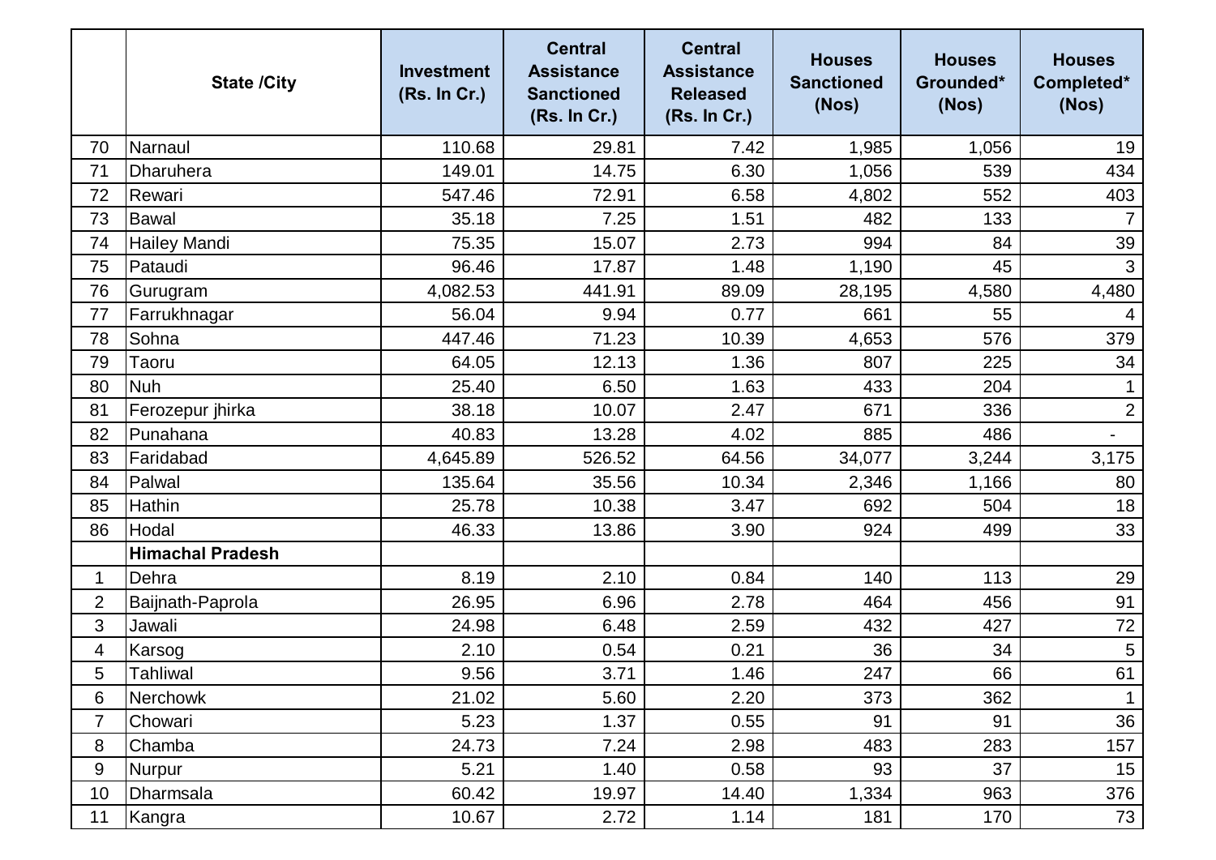| | State /City | Investment (Rs. In Cr.) | Central Assistance Sanctioned (Rs. In Cr.) | Central Assistance Released (Rs. In Cr.) | Houses Sanctioned (Nos) | Houses Grounded* (Nos) | Houses Completed* (Nos) |
|---|---|---|---|---|---|---|---|
| 70 | Narnaul | 110.68 | 29.81 | 7.42 | 1,985 | 1,056 | 19 |
| 71 | Dharuhera | 149.01 | 14.75 | 6.30 | 1,056 | 539 | 434 |
| 72 | Rewari | 547.46 | 72.91 | 6.58 | 4,802 | 552 | 403 |
| 73 | Bawal | 35.18 | 7.25 | 1.51 | 482 | 133 | 7 |
| 74 | Hailey Mandi | 75.35 | 15.07 | 2.73 | 994 | 84 | 39 |
| 75 | Pataudi | 96.46 | 17.87 | 1.48 | 1,190 | 45 | 3 |
| 76 | Gurugram | 4,082.53 | 441.91 | 89.09 | 28,195 | 4,580 | 4,480 |
| 77 | Farrukhnagar | 56.04 | 9.94 | 0.77 | 661 | 55 | 4 |
| 78 | Sohna | 447.46 | 71.23 | 10.39 | 4,653 | 576 | 379 |
| 79 | Taoru | 64.05 | 12.13 | 1.36 | 807 | 225 | 34 |
| 80 | Nuh | 25.40 | 6.50 | 1.63 | 433 | 204 | 1 |
| 81 | Ferozepur jhirka | 38.18 | 10.07 | 2.47 | 671 | 336 | 2 |
| 82 | Punahana | 40.83 | 13.28 | 4.02 | 885 | 486 | - |
| 83 | Faridabad | 4,645.89 | 526.52 | 64.56 | 34,077 | 3,244 | 3,175 |
| 84 | Palwal | 135.64 | 35.56 | 10.34 | 2,346 | 1,166 | 80 |
| 85 | Hathin | 25.78 | 10.38 | 3.47 | 692 | 504 | 18 |
| 86 | Hodal | 46.33 | 13.86 | 3.90 | 924 | 499 | 33 |
| | **Himachal Pradesh** | | | | | | |
| 1 | Dehra | 8.19 | 2.10 | 0.84 | 140 | 113 | 29 |
| 2 | Baijnath-Paprola | 26.95 | 6.96 | 2.78 | 464 | 456 | 91 |
| 3 | Jawali | 24.98 | 6.48 | 2.59 | 432 | 427 | 72 |
| 4 | Karsog | 2.10 | 0.54 | 0.21 | 36 | 34 | 5 |
| 5 | Tahliwal | 9.56 | 3.71 | 1.46 | 247 | 66 | 61 |
| 6 | Nerchowk | 21.02 | 5.60 | 2.20 | 373 | 362 | 1 |
| 7 | Chowari | 5.23 | 1.37 | 0.55 | 91 | 91 | 36 |
| 8 | Chamba | 24.73 | 7.24 | 2.98 | 483 | 283 | 157 |
| 9 | Nurpur | 5.21 | 1.40 | 0.58 | 93 | 37 | 15 |
| 10 | Dharmsala | 60.42 | 19.97 | 14.40 | 1,334 | 963 | 376 |
| 11 | Kangra | 10.67 | 2.72 | 1.14 | 181 | 170 | 73 |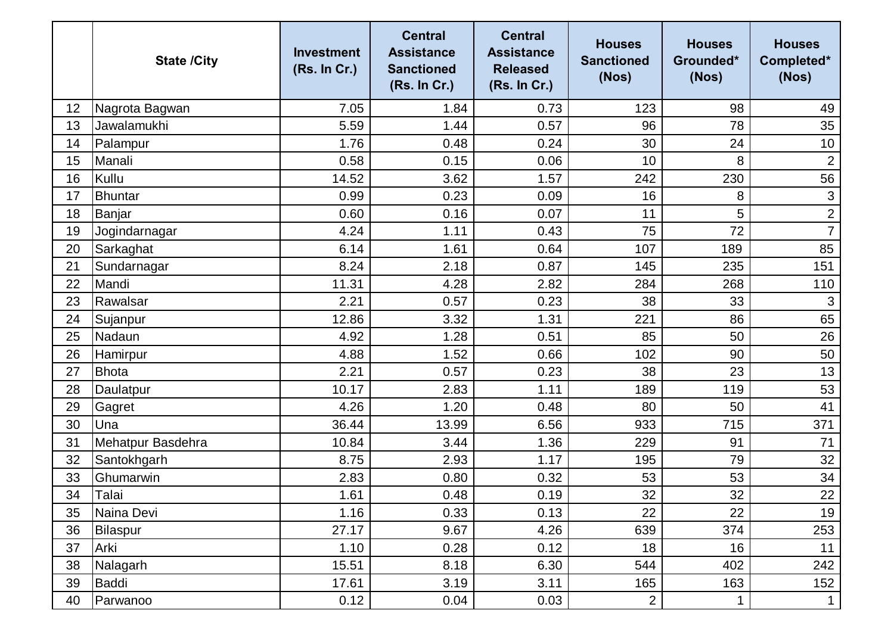|  | State /City | Investment (Rs. In Cr.) | Central Assistance Sanctioned (Rs. In Cr.) | Central Assistance Released (Rs. In Cr.) | Houses Sanctioned (Nos) | Houses Grounded* (Nos) | Houses Completed* (Nos) |
|---|---|---|---|---|---|---|---|
| 12 | Nagrota Bagwan | 7.05 | 1.84 | 0.73 | 123 | 98 | 49 |
| 13 | Jawalamukhi | 5.59 | 1.44 | 0.57 | 96 | 78 | 35 |
| 14 | Palampur | 1.76 | 0.48 | 0.24 | 30 | 24 | 10 |
| 15 | Manali | 0.58 | 0.15 | 0.06 | 10 | 8 | 2 |
| 16 | Kullu | 14.52 | 3.62 | 1.57 | 242 | 230 | 56 |
| 17 | Bhuntar | 0.99 | 0.23 | 0.09 | 16 | 8 | 3 |
| 18 | Banjar | 0.60 | 0.16 | 0.07 | 11 | 5 | 2 |
| 19 | Jogindarnagar | 4.24 | 1.11 | 0.43 | 75 | 72 | 7 |
| 20 | Sarkaghat | 6.14 | 1.61 | 0.64 | 107 | 189 | 85 |
| 21 | Sundarnagar | 8.24 | 2.18 | 0.87 | 145 | 235 | 151 |
| 22 | Mandi | 11.31 | 4.28 | 2.82 | 284 | 268 | 110 |
| 23 | Rawalsar | 2.21 | 0.57 | 0.23 | 38 | 33 | 3 |
| 24 | Sujanpur | 12.86 | 3.32 | 1.31 | 221 | 86 | 65 |
| 25 | Nadaun | 4.92 | 1.28 | 0.51 | 85 | 50 | 26 |
| 26 | Hamirpur | 4.88 | 1.52 | 0.66 | 102 | 90 | 50 |
| 27 | Bhota | 2.21 | 0.57 | 0.23 | 38 | 23 | 13 |
| 28 | Daulatpur | 10.17 | 2.83 | 1.11 | 189 | 119 | 53 |
| 29 | Gagret | 4.26 | 1.20 | 0.48 | 80 | 50 | 41 |
| 30 | Una | 36.44 | 13.99 | 6.56 | 933 | 715 | 371 |
| 31 | Mehatpur Basdehra | 10.84 | 3.44 | 1.36 | 229 | 91 | 71 |
| 32 | Santokhgarh | 8.75 | 2.93 | 1.17 | 195 | 79 | 32 |
| 33 | Ghumarwin | 2.83 | 0.80 | 0.32 | 53 | 53 | 34 |
| 34 | Talai | 1.61 | 0.48 | 0.19 | 32 | 32 | 22 |
| 35 | Naina Devi | 1.16 | 0.33 | 0.13 | 22 | 22 | 19 |
| 36 | Bilaspur | 27.17 | 9.67 | 4.26 | 639 | 374 | 253 |
| 37 | Arki | 1.10 | 0.28 | 0.12 | 18 | 16 | 11 |
| 38 | Nalagarh | 15.51 | 8.18 | 6.30 | 544 | 402 | 242 |
| 39 | Baddi | 17.61 | 3.19 | 3.11 | 165 | 163 | 152 |
| 40 | Parwanoo | 0.12 | 0.04 | 0.03 | 2 | 1 | 1 |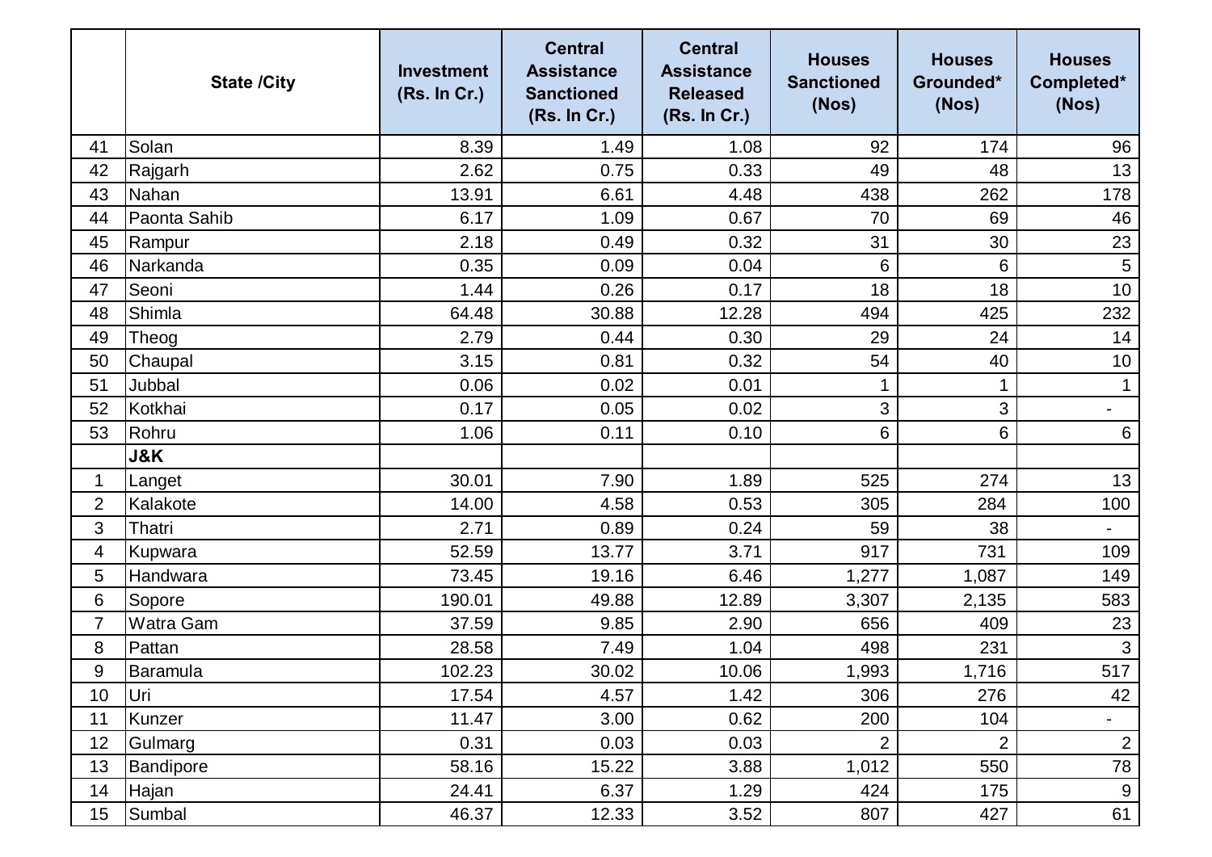| | State /City | Investment (Rs. In Cr.) | Central Assistance Sanctioned (Rs. In Cr.) | Central Assistance Released (Rs. In Cr.) | Houses Sanctioned (Nos) | Houses Grounded* (Nos) | Houses Completed* (Nos) |
|---|---|---|---|---|---|---|---|
| 41 | Solan | 8.39 | 1.49 | 1.08 | 92 | 174 | 96 |
| 42 | Rajgarh | 2.62 | 0.75 | 0.33 | 49 | 48 | 13 |
| 43 | Nahan | 13.91 | 6.61 | 4.48 | 438 | 262 | 178 |
| 44 | Paonta Sahib | 6.17 | 1.09 | 0.67 | 70 | 69 | 46 |
| 45 | Rampur | 2.18 | 0.49 | 0.32 | 31 | 30 | 23 |
| 46 | Narkanda | 0.35 | 0.09 | 0.04 | 6 | 6 | 5 |
| 47 | Seoni | 1.44 | 0.26 | 0.17 | 18 | 18 | 10 |
| 48 | Shimla | 64.48 | 30.88 | 12.28 | 494 | 425 | 232 |
| 49 | Theog | 2.79 | 0.44 | 0.30 | 29 | 24 | 14 |
| 50 | Chaupal | 3.15 | 0.81 | 0.32 | 54 | 40 | 10 |
| 51 | Jubbal | 0.06 | 0.02 | 0.01 | 1 | 1 | 1 |
| 52 | Kotkhai | 0.17 | 0.05 | 0.02 | 3 | 3 | - |
| 53 | Rohru | 1.06 | 0.11 | 0.10 | 6 | 6 | 6 |
| | **J&K** | | | | | | |
| 1 | Langet | 30.01 | 7.90 | 1.89 | 525 | 274 | 13 |
| 2 | Kalakote | 14.00 | 4.58 | 0.53 | 305 | 284 | 100 |
| 3 | Thatri | 2.71 | 0.89 | 0.24 | 59 | 38 | - |
| 4 | Kupwara | 52.59 | 13.77 | 3.71 | 917 | 731 | 109 |
| 5 | Handwara | 73.45 | 19.16 | 6.46 | 1,277 | 1,087 | 149 |
| 6 | Sopore | 190.01 | 49.88 | 12.89 | 3,307 | 2,135 | 583 |
| 7 | Watra Gam | 37.59 | 9.85 | 2.90 | 656 | 409 | 23 |
| 8 | Pattan | 28.58 | 7.49 | 1.04 | 498 | 231 | 3 |
| 9 | Baramula | 102.23 | 30.02 | 10.06 | 1,993 | 1,716 | 517 |
| 10 | Uri | 17.54 | 4.57 | 1.42 | 306 | 276 | 42 |
| 11 | Kunzer | 11.47 | 3.00 | 0.62 | 200 | 104 | - |
| 12 | Gulmarg | 0.31 | 0.03 | 0.03 | 2 | 2 | 2 |
| 13 | Bandipore | 58.16 | 15.22 | 3.88 | 1,012 | 550 | 78 |
| 14 | Hajan | 24.41 | 6.37 | 1.29 | 424 | 175 | 9 |
| 15 | Sumbal | 46.37 | 12.33 | 3.52 | 807 | 427 | 61 |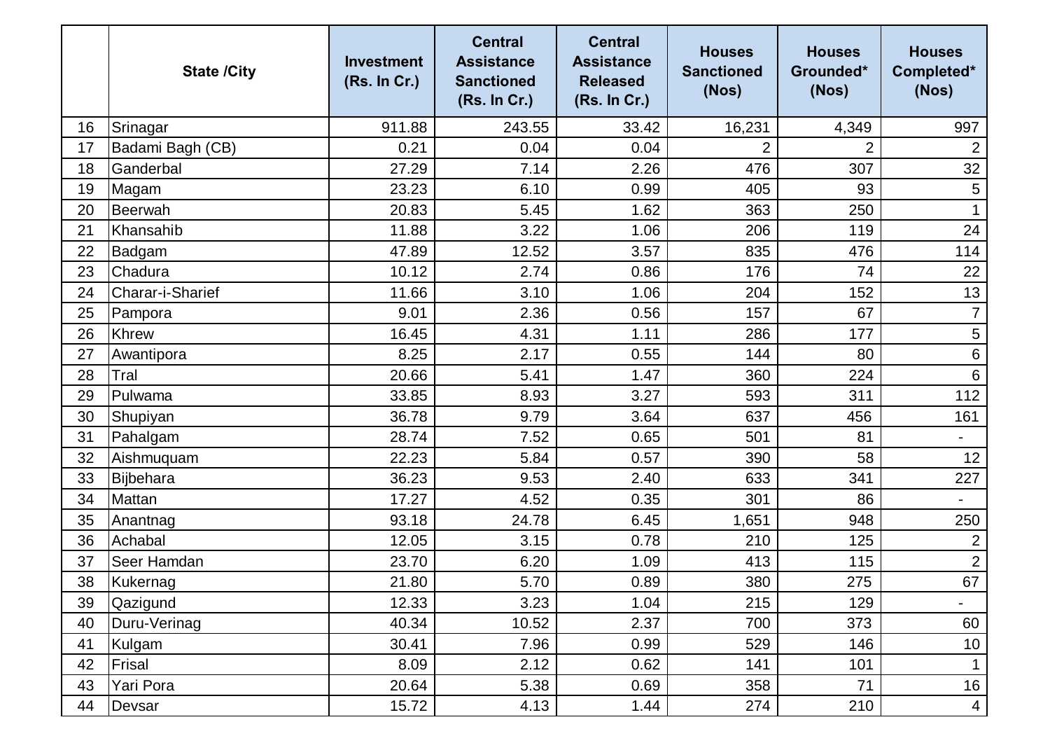| | State /City | Investment (Rs. In Cr.) | Central Assistance Sanctioned (Rs. In Cr.) | Central Assistance Released (Rs. In Cr.) | Houses Sanctioned (Nos) | Houses Grounded* (Nos) | Houses Completed* (Nos) |
|---|---|---|---|---|---|---|---|
| 16 | Srinagar | 911.88 | 243.55 | 33.42 | 16,231 | 4,349 | 997 |
| 17 | Badami Bagh (CB) | 0.21 | 0.04 | 0.04 | 2 | 2 | 2 |
| 18 | Ganderbal | 27.29 | 7.14 | 2.26 | 476 | 307 | 32 |
| 19 | Magam | 23.23 | 6.10 | 0.99 | 405 | 93 | 5 |
| 20 | Beerwah | 20.83 | 5.45 | 1.62 | 363 | 250 | 1 |
| 21 | Khansahib | 11.88 | 3.22 | 1.06 | 206 | 119 | 24 |
| 22 | Badgam | 47.89 | 12.52 | 3.57 | 835 | 476 | 114 |
| 23 | Chadura | 10.12 | 2.74 | 0.86 | 176 | 74 | 22 |
| 24 | Charar-i-Sharief | 11.66 | 3.10 | 1.06 | 204 | 152 | 13 |
| 25 | Pampora | 9.01 | 2.36 | 0.56 | 157 | 67 | 7 |
| 26 | Khrew | 16.45 | 4.31 | 1.11 | 286 | 177 | 5 |
| 27 | Awantipora | 8.25 | 2.17 | 0.55 | 144 | 80 | 6 |
| 28 | Tral | 20.66 | 5.41 | 1.47 | 360 | 224 | 6 |
| 29 | Pulwama | 33.85 | 8.93 | 3.27 | 593 | 311 | 112 |
| 30 | Shupiyan | 36.78 | 9.79 | 3.64 | 637 | 456 | 161 |
| 31 | Pahalgam | 28.74 | 7.52 | 0.65 | 501 | 81 | - |
| 32 | Aishmuquam | 22.23 | 5.84 | 0.57 | 390 | 58 | 12 |
| 33 | Bijbehara | 36.23 | 9.53 | 2.40 | 633 | 341 | 227 |
| 34 | Mattan | 17.27 | 4.52 | 0.35 | 301 | 86 | - |
| 35 | Anantnag | 93.18 | 24.78 | 6.45 | 1,651 | 948 | 250 |
| 36 | Achabal | 12.05 | 3.15 | 0.78 | 210 | 125 | 2 |
| 37 | Seer Hamdan | 23.70 | 6.20 | 1.09 | 413 | 115 | 2 |
| 38 | Kukernag | 21.80 | 5.70 | 0.89 | 380 | 275 | 67 |
| 39 | Qazigund | 12.33 | 3.23 | 1.04 | 215 | 129 | - |
| 40 | Duru-Verinag | 40.34 | 10.52 | 2.37 | 700 | 373 | 60 |
| 41 | Kulgam | 30.41 | 7.96 | 0.99 | 529 | 146 | 10 |
| 42 | Frisal | 8.09 | 2.12 | 0.62 | 141 | 101 | 1 |
| 43 | Yari Pora | 20.64 | 5.38 | 0.69 | 358 | 71 | 16 |
| 44 | Devsar | 15.72 | 4.13 | 1.44 | 274 | 210 | 4 |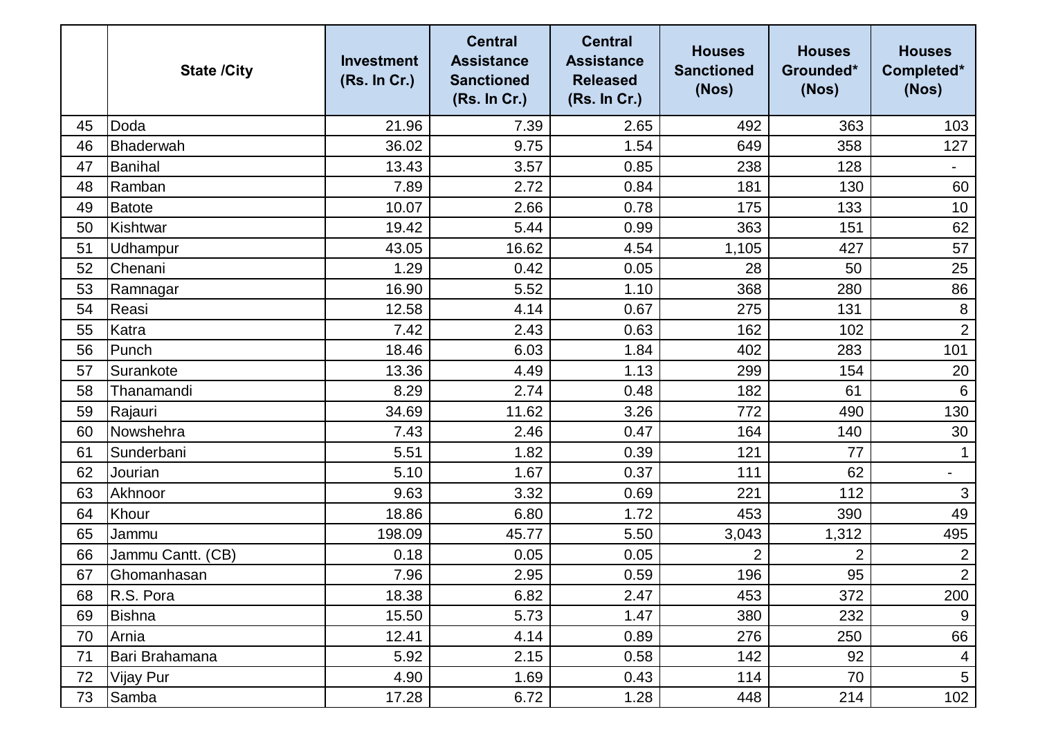| | State /City | Investment (Rs. In Cr.) | Central Assistance Sanctioned (Rs. In Cr.) | Central Assistance Released (Rs. In Cr.) | Houses Sanctioned (Nos) | Houses Grounded* (Nos) | Houses Completed* (Nos) |
|---|---|---|---|---|---|---|---|
| 45 | Doda | 21.96 | 7.39 | 2.65 | 492 | 363 | 103 |
| 46 | Bhaderwah | 36.02 | 9.75 | 1.54 | 649 | 358 | 127 |
| 47 | Banihal | 13.43 | 3.57 | 0.85 | 238 | 128 | - |
| 48 | Ramban | 7.89 | 2.72 | 0.84 | 181 | 130 | 60 |
| 49 | Batote | 10.07 | 2.66 | 0.78 | 175 | 133 | 10 |
| 50 | Kishtwar | 19.42 | 5.44 | 0.99 | 363 | 151 | 62 |
| 51 | Udhampur | 43.05 | 16.62 | 4.54 | 1,105 | 427 | 57 |
| 52 | Chenani | 1.29 | 0.42 | 0.05 | 28 | 50 | 25 |
| 53 | Ramnagar | 16.90 | 5.52 | 1.10 | 368 | 280 | 86 |
| 54 | Reasi | 12.58 | 4.14 | 0.67 | 275 | 131 | 8 |
| 55 | Katra | 7.42 | 2.43 | 0.63 | 162 | 102 | 2 |
| 56 | Punch | 18.46 | 6.03 | 1.84 | 402 | 283 | 101 |
| 57 | Surankote | 13.36 | 4.49 | 1.13 | 299 | 154 | 20 |
| 58 | Thanamandi | 8.29 | 2.74 | 0.48 | 182 | 61 | 6 |
| 59 | Rajauri | 34.69 | 11.62 | 3.26 | 772 | 490 | 130 |
| 60 | Nowshehra | 7.43 | 2.46 | 0.47 | 164 | 140 | 30 |
| 61 | Sunderbani | 5.51 | 1.82 | 0.39 | 121 | 77 | 1 |
| 62 | Jourian | 5.10 | 1.67 | 0.37 | 111 | 62 | - |
| 63 | Akhnoor | 9.63 | 3.32 | 0.69 | 221 | 112 | 3 |
| 64 | Khour | 18.86 | 6.80 | 1.72 | 453 | 390 | 49 |
| 65 | Jammu | 198.09 | 45.77 | 5.50 | 3,043 | 1,312 | 495 |
| 66 | Jammu Cantt. (CB) | 0.18 | 0.05 | 0.05 | 2 | 2 | 2 |
| 67 | Ghomanhasan | 7.96 | 2.95 | 0.59 | 196 | 95 | 2 |
| 68 | R.S. Pora | 18.38 | 6.82 | 2.47 | 453 | 372 | 200 |
| 69 | Bishna | 15.50 | 5.73 | 1.47 | 380 | 232 | 9 |
| 70 | Arnia | 12.41 | 4.14 | 0.89 | 276 | 250 | 66 |
| 71 | Bari Brahamana | 5.92 | 2.15 | 0.58 | 142 | 92 | 4 |
| 72 | Vijay Pur | 4.90 | 1.69 | 0.43 | 114 | 70 | 5 |
| 73 | Samba | 17.28 | 6.72 | 1.28 | 448 | 214 | 102 |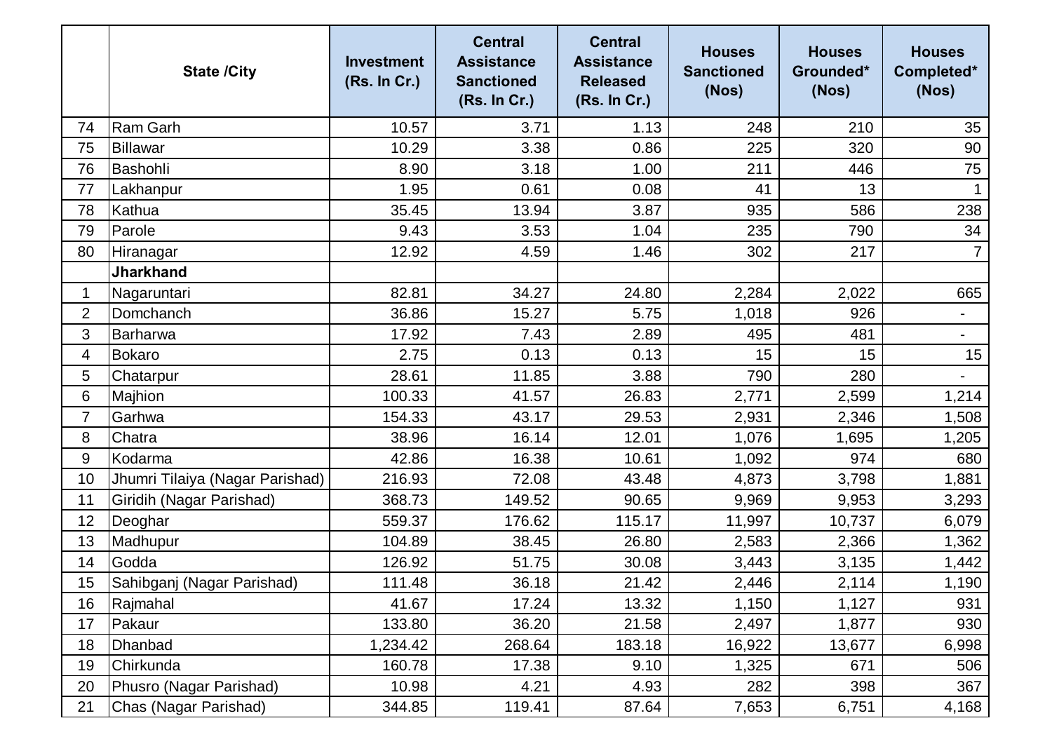|  | State /City | Investment (Rs. In Cr.) | Central Assistance Sanctioned (Rs. In Cr.) | Central Assistance Released (Rs. In Cr.) | Houses Sanctioned (Nos) | Houses Grounded* (Nos) | Houses Completed* (Nos) |
|---|---|---|---|---|---|---|---|
| 74 | Ram Garh | 10.57 | 3.71 | 1.13 | 248 | 210 | 35 |
| 75 | Billawar | 10.29 | 3.38 | 0.86 | 225 | 320 | 90 |
| 76 | Bashohli | 8.90 | 3.18 | 1.00 | 211 | 446 | 75 |
| 77 | Lakhanpur | 1.95 | 0.61 | 0.08 | 41 | 13 | 1 |
| 78 | Kathua | 35.45 | 13.94 | 3.87 | 935 | 586 | 238 |
| 79 | Parole | 9.43 | 3.53 | 1.04 | 235 | 790 | 34 |
| 80 | Hiranagar | 12.92 | 4.59 | 1.46 | 302 | 217 | 7 |
|  | **Jharkhand** |  |  |  |  |  |  |
| 1 | Nagaruntari | 82.81 | 34.27 | 24.80 | 2,284 | 2,022 | 665 |
| 2 | Domchanch | 36.86 | 15.27 | 5.75 | 1,018 | 926 | - |
| 3 | Barharwa | 17.92 | 7.43 | 2.89 | 495 | 481 | - |
| 4 | Bokaro | 2.75 | 0.13 | 0.13 | 15 | 15 | 15 |
| 5 | Chatarpur | 28.61 | 11.85 | 3.88 | 790 | 280 | - |
| 6 | Majhion | 100.33 | 41.57 | 26.83 | 2,771 | 2,599 | 1,214 |
| 7 | Garhwa | 154.33 | 43.17 | 29.53 | 2,931 | 2,346 | 1,508 |
| 8 | Chatra | 38.96 | 16.14 | 12.01 | 1,076 | 1,695 | 1,205 |
| 9 | Kodarma | 42.86 | 16.38 | 10.61 | 1,092 | 974 | 680 |
| 10 | Jhumri Tilaiya (Nagar Parishad) | 216.93 | 72.08 | 43.48 | 4,873 | 3,798 | 1,881 |
| 11 | Giridih (Nagar Parishad) | 368.73 | 149.52 | 90.65 | 9,969 | 9,953 | 3,293 |
| 12 | Deoghar | 559.37 | 176.62 | 115.17 | 11,997 | 10,737 | 6,079 |
| 13 | Madhupur | 104.89 | 38.45 | 26.80 | 2,583 | 2,366 | 1,362 |
| 14 | Godda | 126.92 | 51.75 | 30.08 | 3,443 | 3,135 | 1,442 |
| 15 | Sahibganj (Nagar Parishad) | 111.48 | 36.18 | 21.42 | 2,446 | 2,114 | 1,190 |
| 16 | Rajmahal | 41.67 | 17.24 | 13.32 | 1,150 | 1,127 | 931 |
| 17 | Pakaur | 133.80 | 36.20 | 21.58 | 2,497 | 1,877 | 930 |
| 18 | Dhanbad | 1,234.42 | 268.64 | 183.18 | 16,922 | 13,677 | 6,998 |
| 19 | Chirkunda | 160.78 | 17.38 | 9.10 | 1,325 | 671 | 506 |
| 20 | Phusro (Nagar Parishad) | 10.98 | 4.21 | 4.93 | 282 | 398 | 367 |
| 21 | Chas (Nagar Parishad) | 344.85 | 119.41 | 87.64 | 7,653 | 6,751 | 4,168 |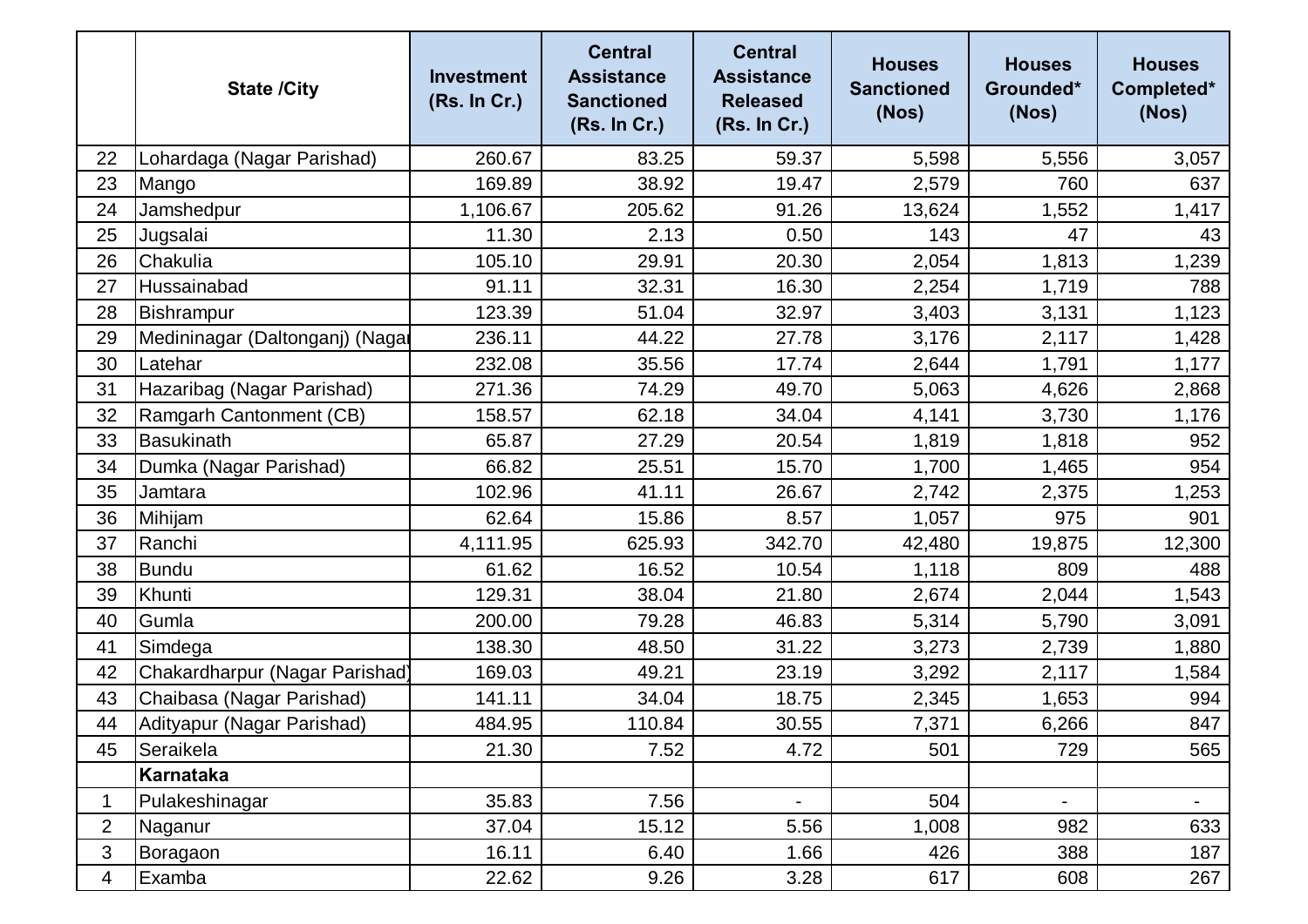| | State /City | Investment (Rs. In Cr.) | Central Assistance Sanctioned (Rs. In Cr.) | Central Assistance Released (Rs. In Cr.) | Houses Sanctioned (Nos) | Houses Grounded* (Nos) | Houses Completed* (Nos) |
|---|---|---|---|---|---|---|---|
| 22 | Lohardaga (Nagar Parishad) | 260.67 | 83.25 | 59.37 | 5,598 | 5,556 | 3,057 |
| 23 | Mango | 169.89 | 38.92 | 19.47 | 2,579 | 760 | 637 |
| 24 | Jamshedpur | 1,106.67 | 205.62 | 91.26 | 13,624 | 1,552 | 1,417 |
| 25 | Jugsalai | 11.30 | 2.13 | 0.50 | 143 | 47 | 43 |
| 26 | Chakulia | 105.10 | 29.91 | 20.30 | 2,054 | 1,813 | 1,239 |
| 27 | Hussainabad | 91.11 | 32.31 | 16.30 | 2,254 | 1,719 | 788 |
| 28 | Bishrampur | 123.39 | 51.04 | 32.97 | 3,403 | 3,131 | 1,123 |
| 29 | Medininagar (Daltonganj) (Nagar | 236.11 | 44.22 | 27.78 | 3,176 | 2,117 | 1,428 |
| 30 | Latehar | 232.08 | 35.56 | 17.74 | 2,644 | 1,791 | 1,177 |
| 31 | Hazaribag (Nagar Parishad) | 271.36 | 74.29 | 49.70 | 5,063 | 4,626 | 2,868 |
| 32 | Ramgarh Cantonment (CB) | 158.57 | 62.18 | 34.04 | 4,141 | 3,730 | 1,176 |
| 33 | Basukinath | 65.87 | 27.29 | 20.54 | 1,819 | 1,818 | 952 |
| 34 | Dumka (Nagar Parishad) | 66.82 | 25.51 | 15.70 | 1,700 | 1,465 | 954 |
| 35 | Jamtara | 102.96 | 41.11 | 26.67 | 2,742 | 2,375 | 1,253 |
| 36 | Mihijam | 62.64 | 15.86 | 8.57 | 1,057 | 975 | 901 |
| 37 | Ranchi | 4,111.95 | 625.93 | 342.70 | 42,480 | 19,875 | 12,300 |
| 38 | Bundu | 61.62 | 16.52 | 10.54 | 1,118 | 809 | 488 |
| 39 | Khunti | 129.31 | 38.04 | 21.80 | 2,674 | 2,044 | 1,543 |
| 40 | Gumla | 200.00 | 79.28 | 46.83 | 5,314 | 5,790 | 3,091 |
| 41 | Simdega | 138.30 | 48.50 | 31.22 | 3,273 | 2,739 | 1,880 |
| 42 | Chakardharpur (Nagar Parishad) | 169.03 | 49.21 | 23.19 | 3,292 | 2,117 | 1,584 |
| 43 | Chaibasa (Nagar Parishad) | 141.11 | 34.04 | 18.75 | 2,345 | 1,653 | 994 |
| 44 | Adityapur (Nagar Parishad) | 484.95 | 110.84 | 30.55 | 7,371 | 6,266 | 847 |
| 45 | Seraikela | 21.30 | 7.52 | 4.72 | 501 | 729 | 565 |
| | **Karnataka** | | | | | | |
| 1 | Pulakeshinagar | 35.83 | 7.56 | - | 504 | - | - |
| 2 | Naganur | 37.04 | 15.12 | 5.56 | 1,008 | 982 | 633 |
| 3 | Boragaon | 16.11 | 6.40 | 1.66 | 426 | 388 | 187 |
| 4 | Examba | 22.62 | 9.26 | 3.28 | 617 | 608 | 267 |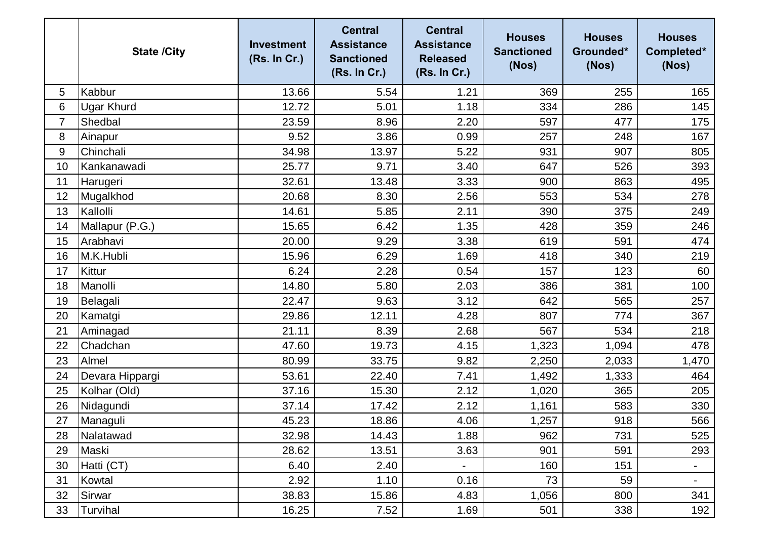| | State /City | Investment (Rs. In Cr.) | Central Assistance Sanctioned (Rs. In Cr.) | Central Assistance Released (Rs. In Cr.) | Houses Sanctioned (Nos) | Houses Grounded* (Nos) | Houses Completed* (Nos) |
|---|---|---|---|---|---|---|---|
| 5 | Kabbur | 13.66 | 5.54 | 1.21 | 369 | 255 | 165 |
| 6 | Ugar Khurd | 12.72 | 5.01 | 1.18 | 334 | 286 | 145 |
| 7 | Shedbal | 23.59 | 8.96 | 2.20 | 597 | 477 | 175 |
| 8 | Ainapur | 9.52 | 3.86 | 0.99 | 257 | 248 | 167 |
| 9 | Chinchali | 34.98 | 13.97 | 5.22 | 931 | 907 | 805 |
| 10 | Kankanawadi | 25.77 | 9.71 | 3.40 | 647 | 526 | 393 |
| 11 | Harugeri | 32.61 | 13.48 | 3.33 | 900 | 863 | 495 |
| 12 | Mugalkhod | 20.68 | 8.30 | 2.56 | 553 | 534 | 278 |
| 13 | Kallolli | 14.61 | 5.85 | 2.11 | 390 | 375 | 249 |
| 14 | Mallapur (P.G.) | 15.65 | 6.42 | 1.35 | 428 | 359 | 246 |
| 15 | Arabhavi | 20.00 | 9.29 | 3.38 | 619 | 591 | 474 |
| 16 | M.K.Hubli | 15.96 | 6.29 | 1.69 | 418 | 340 | 219 |
| 17 | Kittur | 6.24 | 2.28 | 0.54 | 157 | 123 | 60 |
| 18 | Manolli | 14.80 | 5.80 | 2.03 | 386 | 381 | 100 |
| 19 | Belagali | 22.47 | 9.63 | 3.12 | 642 | 565 | 257 |
| 20 | Kamatgi | 29.86 | 12.11 | 4.28 | 807 | 774 | 367 |
| 21 | Aminagad | 21.11 | 8.39 | 2.68 | 567 | 534 | 218 |
| 22 | Chadchan | 47.60 | 19.73 | 4.15 | 1,323 | 1,094 | 478 |
| 23 | Almel | 80.99 | 33.75 | 9.82 | 2,250 | 2,033 | 1,470 |
| 24 | Devara Hippargi | 53.61 | 22.40 | 7.41 | 1,492 | 1,333 | 464 |
| 25 | Kolhar (Old) | 37.16 | 15.30 | 2.12 | 1,020 | 365 | 205 |
| 26 | Nidagundi | 37.14 | 17.42 | 2.12 | 1,161 | 583 | 330 |
| 27 | Managuli | 45.23 | 18.86 | 4.06 | 1,257 | 918 | 566 |
| 28 | Nalatawad | 32.98 | 14.43 | 1.88 | 962 | 731 | 525 |
| 29 | Maski | 28.62 | 13.51 | 3.63 | 901 | 591 | 293 |
| 30 | Hatti (CT) | 6.40 | 2.40 | - | 160 | 151 | - |
| 31 | Kowtal | 2.92 | 1.10 | 0.16 | 73 | 59 | - |
| 32 | Sirwar | 38.83 | 15.86 | 4.83 | 1,056 | 800 | 341 |
| 33 | Turvihal | 16.25 | 7.52 | 1.69 | 501 | 338 | 192 |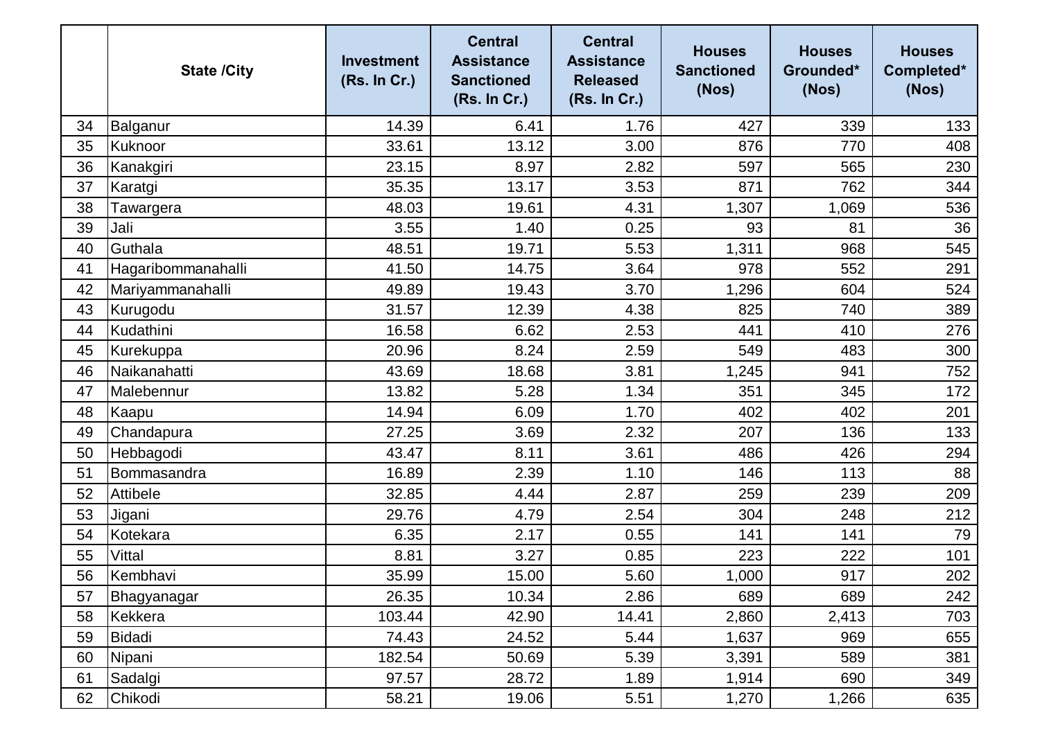|  | State /City | Investment (Rs. In Cr.) | Central Assistance Sanctioned (Rs. In Cr.) | Central Assistance Released (Rs. In Cr.) | Houses Sanctioned (Nos) | Houses Grounded* (Nos) | Houses Completed* (Nos) |
|---|---|---|---|---|---|---|---|
| 34 | Balganur | 14.39 | 6.41 | 1.76 | 427 | 339 | 133 |
| 35 | Kuknoor | 33.61 | 13.12 | 3.00 | 876 | 770 | 408 |
| 36 | Kanakgiri | 23.15 | 8.97 | 2.82 | 597 | 565 | 230 |
| 37 | Karatgi | 35.35 | 13.17 | 3.53 | 871 | 762 | 344 |
| 38 | Tawargera | 48.03 | 19.61 | 4.31 | 1,307 | 1,069 | 536 |
| 39 | Jali | 3.55 | 1.40 | 0.25 | 93 | 81 | 36 |
| 40 | Guthala | 48.51 | 19.71 | 5.53 | 1,311 | 968 | 545 |
| 41 | Hagaribommanahalli | 41.50 | 14.75 | 3.64 | 978 | 552 | 291 |
| 42 | Mariyammanahalli | 49.89 | 19.43 | 3.70 | 1,296 | 604 | 524 |
| 43 | Kurugodu | 31.57 | 12.39 | 4.38 | 825 | 740 | 389 |
| 44 | Kudathini | 16.58 | 6.62 | 2.53 | 441 | 410 | 276 |
| 45 | Kurekuppa | 20.96 | 8.24 | 2.59 | 549 | 483 | 300 |
| 46 | Naikanahatti | 43.69 | 18.68 | 3.81 | 1,245 | 941 | 752 |
| 47 | Malebennur | 13.82 | 5.28 | 1.34 | 351 | 345 | 172 |
| 48 | Kaapu | 14.94 | 6.09 | 1.70 | 402 | 402 | 201 |
| 49 | Chandapura | 27.25 | 3.69 | 2.32 | 207 | 136 | 133 |
| 50 | Hebbagodi | 43.47 | 8.11 | 3.61 | 486 | 426 | 294 |
| 51 | Bommasandra | 16.89 | 2.39 | 1.10 | 146 | 113 | 88 |
| 52 | Attibele | 32.85 | 4.44 | 2.87 | 259 | 239 | 209 |
| 53 | Jigani | 29.76 | 4.79 | 2.54 | 304 | 248 | 212 |
| 54 | Kotekara | 6.35 | 2.17 | 0.55 | 141 | 141 | 79 |
| 55 | Vittal | 8.81 | 3.27 | 0.85 | 223 | 222 | 101 |
| 56 | Kembhavi | 35.99 | 15.00 | 5.60 | 1,000 | 917 | 202 |
| 57 | Bhagyanagar | 26.35 | 10.34 | 2.86 | 689 | 689 | 242 |
| 58 | Kekkera | 103.44 | 42.90 | 14.41 | 2,860 | 2,413 | 703 |
| 59 | Bidadi | 74.43 | 24.52 | 5.44 | 1,637 | 969 | 655 |
| 60 | Nipani | 182.54 | 50.69 | 5.39 | 3,391 | 589 | 381 |
| 61 | Sadalgi | 97.57 | 28.72 | 1.89 | 1,914 | 690 | 349 |
| 62 | Chikodi | 58.21 | 19.06 | 5.51 | 1,270 | 1,266 | 635 |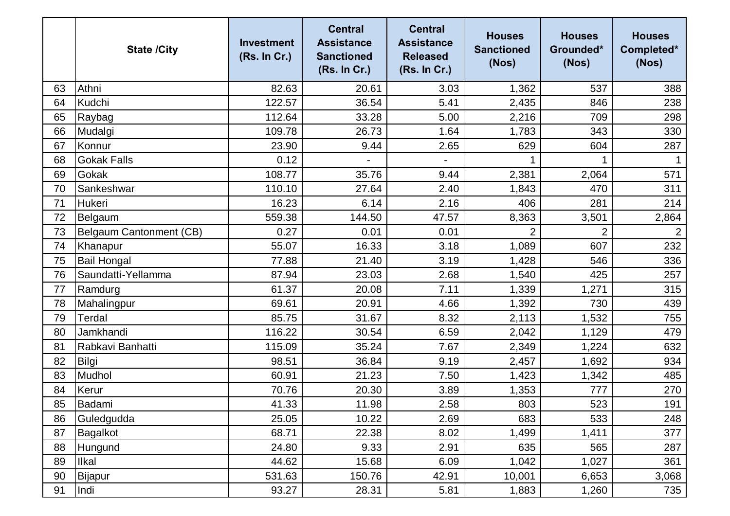| | State /City | Investment (Rs. In Cr.) | Central Assistance Sanctioned (Rs. In Cr.) | Central Assistance Released (Rs. In Cr.) | Houses Sanctioned (Nos) | Houses Grounded* (Nos) | Houses Completed* (Nos) |
|---|---|---|---|---|---|---|---|
| 63 | Athni | 82.63 | 20.61 | 3.03 | 1,362 | 537 | 388 |
| 64 | Kudchi | 122.57 | 36.54 | 5.41 | 2,435 | 846 | 238 |
| 65 | Raybag | 112.64 | 33.28 | 5.00 | 2,216 | 709 | 298 |
| 66 | Mudalgi | 109.78 | 26.73 | 1.64 | 1,783 | 343 | 330 |
| 67 | Konnur | 23.90 | 9.44 | 2.65 | 629 | 604 | 287 |
| 68 | Gokak Falls | 0.12 | - | - | 1 | 1 | 1 |
| 69 | Gokak | 108.77 | 35.76 | 9.44 | 2,381 | 2,064 | 571 |
| 70 | Sankeshwar | 110.10 | 27.64 | 2.40 | 1,843 | 470 | 311 |
| 71 | Hukeri | 16.23 | 6.14 | 2.16 | 406 | 281 | 214 |
| 72 | Belgaum | 559.38 | 144.50 | 47.57 | 8,363 | 3,501 | 2,864 |
| 73 | Belgaum Cantonment (CB) | 0.27 | 0.01 | 0.01 | 2 | 2 | 2 |
| 74 | Khanapur | 55.07 | 16.33 | 3.18 | 1,089 | 607 | 232 |
| 75 | Bail Hongal | 77.88 | 21.40 | 3.19 | 1,428 | 546 | 336 |
| 76 | Saundatti-Yellamma | 87.94 | 23.03 | 2.68 | 1,540 | 425 | 257 |
| 77 | Ramdurg | 61.37 | 20.08 | 7.11 | 1,339 | 1,271 | 315 |
| 78 | Mahalingpur | 69.61 | 20.91 | 4.66 | 1,392 | 730 | 439 |
| 79 | Terdal | 85.75 | 31.67 | 8.32 | 2,113 | 1,532 | 755 |
| 80 | Jamkhandi | 116.22 | 30.54 | 6.59 | 2,042 | 1,129 | 479 |
| 81 | Rabkavi Banhatti | 115.09 | 35.24 | 7.67 | 2,349 | 1,224 | 632 |
| 82 | Bilgi | 98.51 | 36.84 | 9.19 | 2,457 | 1,692 | 934 |
| 83 | Mudhol | 60.91 | 21.23 | 7.50 | 1,423 | 1,342 | 485 |
| 84 | Kerur | 70.76 | 20.30 | 3.89 | 1,353 | 777 | 270 |
| 85 | Badami | 41.33 | 11.98 | 2.58 | 803 | 523 | 191 |
| 86 | Guledgudda | 25.05 | 10.22 | 2.69 | 683 | 533 | 248 |
| 87 | Bagalkot | 68.71 | 22.38 | 8.02 | 1,499 | 1,411 | 377 |
| 88 | Hungund | 24.80 | 9.33 | 2.91 | 635 | 565 | 287 |
| 89 | Ilkal | 44.62 | 15.68 | 6.09 | 1,042 | 1,027 | 361 |
| 90 | Bijapur | 531.63 | 150.76 | 42.91 | 10,001 | 6,653 | 3,068 |
| 91 | Indi | 93.27 | 28.31 | 5.81 | 1,883 | 1,260 | 735 |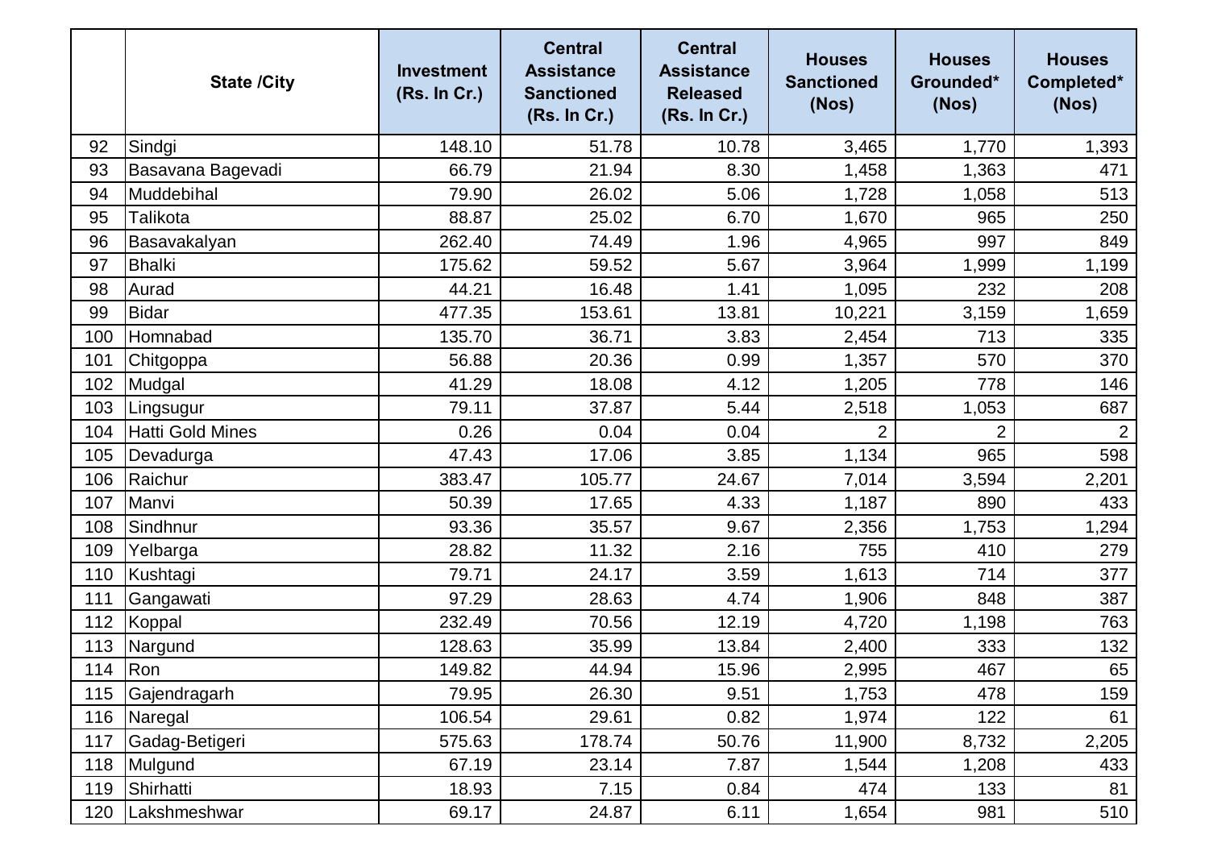| | State /City | Investment (Rs. In Cr.) | Central Assistance Sanctioned (Rs. In Cr.) | Central Assistance Released (Rs. In Cr.) | Houses Sanctioned (Nos) | Houses Grounded* (Nos) | Houses Completed* (Nos) |
|---|---|---|---|---|---|---|---|
| 92 | Sindgi | 148.10 | 51.78 | 10.78 | 3,465 | 1,770 | 1,393 |
| 93 | Basavana Bagevadi | 66.79 | 21.94 | 8.30 | 1,458 | 1,363 | 471 |
| 94 | Muddebihal | 79.90 | 26.02 | 5.06 | 1,728 | 1,058 | 513 |
| 95 | Talikota | 88.87 | 25.02 | 6.70 | 1,670 | 965 | 250 |
| 96 | Basavakalyan | 262.40 | 74.49 | 1.96 | 4,965 | 997 | 849 |
| 97 | Bhalki | 175.62 | 59.52 | 5.67 | 3,964 | 1,999 | 1,199 |
| 98 | Aurad | 44.21 | 16.48 | 1.41 | 1,095 | 232 | 208 |
| 99 | Bidar | 477.35 | 153.61 | 13.81 | 10,221 | 3,159 | 1,659 |
| 100 | Homnabad | 135.70 | 36.71 | 3.83 | 2,454 | 713 | 335 |
| 101 | Chitgoppa | 56.88 | 20.36 | 0.99 | 1,357 | 570 | 370 |
| 102 | Mudgal | 41.29 | 18.08 | 4.12 | 1,205 | 778 | 146 |
| 103 | Lingsugur | 79.11 | 37.87 | 5.44 | 2,518 | 1,053 | 687 |
| 104 | Hatti Gold Mines | 0.26 | 0.04 | 0.04 | 2 | 2 | 2 |
| 105 | Devadurga | 47.43 | 17.06 | 3.85 | 1,134 | 965 | 598 |
| 106 | Raichur | 383.47 | 105.77 | 24.67 | 7,014 | 3,594 | 2,201 |
| 107 | Manvi | 50.39 | 17.65 | 4.33 | 1,187 | 890 | 433 |
| 108 | Sindhnur | 93.36 | 35.57 | 9.67 | 2,356 | 1,753 | 1,294 |
| 109 | Yelbarga | 28.82 | 11.32 | 2.16 | 755 | 410 | 279 |
| 110 | Kushtagi | 79.71 | 24.17 | 3.59 | 1,613 | 714 | 377 |
| 111 | Gangawati | 97.29 | 28.63 | 4.74 | 1,906 | 848 | 387 |
| 112 | Koppal | 232.49 | 70.56 | 12.19 | 4,720 | 1,198 | 763 |
| 113 | Nargund | 128.63 | 35.99 | 13.84 | 2,400 | 333 | 132 |
| 114 | Ron | 149.82 | 44.94 | 15.96 | 2,995 | 467 | 65 |
| 115 | Gajendragarh | 79.95 | 26.30 | 9.51 | 1,753 | 478 | 159 |
| 116 | Naregal | 106.54 | 29.61 | 0.82 | 1,974 | 122 | 61 |
| 117 | Gadag-Betigeri | 575.63 | 178.74 | 50.76 | 11,900 | 8,732 | 2,205 |
| 118 | Mulgund | 67.19 | 23.14 | 7.87 | 1,544 | 1,208 | 433 |
| 119 | Shirhatti | 18.93 | 7.15 | 0.84 | 474 | 133 | 81 |
| 120 | Lakshmeshwar | 69.17 | 24.87 | 6.11 | 1,654 | 981 | 510 |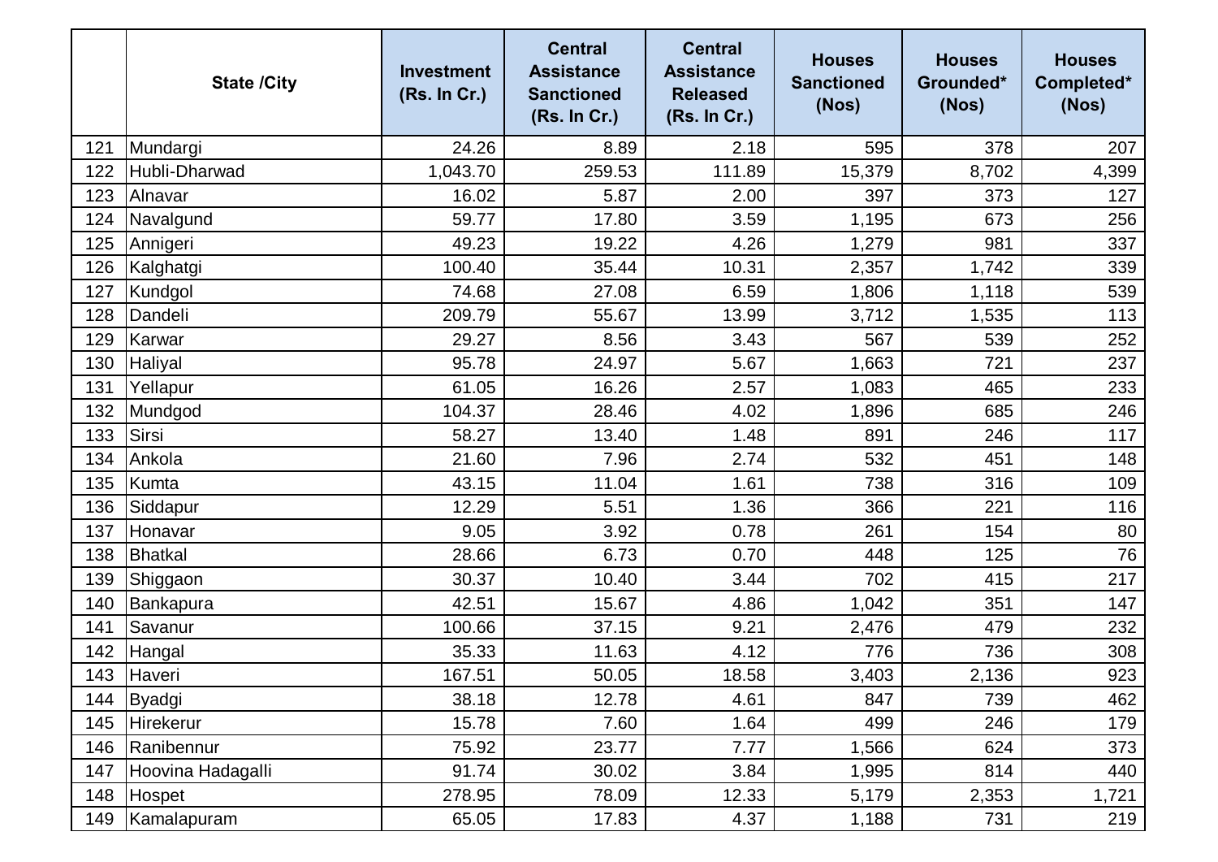| | State /City | Investment (Rs. In Cr.) | Central Assistance Sanctioned (Rs. In Cr.) | Central Assistance Released (Rs. In Cr.) | Houses Sanctioned (Nos) | Houses Grounded* (Nos) | Houses Completed* (Nos) |
|---|---|---|---|---|---|---|---|
| 121 | Mundargi | 24.26 | 8.89 | 2.18 | 595 | 378 | 207 |
| 122 | Hubli-Dharwad | 1,043.70 | 259.53 | 111.89 | 15,379 | 8,702 | 4,399 |
| 123 | Alnavar | 16.02 | 5.87 | 2.00 | 397 | 373 | 127 |
| 124 | Navalgund | 59.77 | 17.80 | 3.59 | 1,195 | 673 | 256 |
| 125 | Annigeri | 49.23 | 19.22 | 4.26 | 1,279 | 981 | 337 |
| 126 | Kalghatgi | 100.40 | 35.44 | 10.31 | 2,357 | 1,742 | 339 |
| 127 | Kundgol | 74.68 | 27.08 | 6.59 | 1,806 | 1,118 | 539 |
| 128 | Dandeli | 209.79 | 55.67 | 13.99 | 3,712 | 1,535 | 113 |
| 129 | Karwar | 29.27 | 8.56 | 3.43 | 567 | 539 | 252 |
| 130 | Haliyal | 95.78 | 24.97 | 5.67 | 1,663 | 721 | 237 |
| 131 | Yellapur | 61.05 | 16.26 | 2.57 | 1,083 | 465 | 233 |
| 132 | Mundgod | 104.37 | 28.46 | 4.02 | 1,896 | 685 | 246 |
| 133 | Sirsi | 58.27 | 13.40 | 1.48 | 891 | 246 | 117 |
| 134 | Ankola | 21.60 | 7.96 | 2.74 | 532 | 451 | 148 |
| 135 | Kumta | 43.15 | 11.04 | 1.61 | 738 | 316 | 109 |
| 136 | Siddapur | 12.29 | 5.51 | 1.36 | 366 | 221 | 116 |
| 137 | Honavar | 9.05 | 3.92 | 0.78 | 261 | 154 | 80 |
| 138 | Bhatkal | 28.66 | 6.73 | 0.70 | 448 | 125 | 76 |
| 139 | Shiggaon | 30.37 | 10.40 | 3.44 | 702 | 415 | 217 |
| 140 | Bankapura | 42.51 | 15.67 | 4.86 | 1,042 | 351 | 147 |
| 141 | Savanur | 100.66 | 37.15 | 9.21 | 2,476 | 479 | 232 |
| 142 | Hangal | 35.33 | 11.63 | 4.12 | 776 | 736 | 308 |
| 143 | Haveri | 167.51 | 50.05 | 18.58 | 3,403 | 2,136 | 923 |
| 144 | Byadgi | 38.18 | 12.78 | 4.61 | 847 | 739 | 462 |
| 145 | Hirekerur | 15.78 | 7.60 | 1.64 | 499 | 246 | 179 |
| 146 | Ranibennur | 75.92 | 23.77 | 7.77 | 1,566 | 624 | 373 |
| 147 | Hoovina Hadagalli | 91.74 | 30.02 | 3.84 | 1,995 | 814 | 440 |
| 148 | Hospet | 278.95 | 78.09 | 12.33 | 5,179 | 2,353 | 1,721 |
| 149 | Kamalapuram | 65.05 | 17.83 | 4.37 | 1,188 | 731 | 219 |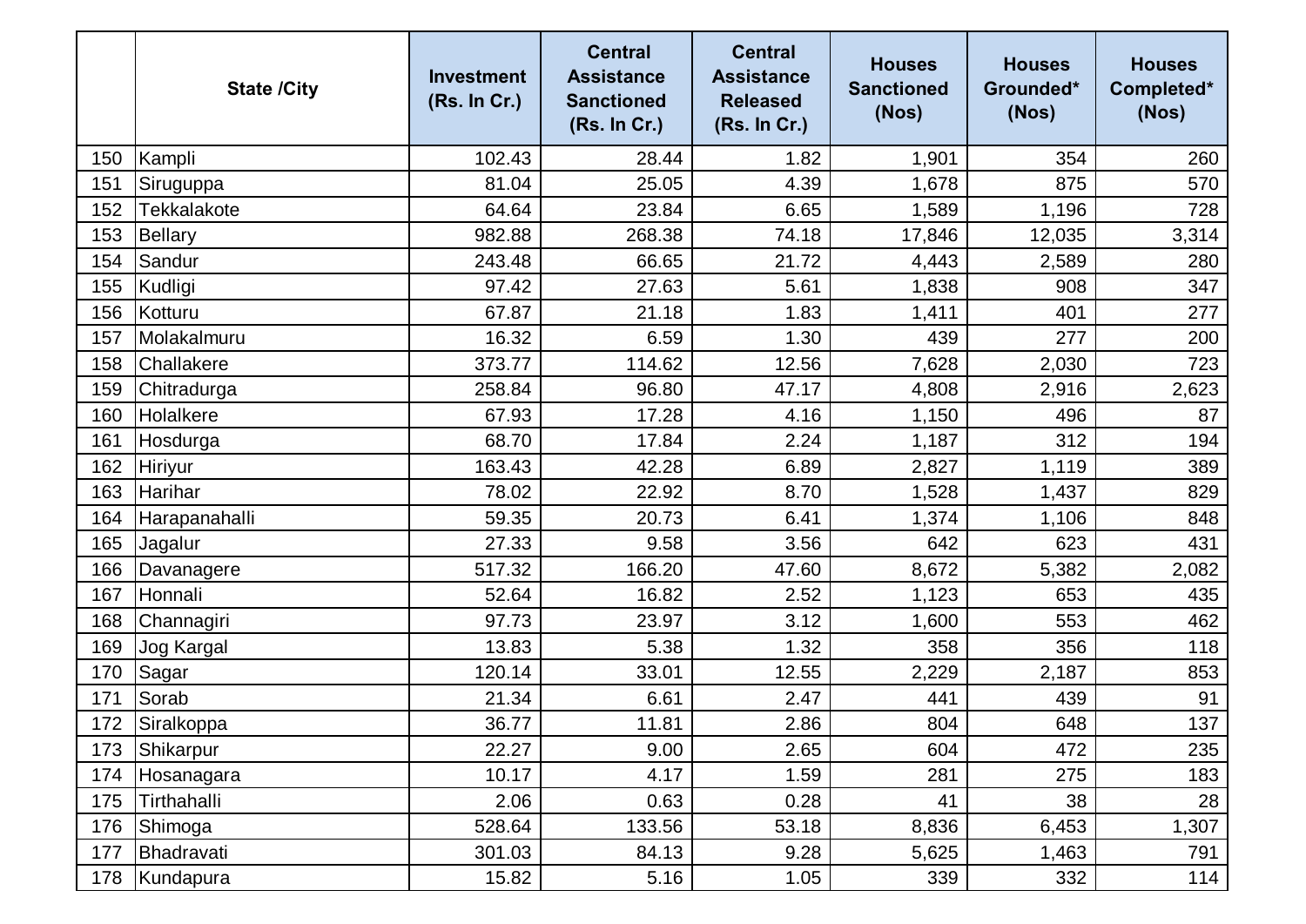|  | State /City | Investment (Rs. In Cr.) | Central Assistance Sanctioned (Rs. In Cr.) | Central Assistance Released (Rs. In Cr.) | Houses Sanctioned (Nos) | Houses Grounded* (Nos) | Houses Completed* (Nos) |
|---|---|---|---|---|---|---|---|
| 150 | Kampli | 102.43 | 28.44 | 1.82 | 1,901 | 354 | 260 |
| 151 | Siruguppa | 81.04 | 25.05 | 4.39 | 1,678 | 875 | 570 |
| 152 | Tekkalakote | 64.64 | 23.84 | 6.65 | 1,589 | 1,196 | 728 |
| 153 | Bellary | 982.88 | 268.38 | 74.18 | 17,846 | 12,035 | 3,314 |
| 154 | Sandur | 243.48 | 66.65 | 21.72 | 4,443 | 2,589 | 280 |
| 155 | Kudligi | 97.42 | 27.63 | 5.61 | 1,838 | 908 | 347 |
| 156 | Kotturu | 67.87 | 21.18 | 1.83 | 1,411 | 401 | 277 |
| 157 | Molakalmuru | 16.32 | 6.59 | 1.30 | 439 | 277 | 200 |
| 158 | Challakere | 373.77 | 114.62 | 12.56 | 7,628 | 2,030 | 723 |
| 159 | Chitradurga | 258.84 | 96.80 | 47.17 | 4,808 | 2,916 | 2,623 |
| 160 | Holalkere | 67.93 | 17.28 | 4.16 | 1,150 | 496 | 87 |
| 161 | Hosdurga | 68.70 | 17.84 | 2.24 | 1,187 | 312 | 194 |
| 162 | Hiriyur | 163.43 | 42.28 | 6.89 | 2,827 | 1,119 | 389 |
| 163 | Harihar | 78.02 | 22.92 | 8.70 | 1,528 | 1,437 | 829 |
| 164 | Harapanahalli | 59.35 | 20.73 | 6.41 | 1,374 | 1,106 | 848 |
| 165 | Jagalur | 27.33 | 9.58 | 3.56 | 642 | 623 | 431 |
| 166 | Davanagere | 517.32 | 166.20 | 47.60 | 8,672 | 5,382 | 2,082 |
| 167 | Honnali | 52.64 | 16.82 | 2.52 | 1,123 | 653 | 435 |
| 168 | Channagiri | 97.73 | 23.97 | 3.12 | 1,600 | 553 | 462 |
| 169 | Jog Kargal | 13.83 | 5.38 | 1.32 | 358 | 356 | 118 |
| 170 | Sagar | 120.14 | 33.01 | 12.55 | 2,229 | 2,187 | 853 |
| 171 | Sorab | 21.34 | 6.61 | 2.47 | 441 | 439 | 91 |
| 172 | Siralkoppa | 36.77 | 11.81 | 2.86 | 804 | 648 | 137 |
| 173 | Shikarpur | 22.27 | 9.00 | 2.65 | 604 | 472 | 235 |
| 174 | Hosanagara | 10.17 | 4.17 | 1.59 | 281 | 275 | 183 |
| 175 | Tirthahalli | 2.06 | 0.63 | 0.28 | 41 | 38 | 28 |
| 176 | Shimoga | 528.64 | 133.56 | 53.18 | 8,836 | 6,453 | 1,307 |
| 177 | Bhadravati | 301.03 | 84.13 | 9.28 | 5,625 | 1,463 | 791 |
| 178 | Kundapura | 15.82 | 5.16 | 1.05 | 339 | 332 | 114 |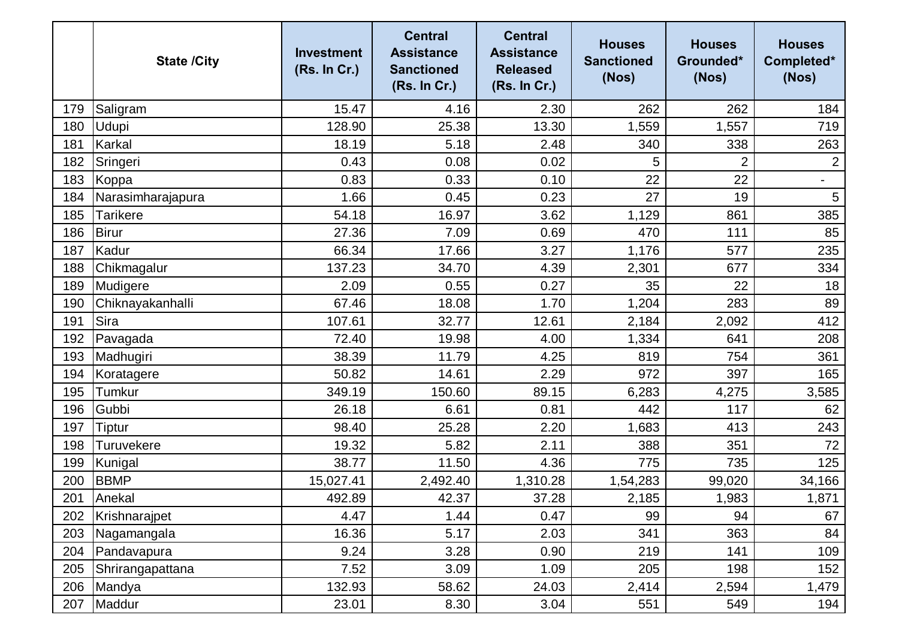|  | State /City | Investment (Rs. In Cr.) | Central Assistance Sanctioned (Rs. In Cr.) | Central Assistance Released (Rs. In Cr.) | Houses Sanctioned (Nos) | Houses Grounded* (Nos) | Houses Completed* (Nos) |
|---|---|---|---|---|---|---|---|
| 179 | Saligram | 15.47 | 4.16 | 2.30 | 262 | 262 | 184 |
| 180 | Udupi | 128.90 | 25.38 | 13.30 | 1,559 | 1,557 | 719 |
| 181 | Karkal | 18.19 | 5.18 | 2.48 | 340 | 338 | 263 |
| 182 | Sringeri | 0.43 | 0.08 | 0.02 | 5 | 2 | 2 |
| 183 | Koppa | 0.83 | 0.33 | 0.10 | 22 | 22 | - |
| 184 | Narasimharajapura | 1.66 | 0.45 | 0.23 | 27 | 19 | 5 |
| 185 | Tarikere | 54.18 | 16.97 | 3.62 | 1,129 | 861 | 385 |
| 186 | Birur | 27.36 | 7.09 | 0.69 | 470 | 111 | 85 |
| 187 | Kadur | 66.34 | 17.66 | 3.27 | 1,176 | 577 | 235 |
| 188 | Chikmagalur | 137.23 | 34.70 | 4.39 | 2,301 | 677 | 334 |
| 189 | Mudigere | 2.09 | 0.55 | 0.27 | 35 | 22 | 18 |
| 190 | Chiknayakanhalli | 67.46 | 18.08 | 1.70 | 1,204 | 283 | 89 |
| 191 | Sira | 107.61 | 32.77 | 12.61 | 2,184 | 2,092 | 412 |
| 192 | Pavagada | 72.40 | 19.98 | 4.00 | 1,334 | 641 | 208 |
| 193 | Madhugiri | 38.39 | 11.79 | 4.25 | 819 | 754 | 361 |
| 194 | Koratagere | 50.82 | 14.61 | 2.29 | 972 | 397 | 165 |
| 195 | Tumkur | 349.19 | 150.60 | 89.15 | 6,283 | 4,275 | 3,585 |
| 196 | Gubbi | 26.18 | 6.61 | 0.81 | 442 | 117 | 62 |
| 197 | Tiptur | 98.40 | 25.28 | 2.20 | 1,683 | 413 | 243 |
| 198 | Turuvekere | 19.32 | 5.82 | 2.11 | 388 | 351 | 72 |
| 199 | Kunigal | 38.77 | 11.50 | 4.36 | 775 | 735 | 125 |
| 200 | BBMP | 15,027.41 | 2,492.40 | 1,310.28 | 1,54,283 | 99,020 | 34,166 |
| 201 | Anekal | 492.89 | 42.37 | 37.28 | 2,185 | 1,983 | 1,871 |
| 202 | Krishnarajpet | 4.47 | 1.44 | 0.47 | 99 | 94 | 67 |
| 203 | Nagamangala | 16.36 | 5.17 | 2.03 | 341 | 363 | 84 |
| 204 | Pandavapura | 9.24 | 3.28 | 0.90 | 219 | 141 | 109 |
| 205 | Shrirangapattana | 7.52 | 3.09 | 1.09 | 205 | 198 | 152 |
| 206 | Mandya | 132.93 | 58.62 | 24.03 | 2,414 | 2,594 | 1,479 |
| 207 | Maddur | 23.01 | 8.30 | 3.04 | 551 | 549 | 194 |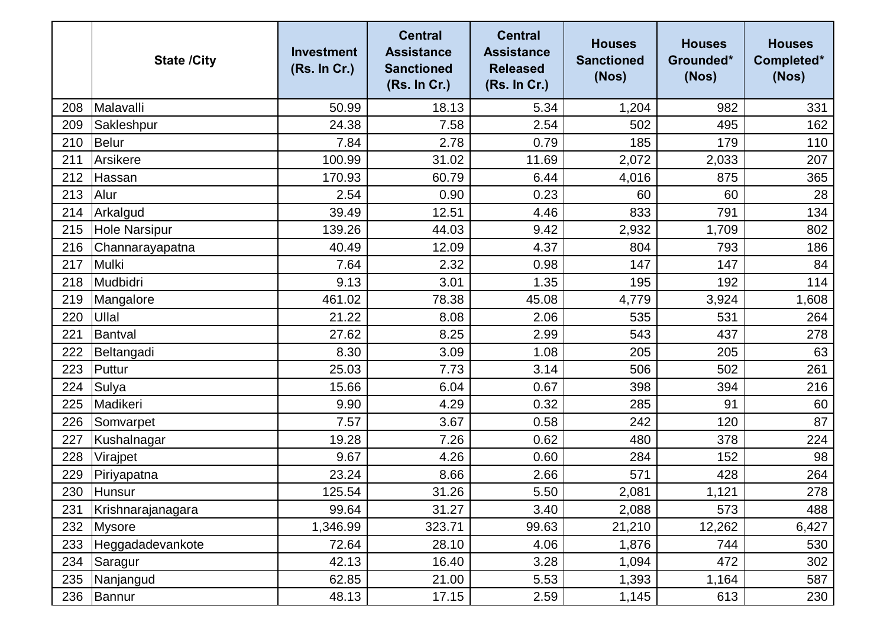| | State /City | Investment (Rs. In Cr.) | Central Assistance Sanctioned (Rs. In Cr.) | Central Assistance Released (Rs. In Cr.) | Houses Sanctioned (Nos) | Houses Grounded* (Nos) | Houses Completed* (Nos) |
|---|---|---|---|---|---|---|---|
| 208 | Malavalli | 50.99 | 18.13 | 5.34 | 1,204 | 982 | 331 |
| 209 | Sakleshpur | 24.38 | 7.58 | 2.54 | 502 | 495 | 162 |
| 210 | Belur | 7.84 | 2.78 | 0.79 | 185 | 179 | 110 |
| 211 | Arsikere | 100.99 | 31.02 | 11.69 | 2,072 | 2,033 | 207 |
| 212 | Hassan | 170.93 | 60.79 | 6.44 | 4,016 | 875 | 365 |
| 213 | Alur | 2.54 | 0.90 | 0.23 | 60 | 60 | 28 |
| 214 | Arkalgud | 39.49 | 12.51 | 4.46 | 833 | 791 | 134 |
| 215 | Hole Narsipur | 139.26 | 44.03 | 9.42 | 2,932 | 1,709 | 802 |
| 216 | Channarayapatna | 40.49 | 12.09 | 4.37 | 804 | 793 | 186 |
| 217 | Mulki | 7.64 | 2.32 | 0.98 | 147 | 147 | 84 |
| 218 | Mudbidri | 9.13 | 3.01 | 1.35 | 195 | 192 | 114 |
| 219 | Mangalore | 461.02 | 78.38 | 45.08 | 4,779 | 3,924 | 1,608 |
| 220 | Ullal | 21.22 | 8.08 | 2.06 | 535 | 531 | 264 |
| 221 | Bantval | 27.62 | 8.25 | 2.99 | 543 | 437 | 278 |
| 222 | Beltangadi | 8.30 | 3.09 | 1.08 | 205 | 205 | 63 |
| 223 | Puttur | 25.03 | 7.73 | 3.14 | 506 | 502 | 261 |
| 224 | Sulya | 15.66 | 6.04 | 0.67 | 398 | 394 | 216 |
| 225 | Madikeri | 9.90 | 4.29 | 0.32 | 285 | 91 | 60 |
| 226 | Somvarpet | 7.57 | 3.67 | 0.58 | 242 | 120 | 87 |
| 227 | Kushalnagar | 19.28 | 7.26 | 0.62 | 480 | 378 | 224 |
| 228 | Virajpet | 9.67 | 4.26 | 0.60 | 284 | 152 | 98 |
| 229 | Piriyapatna | 23.24 | 8.66 | 2.66 | 571 | 428 | 264 |
| 230 | Hunsur | 125.54 | 31.26 | 5.50 | 2,081 | 1,121 | 278 |
| 231 | Krishnarajanagara | 99.64 | 31.27 | 3.40 | 2,088 | 573 | 488 |
| 232 | Mysore | 1,346.99 | 323.71 | 99.63 | 21,210 | 12,262 | 6,427 |
| 233 | Heggadadevankote | 72.64 | 28.10 | 4.06 | 1,876 | 744 | 530 |
| 234 | Saragur | 42.13 | 16.40 | 3.28 | 1,094 | 472 | 302 |
| 235 | Nanjangud | 62.85 | 21.00 | 5.53 | 1,393 | 1,164 | 587 |
| 236 | Bannur | 48.13 | 17.15 | 2.59 | 1,145 | 613 | 230 |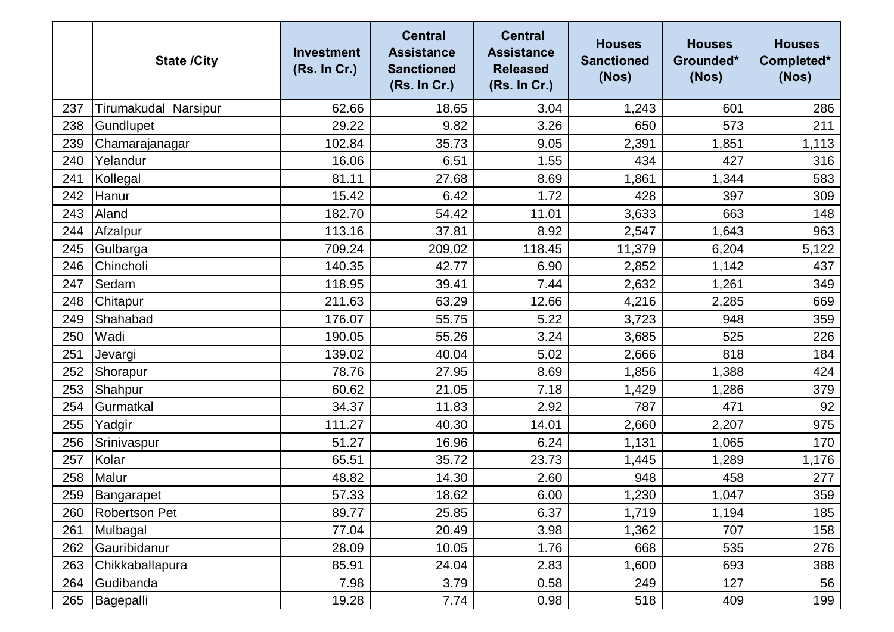|  | State /City | Investment (Rs. In Cr.) | Central Assistance Sanctioned (Rs. In Cr.) | Central Assistance Released (Rs. In Cr.) | Houses Sanctioned (Nos) | Houses Grounded* (Nos) | Houses Completed* (Nos) |
|---|---|---|---|---|---|---|---|
| 237 | Tirumakudal Narsipur | 62.66 | 18.65 | 3.04 | 1,243 | 601 | 286 |
| 238 | Gundlupet | 29.22 | 9.82 | 3.26 | 650 | 573 | 211 |
| 239 | Chamarajanagar | 102.84 | 35.73 | 9.05 | 2,391 | 1,851 | 1,113 |
| 240 | Yelandur | 16.06 | 6.51 | 1.55 | 434 | 427 | 316 |
| 241 | Kollegal | 81.11 | 27.68 | 8.69 | 1,861 | 1,344 | 583 |
| 242 | Hanur | 15.42 | 6.42 | 1.72 | 428 | 397 | 309 |
| 243 | Aland | 182.70 | 54.42 | 11.01 | 3,633 | 663 | 148 |
| 244 | Afzalpur | 113.16 | 37.81 | 8.92 | 2,547 | 1,643 | 963 |
| 245 | Gulbarga | 709.24 | 209.02 | 118.45 | 11,379 | 6,204 | 5,122 |
| 246 | Chincholi | 140.35 | 42.77 | 6.90 | 2,852 | 1,142 | 437 |
| 247 | Sedam | 118.95 | 39.41 | 7.44 | 2,632 | 1,261 | 349 |
| 248 | Chitapur | 211.63 | 63.29 | 12.66 | 4,216 | 2,285 | 669 |
| 249 | Shahabad | 176.07 | 55.75 | 5.22 | 3,723 | 948 | 359 |
| 250 | Wadi | 190.05 | 55.26 | 3.24 | 3,685 | 525 | 226 |
| 251 | Jevargi | 139.02 | 40.04 | 5.02 | 2,666 | 818 | 184 |
| 252 | Shorapur | 78.76 | 27.95 | 8.69 | 1,856 | 1,388 | 424 |
| 253 | Shahpur | 60.62 | 21.05 | 7.18 | 1,429 | 1,286 | 379 |
| 254 | Gurmatkal | 34.37 | 11.83 | 2.92 | 787 | 471 | 92 |
| 255 | Yadgir | 111.27 | 40.30 | 14.01 | 2,660 | 2,207 | 975 |
| 256 | Srinivaspur | 51.27 | 16.96 | 6.24 | 1,131 | 1,065 | 170 |
| 257 | Kolar | 65.51 | 35.72 | 23.73 | 1,445 | 1,289 | 1,176 |
| 258 | Malur | 48.82 | 14.30 | 2.60 | 948 | 458 | 277 |
| 259 | Bangarapet | 57.33 | 18.62 | 6.00 | 1,230 | 1,047 | 359 |
| 260 | Robertson Pet | 89.77 | 25.85 | 6.37 | 1,719 | 1,194 | 185 |
| 261 | Mulbagal | 77.04 | 20.49 | 3.98 | 1,362 | 707 | 158 |
| 262 | Gauribidanur | 28.09 | 10.05 | 1.76 | 668 | 535 | 276 |
| 263 | Chikkaballapura | 85.91 | 24.04 | 2.83 | 1,600 | 693 | 388 |
| 264 | Gudibanda | 7.98 | 3.79 | 0.58 | 249 | 127 | 56 |
| 265 | Bagepalli | 19.28 | 7.74 | 0.98 | 518 | 409 | 199 |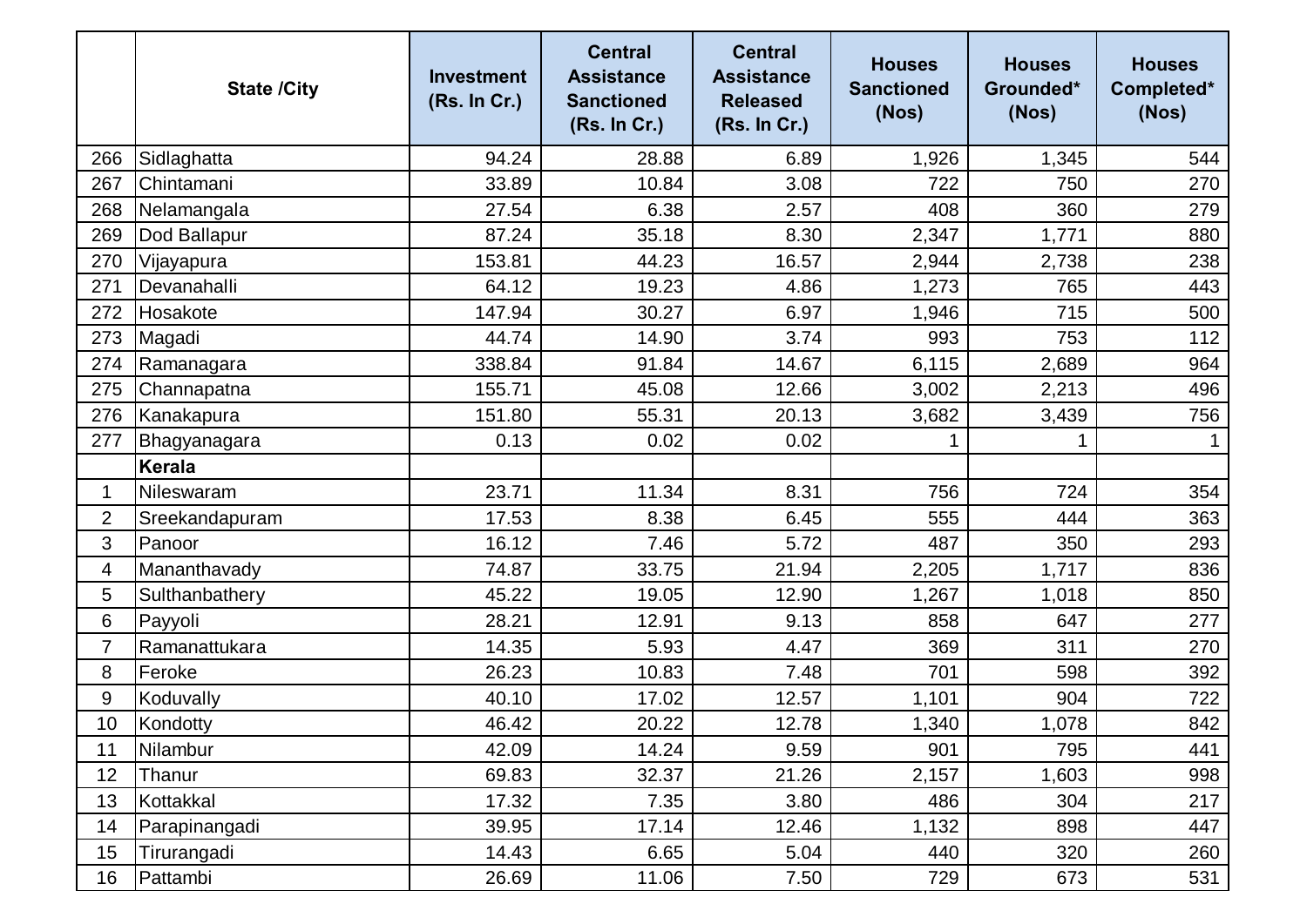| | State /City | Investment (Rs. In Cr.) | Central Assistance Sanctioned (Rs. In Cr.) | Central Assistance Released (Rs. In Cr.) | Houses Sanctioned (Nos) | Houses Grounded* (Nos) | Houses Completed* (Nos) |
|---|---|---|---|---|---|---|---|
| 266 | Sidlaghatta | 94.24 | 28.88 | 6.89 | 1,926 | 1,345 | 544 |
| 267 | Chintamani | 33.89 | 10.84 | 3.08 | 722 | 750 | 270 |
| 268 | Nelamangala | 27.54 | 6.38 | 2.57 | 408 | 360 | 279 |
| 269 | Dod Ballapur | 87.24 | 35.18 | 8.30 | 2,347 | 1,771 | 880 |
| 270 | Vijayapura | 153.81 | 44.23 | 16.57 | 2,944 | 2,738 | 238 |
| 271 | Devanahalli | 64.12 | 19.23 | 4.86 | 1,273 | 765 | 443 |
| 272 | Hosakote | 147.94 | 30.27 | 6.97 | 1,946 | 715 | 500 |
| 273 | Magadi | 44.74 | 14.90 | 3.74 | 993 | 753 | 112 |
| 274 | Ramanagara | 338.84 | 91.84 | 14.67 | 6,115 | 2,689 | 964 |
| 275 | Channapatna | 155.71 | 45.08 | 12.66 | 3,002 | 2,213 | 496 |
| 276 | Kanakapura | 151.80 | 55.31 | 20.13 | 3,682 | 3,439 | 756 |
| 277 | Bhagyanagara | 0.13 | 0.02 | 0.02 | 1 | 1 | 1 |
| | **Kerala** | | | | | | |
| 1 | Nileswaram | 23.71 | 11.34 | 8.31 | 756 | 724 | 354 |
| 2 | Sreekandapuram | 17.53 | 8.38 | 6.45 | 555 | 444 | 363 |
| 3 | Panoor | 16.12 | 7.46 | 5.72 | 487 | 350 | 293 |
| 4 | Mananthavady | 74.87 | 33.75 | 21.94 | 2,205 | 1,717 | 836 |
| 5 | Sulthanbathery | 45.22 | 19.05 | 12.90 | 1,267 | 1,018 | 850 |
| 6 | Payyoli | 28.21 | 12.91 | 9.13 | 858 | 647 | 277 |
| 7 | Ramanattukara | 14.35 | 5.93 | 4.47 | 369 | 311 | 270 |
| 8 | Feroke | 26.23 | 10.83 | 7.48 | 701 | 598 | 392 |
| 9 | Koduvally | 40.10 | 17.02 | 12.57 | 1,101 | 904 | 722 |
| 10 | Kondotty | 46.42 | 20.22 | 12.78 | 1,340 | 1,078 | 842 |
| 11 | Nilambur | 42.09 | 14.24 | 9.59 | 901 | 795 | 441 |
| 12 | Thanur | 69.83 | 32.37 | 21.26 | 2,157 | 1,603 | 998 |
| 13 | Kottakkal | 17.32 | 7.35 | 3.80 | 486 | 304 | 217 |
| 14 | Parapinangadi | 39.95 | 17.14 | 12.46 | 1,132 | 898 | 447 |
| 15 | Tirurangadi | 14.43 | 6.65 | 5.04 | 440 | 320 | 260 |
| 16 | Pattambi | 26.69 | 11.06 | 7.50 | 729 | 673 | 531 |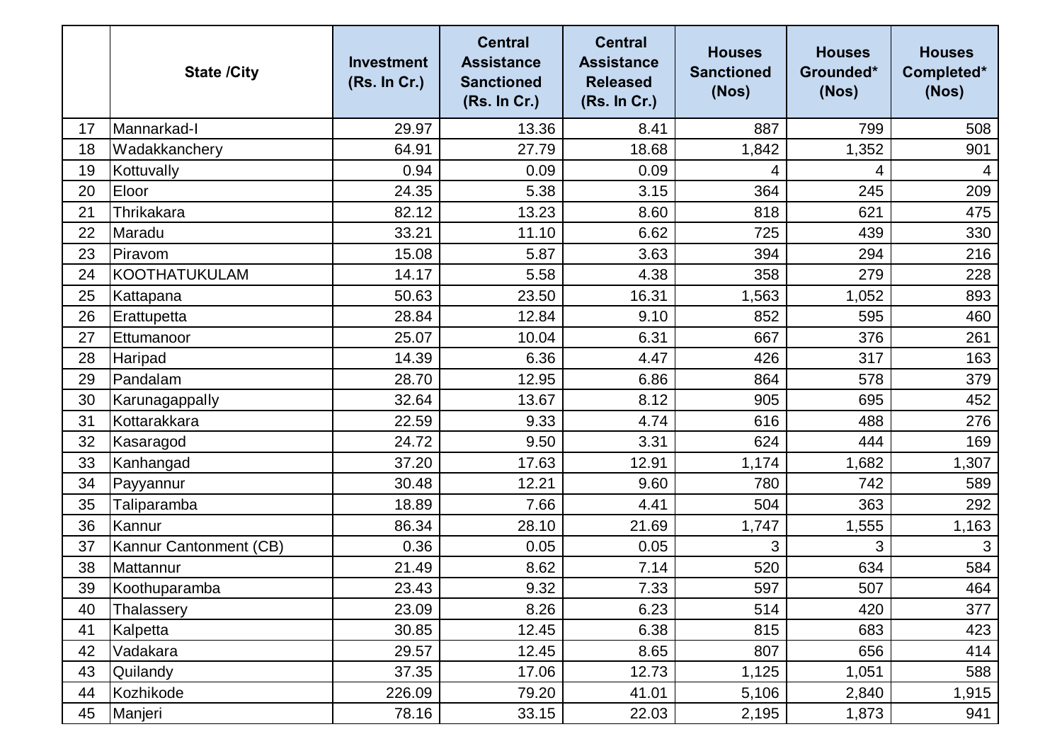|  | State /City | Investment (Rs. In Cr.) | Central Assistance Sanctioned (Rs. In Cr.) | Central Assistance Released (Rs. In Cr.) | Houses Sanctioned (Nos) | Houses Grounded* (Nos) | Houses Completed* (Nos) |
|---|---|---|---|---|---|---|---|
| 17 | Mannarkad-I | 29.97 | 13.36 | 8.41 | 887 | 799 | 508 |
| 18 | Wadakkanchery | 64.91 | 27.79 | 18.68 | 1,842 | 1,352 | 901 |
| 19 | Kottuvally | 0.94 | 0.09 | 0.09 | 4 | 4 | 4 |
| 20 | Eloor | 24.35 | 5.38 | 3.15 | 364 | 245 | 209 |
| 21 | Thrikakara | 82.12 | 13.23 | 8.60 | 818 | 621 | 475 |
| 22 | Maradu | 33.21 | 11.10 | 6.62 | 725 | 439 | 330 |
| 23 | Piravom | 15.08 | 5.87 | 3.63 | 394 | 294 | 216 |
| 24 | KOOTHATUKULAM | 14.17 | 5.58 | 4.38 | 358 | 279 | 228 |
| 25 | Kattapana | 50.63 | 23.50 | 16.31 | 1,563 | 1,052 | 893 |
| 26 | Erattupetta | 28.84 | 12.84 | 9.10 | 852 | 595 | 460 |
| 27 | Ettumanoor | 25.07 | 10.04 | 6.31 | 667 | 376 | 261 |
| 28 | Haripad | 14.39 | 6.36 | 4.47 | 426 | 317 | 163 |
| 29 | Pandalam | 28.70 | 12.95 | 6.86 | 864 | 578 | 379 |
| 30 | Karunagappally | 32.64 | 13.67 | 8.12 | 905 | 695 | 452 |
| 31 | Kottarakkara | 22.59 | 9.33 | 4.74 | 616 | 488 | 276 |
| 32 | Kasaragod | 24.72 | 9.50 | 3.31 | 624 | 444 | 169 |
| 33 | Kanhangad | 37.20 | 17.63 | 12.91 | 1,174 | 1,682 | 1,307 |
| 34 | Payyannur | 30.48 | 12.21 | 9.60 | 780 | 742 | 589 |
| 35 | Taliparamba | 18.89 | 7.66 | 4.41 | 504 | 363 | 292 |
| 36 | Kannur | 86.34 | 28.10 | 21.69 | 1,747 | 1,555 | 1,163 |
| 37 | Kannur Cantonment (CB) | 0.36 | 0.05 | 0.05 | 3 | 3 | 3 |
| 38 | Mattannur | 21.49 | 8.62 | 7.14 | 520 | 634 | 584 |
| 39 | Koothuparamba | 23.43 | 9.32 | 7.33 | 597 | 507 | 464 |
| 40 | Thalassery | 23.09 | 8.26 | 6.23 | 514 | 420 | 377 |
| 41 | Kalpetta | 30.85 | 12.45 | 6.38 | 815 | 683 | 423 |
| 42 | Vadakara | 29.57 | 12.45 | 8.65 | 807 | 656 | 414 |
| 43 | Quilandy | 37.35 | 17.06 | 12.73 | 1,125 | 1,051 | 588 |
| 44 | Kozhikode | 226.09 | 79.20 | 41.01 | 5,106 | 2,840 | 1,915 |
| 45 | Manjeri | 78.16 | 33.15 | 22.03 | 2,195 | 1,873 | 941 |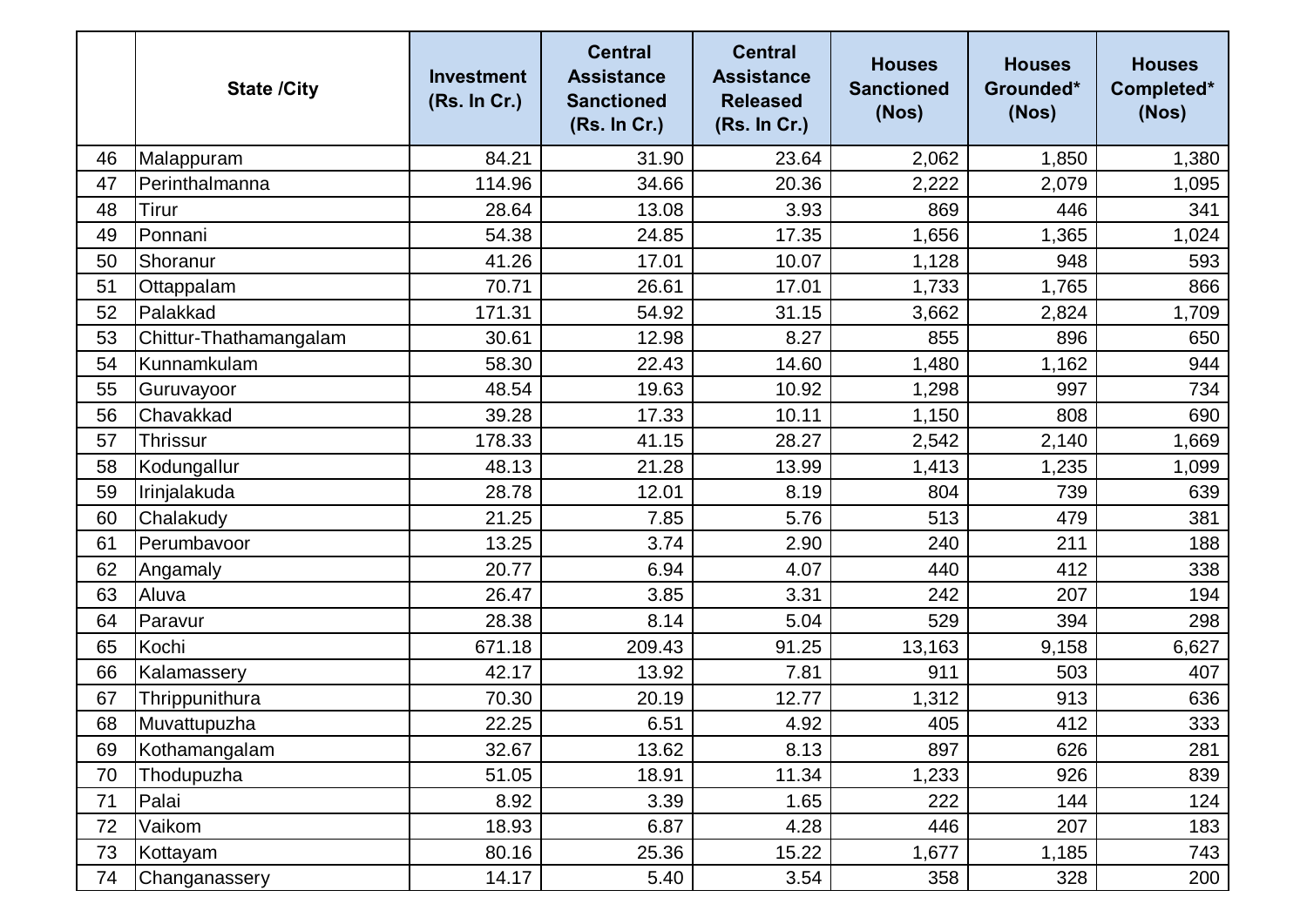|  | State /City | Investment (Rs. In Cr.) | Central Assistance Sanctioned (Rs. In Cr.) | Central Assistance Released (Rs. In Cr.) | Houses Sanctioned (Nos) | Houses Grounded* (Nos) | Houses Completed* (Nos) |
|---|---|---|---|---|---|---|---|
| 46 | Malappuram | 84.21 | 31.90 | 23.64 | 2,062 | 1,850 | 1,380 |
| 47 | Perinthalmanna | 114.96 | 34.66 | 20.36 | 2,222 | 2,079 | 1,095 |
| 48 | Tirur | 28.64 | 13.08 | 3.93 | 869 | 446 | 341 |
| 49 | Ponnani | 54.38 | 24.85 | 17.35 | 1,656 | 1,365 | 1,024 |
| 50 | Shoranur | 41.26 | 17.01 | 10.07 | 1,128 | 948 | 593 |
| 51 | Ottappalam | 70.71 | 26.61 | 17.01 | 1,733 | 1,765 | 866 |
| 52 | Palakkad | 171.31 | 54.92 | 31.15 | 3,662 | 2,824 | 1,709 |
| 53 | Chittur-Thathamangalam | 30.61 | 12.98 | 8.27 | 855 | 896 | 650 |
| 54 | Kunnamkulam | 58.30 | 22.43 | 14.60 | 1,480 | 1,162 | 944 |
| 55 | Guruvayoor | 48.54 | 19.63 | 10.92 | 1,298 | 997 | 734 |
| 56 | Chavakkad | 39.28 | 17.33 | 10.11 | 1,150 | 808 | 690 |
| 57 | Thrissur | 178.33 | 41.15 | 28.27 | 2,542 | 2,140 | 1,669 |
| 58 | Kodungallur | 48.13 | 21.28 | 13.99 | 1,413 | 1,235 | 1,099 |
| 59 | Irinjalakuda | 28.78 | 12.01 | 8.19 | 804 | 739 | 639 |
| 60 | Chalakudy | 21.25 | 7.85 | 5.76 | 513 | 479 | 381 |
| 61 | Perumbavoor | 13.25 | 3.74 | 2.90 | 240 | 211 | 188 |
| 62 | Angamaly | 20.77 | 6.94 | 4.07 | 440 | 412 | 338 |
| 63 | Aluva | 26.47 | 3.85 | 3.31 | 242 | 207 | 194 |
| 64 | Paravur | 28.38 | 8.14 | 5.04 | 529 | 394 | 298 |
| 65 | Kochi | 671.18 | 209.43 | 91.25 | 13,163 | 9,158 | 6,627 |
| 66 | Kalamassery | 42.17 | 13.92 | 7.81 | 911 | 503 | 407 |
| 67 | Thrippunithura | 70.30 | 20.19 | 12.77 | 1,312 | 913 | 636 |
| 68 | Muvattupuzha | 22.25 | 6.51 | 4.92 | 405 | 412 | 333 |
| 69 | Kothamangalam | 32.67 | 13.62 | 8.13 | 897 | 626 | 281 |
| 70 | Thodupuzha | 51.05 | 18.91 | 11.34 | 1,233 | 926 | 839 |
| 71 | Palai | 8.92 | 3.39 | 1.65 | 222 | 144 | 124 |
| 72 | Vaikom | 18.93 | 6.87 | 4.28 | 446 | 207 | 183 |
| 73 | Kottayam | 80.16 | 25.36 | 15.22 | 1,677 | 1,185 | 743 |
| 74 | Changanassery | 14.17 | 5.40 | 3.54 | 358 | 328 | 200 |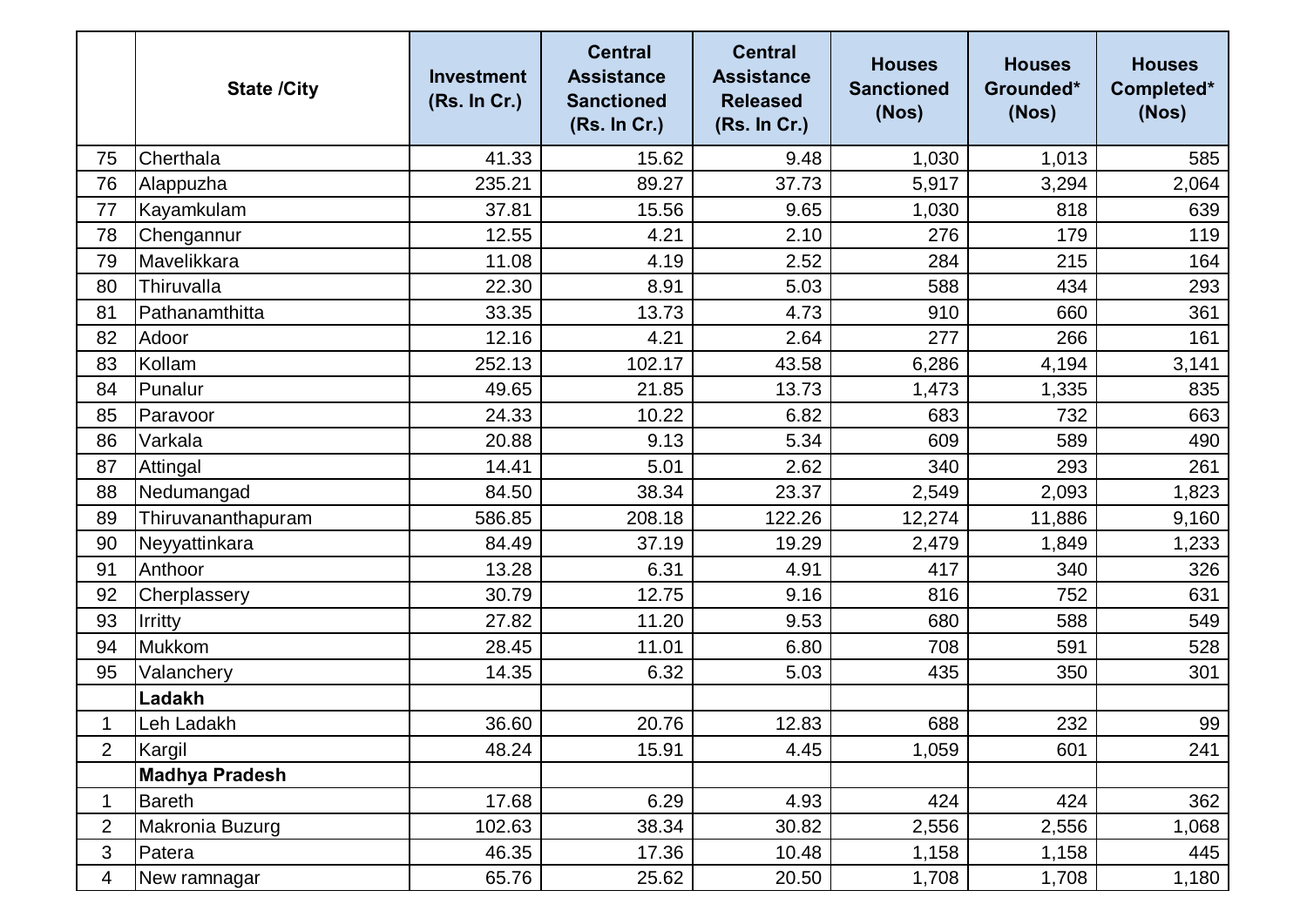|  | State /City | Investment (Rs. In Cr.) | Central Assistance Sanctioned (Rs. In Cr.) | Central Assistance Released (Rs. In Cr.) | Houses Sanctioned (Nos) | Houses Grounded* (Nos) | Houses Completed* (Nos) |
|---|---|---|---|---|---|---|---|
| 75 | Cherthala | 41.33 | 15.62 | 9.48 | 1,030 | 1,013 | 585 |
| 76 | Alappuzha | 235.21 | 89.27 | 37.73 | 5,917 | 3,294 | 2,064 |
| 77 | Kayamkulam | 37.81 | 15.56 | 9.65 | 1,030 | 818 | 639 |
| 78 | Chengannur | 12.55 | 4.21 | 2.10 | 276 | 179 | 119 |
| 79 | Mavelikkara | 11.08 | 4.19 | 2.52 | 284 | 215 | 164 |
| 80 | Thiruvalla | 22.30 | 8.91 | 5.03 | 588 | 434 | 293 |
| 81 | Pathanamthitta | 33.35 | 13.73 | 4.73 | 910 | 660 | 361 |
| 82 | Adoor | 12.16 | 4.21 | 2.64 | 277 | 266 | 161 |
| 83 | Kollam | 252.13 | 102.17 | 43.58 | 6,286 | 4,194 | 3,141 |
| 84 | Punalur | 49.65 | 21.85 | 13.73 | 1,473 | 1,335 | 835 |
| 85 | Paravoor | 24.33 | 10.22 | 6.82 | 683 | 732 | 663 |
| 86 | Varkala | 20.88 | 9.13 | 5.34 | 609 | 589 | 490 |
| 87 | Attingal | 14.41 | 5.01 | 2.62 | 340 | 293 | 261 |
| 88 | Nedumangad | 84.50 | 38.34 | 23.37 | 2,549 | 2,093 | 1,823 |
| 89 | Thiruvananthapuram | 586.85 | 208.18 | 122.26 | 12,274 | 11,886 | 9,160 |
| 90 | Neyyattinkara | 84.49 | 37.19 | 19.29 | 2,479 | 1,849 | 1,233 |
| 91 | Anthoor | 13.28 | 6.31 | 4.91 | 417 | 340 | 326 |
| 92 | Cherplassery | 30.79 | 12.75 | 9.16 | 816 | 752 | 631 |
| 93 | Irritty | 27.82 | 11.20 | 9.53 | 680 | 588 | 549 |
| 94 | Mukkom | 28.45 | 11.01 | 6.80 | 708 | 591 | 528 |
| 95 | Valanchery | 14.35 | 6.32 | 5.03 | 435 | 350 | 301 |
|  | **Ladakh** |  |  |  |  |  |  |
| 1 | Leh Ladakh | 36.60 | 20.76 | 12.83 | 688 | 232 | 99 |
| 2 | Kargil | 48.24 | 15.91 | 4.45 | 1,059 | 601 | 241 |
|  | **Madhya Pradesh** |  |  |  |  |  |  |
| 1 | Bareth | 17.68 | 6.29 | 4.93 | 424 | 424 | 362 |
| 2 | Makronia Buzurg | 102.63 | 38.34 | 30.82 | 2,556 | 2,556 | 1,068 |
| 3 | Patera | 46.35 | 17.36 | 10.48 | 1,158 | 1,158 | 445 |
| 4 | New ramnagar | 65.76 | 25.62 | 20.50 | 1,708 | 1,708 | 1,180 |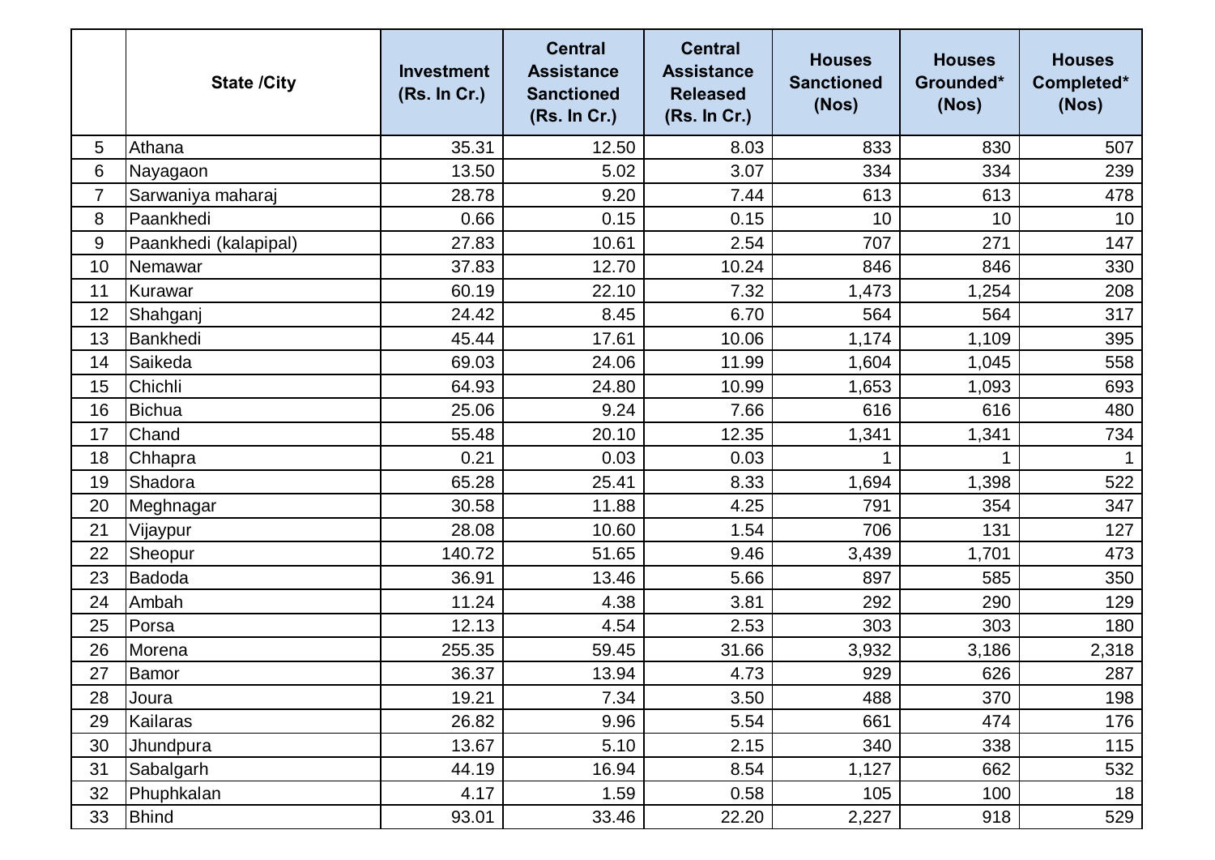| | State /City | Investment (Rs. In Cr.) | Central Assistance Sanctioned (Rs. In Cr.) | Central Assistance Released (Rs. In Cr.) | Houses Sanctioned (Nos) | Houses Grounded* (Nos) | Houses Completed* (Nos) |
|---|---|---|---|---|---|---|---|
| 5 | Athana | 35.31 | 12.50 | 8.03 | 833 | 830 | 507 |
| 6 | Nayagaon | 13.50 | 5.02 | 3.07 | 334 | 334 | 239 |
| 7 | Sarwaniya maharaj | 28.78 | 9.20 | 7.44 | 613 | 613 | 478 |
| 8 | Paankhedi | 0.66 | 0.15 | 0.15 | 10 | 10 | 10 |
| 9 | Paankhedi (kalapipal) | 27.83 | 10.61 | 2.54 | 707 | 271 | 147 |
| 10 | Nemawar | 37.83 | 12.70 | 10.24 | 846 | 846 | 330 |
| 11 | Kurawar | 60.19 | 22.10 | 7.32 | 1,473 | 1,254 | 208 |
| 12 | Shahganj | 24.42 | 8.45 | 6.70 | 564 | 564 | 317 |
| 13 | Bankhedi | 45.44 | 17.61 | 10.06 | 1,174 | 1,109 | 395 |
| 14 | Saikeda | 69.03 | 24.06 | 11.99 | 1,604 | 1,045 | 558 |
| 15 | Chichli | 64.93 | 24.80 | 10.99 | 1,653 | 1,093 | 693 |
| 16 | Bichua | 25.06 | 9.24 | 7.66 | 616 | 616 | 480 |
| 17 | Chand | 55.48 | 20.10 | 12.35 | 1,341 | 1,341 | 734 |
| 18 | Chhapra | 0.21 | 0.03 | 0.03 | 1 | 1 | 1 |
| 19 | Shadora | 65.28 | 25.41 | 8.33 | 1,694 | 1,398 | 522 |
| 20 | Meghnagar | 30.58 | 11.88 | 4.25 | 791 | 354 | 347 |
| 21 | Vijaypur | 28.08 | 10.60 | 1.54 | 706 | 131 | 127 |
| 22 | Sheopur | 140.72 | 51.65 | 9.46 | 3,439 | 1,701 | 473 |
| 23 | Badoda | 36.91 | 13.46 | 5.66 | 897 | 585 | 350 |
| 24 | Ambah | 11.24 | 4.38 | 3.81 | 292 | 290 | 129 |
| 25 | Porsa | 12.13 | 4.54 | 2.53 | 303 | 303 | 180 |
| 26 | Morena | 255.35 | 59.45 | 31.66 | 3,932 | 3,186 | 2,318 |
| 27 | Bamor | 36.37 | 13.94 | 4.73 | 929 | 626 | 287 |
| 28 | Joura | 19.21 | 7.34 | 3.50 | 488 | 370 | 198 |
| 29 | Kailaras | 26.82 | 9.96 | 5.54 | 661 | 474 | 176 |
| 30 | Jhundpura | 13.67 | 5.10 | 2.15 | 340 | 338 | 115 |
| 31 | Sabalgarh | 44.19 | 16.94 | 8.54 | 1,127 | 662 | 532 |
| 32 | Phuphkalan | 4.17 | 1.59 | 0.58 | 105 | 100 | 18 |
| 33 | Bhind | 93.01 | 33.46 | 22.20 | 2,227 | 918 | 529 |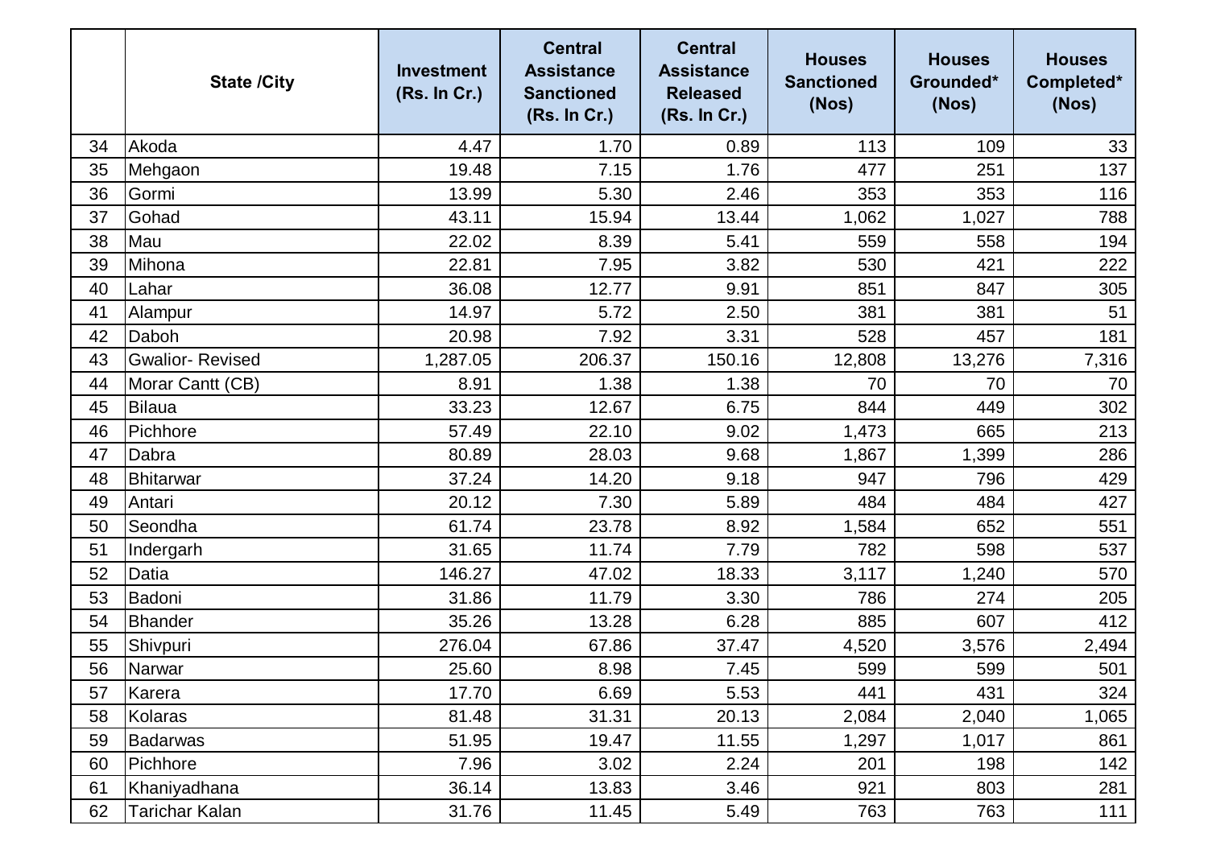|  | State /City | Investment (Rs. In Cr.) | Central Assistance Sanctioned (Rs. In Cr.) | Central Assistance Released (Rs. In Cr.) | Houses Sanctioned (Nos) | Houses Grounded* (Nos) | Houses Completed* (Nos) |
|---|---|---|---|---|---|---|---|
| 34 | Akoda | 4.47 | 1.70 | 0.89 | 113 | 109 | 33 |
| 35 | Mehgaon | 19.48 | 7.15 | 1.76 | 477 | 251 | 137 |
| 36 | Gormi | 13.99 | 5.30 | 2.46 | 353 | 353 | 116 |
| 37 | Gohad | 43.11 | 15.94 | 13.44 | 1,062 | 1,027 | 788 |
| 38 | Mau | 22.02 | 8.39 | 5.41 | 559 | 558 | 194 |
| 39 | Mihona | 22.81 | 7.95 | 3.82 | 530 | 421 | 222 |
| 40 | Lahar | 36.08 | 12.77 | 9.91 | 851 | 847 | 305 |
| 41 | Alampur | 14.97 | 5.72 | 2.50 | 381 | 381 | 51 |
| 42 | Daboh | 20.98 | 7.92 | 3.31 | 528 | 457 | 181 |
| 43 | Gwalior- Revised | 1,287.05 | 206.37 | 150.16 | 12,808 | 13,276 | 7,316 |
| 44 | Morar Cantt (CB) | 8.91 | 1.38 | 1.38 | 70 | 70 | 70 |
| 45 | Bilaua | 33.23 | 12.67 | 6.75 | 844 | 449 | 302 |
| 46 | Pichhore | 57.49 | 22.10 | 9.02 | 1,473 | 665 | 213 |
| 47 | Dabra | 80.89 | 28.03 | 9.68 | 1,867 | 1,399 | 286 |
| 48 | Bhitarwar | 37.24 | 14.20 | 9.18 | 947 | 796 | 429 |
| 49 | Antari | 20.12 | 7.30 | 5.89 | 484 | 484 | 427 |
| 50 | Seondha | 61.74 | 23.78 | 8.92 | 1,584 | 652 | 551 |
| 51 | Indergarh | 31.65 | 11.74 | 7.79 | 782 | 598 | 537 |
| 52 | Datia | 146.27 | 47.02 | 18.33 | 3,117 | 1,240 | 570 |
| 53 | Badoni | 31.86 | 11.79 | 3.30 | 786 | 274 | 205 |
| 54 | Bhander | 35.26 | 13.28 | 6.28 | 885 | 607 | 412 |
| 55 | Shivpuri | 276.04 | 67.86 | 37.47 | 4,520 | 3,576 | 2,494 |
| 56 | Narwar | 25.60 | 8.98 | 7.45 | 599 | 599 | 501 |
| 57 | Karera | 17.70 | 6.69 | 5.53 | 441 | 431 | 324 |
| 58 | Kolaras | 81.48 | 31.31 | 20.13 | 2,084 | 2,040 | 1,065 |
| 59 | Badarwas | 51.95 | 19.47 | 11.55 | 1,297 | 1,017 | 861 |
| 60 | Pichhore | 7.96 | 3.02 | 2.24 | 201 | 198 | 142 |
| 61 | Khaniyadhana | 36.14 | 13.83 | 3.46 | 921 | 803 | 281 |
| 62 | Tarichar Kalan | 31.76 | 11.45 | 5.49 | 763 | 763 | 111 |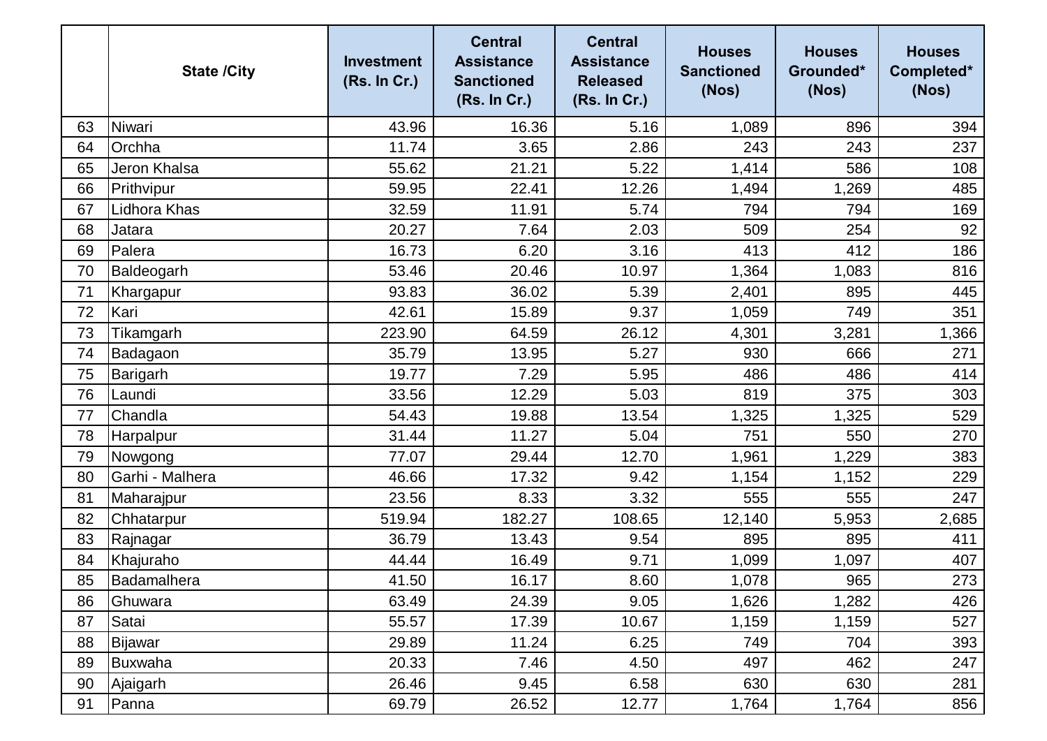|  | State /City | Investment (Rs. In Cr.) | Central Assistance Sanctioned (Rs. In Cr.) | Central Assistance Released (Rs. In Cr.) | Houses Sanctioned (Nos) | Houses Grounded* (Nos) | Houses Completed* (Nos) |
|---|---|---|---|---|---|---|---|
| 63 | Niwari | 43.96 | 16.36 | 5.16 | 1,089 | 896 | 394 |
| 64 | Orchha | 11.74 | 3.65 | 2.86 | 243 | 243 | 237 |
| 65 | Jeron Khalsa | 55.62 | 21.21 | 5.22 | 1,414 | 586 | 108 |
| 66 | Prithvipur | 59.95 | 22.41 | 12.26 | 1,494 | 1,269 | 485 |
| 67 | Lidhora Khas | 32.59 | 11.91 | 5.74 | 794 | 794 | 169 |
| 68 | Jatara | 20.27 | 7.64 | 2.03 | 509 | 254 | 92 |
| 69 | Palera | 16.73 | 6.20 | 3.16 | 413 | 412 | 186 |
| 70 | Baldeogarh | 53.46 | 20.46 | 10.97 | 1,364 | 1,083 | 816 |
| 71 | Khargapur | 93.83 | 36.02 | 5.39 | 2,401 | 895 | 445 |
| 72 | Kari | 42.61 | 15.89 | 9.37 | 1,059 | 749 | 351 |
| 73 | Tikamgarh | 223.90 | 64.59 | 26.12 | 4,301 | 3,281 | 1,366 |
| 74 | Badagaon | 35.79 | 13.95 | 5.27 | 930 | 666 | 271 |
| 75 | Barigarh | 19.77 | 7.29 | 5.95 | 486 | 486 | 414 |
| 76 | Laundi | 33.56 | 12.29 | 5.03 | 819 | 375 | 303 |
| 77 | Chandla | 54.43 | 19.88 | 13.54 | 1,325 | 1,325 | 529 |
| 78 | Harpalpur | 31.44 | 11.27 | 5.04 | 751 | 550 | 270 |
| 79 | Nowgong | 77.07 | 29.44 | 12.70 | 1,961 | 1,229 | 383 |
| 80 | Garhi - Malhera | 46.66 | 17.32 | 9.42 | 1,154 | 1,152 | 229 |
| 81 | Maharajpur | 23.56 | 8.33 | 3.32 | 555 | 555 | 247 |
| 82 | Chhatarpur | 519.94 | 182.27 | 108.65 | 12,140 | 5,953 | 2,685 |
| 83 | Rajnagar | 36.79 | 13.43 | 9.54 | 895 | 895 | 411 |
| 84 | Khajuraho | 44.44 | 16.49 | 9.71 | 1,099 | 1,097 | 407 |
| 85 | Badamalhera | 41.50 | 16.17 | 8.60 | 1,078 | 965 | 273 |
| 86 | Ghuwara | 63.49 | 24.39 | 9.05 | 1,626 | 1,282 | 426 |
| 87 | Satai | 55.57 | 17.39 | 10.67 | 1,159 | 1,159 | 527 |
| 88 | Bijawar | 29.89 | 11.24 | 6.25 | 749 | 704 | 393 |
| 89 | Buxwaha | 20.33 | 7.46 | 4.50 | 497 | 462 | 247 |
| 90 | Ajaigarh | 26.46 | 9.45 | 6.58 | 630 | 630 | 281 |
| 91 | Panna | 69.79 | 26.52 | 12.77 | 1,764 | 1,764 | 856 |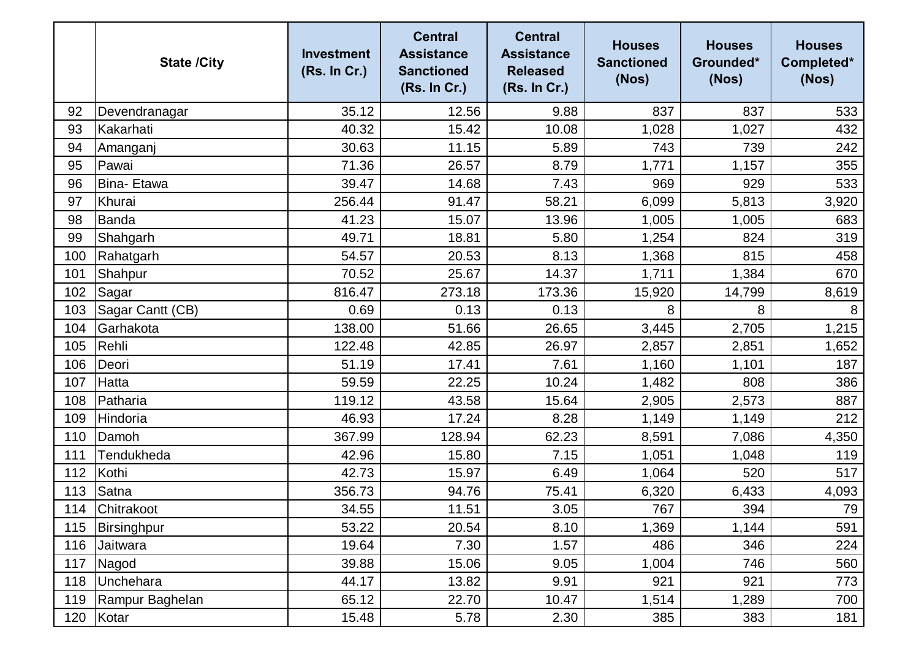| | State /City | Investment (Rs. In Cr.) | Central Assistance Sanctioned (Rs. In Cr.) | Central Assistance Released (Rs. In Cr.) | Houses Sanctioned (Nos) | Houses Grounded* (Nos) | Houses Completed* (Nos) |
|---|---|---|---|---|---|---|---|
| 92 | Devendranagar | 35.12 | 12.56 | 9.88 | 837 | 837 | 533 |
| 93 | Kakarhati | 40.32 | 15.42 | 10.08 | 1,028 | 1,027 | 432 |
| 94 | Amanganj | 30.63 | 11.15 | 5.89 | 743 | 739 | 242 |
| 95 | Pawai | 71.36 | 26.57 | 8.79 | 1,771 | 1,157 | 355 |
| 96 | Bina- Etawa | 39.47 | 14.68 | 7.43 | 969 | 929 | 533 |
| 97 | Khurai | 256.44 | 91.47 | 58.21 | 6,099 | 5,813 | 3,920 |
| 98 | Banda | 41.23 | 15.07 | 13.96 | 1,005 | 1,005 | 683 |
| 99 | Shahgarh | 49.71 | 18.81 | 5.80 | 1,254 | 824 | 319 |
| 100 | Rahatgarh | 54.57 | 20.53 | 8.13 | 1,368 | 815 | 458 |
| 101 | Shahpur | 70.52 | 25.67 | 14.37 | 1,711 | 1,384 | 670 |
| 102 | Sagar | 816.47 | 273.18 | 173.36 | 15,920 | 14,799 | 8,619 |
| 103 | Sagar Cantt (CB) | 0.69 | 0.13 | 0.13 | 8 | 8 | 8 |
| 104 | Garhakota | 138.00 | 51.66 | 26.65 | 3,445 | 2,705 | 1,215 |
| 105 | Rehli | 122.48 | 42.85 | 26.97 | 2,857 | 2,851 | 1,652 |
| 106 | Deori | 51.19 | 17.41 | 7.61 | 1,160 | 1,101 | 187 |
| 107 | Hatta | 59.59 | 22.25 | 10.24 | 1,482 | 808 | 386 |
| 108 | Patharia | 119.12 | 43.58 | 15.64 | 2,905 | 2,573 | 887 |
| 109 | Hindoria | 46.93 | 17.24 | 8.28 | 1,149 | 1,149 | 212 |
| 110 | Damoh | 367.99 | 128.94 | 62.23 | 8,591 | 7,086 | 4,350 |
| 111 | Tendukheda | 42.96 | 15.80 | 7.15 | 1,051 | 1,048 | 119 |
| 112 | Kothi | 42.73 | 15.97 | 6.49 | 1,064 | 520 | 517 |
| 113 | Satna | 356.73 | 94.76 | 75.41 | 6,320 | 6,433 | 4,093 |
| 114 | Chitrakoot | 34.55 | 11.51 | 3.05 | 767 | 394 | 79 |
| 115 | Birsinghpur | 53.22 | 20.54 | 8.10 | 1,369 | 1,144 | 591 |
| 116 | Jaitwara | 19.64 | 7.30 | 1.57 | 486 | 346 | 224 |
| 117 | Nagod | 39.88 | 15.06 | 9.05 | 1,004 | 746 | 560 |
| 118 | Unchehara | 44.17 | 13.82 | 9.91 | 921 | 921 | 773 |
| 119 | Rampur Baghelan | 65.12 | 22.70 | 10.47 | 1,514 | 1,289 | 700 |
| 120 | Kotar | 15.48 | 5.78 | 2.30 | 385 | 383 | 181 |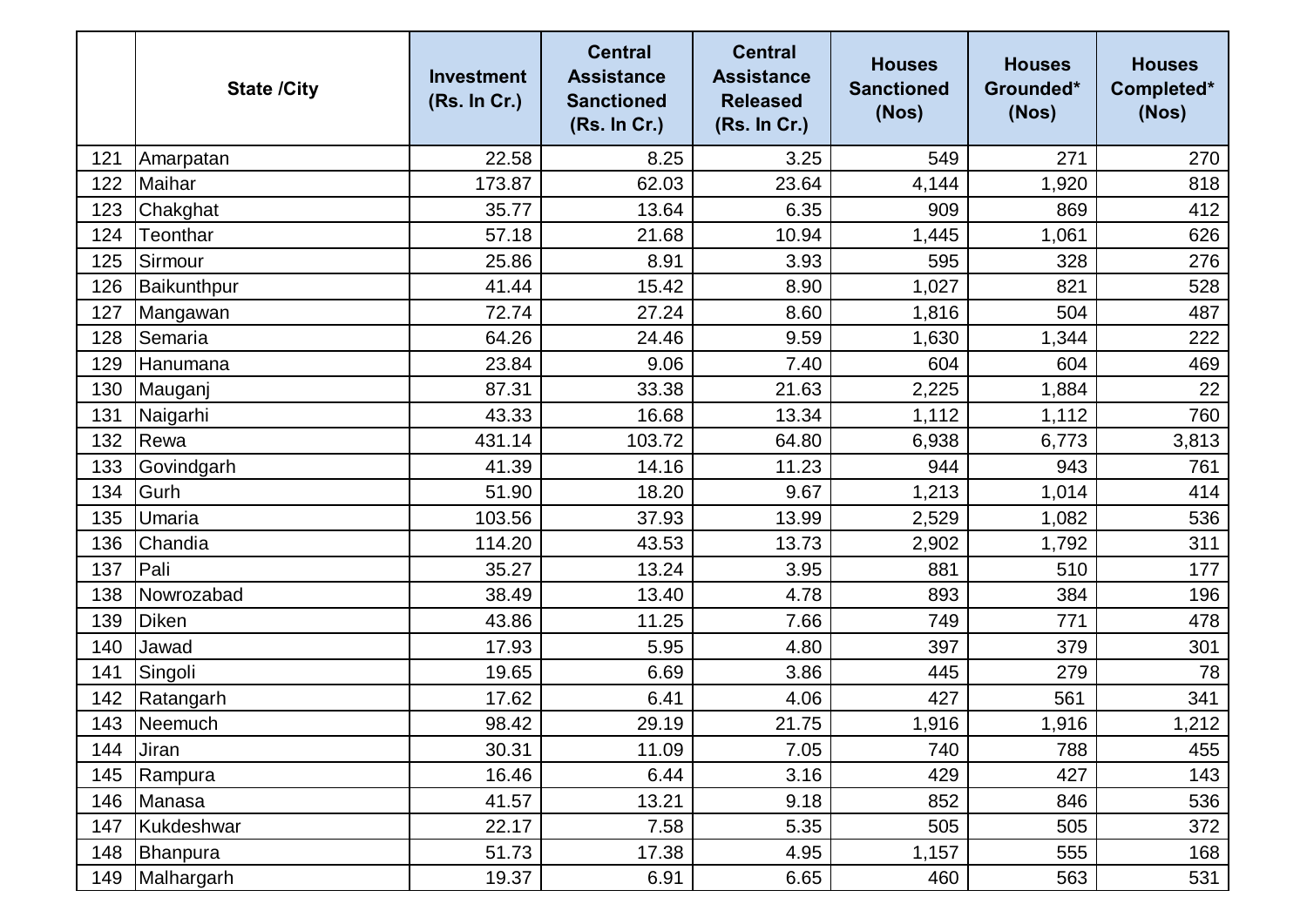|  | State /City | Investment (Rs. In Cr.) | Central Assistance Sanctioned (Rs. In Cr.) | Central Assistance Released (Rs. In Cr.) | Houses Sanctioned (Nos) | Houses Grounded* (Nos) | Houses Completed* (Nos) |
|---|---|---|---|---|---|---|---|
| 121 | Amarpatan | 22.58 | 8.25 | 3.25 | 549 | 271 | 270 |
| 122 | Maihar | 173.87 | 62.03 | 23.64 | 4,144 | 1,920 | 818 |
| 123 | Chakghat | 35.77 | 13.64 | 6.35 | 909 | 869 | 412 |
| 124 | Teonthar | 57.18 | 21.68 | 10.94 | 1,445 | 1,061 | 626 |
| 125 | Sirmour | 25.86 | 8.91 | 3.93 | 595 | 328 | 276 |
| 126 | Baikunthpur | 41.44 | 15.42 | 8.90 | 1,027 | 821 | 528 |
| 127 | Mangawan | 72.74 | 27.24 | 8.60 | 1,816 | 504 | 487 |
| 128 | Semaria | 64.26 | 24.46 | 9.59 | 1,630 | 1,344 | 222 |
| 129 | Hanumana | 23.84 | 9.06 | 7.40 | 604 | 604 | 469 |
| 130 | Mauganj | 87.31 | 33.38 | 21.63 | 2,225 | 1,884 | 22 |
| 131 | Naigarhi | 43.33 | 16.68 | 13.34 | 1,112 | 1,112 | 760 |
| 132 | Rewa | 431.14 | 103.72 | 64.80 | 6,938 | 6,773 | 3,813 |
| 133 | Govindgarh | 41.39 | 14.16 | 11.23 | 944 | 943 | 761 |
| 134 | Gurh | 51.90 | 18.20 | 9.67 | 1,213 | 1,014 | 414 |
| 135 | Umaria | 103.56 | 37.93 | 13.99 | 2,529 | 1,082 | 536 |
| 136 | Chandia | 114.20 | 43.53 | 13.73 | 2,902 | 1,792 | 311 |
| 137 | Pali | 35.27 | 13.24 | 3.95 | 881 | 510 | 177 |
| 138 | Nowrozabad | 38.49 | 13.40 | 4.78 | 893 | 384 | 196 |
| 139 | Diken | 43.86 | 11.25 | 7.66 | 749 | 771 | 478 |
| 140 | Jawad | 17.93 | 5.95 | 4.80 | 397 | 379 | 301 |
| 141 | Singoli | 19.65 | 6.69 | 3.86 | 445 | 279 | 78 |
| 142 | Ratangarh | 17.62 | 6.41 | 4.06 | 427 | 561 | 341 |
| 143 | Neemuch | 98.42 | 29.19 | 21.75 | 1,916 | 1,916 | 1,212 |
| 144 | Jiran | 30.31 | 11.09 | 7.05 | 740 | 788 | 455 |
| 145 | Rampura | 16.46 | 6.44 | 3.16 | 429 | 427 | 143 |
| 146 | Manasa | 41.57 | 13.21 | 9.18 | 852 | 846 | 536 |
| 147 | Kukdeshwar | 22.17 | 7.58 | 5.35 | 505 | 505 | 372 |
| 148 | Bhanpura | 51.73 | 17.38 | 4.95 | 1,157 | 555 | 168 |
| 149 | Malhargarh | 19.37 | 6.91 | 6.65 | 460 | 563 | 531 |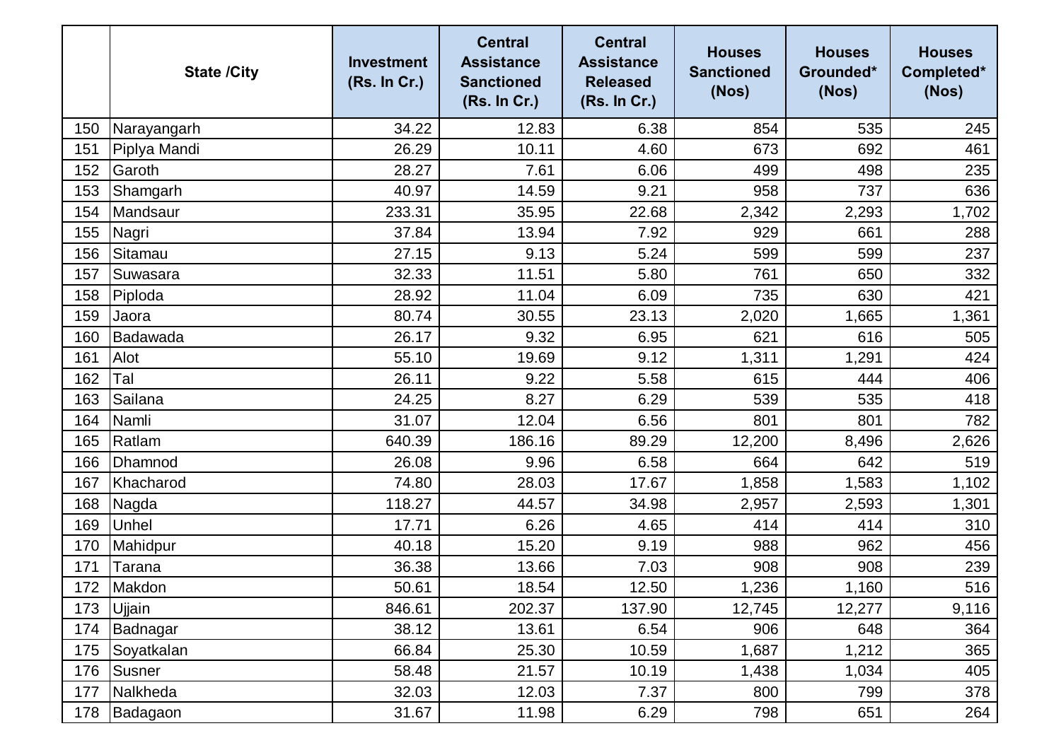| | State /City | Investment (Rs. In Cr.) | Central Assistance Sanctioned (Rs. In Cr.) | Central Assistance Released (Rs. In Cr.) | Houses Sanctioned (Nos) | Houses Grounded* (Nos) | Houses Completed* (Nos) |
|---|---|---|---|---|---|---|---|
| 150 | Narayangarh | 34.22 | 12.83 | 6.38 | 854 | 535 | 245 |
| 151 | Piplya Mandi | 26.29 | 10.11 | 4.60 | 673 | 692 | 461 |
| 152 | Garoth | 28.27 | 7.61 | 6.06 | 499 | 498 | 235 |
| 153 | Shamgarh | 40.97 | 14.59 | 9.21 | 958 | 737 | 636 |
| 154 | Mandsaur | 233.31 | 35.95 | 22.68 | 2,342 | 2,293 | 1,702 |
| 155 | Nagri | 37.84 | 13.94 | 7.92 | 929 | 661 | 288 |
| 156 | Sitamau | 27.15 | 9.13 | 5.24 | 599 | 599 | 237 |
| 157 | Suwasara | 32.33 | 11.51 | 5.80 | 761 | 650 | 332 |
| 158 | Piploda | 28.92 | 11.04 | 6.09 | 735 | 630 | 421 |
| 159 | Jaora | 80.74 | 30.55 | 23.13 | 2,020 | 1,665 | 1,361 |
| 160 | Badawada | 26.17 | 9.32 | 6.95 | 621 | 616 | 505 |
| 161 | Alot | 55.10 | 19.69 | 9.12 | 1,311 | 1,291 | 424 |
| 162 | Tal | 26.11 | 9.22 | 5.58 | 615 | 444 | 406 |
| 163 | Sailana | 24.25 | 8.27 | 6.29 | 539 | 535 | 418 |
| 164 | Namli | 31.07 | 12.04 | 6.56 | 801 | 801 | 782 |
| 165 | Ratlam | 640.39 | 186.16 | 89.29 | 12,200 | 8,496 | 2,626 |
| 166 | Dhamnod | 26.08 | 9.96 | 6.58 | 664 | 642 | 519 |
| 167 | Khacharod | 74.80 | 28.03 | 17.67 | 1,858 | 1,583 | 1,102 |
| 168 | Nagda | 118.27 | 44.57 | 34.98 | 2,957 | 2,593 | 1,301 |
| 169 | Unhel | 17.71 | 6.26 | 4.65 | 414 | 414 | 310 |
| 170 | Mahidpur | 40.18 | 15.20 | 9.19 | 988 | 962 | 456 |
| 171 | Tarana | 36.38 | 13.66 | 7.03 | 908 | 908 | 239 |
| 172 | Makdon | 50.61 | 18.54 | 12.50 | 1,236 | 1,160 | 516 |
| 173 | Ujjain | 846.61 | 202.37 | 137.90 | 12,745 | 12,277 | 9,116 |
| 174 | Badnagar | 38.12 | 13.61 | 6.54 | 906 | 648 | 364 |
| 175 | Soyatkalan | 66.84 | 25.30 | 10.59 | 1,687 | 1,212 | 365 |
| 176 | Susner | 58.48 | 21.57 | 10.19 | 1,438 | 1,034 | 405 |
| 177 | Nalkheda | 32.03 | 12.03 | 7.37 | 800 | 799 | 378 |
| 178 | Badagaon | 31.67 | 11.98 | 6.29 | 798 | 651 | 264 |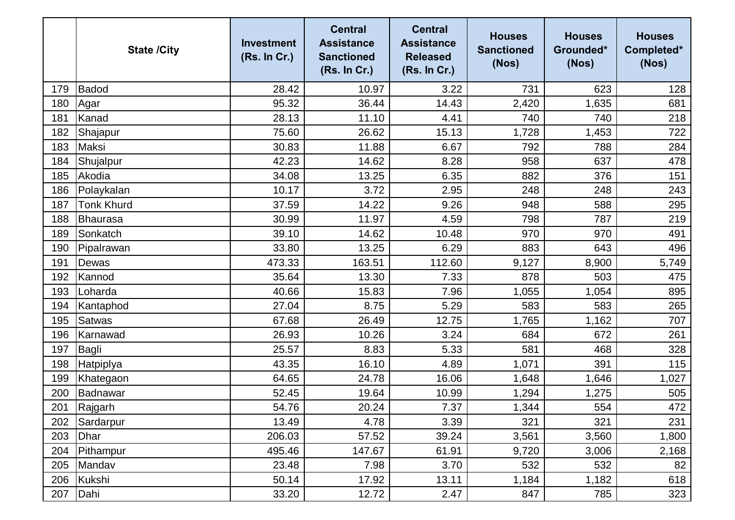| | State /City | Investment (Rs. In Cr.) | Central Assistance Sanctioned (Rs. In Cr.) | Central Assistance Released (Rs. In Cr.) | Houses Sanctioned (Nos) | Houses Grounded* (Nos) | Houses Completed* (Nos) |
|---|---|---|---|---|---|---|---|
| 179 | Badod | 28.42 | 10.97 | 3.22 | 731 | 623 | 128 |
| 180 | Agar | 95.32 | 36.44 | 14.43 | 2,420 | 1,635 | 681 |
| 181 | Kanad | 28.13 | 11.10 | 4.41 | 740 | 740 | 218 |
| 182 | Shajapur | 75.60 | 26.62 | 15.13 | 1,728 | 1,453 | 722 |
| 183 | Maksi | 30.83 | 11.88 | 6.67 | 792 | 788 | 284 |
| 184 | Shujalpur | 42.23 | 14.62 | 8.28 | 958 | 637 | 478 |
| 185 | Akodia | 34.08 | 13.25 | 6.35 | 882 | 376 | 151 |
| 186 | Polaykalan | 10.17 | 3.72 | 2.95 | 248 | 248 | 243 |
| 187 | Tonk Khurd | 37.59 | 14.22 | 9.26 | 948 | 588 | 295 |
| 188 | Bhaurasa | 30.99 | 11.97 | 4.59 | 798 | 787 | 219 |
| 189 | Sonkatch | 39.10 | 14.62 | 10.48 | 970 | 970 | 491 |
| 190 | Pipalrawan | 33.80 | 13.25 | 6.29 | 883 | 643 | 496 |
| 191 | Dewas | 473.33 | 163.51 | 112.60 | 9,127 | 8,900 | 5,749 |
| 192 | Kannod | 35.64 | 13.30 | 7.33 | 878 | 503 | 475 |
| 193 | Loharda | 40.66 | 15.83 | 7.96 | 1,055 | 1,054 | 895 |
| 194 | Kantaphod | 27.04 | 8.75 | 5.29 | 583 | 583 | 265 |
| 195 | Satwas | 67.68 | 26.49 | 12.75 | 1,765 | 1,162 | 707 |
| 196 | Karnawad | 26.93 | 10.26 | 3.24 | 684 | 672 | 261 |
| 197 | Bagli | 25.57 | 8.83 | 5.33 | 581 | 468 | 328 |
| 198 | Hatpiplya | 43.35 | 16.10 | 4.89 | 1,071 | 391 | 115 |
| 199 | Khategaon | 64.65 | 24.78 | 16.06 | 1,648 | 1,646 | 1,027 |
| 200 | Badnawar | 52.45 | 19.64 | 10.99 | 1,294 | 1,275 | 505 |
| 201 | Rajgarh | 54.76 | 20.24 | 7.37 | 1,344 | 554 | 472 |
| 202 | Sardarpur | 13.49 | 4.78 | 3.39 | 321 | 321 | 231 |
| 203 | Dhar | 206.03 | 57.52 | 39.24 | 3,561 | 3,560 | 1,800 |
| 204 | Pithampur | 495.46 | 147.67 | 61.91 | 9,720 | 3,006 | 2,168 |
| 205 | Mandav | 23.48 | 7.98 | 3.70 | 532 | 532 | 82 |
| 206 | Kukshi | 50.14 | 17.92 | 13.11 | 1,184 | 1,182 | 618 |
| 207 | Dahi | 33.20 | 12.72 | 2.47 | 847 | 785 | 323 |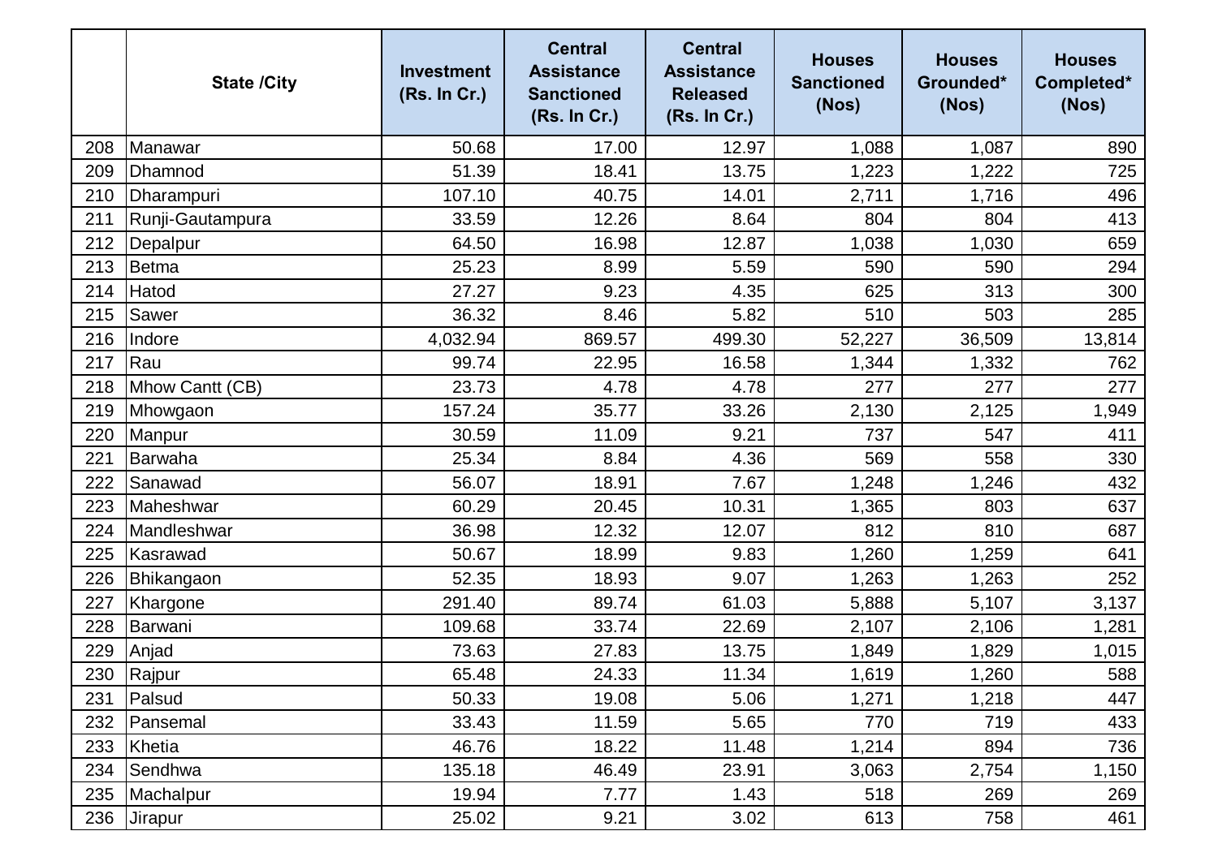| | State /City | Investment (Rs. In Cr.) | Central Assistance Sanctioned (Rs. In Cr.) | Central Assistance Released (Rs. In Cr.) | Houses Sanctioned (Nos) | Houses Grounded* (Nos) | Houses Completed* (Nos) |
|---|---|---|---|---|---|---|---|
| 208 | Manawar | 50.68 | 17.00 | 12.97 | 1,088 | 1,087 | 890 |
| 209 | Dhamnod | 51.39 | 18.41 | 13.75 | 1,223 | 1,222 | 725 |
| 210 | Dharampuri | 107.10 | 40.75 | 14.01 | 2,711 | 1,716 | 496 |
| 211 | Runji-Gautampura | 33.59 | 12.26 | 8.64 | 804 | 804 | 413 |
| 212 | Depalpur | 64.50 | 16.98 | 12.87 | 1,038 | 1,030 | 659 |
| 213 | Betma | 25.23 | 8.99 | 5.59 | 590 | 590 | 294 |
| 214 | Hatod | 27.27 | 9.23 | 4.35 | 625 | 313 | 300 |
| 215 | Sawer | 36.32 | 8.46 | 5.82 | 510 | 503 | 285 |
| 216 | Indore | 4,032.94 | 869.57 | 499.30 | 52,227 | 36,509 | 13,814 |
| 217 | Rau | 99.74 | 22.95 | 16.58 | 1,344 | 1,332 | 762 |
| 218 | Mhow Cantt (CB) | 23.73 | 4.78 | 4.78 | 277 | 277 | 277 |
| 219 | Mhowgaon | 157.24 | 35.77 | 33.26 | 2,130 | 2,125 | 1,949 |
| 220 | Manpur | 30.59 | 11.09 | 9.21 | 737 | 547 | 411 |
| 221 | Barwaha | 25.34 | 8.84 | 4.36 | 569 | 558 | 330 |
| 222 | Sanawad | 56.07 | 18.91 | 7.67 | 1,248 | 1,246 | 432 |
| 223 | Maheshwar | 60.29 | 20.45 | 10.31 | 1,365 | 803 | 637 |
| 224 | Mandleshwar | 36.98 | 12.32 | 12.07 | 812 | 810 | 687 |
| 225 | Kasrawad | 50.67 | 18.99 | 9.83 | 1,260 | 1,259 | 641 |
| 226 | Bhikangaon | 52.35 | 18.93 | 9.07 | 1,263 | 1,263 | 252 |
| 227 | Khargone | 291.40 | 89.74 | 61.03 | 5,888 | 5,107 | 3,137 |
| 228 | Barwani | 109.68 | 33.74 | 22.69 | 2,107 | 2,106 | 1,281 |
| 229 | Anjad | 73.63 | 27.83 | 13.75 | 1,849 | 1,829 | 1,015 |
| 230 | Rajpur | 65.48 | 24.33 | 11.34 | 1,619 | 1,260 | 588 |
| 231 | Palsud | 50.33 | 19.08 | 5.06 | 1,271 | 1,218 | 447 |
| 232 | Pansemal | 33.43 | 11.59 | 5.65 | 770 | 719 | 433 |
| 233 | Khetia | 46.76 | 18.22 | 11.48 | 1,214 | 894 | 736 |
| 234 | Sendhwa | 135.18 | 46.49 | 23.91 | 3,063 | 2,754 | 1,150 |
| 235 | Machalpur | 19.94 | 7.77 | 1.43 | 518 | 269 | 269 |
| 236 | Jirapur | 25.02 | 9.21 | 3.02 | 613 | 758 | 461 |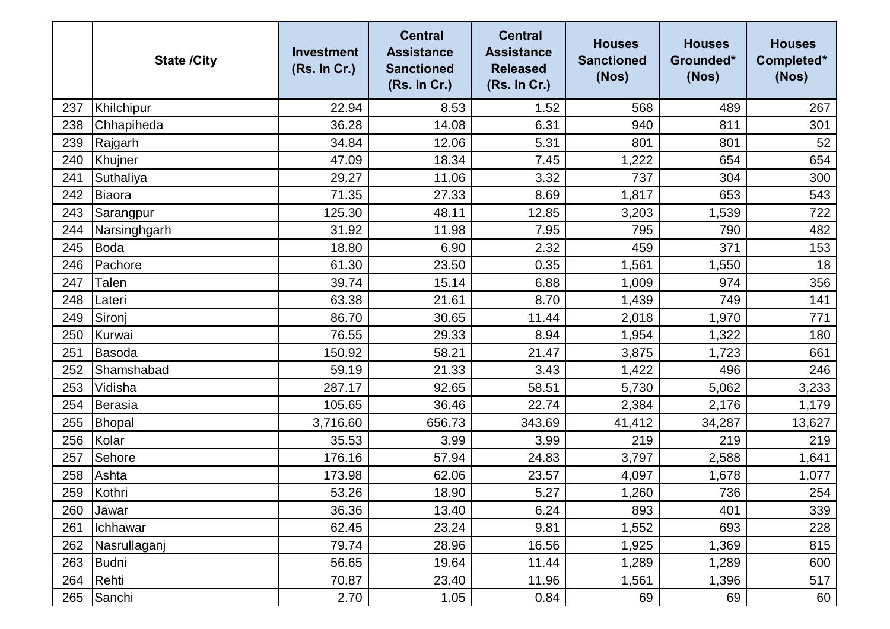|  | State /City | Investment (Rs. In Cr.) | Central Assistance Sanctioned (Rs. In Cr.) | Central Assistance Released (Rs. In Cr.) | Houses Sanctioned (Nos) | Houses Grounded* (Nos) | Houses Completed* (Nos) |
|---|---|---|---|---|---|---|---|
| 237 | Khilchipur | 22.94 | 8.53 | 1.52 | 568 | 489 | 267 |
| 238 | Chhapiheda | 36.28 | 14.08 | 6.31 | 940 | 811 | 301 |
| 239 | Rajgarh | 34.84 | 12.06 | 5.31 | 801 | 801 | 52 |
| 240 | Khujner | 47.09 | 18.34 | 7.45 | 1,222 | 654 | 654 |
| 241 | Suthaliya | 29.27 | 11.06 | 3.32 | 737 | 304 | 300 |
| 242 | Biaora | 71.35 | 27.33 | 8.69 | 1,817 | 653 | 543 |
| 243 | Sarangpur | 125.30 | 48.11 | 12.85 | 3,203 | 1,539 | 722 |
| 244 | Narsinghgarh | 31.92 | 11.98 | 7.95 | 795 | 790 | 482 |
| 245 | Boda | 18.80 | 6.90 | 2.32 | 459 | 371 | 153 |
| 246 | Pachore | 61.30 | 23.50 | 0.35 | 1,561 | 1,550 | 18 |
| 247 | Talen | 39.74 | 15.14 | 6.88 | 1,009 | 974 | 356 |
| 248 | Lateri | 63.38 | 21.61 | 8.70 | 1,439 | 749 | 141 |
| 249 | Sironj | 86.70 | 30.65 | 11.44 | 2,018 | 1,970 | 771 |
| 250 | Kurwai | 76.55 | 29.33 | 8.94 | 1,954 | 1,322 | 180 |
| 251 | Basoda | 150.92 | 58.21 | 21.47 | 3,875 | 1,723 | 661 |
| 252 | Shamshabad | 59.19 | 21.33 | 3.43 | 1,422 | 496 | 246 |
| 253 | Vidisha | 287.17 | 92.65 | 58.51 | 5,730 | 5,062 | 3,233 |
| 254 | Berasia | 105.65 | 36.46 | 22.74 | 2,384 | 2,176 | 1,179 |
| 255 | Bhopal | 3,716.60 | 656.73 | 343.69 | 41,412 | 34,287 | 13,627 |
| 256 | Kolar | 35.53 | 3.99 | 3.99 | 219 | 219 | 219 |
| 257 | Sehore | 176.16 | 57.94 | 24.83 | 3,797 | 2,588 | 1,641 |
| 258 | Ashta | 173.98 | 62.06 | 23.57 | 4,097 | 1,678 | 1,077 |
| 259 | Kothri | 53.26 | 18.90 | 5.27 | 1,260 | 736 | 254 |
| 260 | Jawar | 36.36 | 13.40 | 6.24 | 893 | 401 | 339 |
| 261 | Ichhawar | 62.45 | 23.24 | 9.81 | 1,552 | 693 | 228 |
| 262 | Nasrullaganj | 79.74 | 28.96 | 16.56 | 1,925 | 1,369 | 815 |
| 263 | Budni | 56.65 | 19.64 | 11.44 | 1,289 | 1,289 | 600 |
| 264 | Rehti | 70.87 | 23.40 | 11.96 | 1,561 | 1,396 | 517 |
| 265 | Sanchi | 2.70 | 1.05 | 0.84 | 69 | 69 | 60 |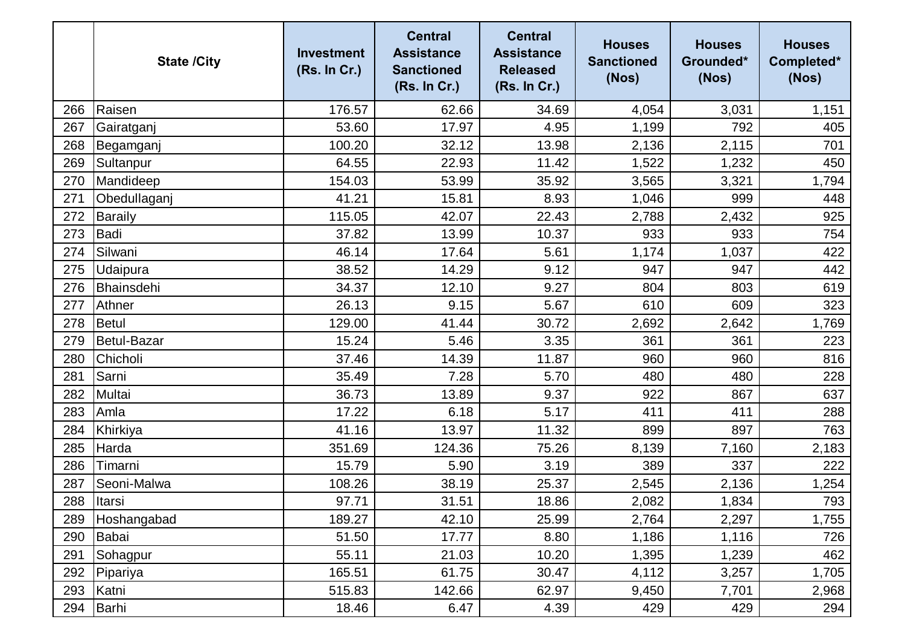| | State /City | Investment (Rs. In Cr.) | Central Assistance Sanctioned (Rs. In Cr.) | Central Assistance Released (Rs. In Cr.) | Houses Sanctioned (Nos) | Houses Grounded* (Nos) | Houses Completed* (Nos) |
|---|---|---|---|---|---|---|---|
| 266 | Raisen | 176.57 | 62.66 | 34.69 | 4,054 | 3,031 | 1,151 |
| 267 | Gairatganj | 53.60 | 17.97 | 4.95 | 1,199 | 792 | 405 |
| 268 | Begamganj | 100.20 | 32.12 | 13.98 | 2,136 | 2,115 | 701 |
| 269 | Sultanpur | 64.55 | 22.93 | 11.42 | 1,522 | 1,232 | 450 |
| 270 | Mandideep | 154.03 | 53.99 | 35.92 | 3,565 | 3,321 | 1,794 |
| 271 | Obedullaganj | 41.21 | 15.81 | 8.93 | 1,046 | 999 | 448 |
| 272 | Baraily | 115.05 | 42.07 | 22.43 | 2,788 | 2,432 | 925 |
| 273 | Badi | 37.82 | 13.99 | 10.37 | 933 | 933 | 754 |
| 274 | Silwani | 46.14 | 17.64 | 5.61 | 1,174 | 1,037 | 422 |
| 275 | Udaipura | 38.52 | 14.29 | 9.12 | 947 | 947 | 442 |
| 276 | Bhainsdehi | 34.37 | 12.10 | 9.27 | 804 | 803 | 619 |
| 277 | Athner | 26.13 | 9.15 | 5.67 | 610 | 609 | 323 |
| 278 | Betul | 129.00 | 41.44 | 30.72 | 2,692 | 2,642 | 1,769 |
| 279 | Betul-Bazar | 15.24 | 5.46 | 3.35 | 361 | 361 | 223 |
| 280 | Chicholi | 37.46 | 14.39 | 11.87 | 960 | 960 | 816 |
| 281 | Sarni | 35.49 | 7.28 | 5.70 | 480 | 480 | 228 |
| 282 | Multai | 36.73 | 13.89 | 9.37 | 922 | 867 | 637 |
| 283 | Amla | 17.22 | 6.18 | 5.17 | 411 | 411 | 288 |
| 284 | Khirkiya | 41.16 | 13.97 | 11.32 | 899 | 897 | 763 |
| 285 | Harda | 351.69 | 124.36 | 75.26 | 8,139 | 7,160 | 2,183 |
| 286 | Timarni | 15.79 | 5.90 | 3.19 | 389 | 337 | 222 |
| 287 | Seoni-Malwa | 108.26 | 38.19 | 25.37 | 2,545 | 2,136 | 1,254 |
| 288 | Itarsi | 97.71 | 31.51 | 18.86 | 2,082 | 1,834 | 793 |
| 289 | Hoshangabad | 189.27 | 42.10 | 25.99 | 2,764 | 2,297 | 1,755 |
| 290 | Babai | 51.50 | 17.77 | 8.80 | 1,186 | 1,116 | 726 |
| 291 | Sohagpur | 55.11 | 21.03 | 10.20 | 1,395 | 1,239 | 462 |
| 292 | Pipariya | 165.51 | 61.75 | 30.47 | 4,112 | 3,257 | 1,705 |
| 293 | Katni | 515.83 | 142.66 | 62.97 | 9,450 | 7,701 | 2,968 |
| 294 | Barhi | 18.46 | 6.47 | 4.39 | 429 | 429 | 294 |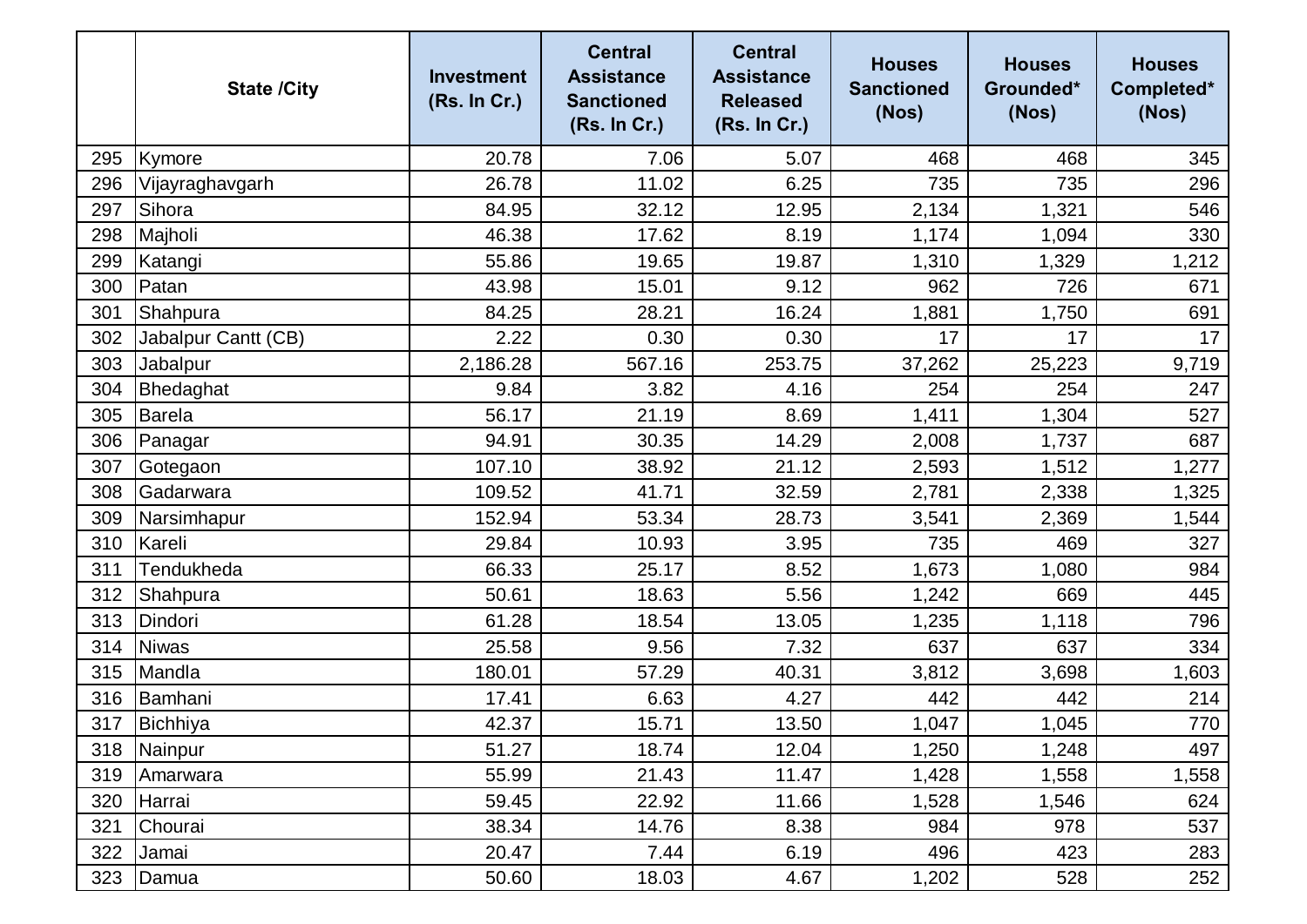| | State /City | Investment (Rs. In Cr.) | Central Assistance Sanctioned (Rs. In Cr.) | Central Assistance Released (Rs. In Cr.) | Houses Sanctioned (Nos) | Houses Grounded* (Nos) | Houses Completed* (Nos) |
|---|---|---|---|---|---|---|---|
| 295 | Kymore | 20.78 | 7.06 | 5.07 | 468 | 468 | 345 |
| 296 | Vijayraghavgarh | 26.78 | 11.02 | 6.25 | 735 | 735 | 296 |
| 297 | Sihora | 84.95 | 32.12 | 12.95 | 2,134 | 1,321 | 546 |
| 298 | Majholi | 46.38 | 17.62 | 8.19 | 1,174 | 1,094 | 330 |
| 299 | Katangi | 55.86 | 19.65 | 19.87 | 1,310 | 1,329 | 1,212 |
| 300 | Patan | 43.98 | 15.01 | 9.12 | 962 | 726 | 671 |
| 301 | Shahpura | 84.25 | 28.21 | 16.24 | 1,881 | 1,750 | 691 |
| 302 | Jabalpur Cantt (CB) | 2.22 | 0.30 | 0.30 | 17 | 17 | 17 |
| 303 | Jabalpur | 2,186.28 | 567.16 | 253.75 | 37,262 | 25,223 | 9,719 |
| 304 | Bhedaghat | 9.84 | 3.82 | 4.16 | 254 | 254 | 247 |
| 305 | Barela | 56.17 | 21.19 | 8.69 | 1,411 | 1,304 | 527 |
| 306 | Panagar | 94.91 | 30.35 | 14.29 | 2,008 | 1,737 | 687 |
| 307 | Gotegaon | 107.10 | 38.92 | 21.12 | 2,593 | 1,512 | 1,277 |
| 308 | Gadarwara | 109.52 | 41.71 | 32.59 | 2,781 | 2,338 | 1,325 |
| 309 | Narsimhapur | 152.94 | 53.34 | 28.73 | 3,541 | 2,369 | 1,544 |
| 310 | Kareli | 29.84 | 10.93 | 3.95 | 735 | 469 | 327 |
| 311 | Tendukheda | 66.33 | 25.17 | 8.52 | 1,673 | 1,080 | 984 |
| 312 | Shahpura | 50.61 | 18.63 | 5.56 | 1,242 | 669 | 445 |
| 313 | Dindori | 61.28 | 18.54 | 13.05 | 1,235 | 1,118 | 796 |
| 314 | Niwas | 25.58 | 9.56 | 7.32 | 637 | 637 | 334 |
| 315 | Mandla | 180.01 | 57.29 | 40.31 | 3,812 | 3,698 | 1,603 |
| 316 | Bamhani | 17.41 | 6.63 | 4.27 | 442 | 442 | 214 |
| 317 | Bichhiya | 42.37 | 15.71 | 13.50 | 1,047 | 1,045 | 770 |
| 318 | Nainpur | 51.27 | 18.74 | 12.04 | 1,250 | 1,248 | 497 |
| 319 | Amarwara | 55.99 | 21.43 | 11.47 | 1,428 | 1,558 | 1,558 |
| 320 | Harrai | 59.45 | 22.92 | 11.66 | 1,528 | 1,546 | 624 |
| 321 | Chourai | 38.34 | 14.76 | 8.38 | 984 | 978 | 537 |
| 322 | Jamai | 20.47 | 7.44 | 6.19 | 496 | 423 | 283 |
| 323 | Damua | 50.60 | 18.03 | 4.67 | 1,202 | 528 | 252 |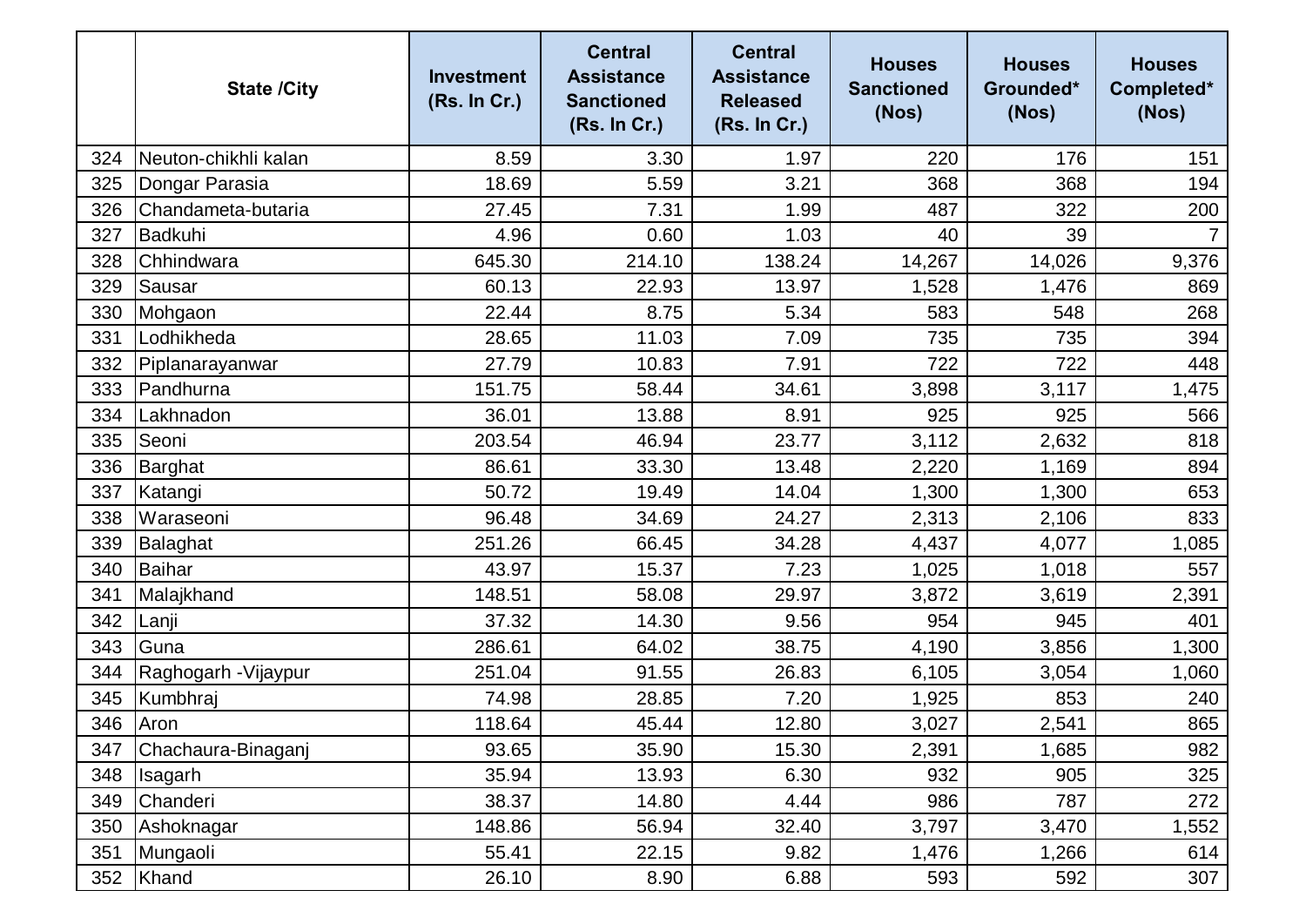|  | State /City | Investment (Rs. In Cr.) | Central Assistance Sanctioned (Rs. In Cr.) | Central Assistance Released (Rs. In Cr.) | Houses Sanctioned (Nos) | Houses Grounded* (Nos) | Houses Completed* (Nos) |
|---|---|---|---|---|---|---|---|
| 324 | Neuton-chikhli kalan | 8.59 | 3.30 | 1.97 | 220 | 176 | 151 |
| 325 | Dongar Parasia | 18.69 | 5.59 | 3.21 | 368 | 368 | 194 |
| 326 | Chandameta-butaria | 27.45 | 7.31 | 1.99 | 487 | 322 | 200 |
| 327 | Badkuhi | 4.96 | 0.60 | 1.03 | 40 | 39 | 7 |
| 328 | Chhindwara | 645.30 | 214.10 | 138.24 | 14,267 | 14,026 | 9,376 |
| 329 | Sausar | 60.13 | 22.93 | 13.97 | 1,528 | 1,476 | 869 |
| 330 | Mohgaon | 22.44 | 8.75 | 5.34 | 583 | 548 | 268 |
| 331 | Lodhikheda | 28.65 | 11.03 | 7.09 | 735 | 735 | 394 |
| 332 | Piplanarayanwar | 27.79 | 10.83 | 7.91 | 722 | 722 | 448 |
| 333 | Pandhurna | 151.75 | 58.44 | 34.61 | 3,898 | 3,117 | 1,475 |
| 334 | Lakhnadon | 36.01 | 13.88 | 8.91 | 925 | 925 | 566 |
| 335 | Seoni | 203.54 | 46.94 | 23.77 | 3,112 | 2,632 | 818 |
| 336 | Barghat | 86.61 | 33.30 | 13.48 | 2,220 | 1,169 | 894 |
| 337 | Katangi | 50.72 | 19.49 | 14.04 | 1,300 | 1,300 | 653 |
| 338 | Waraseoni | 96.48 | 34.69 | 24.27 | 2,313 | 2,106 | 833 |
| 339 | Balaghat | 251.26 | 66.45 | 34.28 | 4,437 | 4,077 | 1,085 |
| 340 | Baihar | 43.97 | 15.37 | 7.23 | 1,025 | 1,018 | 557 |
| 341 | Malajkhand | 148.51 | 58.08 | 29.97 | 3,872 | 3,619 | 2,391 |
| 342 | Lanji | 37.32 | 14.30 | 9.56 | 954 | 945 | 401 |
| 343 | Guna | 286.61 | 64.02 | 38.75 | 4,190 | 3,856 | 1,300 |
| 344 | Raghogarh -Vijaypur | 251.04 | 91.55 | 26.83 | 6,105 | 3,054 | 1,060 |
| 345 | Kumbhraj | 74.98 | 28.85 | 7.20 | 1,925 | 853 | 240 |
| 346 | Aron | 118.64 | 45.44 | 12.80 | 3,027 | 2,541 | 865 |
| 347 | Chachaura-Binaganj | 93.65 | 35.90 | 15.30 | 2,391 | 1,685 | 982 |
| 348 | Isagarh | 35.94 | 13.93 | 6.30 | 932 | 905 | 325 |
| 349 | Chanderi | 38.37 | 14.80 | 4.44 | 986 | 787 | 272 |
| 350 | Ashoknagar | 148.86 | 56.94 | 32.40 | 3,797 | 3,470 | 1,552 |
| 351 | Mungaoli | 55.41 | 22.15 | 9.82 | 1,476 | 1,266 | 614 |
| 352 | Khand | 26.10 | 8.90 | 6.88 | 593 | 592 | 307 |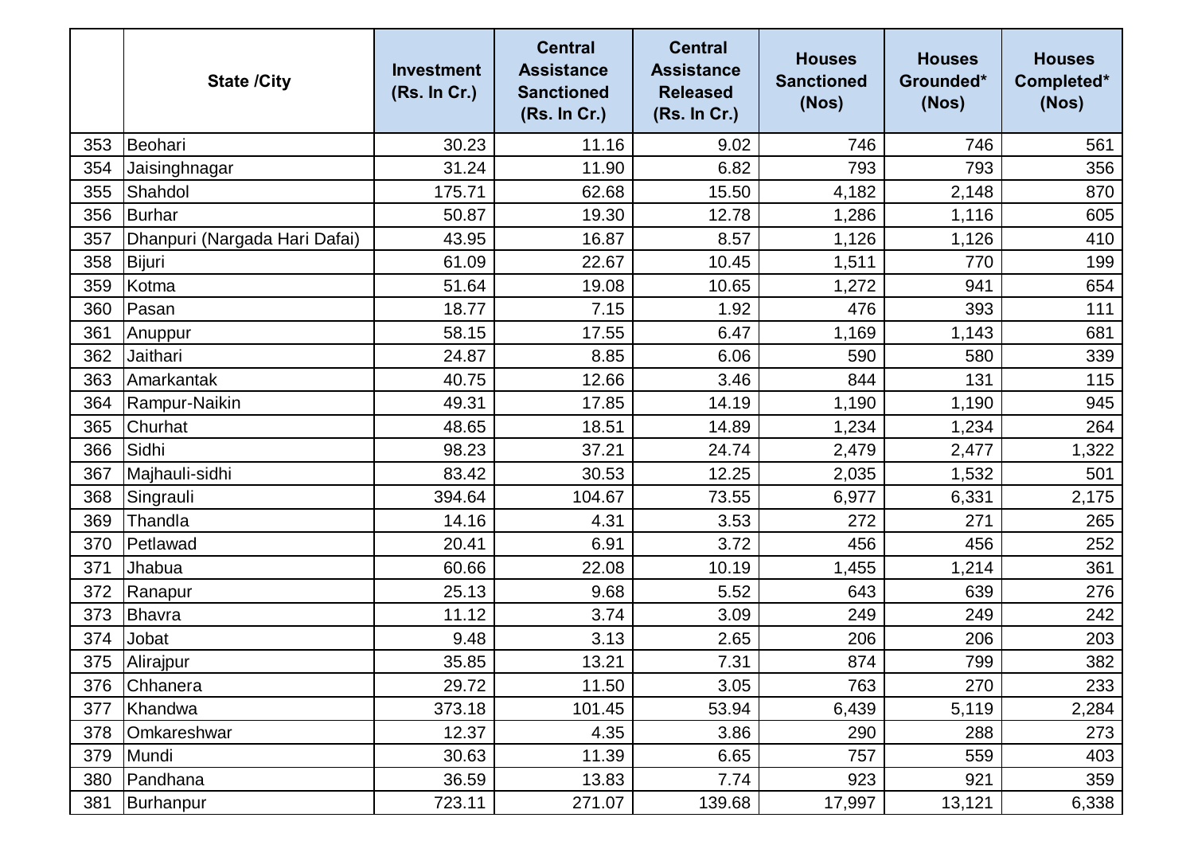|  | State /City | Investment (Rs. In Cr.) | Central Assistance Sanctioned (Rs. In Cr.) | Central Assistance Released (Rs. In Cr.) | Houses Sanctioned (Nos) | Houses Grounded* (Nos) | Houses Completed* (Nos) |
|---|---|---|---|---|---|---|---|
| 353 | Beohari | 30.23 | 11.16 | 9.02 | 746 | 746 | 561 |
| 354 | Jaisinghnagar | 31.24 | 11.90 | 6.82 | 793 | 793 | 356 |
| 355 | Shahdol | 175.71 | 62.68 | 15.50 | 4,182 | 2,148 | 870 |
| 356 | Burhar | 50.87 | 19.30 | 12.78 | 1,286 | 1,116 | 605 |
| 357 | Dhanpuri (Nargada Hari Dafai) | 43.95 | 16.87 | 8.57 | 1,126 | 1,126 | 410 |
| 358 | Bijuri | 61.09 | 22.67 | 10.45 | 1,511 | 770 | 199 |
| 359 | Kotma | 51.64 | 19.08 | 10.65 | 1,272 | 941 | 654 |
| 360 | Pasan | 18.77 | 7.15 | 1.92 | 476 | 393 | 111 |
| 361 | Anuppur | 58.15 | 17.55 | 6.47 | 1,169 | 1,143 | 681 |
| 362 | Jaithari | 24.87 | 8.85 | 6.06 | 590 | 580 | 339 |
| 363 | Amarkantak | 40.75 | 12.66 | 3.46 | 844 | 131 | 115 |
| 364 | Rampur-Naikin | 49.31 | 17.85 | 14.19 | 1,190 | 1,190 | 945 |
| 365 | Churhat | 48.65 | 18.51 | 14.89 | 1,234 | 1,234 | 264 |
| 366 | Sidhi | 98.23 | 37.21 | 24.74 | 2,479 | 2,477 | 1,322 |
| 367 | Majhauli-sidhi | 83.42 | 30.53 | 12.25 | 2,035 | 1,532 | 501 |
| 368 | Singrauli | 394.64 | 104.67 | 73.55 | 6,977 | 6,331 | 2,175 |
| 369 | Thandla | 14.16 | 4.31 | 3.53 | 272 | 271 | 265 |
| 370 | Petlawad | 20.41 | 6.91 | 3.72 | 456 | 456 | 252 |
| 371 | Jhabua | 60.66 | 22.08 | 10.19 | 1,455 | 1,214 | 361 |
| 372 | Ranapur | 25.13 | 9.68 | 5.52 | 643 | 639 | 276 |
| 373 | Bhavra | 11.12 | 3.74 | 3.09 | 249 | 249 | 242 |
| 374 | Jobat | 9.48 | 3.13 | 2.65 | 206 | 206 | 203 |
| 375 | Alirajpur | 35.85 | 13.21 | 7.31 | 874 | 799 | 382 |
| 376 | Chhanera | 29.72 | 11.50 | 3.05 | 763 | 270 | 233 |
| 377 | Khandwa | 373.18 | 101.45 | 53.94 | 6,439 | 5,119 | 2,284 |
| 378 | Omkareshwar | 12.37 | 4.35 | 3.86 | 290 | 288 | 273 |
| 379 | Mundi | 30.63 | 11.39 | 6.65 | 757 | 559 | 403 |
| 380 | Pandhana | 36.59 | 13.83 | 7.74 | 923 | 921 | 359 |
| 381 | Burhanpur | 723.11 | 271.07 | 139.68 | 17,997 | 13,121 | 6,338 |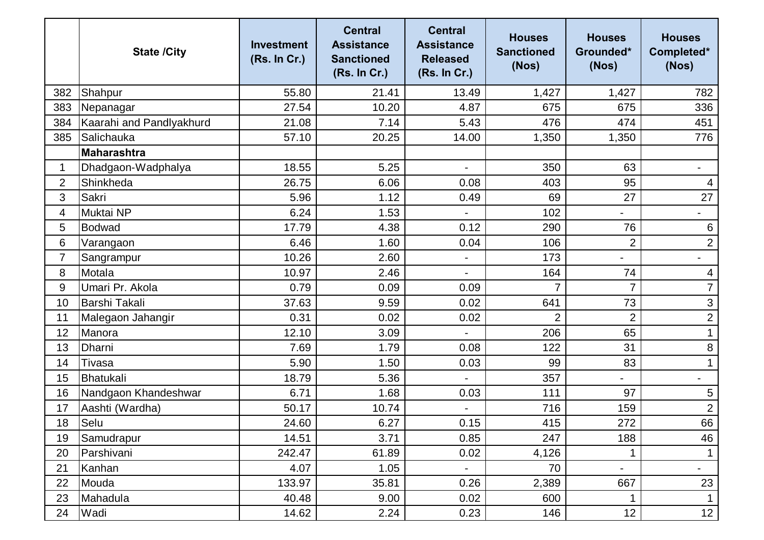| | State /City | Investment (Rs. In Cr.) | Central Assistance Sanctioned (Rs. In Cr.) | Central Assistance Released (Rs. In Cr.) | Houses Sanctioned (Nos) | Houses Grounded* (Nos) | Houses Completed* (Nos) |
|---|---|---|---|---|---|---|---|
| 382 | Shahpur | 55.80 | 21.41 | 13.49 | 1,427 | 1,427 | 782 |
| 383 | Nepanagar | 27.54 | 10.20 | 4.87 | 675 | 675 | 336 |
| 384 | Kaarahi and Pandlyakhurd | 21.08 | 7.14 | 5.43 | 476 | 474 | 451 |
| 385 | Salichauka | 57.10 | 20.25 | 14.00 | 1,350 | 1,350 | 776 |
| | **Maharashtra** | | | | | | |
| 1 | Dhadgaon-Wadphalya | 18.55 | 5.25 | - | 350 | 63 | - |
| 2 | Shinkheda | 26.75 | 6.06 | 0.08 | 403 | 95 | 4 |
| 3 | Sakri | 5.96 | 1.12 | 0.49 | 69 | 27 | 27 |
| 4 | Muktai NP | 6.24 | 1.53 | - | 102 | - | - |
| 5 | Bodwad | 17.79 | 4.38 | 0.12 | 290 | 76 | 6 |
| 6 | Varangaon | 6.46 | 1.60 | 0.04 | 106 | 2 | 2 |
| 7 | Sangrampur | 10.26 | 2.60 | - | 173 | - | - |
| 8 | Motala | 10.97 | 2.46 | - | 164 | 74 | 4 |
| 9 | Umari Pr. Akola | 0.79 | 0.09 | 0.09 | 7 | 7 | 7 |
| 10 | Barshi Takali | 37.63 | 9.59 | 0.02 | 641 | 73 | 3 |
| 11 | Malegaon Jahangir | 0.31 | 0.02 | 0.02 | 2 | 2 | 2 |
| 12 | Manora | 12.10 | 3.09 | - | 206 | 65 | 1 |
| 13 | Dharni | 7.69 | 1.79 | 0.08 | 122 | 31 | 8 |
| 14 | Tivasa | 5.90 | 1.50 | 0.03 | 99 | 83 | 1 |
| 15 | Bhatukali | 18.79 | 5.36 | - | 357 | - | - |
| 16 | Nandgaon Khandeshwar | 6.71 | 1.68 | 0.03 | 111 | 97 | 5 |
| 17 | Aashti (Wardha) | 50.17 | 10.74 | - | 716 | 159 | 2 |
| 18 | Selu | 24.60 | 6.27 | 0.15 | 415 | 272 | 66 |
| 19 | Samudrapur | 14.51 | 3.71 | 0.85 | 247 | 188 | 46 |
| 20 | Parshivani | 242.47 | 61.89 | 0.02 | 4,126 | 1 | 1 |
| 21 | Kanhan | 4.07 | 1.05 | - | 70 | - | - |
| 22 | Mouda | 133.97 | 35.81 | 0.26 | 2,389 | 667 | 23 |
| 23 | Mahadula | 40.48 | 9.00 | 0.02 | 600 | 1 | 1 |
| 24 | Wadi | 14.62 | 2.24 | 0.23 | 146 | 12 | 12 |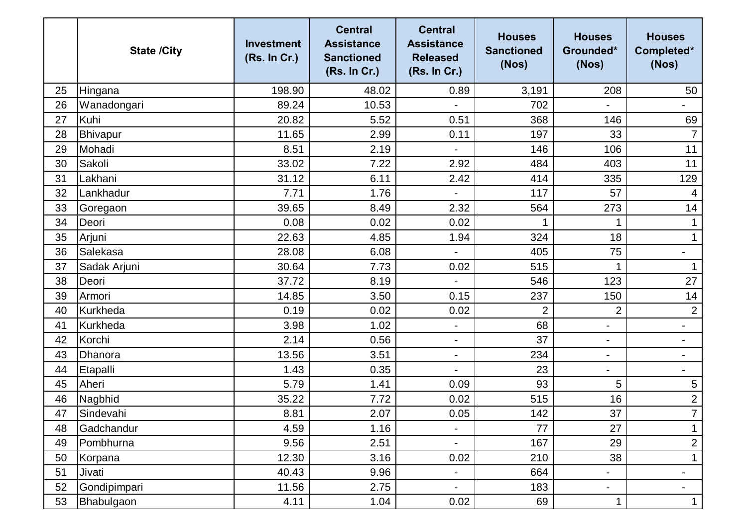| | State /City | Investment (Rs. In Cr.) | Central Assistance Sanctioned (Rs. In Cr.) | Central Assistance Released (Rs. In Cr.) | Houses Sanctioned (Nos) | Houses Grounded* (Nos) | Houses Completed* (Nos) |
|---|---|---|---|---|---|---|---|
| 25 | Hingana | 198.90 | 48.02 | 0.89 | 3,191 | 208 | 50 |
| 26 | Wanadongari | 89.24 | 10.53 | - | 702 | - | - |
| 27 | Kuhi | 20.82 | 5.52 | 0.51 | 368 | 146 | 69 |
| 28 | Bhivapur | 11.65 | 2.99 | 0.11 | 197 | 33 | 7 |
| 29 | Mohadi | 8.51 | 2.19 | - | 146 | 106 | 11 |
| 30 | Sakoli | 33.02 | 7.22 | 2.92 | 484 | 403 | 11 |
| 31 | Lakhani | 31.12 | 6.11 | 2.42 | 414 | 335 | 129 |
| 32 | Lankhadur | 7.71 | 1.76 | - | 117 | 57 | 4 |
| 33 | Goregaon | 39.65 | 8.49 | 2.32 | 564 | 273 | 14 |
| 34 | Deori | 0.08 | 0.02 | 0.02 | 1 | 1 | 1 |
| 35 | Arjuni | 22.63 | 4.85 | 1.94 | 324 | 18 | 1 |
| 36 | Salekasa | 28.08 | 6.08 | - | 405 | 75 | - |
| 37 | Sadak Arjuni | 30.64 | 7.73 | 0.02 | 515 | 1 | 1 |
| 38 | Deori | 37.72 | 8.19 | - | 546 | 123 | 27 |
| 39 | Armori | 14.85 | 3.50 | 0.15 | 237 | 150 | 14 |
| 40 | Kurkheda | 0.19 | 0.02 | 0.02 | 2 | 2 | 2 |
| 41 | Kurkheda | 3.98 | 1.02 | - | 68 | - | - |
| 42 | Korchi | 2.14 | 0.56 | - | 37 | - | - |
| 43 | Dhanora | 13.56 | 3.51 | - | 234 | - | - |
| 44 | Etapalli | 1.43 | 0.35 | - | 23 | - | - |
| 45 | Aheri | 5.79 | 1.41 | 0.09 | 93 | 5 | 5 |
| 46 | Nagbhid | 35.22 | 7.72 | 0.02 | 515 | 16 | 2 |
| 47 | Sindevahi | 8.81 | 2.07 | 0.05 | 142 | 37 | 7 |
| 48 | Gadchandur | 4.59 | 1.16 | - | 77 | 27 | 1 |
| 49 | Pombhurna | 9.56 | 2.51 | - | 167 | 29 | 2 |
| 50 | Korpana | 12.30 | 3.16 | 0.02 | 210 | 38 | 1 |
| 51 | Jivati | 40.43 | 9.96 | - | 664 | - | - |
| 52 | Gondipimpari | 11.56 | 2.75 | - | 183 | - | - |
| 53 | Bhabulgaon | 4.11 | 1.04 | 0.02 | 69 | 1 | 1 |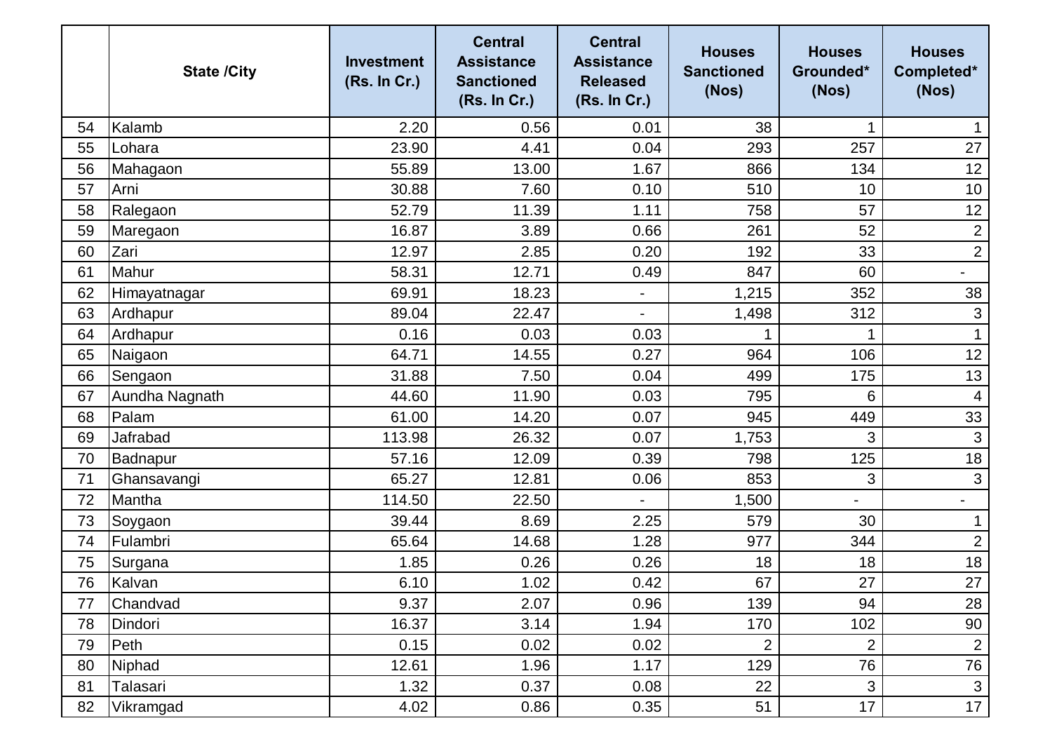| | State /City | Investment (Rs. In Cr.) | Central Assistance Sanctioned (Rs. In Cr.) | Central Assistance Released (Rs. In Cr.) | Houses Sanctioned (Nos) | Houses Grounded* (Nos) | Houses Completed* (Nos) |
|---|---|---|---|---|---|---|---|
| 54 | Kalamb | 2.20 | 0.56 | 0.01 | 38 | 1 | 1 |
| 55 | Lohara | 23.90 | 4.41 | 0.04 | 293 | 257 | 27 |
| 56 | Mahagaon | 55.89 | 13.00 | 1.67 | 866 | 134 | 12 |
| 57 | Arni | 30.88 | 7.60 | 0.10 | 510 | 10 | 10 |
| 58 | Ralegaon | 52.79 | 11.39 | 1.11 | 758 | 57 | 12 |
| 59 | Maregaon | 16.87 | 3.89 | 0.66 | 261 | 52 | 2 |
| 60 | Zari | 12.97 | 2.85 | 0.20 | 192 | 33 | 2 |
| 61 | Mahur | 58.31 | 12.71 | 0.49 | 847 | 60 | - |
| 62 | Himayatnagar | 69.91 | 18.23 | - | 1,215 | 352 | 38 |
| 63 | Ardhapur | 89.04 | 22.47 | - | 1,498 | 312 | 3 |
| 64 | Ardhapur | 0.16 | 0.03 | 0.03 | 1 | 1 | 1 |
| 65 | Naigaon | 64.71 | 14.55 | 0.27 | 964 | 106 | 12 |
| 66 | Sengaon | 31.88 | 7.50 | 0.04 | 499 | 175 | 13 |
| 67 | Aundha Nagnath | 44.60 | 11.90 | 0.03 | 795 | 6 | 4 |
| 68 | Palam | 61.00 | 14.20 | 0.07 | 945 | 449 | 33 |
| 69 | Jafrabad | 113.98 | 26.32 | 0.07 | 1,753 | 3 | 3 |
| 70 | Badnapur | 57.16 | 12.09 | 0.39 | 798 | 125 | 18 |
| 71 | Ghansavangi | 65.27 | 12.81 | 0.06 | 853 | 3 | 3 |
| 72 | Mantha | 114.50 | 22.50 | - | 1,500 | - | - |
| 73 | Soygaon | 39.44 | 8.69 | 2.25 | 579 | 30 | 1 |
| 74 | Fulambri | 65.64 | 14.68 | 1.28 | 977 | 344 | 2 |
| 75 | Surgana | 1.85 | 0.26 | 0.26 | 18 | 18 | 18 |
| 76 | Kalvan | 6.10 | 1.02 | 0.42 | 67 | 27 | 27 |
| 77 | Chandvad | 9.37 | 2.07 | 0.96 | 139 | 94 | 28 |
| 78 | Dindori | 16.37 | 3.14 | 1.94 | 170 | 102 | 90 |
| 79 | Peth | 0.15 | 0.02 | 0.02 | 2 | 2 | 2 |
| 80 | Niphad | 12.61 | 1.96 | 1.17 | 129 | 76 | 76 |
| 81 | Talasari | 1.32 | 0.37 | 0.08 | 22 | 3 | 3 |
| 82 | Vikramgad | 4.02 | 0.86 | 0.35 | 51 | 17 | 17 |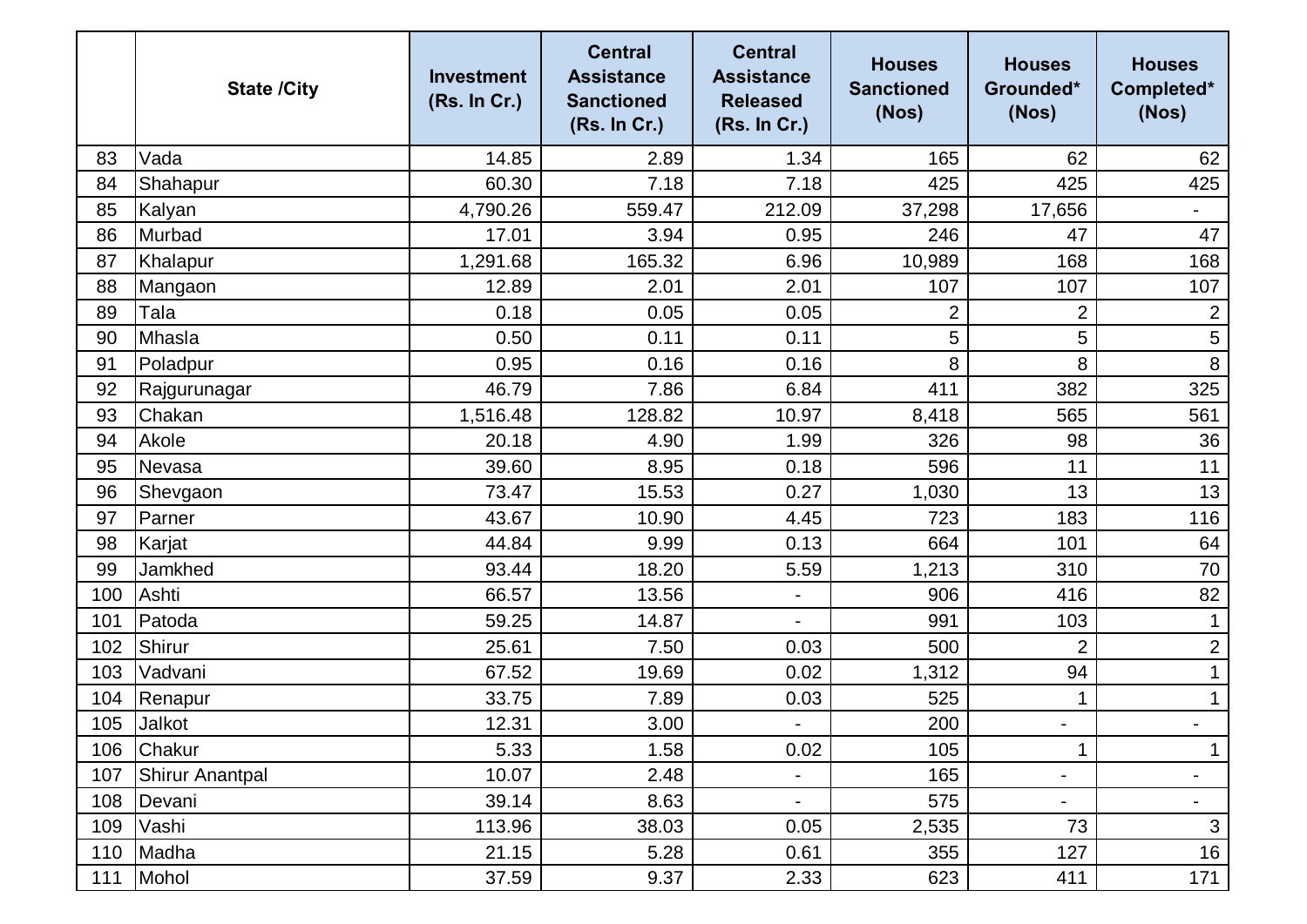|  | State /City | Investment (Rs. In Cr.) | Central Assistance Sanctioned (Rs. In Cr.) | Central Assistance Released (Rs. In Cr.) | Houses Sanctioned (Nos) | Houses Grounded* (Nos) | Houses Completed* (Nos) |
|---|---|---|---|---|---|---|---|
| 83 | Vada | 14.85 | 2.89 | 1.34 | 165 | 62 | 62 |
| 84 | Shahapur | 60.30 | 7.18 | 7.18 | 425 | 425 | 425 |
| 85 | Kalyan | 4,790.26 | 559.47 | 212.09 | 37,298 | 17,656 | - |
| 86 | Murbad | 17.01 | 3.94 | 0.95 | 246 | 47 | 47 |
| 87 | Khalapur | 1,291.68 | 165.32 | 6.96 | 10,989 | 168 | 168 |
| 88 | Mangaon | 12.89 | 2.01 | 2.01 | 107 | 107 | 107 |
| 89 | Tala | 0.18 | 0.05 | 0.05 | 2 | 2 | 2 |
| 90 | Mhasla | 0.50 | 0.11 | 0.11 | 5 | 5 | 5 |
| 91 | Poladpur | 0.95 | 0.16 | 0.16 | 8 | 8 | 8 |
| 92 | Rajgurunagar | 46.79 | 7.86 | 6.84 | 411 | 382 | 325 |
| 93 | Chakan | 1,516.48 | 128.82 | 10.97 | 8,418 | 565 | 561 |
| 94 | Akole | 20.18 | 4.90 | 1.99 | 326 | 98 | 36 |
| 95 | Nevasa | 39.60 | 8.95 | 0.18 | 596 | 11 | 11 |
| 96 | Shevgaon | 73.47 | 15.53 | 0.27 | 1,030 | 13 | 13 |
| 97 | Parner | 43.67 | 10.90 | 4.45 | 723 | 183 | 116 |
| 98 | Karjat | 44.84 | 9.99 | 0.13 | 664 | 101 | 64 |
| 99 | Jamkhed | 93.44 | 18.20 | 5.59 | 1,213 | 310 | 70 |
| 100 | Ashti | 66.57 | 13.56 | - | 906 | 416 | 82 |
| 101 | Patoda | 59.25 | 14.87 | - | 991 | 103 | 1 |
| 102 | Shirur | 25.61 | 7.50 | 0.03 | 500 | 2 | 2 |
| 103 | Vadvani | 67.52 | 19.69 | 0.02 | 1,312 | 94 | 1 |
| 104 | Renapur | 33.75 | 7.89 | 0.03 | 525 | 1 | 1 |
| 105 | Jalkot | 12.31 | 3.00 | - | 200 | - | - |
| 106 | Chakur | 5.33 | 1.58 | 0.02 | 105 | 1 | 1 |
| 107 | Shirur Anantpal | 10.07 | 2.48 | - | 165 | - | - |
| 108 | Devani | 39.14 | 8.63 | - | 575 | - | - |
| 109 | Vashi | 113.96 | 38.03 | 0.05 | 2,535 | 73 | 3 |
| 110 | Madha | 21.15 | 5.28 | 0.61 | 355 | 127 | 16 |
| 111 | Mohol | 37.59 | 9.37 | 2.33 | 623 | 411 | 171 |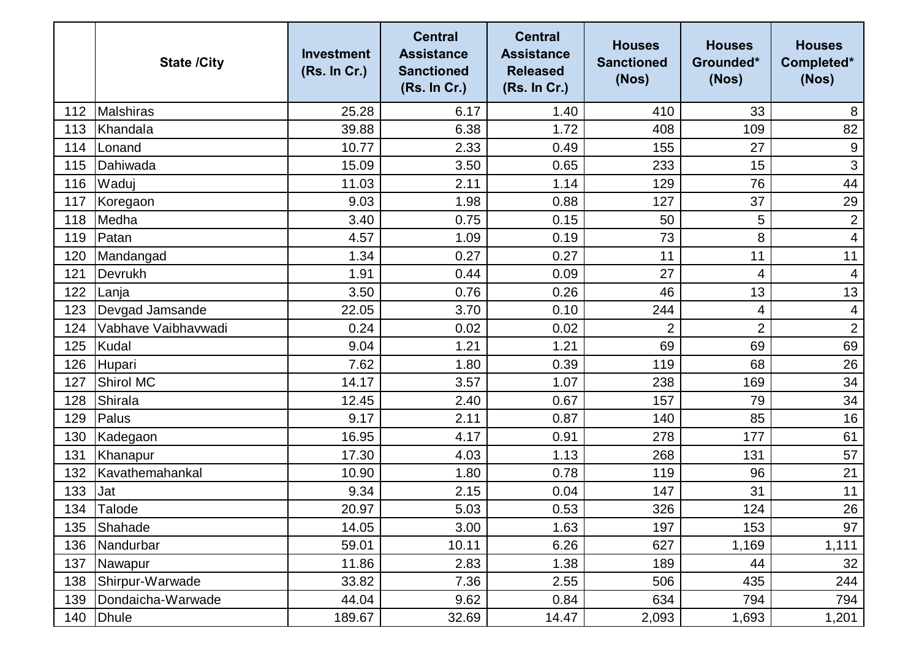|  | State /City | Investment (Rs. In Cr.) | Central Assistance Sanctioned (Rs. In Cr.) | Central Assistance Released (Rs. In Cr.) | Houses Sanctioned (Nos) | Houses Grounded* (Nos) | Houses Completed* (Nos) |
|---|---|---|---|---|---|---|---|
| 112 | Malshiras | 25.28 | 6.17 | 1.40 | 410 | 33 | 8 |
| 113 | Khandala | 39.88 | 6.38 | 1.72 | 408 | 109 | 82 |
| 114 | Lonand | 10.77 | 2.33 | 0.49 | 155 | 27 | 9 |
| 115 | Dahiwada | 15.09 | 3.50 | 0.65 | 233 | 15 | 3 |
| 116 | Waduj | 11.03 | 2.11 | 1.14 | 129 | 76 | 44 |
| 117 | Koregaon | 9.03 | 1.98 | 0.88 | 127 | 37 | 29 |
| 118 | Medha | 3.40 | 0.75 | 0.15 | 50 | 5 | 2 |
| 119 | Patan | 4.57 | 1.09 | 0.19 | 73 | 8 | 4 |
| 120 | Mandangad | 1.34 | 0.27 | 0.27 | 11 | 11 | 11 |
| 121 | Devrukh | 1.91 | 0.44 | 0.09 | 27 | 4 | 4 |
| 122 | Lanja | 3.50 | 0.76 | 0.26 | 46 | 13 | 13 |
| 123 | Devgad Jamsande | 22.05 | 3.70 | 0.10 | 244 | 4 | 4 |
| 124 | Vabhave Vaibhavwadi | 0.24 | 0.02 | 0.02 | 2 | 2 | 2 |
| 125 | Kudal | 9.04 | 1.21 | 1.21 | 69 | 69 | 69 |
| 126 | Hupari | 7.62 | 1.80 | 0.39 | 119 | 68 | 26 |
| 127 | Shirol MC | 14.17 | 3.57 | 1.07 | 238 | 169 | 34 |
| 128 | Shirala | 12.45 | 2.40 | 0.67 | 157 | 79 | 34 |
| 129 | Palus | 9.17 | 2.11 | 0.87 | 140 | 85 | 16 |
| 130 | Kadegaon | 16.95 | 4.17 | 0.91 | 278 | 177 | 61 |
| 131 | Khanapur | 17.30 | 4.03 | 1.13 | 268 | 131 | 57 |
| 132 | Kavathemahankal | 10.90 | 1.80 | 0.78 | 119 | 96 | 21 |
| 133 | Jat | 9.34 | 2.15 | 0.04 | 147 | 31 | 11 |
| 134 | Talode | 20.97 | 5.03 | 0.53 | 326 | 124 | 26 |
| 135 | Shahade | 14.05 | 3.00 | 1.63 | 197 | 153 | 97 |
| 136 | Nandurbar | 59.01 | 10.11 | 6.26 | 627 | 1,169 | 1,111 |
| 137 | Nawapur | 11.86 | 2.83 | 1.38 | 189 | 44 | 32 |
| 138 | Shirpur-Warwade | 33.82 | 7.36 | 2.55 | 506 | 435 | 244 |
| 139 | Dondaicha-Warwade | 44.04 | 9.62 | 0.84 | 634 | 794 | 794 |
| 140 | Dhule | 189.67 | 32.69 | 14.47 | 2,093 | 1,693 | 1,201 |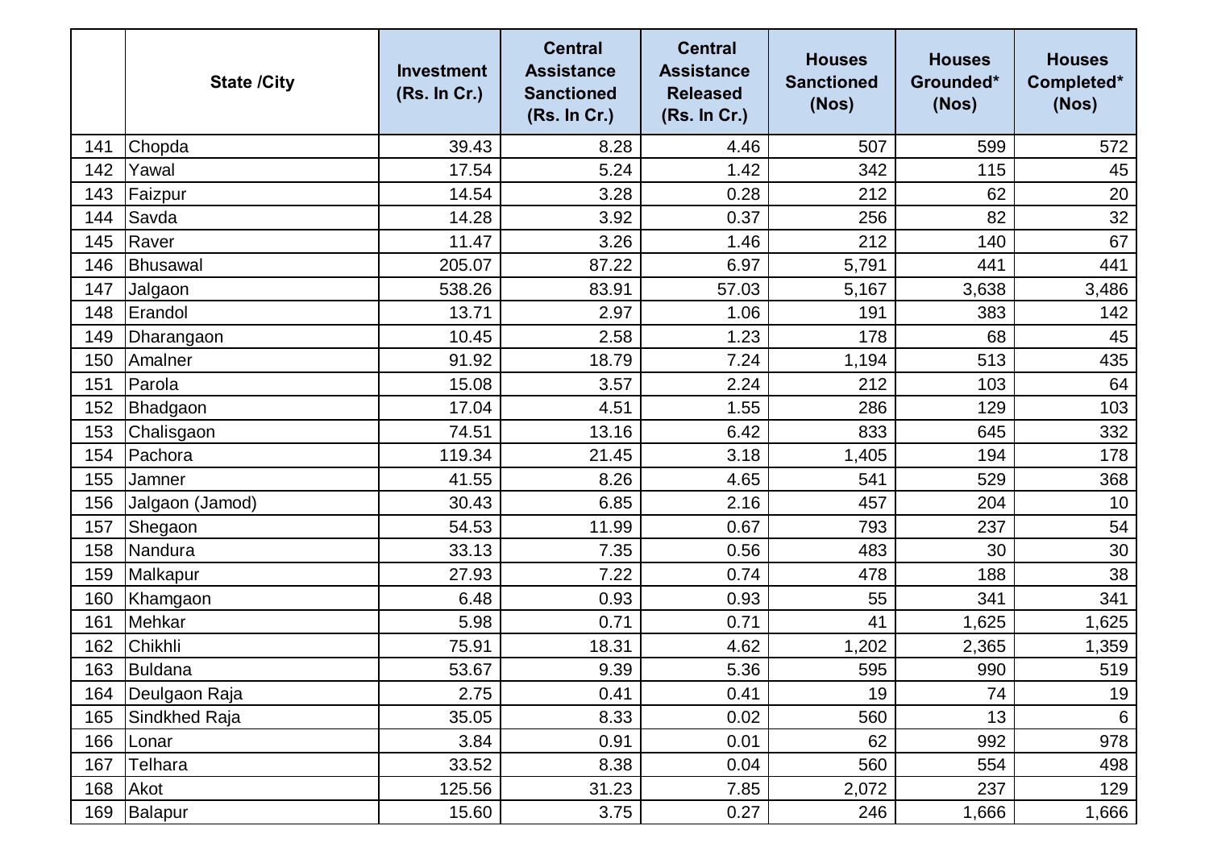|  | State /City | Investment (Rs. In Cr.) | Central Assistance Sanctioned (Rs. In Cr.) | Central Assistance Released (Rs. In Cr.) | Houses Sanctioned (Nos) | Houses Grounded* (Nos) | Houses Completed* (Nos) |
|---|---|---|---|---|---|---|---|
| 141 | Chopda | 39.43 | 8.28 | 4.46 | 507 | 599 | 572 |
| 142 | Yawal | 17.54 | 5.24 | 1.42 | 342 | 115 | 45 |
| 143 | Faizpur | 14.54 | 3.28 | 0.28 | 212 | 62 | 20 |
| 144 | Savda | 14.28 | 3.92 | 0.37 | 256 | 82 | 32 |
| 145 | Raver | 11.47 | 3.26 | 1.46 | 212 | 140 | 67 |
| 146 | Bhusawal | 205.07 | 87.22 | 6.97 | 5,791 | 441 | 441 |
| 147 | Jalgaon | 538.26 | 83.91 | 57.03 | 5,167 | 3,638 | 3,486 |
| 148 | Erandol | 13.71 | 2.97 | 1.06 | 191 | 383 | 142 |
| 149 | Dharangaon | 10.45 | 2.58 | 1.23 | 178 | 68 | 45 |
| 150 | Amalner | 91.92 | 18.79 | 7.24 | 1,194 | 513 | 435 |
| 151 | Parola | 15.08 | 3.57 | 2.24 | 212 | 103 | 64 |
| 152 | Bhadgaon | 17.04 | 4.51 | 1.55 | 286 | 129 | 103 |
| 153 | Chalisgaon | 74.51 | 13.16 | 6.42 | 833 | 645 | 332 |
| 154 | Pachora | 119.34 | 21.45 | 3.18 | 1,405 | 194 | 178 |
| 155 | Jamner | 41.55 | 8.26 | 4.65 | 541 | 529 | 368 |
| 156 | Jalgaon (Jamod) | 30.43 | 6.85 | 2.16 | 457 | 204 | 10 |
| 157 | Shegaon | 54.53 | 11.99 | 0.67 | 793 | 237 | 54 |
| 158 | Nandura | 33.13 | 7.35 | 0.56 | 483 | 30 | 30 |
| 159 | Malkapur | 27.93 | 7.22 | 0.74 | 478 | 188 | 38 |
| 160 | Khamgaon | 6.48 | 0.93 | 0.93 | 55 | 341 | 341 |
| 161 | Mehkar | 5.98 | 0.71 | 0.71 | 41 | 1,625 | 1,625 |
| 162 | Chikhli | 75.91 | 18.31 | 4.62 | 1,202 | 2,365 | 1,359 |
| 163 | Buldana | 53.67 | 9.39 | 5.36 | 595 | 990 | 519 |
| 164 | Deulgaon Raja | 2.75 | 0.41 | 0.41 | 19 | 74 | 19 |
| 165 | Sindkhed Raja | 35.05 | 8.33 | 0.02 | 560 | 13 | 6 |
| 166 | Lonar | 3.84 | 0.91 | 0.01 | 62 | 992 | 978 |
| 167 | Telhara | 33.52 | 8.38 | 0.04 | 560 | 554 | 498 |
| 168 | Akot | 125.56 | 31.23 | 7.85 | 2,072 | 237 | 129 |
| 169 | Balapur | 15.60 | 3.75 | 0.27 | 246 | 1,666 | 1,666 |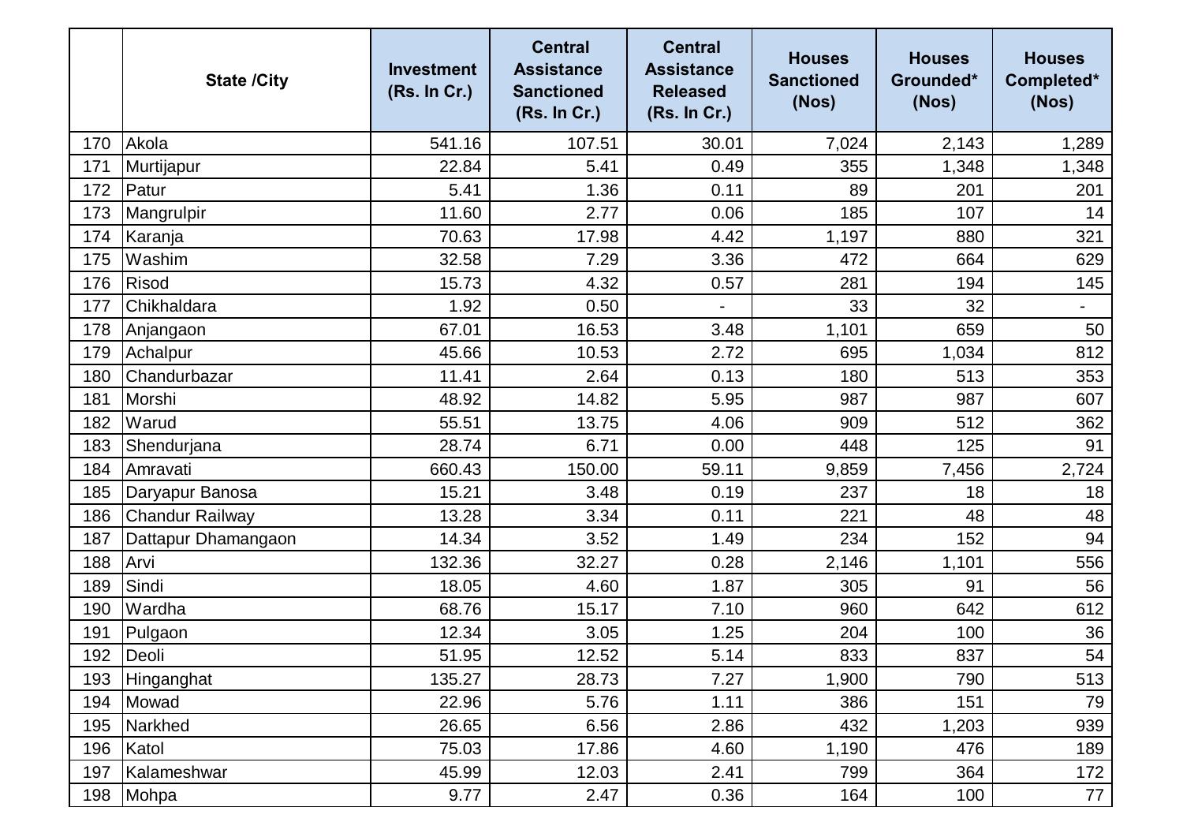| | State /City | Investment (Rs. In Cr.) | Central Assistance Sanctioned (Rs. In Cr.) | Central Assistance Released (Rs. In Cr.) | Houses Sanctioned (Nos) | Houses Grounded* (Nos) | Houses Completed* (Nos) |
|---|---|---|---|---|---|---|---|
| 170 | Akola | 541.16 | 107.51 | 30.01 | 7,024 | 2,143 | 1,289 |
| 171 | Murtijapur | 22.84 | 5.41 | 0.49 | 355 | 1,348 | 1,348 |
| 172 | Patur | 5.41 | 1.36 | 0.11 | 89 | 201 | 201 |
| 173 | Mangrulpir | 11.60 | 2.77 | 0.06 | 185 | 107 | 14 |
| 174 | Karanja | 70.63 | 17.98 | 4.42 | 1,197 | 880 | 321 |
| 175 | Washim | 32.58 | 7.29 | 3.36 | 472 | 664 | 629 |
| 176 | Risod | 15.73 | 4.32 | 0.57 | 281 | 194 | 145 |
| 177 | Chikhaldara | 1.92 | 0.50 | - | 33 | 32 | - |
| 178 | Anjangaon | 67.01 | 16.53 | 3.48 | 1,101 | 659 | 50 |
| 179 | Achalpur | 45.66 | 10.53 | 2.72 | 695 | 1,034 | 812 |
| 180 | Chandurbazar | 11.41 | 2.64 | 0.13 | 180 | 513 | 353 |
| 181 | Morshi | 48.92 | 14.82 | 5.95 | 987 | 987 | 607 |
| 182 | Warud | 55.51 | 13.75 | 4.06 | 909 | 512 | 362 |
| 183 | Shendurjana | 28.74 | 6.71 | 0.00 | 448 | 125 | 91 |
| 184 | Amravati | 660.43 | 150.00 | 59.11 | 9,859 | 7,456 | 2,724 |
| 185 | Daryapur Banosa | 15.21 | 3.48 | 0.19 | 237 | 18 | 18 |
| 186 | Chandur Railway | 13.28 | 3.34 | 0.11 | 221 | 48 | 48 |
| 187 | Dattapur Dhamangaon | 14.34 | 3.52 | 1.49 | 234 | 152 | 94 |
| 188 | Arvi | 132.36 | 32.27 | 0.28 | 2,146 | 1,101 | 556 |
| 189 | Sindi | 18.05 | 4.60 | 1.87 | 305 | 91 | 56 |
| 190 | Wardha | 68.76 | 15.17 | 7.10 | 960 | 642 | 612 |
| 191 | Pulgaon | 12.34 | 3.05 | 1.25 | 204 | 100 | 36 |
| 192 | Deoli | 51.95 | 12.52 | 5.14 | 833 | 837 | 54 |
| 193 | Hinganghat | 135.27 | 28.73 | 7.27 | 1,900 | 790 | 513 |
| 194 | Mowad | 22.96 | 5.76 | 1.11 | 386 | 151 | 79 |
| 195 | Narkhed | 26.65 | 6.56 | 2.86 | 432 | 1,203 | 939 |
| 196 | Katol | 75.03 | 17.86 | 4.60 | 1,190 | 476 | 189 |
| 197 | Kalameshwar | 45.99 | 12.03 | 2.41 | 799 | 364 | 172 |
| 198 | Mohpa | 9.77 | 2.47 | 0.36 | 164 | 100 | 77 |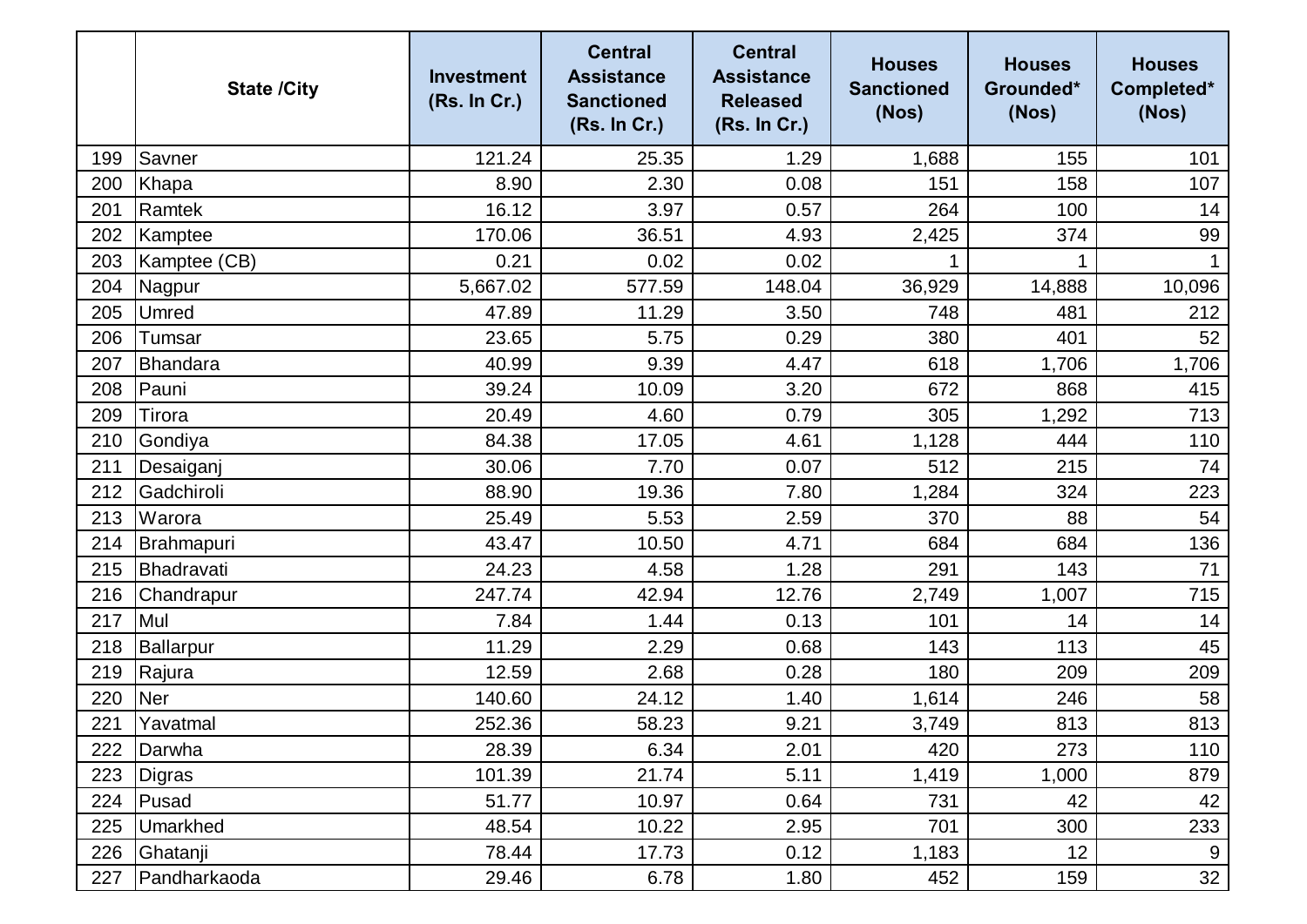|  | State /City | Investment (Rs. In Cr.) | Central Assistance Sanctioned (Rs. In Cr.) | Central Assistance Released (Rs. In Cr.) | Houses Sanctioned (Nos) | Houses Grounded* (Nos) | Houses Completed* (Nos) |
|---|---|---|---|---|---|---|---|
| 199 | Savner | 121.24 | 25.35 | 1.29 | 1,688 | 155 | 101 |
| 200 | Khapa | 8.90 | 2.30 | 0.08 | 151 | 158 | 107 |
| 201 | Ramtek | 16.12 | 3.97 | 0.57 | 264 | 100 | 14 |
| 202 | Kamptee | 170.06 | 36.51 | 4.93 | 2,425 | 374 | 99 |
| 203 | Kamptee (CB) | 0.21 | 0.02 | 0.02 | 1 | 1 | 1 |
| 204 | Nagpur | 5,667.02 | 577.59 | 148.04 | 36,929 | 14,888 | 10,096 |
| 205 | Umred | 47.89 | 11.29 | 3.50 | 748 | 481 | 212 |
| 206 | Tumsar | 23.65 | 5.75 | 0.29 | 380 | 401 | 52 |
| 207 | Bhandara | 40.99 | 9.39 | 4.47 | 618 | 1,706 | 1,706 |
| 208 | Pauni | 39.24 | 10.09 | 3.20 | 672 | 868 | 415 |
| 209 | Tirora | 20.49 | 4.60 | 0.79 | 305 | 1,292 | 713 |
| 210 | Gondiya | 84.38 | 17.05 | 4.61 | 1,128 | 444 | 110 |
| 211 | Desaiganj | 30.06 | 7.70 | 0.07 | 512 | 215 | 74 |
| 212 | Gadchiroli | 88.90 | 19.36 | 7.80 | 1,284 | 324 | 223 |
| 213 | Warora | 25.49 | 5.53 | 2.59 | 370 | 88 | 54 |
| 214 | Brahmapuri | 43.47 | 10.50 | 4.71 | 684 | 684 | 136 |
| 215 | Bhadravati | 24.23 | 4.58 | 1.28 | 291 | 143 | 71 |
| 216 | Chandrapur | 247.74 | 42.94 | 12.76 | 2,749 | 1,007 | 715 |
| 217 | Mul | 7.84 | 1.44 | 0.13 | 101 | 14 | 14 |
| 218 | Ballarpur | 11.29 | 2.29 | 0.68 | 143 | 113 | 45 |
| 219 | Rajura | 12.59 | 2.68 | 0.28 | 180 | 209 | 209 |
| 220 | Ner | 140.60 | 24.12 | 1.40 | 1,614 | 246 | 58 |
| 221 | Yavatmal | 252.36 | 58.23 | 9.21 | 3,749 | 813 | 813 |
| 222 | Darwha | 28.39 | 6.34 | 2.01 | 420 | 273 | 110 |
| 223 | Digras | 101.39 | 21.74 | 5.11 | 1,419 | 1,000 | 879 |
| 224 | Pusad | 51.77 | 10.97 | 0.64 | 731 | 42 | 42 |
| 225 | Umarkhed | 48.54 | 10.22 | 2.95 | 701 | 300 | 233 |
| 226 | Ghatanji | 78.44 | 17.73 | 0.12 | 1,183 | 12 | 9 |
| 227 | Pandharkaoda | 29.46 | 6.78 | 1.80 | 452 | 159 | 32 |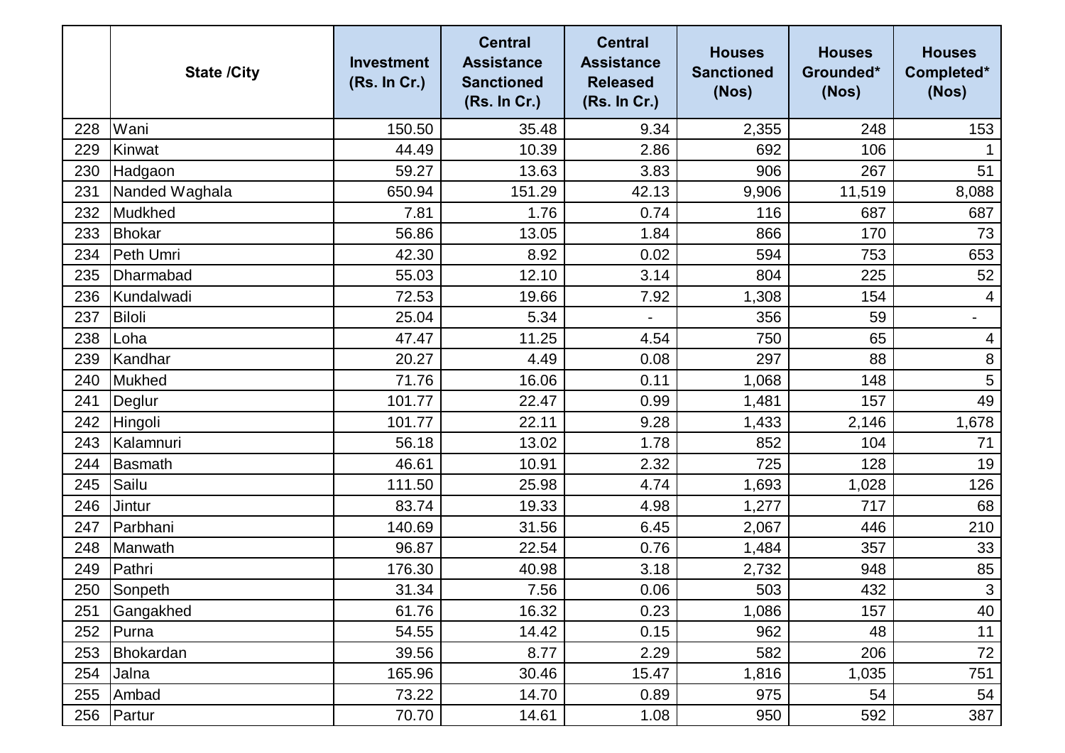| | State /City | Investment (Rs. In Cr.) | Central Assistance Sanctioned (Rs. In Cr.) | Central Assistance Released (Rs. In Cr.) | Houses Sanctioned (Nos) | Houses Grounded* (Nos) | Houses Completed* (Nos) |
|---|---|---|---|---|---|---|---|
| 228 | Wani | 150.50 | 35.48 | 9.34 | 2,355 | 248 | 153 |
| 229 | Kinwat | 44.49 | 10.39 | 2.86 | 692 | 106 | 1 |
| 230 | Hadgaon | 59.27 | 13.63 | 3.83 | 906 | 267 | 51 |
| 231 | Nanded Waghala | 650.94 | 151.29 | 42.13 | 9,906 | 11,519 | 8,088 |
| 232 | Mudkhed | 7.81 | 1.76 | 0.74 | 116 | 687 | 687 |
| 233 | Bhokar | 56.86 | 13.05 | 1.84 | 866 | 170 | 73 |
| 234 | Peth Umri | 42.30 | 8.92 | 0.02 | 594 | 753 | 653 |
| 235 | Dharmabad | 55.03 | 12.10 | 3.14 | 804 | 225 | 52 |
| 236 | Kundalwadi | 72.53 | 19.66 | 7.92 | 1,308 | 154 | 4 |
| 237 | Biloli | 25.04 | 5.34 | - | 356 | 59 | - |
| 238 | Loha | 47.47 | 11.25 | 4.54 | 750 | 65 | 4 |
| 239 | Kandhar | 20.27 | 4.49 | 0.08 | 297 | 88 | 8 |
| 240 | Mukhed | 71.76 | 16.06 | 0.11 | 1,068 | 148 | 5 |
| 241 | Deglur | 101.77 | 22.47 | 0.99 | 1,481 | 157 | 49 |
| 242 | Hingoli | 101.77 | 22.11 | 9.28 | 1,433 | 2,146 | 1,678 |
| 243 | Kalamnuri | 56.18 | 13.02 | 1.78 | 852 | 104 | 71 |
| 244 | Basmath | 46.61 | 10.91 | 2.32 | 725 | 128 | 19 |
| 245 | Sailu | 111.50 | 25.98 | 4.74 | 1,693 | 1,028 | 126 |
| 246 | Jintur | 83.74 | 19.33 | 4.98 | 1,277 | 717 | 68 |
| 247 | Parbhani | 140.69 | 31.56 | 6.45 | 2,067 | 446 | 210 |
| 248 | Manwath | 96.87 | 22.54 | 0.76 | 1,484 | 357 | 33 |
| 249 | Pathri | 176.30 | 40.98 | 3.18 | 2,732 | 948 | 85 |
| 250 | Sonpeth | 31.34 | 7.56 | 0.06 | 503 | 432 | 3 |
| 251 | Gangakhed | 61.76 | 16.32 | 0.23 | 1,086 | 157 | 40 |
| 252 | Purna | 54.55 | 14.42 | 0.15 | 962 | 48 | 11 |
| 253 | Bhokardan | 39.56 | 8.77 | 2.29 | 582 | 206 | 72 |
| 254 | Jalna | 165.96 | 30.46 | 15.47 | 1,816 | 1,035 | 751 |
| 255 | Ambad | 73.22 | 14.70 | 0.89 | 975 | 54 | 54 |
| 256 | Partur | 70.70 | 14.61 | 1.08 | 950 | 592 | 387 |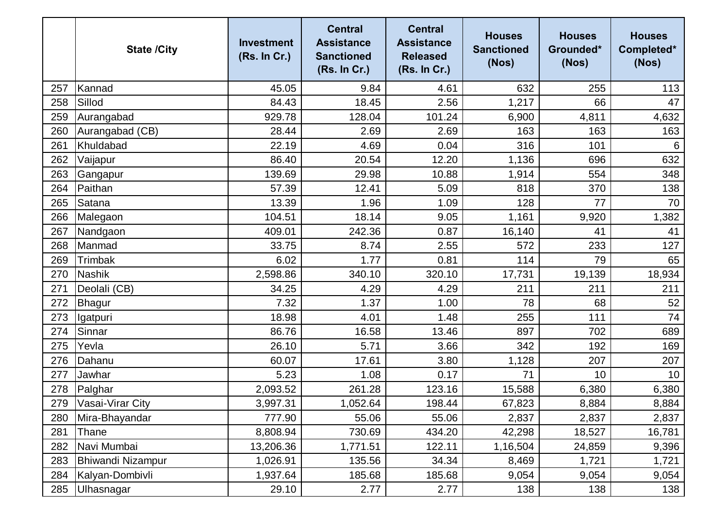| | State /City | Investment (Rs. In Cr.) | Central Assistance Sanctioned (Rs. In Cr.) | Central Assistance Released (Rs. In Cr.) | Houses Sanctioned (Nos) | Houses Grounded* (Nos) | Houses Completed* (Nos) |
|---|---|---|---|---|---|---|---|
| 257 | Kannad | 45.05 | 9.84 | 4.61 | 632 | 255 | 113 |
| 258 | Sillod | 84.43 | 18.45 | 2.56 | 1,217 | 66 | 47 |
| 259 | Aurangabad | 929.78 | 128.04 | 101.24 | 6,900 | 4,811 | 4,632 |
| 260 | Aurangabad (CB) | 28.44 | 2.69 | 2.69 | 163 | 163 | 163 |
| 261 | Khuldabad | 22.19 | 4.69 | 0.04 | 316 | 101 | 6 |
| 262 | Vaijapur | 86.40 | 20.54 | 12.20 | 1,136 | 696 | 632 |
| 263 | Gangapur | 139.69 | 29.98 | 10.88 | 1,914 | 554 | 348 |
| 264 | Paithan | 57.39 | 12.41 | 5.09 | 818 | 370 | 138 |
| 265 | Satana | 13.39 | 1.96 | 1.09 | 128 | 77 | 70 |
| 266 | Malegaon | 104.51 | 18.14 | 9.05 | 1,161 | 9,920 | 1,382 |
| 267 | Nandgaon | 409.01 | 242.36 | 0.87 | 16,140 | 41 | 41 |
| 268 | Manmad | 33.75 | 8.74 | 2.55 | 572 | 233 | 127 |
| 269 | Trimbak | 6.02 | 1.77 | 0.81 | 114 | 79 | 65 |
| 270 | Nashik | 2,598.86 | 340.10 | 320.10 | 17,731 | 19,139 | 18,934 |
| 271 | Deolali (CB) | 34.25 | 4.29 | 4.29 | 211 | 211 | 211 |
| 272 | Bhagur | 7.32 | 1.37 | 1.00 | 78 | 68 | 52 |
| 273 | Igatpuri | 18.98 | 4.01 | 1.48 | 255 | 111 | 74 |
| 274 | Sinnar | 86.76 | 16.58 | 13.46 | 897 | 702 | 689 |
| 275 | Yevla | 26.10 | 5.71 | 3.66 | 342 | 192 | 169 |
| 276 | Dahanu | 60.07 | 17.61 | 3.80 | 1,128 | 207 | 207 |
| 277 | Jawhar | 5.23 | 1.08 | 0.17 | 71 | 10 | 10 |
| 278 | Palghar | 2,093.52 | 261.28 | 123.16 | 15,588 | 6,380 | 6,380 |
| 279 | Vasai-Virar City | 3,997.31 | 1,052.64 | 198.44 | 67,823 | 8,884 | 8,884 |
| 280 | Mira-Bhayandar | 777.90 | 55.06 | 55.06 | 2,837 | 2,837 | 2,837 |
| 281 | Thane | 8,808.94 | 730.69 | 434.20 | 42,298 | 18,527 | 16,781 |
| 282 | Navi Mumbai | 13,206.36 | 1,771.51 | 122.11 | 1,16,504 | 24,859 | 9,396 |
| 283 | Bhiwandi Nizampur | 1,026.91 | 135.56 | 34.34 | 8,469 | 1,721 | 1,721 |
| 284 | Kalyan-Dombivli | 1,937.64 | 185.68 | 185.68 | 9,054 | 9,054 | 9,054 |
| 285 | Ulhasnagar | 29.10 | 2.77 | 2.77 | 138 | 138 | 138 |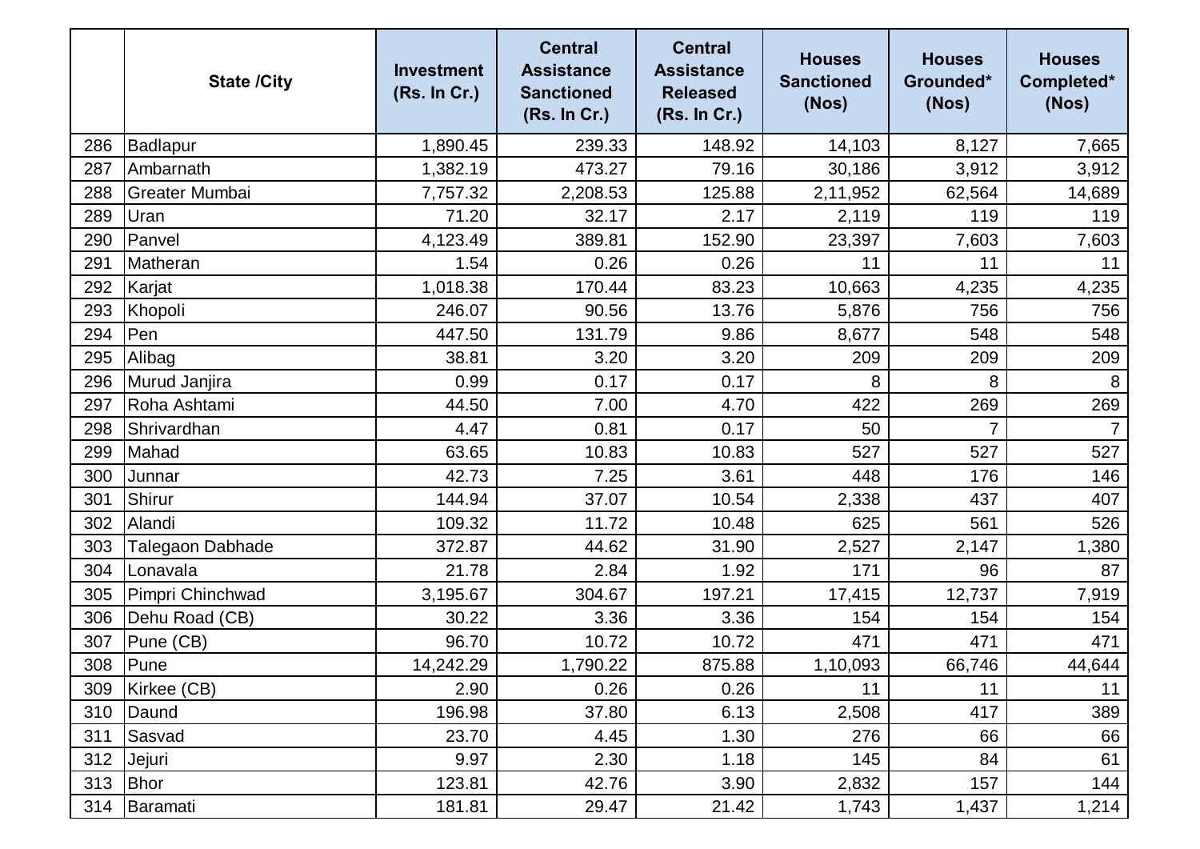| | State /City | Investment (Rs. In Cr.) | Central Assistance Sanctioned (Rs. In Cr.) | Central Assistance Released (Rs. In Cr.) | Houses Sanctioned (Nos) | Houses Grounded* (Nos) | Houses Completed* (Nos) |
|---|---|---|---|---|---|---|---|
| 286 | Badlapur | 1,890.45 | 239.33 | 148.92 | 14,103 | 8,127 | 7,665 |
| 287 | Ambarnath | 1,382.19 | 473.27 | 79.16 | 30,186 | 3,912 | 3,912 |
| 288 | Greater Mumbai | 7,757.32 | 2,208.53 | 125.88 | 2,11,952 | 62,564 | 14,689 |
| 289 | Uran | 71.20 | 32.17 | 2.17 | 2,119 | 119 | 119 |
| 290 | Panvel | 4,123.49 | 389.81 | 152.90 | 23,397 | 7,603 | 7,603 |
| 291 | Matheran | 1.54 | 0.26 | 0.26 | 11 | 11 | 11 |
| 292 | Karjat | 1,018.38 | 170.44 | 83.23 | 10,663 | 4,235 | 4,235 |
| 293 | Khopoli | 246.07 | 90.56 | 13.76 | 5,876 | 756 | 756 |
| 294 | Pen | 447.50 | 131.79 | 9.86 | 8,677 | 548 | 548 |
| 295 | Alibag | 38.81 | 3.20 | 3.20 | 209 | 209 | 209 |
| 296 | Murud Janjira | 0.99 | 0.17 | 0.17 | 8 | 8 | 8 |
| 297 | Roha Ashtami | 44.50 | 7.00 | 4.70 | 422 | 269 | 269 |
| 298 | Shrivardhan | 4.47 | 0.81 | 0.17 | 50 | 7 | 7 |
| 299 | Mahad | 63.65 | 10.83 | 10.83 | 527 | 527 | 527 |
| 300 | Junnar | 42.73 | 7.25 | 3.61 | 448 | 176 | 146 |
| 301 | Shirur | 144.94 | 37.07 | 10.54 | 2,338 | 437 | 407 |
| 302 | Alandi | 109.32 | 11.72 | 10.48 | 625 | 561 | 526 |
| 303 | Talegaon Dabhade | 372.87 | 44.62 | 31.90 | 2,527 | 2,147 | 1,380 |
| 304 | Lonavala | 21.78 | 2.84 | 1.92 | 171 | 96 | 87 |
| 305 | Pimpri Chinchwad | 3,195.67 | 304.67 | 197.21 | 17,415 | 12,737 | 7,919 |
| 306 | Dehu Road (CB) | 30.22 | 3.36 | 3.36 | 154 | 154 | 154 |
| 307 | Pune (CB) | 96.70 | 10.72 | 10.72 | 471 | 471 | 471 |
| 308 | Pune | 14,242.29 | 1,790.22 | 875.88 | 1,10,093 | 66,746 | 44,644 |
| 309 | Kirkee (CB) | 2.90 | 0.26 | 0.26 | 11 | 11 | 11 |
| 310 | Daund | 196.98 | 37.80 | 6.13 | 2,508 | 417 | 389 |
| 311 | Sasvad | 23.70 | 4.45 | 1.30 | 276 | 66 | 66 |
| 312 | Jejuri | 9.97 | 2.30 | 1.18 | 145 | 84 | 61 |
| 313 | Bhor | 123.81 | 42.76 | 3.90 | 2,832 | 157 | 144 |
| 314 | Baramati | 181.81 | 29.47 | 21.42 | 1,743 | 1,437 | 1,214 |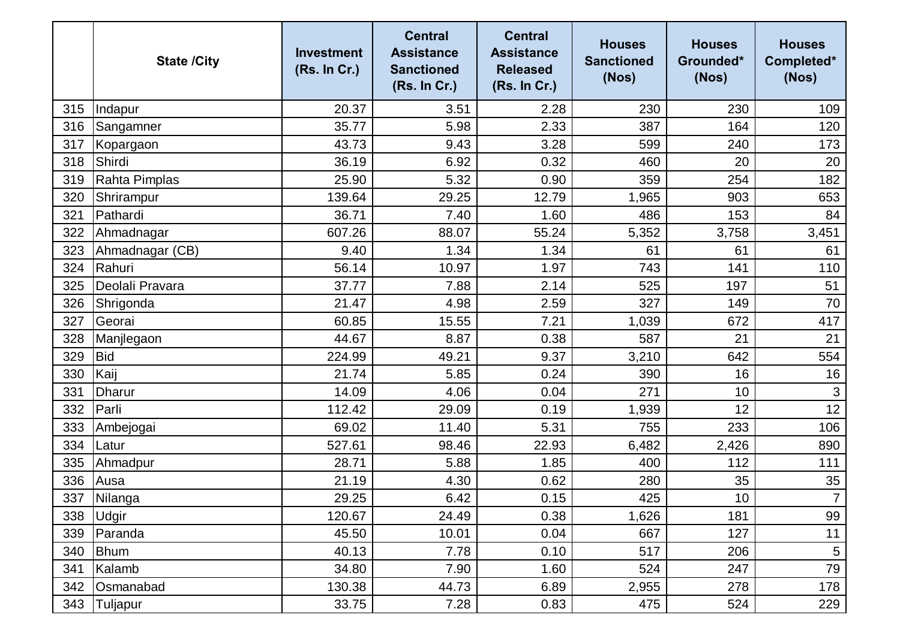|  | State /City | Investment (Rs. In Cr.) | Central Assistance Sanctioned (Rs. In Cr.) | Central Assistance Released (Rs. In Cr.) | Houses Sanctioned (Nos) | Houses Grounded* (Nos) | Houses Completed* (Nos) |
|---|---|---|---|---|---|---|---|
| 315 | Indapur | 20.37 | 3.51 | 2.28 | 230 | 230 | 109 |
| 316 | Sangamner | 35.77 | 5.98 | 2.33 | 387 | 164 | 120 |
| 317 | Kopargaon | 43.73 | 9.43 | 3.28 | 599 | 240 | 173 |
| 318 | Shirdi | 36.19 | 6.92 | 0.32 | 460 | 20 | 20 |
| 319 | Rahta Pimplas | 25.90 | 5.32 | 0.90 | 359 | 254 | 182 |
| 320 | Shrirampur | 139.64 | 29.25 | 12.79 | 1,965 | 903 | 653 |
| 321 | Pathardi | 36.71 | 7.40 | 1.60 | 486 | 153 | 84 |
| 322 | Ahmadnagar | 607.26 | 88.07 | 55.24 | 5,352 | 3,758 | 3,451 |
| 323 | Ahmadnagar (CB) | 9.40 | 1.34 | 1.34 | 61 | 61 | 61 |
| 324 | Rahuri | 56.14 | 10.97 | 1.97 | 743 | 141 | 110 |
| 325 | Deolali Pravara | 37.77 | 7.88 | 2.14 | 525 | 197 | 51 |
| 326 | Shrigonda | 21.47 | 4.98 | 2.59 | 327 | 149 | 70 |
| 327 | Georai | 60.85 | 15.55 | 7.21 | 1,039 | 672 | 417 |
| 328 | Manjlegaon | 44.67 | 8.87 | 0.38 | 587 | 21 | 21 |
| 329 | Bid | 224.99 | 49.21 | 9.37 | 3,210 | 642 | 554 |
| 330 | Kaij | 21.74 | 5.85 | 0.24 | 390 | 16 | 16 |
| 331 | Dharur | 14.09 | 4.06 | 0.04 | 271 | 10 | 3 |
| 332 | Parli | 112.42 | 29.09 | 0.19 | 1,939 | 12 | 12 |
| 333 | Ambejogai | 69.02 | 11.40 | 5.31 | 755 | 233 | 106 |
| 334 | Latur | 527.61 | 98.46 | 22.93 | 6,482 | 2,426 | 890 |
| 335 | Ahmadpur | 28.71 | 5.88 | 1.85 | 400 | 112 | 111 |
| 336 | Ausa | 21.19 | 4.30 | 0.62 | 280 | 35 | 35 |
| 337 | Nilanga | 29.25 | 6.42 | 0.15 | 425 | 10 | 7 |
| 338 | Udgir | 120.67 | 24.49 | 0.38 | 1,626 | 181 | 99 |
| 339 | Paranda | 45.50 | 10.01 | 0.04 | 667 | 127 | 11 |
| 340 | Bhum | 40.13 | 7.78 | 0.10 | 517 | 206 | 5 |
| 341 | Kalamb | 34.80 | 7.90 | 1.60 | 524 | 247 | 79 |
| 342 | Osmanabad | 130.38 | 44.73 | 6.89 | 2,955 | 278 | 178 |
| 343 | Tuljapur | 33.75 | 7.28 | 0.83 | 475 | 524 | 229 |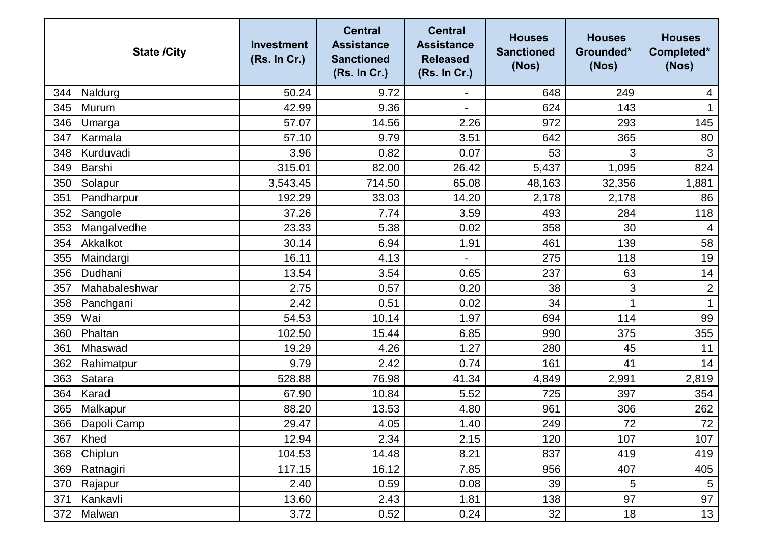| | State /City | Investment (Rs. In Cr.) | Central Assistance Sanctioned (Rs. In Cr.) | Central Assistance Released (Rs. In Cr.) | Houses Sanctioned (Nos) | Houses Grounded* (Nos) | Houses Completed* (Nos) |
|---|---|---|---|---|---|---|---|
| 344 | Naldurg | 50.24 | 9.72 | - | 648 | 249 | 4 |
| 345 | Murum | 42.99 | 9.36 | - | 624 | 143 | 1 |
| 346 | Umarga | 57.07 | 14.56 | 2.26 | 972 | 293 | 145 |
| 347 | Karmala | 57.10 | 9.79 | 3.51 | 642 | 365 | 80 |
| 348 | Kurduvadi | 3.96 | 0.82 | 0.07 | 53 | 3 | 3 |
| 349 | Barshi | 315.01 | 82.00 | 26.42 | 5,437 | 1,095 | 824 |
| 350 | Solapur | 3,543.45 | 714.50 | 65.08 | 48,163 | 32,356 | 1,881 |
| 351 | Pandharpur | 192.29 | 33.03 | 14.20 | 2,178 | 2,178 | 86 |
| 352 | Sangole | 37.26 | 7.74 | 3.59 | 493 | 284 | 118 |
| 353 | Mangalvedhe | 23.33 | 5.38 | 0.02 | 358 | 30 | 4 |
| 354 | Akkalkot | 30.14 | 6.94 | 1.91 | 461 | 139 | 58 |
| 355 | Maindargi | 16.11 | 4.13 | - | 275 | 118 | 19 |
| 356 | Dudhani | 13.54 | 3.54 | 0.65 | 237 | 63 | 14 |
| 357 | Mahabaleshwar | 2.75 | 0.57 | 0.20 | 38 | 3 | 2 |
| 358 | Panchgani | 2.42 | 0.51 | 0.02 | 34 | 1 | 1 |
| 359 | Wai | 54.53 | 10.14 | 1.97 | 694 | 114 | 99 |
| 360 | Phaltan | 102.50 | 15.44 | 6.85 | 990 | 375 | 355 |
| 361 | Mhaswad | 19.29 | 4.26 | 1.27 | 280 | 45 | 11 |
| 362 | Rahimatpur | 9.79 | 2.42 | 0.74 | 161 | 41 | 14 |
| 363 | Satara | 528.88 | 76.98 | 41.34 | 4,849 | 2,991 | 2,819 |
| 364 | Karad | 67.90 | 10.84 | 5.52 | 725 | 397 | 354 |
| 365 | Malkapur | 88.20 | 13.53 | 4.80 | 961 | 306 | 262 |
| 366 | Dapoli Camp | 29.47 | 4.05 | 1.40 | 249 | 72 | 72 |
| 367 | Khed | 12.94 | 2.34 | 2.15 | 120 | 107 | 107 |
| 368 | Chiplun | 104.53 | 14.48 | 8.21 | 837 | 419 | 419 |
| 369 | Ratnagiri | 117.15 | 16.12 | 7.85 | 956 | 407 | 405 |
| 370 | Rajapur | 2.40 | 0.59 | 0.08 | 39 | 5 | 5 |
| 371 | Kankavli | 13.60 | 2.43 | 1.81 | 138 | 97 | 97 |
| 372 | Malwan | 3.72 | 0.52 | 0.24 | 32 | 18 | 13 |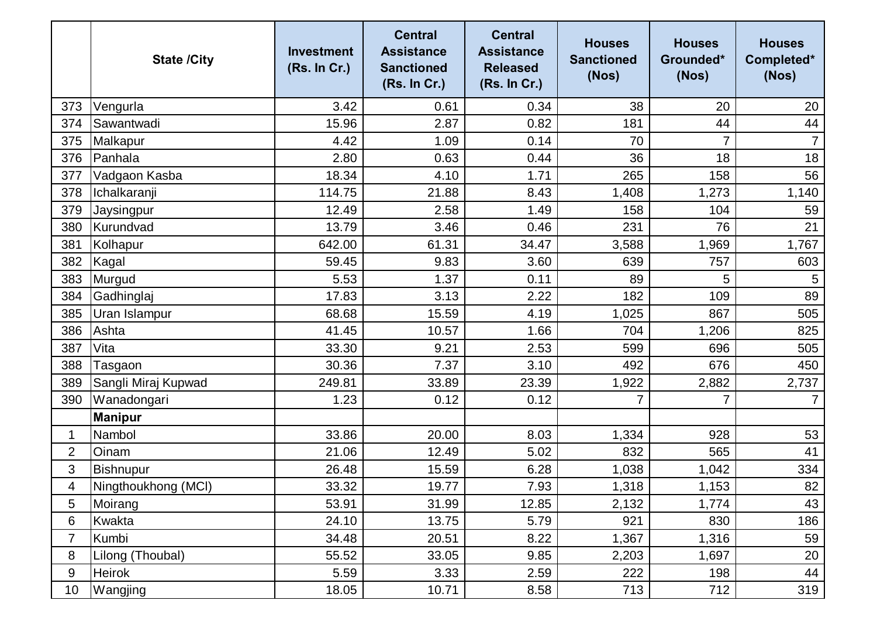| | State /City | Investment (Rs. In Cr.) | Central Assistance Sanctioned (Rs. In Cr.) | Central Assistance Released (Rs. In Cr.) | Houses Sanctioned (Nos) | Houses Grounded* (Nos) | Houses Completed* (Nos) |
|---|---|---|---|---|---|---|---|
| 373 | Vengurla | 3.42 | 0.61 | 0.34 | 38 | 20 | 20 |
| 374 | Sawantwadi | 15.96 | 2.87 | 0.82 | 181 | 44 | 44 |
| 375 | Malkapur | 4.42 | 1.09 | 0.14 | 70 | 7 | 7 |
| 376 | Panhala | 2.80 | 0.63 | 0.44 | 36 | 18 | 18 |
| 377 | Vadgaon Kasba | 18.34 | 4.10 | 1.71 | 265 | 158 | 56 |
| 378 | Ichalkaranji | 114.75 | 21.88 | 8.43 | 1,408 | 1,273 | 1,140 |
| 379 | Jaysingpur | 12.49 | 2.58 | 1.49 | 158 | 104 | 59 |
| 380 | Kurundvad | 13.79 | 3.46 | 0.46 | 231 | 76 | 21 |
| 381 | Kolhapur | 642.00 | 61.31 | 34.47 | 3,588 | 1,969 | 1,767 |
| 382 | Kagal | 59.45 | 9.83 | 3.60 | 639 | 757 | 603 |
| 383 | Murgud | 5.53 | 1.37 | 0.11 | 89 | 5 | 5 |
| 384 | Gadhinglaj | 17.83 | 3.13 | 2.22 | 182 | 109 | 89 |
| 385 | Uran Islampur | 68.68 | 15.59 | 4.19 | 1,025 | 867 | 505 |
| 386 | Ashta | 41.45 | 10.57 | 1.66 | 704 | 1,206 | 825 |
| 387 | Vita | 33.30 | 9.21 | 2.53 | 599 | 696 | 505 |
| 388 | Tasgaon | 30.36 | 7.37 | 3.10 | 492 | 676 | 450 |
| 389 | Sangli Miraj Kupwad | 249.81 | 33.89 | 23.39 | 1,922 | 2,882 | 2,737 |
| 390 | Wanadongari | 1.23 | 0.12 | 0.12 | 7 | 7 | 7 |
| | **Manipur** | | | | | | |
| 1 | Nambol | 33.86 | 20.00 | 8.03 | 1,334 | 928 | 53 |
| 2 | Oinam | 21.06 | 12.49 | 5.02 | 832 | 565 | 41 |
| 3 | Bishnupur | 26.48 | 15.59 | 6.28 | 1,038 | 1,042 | 334 |
| 4 | Ningthoukhong (MCl) | 33.32 | 19.77 | 7.93 | 1,318 | 1,153 | 82 |
| 5 | Moirang | 53.91 | 31.99 | 12.85 | 2,132 | 1,774 | 43 |
| 6 | Kwakta | 24.10 | 13.75 | 5.79 | 921 | 830 | 186 |
| 7 | Kumbi | 34.48 | 20.51 | 8.22 | 1,367 | 1,316 | 59 |
| 8 | Lilong (Thoubal) | 55.52 | 33.05 | 9.85 | 2,203 | 1,697 | 20 |
| 9 | Heirok | 5.59 | 3.33 | 2.59 | 222 | 198 | 44 |
| 10 | Wangjing | 18.05 | 10.71 | 8.58 | 713 | 712 | 319 |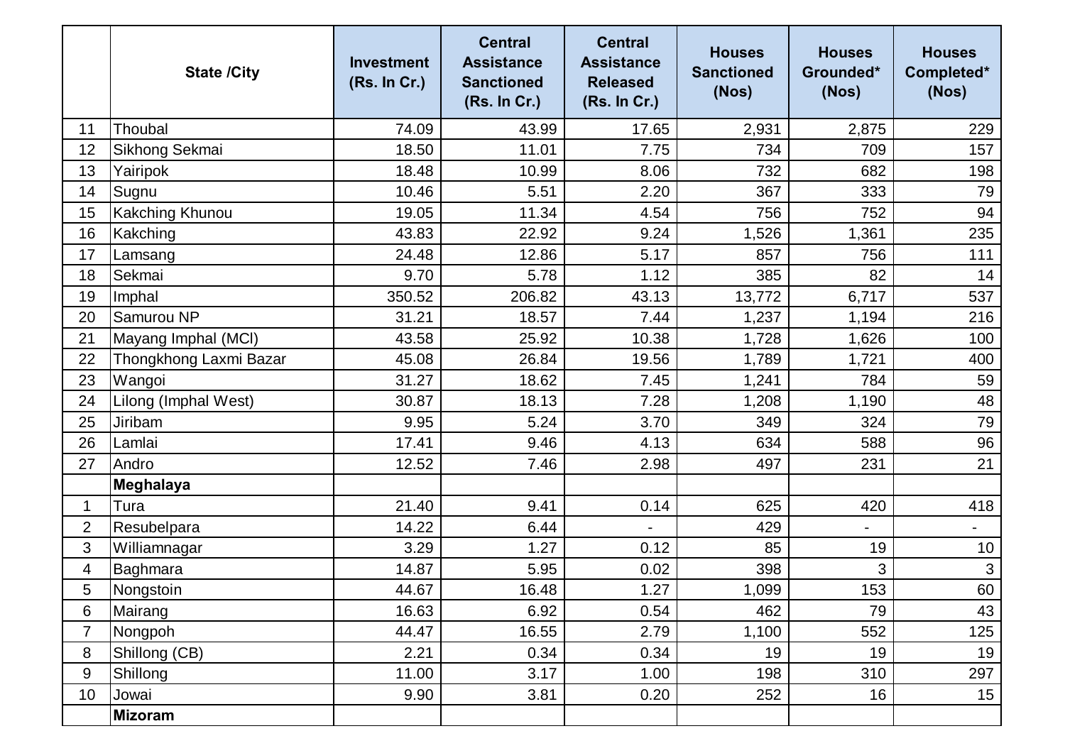| | State /City | Investment (Rs. In Cr.) | Central Assistance Sanctioned (Rs. In Cr.) | Central Assistance Released (Rs. In Cr.) | Houses Sanctioned (Nos) | Houses Grounded* (Nos) | Houses Completed* (Nos) |
|---|---|---|---|---|---|---|---|
| 11 | Thoubal | 74.09 | 43.99 | 17.65 | 2,931 | 2,875 | 229 |
| 12 | Sikhong Sekmai | 18.50 | 11.01 | 7.75 | 734 | 709 | 157 |
| 13 | Yairipok | 18.48 | 10.99 | 8.06 | 732 | 682 | 198 |
| 14 | Sugnu | 10.46 | 5.51 | 2.20 | 367 | 333 | 79 |
| 15 | Kakching Khunou | 19.05 | 11.34 | 4.54 | 756 | 752 | 94 |
| 16 | Kakching | 43.83 | 22.92 | 9.24 | 1,526 | 1,361 | 235 |
| 17 | Lamsang | 24.48 | 12.86 | 5.17 | 857 | 756 | 111 |
| 18 | Sekmai | 9.70 | 5.78 | 1.12 | 385 | 82 | 14 |
| 19 | Imphal | 350.52 | 206.82 | 43.13 | 13,772 | 6,717 | 537 |
| 20 | Samurou NP | 31.21 | 18.57 | 7.44 | 1,237 | 1,194 | 216 |
| 21 | Mayang Imphal (MCl) | 43.58 | 25.92 | 10.38 | 1,728 | 1,626 | 100 |
| 22 | Thongkhong Laxmi Bazar | 45.08 | 26.84 | 19.56 | 1,789 | 1,721 | 400 |
| 23 | Wangoi | 31.27 | 18.62 | 7.45 | 1,241 | 784 | 59 |
| 24 | Lilong (Imphal West) | 30.87 | 18.13 | 7.28 | 1,208 | 1,190 | 48 |
| 25 | Jiribam | 9.95 | 5.24 | 3.70 | 349 | 324 | 79 |
| 26 | Lamlai | 17.41 | 9.46 | 4.13 | 634 | 588 | 96 |
| 27 | Andro | 12.52 | 7.46 | 2.98 | 497 | 231 | 21 |
| | **Meghalaya** | | | | | | |
| 1 | Tura | 21.40 | 9.41 | 0.14 | 625 | 420 | 418 |
| 2 | Resubelpara | 14.22 | 6.44 | - | 429 | - | - |
| 3 | Williamnagar | 3.29 | 1.27 | 0.12 | 85 | 19 | 10 |
| 4 | Baghmara | 14.87 | 5.95 | 0.02 | 398 | 3 | 3 |
| 5 | Nongstoin | 44.67 | 16.48 | 1.27 | 1,099 | 153 | 60 |
| 6 | Mairang | 16.63 | 6.92 | 0.54 | 462 | 79 | 43 |
| 7 | Nongpoh | 44.47 | 16.55 | 2.79 | 1,100 | 552 | 125 |
| 8 | Shillong (CB) | 2.21 | 0.34 | 0.34 | 19 | 19 | 19 |
| 9 | Shillong | 11.00 | 3.17 | 1.00 | 198 | 310 | 297 |
| 10 | Jowai | 9.90 | 3.81 | 0.20 | 252 | 16 | 15 |
| | **Mizoram** | | | | | | |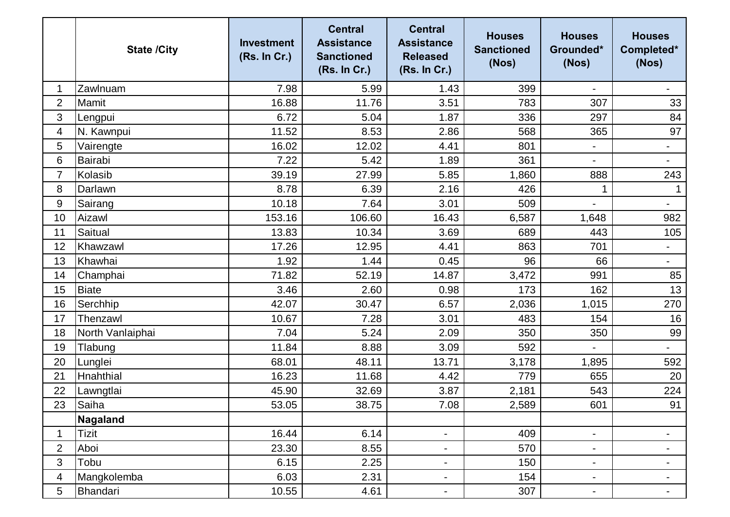|  | State /City | Investment (Rs. In Cr.) | Central Assistance Sanctioned (Rs. In Cr.) | Central Assistance Released (Rs. In Cr.) | Houses Sanctioned (Nos) | Houses Grounded* (Nos) | Houses Completed* (Nos) |
|---|---|---|---|---|---|---|---|
| 1 | Zawlnuam | 7.98 | 5.99 | 1.43 | 399 | - | - |
| 2 | Mamit | 16.88 | 11.76 | 3.51 | 783 | 307 | 33 |
| 3 | Lengpui | 6.72 | 5.04 | 1.87 | 336 | 297 | 84 |
| 4 | N. Kawnpui | 11.52 | 8.53 | 2.86 | 568 | 365 | 97 |
| 5 | Vairengte | 16.02 | 12.02 | 4.41 | 801 | - | - |
| 6 | Bairabi | 7.22 | 5.42 | 1.89 | 361 | - | - |
| 7 | Kolasib | 39.19 | 27.99 | 5.85 | 1,860 | 888 | 243 |
| 8 | Darlawn | 8.78 | 6.39 | 2.16 | 426 | 1 | 1 |
| 9 | Sairang | 10.18 | 7.64 | 3.01 | 509 | - | - |
| 10 | Aizawl | 153.16 | 106.60 | 16.43 | 6,587 | 1,648 | 982 |
| 11 | Saitual | 13.83 | 10.34 | 3.69 | 689 | 443 | 105 |
| 12 | Khawzawl | 17.26 | 12.95 | 4.41 | 863 | 701 | - |
| 13 | Khawhai | 1.92 | 1.44 | 0.45 | 96 | 66 | - |
| 14 | Champhai | 71.82 | 52.19 | 14.87 | 3,472 | 991 | 85 |
| 15 | Biate | 3.46 | 2.60 | 0.98 | 173 | 162 | 13 |
| 16 | Serchhip | 42.07 | 30.47 | 6.57 | 2,036 | 1,015 | 270 |
| 17 | Thenzawl | 10.67 | 7.28 | 3.01 | 483 | 154 | 16 |
| 18 | North Vanlaiphai | 7.04 | 5.24 | 2.09 | 350 | 350 | 99 |
| 19 | Tlabung | 11.84 | 8.88 | 3.09 | 592 | - | - |
| 20 | Lunglei | 68.01 | 48.11 | 13.71 | 3,178 | 1,895 | 592 |
| 21 | Hnahthial | 16.23 | 11.68 | 4.42 | 779 | 655 | 20 |
| 22 | Lawngtlai | 45.90 | 32.69 | 3.87 | 2,181 | 543 | 224 |
| 23 | Saiha | 53.05 | 38.75 | 7.08 | 2,589 | 601 | 91 |
|  | **Nagaland** |  |  |  |  |  |  |
| 1 | Tizit | 16.44 | 6.14 | - | 409 | - | - |
| 2 | Aboi | 23.30 | 8.55 | - | 570 | - | - |
| 3 | Tobu | 6.15 | 2.25 | - | 150 | - | - |
| 4 | Mangkolemba | 6.03 | 2.31 | - | 154 | - | - |
| 5 | Bhandari | 10.55 | 4.61 | - | 307 | - | - |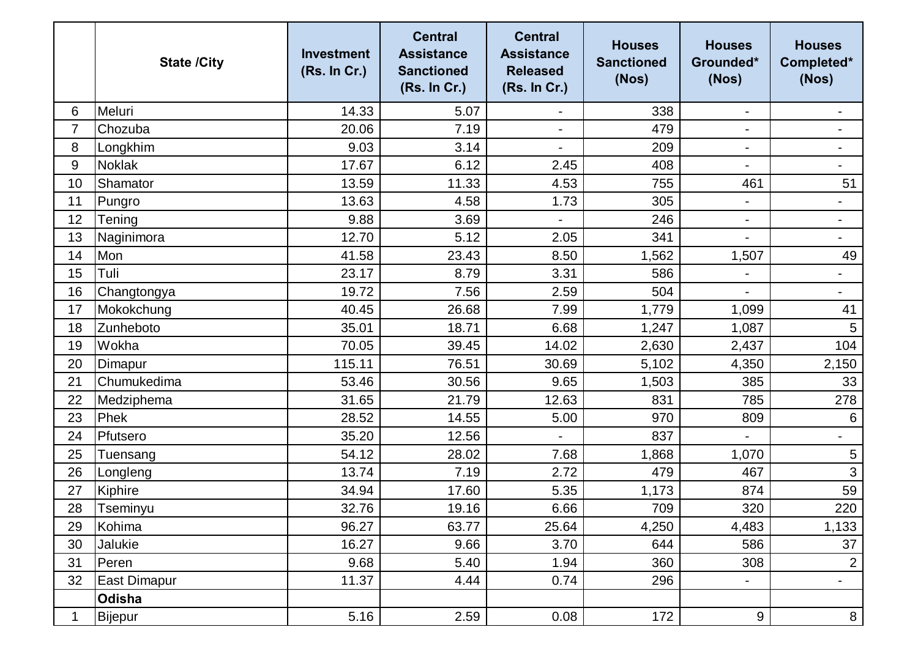| | State /City | Investment (Rs. In Cr.) | Central Assistance Sanctioned (Rs. In Cr.) | Central Assistance Released (Rs. In Cr.) | Houses Sanctioned (Nos) | Houses Grounded* (Nos) | Houses Completed* (Nos) |
|---|---|---|---|---|---|---|---|
| 6 | Meluri | 14.33 | 5.07 | - | 338 | - | - |
| 7 | Chozuba | 20.06 | 7.19 | - | 479 | - | - |
| 8 | Longkhim | 9.03 | 3.14 | - | 209 | - | - |
| 9 | Noklak | 17.67 | 6.12 | 2.45 | 408 | - | - |
| 10 | Shamator | 13.59 | 11.33 | 4.53 | 755 | 461 | 51 |
| 11 | Pungro | 13.63 | 4.58 | 1.73 | 305 | - | - |
| 12 | Tening | 9.88 | 3.69 | - | 246 | - | - |
| 13 | Naginimora | 12.70 | 5.12 | 2.05 | 341 | - | - |
| 14 | Mon | 41.58 | 23.43 | 8.50 | 1,562 | 1,507 | 49 |
| 15 | Tuli | 23.17 | 8.79 | 3.31 | 586 | - | - |
| 16 | Changtongya | 19.72 | 7.56 | 2.59 | 504 | - | - |
| 17 | Mokokchung | 40.45 | 26.68 | 7.99 | 1,779 | 1,099 | 41 |
| 18 | Zunheboto | 35.01 | 18.71 | 6.68 | 1,247 | 1,087 | 5 |
| 19 | Wokha | 70.05 | 39.45 | 14.02 | 2,630 | 2,437 | 104 |
| 20 | Dimapur | 115.11 | 76.51 | 30.69 | 5,102 | 4,350 | 2,150 |
| 21 | Chumukedima | 53.46 | 30.56 | 9.65 | 1,503 | 385 | 33 |
| 22 | Medziphema | 31.65 | 21.79 | 12.63 | 831 | 785 | 278 |
| 23 | Phek | 28.52 | 14.55 | 5.00 | 970 | 809 | 6 |
| 24 | Pfutsero | 35.20 | 12.56 | - | 837 | - | - |
| 25 | Tuensang | 54.12 | 28.02 | 7.68 | 1,868 | 1,070 | 5 |
| 26 | Longleng | 13.74 | 7.19 | 2.72 | 479 | 467 | 3 |
| 27 | Kiphire | 34.94 | 17.60 | 5.35 | 1,173 | 874 | 59 |
| 28 | Tseminyu | 32.76 | 19.16 | 6.66 | 709 | 320 | 220 |
| 29 | Kohima | 96.27 | 63.77 | 25.64 | 4,250 | 4,483 | 1,133 |
| 30 | Jalukie | 16.27 | 9.66 | 3.70 | 644 | 586 | 37 |
| 31 | Peren | 9.68 | 5.40 | 1.94 | 360 | 308 | 2 |
| 32 | East Dimapur | 11.37 | 4.44 | 0.74 | 296 | - | - |
| | **Odisha** | | | | | | |
| 1 | Bijepur | 5.16 | 2.59 | 0.08 | 172 | 9 | 8 |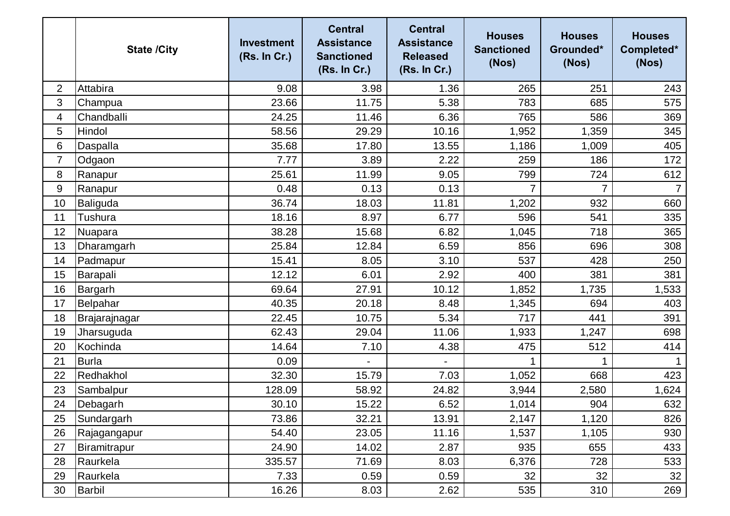|  | State /City | Investment (Rs. In Cr.) | Central Assistance Sanctioned (Rs. In Cr.) | Central Assistance Released (Rs. In Cr.) | Houses Sanctioned (Nos) | Houses Grounded* (Nos) | Houses Completed* (Nos) |
|---|---|---|---|---|---|---|---|
| 2 | Attabira | 9.08 | 3.98 | 1.36 | 265 | 251 | 243 |
| 3 | Champua | 23.66 | 11.75 | 5.38 | 783 | 685 | 575 |
| 4 | Chandballi | 24.25 | 11.46 | 6.36 | 765 | 586 | 369 |
| 5 | Hindol | 58.56 | 29.29 | 10.16 | 1,952 | 1,359 | 345 |
| 6 | Daspalla | 35.68 | 17.80 | 13.55 | 1,186 | 1,009 | 405 |
| 7 | Odgaon | 7.77 | 3.89 | 2.22 | 259 | 186 | 172 |
| 8 | Ranapur | 25.61 | 11.99 | 9.05 | 799 | 724 | 612 |
| 9 | Ranapur | 0.48 | 0.13 | 0.13 | 7 | 7 | 7 |
| 10 | Baliguda | 36.74 | 18.03 | 11.81 | 1,202 | 932 | 660 |
| 11 | Tushura | 18.16 | 8.97 | 6.77 | 596 | 541 | 335 |
| 12 | Nuapara | 38.28 | 15.68 | 6.82 | 1,045 | 718 | 365 |
| 13 | Dharamgarh | 25.84 | 12.84 | 6.59 | 856 | 696 | 308 |
| 14 | Padmapur | 15.41 | 8.05 | 3.10 | 537 | 428 | 250 |
| 15 | Barapali | 12.12 | 6.01 | 2.92 | 400 | 381 | 381 |
| 16 | Bargarh | 69.64 | 27.91 | 10.12 | 1,852 | 1,735 | 1,533 |
| 17 | Belpahar | 40.35 | 20.18 | 8.48 | 1,345 | 694 | 403 |
| 18 | Brajarajnagar | 22.45 | 10.75 | 5.34 | 717 | 441 | 391 |
| 19 | Jharsuguda | 62.43 | 29.04 | 11.06 | 1,933 | 1,247 | 698 |
| 20 | Kochinda | 14.64 | 7.10 | 4.38 | 475 | 512 | 414 |
| 21 | Burla | 0.09 | - | - | 1 | 1 | 1 |
| 22 | Redhakhol | 32.30 | 15.79 | 7.03 | 1,052 | 668 | 423 |
| 23 | Sambalpur | 128.09 | 58.92 | 24.82 | 3,944 | 2,580 | 1,624 |
| 24 | Debagarh | 30.10 | 15.22 | 6.52 | 1,014 | 904 | 632 |
| 25 | Sundargarh | 73.86 | 32.21 | 13.91 | 2,147 | 1,120 | 826 |
| 26 | Rajagangapur | 54.40 | 23.05 | 11.16 | 1,537 | 1,105 | 930 |
| 27 | Biramitrapur | 24.90 | 14.02 | 2.87 | 935 | 655 | 433 |
| 28 | Raurkela | 335.57 | 71.69 | 8.03 | 6,376 | 728 | 533 |
| 29 | Raurkela | 7.33 | 0.59 | 0.59 | 32 | 32 | 32 |
| 30 | Barbil | 16.26 | 8.03 | 2.62 | 535 | 310 | 269 |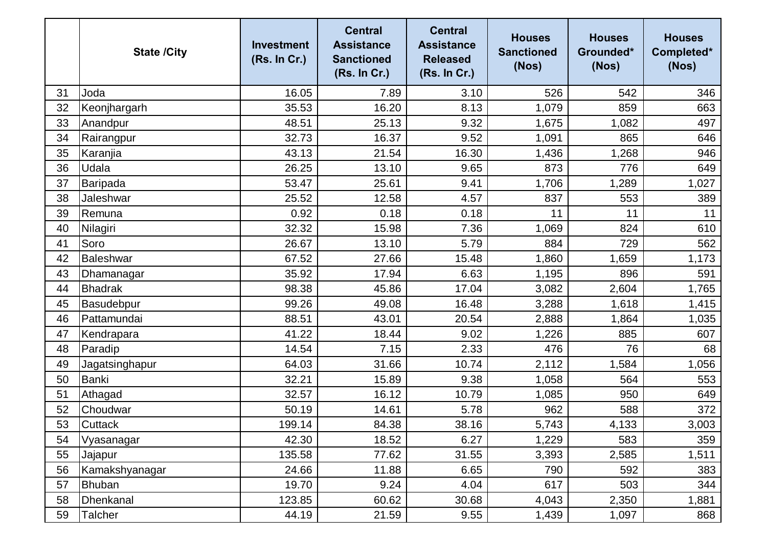| | State /City | Investment (Rs. In Cr.) | Central Assistance Sanctioned (Rs. In Cr.) | Central Assistance Released (Rs. In Cr.) | Houses Sanctioned (Nos) | Houses Grounded* (Nos) | Houses Completed* (Nos) |
|---|---|---|---|---|---|---|---|
| 31 | Joda | 16.05 | 7.89 | 3.10 | 526 | 542 | 346 |
| 32 | Keonjhargarh | 35.53 | 16.20 | 8.13 | 1,079 | 859 | 663 |
| 33 | Anandpur | 48.51 | 25.13 | 9.32 | 1,675 | 1,082 | 497 |
| 34 | Rairangpur | 32.73 | 16.37 | 9.52 | 1,091 | 865 | 646 |
| 35 | Karanjia | 43.13 | 21.54 | 16.30 | 1,436 | 1,268 | 946 |
| 36 | Udala | 26.25 | 13.10 | 9.65 | 873 | 776 | 649 |
| 37 | Baripada | 53.47 | 25.61 | 9.41 | 1,706 | 1,289 | 1,027 |
| 38 | Jaleshwar | 25.52 | 12.58 | 4.57 | 837 | 553 | 389 |
| 39 | Remuna | 0.92 | 0.18 | 0.18 | 11 | 11 | 11 |
| 40 | Nilagiri | 32.32 | 15.98 | 7.36 | 1,069 | 824 | 610 |
| 41 | Soro | 26.67 | 13.10 | 5.79 | 884 | 729 | 562 |
| 42 | Baleshwar | 67.52 | 27.66 | 15.48 | 1,860 | 1,659 | 1,173 |
| 43 | Dhamanagar | 35.92 | 17.94 | 6.63 | 1,195 | 896 | 591 |
| 44 | Bhadrak | 98.38 | 45.86 | 17.04 | 3,082 | 2,604 | 1,765 |
| 45 | Basudebpur | 99.26 | 49.08 | 16.48 | 3,288 | 1,618 | 1,415 |
| 46 | Pattamundai | 88.51 | 43.01 | 20.54 | 2,888 | 1,864 | 1,035 |
| 47 | Kendrapara | 41.22 | 18.44 | 9.02 | 1,226 | 885 | 607 |
| 48 | Paradip | 14.54 | 7.15 | 2.33 | 476 | 76 | 68 |
| 49 | Jagatsinghapur | 64.03 | 31.66 | 10.74 | 2,112 | 1,584 | 1,056 |
| 50 | Banki | 32.21 | 15.89 | 9.38 | 1,058 | 564 | 553 |
| 51 | Athagad | 32.57 | 16.12 | 10.79 | 1,085 | 950 | 649 |
| 52 | Choudwar | 50.19 | 14.61 | 5.78 | 962 | 588 | 372 |
| 53 | Cuttack | 199.14 | 84.38 | 38.16 | 5,743 | 4,133 | 3,003 |
| 54 | Vyasanagar | 42.30 | 18.52 | 6.27 | 1,229 | 583 | 359 |
| 55 | Jajapur | 135.58 | 77.62 | 31.55 | 3,393 | 2,585 | 1,511 |
| 56 | Kamakshyanagar | 24.66 | 11.88 | 6.65 | 790 | 592 | 383 |
| 57 | Bhuban | 19.70 | 9.24 | 4.04 | 617 | 503 | 344 |
| 58 | Dhenkanal | 123.85 | 60.62 | 30.68 | 4,043 | 2,350 | 1,881 |
| 59 | Talcher | 44.19 | 21.59 | 9.55 | 1,439 | 1,097 | 868 |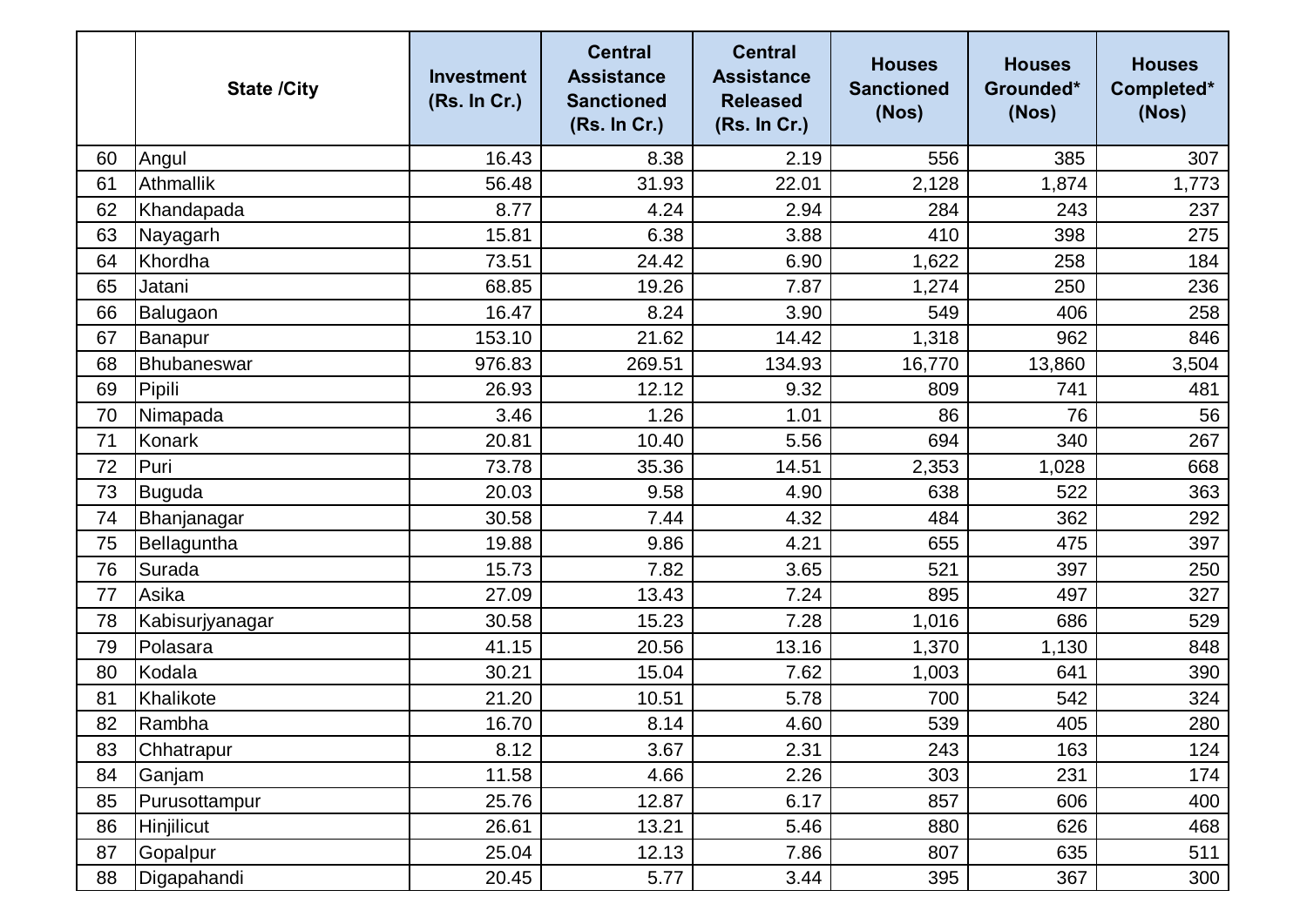|  | State /City | Investment (Rs. In Cr.) | Central Assistance Sanctioned (Rs. In Cr.) | Central Assistance Released (Rs. In Cr.) | Houses Sanctioned (Nos) | Houses Grounded* (Nos) | Houses Completed* (Nos) |
|---|---|---|---|---|---|---|---|
| 60 | Angul | 16.43 | 8.38 | 2.19 | 556 | 385 | 307 |
| 61 | Athmallik | 56.48 | 31.93 | 22.01 | 2,128 | 1,874 | 1,773 |
| 62 | Khandapada | 8.77 | 4.24 | 2.94 | 284 | 243 | 237 |
| 63 | Nayagarh | 15.81 | 6.38 | 3.88 | 410 | 398 | 275 |
| 64 | Khordha | 73.51 | 24.42 | 6.90 | 1,622 | 258 | 184 |
| 65 | Jatani | 68.85 | 19.26 | 7.87 | 1,274 | 250 | 236 |
| 66 | Balugaon | 16.47 | 8.24 | 3.90 | 549 | 406 | 258 |
| 67 | Banapur | 153.10 | 21.62 | 14.42 | 1,318 | 962 | 846 |
| 68 | Bhubaneswar | 976.83 | 269.51 | 134.93 | 16,770 | 13,860 | 3,504 |
| 69 | Pipili | 26.93 | 12.12 | 9.32 | 809 | 741 | 481 |
| 70 | Nimapada | 3.46 | 1.26 | 1.01 | 86 | 76 | 56 |
| 71 | Konark | 20.81 | 10.40 | 5.56 | 694 | 340 | 267 |
| 72 | Puri | 73.78 | 35.36 | 14.51 | 2,353 | 1,028 | 668 |
| 73 | Buguda | 20.03 | 9.58 | 4.90 | 638 | 522 | 363 |
| 74 | Bhanjanagar | 30.58 | 7.44 | 4.32 | 484 | 362 | 292 |
| 75 | Bellaguntha | 19.88 | 9.86 | 4.21 | 655 | 475 | 397 |
| 76 | Surada | 15.73 | 7.82 | 3.65 | 521 | 397 | 250 |
| 77 | Asika | 27.09 | 13.43 | 7.24 | 895 | 497 | 327 |
| 78 | Kabisurjyanagar | 30.58 | 15.23 | 7.28 | 1,016 | 686 | 529 |
| 79 | Polasara | 41.15 | 20.56 | 13.16 | 1,370 | 1,130 | 848 |
| 80 | Kodala | 30.21 | 15.04 | 7.62 | 1,003 | 641 | 390 |
| 81 | Khalikote | 21.20 | 10.51 | 5.78 | 700 | 542 | 324 |
| 82 | Rambha | 16.70 | 8.14 | 4.60 | 539 | 405 | 280 |
| 83 | Chhatrapur | 8.12 | 3.67 | 2.31 | 243 | 163 | 124 |
| 84 | Ganjam | 11.58 | 4.66 | 2.26 | 303 | 231 | 174 |
| 85 | Purusottampur | 25.76 | 12.87 | 6.17 | 857 | 606 | 400 |
| 86 | Hinjilicut | 26.61 | 13.21 | 5.46 | 880 | 626 | 468 |
| 87 | Gopalpur | 25.04 | 12.13 | 7.86 | 807 | 635 | 511 |
| 88 | Digapahandi | 20.45 | 5.77 | 3.44 | 395 | 367 | 300 |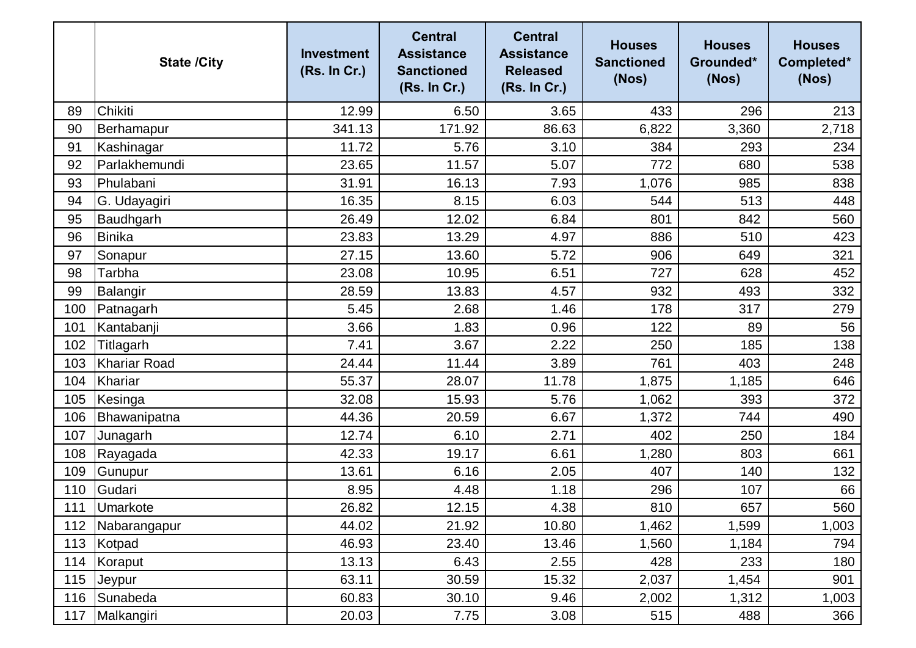| | State /City | Investment (Rs. In Cr.) | Central Assistance Sanctioned (Rs. In Cr.) | Central Assistance Released (Rs. In Cr.) | Houses Sanctioned (Nos) | Houses Grounded* (Nos) | Houses Completed* (Nos) |
|---|---|---|---|---|---|---|---|
| 89 | Chikiti | 12.99 | 6.50 | 3.65 | 433 | 296 | 213 |
| 90 | Berhamapur | 341.13 | 171.92 | 86.63 | 6,822 | 3,360 | 2,718 |
| 91 | Kashinagar | 11.72 | 5.76 | 3.10 | 384 | 293 | 234 |
| 92 | Parlakhemundi | 23.65 | 11.57 | 5.07 | 772 | 680 | 538 |
| 93 | Phulabani | 31.91 | 16.13 | 7.93 | 1,076 | 985 | 838 |
| 94 | G. Udayagiri | 16.35 | 8.15 | 6.03 | 544 | 513 | 448 |
| 95 | Baudhgarh | 26.49 | 12.02 | 6.84 | 801 | 842 | 560 |
| 96 | Binika | 23.83 | 13.29 | 4.97 | 886 | 510 | 423 |
| 97 | Sonapur | 27.15 | 13.60 | 5.72 | 906 | 649 | 321 |
| 98 | Tarbha | 23.08 | 10.95 | 6.51 | 727 | 628 | 452 |
| 99 | Balangir | 28.59 | 13.83 | 4.57 | 932 | 493 | 332 |
| 100 | Patnagarh | 5.45 | 2.68 | 1.46 | 178 | 317 | 279 |
| 101 | Kantabanji | 3.66 | 1.83 | 0.96 | 122 | 89 | 56 |
| 102 | Titlagarh | 7.41 | 3.67 | 2.22 | 250 | 185 | 138 |
| 103 | Khariar Road | 24.44 | 11.44 | 3.89 | 761 | 403 | 248 |
| 104 | Khariar | 55.37 | 28.07 | 11.78 | 1,875 | 1,185 | 646 |
| 105 | Kesinga | 32.08 | 15.93 | 5.76 | 1,062 | 393 | 372 |
| 106 | Bhawanipatna | 44.36 | 20.59 | 6.67 | 1,372 | 744 | 490 |
| 107 | Junagarh | 12.74 | 6.10 | 2.71 | 402 | 250 | 184 |
| 108 | Rayagada | 42.33 | 19.17 | 6.61 | 1,280 | 803 | 661 |
| 109 | Gunupur | 13.61 | 6.16 | 2.05 | 407 | 140 | 132 |
| 110 | Gudari | 8.95 | 4.48 | 1.18 | 296 | 107 | 66 |
| 111 | Umarkote | 26.82 | 12.15 | 4.38 | 810 | 657 | 560 |
| 112 | Nabarangapur | 44.02 | 21.92 | 10.80 | 1,462 | 1,599 | 1,003 |
| 113 | Kotpad | 46.93 | 23.40 | 13.46 | 1,560 | 1,184 | 794 |
| 114 | Koraput | 13.13 | 6.43 | 2.55 | 428 | 233 | 180 |
| 115 | Jeypur | 63.11 | 30.59 | 15.32 | 2,037 | 1,454 | 901 |
| 116 | Sunabeda | 60.83 | 30.10 | 9.46 | 2,002 | 1,312 | 1,003 |
| 117 | Malkangiri | 20.03 | 7.75 | 3.08 | 515 | 488 | 366 |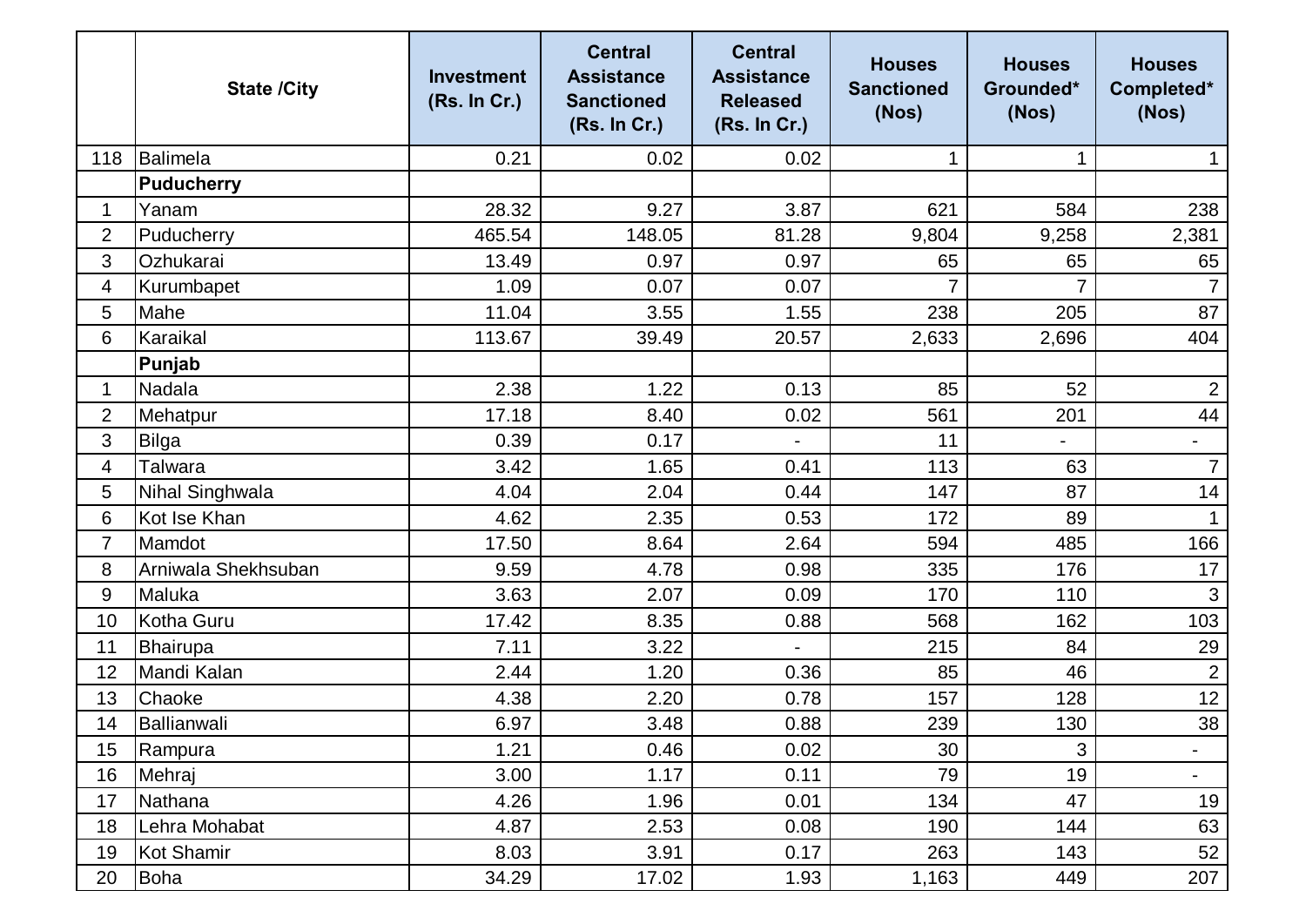| | State /City | Investment (Rs. In Cr.) | Central Assistance Sanctioned (Rs. In Cr.) | Central Assistance Released (Rs. In Cr.) | Houses Sanctioned (Nos) | Houses Grounded* (Nos) | Houses Completed* (Nos) |
|---|---|---|---|---|---|---|---|
| 118 | Balimela | 0.21 | 0.02 | 0.02 | 1 | 1 | 1 |
| | **Puducherry** | | | | | | |
| 1 | Yanam | 28.32 | 9.27 | 3.87 | 621 | 584 | 238 |
| 2 | Puducherry | 465.54 | 148.05 | 81.28 | 9,804 | 9,258 | 2,381 |
| 3 | Ozhukarai | 13.49 | 0.97 | 0.97 | 65 | 65 | 65 |
| 4 | Kurumbapet | 1.09 | 0.07 | 0.07 | 7 | 7 | 7 |
| 5 | Mahe | 11.04 | 3.55 | 1.55 | 238 | 205 | 87 |
| 6 | Karaikal | 113.67 | 39.49 | 20.57 | 2,633 | 2,696 | 404 |
| | **Punjab** | | | | | | |
| 1 | Nadala | 2.38 | 1.22 | 0.13 | 85 | 52 | 2 |
| 2 | Mehatpur | 17.18 | 8.40 | 0.02 | 561 | 201 | 44 |
| 3 | Bilga | 0.39 | 0.17 | - | 11 | - | - |
| 4 | Talwara | 3.42 | 1.65 | 0.41 | 113 | 63 | 7 |
| 5 | Nihal Singhwala | 4.04 | 2.04 | 0.44 | 147 | 87 | 14 |
| 6 | Kot Ise Khan | 4.62 | 2.35 | 0.53 | 172 | 89 | 1 |
| 7 | Mamdot | 17.50 | 8.64 | 2.64 | 594 | 485 | 166 |
| 8 | Arniwala Shekhsuban | 9.59 | 4.78 | 0.98 | 335 | 176 | 17 |
| 9 | Maluka | 3.63 | 2.07 | 0.09 | 170 | 110 | 3 |
| 10 | Kotha Guru | 17.42 | 8.35 | 0.88 | 568 | 162 | 103 |
| 11 | Bhairupa | 7.11 | 3.22 | - | 215 | 84 | 29 |
| 12 | Mandi Kalan | 2.44 | 1.20 | 0.36 | 85 | 46 | 2 |
| 13 | Chaoke | 4.38 | 2.20 | 0.78 | 157 | 128 | 12 |
| 14 | Ballianwali | 6.97 | 3.48 | 0.88 | 239 | 130 | 38 |
| 15 | Rampura | 1.21 | 0.46 | 0.02 | 30 | 3 | - |
| 16 | Mehraj | 3.00 | 1.17 | 0.11 | 79 | 19 | - |
| 17 | Nathana | 4.26 | 1.96 | 0.01 | 134 | 47 | 19 |
| 18 | Lehra Mohabat | 4.87 | 2.53 | 0.08 | 190 | 144 | 63 |
| 19 | Kot Shamir | 8.03 | 3.91 | 0.17 | 263 | 143 | 52 |
| 20 | Boha | 34.29 | 17.02 | 1.93 | 1,163 | 449 | 207 |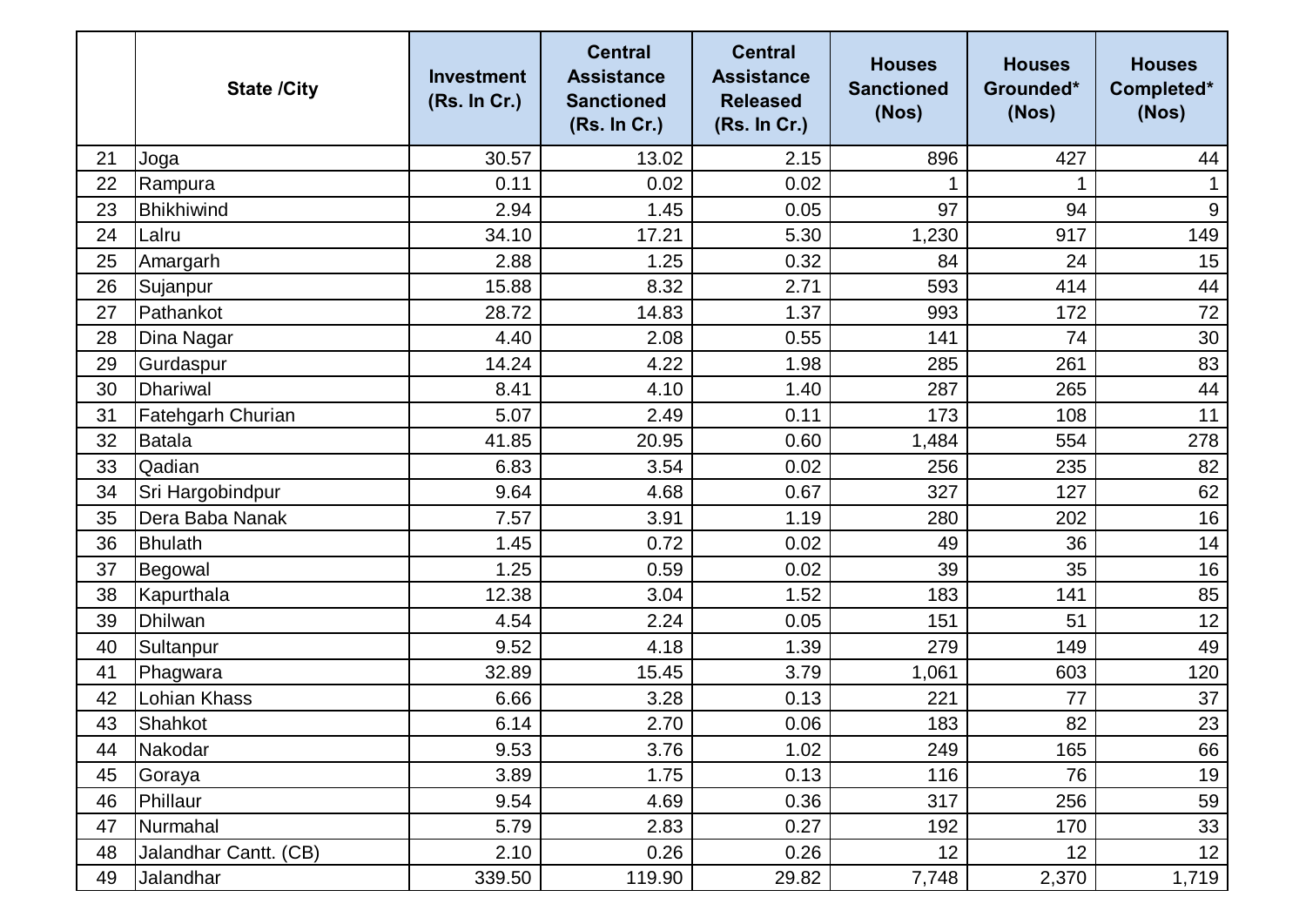| | State /City | Investment (Rs. In Cr.) | Central Assistance Sanctioned (Rs. In Cr.) | Central Assistance Released (Rs. In Cr.) | Houses Sanctioned (Nos) | Houses Grounded* (Nos) | Houses Completed* (Nos) |
|---|---|---|---|---|---|---|---|
| 21 | Joga | 30.57 | 13.02 | 2.15 | 896 | 427 | 44 |
| 22 | Rampura | 0.11 | 0.02 | 0.02 | 1 | 1 | 1 |
| 23 | Bhikhiwind | 2.94 | 1.45 | 0.05 | 97 | 94 | 9 |
| 24 | Lalru | 34.10 | 17.21 | 5.30 | 1,230 | 917 | 149 |
| 25 | Amargarh | 2.88 | 1.25 | 0.32 | 84 | 24 | 15 |
| 26 | Sujanpur | 15.88 | 8.32 | 2.71 | 593 | 414 | 44 |
| 27 | Pathankot | 28.72 | 14.83 | 1.37 | 993 | 172 | 72 |
| 28 | Dina Nagar | 4.40 | 2.08 | 0.55 | 141 | 74 | 30 |
| 29 | Gurdaspur | 14.24 | 4.22 | 1.98 | 285 | 261 | 83 |
| 30 | Dhariwal | 8.41 | 4.10 | 1.40 | 287 | 265 | 44 |
| 31 | Fatehgarh Churian | 5.07 | 2.49 | 0.11 | 173 | 108 | 11 |
| 32 | Batala | 41.85 | 20.95 | 0.60 | 1,484 | 554 | 278 |
| 33 | Qadian | 6.83 | 3.54 | 0.02 | 256 | 235 | 82 |
| 34 | Sri Hargobindpur | 9.64 | 4.68 | 0.67 | 327 | 127 | 62 |
| 35 | Dera Baba Nanak | 7.57 | 3.91 | 1.19 | 280 | 202 | 16 |
| 36 | Bhulath | 1.45 | 0.72 | 0.02 | 49 | 36 | 14 |
| 37 | Begowal | 1.25 | 0.59 | 0.02 | 39 | 35 | 16 |
| 38 | Kapurthala | 12.38 | 3.04 | 1.52 | 183 | 141 | 85 |
| 39 | Dhilwan | 4.54 | 2.24 | 0.05 | 151 | 51 | 12 |
| 40 | Sultanpur | 9.52 | 4.18 | 1.39 | 279 | 149 | 49 |
| 41 | Phagwara | 32.89 | 15.45 | 3.79 | 1,061 | 603 | 120 |
| 42 | Lohian Khass | 6.66 | 3.28 | 0.13 | 221 | 77 | 37 |
| 43 | Shahkot | 6.14 | 2.70 | 0.06 | 183 | 82 | 23 |
| 44 | Nakodar | 9.53 | 3.76 | 1.02 | 249 | 165 | 66 |
| 45 | Goraya | 3.89 | 1.75 | 0.13 | 116 | 76 | 19 |
| 46 | Phillaur | 9.54 | 4.69 | 0.36 | 317 | 256 | 59 |
| 47 | Nurmahal | 5.79 | 2.83 | 0.27 | 192 | 170 | 33 |
| 48 | Jalandhar Cantt. (CB) | 2.10 | 0.26 | 0.26 | 12 | 12 | 12 |
| 49 | Jalandhar | 339.50 | 119.90 | 29.82 | 7,748 | 2,370 | 1,719 |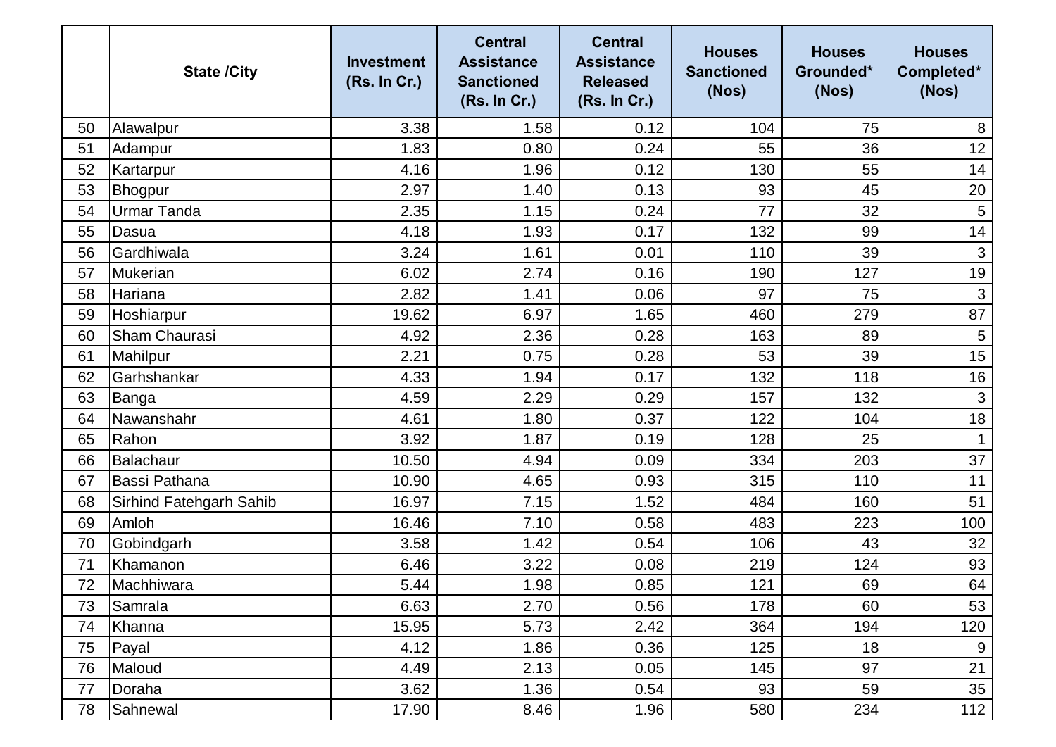| | State /City | Investment (Rs. In Cr.) | Central Assistance Sanctioned (Rs. In Cr.) | Central Assistance Released (Rs. In Cr.) | Houses Sanctioned (Nos) | Houses Grounded* (Nos) | Houses Completed* (Nos) |
|---|---|---|---|---|---|---|---|
| 50 | Alawalpur | 3.38 | 1.58 | 0.12 | 104 | 75 | 8 |
| 51 | Adampur | 1.83 | 0.80 | 0.24 | 55 | 36 | 12 |
| 52 | Kartarpur | 4.16 | 1.96 | 0.12 | 130 | 55 | 14 |
| 53 | Bhogpur | 2.97 | 1.40 | 0.13 | 93 | 45 | 20 |
| 54 | Urmar Tanda | 2.35 | 1.15 | 0.24 | 77 | 32 | 5 |
| 55 | Dasua | 4.18 | 1.93 | 0.17 | 132 | 99 | 14 |
| 56 | Gardhiwala | 3.24 | 1.61 | 0.01 | 110 | 39 | 3 |
| 57 | Mukerian | 6.02 | 2.74 | 0.16 | 190 | 127 | 19 |
| 58 | Hariana | 2.82 | 1.41 | 0.06 | 97 | 75 | 3 |
| 59 | Hoshiarpur | 19.62 | 6.97 | 1.65 | 460 | 279 | 87 |
| 60 | Sham Chaurasi | 4.92 | 2.36 | 0.28 | 163 | 89 | 5 |
| 61 | Mahilpur | 2.21 | 0.75 | 0.28 | 53 | 39 | 15 |
| 62 | Garhshankar | 4.33 | 1.94 | 0.17 | 132 | 118 | 16 |
| 63 | Banga | 4.59 | 2.29 | 0.29 | 157 | 132 | 3 |
| 64 | Nawanshahr | 4.61 | 1.80 | 0.37 | 122 | 104 | 18 |
| 65 | Rahon | 3.92 | 1.87 | 0.19 | 128 | 25 | 1 |
| 66 | Balachaur | 10.50 | 4.94 | 0.09 | 334 | 203 | 37 |
| 67 | Bassi Pathana | 10.90 | 4.65 | 0.93 | 315 | 110 | 11 |
| 68 | Sirhind Fatehgarh Sahib | 16.97 | 7.15 | 1.52 | 484 | 160 | 51 |
| 69 | Amloh | 16.46 | 7.10 | 0.58 | 483 | 223 | 100 |
| 70 | Gobindgarh | 3.58 | 1.42 | 0.54 | 106 | 43 | 32 |
| 71 | Khamanon | 6.46 | 3.22 | 0.08 | 219 | 124 | 93 |
| 72 | Machhiwara | 5.44 | 1.98 | 0.85 | 121 | 69 | 64 |
| 73 | Samrala | 6.63 | 2.70 | 0.56 | 178 | 60 | 53 |
| 74 | Khanna | 15.95 | 5.73 | 2.42 | 364 | 194 | 120 |
| 75 | Payal | 4.12 | 1.86 | 0.36 | 125 | 18 | 9 |
| 76 | Maloud | 4.49 | 2.13 | 0.05 | 145 | 97 | 21 |
| 77 | Doraha | 3.62 | 1.36 | 0.54 | 93 | 59 | 35 |
| 78 | Sahnewal | 17.90 | 8.46 | 1.96 | 580 | 234 | 112 |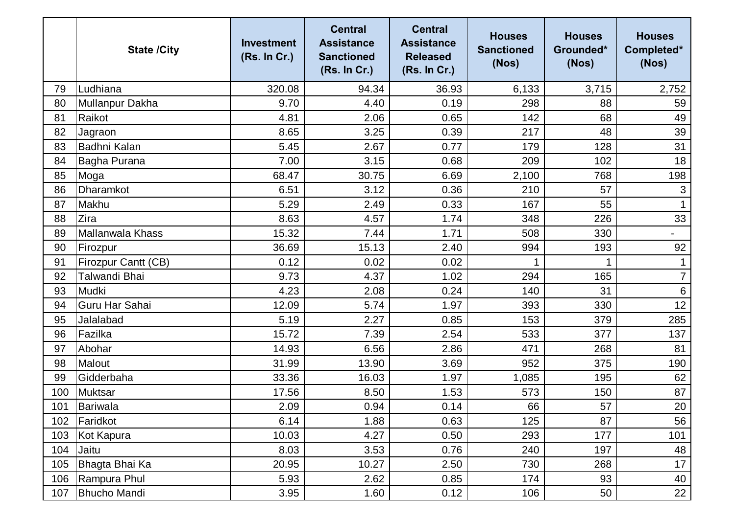|  | State /City | Investment (Rs. In Cr.) | Central Assistance Sanctioned (Rs. In Cr.) | Central Assistance Released (Rs. In Cr.) | Houses Sanctioned (Nos) | Houses Grounded* (Nos) | Houses Completed* (Nos) |
|---|---|---|---|---|---|---|---|
| 79 | Ludhiana | 320.08 | 94.34 | 36.93 | 6,133 | 3,715 | 2,752 |
| 80 | Mullanpur Dakha | 9.70 | 4.40 | 0.19 | 298 | 88 | 59 |
| 81 | Raikot | 4.81 | 2.06 | 0.65 | 142 | 68 | 49 |
| 82 | Jagraon | 8.65 | 3.25 | 0.39 | 217 | 48 | 39 |
| 83 | Badhni Kalan | 5.45 | 2.67 | 0.77 | 179 | 128 | 31 |
| 84 | Bagha Purana | 7.00 | 3.15 | 0.68 | 209 | 102 | 18 |
| 85 | Moga | 68.47 | 30.75 | 6.69 | 2,100 | 768 | 198 |
| 86 | Dharamkot | 6.51 | 3.12 | 0.36 | 210 | 57 | 3 |
| 87 | Makhu | 5.29 | 2.49 | 0.33 | 167 | 55 | 1 |
| 88 | Zira | 8.63 | 4.57 | 1.74 | 348 | 226 | 33 |
| 89 | Mallanwala Khass | 15.32 | 7.44 | 1.71 | 508 | 330 | - |
| 90 | Firozpur | 36.69 | 15.13 | 2.40 | 994 | 193 | 92 |
| 91 | Firozpur Cantt (CB) | 0.12 | 0.02 | 0.02 | 1 | 1 | 1 |
| 92 | Talwandi Bhai | 9.73 | 4.37 | 1.02 | 294 | 165 | 7 |
| 93 | Mudki | 4.23 | 2.08 | 0.24 | 140 | 31 | 6 |
| 94 | Guru Har Sahai | 12.09 | 5.74 | 1.97 | 393 | 330 | 12 |
| 95 | Jalalabad | 5.19 | 2.27 | 0.85 | 153 | 379 | 285 |
| 96 | Fazilka | 15.72 | 7.39 | 2.54 | 533 | 377 | 137 |
| 97 | Abohar | 14.93 | 6.56 | 2.86 | 471 | 268 | 81 |
| 98 | Malout | 31.99 | 13.90 | 3.69 | 952 | 375 | 190 |
| 99 | Gidderbaha | 33.36 | 16.03 | 1.97 | 1,085 | 195 | 62 |
| 100 | Muktsar | 17.56 | 8.50 | 1.53 | 573 | 150 | 87 |
| 101 | Bariwala | 2.09 | 0.94 | 0.14 | 66 | 57 | 20 |
| 102 | Faridkot | 6.14 | 1.88 | 0.63 | 125 | 87 | 56 |
| 103 | Kot Kapura | 10.03 | 4.27 | 0.50 | 293 | 177 | 101 |
| 104 | Jaitu | 8.03 | 3.53 | 0.76 | 240 | 197 | 48 |
| 105 | Bhagta Bhai Ka | 20.95 | 10.27 | 2.50 | 730 | 268 | 17 |
| 106 | Rampura Phul | 5.93 | 2.62 | 0.85 | 174 | 93 | 40 |
| 107 | Bhucho Mandi | 3.95 | 1.60 | 0.12 | 106 | 50 | 22 |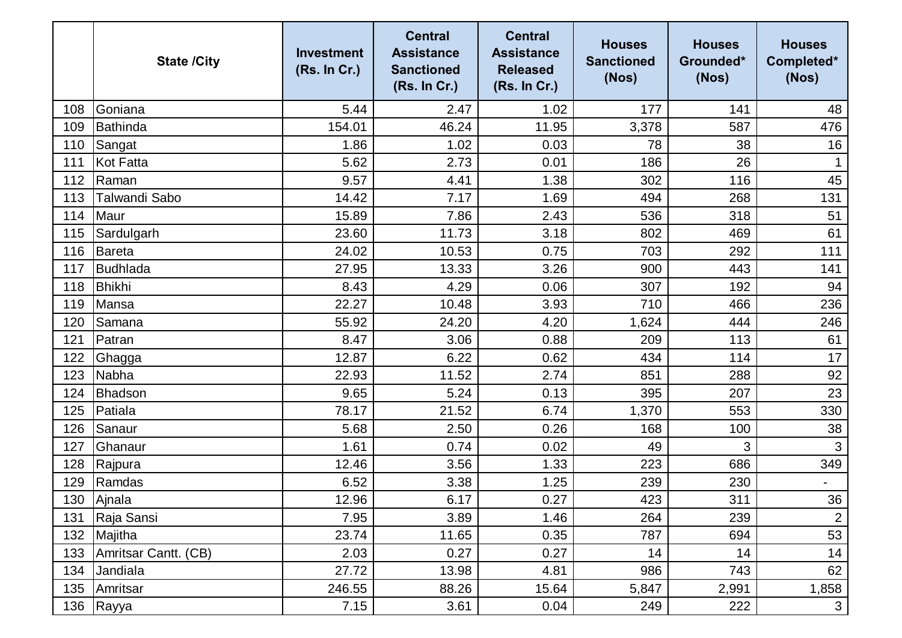|  | State /City | Investment (Rs. In Cr.) | Central Assistance Sanctioned (Rs. In Cr.) | Central Assistance Released (Rs. In Cr.) | Houses Sanctioned (Nos) | Houses Grounded* (Nos) | Houses Completed* (Nos) |
|---|---|---|---|---|---|---|---|
| 108 | Goniana | 5.44 | 2.47 | 1.02 | 177 | 141 | 48 |
| 109 | Bathinda | 154.01 | 46.24 | 11.95 | 3,378 | 587 | 476 |
| 110 | Sangat | 1.86 | 1.02 | 0.03 | 78 | 38 | 16 |
| 111 | Kot Fatta | 5.62 | 2.73 | 0.01 | 186 | 26 | 1 |
| 112 | Raman | 9.57 | 4.41 | 1.38 | 302 | 116 | 45 |
| 113 | Talwandi Sabo | 14.42 | 7.17 | 1.69 | 494 | 268 | 131 |
| 114 | Maur | 15.89 | 7.86 | 2.43 | 536 | 318 | 51 |
| 115 | Sardulgarh | 23.60 | 11.73 | 3.18 | 802 | 469 | 61 |
| 116 | Bareta | 24.02 | 10.53 | 0.75 | 703 | 292 | 111 |
| 117 | Budhlada | 27.95 | 13.33 | 3.26 | 900 | 443 | 141 |
| 118 | Bhikhi | 8.43 | 4.29 | 0.06 | 307 | 192 | 94 |
| 119 | Mansa | 22.27 | 10.48 | 3.93 | 710 | 466 | 236 |
| 120 | Samana | 55.92 | 24.20 | 4.20 | 1,624 | 444 | 246 |
| 121 | Patran | 8.47 | 3.06 | 0.88 | 209 | 113 | 61 |
| 122 | Ghagga | 12.87 | 6.22 | 0.62 | 434 | 114 | 17 |
| 123 | Nabha | 22.93 | 11.52 | 2.74 | 851 | 288 | 92 |
| 124 | Bhadson | 9.65 | 5.24 | 0.13 | 395 | 207 | 23 |
| 125 | Patiala | 78.17 | 21.52 | 6.74 | 1,370 | 553 | 330 |
| 126 | Sanaur | 5.68 | 2.50 | 0.26 | 168 | 100 | 38 |
| 127 | Ghanaur | 1.61 | 0.74 | 0.02 | 49 | 3 | 3 |
| 128 | Rajpura | 12.46 | 3.56 | 1.33 | 223 | 686 | 349 |
| 129 | Ramdas | 6.52 | 3.38 | 1.25 | 239 | 230 | - |
| 130 | Ajnala | 12.96 | 6.17 | 0.27 | 423 | 311 | 36 |
| 131 | Raja Sansi | 7.95 | 3.89 | 1.46 | 264 | 239 | 2 |
| 132 | Majitha | 23.74 | 11.65 | 0.35 | 787 | 694 | 53 |
| 133 | Amritsar Cantt. (CB) | 2.03 | 0.27 | 0.27 | 14 | 14 | 14 |
| 134 | Jandiala | 27.72 | 13.98 | 4.81 | 986 | 743 | 62 |
| 135 | Amritsar | 246.55 | 88.26 | 15.64 | 5,847 | 2,991 | 1,858 |
| 136 | Rayya | 7.15 | 3.61 | 0.04 | 249 | 222 | 3 |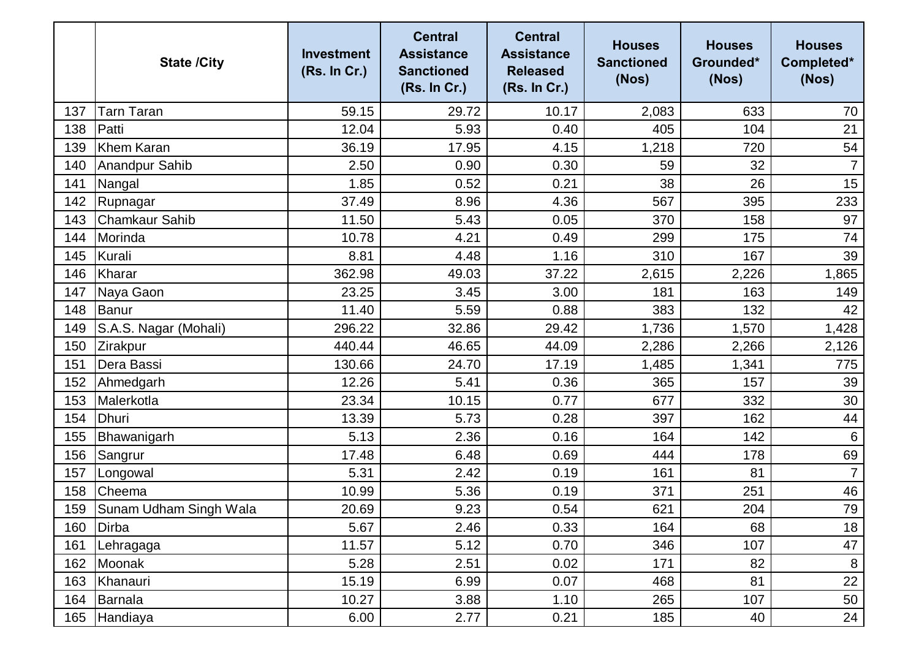| | State /City | Investment (Rs. In Cr.) | Central Assistance Sanctioned (Rs. In Cr.) | Central Assistance Released (Rs. In Cr.) | Houses Sanctioned (Nos) | Houses Grounded* (Nos) | Houses Completed* (Nos) |
|---|---|---|---|---|---|---|---|
| 137 | Tarn Taran | 59.15 | 29.72 | 10.17 | 2,083 | 633 | 70 |
| 138 | Patti | 12.04 | 5.93 | 0.40 | 405 | 104 | 21 |
| 139 | Khem Karan | 36.19 | 17.95 | 4.15 | 1,218 | 720 | 54 |
| 140 | Anandpur Sahib | 2.50 | 0.90 | 0.30 | 59 | 32 | 7 |
| 141 | Nangal | 1.85 | 0.52 | 0.21 | 38 | 26 | 15 |
| 142 | Rupnagar | 37.49 | 8.96 | 4.36 | 567 | 395 | 233 |
| 143 | Chamkaur Sahib | 11.50 | 5.43 | 0.05 | 370 | 158 | 97 |
| 144 | Morinda | 10.78 | 4.21 | 0.49 | 299 | 175 | 74 |
| 145 | Kurali | 8.81 | 4.48 | 1.16 | 310 | 167 | 39 |
| 146 | Kharar | 362.98 | 49.03 | 37.22 | 2,615 | 2,226 | 1,865 |
| 147 | Naya Gaon | 23.25 | 3.45 | 3.00 | 181 | 163 | 149 |
| 148 | Banur | 11.40 | 5.59 | 0.88 | 383 | 132 | 42 |
| 149 | S.A.S. Nagar (Mohali) | 296.22 | 32.86 | 29.42 | 1,736 | 1,570 | 1,428 |
| 150 | Zirakpur | 440.44 | 46.65 | 44.09 | 2,286 | 2,266 | 2,126 |
| 151 | Dera Bassi | 130.66 | 24.70 | 17.19 | 1,485 | 1,341 | 775 |
| 152 | Ahmedgarh | 12.26 | 5.41 | 0.36 | 365 | 157 | 39 |
| 153 | Malerkotla | 23.34 | 10.15 | 0.77 | 677 | 332 | 30 |
| 154 | Dhuri | 13.39 | 5.73 | 0.28 | 397 | 162 | 44 |
| 155 | Bhawanigarh | 5.13 | 2.36 | 0.16 | 164 | 142 | 6 |
| 156 | Sangrur | 17.48 | 6.48 | 0.69 | 444 | 178 | 69 |
| 157 | Longowal | 5.31 | 2.42 | 0.19 | 161 | 81 | 7 |
| 158 | Cheema | 10.99 | 5.36 | 0.19 | 371 | 251 | 46 |
| 159 | Sunam Udham Singh Wala | 20.69 | 9.23 | 0.54 | 621 | 204 | 79 |
| 160 | Dirba | 5.67 | 2.46 | 0.33 | 164 | 68 | 18 |
| 161 | Lehragaga | 11.57 | 5.12 | 0.70 | 346 | 107 | 47 |
| 162 | Moonak | 5.28 | 2.51 | 0.02 | 171 | 82 | 8 |
| 163 | Khanauri | 15.19 | 6.99 | 0.07 | 468 | 81 | 22 |
| 164 | Barnala | 10.27 | 3.88 | 1.10 | 265 | 107 | 50 |
| 165 | Handiaya | 6.00 | 2.77 | 0.21 | 185 | 40 | 24 |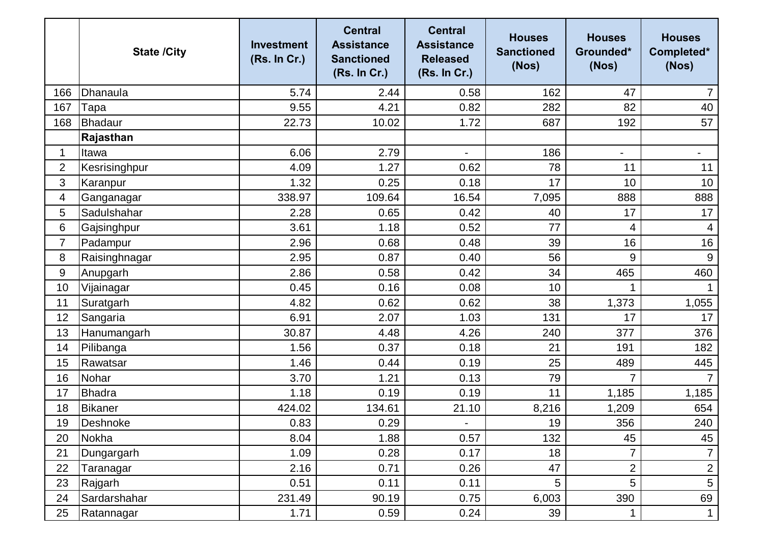|  | State /City | Investment (Rs. In Cr.) | Central Assistance Sanctioned (Rs. In Cr.) | Central Assistance Released (Rs. In Cr.) | Houses Sanctioned (Nos) | Houses Grounded* (Nos) | Houses Completed* (Nos) |
|---|---|---|---|---|---|---|---|
| 166 | Dhanaula | 5.74 | 2.44 | 0.58 | 162 | 47 | 7 |
| 167 | Tapa | 9.55 | 4.21 | 0.82 | 282 | 82 | 40 |
| 168 | Bhadaur | 22.73 | 10.02 | 1.72 | 687 | 192 | 57 |
|  | **Rajasthan** |  |  |  |  |  |  |
| 1 | Itawa | 6.06 | 2.79 | - | 186 | - | - |
| 2 | Kesrisinghpur | 4.09 | 1.27 | 0.62 | 78 | 11 | 11 |
| 3 | Karanpur | 1.32 | 0.25 | 0.18 | 17 | 10 | 10 |
| 4 | Ganganagar | 338.97 | 109.64 | 16.54 | 7,095 | 888 | 888 |
| 5 | Sadulshahar | 2.28 | 0.65 | 0.42 | 40 | 17 | 17 |
| 6 | Gajsinghpur | 3.61 | 1.18 | 0.52 | 77 | 4 | 4 |
| 7 | Padampur | 2.96 | 0.68 | 0.48 | 39 | 16 | 16 |
| 8 | Raisinghnagar | 2.95 | 0.87 | 0.40 | 56 | 9 | 9 |
| 9 | Anupgarh | 2.86 | 0.58 | 0.42 | 34 | 465 | 460 |
| 10 | Vijainagar | 0.45 | 0.16 | 0.08 | 10 | 1 | 1 |
| 11 | Suratgarh | 4.82 | 0.62 | 0.62 | 38 | 1,373 | 1,055 |
| 12 | Sangaria | 6.91 | 2.07 | 1.03 | 131 | 17 | 17 |
| 13 | Hanumangarh | 30.87 | 4.48 | 4.26 | 240 | 377 | 376 |
| 14 | Pilibanga | 1.56 | 0.37 | 0.18 | 21 | 191 | 182 |
| 15 | Rawatsar | 1.46 | 0.44 | 0.19 | 25 | 489 | 445 |
| 16 | Nohar | 3.70 | 1.21 | 0.13 | 79 | 7 | 7 |
| 17 | Bhadra | 1.18 | 0.19 | 0.19 | 11 | 1,185 | 1,185 |
| 18 | Bikaner | 424.02 | 134.61 | 21.10 | 8,216 | 1,209 | 654 |
| 19 | Deshnoke | 0.83 | 0.29 | - | 19 | 356 | 240 |
| 20 | Nokha | 8.04 | 1.88 | 0.57 | 132 | 45 | 45 |
| 21 | Dungargarh | 1.09 | 0.28 | 0.17 | 18 | 7 | 7 |
| 22 | Taranagar | 2.16 | 0.71 | 0.26 | 47 | 2 | 2 |
| 23 | Rajgarh | 0.51 | 0.11 | 0.11 | 5 | 5 | 5 |
| 24 | Sardarshahar | 231.49 | 90.19 | 0.75 | 6,003 | 390 | 69 |
| 25 | Ratannagar | 1.71 | 0.59 | 0.24 | 39 | 1 | 1 |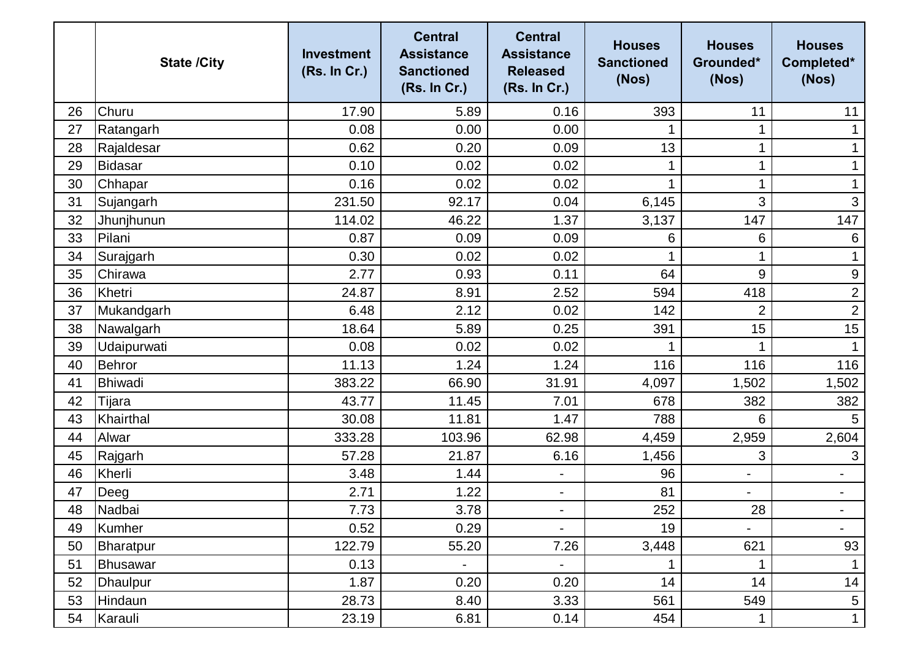|  | State /City | Investment (Rs. In Cr.) | Central Assistance Sanctioned (Rs. In Cr.) | Central Assistance Released (Rs. In Cr.) | Houses Sanctioned (Nos) | Houses Grounded* (Nos) | Houses Completed* (Nos) |
|---|---|---|---|---|---|---|---|
| 26 | Churu | 17.90 | 5.89 | 0.16 | 393 | 11 | 11 |
| 27 | Ratangarh | 0.08 | 0.00 | 0.00 | 1 | 1 | 1 |
| 28 | Rajaldesar | 0.62 | 0.20 | 0.09 | 13 | 1 | 1 |
| 29 | Bidasar | 0.10 | 0.02 | 0.02 | 1 | 1 | 1 |
| 30 | Chhapar | 0.16 | 0.02 | 0.02 | 1 | 1 | 1 |
| 31 | Sujangarh | 231.50 | 92.17 | 0.04 | 6,145 | 3 | 3 |
| 32 | Jhunjhunun | 114.02 | 46.22 | 1.37 | 3,137 | 147 | 147 |
| 33 | Pilani | 0.87 | 0.09 | 0.09 | 6 | 6 | 6 |
| 34 | Surajgarh | 0.30 | 0.02 | 0.02 | 1 | 1 | 1 |
| 35 | Chirawa | 2.77 | 0.93 | 0.11 | 64 | 9 | 9 |
| 36 | Khetri | 24.87 | 8.91 | 2.52 | 594 | 418 | 2 |
| 37 | Mukandgarh | 6.48 | 2.12 | 0.02 | 142 | 2 | 2 |
| 38 | Nawalgarh | 18.64 | 5.89 | 0.25 | 391 | 15 | 15 |
| 39 | Udaipurwati | 0.08 | 0.02 | 0.02 | 1 | 1 | 1 |
| 40 | Behror | 11.13 | 1.24 | 1.24 | 116 | 116 | 116 |
| 41 | Bhiwadi | 383.22 | 66.90 | 31.91 | 4,097 | 1,502 | 1,502 |
| 42 | Tijara | 43.77 | 11.45 | 7.01 | 678 | 382 | 382 |
| 43 | Khairthal | 30.08 | 11.81 | 1.47 | 788 | 6 | 5 |
| 44 | Alwar | 333.28 | 103.96 | 62.98 | 4,459 | 2,959 | 2,604 |
| 45 | Rajgarh | 57.28 | 21.87 | 6.16 | 1,456 | 3 | 3 |
| 46 | Kherli | 3.48 | 1.44 | - | 96 | - | - |
| 47 | Deeg | 2.71 | 1.22 | - | 81 | - | - |
| 48 | Nadbai | 7.73 | 3.78 | - | 252 | 28 | - |
| 49 | Kumher | 0.52 | 0.29 | - | 19 | - | - |
| 50 | Bharatpur | 122.79 | 55.20 | 7.26 | 3,448 | 621 | 93 |
| 51 | Bhusawar | 0.13 | - | - | 1 | 1 | 1 |
| 52 | Dhaulpur | 1.87 | 0.20 | 0.20 | 14 | 14 | 14 |
| 53 | Hindaun | 28.73 | 8.40 | 3.33 | 561 | 549 | 5 |
| 54 | Karauli | 23.19 | 6.81 | 0.14 | 454 | 1 | 1 |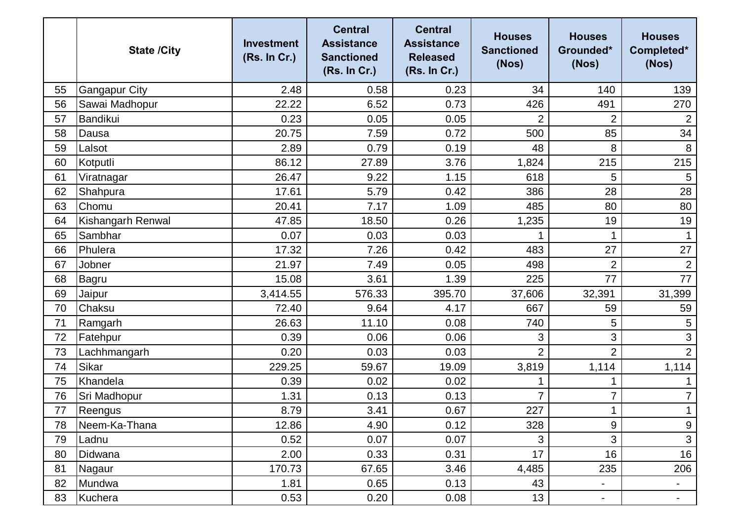|  | State /City | Investment (Rs. In Cr.) | Central Assistance Sanctioned (Rs. In Cr.) | Central Assistance Released (Rs. In Cr.) | Houses Sanctioned (Nos) | Houses Grounded* (Nos) | Houses Completed* (Nos) |
|---|---|---|---|---|---|---|---|
| 55 | Gangapur City | 2.48 | 0.58 | 0.23 | 34 | 140 | 139 |
| 56 | Sawai Madhopur | 22.22 | 6.52 | 0.73 | 426 | 491 | 270 |
| 57 | Bandikui | 0.23 | 0.05 | 0.05 | 2 | 2 | 2 |
| 58 | Dausa | 20.75 | 7.59 | 0.72 | 500 | 85 | 34 |
| 59 | Lalsot | 2.89 | 0.79 | 0.19 | 48 | 8 | 8 |
| 60 | Kotputli | 86.12 | 27.89 | 3.76 | 1,824 | 215 | 215 |
| 61 | Viratnagar | 26.47 | 9.22 | 1.15 | 618 | 5 | 5 |
| 62 | Shahpura | 17.61 | 5.79 | 0.42 | 386 | 28 | 28 |
| 63 | Chomu | 20.41 | 7.17 | 1.09 | 485 | 80 | 80 |
| 64 | Kishangarh Renwal | 47.85 | 18.50 | 0.26 | 1,235 | 19 | 19 |
| 65 | Sambhar | 0.07 | 0.03 | 0.03 | 1 | 1 | 1 |
| 66 | Phulera | 17.32 | 7.26 | 0.42 | 483 | 27 | 27 |
| 67 | Jobner | 21.97 | 7.49 | 0.05 | 498 | 2 | 2 |
| 68 | Bagru | 15.08 | 3.61 | 1.39 | 225 | 77 | 77 |
| 69 | Jaipur | 3,414.55 | 576.33 | 395.70 | 37,606 | 32,391 | 31,399 |
| 70 | Chaksu | 72.40 | 9.64 | 4.17 | 667 | 59 | 59 |
| 71 | Ramgarh | 26.63 | 11.10 | 0.08 | 740 | 5 | 5 |
| 72 | Fatehpur | 0.39 | 0.06 | 0.06 | 3 | 3 | 3 |
| 73 | Lachhmangarh | 0.20 | 0.03 | 0.03 | 2 | 2 | 2 |
| 74 | Sikar | 229.25 | 59.67 | 19.09 | 3,819 | 1,114 | 1,114 |
| 75 | Khandela | 0.39 | 0.02 | 0.02 | 1 | 1 | 1 |
| 76 | Sri Madhopur | 1.31 | 0.13 | 0.13 | 7 | 7 | 7 |
| 77 | Reengus | 8.79 | 3.41 | 0.67 | 227 | 1 | 1 |
| 78 | Neem-Ka-Thana | 12.86 | 4.90 | 0.12 | 328 | 9 | 9 |
| 79 | Ladnu | 0.52 | 0.07 | 0.07 | 3 | 3 | 3 |
| 80 | Didwana | 2.00 | 0.33 | 0.31 | 17 | 16 | 16 |
| 81 | Nagaur | 170.73 | 67.65 | 3.46 | 4,485 | 235 | 206 |
| 82 | Mundwa | 1.81 | 0.65 | 0.13 | 43 | - | - |
| 83 | Kuchera | 0.53 | 0.20 | 0.08 | 13 | - | - |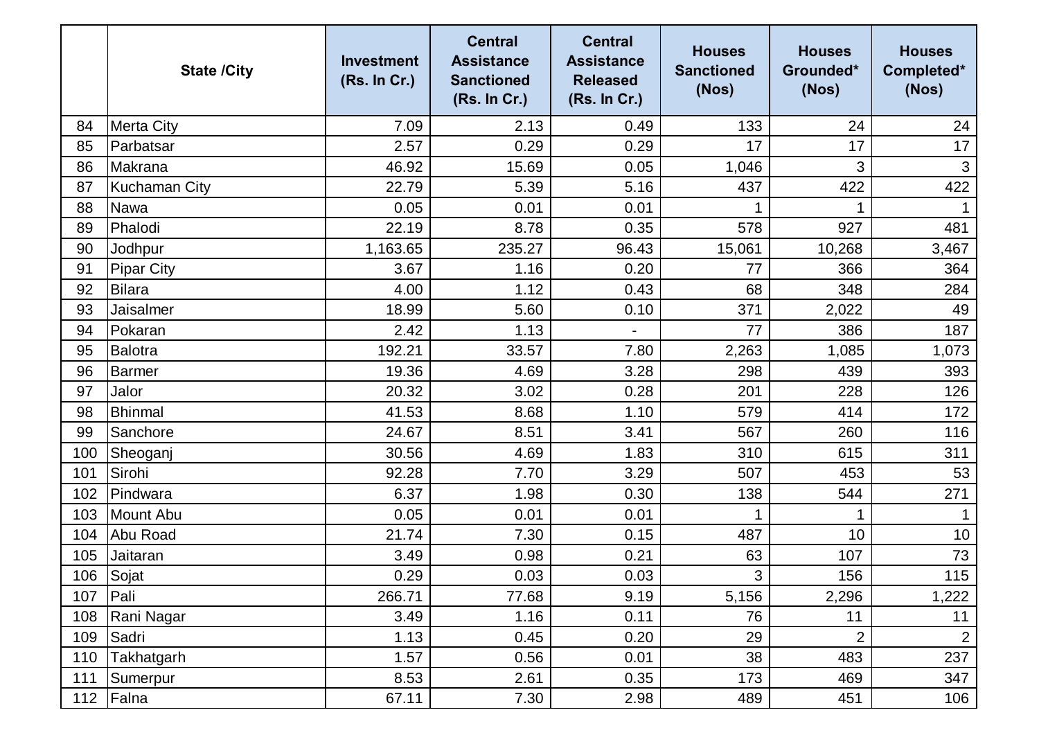|  | State /City | Investment (Rs. In Cr.) | Central Assistance Sanctioned (Rs. In Cr.) | Central Assistance Released (Rs. In Cr.) | Houses Sanctioned (Nos) | Houses Grounded* (Nos) | Houses Completed* (Nos) |
|---|---|---|---|---|---|---|---|
| 84 | Merta City | 7.09 | 2.13 | 0.49 | 133 | 24 | 24 |
| 85 | Parbatsar | 2.57 | 0.29 | 0.29 | 17 | 17 | 17 |
| 86 | Makrana | 46.92 | 15.69 | 0.05 | 1,046 | 3 | 3 |
| 87 | Kuchaman City | 22.79 | 5.39 | 5.16 | 437 | 422 | 422 |
| 88 | Nawa | 0.05 | 0.01 | 0.01 | 1 | 1 | 1 |
| 89 | Phalodi | 22.19 | 8.78 | 0.35 | 578 | 927 | 481 |
| 90 | Jodhpur | 1,163.65 | 235.27 | 96.43 | 15,061 | 10,268 | 3,467 |
| 91 | Pipar City | 3.67 | 1.16 | 0.20 | 77 | 366 | 364 |
| 92 | Bilara | 4.00 | 1.12 | 0.43 | 68 | 348 | 284 |
| 93 | Jaisalmer | 18.99 | 5.60 | 0.10 | 371 | 2,022 | 49 |
| 94 | Pokaran | 2.42 | 1.13 | - | 77 | 386 | 187 |
| 95 | Balotra | 192.21 | 33.57 | 7.80 | 2,263 | 1,085 | 1,073 |
| 96 | Barmer | 19.36 | 4.69 | 3.28 | 298 | 439 | 393 |
| 97 | Jalor | 20.32 | 3.02 | 0.28 | 201 | 228 | 126 |
| 98 | Bhinmal | 41.53 | 8.68 | 1.10 | 579 | 414 | 172 |
| 99 | Sanchore | 24.67 | 8.51 | 3.41 | 567 | 260 | 116 |
| 100 | Sheoganj | 30.56 | 4.69 | 1.83 | 310 | 615 | 311 |
| 101 | Sirohi | 92.28 | 7.70 | 3.29 | 507 | 453 | 53 |
| 102 | Pindwara | 6.37 | 1.98 | 0.30 | 138 | 544 | 271 |
| 103 | Mount Abu | 0.05 | 0.01 | 0.01 | 1 | 1 | 1 |
| 104 | Abu Road | 21.74 | 7.30 | 0.15 | 487 | 10 | 10 |
| 105 | Jaitaran | 3.49 | 0.98 | 0.21 | 63 | 107 | 73 |
| 106 | Sojat | 0.29 | 0.03 | 0.03 | 3 | 156 | 115 |
| 107 | Pali | 266.71 | 77.68 | 9.19 | 5,156 | 2,296 | 1,222 |
| 108 | Rani Nagar | 3.49 | 1.16 | 0.11 | 76 | 11 | 11 |
| 109 | Sadri | 1.13 | 0.45 | 0.20 | 29 | 2 | 2 |
| 110 | Takhatgarh | 1.57 | 0.56 | 0.01 | 38 | 483 | 237 |
| 111 | Sumerpur | 8.53 | 2.61 | 0.35 | 173 | 469 | 347 |
| 112 | Falna | 67.11 | 7.30 | 2.98 | 489 | 451 | 106 |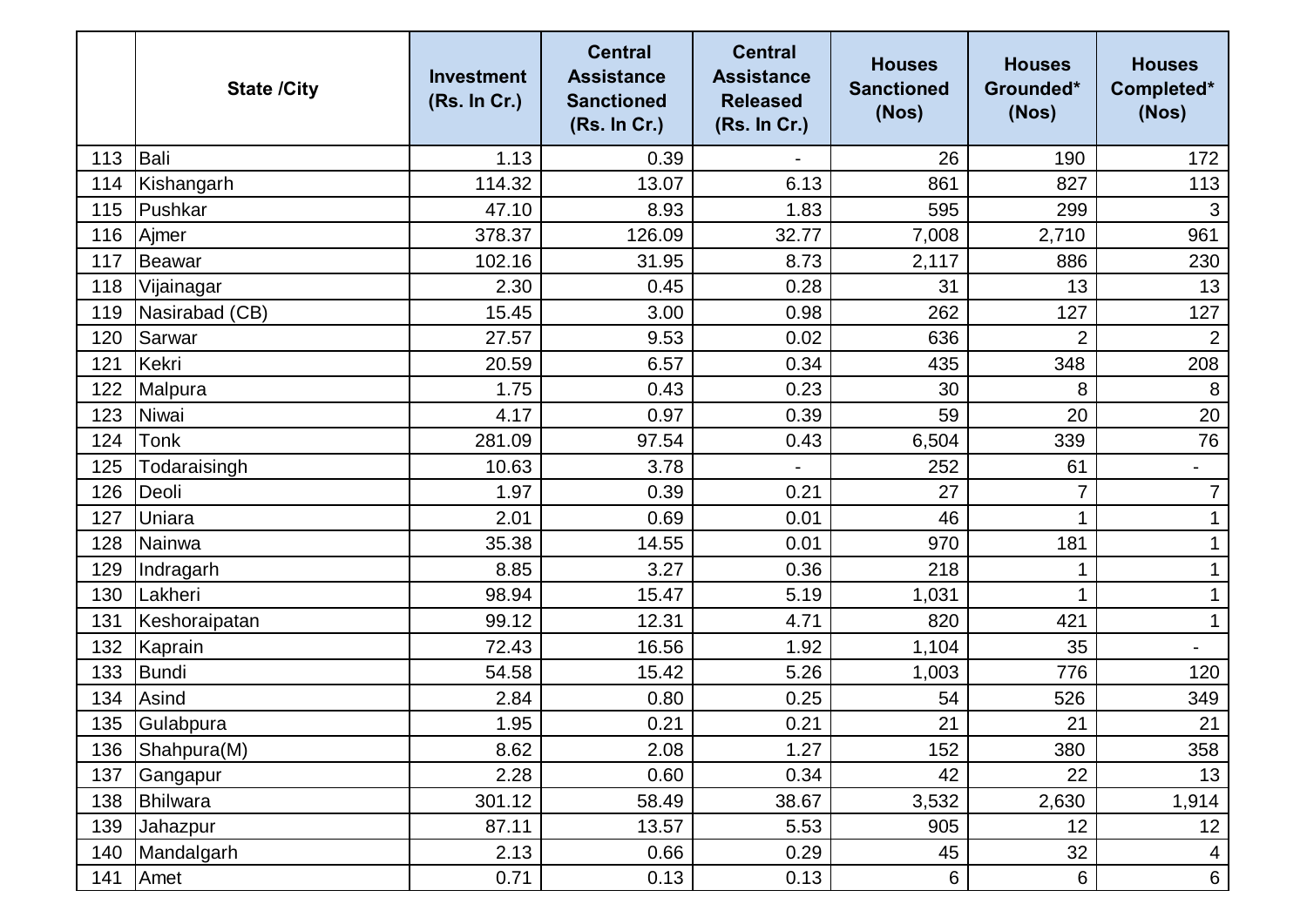| | State /City | Investment (Rs. In Cr.) | Central Assistance Sanctioned (Rs. In Cr.) | Central Assistance Released (Rs. In Cr.) | Houses Sanctioned (Nos) | Houses Grounded* (Nos) | Houses Completed* (Nos) |
|---|---|---|---|---|---|---|---|
| 113 | Bali | 1.13 | 0.39 | - | 26 | 190 | 172 |
| 114 | Kishangarh | 114.32 | 13.07 | 6.13 | 861 | 827 | 113 |
| 115 | Pushkar | 47.10 | 8.93 | 1.83 | 595 | 299 | 3 |
| 116 | Ajmer | 378.37 | 126.09 | 32.77 | 7,008 | 2,710 | 961 |
| 117 | Beawar | 102.16 | 31.95 | 8.73 | 2,117 | 886 | 230 |
| 118 | Vijainagar | 2.30 | 0.45 | 0.28 | 31 | 13 | 13 |
| 119 | Nasirabad (CB) | 15.45 | 3.00 | 0.98 | 262 | 127 | 127 |
| 120 | Sarwar | 27.57 | 9.53 | 0.02 | 636 | 2 | 2 |
| 121 | Kekri | 20.59 | 6.57 | 0.34 | 435 | 348 | 208 |
| 122 | Malpura | 1.75 | 0.43 | 0.23 | 30 | 8 | 8 |
| 123 | Niwai | 4.17 | 0.97 | 0.39 | 59 | 20 | 20 |
| 124 | Tonk | 281.09 | 97.54 | 0.43 | 6,504 | 339 | 76 |
| 125 | Todaraisingh | 10.63 | 3.78 | - | 252 | 61 | - |
| 126 | Deoli | 1.97 | 0.39 | 0.21 | 27 | 7 | 7 |
| 127 | Uniara | 2.01 | 0.69 | 0.01 | 46 | 1 | 1 |
| 128 | Nainwa | 35.38 | 14.55 | 0.01 | 970 | 181 | 1 |
| 129 | Indragarh | 8.85 | 3.27 | 0.36 | 218 | 1 | 1 |
| 130 | Lakheri | 98.94 | 15.47 | 5.19 | 1,031 | 1 | 1 |
| 131 | Keshoraipatan | 99.12 | 12.31 | 4.71 | 820 | 421 | 1 |
| 132 | Kaprain | 72.43 | 16.56 | 1.92 | 1,104 | 35 | - |
| 133 | Bundi | 54.58 | 15.42 | 5.26 | 1,003 | 776 | 120 |
| 134 | Asind | 2.84 | 0.80 | 0.25 | 54 | 526 | 349 |
| 135 | Gulabpura | 1.95 | 0.21 | 0.21 | 21 | 21 | 21 |
| 136 | Shahpura(M) | 8.62 | 2.08 | 1.27 | 152 | 380 | 358 |
| 137 | Gangapur | 2.28 | 0.60 | 0.34 | 42 | 22 | 13 |
| 138 | Bhilwara | 301.12 | 58.49 | 38.67 | 3,532 | 2,630 | 1,914 |
| 139 | Jahazpur | 87.11 | 13.57 | 5.53 | 905 | 12 | 12 |
| 140 | Mandalgarh | 2.13 | 0.66 | 0.29 | 45 | 32 | 4 |
| 141 | Amet | 0.71 | 0.13 | 0.13 | 6 | 6 | 6 |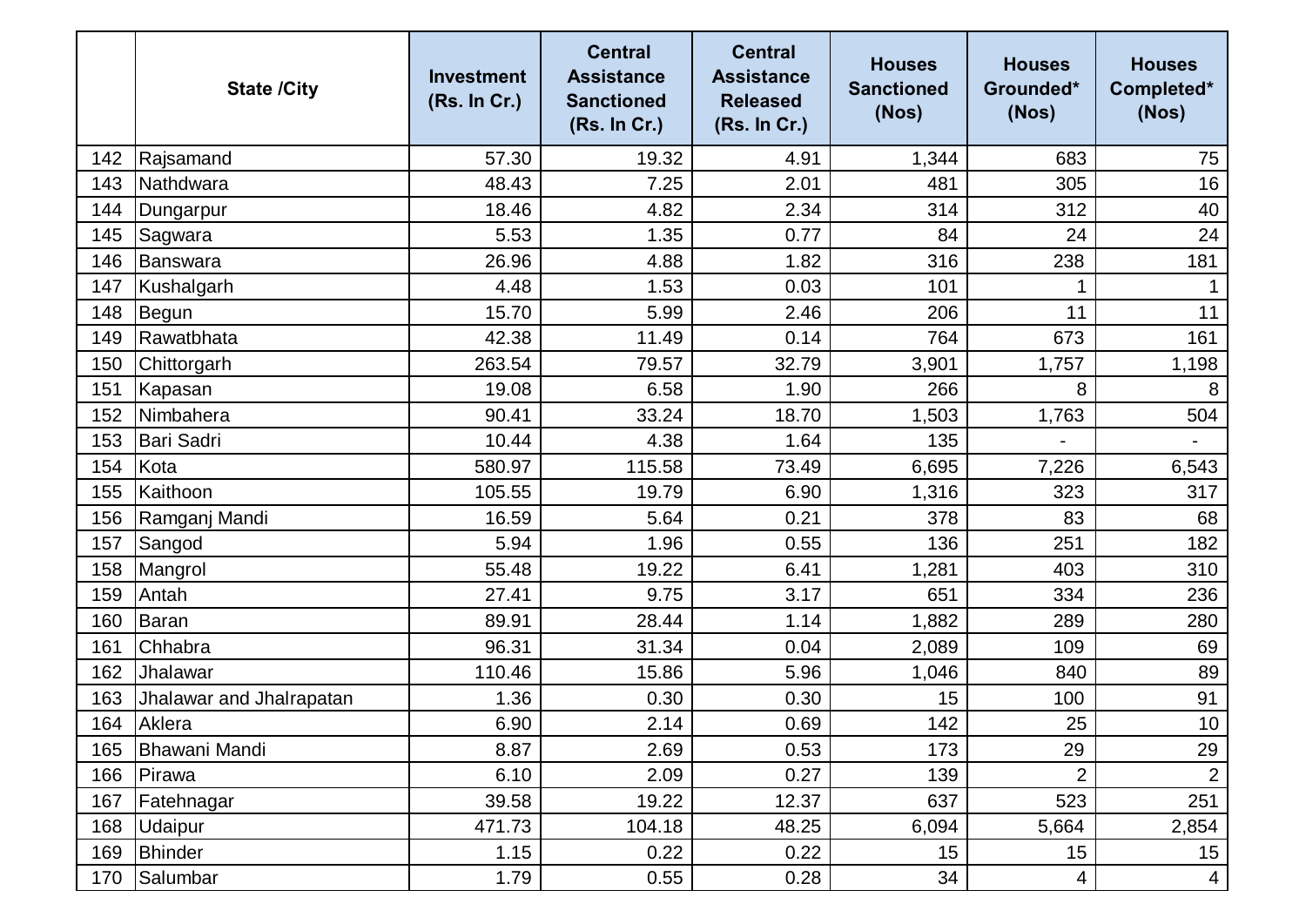|  | State /City | Investment (Rs. In Cr.) | Central Assistance Sanctioned (Rs. In Cr.) | Central Assistance Released (Rs. In Cr.) | Houses Sanctioned (Nos) | Houses Grounded* (Nos) | Houses Completed* (Nos) |
|---|---|---|---|---|---|---|---|
| 142 | Rajsamand | 57.30 | 19.32 | 4.91 | 1,344 | 683 | 75 |
| 143 | Nathdwara | 48.43 | 7.25 | 2.01 | 481 | 305 | 16 |
| 144 | Dungarpur | 18.46 | 4.82 | 2.34 | 314 | 312 | 40 |
| 145 | Sagwara | 5.53 | 1.35 | 0.77 | 84 | 24 | 24 |
| 146 | Banswara | 26.96 | 4.88 | 1.82 | 316 | 238 | 181 |
| 147 | Kushalgarh | 4.48 | 1.53 | 0.03 | 101 | 1 | 1 |
| 148 | Begun | 15.70 | 5.99 | 2.46 | 206 | 11 | 11 |
| 149 | Rawatbhata | 42.38 | 11.49 | 0.14 | 764 | 673 | 161 |
| 150 | Chittorgarh | 263.54 | 79.57 | 32.79 | 3,901 | 1,757 | 1,198 |
| 151 | Kapasan | 19.08 | 6.58 | 1.90 | 266 | 8 | 8 |
| 152 | Nimbahera | 90.41 | 33.24 | 18.70 | 1,503 | 1,763 | 504 |
| 153 | Bari Sadri | 10.44 | 4.38 | 1.64 | 135 | - | - |
| 154 | Kota | 580.97 | 115.58 | 73.49 | 6,695 | 7,226 | 6,543 |
| 155 | Kaithoon | 105.55 | 19.79 | 6.90 | 1,316 | 323 | 317 |
| 156 | Ramganj Mandi | 16.59 | 5.64 | 0.21 | 378 | 83 | 68 |
| 157 | Sangod | 5.94 | 1.96 | 0.55 | 136 | 251 | 182 |
| 158 | Mangrol | 55.48 | 19.22 | 6.41 | 1,281 | 403 | 310 |
| 159 | Antah | 27.41 | 9.75 | 3.17 | 651 | 334 | 236 |
| 160 | Baran | 89.91 | 28.44 | 1.14 | 1,882 | 289 | 280 |
| 161 | Chhabra | 96.31 | 31.34 | 0.04 | 2,089 | 109 | 69 |
| 162 | Jhalawar | 110.46 | 15.86 | 5.96 | 1,046 | 840 | 89 |
| 163 | Jhalawar and Jhalrapatan | 1.36 | 0.30 | 0.30 | 15 | 100 | 91 |
| 164 | Aklera | 6.90 | 2.14 | 0.69 | 142 | 25 | 10 |
| 165 | Bhawani Mandi | 8.87 | 2.69 | 0.53 | 173 | 29 | 29 |
| 166 | Pirawa | 6.10 | 2.09 | 0.27 | 139 | 2 | 2 |
| 167 | Fatehnagar | 39.58 | 19.22 | 12.37 | 637 | 523 | 251 |
| 168 | Udaipur | 471.73 | 104.18 | 48.25 | 6,094 | 5,664 | 2,854 |
| 169 | Bhinder | 1.15 | 0.22 | 0.22 | 15 | 15 | 15 |
| 170 | Salumbar | 1.79 | 0.55 | 0.28 | 34 | 4 | 4 |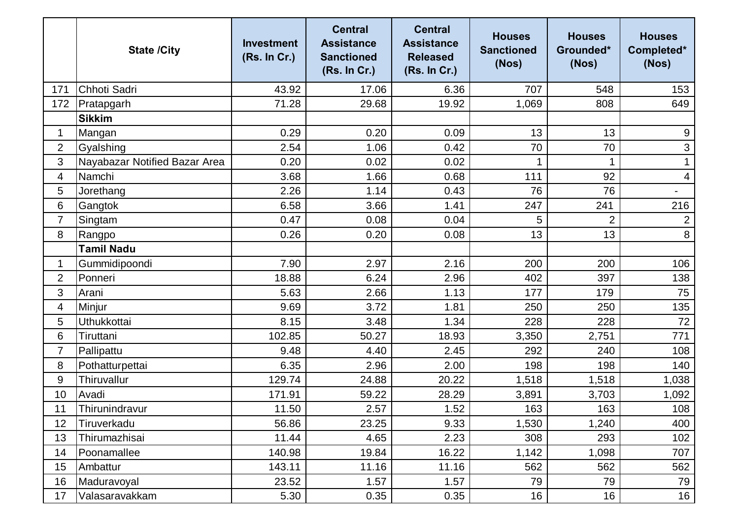| | State /City | Investment (Rs. In Cr.) | Central Assistance Sanctioned (Rs. In Cr.) | Central Assistance Released (Rs. In Cr.) | Houses Sanctioned (Nos) | Houses Grounded* (Nos) | Houses Completed* (Nos) |
|---|---|---|---|---|---|---|---|
| 171 | Chhoti Sadri | 43.92 | 17.06 | 6.36 | 707 | 548 | 153 |
| 172 | Pratapgarh | 71.28 | 29.68 | 19.92 | 1,069 | 808 | 649 |
| | **Sikkim** | | | | | | |
| 1 | Mangan | 0.29 | 0.20 | 0.09 | 13 | 13 | 9 |
| 2 | Gyalshing | 2.54 | 1.06 | 0.42 | 70 | 70 | 3 |
| 3 | Nayabazar Notified Bazar Area | 0.20 | 0.02 | 0.02 | 1 | 1 | 1 |
| 4 | Namchi | 3.68 | 1.66 | 0.68 | 111 | 92 | 4 |
| 5 | Jorethang | 2.26 | 1.14 | 0.43 | 76 | 76 | - |
| 6 | Gangtok | 6.58 | 3.66 | 1.41 | 247 | 241 | 216 |
| 7 | Singtam | 0.47 | 0.08 | 0.04 | 5 | 2 | 2 |
| 8 | Rangpo | 0.26 | 0.20 | 0.08 | 13 | 13 | 8 |
| | **Tamil Nadu** | | | | | | |
| 1 | Gummidipoondi | 7.90 | 2.97 | 2.16 | 200 | 200 | 106 |
| 2 | Ponneri | 18.88 | 6.24 | 2.96 | 402 | 397 | 138 |
| 3 | Arani | 5.63 | 2.66 | 1.13 | 177 | 179 | 75 |
| 4 | Minjur | 9.69 | 3.72 | 1.81 | 250 | 250 | 135 |
| 5 | Uthukkottai | 8.15 | 3.48 | 1.34 | 228 | 228 | 72 |
| 6 | Tiruttani | 102.85 | 50.27 | 18.93 | 3,350 | 2,751 | 771 |
| 7 | Pallipattu | 9.48 | 4.40 | 2.45 | 292 | 240 | 108 |
| 8 | Pothatturpettai | 6.35 | 2.96 | 2.00 | 198 | 198 | 140 |
| 9 | Thiruvallur | 129.74 | 24.88 | 20.22 | 1,518 | 1,518 | 1,038 |
| 10 | Avadi | 171.91 | 59.22 | 28.29 | 3,891 | 3,703 | 1,092 |
| 11 | Thirunindravur | 11.50 | 2.57 | 1.52 | 163 | 163 | 108 |
| 12 | Tiruverkadu | 56.86 | 23.25 | 9.33 | 1,530 | 1,240 | 400 |
| 13 | Thirumazhisai | 11.44 | 4.65 | 2.23 | 308 | 293 | 102 |
| 14 | Poonamallee | 140.98 | 19.84 | 16.22 | 1,142 | 1,098 | 707 |
| 15 | Ambattur | 143.11 | 11.16 | 11.16 | 562 | 562 | 562 |
| 16 | Maduravoyal | 23.52 | 1.57 | 1.57 | 79 | 79 | 79 |
| 17 | Valasaravakkam | 5.30 | 0.35 | 0.35 | 16 | 16 | 16 |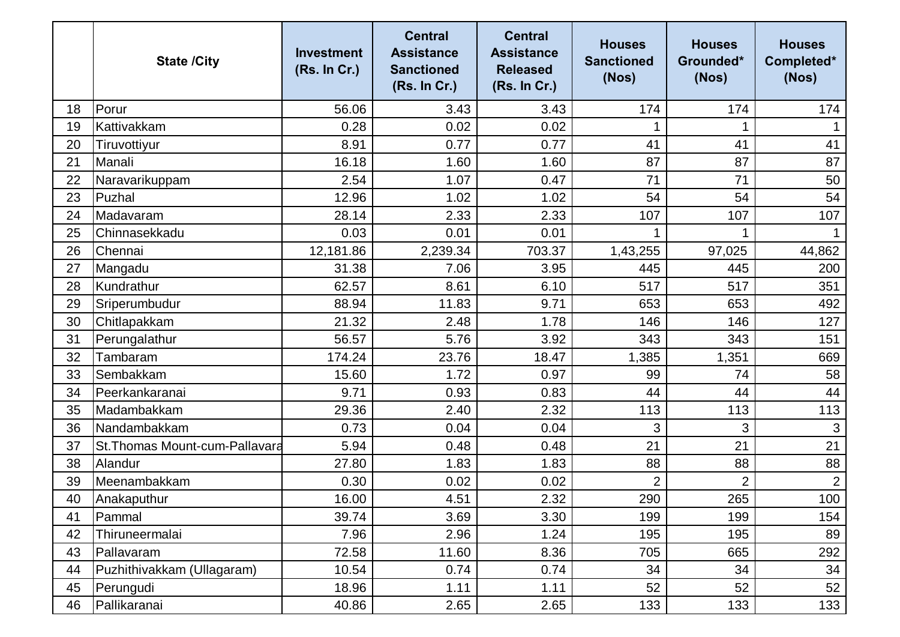| | State /City | Investment (Rs. In Cr.) | Central Assistance Sanctioned (Rs. In Cr.) | Central Assistance Released (Rs. In Cr.) | Houses Sanctioned (Nos) | Houses Grounded* (Nos) | Houses Completed* (Nos) |
|---|---|---|---|---|---|---|---|
| 18 | Porur | 56.06 | 3.43 | 3.43 | 174 | 174 | 174 |
| 19 | Kattivakkam | 0.28 | 0.02 | 0.02 | 1 | 1 | 1 |
| 20 | Tiruvottiyur | 8.91 | 0.77 | 0.77 | 41 | 41 | 41 |
| 21 | Manali | 16.18 | 1.60 | 1.60 | 87 | 87 | 87 |
| 22 | Naravarikuppam | 2.54 | 1.07 | 0.47 | 71 | 71 | 50 |
| 23 | Puzhal | 12.96 | 1.02 | 1.02 | 54 | 54 | 54 |
| 24 | Madavaram | 28.14 | 2.33 | 2.33 | 107 | 107 | 107 |
| 25 | Chinnasekkadu | 0.03 | 0.01 | 0.01 | 1 | 1 | 1 |
| 26 | Chennai | 12,181.86 | 2,239.34 | 703.37 | 1,43,255 | 97,025 | 44,862 |
| 27 | Mangadu | 31.38 | 7.06 | 3.95 | 445 | 445 | 200 |
| 28 | Kundrathur | 62.57 | 8.61 | 6.10 | 517 | 517 | 351 |
| 29 | Sriperumbudur | 88.94 | 11.83 | 9.71 | 653 | 653 | 492 |
| 30 | Chitlapakkam | 21.32 | 2.48 | 1.78 | 146 | 146 | 127 |
| 31 | Perungalathur | 56.57 | 5.76 | 3.92 | 343 | 343 | 151 |
| 32 | Tambaram | 174.24 | 23.76 | 18.47 | 1,385 | 1,351 | 669 |
| 33 | Sembakkam | 15.60 | 1.72 | 0.97 | 99 | 74 | 58 |
| 34 | Peerkankaranai | 9.71 | 0.93 | 0.83 | 44 | 44 | 44 |
| 35 | Madambakkam | 29.36 | 2.40 | 2.32 | 113 | 113 | 113 |
| 36 | Nandambakkam | 0.73 | 0.04 | 0.04 | 3 | 3 | 3 |
| 37 | St.Thomas Mount-cum-Pallavara | 5.94 | 0.48 | 0.48 | 21 | 21 | 21 |
| 38 | Alandur | 27.80 | 1.83 | 1.83 | 88 | 88 | 88 |
| 39 | Meenambakkam | 0.30 | 0.02 | 0.02 | 2 | 2 | 2 |
| 40 | Anakaputhur | 16.00 | 4.51 | 2.32 | 290 | 265 | 100 |
| 41 | Pammal | 39.74 | 3.69 | 3.30 | 199 | 199 | 154 |
| 42 | Thiruneermalai | 7.96 | 2.96 | 1.24 | 195 | 195 | 89 |
| 43 | Pallavaram | 72.58 | 11.60 | 8.36 | 705 | 665 | 292 |
| 44 | Puzhithivakkam (Ullagaram) | 10.54 | 0.74 | 0.74 | 34 | 34 | 34 |
| 45 | Perungudi | 18.96 | 1.11 | 1.11 | 52 | 52 | 52 |
| 46 | Pallikaranai | 40.86 | 2.65 | 2.65 | 133 | 133 | 133 |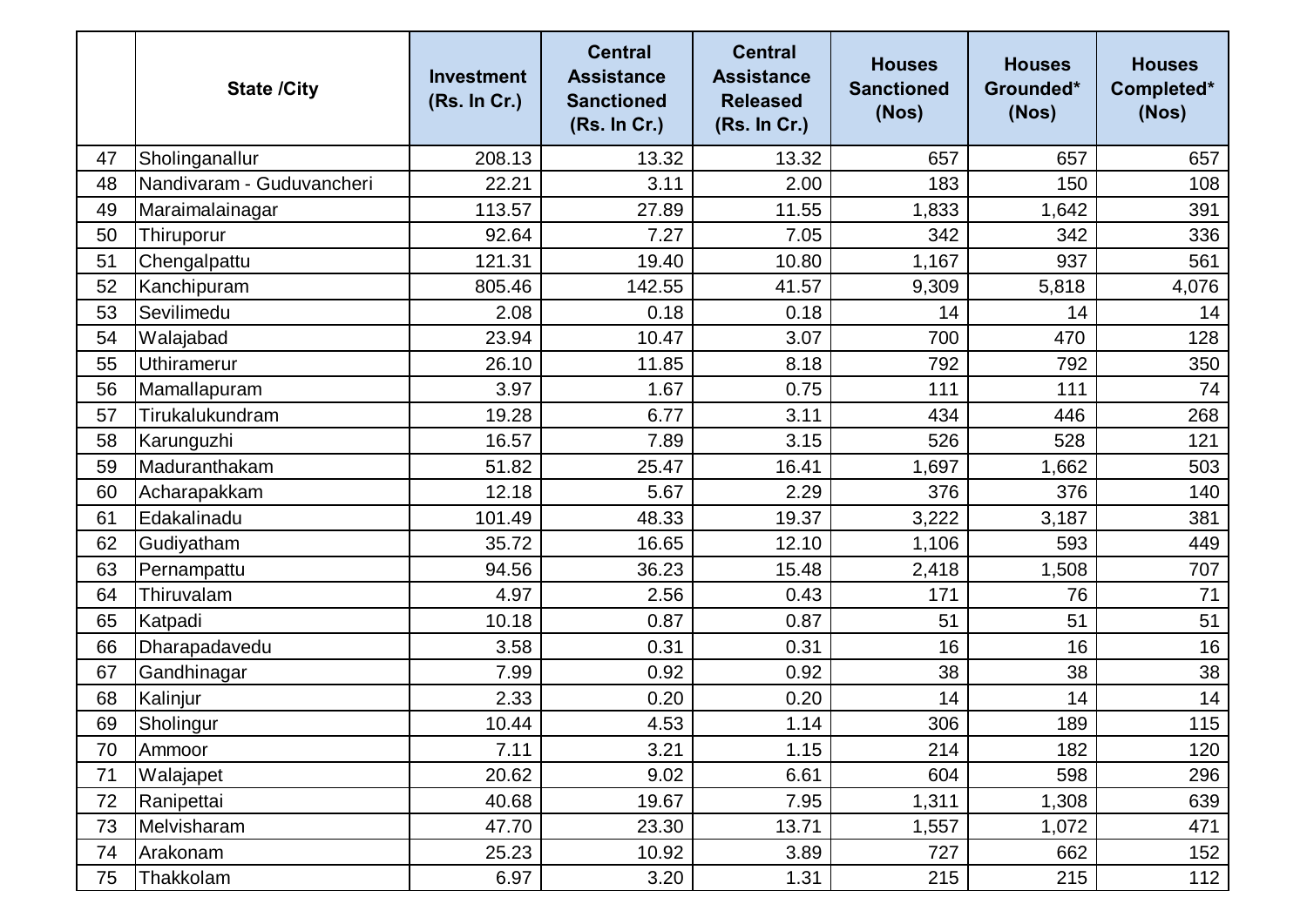|  | State /City | Investment (Rs. In Cr.) | Central Assistance Sanctioned (Rs. In Cr.) | Central Assistance Released (Rs. In Cr.) | Houses Sanctioned (Nos) | Houses Grounded* (Nos) | Houses Completed* (Nos) |
|---|---|---|---|---|---|---|---|
| 47 | Sholinganallur | 208.13 | 13.32 | 13.32 | 657 | 657 | 657 |
| 48 | Nandivaram - Guduvancheri | 22.21 | 3.11 | 2.00 | 183 | 150 | 108 |
| 49 | Maraimalainagar | 113.57 | 27.89 | 11.55 | 1,833 | 1,642 | 391 |
| 50 | Thiruporur | 92.64 | 7.27 | 7.05 | 342 | 342 | 336 |
| 51 | Chengalpattu | 121.31 | 19.40 | 10.80 | 1,167 | 937 | 561 |
| 52 | Kanchipuram | 805.46 | 142.55 | 41.57 | 9,309 | 5,818 | 4,076 |
| 53 | Sevilimedu | 2.08 | 0.18 | 0.18 | 14 | 14 | 14 |
| 54 | Walajabad | 23.94 | 10.47 | 3.07 | 700 | 470 | 128 |
| 55 | Uthiramerur | 26.10 | 11.85 | 8.18 | 792 | 792 | 350 |
| 56 | Mamallapuram | 3.97 | 1.67 | 0.75 | 111 | 111 | 74 |
| 57 | Tirukalukundram | 19.28 | 6.77 | 3.11 | 434 | 446 | 268 |
| 58 | Karunguzhi | 16.57 | 7.89 | 3.15 | 526 | 528 | 121 |
| 59 | Maduranthakam | 51.82 | 25.47 | 16.41 | 1,697 | 1,662 | 503 |
| 60 | Acharapakkam | 12.18 | 5.67 | 2.29 | 376 | 376 | 140 |
| 61 | Edakalinadu | 101.49 | 48.33 | 19.37 | 3,222 | 3,187 | 381 |
| 62 | Gudiyatham | 35.72 | 16.65 | 12.10 | 1,106 | 593 | 449 |
| 63 | Pernampattu | 94.56 | 36.23 | 15.48 | 2,418 | 1,508 | 707 |
| 64 | Thiruvalam | 4.97 | 2.56 | 0.43 | 171 | 76 | 71 |
| 65 | Katpadi | 10.18 | 0.87 | 0.87 | 51 | 51 | 51 |
| 66 | Dharapadavedu | 3.58 | 0.31 | 0.31 | 16 | 16 | 16 |
| 67 | Gandhinagar | 7.99 | 0.92 | 0.92 | 38 | 38 | 38 |
| 68 | Kalinjur | 2.33 | 0.20 | 0.20 | 14 | 14 | 14 |
| 69 | Sholingur | 10.44 | 4.53 | 1.14 | 306 | 189 | 115 |
| 70 | Ammoor | 7.11 | 3.21 | 1.15 | 214 | 182 | 120 |
| 71 | Walajapet | 20.62 | 9.02 | 6.61 | 604 | 598 | 296 |
| 72 | Ranipettai | 40.68 | 19.67 | 7.95 | 1,311 | 1,308 | 639 |
| 73 | Melvisharam | 47.70 | 23.30 | 13.71 | 1,557 | 1,072 | 471 |
| 74 | Arakonam | 25.23 | 10.92 | 3.89 | 727 | 662 | 152 |
| 75 | Thakkolam | 6.97 | 3.20 | 1.31 | 215 | 215 | 112 |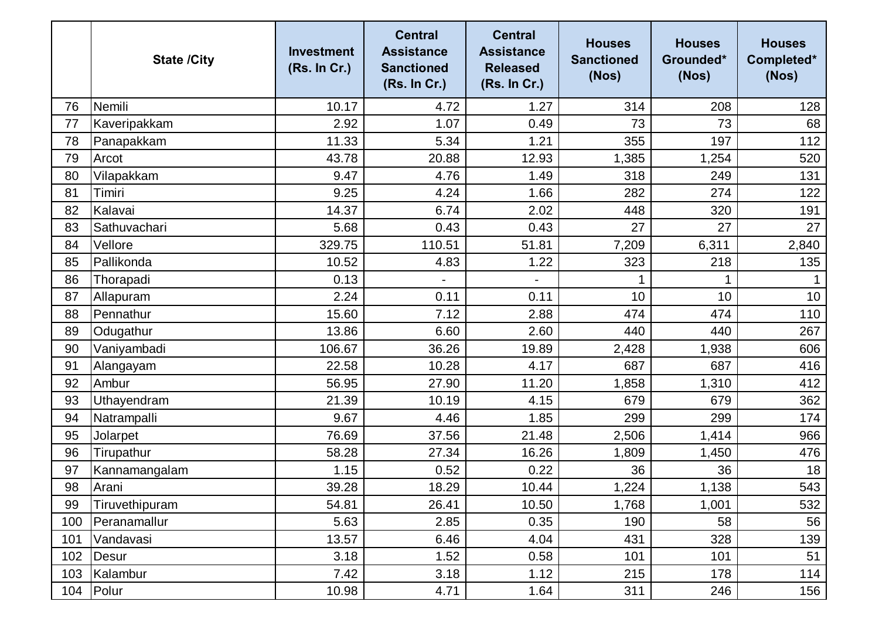| | State /City | Investment (Rs. In Cr.) | Central Assistance Sanctioned (Rs. In Cr.) | Central Assistance Released (Rs. In Cr.) | Houses Sanctioned (Nos) | Houses Grounded* (Nos) | Houses Completed* (Nos) |
|---|---|---|---|---|---|---|---|
| 76 | Nemili | 10.17 | 4.72 | 1.27 | 314 | 208 | 128 |
| 77 | Kaveripakkam | 2.92 | 1.07 | 0.49 | 73 | 73 | 68 |
| 78 | Panapakkam | 11.33 | 5.34 | 1.21 | 355 | 197 | 112 |
| 79 | Arcot | 43.78 | 20.88 | 12.93 | 1,385 | 1,254 | 520 |
| 80 | Vilapakkam | 9.47 | 4.76 | 1.49 | 318 | 249 | 131 |
| 81 | Timiri | 9.25 | 4.24 | 1.66 | 282 | 274 | 122 |
| 82 | Kalavai | 14.37 | 6.74 | 2.02 | 448 | 320 | 191 |
| 83 | Sathuvachari | 5.68 | 0.43 | 0.43 | 27 | 27 | 27 |
| 84 | Vellore | 329.75 | 110.51 | 51.81 | 7,209 | 6,311 | 2,840 |
| 85 | Pallikonda | 10.52 | 4.83 | 1.22 | 323 | 218 | 135 |
| 86 | Thorapadi | 0.13 | - | - | 1 | 1 | 1 |
| 87 | Allapuram | 2.24 | 0.11 | 0.11 | 10 | 10 | 10 |
| 88 | Pennathur | 15.60 | 7.12 | 2.88 | 474 | 474 | 110 |
| 89 | Odugathur | 13.86 | 6.60 | 2.60 | 440 | 440 | 267 |
| 90 | Vaniyambadi | 106.67 | 36.26 | 19.89 | 2,428 | 1,938 | 606 |
| 91 | Alangayam | 22.58 | 10.28 | 4.17 | 687 | 687 | 416 |
| 92 | Ambur | 56.95 | 27.90 | 11.20 | 1,858 | 1,310 | 412 |
| 93 | Uthayendram | 21.39 | 10.19 | 4.15 | 679 | 679 | 362 |
| 94 | Natrampalli | 9.67 | 4.46 | 1.85 | 299 | 299 | 174 |
| 95 | Jolarpet | 76.69 | 37.56 | 21.48 | 2,506 | 1,414 | 966 |
| 96 | Tirupathur | 58.28 | 27.34 | 16.26 | 1,809 | 1,450 | 476 |
| 97 | Kannamangalam | 1.15 | 0.52 | 0.22 | 36 | 36 | 18 |
| 98 | Arani | 39.28 | 18.29 | 10.44 | 1,224 | 1,138 | 543 |
| 99 | Tiruvethipuram | 54.81 | 26.41 | 10.50 | 1,768 | 1,001 | 532 |
| 100 | Peranamallur | 5.63 | 2.85 | 0.35 | 190 | 58 | 56 |
| 101 | Vandavasi | 13.57 | 6.46 | 4.04 | 431 | 328 | 139 |
| 102 | Desur | 3.18 | 1.52 | 0.58 | 101 | 101 | 51 |
| 103 | Kalambur | 7.42 | 3.18 | 1.12 | 215 | 178 | 114 |
| 104 | Polur | 10.98 | 4.71 | 1.64 | 311 | 246 | 156 |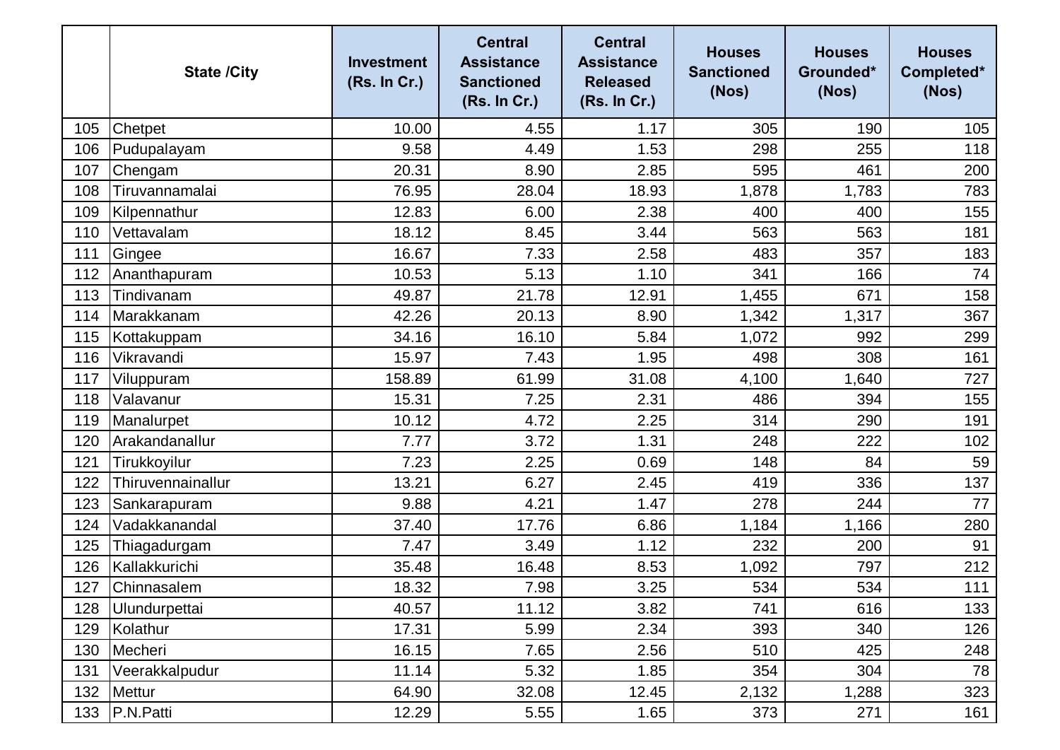|  | State /City | Investment (Rs. In Cr.) | Central Assistance Sanctioned (Rs. In Cr.) | Central Assistance Released (Rs. In Cr.) | Houses Sanctioned (Nos) | Houses Grounded* (Nos) | Houses Completed* (Nos) |
|---|---|---|---|---|---|---|---|
| 105 | Chetpet | 10.00 | 4.55 | 1.17 | 305 | 190 | 105 |
| 106 | Pudupalayam | 9.58 | 4.49 | 1.53 | 298 | 255 | 118 |
| 107 | Chengam | 20.31 | 8.90 | 2.85 | 595 | 461 | 200 |
| 108 | Tiruvannamalai | 76.95 | 28.04 | 18.93 | 1,878 | 1,783 | 783 |
| 109 | Kilpennathur | 12.83 | 6.00 | 2.38 | 400 | 400 | 155 |
| 110 | Vettavalam | 18.12 | 8.45 | 3.44 | 563 | 563 | 181 |
| 111 | Gingee | 16.67 | 7.33 | 2.58 | 483 | 357 | 183 |
| 112 | Ananthapuram | 10.53 | 5.13 | 1.10 | 341 | 166 | 74 |
| 113 | Tindivanam | 49.87 | 21.78 | 12.91 | 1,455 | 671 | 158 |
| 114 | Marakkanam | 42.26 | 20.13 | 8.90 | 1,342 | 1,317 | 367 |
| 115 | Kottakuppam | 34.16 | 16.10 | 5.84 | 1,072 | 992 | 299 |
| 116 | Vikravandi | 15.97 | 7.43 | 1.95 | 498 | 308 | 161 |
| 117 | Viluppuram | 158.89 | 61.99 | 31.08 | 4,100 | 1,640 | 727 |
| 118 | Valavanur | 15.31 | 7.25 | 2.31 | 486 | 394 | 155 |
| 119 | Manalurpet | 10.12 | 4.72 | 2.25 | 314 | 290 | 191 |
| 120 | Arakandanallur | 7.77 | 3.72 | 1.31 | 248 | 222 | 102 |
| 121 | Tirukkoyilur | 7.23 | 2.25 | 0.69 | 148 | 84 | 59 |
| 122 | Thiruvennainallur | 13.21 | 6.27 | 2.45 | 419 | 336 | 137 |
| 123 | Sankarapuram | 9.88 | 4.21 | 1.47 | 278 | 244 | 77 |
| 124 | Vadakkanandal | 37.40 | 17.76 | 6.86 | 1,184 | 1,166 | 280 |
| 125 | Thiagadurgam | 7.47 | 3.49 | 1.12 | 232 | 200 | 91 |
| 126 | Kallakkurichi | 35.48 | 16.48 | 8.53 | 1,092 | 797 | 212 |
| 127 | Chinnasalem | 18.32 | 7.98 | 3.25 | 534 | 534 | 111 |
| 128 | Ulundurpettai | 40.57 | 11.12 | 3.82 | 741 | 616 | 133 |
| 129 | Kolathur | 17.31 | 5.99 | 2.34 | 393 | 340 | 126 |
| 130 | Mecheri | 16.15 | 7.65 | 2.56 | 510 | 425 | 248 |
| 131 | Veerakkalpudur | 11.14 | 5.32 | 1.85 | 354 | 304 | 78 |
| 132 | Mettur | 64.90 | 32.08 | 12.45 | 2,132 | 1,288 | 323 |
| 133 | P.N.Patti | 12.29 | 5.55 | 1.65 | 373 | 271 | 161 |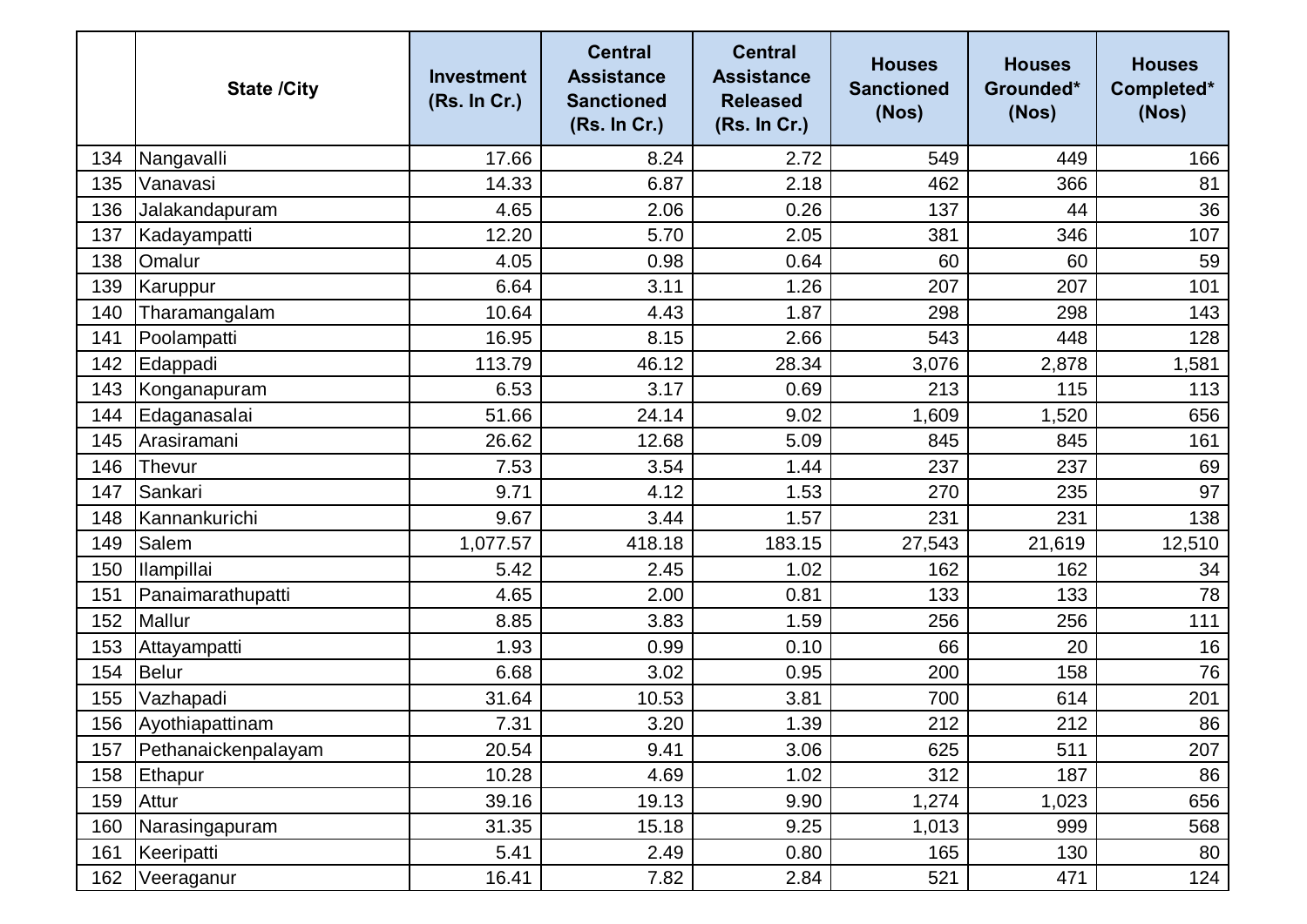|  | State /City | Investment (Rs. In Cr.) | Central Assistance Sanctioned (Rs. In Cr.) | Central Assistance Released (Rs. In Cr.) | Houses Sanctioned (Nos) | Houses Grounded* (Nos) | Houses Completed* (Nos) |
|---|---|---|---|---|---|---|---|
| 134 | Nangavalli | 17.66 | 8.24 | 2.72 | 549 | 449 | 166 |
| 135 | Vanavasi | 14.33 | 6.87 | 2.18 | 462 | 366 | 81 |
| 136 | Jalakandapuram | 4.65 | 2.06 | 0.26 | 137 | 44 | 36 |
| 137 | Kadayampatti | 12.20 | 5.70 | 2.05 | 381 | 346 | 107 |
| 138 | Omalur | 4.05 | 0.98 | 0.64 | 60 | 60 | 59 |
| 139 | Karuppur | 6.64 | 3.11 | 1.26 | 207 | 207 | 101 |
| 140 | Tharamangalam | 10.64 | 4.43 | 1.87 | 298 | 298 | 143 |
| 141 | Poolampatti | 16.95 | 8.15 | 2.66 | 543 | 448 | 128 |
| 142 | Edappadi | 113.79 | 46.12 | 28.34 | 3,076 | 2,878 | 1,581 |
| 143 | Konganapuram | 6.53 | 3.17 | 0.69 | 213 | 115 | 113 |
| 144 | Edaganasalai | 51.66 | 24.14 | 9.02 | 1,609 | 1,520 | 656 |
| 145 | Arasiramani | 26.62 | 12.68 | 5.09 | 845 | 845 | 161 |
| 146 | Thevur | 7.53 | 3.54 | 1.44 | 237 | 237 | 69 |
| 147 | Sankari | 9.71 | 4.12 | 1.53 | 270 | 235 | 97 |
| 148 | Kannankurichi | 9.67 | 3.44 | 1.57 | 231 | 231 | 138 |
| 149 | Salem | 1,077.57 | 418.18 | 183.15 | 27,543 | 21,619 | 12,510 |
| 150 | Ilampillai | 5.42 | 2.45 | 1.02 | 162 | 162 | 34 |
| 151 | Panaimarathupatti | 4.65 | 2.00 | 0.81 | 133 | 133 | 78 |
| 152 | Mallur | 8.85 | 3.83 | 1.59 | 256 | 256 | 111 |
| 153 | Attayampatti | 1.93 | 0.99 | 0.10 | 66 | 20 | 16 |
| 154 | Belur | 6.68 | 3.02 | 0.95 | 200 | 158 | 76 |
| 155 | Vazhapadi | 31.64 | 10.53 | 3.81 | 700 | 614 | 201 |
| 156 | Ayothiapattinam | 7.31 | 3.20 | 1.39 | 212 | 212 | 86 |
| 157 | Pethanaickenpalayam | 20.54 | 9.41 | 3.06 | 625 | 511 | 207 |
| 158 | Ethapur | 10.28 | 4.69 | 1.02 | 312 | 187 | 86 |
| 159 | Attur | 39.16 | 19.13 | 9.90 | 1,274 | 1,023 | 656 |
| 160 | Narasingapuram | 31.35 | 15.18 | 9.25 | 1,013 | 999 | 568 |
| 161 | Keeripatti | 5.41 | 2.49 | 0.80 | 165 | 130 | 80 |
| 162 | Veeraganur | 16.41 | 7.82 | 2.84 | 521 | 471 | 124 |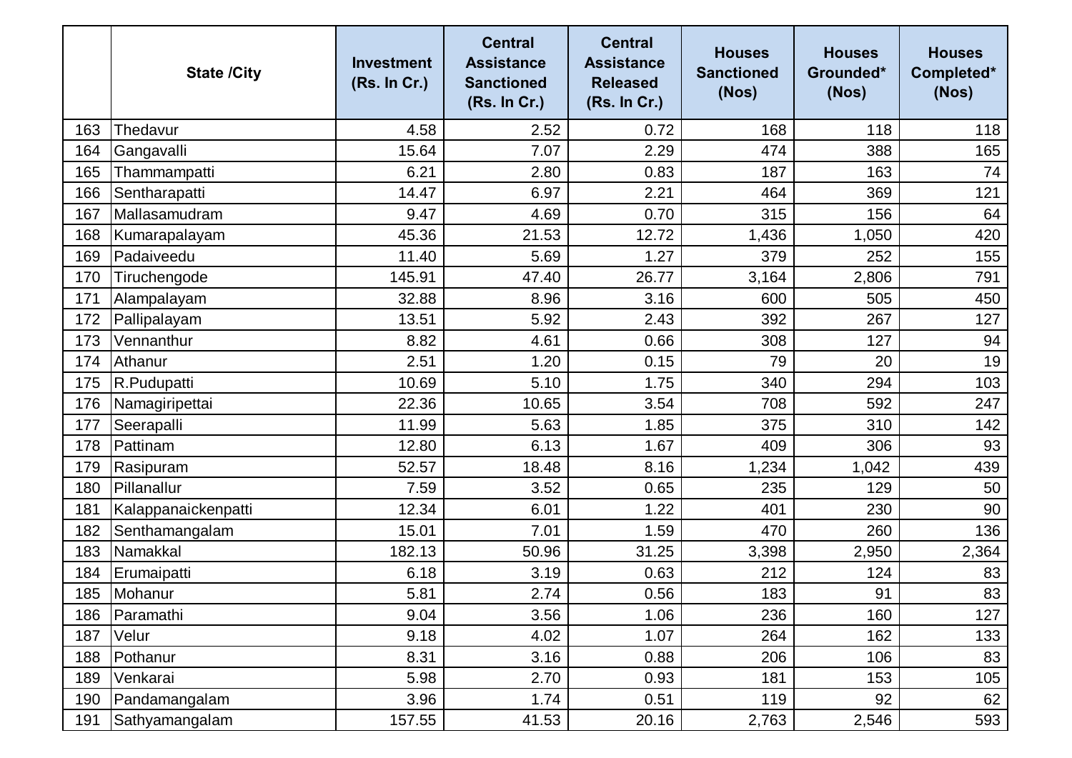| | State /City | Investment (Rs. In Cr.) | Central Assistance Sanctioned (Rs. In Cr.) | Central Assistance Released (Rs. In Cr.) | Houses Sanctioned (Nos) | Houses Grounded* (Nos) | Houses Completed* (Nos) |
|---|---|---|---|---|---|---|---|
| 163 | Thedavur | 4.58 | 2.52 | 0.72 | 168 | 118 | 118 |
| 164 | Gangavalli | 15.64 | 7.07 | 2.29 | 474 | 388 | 165 |
| 165 | Thammampatti | 6.21 | 2.80 | 0.83 | 187 | 163 | 74 |
| 166 | Sentharapatti | 14.47 | 6.97 | 2.21 | 464 | 369 | 121 |
| 167 | Mallasamudram | 9.47 | 4.69 | 0.70 | 315 | 156 | 64 |
| 168 | Kumarapalayam | 45.36 | 21.53 | 12.72 | 1,436 | 1,050 | 420 |
| 169 | Padaiveedu | 11.40 | 5.69 | 1.27 | 379 | 252 | 155 |
| 170 | Tiruchengode | 145.91 | 47.40 | 26.77 | 3,164 | 2,806 | 791 |
| 171 | Alampalayam | 32.88 | 8.96 | 3.16 | 600 | 505 | 450 |
| 172 | Pallipalayam | 13.51 | 5.92 | 2.43 | 392 | 267 | 127 |
| 173 | Vennanthur | 8.82 | 4.61 | 0.66 | 308 | 127 | 94 |
| 174 | Athanur | 2.51 | 1.20 | 0.15 | 79 | 20 | 19 |
| 175 | R.Pudupatti | 10.69 | 5.10 | 1.75 | 340 | 294 | 103 |
| 176 | Namagiripettai | 22.36 | 10.65 | 3.54 | 708 | 592 | 247 |
| 177 | Seerapalli | 11.99 | 5.63 | 1.85 | 375 | 310 | 142 |
| 178 | Pattinam | 12.80 | 6.13 | 1.67 | 409 | 306 | 93 |
| 179 | Rasipuram | 52.57 | 18.48 | 8.16 | 1,234 | 1,042 | 439 |
| 180 | Pillanallur | 7.59 | 3.52 | 0.65 | 235 | 129 | 50 |
| 181 | Kalappanaickenpatti | 12.34 | 6.01 | 1.22 | 401 | 230 | 90 |
| 182 | Senthamangalam | 15.01 | 7.01 | 1.59 | 470 | 260 | 136 |
| 183 | Namakkal | 182.13 | 50.96 | 31.25 | 3,398 | 2,950 | 2,364 |
| 184 | Erumaipatti | 6.18 | 3.19 | 0.63 | 212 | 124 | 83 |
| 185 | Mohanur | 5.81 | 2.74 | 0.56 | 183 | 91 | 83 |
| 186 | Paramathi | 9.04 | 3.56 | 1.06 | 236 | 160 | 127 |
| 187 | Velur | 9.18 | 4.02 | 1.07 | 264 | 162 | 133 |
| 188 | Pothanur | 8.31 | 3.16 | 0.88 | 206 | 106 | 83 |
| 189 | Venkarai | 5.98 | 2.70 | 0.93 | 181 | 153 | 105 |
| 190 | Pandamangalam | 3.96 | 1.74 | 0.51 | 119 | 92 | 62 |
| 191 | Sathyamangalam | 157.55 | 41.53 | 20.16 | 2,763 | 2,546 | 593 |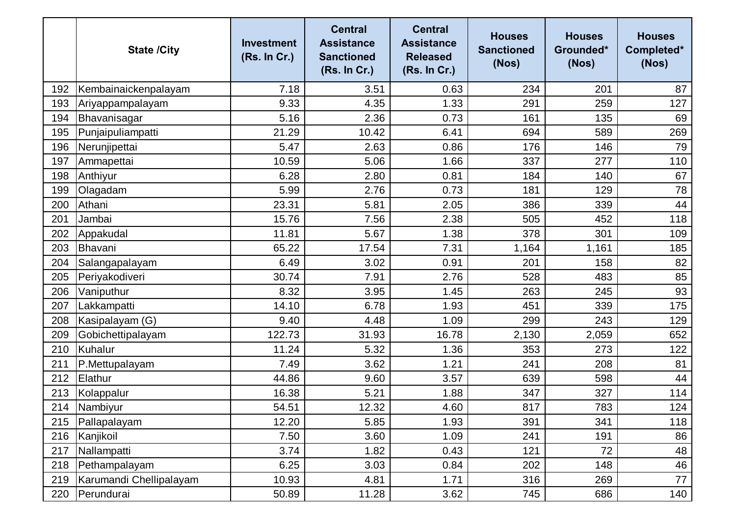| | State /City | Investment (Rs. In Cr.) | Central Assistance Sanctioned (Rs. In Cr.) | Central Assistance Released (Rs. In Cr.) | Houses Sanctioned (Nos) | Houses Grounded* (Nos) | Houses Completed* (Nos) |
|---|---|---|---|---|---|---|---|
| 192 | Kembainaickenpalayam | 7.18 | 3.51 | 0.63 | 234 | 201 | 87 |
| 193 | Ariyappampalayam | 9.33 | 4.35 | 1.33 | 291 | 259 | 127 |
| 194 | Bhavanisagar | 5.16 | 2.36 | 0.73 | 161 | 135 | 69 |
| 195 | Punjaipuliampatti | 21.29 | 10.42 | 6.41 | 694 | 589 | 269 |
| 196 | Nerunjipettai | 5.47 | 2.63 | 0.86 | 176 | 146 | 79 |
| 197 | Ammapettai | 10.59 | 5.06 | 1.66 | 337 | 277 | 110 |
| 198 | Anthiyur | 6.28 | 2.80 | 0.81 | 184 | 140 | 67 |
| 199 | Olagadam | 5.99 | 2.76 | 0.73 | 181 | 129 | 78 |
| 200 | Athani | 23.31 | 5.81 | 2.05 | 386 | 339 | 44 |
| 201 | Jambai | 15.76 | 7.56 | 2.38 | 505 | 452 | 118 |
| 202 | Appakudal | 11.81 | 5.67 | 1.38 | 378 | 301 | 109 |
| 203 | Bhavani | 65.22 | 17.54 | 7.31 | 1,164 | 1,161 | 185 |
| 204 | Salangapalayam | 6.49 | 3.02 | 0.91 | 201 | 158 | 82 |
| 205 | Periyakodiveri | 30.74 | 7.91 | 2.76 | 528 | 483 | 85 |
| 206 | Vaniputhur | 8.32 | 3.95 | 1.45 | 263 | 245 | 93 |
| 207 | Lakkampatti | 14.10 | 6.78 | 1.93 | 451 | 339 | 175 |
| 208 | Kasipalayam (G) | 9.40 | 4.48 | 1.09 | 299 | 243 | 129 |
| 209 | Gobichettipalayam | 122.73 | 31.93 | 16.78 | 2,130 | 2,059 | 652 |
| 210 | Kuhalur | 11.24 | 5.32 | 1.36 | 353 | 273 | 122 |
| 211 | P.Mettupalayam | 7.49 | 3.62 | 1.21 | 241 | 208 | 81 |
| 212 | Elathur | 44.86 | 9.60 | 3.57 | 639 | 598 | 44 |
| 213 | Kolappalur | 16.38 | 5.21 | 1.88 | 347 | 327 | 114 |
| 214 | Nambiyur | 54.51 | 12.32 | 4.60 | 817 | 783 | 124 |
| 215 | Pallapalayam | 12.20 | 5.85 | 1.93 | 391 | 341 | 118 |
| 216 | Kanjikoil | 7.50 | 3.60 | 1.09 | 241 | 191 | 86 |
| 217 | Nallampatti | 3.74 | 1.82 | 0.43 | 121 | 72 | 48 |
| 218 | Pethampalayam | 6.25 | 3.03 | 0.84 | 202 | 148 | 46 |
| 219 | Karumandi Chellipalayam | 10.93 | 4.81 | 1.71 | 316 | 269 | 77 |
| 220 | Perundurai | 50.89 | 11.28 | 3.62 | 745 | 686 | 140 |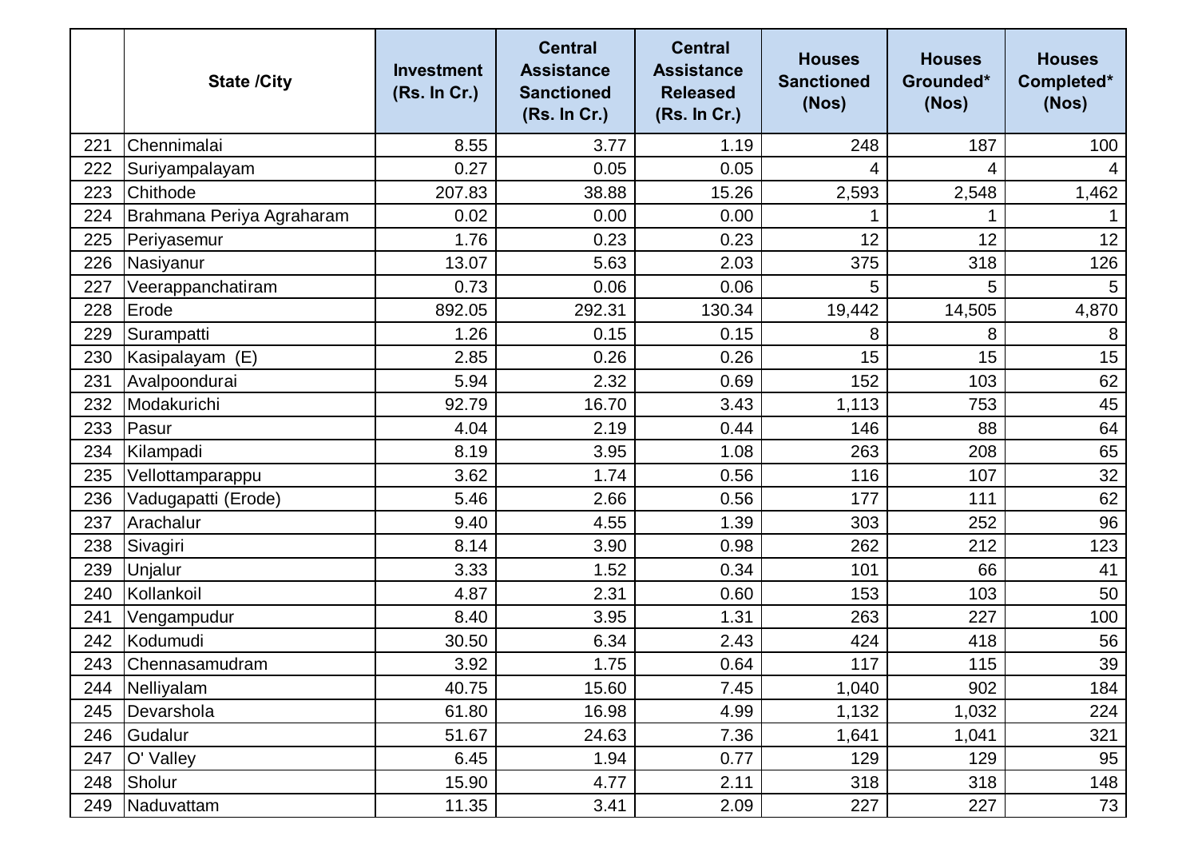|  | State /City | Investment (Rs. In Cr.) | Central Assistance Sanctioned (Rs. In Cr.) | Central Assistance Released (Rs. In Cr.) | Houses Sanctioned (Nos) | Houses Grounded* (Nos) | Houses Completed* (Nos) |
|---|---|---|---|---|---|---|---|
| 221 | Chennimalai | 8.55 | 3.77 | 1.19 | 248 | 187 | 100 |
| 222 | Suriyampalayam | 0.27 | 0.05 | 0.05 | 4 | 4 | 4 |
| 223 | Chithode | 207.83 | 38.88 | 15.26 | 2,593 | 2,548 | 1,462 |
| 224 | Brahmana Periya Agraharam | 0.02 | 0.00 | 0.00 | 1 | 1 | 1 |
| 225 | Periyasemur | 1.76 | 0.23 | 0.23 | 12 | 12 | 12 |
| 226 | Nasiyanur | 13.07 | 5.63 | 2.03 | 375 | 318 | 126 |
| 227 | Veerappanchatiram | 0.73 | 0.06 | 0.06 | 5 | 5 | 5 |
| 228 | Erode | 892.05 | 292.31 | 130.34 | 19,442 | 14,505 | 4,870 |
| 229 | Surampatti | 1.26 | 0.15 | 0.15 | 8 | 8 | 8 |
| 230 | Kasipalayam (E) | 2.85 | 0.26 | 0.26 | 15 | 15 | 15 |
| 231 | Avalpoondurai | 5.94 | 2.32 | 0.69 | 152 | 103 | 62 |
| 232 | Modakurichi | 92.79 | 16.70 | 3.43 | 1,113 | 753 | 45 |
| 233 | Pasur | 4.04 | 2.19 | 0.44 | 146 | 88 | 64 |
| 234 | Kilampadi | 8.19 | 3.95 | 1.08 | 263 | 208 | 65 |
| 235 | Vellottamparappu | 3.62 | 1.74 | 0.56 | 116 | 107 | 32 |
| 236 | Vadugapatti (Erode) | 5.46 | 2.66 | 0.56 | 177 | 111 | 62 |
| 237 | Arachalur | 9.40 | 4.55 | 1.39 | 303 | 252 | 96 |
| 238 | Sivagiri | 8.14 | 3.90 | 0.98 | 262 | 212 | 123 |
| 239 | Unjalur | 3.33 | 1.52 | 0.34 | 101 | 66 | 41 |
| 240 | Kollankoil | 4.87 | 2.31 | 0.60 | 153 | 103 | 50 |
| 241 | Vengampudur | 8.40 | 3.95 | 1.31 | 263 | 227 | 100 |
| 242 | Kodumudi | 30.50 | 6.34 | 2.43 | 424 | 418 | 56 |
| 243 | Chennasamudram | 3.92 | 1.75 | 0.64 | 117 | 115 | 39 |
| 244 | Nelliyalam | 40.75 | 15.60 | 7.45 | 1,040 | 902 | 184 |
| 245 | Devarshola | 61.80 | 16.98 | 4.99 | 1,132 | 1,032 | 224 |
| 246 | Gudalur | 51.67 | 24.63 | 7.36 | 1,641 | 1,041 | 321 |
| 247 | O' Valley | 6.45 | 1.94 | 0.77 | 129 | 129 | 95 |
| 248 | Sholur | 15.90 | 4.77 | 2.11 | 318 | 318 | 148 |
| 249 | Naduvattam | 11.35 | 3.41 | 2.09 | 227 | 227 | 73 |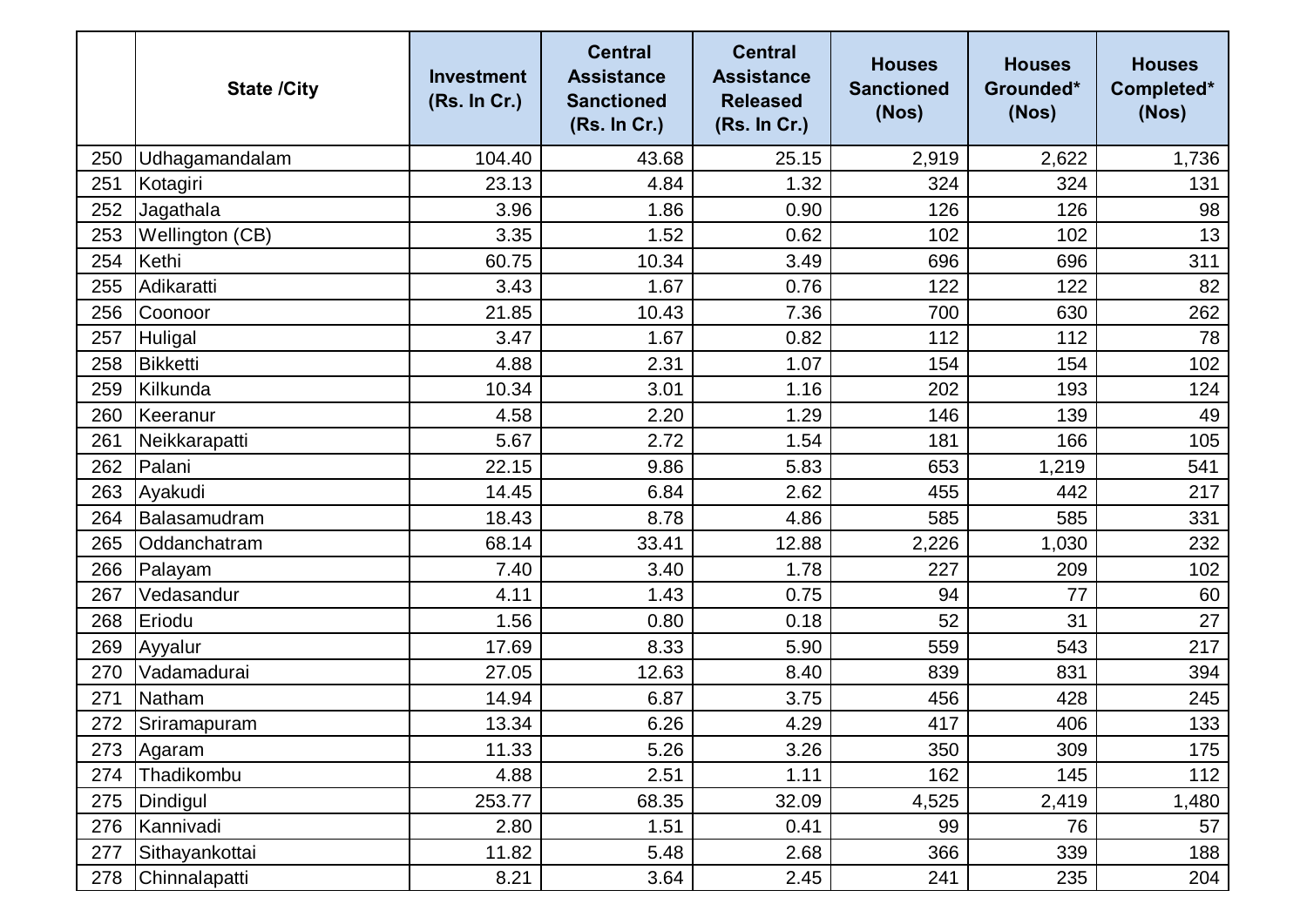|  | State /City | Investment (Rs. In Cr.) | Central Assistance Sanctioned (Rs. In Cr.) | Central Assistance Released (Rs. In Cr.) | Houses Sanctioned (Nos) | Houses Grounded* (Nos) | Houses Completed* (Nos) |
|---|---|---|---|---|---|---|---|
| 250 | Udhagamandalam | 104.40 | 43.68 | 25.15 | 2,919 | 2,622 | 1,736 |
| 251 | Kotagiri | 23.13 | 4.84 | 1.32 | 324 | 324 | 131 |
| 252 | Jagathala | 3.96 | 1.86 | 0.90 | 126 | 126 | 98 |
| 253 | Wellington (CB) | 3.35 | 1.52 | 0.62 | 102 | 102 | 13 |
| 254 | Kethi | 60.75 | 10.34 | 3.49 | 696 | 696 | 311 |
| 255 | Adikaratti | 3.43 | 1.67 | 0.76 | 122 | 122 | 82 |
| 256 | Coonoor | 21.85 | 10.43 | 7.36 | 700 | 630 | 262 |
| 257 | Huligal | 3.47 | 1.67 | 0.82 | 112 | 112 | 78 |
| 258 | Bikketti | 4.88 | 2.31 | 1.07 | 154 | 154 | 102 |
| 259 | Kilkunda | 10.34 | 3.01 | 1.16 | 202 | 193 | 124 |
| 260 | Keeranur | 4.58 | 2.20 | 1.29 | 146 | 139 | 49 |
| 261 | Neikkarapatti | 5.67 | 2.72 | 1.54 | 181 | 166 | 105 |
| 262 | Palani | 22.15 | 9.86 | 5.83 | 653 | 1,219 | 541 |
| 263 | Ayakudi | 14.45 | 6.84 | 2.62 | 455 | 442 | 217 |
| 264 | Balasamudram | 18.43 | 8.78 | 4.86 | 585 | 585 | 331 |
| 265 | Oddanchatram | 68.14 | 33.41 | 12.88 | 2,226 | 1,030 | 232 |
| 266 | Palayam | 7.40 | 3.40 | 1.78 | 227 | 209 | 102 |
| 267 | Vedasandur | 4.11 | 1.43 | 0.75 | 94 | 77 | 60 |
| 268 | Eriodu | 1.56 | 0.80 | 0.18 | 52 | 31 | 27 |
| 269 | Ayyalur | 17.69 | 8.33 | 5.90 | 559 | 543 | 217 |
| 270 | Vadamadurai | 27.05 | 12.63 | 8.40 | 839 | 831 | 394 |
| 271 | Natham | 14.94 | 6.87 | 3.75 | 456 | 428 | 245 |
| 272 | Sriramapuram | 13.34 | 6.26 | 4.29 | 417 | 406 | 133 |
| 273 | Agaram | 11.33 | 5.26 | 3.26 | 350 | 309 | 175 |
| 274 | Thadikombu | 4.88 | 2.51 | 1.11 | 162 | 145 | 112 |
| 275 | Dindigul | 253.77 | 68.35 | 32.09 | 4,525 | 2,419 | 1,480 |
| 276 | Kannivadi | 2.80 | 1.51 | 0.41 | 99 | 76 | 57 |
| 277 | Sithayankottai | 11.82 | 5.48 | 2.68 | 366 | 339 | 188 |
| 278 | Chinnalapatti | 8.21 | 3.64 | 2.45 | 241 | 235 | 204 |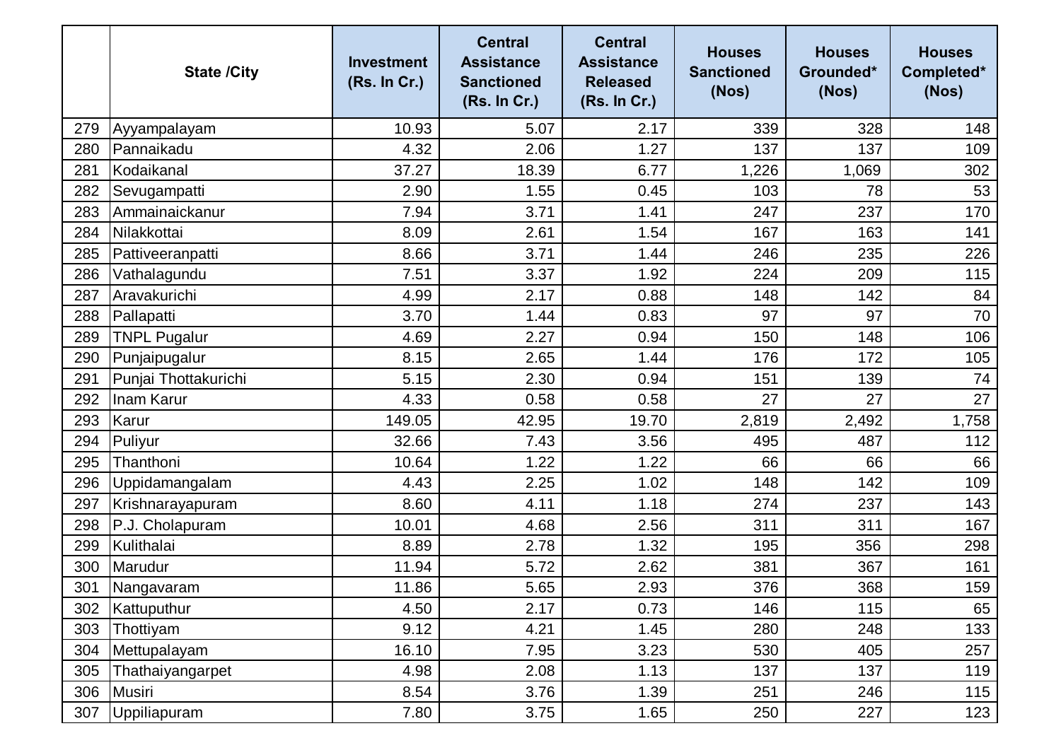| | State /City | Investment (Rs. In Cr.) | Central Assistance Sanctioned (Rs. In Cr.) | Central Assistance Released (Rs. In Cr.) | Houses Sanctioned (Nos) | Houses Grounded* (Nos) | Houses Completed* (Nos) |
|---|---|---|---|---|---|---|---|
| 279 | Ayyampalayam | 10.93 | 5.07 | 2.17 | 339 | 328 | 148 |
| 280 | Pannaikadu | 4.32 | 2.06 | 1.27 | 137 | 137 | 109 |
| 281 | Kodaikanal | 37.27 | 18.39 | 6.77 | 1,226 | 1,069 | 302 |
| 282 | Sevugampatti | 2.90 | 1.55 | 0.45 | 103 | 78 | 53 |
| 283 | Ammainaickanur | 7.94 | 3.71 | 1.41 | 247 | 237 | 170 |
| 284 | Nilakkottai | 8.09 | 2.61 | 1.54 | 167 | 163 | 141 |
| 285 | Pattiveeranpatti | 8.66 | 3.71 | 1.44 | 246 | 235 | 226 |
| 286 | Vathalagundu | 7.51 | 3.37 | 1.92 | 224 | 209 | 115 |
| 287 | Aravakurichi | 4.99 | 2.17 | 0.88 | 148 | 142 | 84 |
| 288 | Pallapatti | 3.70 | 1.44 | 0.83 | 97 | 97 | 70 |
| 289 | TNPL Pugalur | 4.69 | 2.27 | 0.94 | 150 | 148 | 106 |
| 290 | Punjaipugalur | 8.15 | 2.65 | 1.44 | 176 | 172 | 105 |
| 291 | Punjai Thottakurichi | 5.15 | 2.30 | 0.94 | 151 | 139 | 74 |
| 292 | Inam Karur | 4.33 | 0.58 | 0.58 | 27 | 27 | 27 |
| 293 | Karur | 149.05 | 42.95 | 19.70 | 2,819 | 2,492 | 1,758 |
| 294 | Puliyur | 32.66 | 7.43 | 3.56 | 495 | 487 | 112 |
| 295 | Thanthoni | 10.64 | 1.22 | 1.22 | 66 | 66 | 66 |
| 296 | Uppidamangalam | 4.43 | 2.25 | 1.02 | 148 | 142 | 109 |
| 297 | Krishnarayapuram | 8.60 | 4.11 | 1.18 | 274 | 237 | 143 |
| 298 | P.J. Cholapuram | 10.01 | 4.68 | 2.56 | 311 | 311 | 167 |
| 299 | Kulithalai | 8.89 | 2.78 | 1.32 | 195 | 356 | 298 |
| 300 | Marudur | 11.94 | 5.72 | 2.62 | 381 | 367 | 161 |
| 301 | Nangavaram | 11.86 | 5.65 | 2.93 | 376 | 368 | 159 |
| 302 | Kattuputhur | 4.50 | 2.17 | 0.73 | 146 | 115 | 65 |
| 303 | Thottiyam | 9.12 | 4.21 | 1.45 | 280 | 248 | 133 |
| 304 | Mettupalayam | 16.10 | 7.95 | 3.23 | 530 | 405 | 257 |
| 305 | Thathaiyangarpet | 4.98 | 2.08 | 1.13 | 137 | 137 | 119 |
| 306 | Musiri | 8.54 | 3.76 | 1.39 | 251 | 246 | 115 |
| 307 | Uppiliapuram | 7.80 | 3.75 | 1.65 | 250 | 227 | 123 |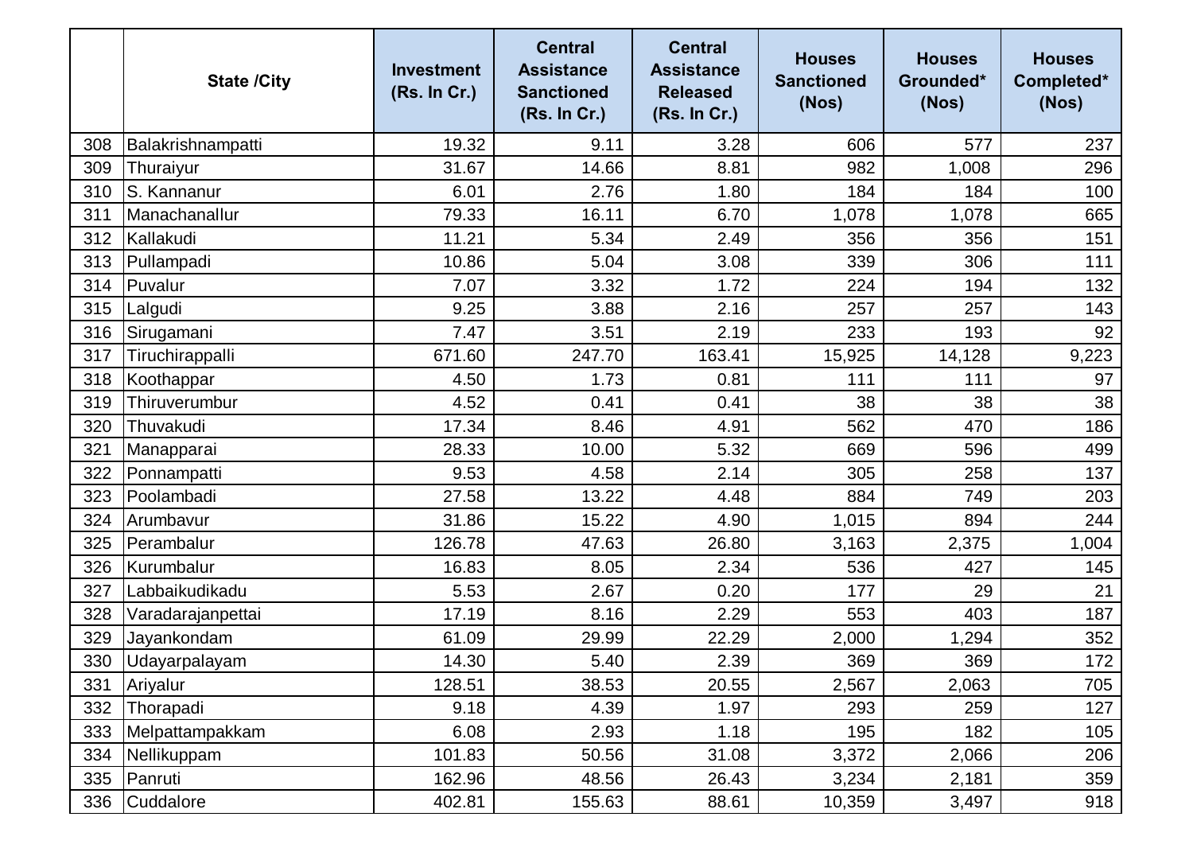|  | State /City | Investment (Rs. In Cr.) | Central Assistance Sanctioned (Rs. In Cr.) | Central Assistance Released (Rs. In Cr.) | Houses Sanctioned (Nos) | Houses Grounded* (Nos) | Houses Completed* (Nos) |
|---|---|---|---|---|---|---|---|
| 308 | Balakrishnampatti | 19.32 | 9.11 | 3.28 | 606 | 577 | 237 |
| 309 | Thuraiyur | 31.67 | 14.66 | 8.81 | 982 | 1,008 | 296 |
| 310 | S. Kannanur | 6.01 | 2.76 | 1.80 | 184 | 184 | 100 |
| 311 | Manachanallur | 79.33 | 16.11 | 6.70 | 1,078 | 1,078 | 665 |
| 312 | Kallakudi | 11.21 | 5.34 | 2.49 | 356 | 356 | 151 |
| 313 | Pullampadi | 10.86 | 5.04 | 3.08 | 339 | 306 | 111 |
| 314 | Puvalur | 7.07 | 3.32 | 1.72 | 224 | 194 | 132 |
| 315 | Lalgudi | 9.25 | 3.88 | 2.16 | 257 | 257 | 143 |
| 316 | Sirugamani | 7.47 | 3.51 | 2.19 | 233 | 193 | 92 |
| 317 | Tiruchirappalli | 671.60 | 247.70 | 163.41 | 15,925 | 14,128 | 9,223 |
| 318 | Koothappar | 4.50 | 1.73 | 0.81 | 111 | 111 | 97 |
| 319 | Thiruverumbur | 4.52 | 0.41 | 0.41 | 38 | 38 | 38 |
| 320 | Thuvakudi | 17.34 | 8.46 | 4.91 | 562 | 470 | 186 |
| 321 | Manapparai | 28.33 | 10.00 | 5.32 | 669 | 596 | 499 |
| 322 | Ponnampatti | 9.53 | 4.58 | 2.14 | 305 | 258 | 137 |
| 323 | Poolambadi | 27.58 | 13.22 | 4.48 | 884 | 749 | 203 |
| 324 | Arumbavur | 31.86 | 15.22 | 4.90 | 1,015 | 894 | 244 |
| 325 | Perambalur | 126.78 | 47.63 | 26.80 | 3,163 | 2,375 | 1,004 |
| 326 | Kurumbalur | 16.83 | 8.05 | 2.34 | 536 | 427 | 145 |
| 327 | Labbaikudikadu | 5.53 | 2.67 | 0.20 | 177 | 29 | 21 |
| 328 | Varadarajanpettai | 17.19 | 8.16 | 2.29 | 553 | 403 | 187 |
| 329 | Jayankondam | 61.09 | 29.99 | 22.29 | 2,000 | 1,294 | 352 |
| 330 | Udayarpalayam | 14.30 | 5.40 | 2.39 | 369 | 369 | 172 |
| 331 | Ariyalur | 128.51 | 38.53 | 20.55 | 2,567 | 2,063 | 705 |
| 332 | Thorapadi | 9.18 | 4.39 | 1.97 | 293 | 259 | 127 |
| 333 | Melpattampakkam | 6.08 | 2.93 | 1.18 | 195 | 182 | 105 |
| 334 | Nellikuppam | 101.83 | 50.56 | 31.08 | 3,372 | 2,066 | 206 |
| 335 | Panruti | 162.96 | 48.56 | 26.43 | 3,234 | 2,181 | 359 |
| 336 | Cuddalore | 402.81 | 155.63 | 88.61 | 10,359 | 3,497 | 918 |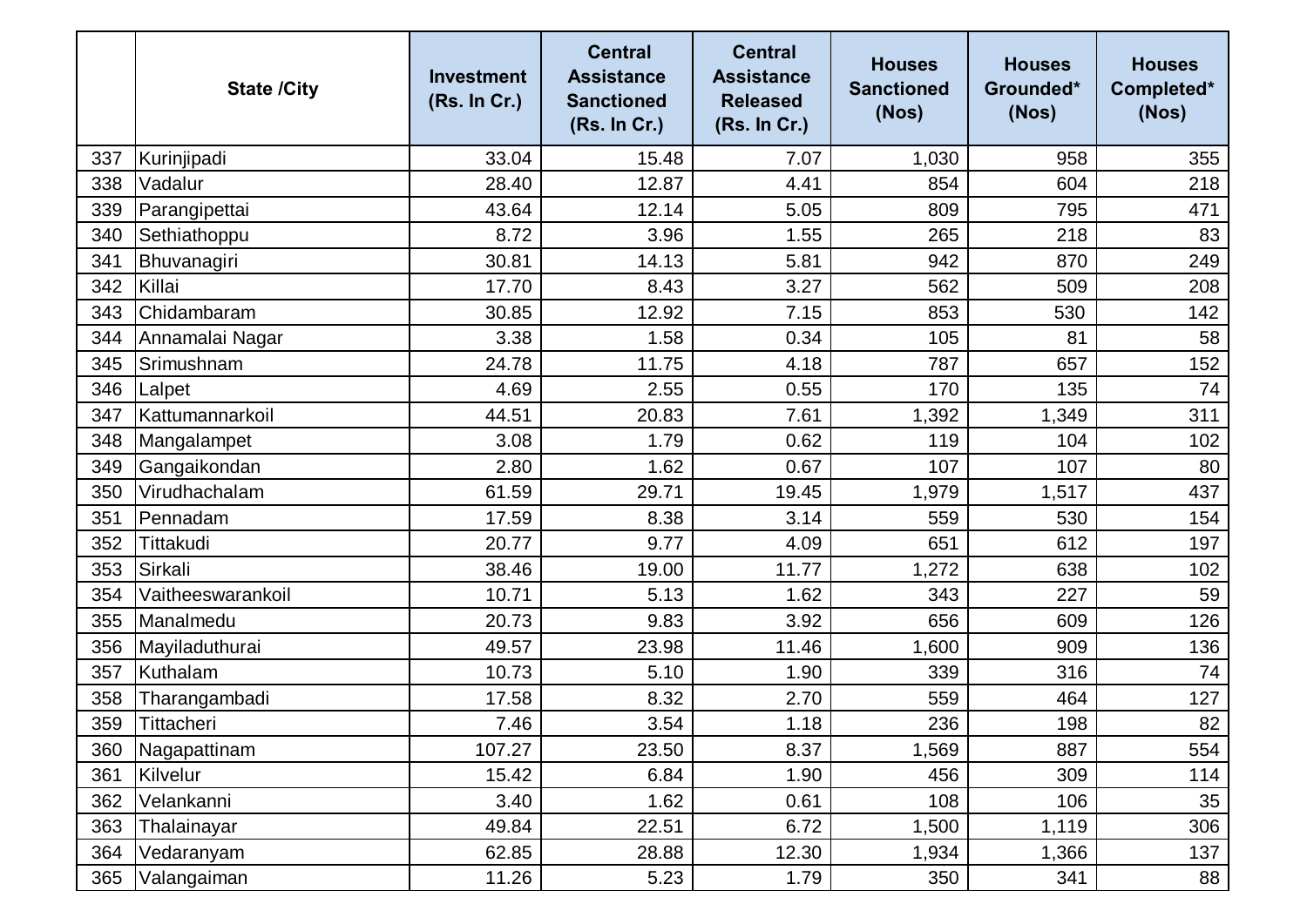| | State /City | Investment (Rs. In Cr.) | Central Assistance Sanctioned (Rs. In Cr.) | Central Assistance Released (Rs. In Cr.) | Houses Sanctioned (Nos) | Houses Grounded* (Nos) | Houses Completed* (Nos) |
|---|---|---|---|---|---|---|---|
| 337 | Kurinjipadi | 33.04 | 15.48 | 7.07 | 1,030 | 958 | 355 |
| 338 | Vadalur | 28.40 | 12.87 | 4.41 | 854 | 604 | 218 |
| 339 | Parangipettai | 43.64 | 12.14 | 5.05 | 809 | 795 | 471 |
| 340 | Sethiathoppu | 8.72 | 3.96 | 1.55 | 265 | 218 | 83 |
| 341 | Bhuvanagiri | 30.81 | 14.13 | 5.81 | 942 | 870 | 249 |
| 342 | Killai | 17.70 | 8.43 | 3.27 | 562 | 509 | 208 |
| 343 | Chidambaram | 30.85 | 12.92 | 7.15 | 853 | 530 | 142 |
| 344 | Annamalai Nagar | 3.38 | 1.58 | 0.34 | 105 | 81 | 58 |
| 345 | Srimushnam | 24.78 | 11.75 | 4.18 | 787 | 657 | 152 |
| 346 | Lalpet | 4.69 | 2.55 | 0.55 | 170 | 135 | 74 |
| 347 | Kattumannarkoil | 44.51 | 20.83 | 7.61 | 1,392 | 1,349 | 311 |
| 348 | Mangalampet | 3.08 | 1.79 | 0.62 | 119 | 104 | 102 |
| 349 | Gangaikondan | 2.80 | 1.62 | 0.67 | 107 | 107 | 80 |
| 350 | Virudhachalam | 61.59 | 29.71 | 19.45 | 1,979 | 1,517 | 437 |
| 351 | Pennadam | 17.59 | 8.38 | 3.14 | 559 | 530 | 154 |
| 352 | Tittakudi | 20.77 | 9.77 | 4.09 | 651 | 612 | 197 |
| 353 | Sirkali | 38.46 | 19.00 | 11.77 | 1,272 | 638 | 102 |
| 354 | Vaitheeswarankoil | 10.71 | 5.13 | 1.62 | 343 | 227 | 59 |
| 355 | Manalmedu | 20.73 | 9.83 | 3.92 | 656 | 609 | 126 |
| 356 | Mayiladuthurai | 49.57 | 23.98 | 11.46 | 1,600 | 909 | 136 |
| 357 | Kuthalam | 10.73 | 5.10 | 1.90 | 339 | 316 | 74 |
| 358 | Tharangambadi | 17.58 | 8.32 | 2.70 | 559 | 464 | 127 |
| 359 | Tittacheri | 7.46 | 3.54 | 1.18 | 236 | 198 | 82 |
| 360 | Nagapattinam | 107.27 | 23.50 | 8.37 | 1,569 | 887 | 554 |
| 361 | Kilvelur | 15.42 | 6.84 | 1.90 | 456 | 309 | 114 |
| 362 | Velankanni | 3.40 | 1.62 | 0.61 | 108 | 106 | 35 |
| 363 | Thalainayar | 49.84 | 22.51 | 6.72 | 1,500 | 1,119 | 306 |
| 364 | Vedaranyam | 62.85 | 28.88 | 12.30 | 1,934 | 1,366 | 137 |
| 365 | Valangaiman | 11.26 | 5.23 | 1.79 | 350 | 341 | 88 |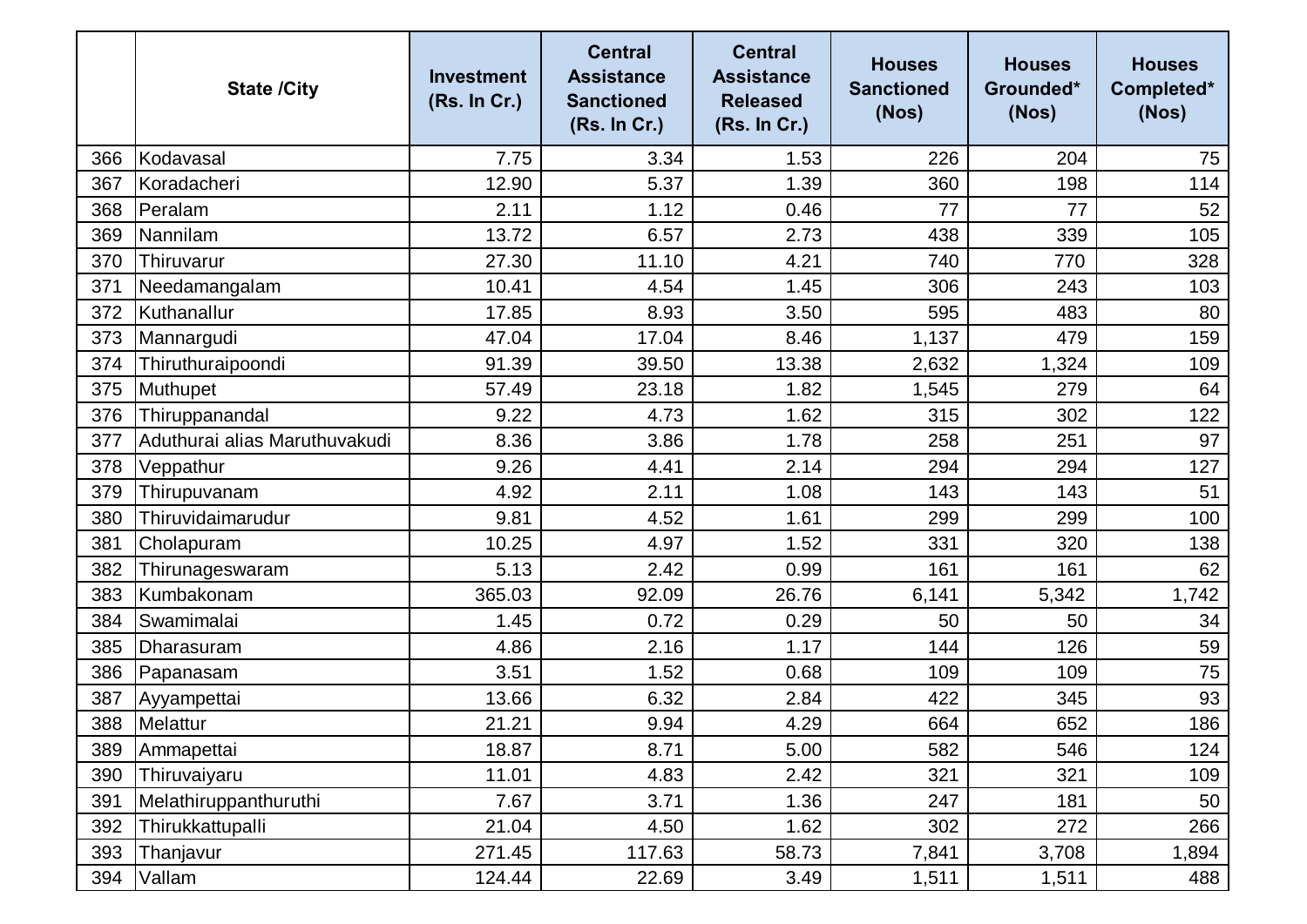|  | State /City | Investment (Rs. In Cr.) | Central Assistance Sanctioned (Rs. In Cr.) | Central Assistance Released (Rs. In Cr.) | Houses Sanctioned (Nos) | Houses Grounded* (Nos) | Houses Completed* (Nos) |
|---|---|---|---|---|---|---|---|
| 366 | Kodavasal | 7.75 | 3.34 | 1.53 | 226 | 204 | 75 |
| 367 | Koradacheri | 12.90 | 5.37 | 1.39 | 360 | 198 | 114 |
| 368 | Peralam | 2.11 | 1.12 | 0.46 | 77 | 77 | 52 |
| 369 | Nannilam | 13.72 | 6.57 | 2.73 | 438 | 339 | 105 |
| 370 | Thiruvarur | 27.30 | 11.10 | 4.21 | 740 | 770 | 328 |
| 371 | Needamangalam | 10.41 | 4.54 | 1.45 | 306 | 243 | 103 |
| 372 | Kuthanallur | 17.85 | 8.93 | 3.50 | 595 | 483 | 80 |
| 373 | Mannargudi | 47.04 | 17.04 | 8.46 | 1,137 | 479 | 159 |
| 374 | Thiruthuraipoondi | 91.39 | 39.50 | 13.38 | 2,632 | 1,324 | 109 |
| 375 | Muthupet | 57.49 | 23.18 | 1.82 | 1,545 | 279 | 64 |
| 376 | Thiruppanandal | 9.22 | 4.73 | 1.62 | 315 | 302 | 122 |
| 377 | Aduthurai alias Maruthuvakudi | 8.36 | 3.86 | 1.78 | 258 | 251 | 97 |
| 378 | Veppathur | 9.26 | 4.41 | 2.14 | 294 | 294 | 127 |
| 379 | Thirupuvanam | 4.92 | 2.11 | 1.08 | 143 | 143 | 51 |
| 380 | Thiruvidaimarudur | 9.81 | 4.52 | 1.61 | 299 | 299 | 100 |
| 381 | Cholapuram | 10.25 | 4.97 | 1.52 | 331 | 320 | 138 |
| 382 | Thirunageswaram | 5.13 | 2.42 | 0.99 | 161 | 161 | 62 |
| 383 | Kumbakonam | 365.03 | 92.09 | 26.76 | 6,141 | 5,342 | 1,742 |
| 384 | Swamimalai | 1.45 | 0.72 | 0.29 | 50 | 50 | 34 |
| 385 | Dharasuram | 4.86 | 2.16 | 1.17 | 144 | 126 | 59 |
| 386 | Papanasam | 3.51 | 1.52 | 0.68 | 109 | 109 | 75 |
| 387 | Ayyampettai | 13.66 | 6.32 | 2.84 | 422 | 345 | 93 |
| 388 | Melattur | 21.21 | 9.94 | 4.29 | 664 | 652 | 186 |
| 389 | Ammapettai | 18.87 | 8.71 | 5.00 | 582 | 546 | 124 |
| 390 | Thiruvaiyaru | 11.01 | 4.83 | 2.42 | 321 | 321 | 109 |
| 391 | Melathiruppanthuruthi | 7.67 | 3.71 | 1.36 | 247 | 181 | 50 |
| 392 | Thirukkattupalli | 21.04 | 4.50 | 1.62 | 302 | 272 | 266 |
| 393 | Thanjavur | 271.45 | 117.63 | 58.73 | 7,841 | 3,708 | 1,894 |
| 394 | Vallam | 124.44 | 22.69 | 3.49 | 1,511 | 1,511 | 488 |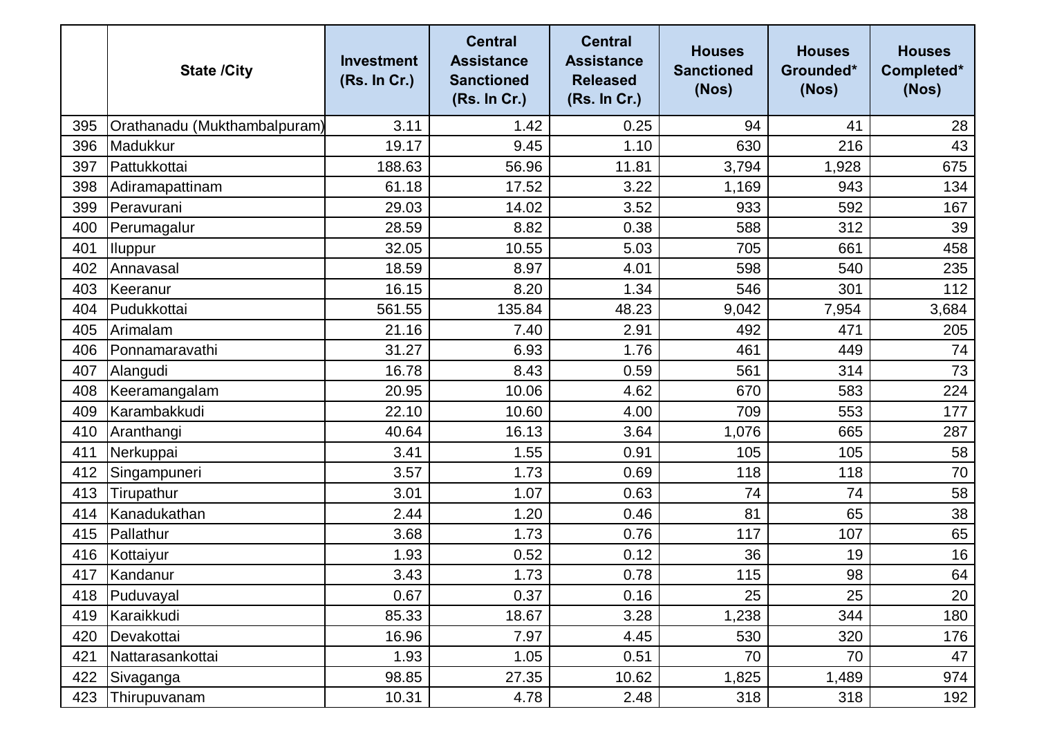| | State /City | Investment (Rs. In Cr.) | Central Assistance Sanctioned (Rs. In Cr.) | Central Assistance Released (Rs. In Cr.) | Houses Sanctioned (Nos) | Houses Grounded* (Nos) | Houses Completed* (Nos) |
|---|---|---|---|---|---|---|---|
| 395 | Orathanadu (Mukthambalpuram) | 3.11 | 1.42 | 0.25 | 94 | 41 | 28 |
| 396 | Madukkur | 19.17 | 9.45 | 1.10 | 630 | 216 | 43 |
| 397 | Pattukkottai | 188.63 | 56.96 | 11.81 | 3,794 | 1,928 | 675 |
| 398 | Adiramapattinam | 61.18 | 17.52 | 3.22 | 1,169 | 943 | 134 |
| 399 | Peravurani | 29.03 | 14.02 | 3.52 | 933 | 592 | 167 |
| 400 | Perumagalur | 28.59 | 8.82 | 0.38 | 588 | 312 | 39 |
| 401 | Iluppur | 32.05 | 10.55 | 5.03 | 705 | 661 | 458 |
| 402 | Annavasal | 18.59 | 8.97 | 4.01 | 598 | 540 | 235 |
| 403 | Keeranur | 16.15 | 8.20 | 1.34 | 546 | 301 | 112 |
| 404 | Pudukkottai | 561.55 | 135.84 | 48.23 | 9,042 | 7,954 | 3,684 |
| 405 | Arimalam | 21.16 | 7.40 | 2.91 | 492 | 471 | 205 |
| 406 | Ponnamaravathi | 31.27 | 6.93 | 1.76 | 461 | 449 | 74 |
| 407 | Alangudi | 16.78 | 8.43 | 0.59 | 561 | 314 | 73 |
| 408 | Keeramangalam | 20.95 | 10.06 | 4.62 | 670 | 583 | 224 |
| 409 | Karambakkudi | 22.10 | 10.60 | 4.00 | 709 | 553 | 177 |
| 410 | Aranthangi | 40.64 | 16.13 | 3.64 | 1,076 | 665 | 287 |
| 411 | Nerkuppai | 3.41 | 1.55 | 0.91 | 105 | 105 | 58 |
| 412 | Singampuneri | 3.57 | 1.73 | 0.69 | 118 | 118 | 70 |
| 413 | Tirupathur | 3.01 | 1.07 | 0.63 | 74 | 74 | 58 |
| 414 | Kanadukathan | 2.44 | 1.20 | 0.46 | 81 | 65 | 38 |
| 415 | Pallathur | 3.68 | 1.73 | 0.76 | 117 | 107 | 65 |
| 416 | Kottaiyur | 1.93 | 0.52 | 0.12 | 36 | 19 | 16 |
| 417 | Kandanur | 3.43 | 1.73 | 0.78 | 115 | 98 | 64 |
| 418 | Puduvayal | 0.67 | 0.37 | 0.16 | 25 | 25 | 20 |
| 419 | Karaikkudi | 85.33 | 18.67 | 3.28 | 1,238 | 344 | 180 |
| 420 | Devakottai | 16.96 | 7.97 | 4.45 | 530 | 320 | 176 |
| 421 | Nattarasankottai | 1.93 | 1.05 | 0.51 | 70 | 70 | 47 |
| 422 | Sivaganga | 98.85 | 27.35 | 10.62 | 1,825 | 1,489 | 974 |
| 423 | Thirupuvanam | 10.31 | 4.78 | 2.48 | 318 | 318 | 192 |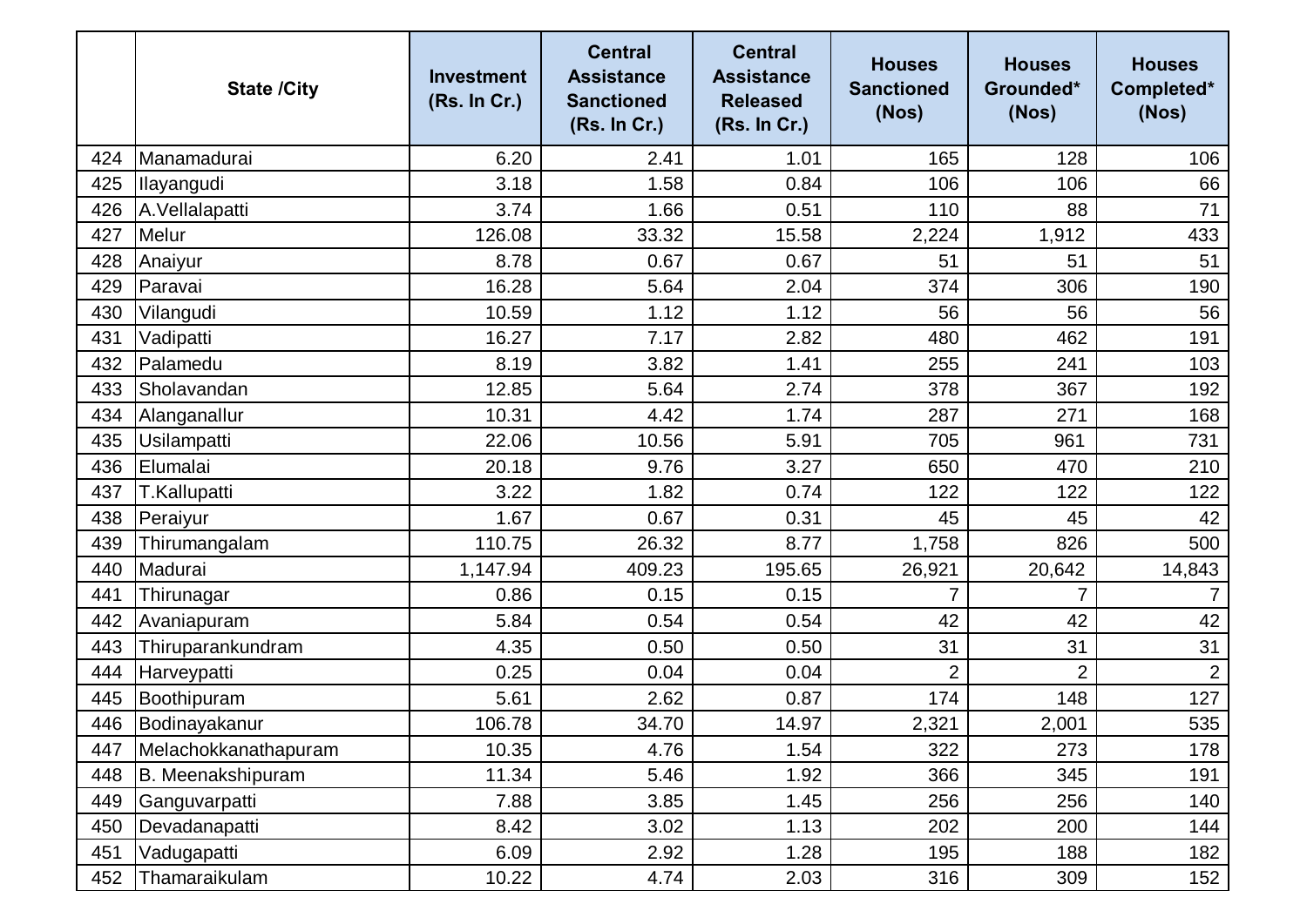| | State /City | Investment (Rs. In Cr.) | Central Assistance Sanctioned (Rs. In Cr.) | Central Assistance Released (Rs. In Cr.) | Houses Sanctioned (Nos) | Houses Grounded* (Nos) | Houses Completed* (Nos) |
|---|---|---|---|---|---|---|---|
| 424 | Manamadurai | 6.20 | 2.41 | 1.01 | 165 | 128 | 106 |
| 425 | Ilayangudi | 3.18 | 1.58 | 0.84 | 106 | 106 | 66 |
| 426 | A.Vellalapatti | 3.74 | 1.66 | 0.51 | 110 | 88 | 71 |
| 427 | Melur | 126.08 | 33.32 | 15.58 | 2,224 | 1,912 | 433 |
| 428 | Anaiyur | 8.78 | 0.67 | 0.67 | 51 | 51 | 51 |
| 429 | Paravai | 16.28 | 5.64 | 2.04 | 374 | 306 | 190 |
| 430 | Vilangudi | 10.59 | 1.12 | 1.12 | 56 | 56 | 56 |
| 431 | Vadipatti | 16.27 | 7.17 | 2.82 | 480 | 462 | 191 |
| 432 | Palamedu | 8.19 | 3.82 | 1.41 | 255 | 241 | 103 |
| 433 | Sholavandan | 12.85 | 5.64 | 2.74 | 378 | 367 | 192 |
| 434 | Alanganallur | 10.31 | 4.42 | 1.74 | 287 | 271 | 168 |
| 435 | Usilampatti | 22.06 | 10.56 | 5.91 | 705 | 961 | 731 |
| 436 | Elumalai | 20.18 | 9.76 | 3.27 | 650 | 470 | 210 |
| 437 | T.Kallupatti | 3.22 | 1.82 | 0.74 | 122 | 122 | 122 |
| 438 | Peraiyur | 1.67 | 0.67 | 0.31 | 45 | 45 | 42 |
| 439 | Thirumangalam | 110.75 | 26.32 | 8.77 | 1,758 | 826 | 500 |
| 440 | Madurai | 1,147.94 | 409.23 | 195.65 | 26,921 | 20,642 | 14,843 |
| 441 | Thirunagar | 0.86 | 0.15 | 0.15 | 7 | 7 | 7 |
| 442 | Avaniapuram | 5.84 | 0.54 | 0.54 | 42 | 42 | 42 |
| 443 | Thiruparankundram | 4.35 | 0.50 | 0.50 | 31 | 31 | 31 |
| 444 | Harveypatti | 0.25 | 0.04 | 0.04 | 2 | 2 | 2 |
| 445 | Boothipuram | 5.61 | 2.62 | 0.87 | 174 | 148 | 127 |
| 446 | Bodinayakanur | 106.78 | 34.70 | 14.97 | 2,321 | 2,001 | 535 |
| 447 | Melachokkanathapuram | 10.35 | 4.76 | 1.54 | 322 | 273 | 178 |
| 448 | B. Meenakshipuram | 11.34 | 5.46 | 1.92 | 366 | 345 | 191 |
| 449 | Ganguvarpatti | 7.88 | 3.85 | 1.45 | 256 | 256 | 140 |
| 450 | Devadanapatti | 8.42 | 3.02 | 1.13 | 202 | 200 | 144 |
| 451 | Vadugapatti | 6.09 | 2.92 | 1.28 | 195 | 188 | 182 |
| 452 | Thamaraikulam | 10.22 | 4.74 | 2.03 | 316 | 309 | 152 |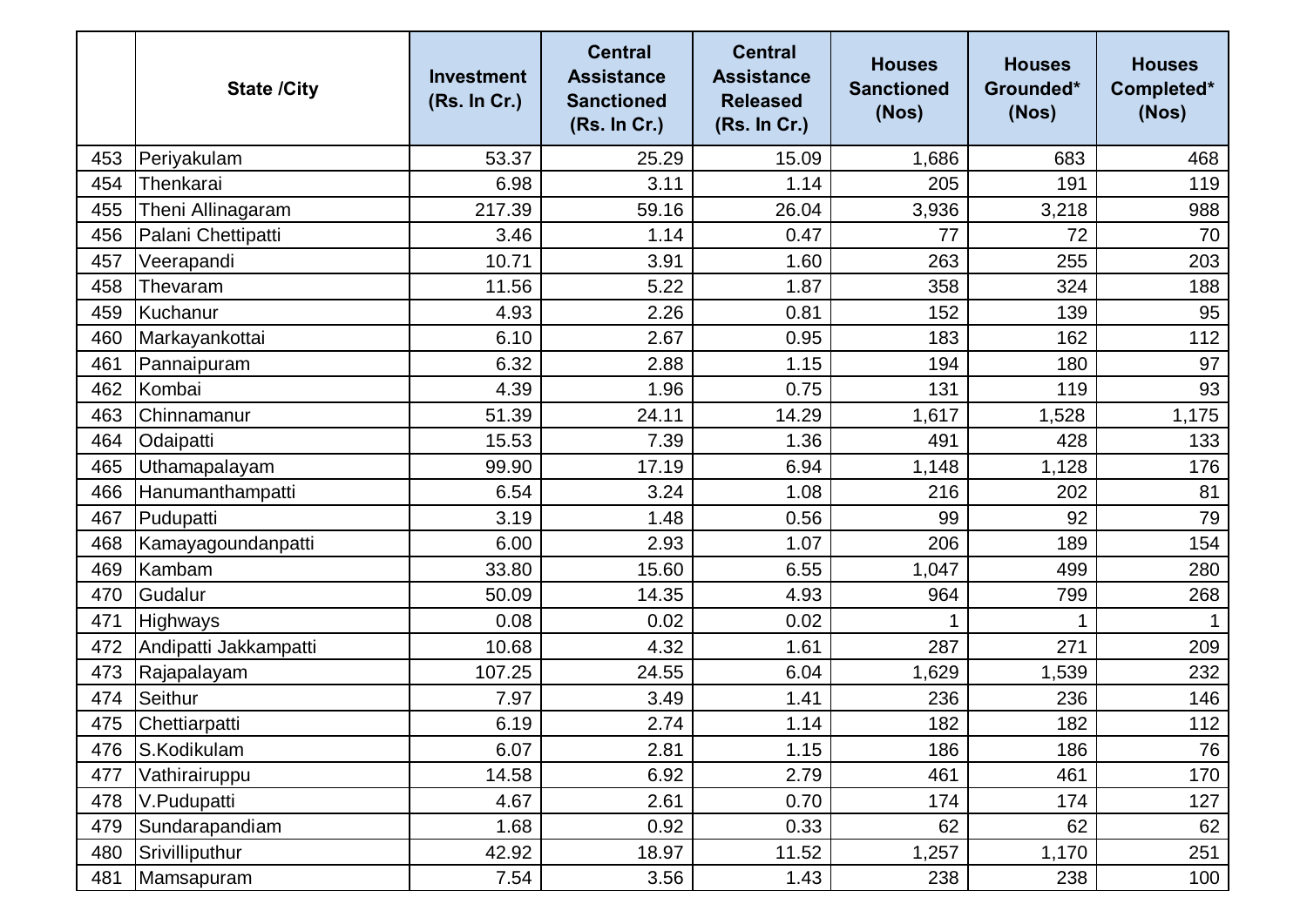| | State /City | Investment (Rs. In Cr.) | Central Assistance Sanctioned (Rs. In Cr.) | Central Assistance Released (Rs. In Cr.) | Houses Sanctioned (Nos) | Houses Grounded* (Nos) | Houses Completed* (Nos) |
|---|---|---|---|---|---|---|---|
| 453 | Periyakulam | 53.37 | 25.29 | 15.09 | 1,686 | 683 | 468 |
| 454 | Thenkarai | 6.98 | 3.11 | 1.14 | 205 | 191 | 119 |
| 455 | Theni Allinagaram | 217.39 | 59.16 | 26.04 | 3,936 | 3,218 | 988 |
| 456 | Palani Chettipatti | 3.46 | 1.14 | 0.47 | 77 | 72 | 70 |
| 457 | Veerapandi | 10.71 | 3.91 | 1.60 | 263 | 255 | 203 |
| 458 | Thevaram | 11.56 | 5.22 | 1.87 | 358 | 324 | 188 |
| 459 | Kuchanur | 4.93 | 2.26 | 0.81 | 152 | 139 | 95 |
| 460 | Markayankottai | 6.10 | 2.67 | 0.95 | 183 | 162 | 112 |
| 461 | Pannaipuram | 6.32 | 2.88 | 1.15 | 194 | 180 | 97 |
| 462 | Kombai | 4.39 | 1.96 | 0.75 | 131 | 119 | 93 |
| 463 | Chinnamanur | 51.39 | 24.11 | 14.29 | 1,617 | 1,528 | 1,175 |
| 464 | Odaipatti | 15.53 | 7.39 | 1.36 | 491 | 428 | 133 |
| 465 | Uthamapalayam | 99.90 | 17.19 | 6.94 | 1,148 | 1,128 | 176 |
| 466 | Hanumanthampatti | 6.54 | 3.24 | 1.08 | 216 | 202 | 81 |
| 467 | Pudupatti | 3.19 | 1.48 | 0.56 | 99 | 92 | 79 |
| 468 | Kamayagoundanpatti | 6.00 | 2.93 | 1.07 | 206 | 189 | 154 |
| 469 | Kambam | 33.80 | 15.60 | 6.55 | 1,047 | 499 | 280 |
| 470 | Gudalur | 50.09 | 14.35 | 4.93 | 964 | 799 | 268 |
| 471 | Highways | 0.08 | 0.02 | 0.02 | 1 | 1 | 1 |
| 472 | Andipatti Jakkampatti | 10.68 | 4.32 | 1.61 | 287 | 271 | 209 |
| 473 | Rajapalayam | 107.25 | 24.55 | 6.04 | 1,629 | 1,539 | 232 |
| 474 | Seithur | 7.97 | 3.49 | 1.41 | 236 | 236 | 146 |
| 475 | Chettiarpatti | 6.19 | 2.74 | 1.14 | 182 | 182 | 112 |
| 476 | S.Kodikulam | 6.07 | 2.81 | 1.15 | 186 | 186 | 76 |
| 477 | Vathirairuppu | 14.58 | 6.92 | 2.79 | 461 | 461 | 170 |
| 478 | V.Pudupatti | 4.67 | 2.61 | 0.70 | 174 | 174 | 127 |
| 479 | Sundarapandiam | 1.68 | 0.92 | 0.33 | 62 | 62 | 62 |
| 480 | Srivilliputhur | 42.92 | 18.97 | 11.52 | 1,257 | 1,170 | 251 |
| 481 | Mamsapuram | 7.54 | 3.56 | 1.43 | 238 | 238 | 100 |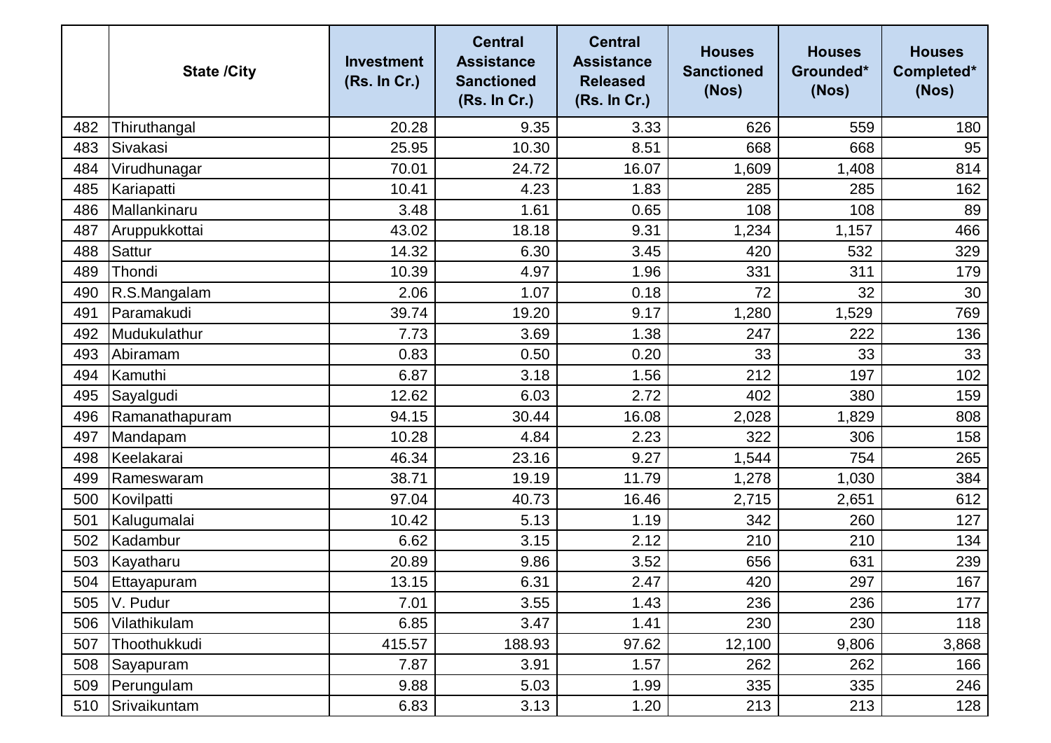|  | State /City | Investment (Rs. In Cr.) | Central Assistance Sanctioned (Rs. In Cr.) | Central Assistance Released (Rs. In Cr.) | Houses Sanctioned (Nos) | Houses Grounded* (Nos) | Houses Completed* (Nos) |
|---|---|---|---|---|---|---|---|
| 482 | Thiruthangal | 20.28 | 9.35 | 3.33 | 626 | 559 | 180 |
| 483 | Sivakasi | 25.95 | 10.30 | 8.51 | 668 | 668 | 95 |
| 484 | Virudhunagar | 70.01 | 24.72 | 16.07 | 1,609 | 1,408 | 814 |
| 485 | Kariapatti | 10.41 | 4.23 | 1.83 | 285 | 285 | 162 |
| 486 | Mallankinaru | 3.48 | 1.61 | 0.65 | 108 | 108 | 89 |
| 487 | Aruppukkottai | 43.02 | 18.18 | 9.31 | 1,234 | 1,157 | 466 |
| 488 | Sattur | 14.32 | 6.30 | 3.45 | 420 | 532 | 329 |
| 489 | Thondi | 10.39 | 4.97 | 1.96 | 331 | 311 | 179 |
| 490 | R.S.Mangalam | 2.06 | 1.07 | 0.18 | 72 | 32 | 30 |
| 491 | Paramakudi | 39.74 | 19.20 | 9.17 | 1,280 | 1,529 | 769 |
| 492 | Mudukulathur | 7.73 | 3.69 | 1.38 | 247 | 222 | 136 |
| 493 | Abiramam | 0.83 | 0.50 | 0.20 | 33 | 33 | 33 |
| 494 | Kamuthi | 6.87 | 3.18 | 1.56 | 212 | 197 | 102 |
| 495 | Sayalgudi | 12.62 | 6.03 | 2.72 | 402 | 380 | 159 |
| 496 | Ramanathapuram | 94.15 | 30.44 | 16.08 | 2,028 | 1,829 | 808 |
| 497 | Mandapam | 10.28 | 4.84 | 2.23 | 322 | 306 | 158 |
| 498 | Keelakarai | 46.34 | 23.16 | 9.27 | 1,544 | 754 | 265 |
| 499 | Rameswaram | 38.71 | 19.19 | 11.79 | 1,278 | 1,030 | 384 |
| 500 | Kovilpatti | 97.04 | 40.73 | 16.46 | 2,715 | 2,651 | 612 |
| 501 | Kalugumalai | 10.42 | 5.13 | 1.19 | 342 | 260 | 127 |
| 502 | Kadambur | 6.62 | 3.15 | 2.12 | 210 | 210 | 134 |
| 503 | Kayatharu | 20.89 | 9.86 | 3.52 | 656 | 631 | 239 |
| 504 | Ettayapuram | 13.15 | 6.31 | 2.47 | 420 | 297 | 167 |
| 505 | V. Pudur | 7.01 | 3.55 | 1.43 | 236 | 236 | 177 |
| 506 | Vilathikulam | 6.85 | 3.47 | 1.41 | 230 | 230 | 118 |
| 507 | Thoothukkudi | 415.57 | 188.93 | 97.62 | 12,100 | 9,806 | 3,868 |
| 508 | Sayapuram | 7.87 | 3.91 | 1.57 | 262 | 262 | 166 |
| 509 | Perungulam | 9.88 | 5.03 | 1.99 | 335 | 335 | 246 |
| 510 | Srivaikuntam | 6.83 | 3.13 | 1.20 | 213 | 213 | 128 |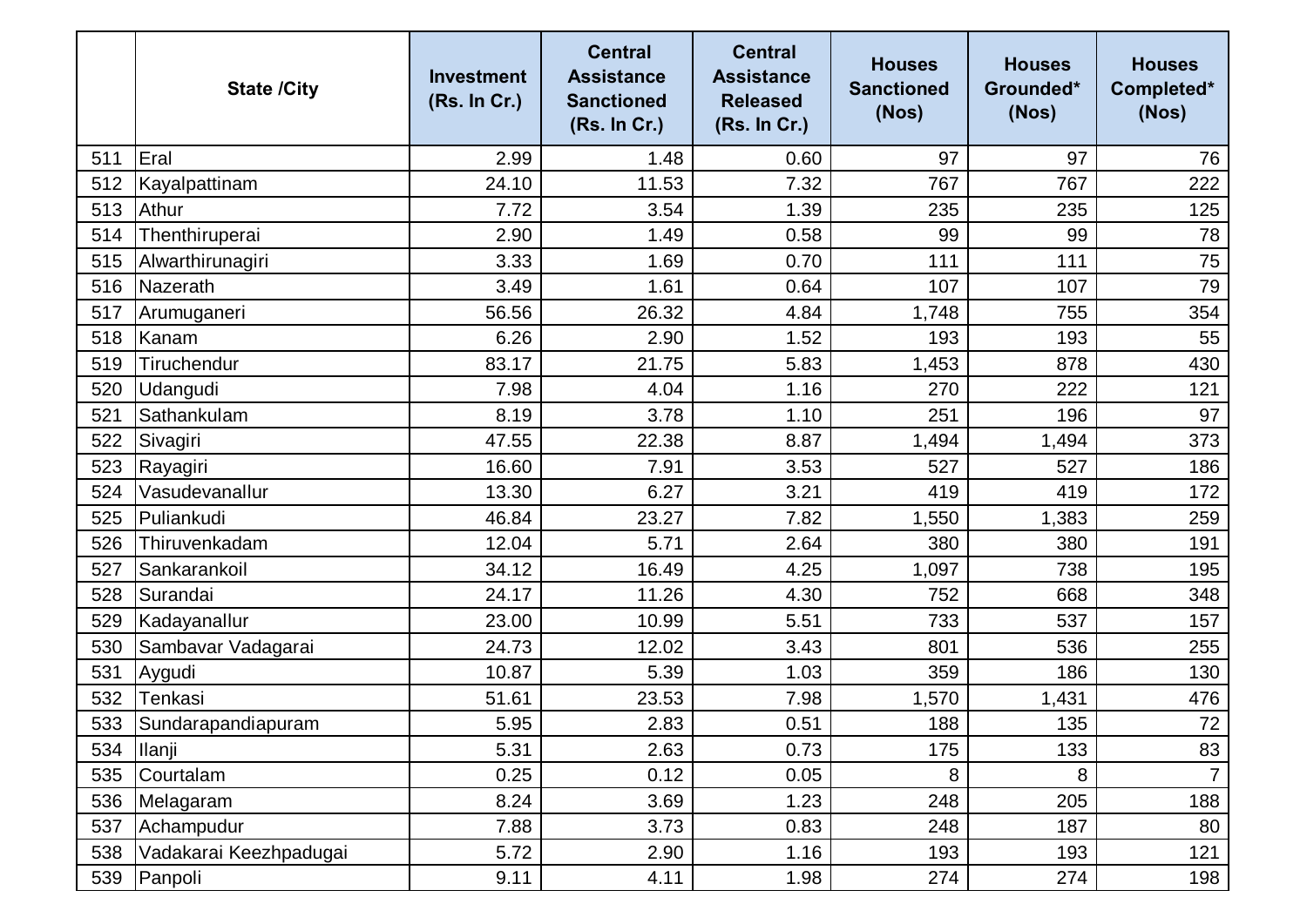| | State /City | Investment (Rs. In Cr.) | Central Assistance Sanctioned (Rs. In Cr.) | Central Assistance Released (Rs. In Cr.) | Houses Sanctioned (Nos) | Houses Grounded* (Nos) | Houses Completed* (Nos) |
|---|---|---|---|---|---|---|---|
| 511 | Eral | 2.99 | 1.48 | 0.60 | 97 | 97 | 76 |
| 512 | Kayalpattinam | 24.10 | 11.53 | 7.32 | 767 | 767 | 222 |
| 513 | Athur | 7.72 | 3.54 | 1.39 | 235 | 235 | 125 |
| 514 | Thenthiruperai | 2.90 | 1.49 | 0.58 | 99 | 99 | 78 |
| 515 | Alwarthirunagiri | 3.33 | 1.69 | 0.70 | 111 | 111 | 75 |
| 516 | Nazerath | 3.49 | 1.61 | 0.64 | 107 | 107 | 79 |
| 517 | Arumuganeri | 56.56 | 26.32 | 4.84 | 1,748 | 755 | 354 |
| 518 | Kanam | 6.26 | 2.90 | 1.52 | 193 | 193 | 55 |
| 519 | Tiruchendur | 83.17 | 21.75 | 5.83 | 1,453 | 878 | 430 |
| 520 | Udangudi | 7.98 | 4.04 | 1.16 | 270 | 222 | 121 |
| 521 | Sathankulam | 8.19 | 3.78 | 1.10 | 251 | 196 | 97 |
| 522 | Sivagiri | 47.55 | 22.38 | 8.87 | 1,494 | 1,494 | 373 |
| 523 | Rayagiri | 16.60 | 7.91 | 3.53 | 527 | 527 | 186 |
| 524 | Vasudevanallur | 13.30 | 6.27 | 3.21 | 419 | 419 | 172 |
| 525 | Puliankudi | 46.84 | 23.27 | 7.82 | 1,550 | 1,383 | 259 |
| 526 | Thiruvenkadam | 12.04 | 5.71 | 2.64 | 380 | 380 | 191 |
| 527 | Sankarankoil | 34.12 | 16.49 | 4.25 | 1,097 | 738 | 195 |
| 528 | Surandai | 24.17 | 11.26 | 4.30 | 752 | 668 | 348 |
| 529 | Kadayanallur | 23.00 | 10.99 | 5.51 | 733 | 537 | 157 |
| 530 | Sambavar Vadagarai | 24.73 | 12.02 | 3.43 | 801 | 536 | 255 |
| 531 | Aygudi | 10.87 | 5.39 | 1.03 | 359 | 186 | 130 |
| 532 | Tenkasi | 51.61 | 23.53 | 7.98 | 1,570 | 1,431 | 476 |
| 533 | Sundarapandiapuram | 5.95 | 2.83 | 0.51 | 188 | 135 | 72 |
| 534 | Ilanji | 5.31 | 2.63 | 0.73 | 175 | 133 | 83 |
| 535 | Courtalam | 0.25 | 0.12 | 0.05 | 8 | 8 | 7 |
| 536 | Melagaram | 8.24 | 3.69 | 1.23 | 248 | 205 | 188 |
| 537 | Achampudur | 7.88 | 3.73 | 0.83 | 248 | 187 | 80 |
| 538 | Vadakarai Keezhpadugai | 5.72 | 2.90 | 1.16 | 193 | 193 | 121 |
| 539 | Panpoli | 9.11 | 4.11 | 1.98 | 274 | 274 | 198 |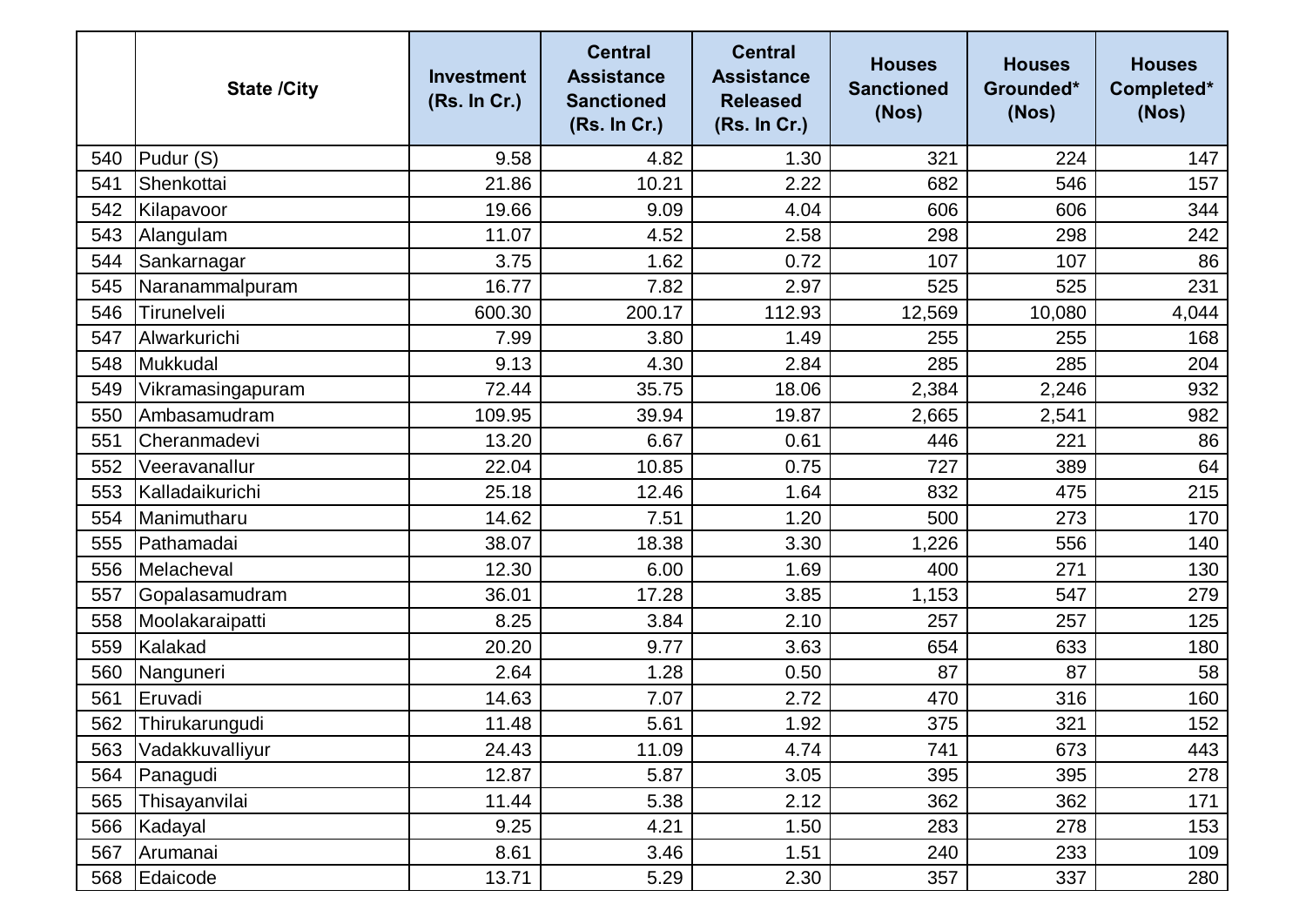| | State /City | Investment (Rs. In Cr.) | Central Assistance Sanctioned (Rs. In Cr.) | Central Assistance Released (Rs. In Cr.) | Houses Sanctioned (Nos) | Houses Grounded* (Nos) | Houses Completed* (Nos) |
|---|---|---|---|---|---|---|---|
| 540 | Pudur (S) | 9.58 | 4.82 | 1.30 | 321 | 224 | 147 |
| 541 | Shenkottai | 21.86 | 10.21 | 2.22 | 682 | 546 | 157 |
| 542 | Kilapavoor | 19.66 | 9.09 | 4.04 | 606 | 606 | 344 |
| 543 | Alangulam | 11.07 | 4.52 | 2.58 | 298 | 298 | 242 |
| 544 | Sankarnagar | 3.75 | 1.62 | 0.72 | 107 | 107 | 86 |
| 545 | Naranammalpuram | 16.77 | 7.82 | 2.97 | 525 | 525 | 231 |
| 546 | Tirunelveli | 600.30 | 200.17 | 112.93 | 12,569 | 10,080 | 4,044 |
| 547 | Alwarkurichi | 7.99 | 3.80 | 1.49 | 255 | 255 | 168 |
| 548 | Mukkudal | 9.13 | 4.30 | 2.84 | 285 | 285 | 204 |
| 549 | Vikramasingapuram | 72.44 | 35.75 | 18.06 | 2,384 | 2,246 | 932 |
| 550 | Ambasamudram | 109.95 | 39.94 | 19.87 | 2,665 | 2,541 | 982 |
| 551 | Cheranmadevi | 13.20 | 6.67 | 0.61 | 446 | 221 | 86 |
| 552 | Veeravanallur | 22.04 | 10.85 | 0.75 | 727 | 389 | 64 |
| 553 | Kalladaikurichi | 25.18 | 12.46 | 1.64 | 832 | 475 | 215 |
| 554 | Manimutharu | 14.62 | 7.51 | 1.20 | 500 | 273 | 170 |
| 555 | Pathamadai | 38.07 | 18.38 | 3.30 | 1,226 | 556 | 140 |
| 556 | Melacheval | 12.30 | 6.00 | 1.69 | 400 | 271 | 130 |
| 557 | Gopalasamudram | 36.01 | 17.28 | 3.85 | 1,153 | 547 | 279 |
| 558 | Moolakaraipatti | 8.25 | 3.84 | 2.10 | 257 | 257 | 125 |
| 559 | Kalakad | 20.20 | 9.77 | 3.63 | 654 | 633 | 180 |
| 560 | Nanguneri | 2.64 | 1.28 | 0.50 | 87 | 87 | 58 |
| 561 | Eruvadi | 14.63 | 7.07 | 2.72 | 470 | 316 | 160 |
| 562 | Thirukarungudi | 11.48 | 5.61 | 1.92 | 375 | 321 | 152 |
| 563 | Vadakkuvalliyur | 24.43 | 11.09 | 4.74 | 741 | 673 | 443 |
| 564 | Panagudi | 12.87 | 5.87 | 3.05 | 395 | 395 | 278 |
| 565 | Thisayanvilai | 11.44 | 5.38 | 2.12 | 362 | 362 | 171 |
| 566 | Kadayal | 9.25 | 4.21 | 1.50 | 283 | 278 | 153 |
| 567 | Arumanai | 8.61 | 3.46 | 1.51 | 240 | 233 | 109 |
| 568 | Edaicode | 13.71 | 5.29 | 2.30 | 357 | 337 | 280 |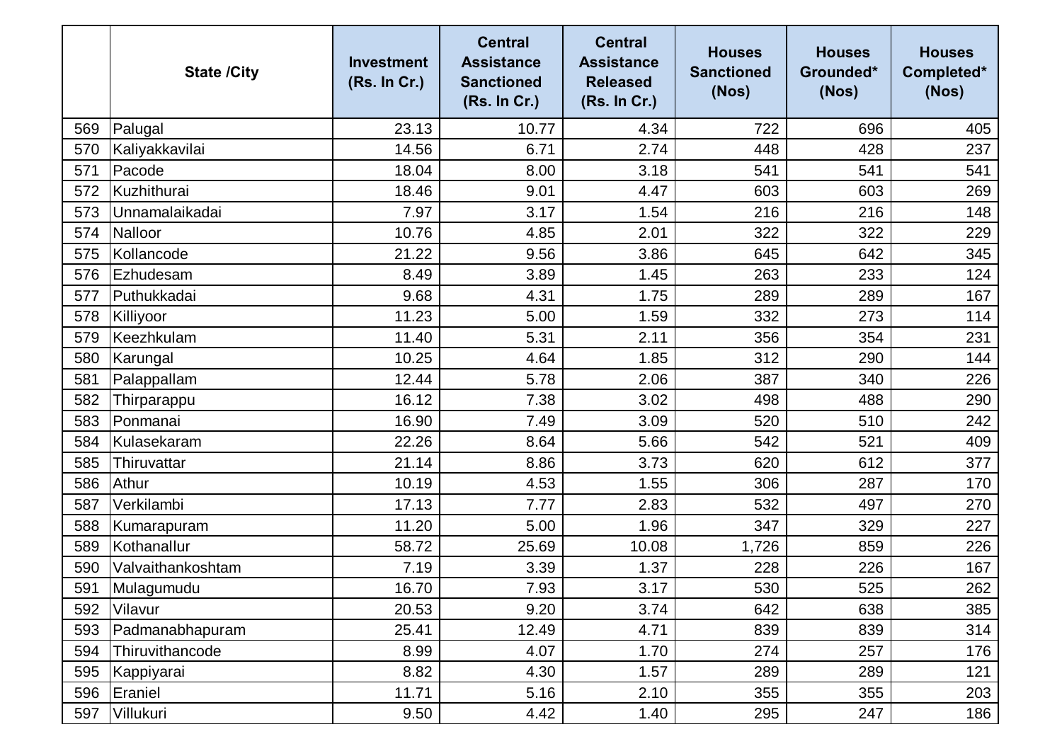| | State /City | Investment (Rs. In Cr.) | Central Assistance Sanctioned (Rs. In Cr.) | Central Assistance Released (Rs. In Cr.) | Houses Sanctioned (Nos) | Houses Grounded* (Nos) | Houses Completed* (Nos) |
|---|---|---|---|---|---|---|---|
| 569 | Palugal | 23.13 | 10.77 | 4.34 | 722 | 696 | 405 |
| 570 | Kaliyakkavilai | 14.56 | 6.71 | 2.74 | 448 | 428 | 237 |
| 571 | Pacode | 18.04 | 8.00 | 3.18 | 541 | 541 | 541 |
| 572 | Kuzhithurai | 18.46 | 9.01 | 4.47 | 603 | 603 | 269 |
| 573 | Unnamalaikadai | 7.97 | 3.17 | 1.54 | 216 | 216 | 148 |
| 574 | Nalloor | 10.76 | 4.85 | 2.01 | 322 | 322 | 229 |
| 575 | Kollancode | 21.22 | 9.56 | 3.86 | 645 | 642 | 345 |
| 576 | Ezhudesam | 8.49 | 3.89 | 1.45 | 263 | 233 | 124 |
| 577 | Puthukkadai | 9.68 | 4.31 | 1.75 | 289 | 289 | 167 |
| 578 | Killiyoor | 11.23 | 5.00 | 1.59 | 332 | 273 | 114 |
| 579 | Keezhkulam | 11.40 | 5.31 | 2.11 | 356 | 354 | 231 |
| 580 | Karungal | 10.25 | 4.64 | 1.85 | 312 | 290 | 144 |
| 581 | Palappallam | 12.44 | 5.78 | 2.06 | 387 | 340 | 226 |
| 582 | Thirparappu | 16.12 | 7.38 | 3.02 | 498 | 488 | 290 |
| 583 | Ponmanai | 16.90 | 7.49 | 3.09 | 520 | 510 | 242 |
| 584 | Kulasekaram | 22.26 | 8.64 | 5.66 | 542 | 521 | 409 |
| 585 | Thiruvattar | 21.14 | 8.86 | 3.73 | 620 | 612 | 377 |
| 586 | Athur | 10.19 | 4.53 | 1.55 | 306 | 287 | 170 |
| 587 | Verkilambi | 17.13 | 7.77 | 2.83 | 532 | 497 | 270 |
| 588 | Kumarapuram | 11.20 | 5.00 | 1.96 | 347 | 329 | 227 |
| 589 | Kothanallur | 58.72 | 25.69 | 10.08 | 1,726 | 859 | 226 |
| 590 | Valvaithankoshtam | 7.19 | 3.39 | 1.37 | 228 | 226 | 167 |
| 591 | Mulagumudu | 16.70 | 7.93 | 3.17 | 530 | 525 | 262 |
| 592 | Vilavur | 20.53 | 9.20 | 3.74 | 642 | 638 | 385 |
| 593 | Padmanabhapuram | 25.41 | 12.49 | 4.71 | 839 | 839 | 314 |
| 594 | Thiruvithancode | 8.99 | 4.07 | 1.70 | 274 | 257 | 176 |
| 595 | Kappiyarai | 8.82 | 4.30 | 1.57 | 289 | 289 | 121 |
| 596 | Eraniel | 11.71 | 5.16 | 2.10 | 355 | 355 | 203 |
| 597 | Villukuri | 9.50 | 4.42 | 1.40 | 295 | 247 | 186 |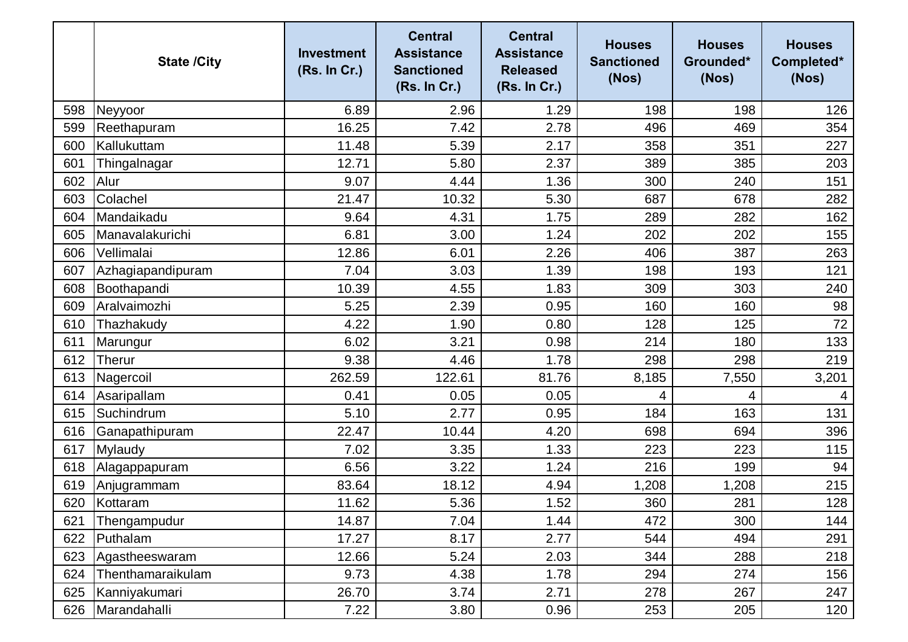|  | State /City | Investment (Rs. In Cr.) | Central Assistance Sanctioned (Rs. In Cr.) | Central Assistance Released (Rs. In Cr.) | Houses Sanctioned (Nos) | Houses Grounded* (Nos) | Houses Completed* (Nos) |
|---|---|---|---|---|---|---|---|
| 598 | Neyyoor | 6.89 | 2.96 | 1.29 | 198 | 198 | 126 |
| 599 | Reethapuram | 16.25 | 7.42 | 2.78 | 496 | 469 | 354 |
| 600 | Kallukuttam | 11.48 | 5.39 | 2.17 | 358 | 351 | 227 |
| 601 | Thingalnagar | 12.71 | 5.80 | 2.37 | 389 | 385 | 203 |
| 602 | Alur | 9.07 | 4.44 | 1.36 | 300 | 240 | 151 |
| 603 | Colachel | 21.47 | 10.32 | 5.30 | 687 | 678 | 282 |
| 604 | Mandaikadu | 9.64 | 4.31 | 1.75 | 289 | 282 | 162 |
| 605 | Manavalakurichi | 6.81 | 3.00 | 1.24 | 202 | 202 | 155 |
| 606 | Vellimalai | 12.86 | 6.01 | 2.26 | 406 | 387 | 263 |
| 607 | Azhagiapandipuram | 7.04 | 3.03 | 1.39 | 198 | 193 | 121 |
| 608 | Boothapandi | 10.39 | 4.55 | 1.83 | 309 | 303 | 240 |
| 609 | Aralvaimozhi | 5.25 | 2.39 | 0.95 | 160 | 160 | 98 |
| 610 | Thazhakudy | 4.22 | 1.90 | 0.80 | 128 | 125 | 72 |
| 611 | Marungur | 6.02 | 3.21 | 0.98 | 214 | 180 | 133 |
| 612 | Therur | 9.38 | 4.46 | 1.78 | 298 | 298 | 219 |
| 613 | Nagercoil | 262.59 | 122.61 | 81.76 | 8,185 | 7,550 | 3,201 |
| 614 | Asaripallam | 0.41 | 0.05 | 0.05 | 4 | 4 | 4 |
| 615 | Suchindrum | 5.10 | 2.77 | 0.95 | 184 | 163 | 131 |
| 616 | Ganapathipuram | 22.47 | 10.44 | 4.20 | 698 | 694 | 396 |
| 617 | Mylaudy | 7.02 | 3.35 | 1.33 | 223 | 223 | 115 |
| 618 | Alagappapuram | 6.56 | 3.22 | 1.24 | 216 | 199 | 94 |
| 619 | Anjugrammam | 83.64 | 18.12 | 4.94 | 1,208 | 1,208 | 215 |
| 620 | Kottaram | 11.62 | 5.36 | 1.52 | 360 | 281 | 128 |
| 621 | Thengampudur | 14.87 | 7.04 | 1.44 | 472 | 300 | 144 |
| 622 | Puthalam | 17.27 | 8.17 | 2.77 | 544 | 494 | 291 |
| 623 | Agastheeswaram | 12.66 | 5.24 | 2.03 | 344 | 288 | 218 |
| 624 | Thenthamaraikulam | 9.73 | 4.38 | 1.78 | 294 | 274 | 156 |
| 625 | Kanniyakumari | 26.70 | 3.74 | 2.71 | 278 | 267 | 247 |
| 626 | Marandahalli | 7.22 | 3.80 | 0.96 | 253 | 205 | 120 |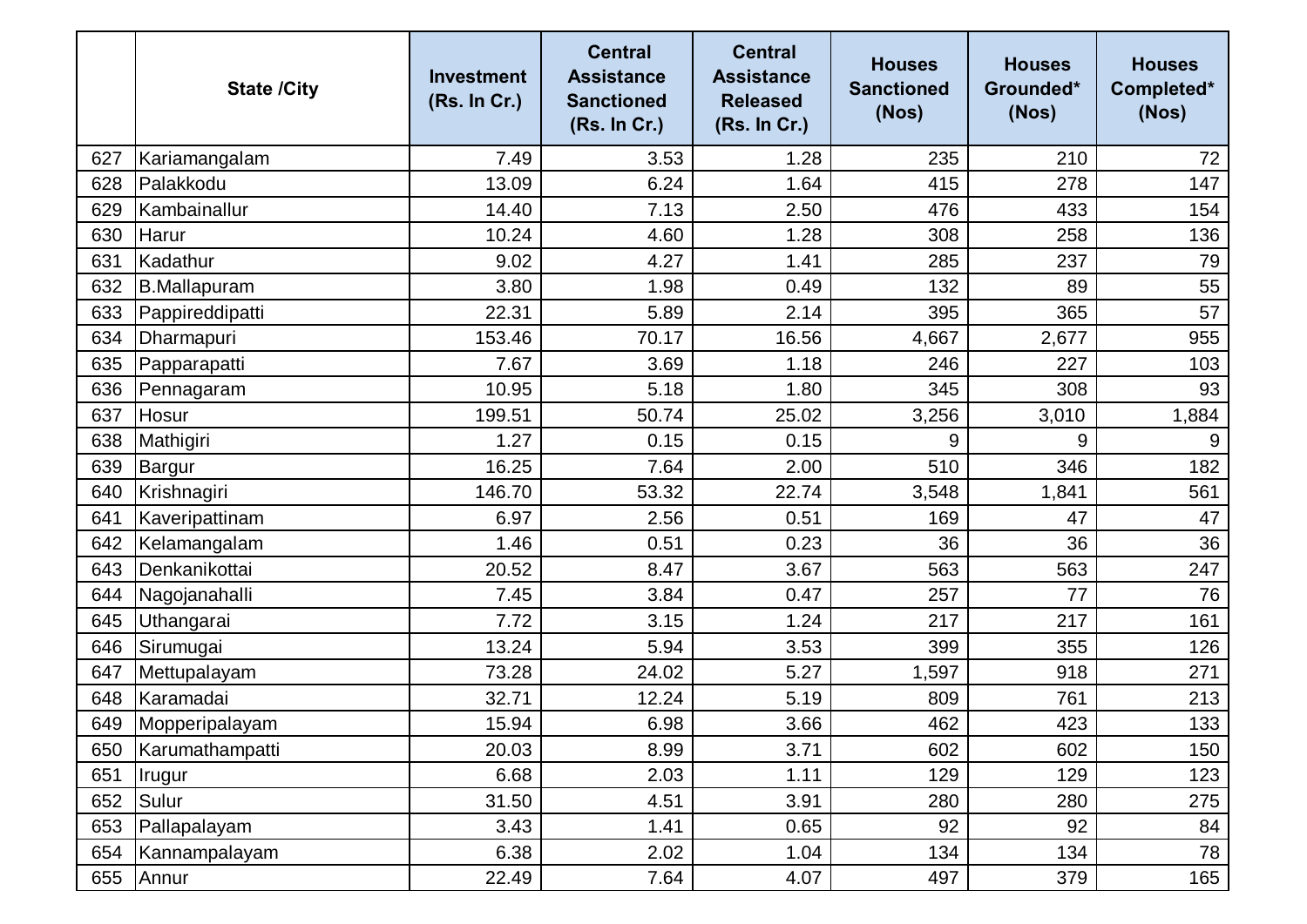|  | State /City | Investment (Rs. In Cr.) | Central Assistance Sanctioned (Rs. In Cr.) | Central Assistance Released (Rs. In Cr.) | Houses Sanctioned (Nos) | Houses Grounded* (Nos) | Houses Completed* (Nos) |
|---|---|---|---|---|---|---|---|
| 627 | Kariamangalam | 7.49 | 3.53 | 1.28 | 235 | 210 | 72 |
| 628 | Palakkodu | 13.09 | 6.24 | 1.64 | 415 | 278 | 147 |
| 629 | Kambainallur | 14.40 | 7.13 | 2.50 | 476 | 433 | 154 |
| 630 | Harur | 10.24 | 4.60 | 1.28 | 308 | 258 | 136 |
| 631 | Kadathur | 9.02 | 4.27 | 1.41 | 285 | 237 | 79 |
| 632 | B.Mallapuram | 3.80 | 1.98 | 0.49 | 132 | 89 | 55 |
| 633 | Pappireddipatti | 22.31 | 5.89 | 2.14 | 395 | 365 | 57 |
| 634 | Dharmapuri | 153.46 | 70.17 | 16.56 | 4,667 | 2,677 | 955 |
| 635 | Papparapatti | 7.67 | 3.69 | 1.18 | 246 | 227 | 103 |
| 636 | Pennagaram | 10.95 | 5.18 | 1.80 | 345 | 308 | 93 |
| 637 | Hosur | 199.51 | 50.74 | 25.02 | 3,256 | 3,010 | 1,884 |
| 638 | Mathigiri | 1.27 | 0.15 | 0.15 | 9 | 9 | 9 |
| 639 | Bargur | 16.25 | 7.64 | 2.00 | 510 | 346 | 182 |
| 640 | Krishnagiri | 146.70 | 53.32 | 22.74 | 3,548 | 1,841 | 561 |
| 641 | Kaveripattinam | 6.97 | 2.56 | 0.51 | 169 | 47 | 47 |
| 642 | Kelamangalam | 1.46 | 0.51 | 0.23 | 36 | 36 | 36 |
| 643 | Denkanikottai | 20.52 | 8.47 | 3.67 | 563 | 563 | 247 |
| 644 | Nagojanahalli | 7.45 | 3.84 | 0.47 | 257 | 77 | 76 |
| 645 | Uthangarai | 7.72 | 3.15 | 1.24 | 217 | 217 | 161 |
| 646 | Sirumugai | 13.24 | 5.94 | 3.53 | 399 | 355 | 126 |
| 647 | Mettupalayam | 73.28 | 24.02 | 5.27 | 1,597 | 918 | 271 |
| 648 | Karamadai | 32.71 | 12.24 | 5.19 | 809 | 761 | 213 |
| 649 | Mopperipalayam | 15.94 | 6.98 | 3.66 | 462 | 423 | 133 |
| 650 | Karumathampatti | 20.03 | 8.99 | 3.71 | 602 | 602 | 150 |
| 651 | Irugur | 6.68 | 2.03 | 1.11 | 129 | 129 | 123 |
| 652 | Sulur | 31.50 | 4.51 | 3.91 | 280 | 280 | 275 |
| 653 | Pallapalayam | 3.43 | 1.41 | 0.65 | 92 | 92 | 84 |
| 654 | Kannampalayam | 6.38 | 2.02 | 1.04 | 134 | 134 | 78 |
| 655 | Annur | 22.49 | 7.64 | 4.07 | 497 | 379 | 165 |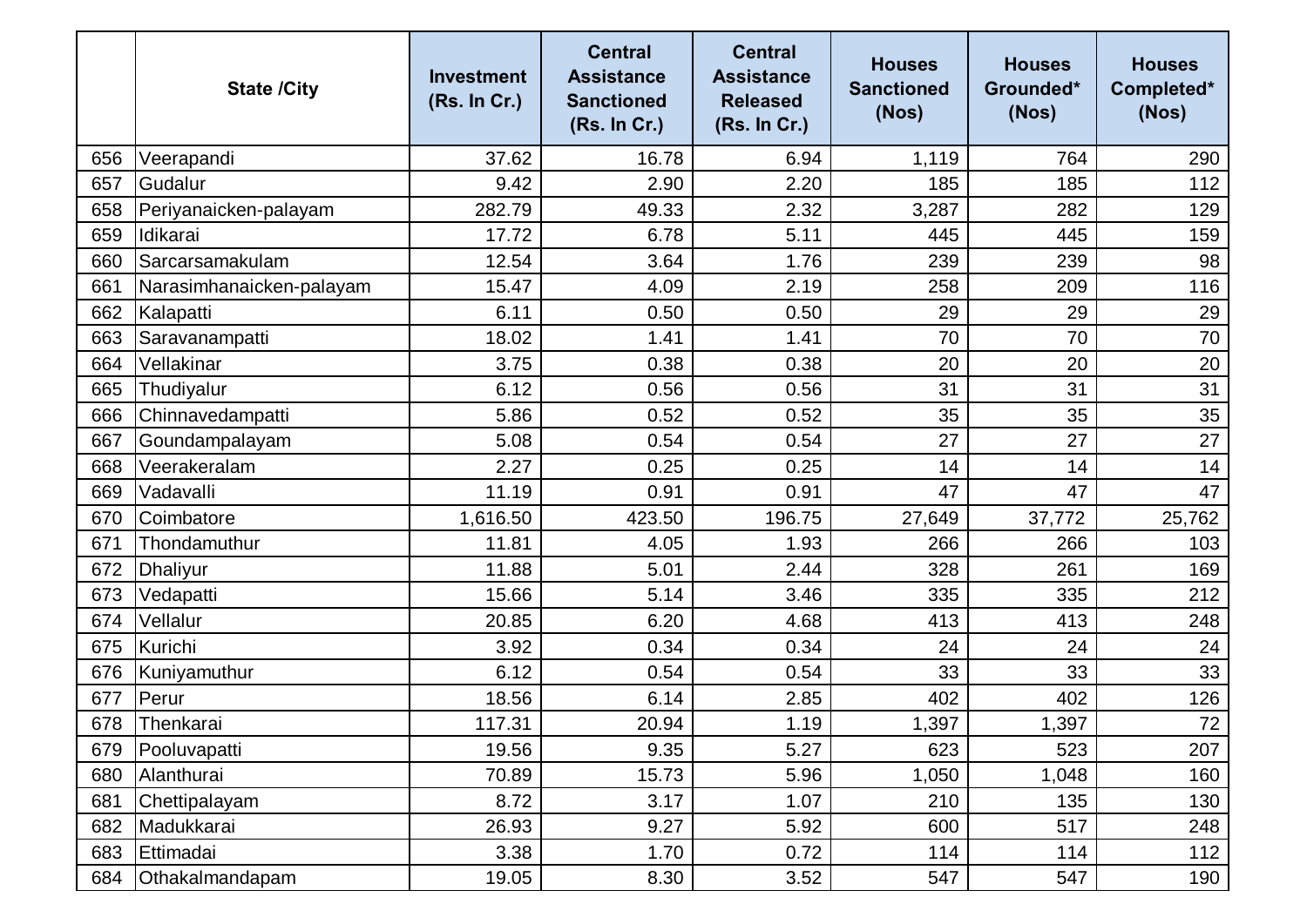|  | State /City | Investment (Rs. In Cr.) | Central Assistance Sanctioned (Rs. In Cr.) | Central Assistance Released (Rs. In Cr.) | Houses Sanctioned (Nos) | Houses Grounded* (Nos) | Houses Completed* (Nos) |
|---|---|---|---|---|---|---|---|
| 656 | Veerapandi | 37.62 | 16.78 | 6.94 | 1,119 | 764 | 290 |
| 657 | Gudalur | 9.42 | 2.90 | 2.20 | 185 | 185 | 112 |
| 658 | Periyanaicken-palayam | 282.79 | 49.33 | 2.32 | 3,287 | 282 | 129 |
| 659 | Idikarai | 17.72 | 6.78 | 5.11 | 445 | 445 | 159 |
| 660 | Sarcarsamakulam | 12.54 | 3.64 | 1.76 | 239 | 239 | 98 |
| 661 | Narasimhanaicken-palayam | 15.47 | 4.09 | 2.19 | 258 | 209 | 116 |
| 662 | Kalapatti | 6.11 | 0.50 | 0.50 | 29 | 29 | 29 |
| 663 | Saravanampatti | 18.02 | 1.41 | 1.41 | 70 | 70 | 70 |
| 664 | Vellakinar | 3.75 | 0.38 | 0.38 | 20 | 20 | 20 |
| 665 | Thudiyalur | 6.12 | 0.56 | 0.56 | 31 | 31 | 31 |
| 666 | Chinnavedampatti | 5.86 | 0.52 | 0.52 | 35 | 35 | 35 |
| 667 | Goundampalayam | 5.08 | 0.54 | 0.54 | 27 | 27 | 27 |
| 668 | Veerakeralam | 2.27 | 0.25 | 0.25 | 14 | 14 | 14 |
| 669 | Vadavalli | 11.19 | 0.91 | 0.91 | 47 | 47 | 47 |
| 670 | Coimbatore | 1,616.50 | 423.50 | 196.75 | 27,649 | 37,772 | 25,762 |
| 671 | Thondamuthur | 11.81 | 4.05 | 1.93 | 266 | 266 | 103 |
| 672 | Dhaliyur | 11.88 | 5.01 | 2.44 | 328 | 261 | 169 |
| 673 | Vedapatti | 15.66 | 5.14 | 3.46 | 335 | 335 | 212 |
| 674 | Vellalur | 20.85 | 6.20 | 4.68 | 413 | 413 | 248 |
| 675 | Kurichi | 3.92 | 0.34 | 0.34 | 24 | 24 | 24 |
| 676 | Kuniyamuthur | 6.12 | 0.54 | 0.54 | 33 | 33 | 33 |
| 677 | Perur | 18.56 | 6.14 | 2.85 | 402 | 402 | 126 |
| 678 | Thenkarai | 117.31 | 20.94 | 1.19 | 1,397 | 1,397 | 72 |
| 679 | Pooluvapatti | 19.56 | 9.35 | 5.27 | 623 | 523 | 207 |
| 680 | Alanthurai | 70.89 | 15.73 | 5.96 | 1,050 | 1,048 | 160 |
| 681 | Chettipalayam | 8.72 | 3.17 | 1.07 | 210 | 135 | 130 |
| 682 | Madukkarai | 26.93 | 9.27 | 5.92 | 600 | 517 | 248 |
| 683 | Ettimadai | 3.38 | 1.70 | 0.72 | 114 | 114 | 112 |
| 684 | Othakalmandapam | 19.05 | 8.30 | 3.52 | 547 | 547 | 190 |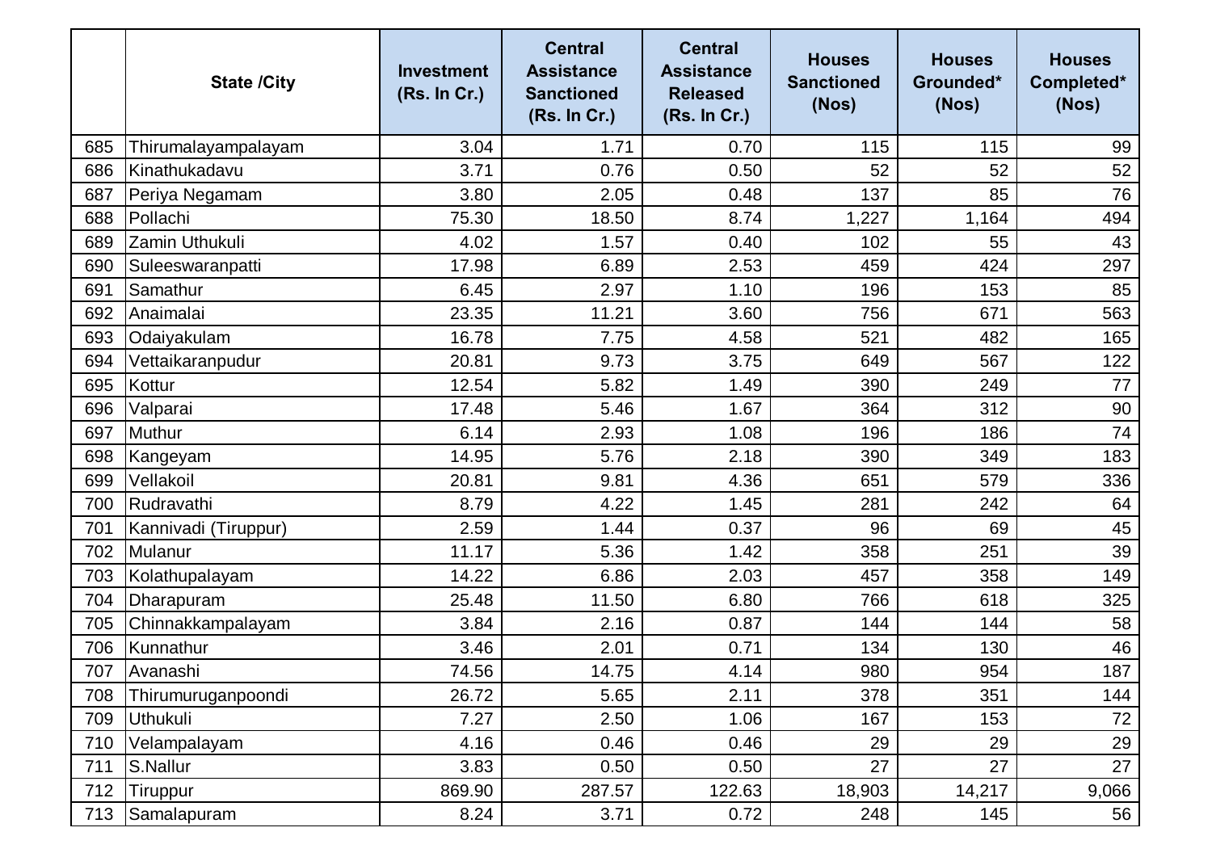| | State /City | Investment (Rs. In Cr.) | Central Assistance Sanctioned (Rs. In Cr.) | Central Assistance Released (Rs. In Cr.) | Houses Sanctioned (Nos) | Houses Grounded* (Nos) | Houses Completed* (Nos) |
|---|---|---|---|---|---|---|---|
| 685 | Thirumalayampalayam | 3.04 | 1.71 | 0.70 | 115 | 115 | 99 |
| 686 | Kinathukadavu | 3.71 | 0.76 | 0.50 | 52 | 52 | 52 |
| 687 | Periya Negamam | 3.80 | 2.05 | 0.48 | 137 | 85 | 76 |
| 688 | Pollachi | 75.30 | 18.50 | 8.74 | 1,227 | 1,164 | 494 |
| 689 | Zamin Uthukuli | 4.02 | 1.57 | 0.40 | 102 | 55 | 43 |
| 690 | Suleeswaranpatti | 17.98 | 6.89 | 2.53 | 459 | 424 | 297 |
| 691 | Samathur | 6.45 | 2.97 | 1.10 | 196 | 153 | 85 |
| 692 | Anaimalai | 23.35 | 11.21 | 3.60 | 756 | 671 | 563 |
| 693 | Odaiyakulam | 16.78 | 7.75 | 4.58 | 521 | 482 | 165 |
| 694 | Vettaikaranpudur | 20.81 | 9.73 | 3.75 | 649 | 567 | 122 |
| 695 | Kottur | 12.54 | 5.82 | 1.49 | 390 | 249 | 77 |
| 696 | Valparai | 17.48 | 5.46 | 1.67 | 364 | 312 | 90 |
| 697 | Muthur | 6.14 | 2.93 | 1.08 | 196 | 186 | 74 |
| 698 | Kangeyam | 14.95 | 5.76 | 2.18 | 390 | 349 | 183 |
| 699 | Vellakoil | 20.81 | 9.81 | 4.36 | 651 | 579 | 336 |
| 700 | Rudravathi | 8.79 | 4.22 | 1.45 | 281 | 242 | 64 |
| 701 | Kannivadi (Tiruppur) | 2.59 | 1.44 | 0.37 | 96 | 69 | 45 |
| 702 | Mulanur | 11.17 | 5.36 | 1.42 | 358 | 251 | 39 |
| 703 | Kolathupalayam | 14.22 | 6.86 | 2.03 | 457 | 358 | 149 |
| 704 | Dharapuram | 25.48 | 11.50 | 6.80 | 766 | 618 | 325 |
| 705 | Chinnakkampalayam | 3.84 | 2.16 | 0.87 | 144 | 144 | 58 |
| 706 | Kunnathur | 3.46 | 2.01 | 0.71 | 134 | 130 | 46 |
| 707 | Avanashi | 74.56 | 14.75 | 4.14 | 980 | 954 | 187 |
| 708 | Thirumuruganpoondi | 26.72 | 5.65 | 2.11 | 378 | 351 | 144 |
| 709 | Uthukuli | 7.27 | 2.50 | 1.06 | 167 | 153 | 72 |
| 710 | Velampalayam | 4.16 | 0.46 | 0.46 | 29 | 29 | 29 |
| 711 | S.Nallur | 3.83 | 0.50 | 0.50 | 27 | 27 | 27 |
| 712 | Tiruppur | 869.90 | 287.57 | 122.63 | 18,903 | 14,217 | 9,066 |
| 713 | Samalapuram | 8.24 | 3.71 | 0.72 | 248 | 145 | 56 |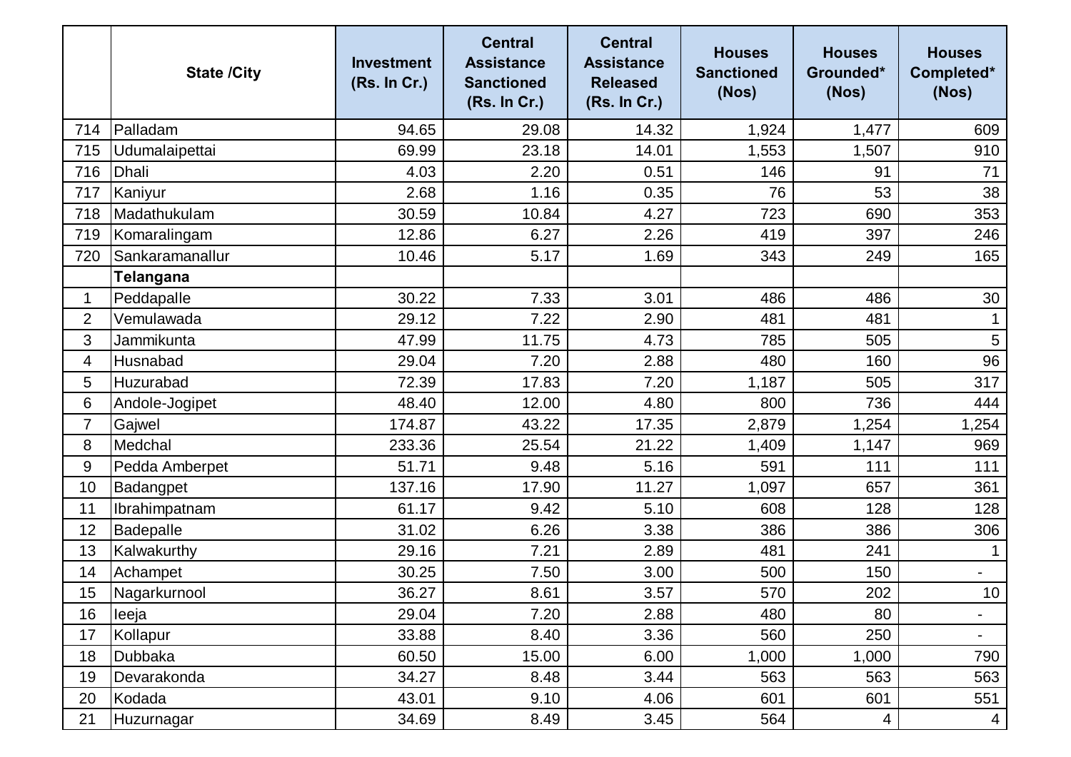|  | State /City | Investment (Rs. In Cr.) | Central Assistance Sanctioned (Rs. In Cr.) | Central Assistance Released (Rs. In Cr.) | Houses Sanctioned (Nos) | Houses Grounded* (Nos) | Houses Completed* (Nos) |
|---|---|---|---|---|---|---|---|
| 714 | Palladam | 94.65 | 29.08 | 14.32 | 1,924 | 1,477 | 609 |
| 715 | Udumalaipettai | 69.99 | 23.18 | 14.01 | 1,553 | 1,507 | 910 |
| 716 | Dhali | 4.03 | 2.20 | 0.51 | 146 | 91 | 71 |
| 717 | Kaniyur | 2.68 | 1.16 | 0.35 | 76 | 53 | 38 |
| 718 | Madathukulam | 30.59 | 10.84 | 4.27 | 723 | 690 | 353 |
| 719 | Komaralingam | 12.86 | 6.27 | 2.26 | 419 | 397 | 246 |
| 720 | Sankaramanallur | 10.46 | 5.17 | 1.69 | 343 | 249 | 165 |
|  | **Telangana** |  |  |  |  |  |  |
| 1 | Peddapalle | 30.22 | 7.33 | 3.01 | 486 | 486 | 30 |
| 2 | Vemulawada | 29.12 | 7.22 | 2.90 | 481 | 481 | 1 |
| 3 | Jammikunta | 47.99 | 11.75 | 4.73 | 785 | 505 | 5 |
| 4 | Husnabad | 29.04 | 7.20 | 2.88 | 480 | 160 | 96 |
| 5 | Huzurabad | 72.39 | 17.83 | 7.20 | 1,187 | 505 | 317 |
| 6 | Andole-Jogipet | 48.40 | 12.00 | 4.80 | 800 | 736 | 444 |
| 7 | Gajwel | 174.87 | 43.22 | 17.35 | 2,879 | 1,254 | 1,254 |
| 8 | Medchal | 233.36 | 25.54 | 21.22 | 1,409 | 1,147 | 969 |
| 9 | Pedda Amberpet | 51.71 | 9.48 | 5.16 | 591 | 111 | 111 |
| 10 | Badangpet | 137.16 | 17.90 | 11.27 | 1,097 | 657 | 361 |
| 11 | Ibrahimpatnam | 61.17 | 9.42 | 5.10 | 608 | 128 | 128 |
| 12 | Badepalle | 31.02 | 6.26 | 3.38 | 386 | 386 | 306 |
| 13 | Kalwakurthy | 29.16 | 7.21 | 2.89 | 481 | 241 | 1 |
| 14 | Achampet | 30.25 | 7.50 | 3.00 | 500 | 150 | - |
| 15 | Nagarkurnool | 36.27 | 8.61 | 3.57 | 570 | 202 | 10 |
| 16 | Ieeja | 29.04 | 7.20 | 2.88 | 480 | 80 | - |
| 17 | Kollapur | 33.88 | 8.40 | 3.36 | 560 | 250 | - |
| 18 | Dubbaka | 60.50 | 15.00 | 6.00 | 1,000 | 1,000 | 790 |
| 19 | Devarakonda | 34.27 | 8.48 | 3.44 | 563 | 563 | 563 |
| 20 | Kodada | 43.01 | 9.10 | 4.06 | 601 | 601 | 551 |
| 21 | Huzurnagar | 34.69 | 8.49 | 3.45 | 564 | 4 | 4 |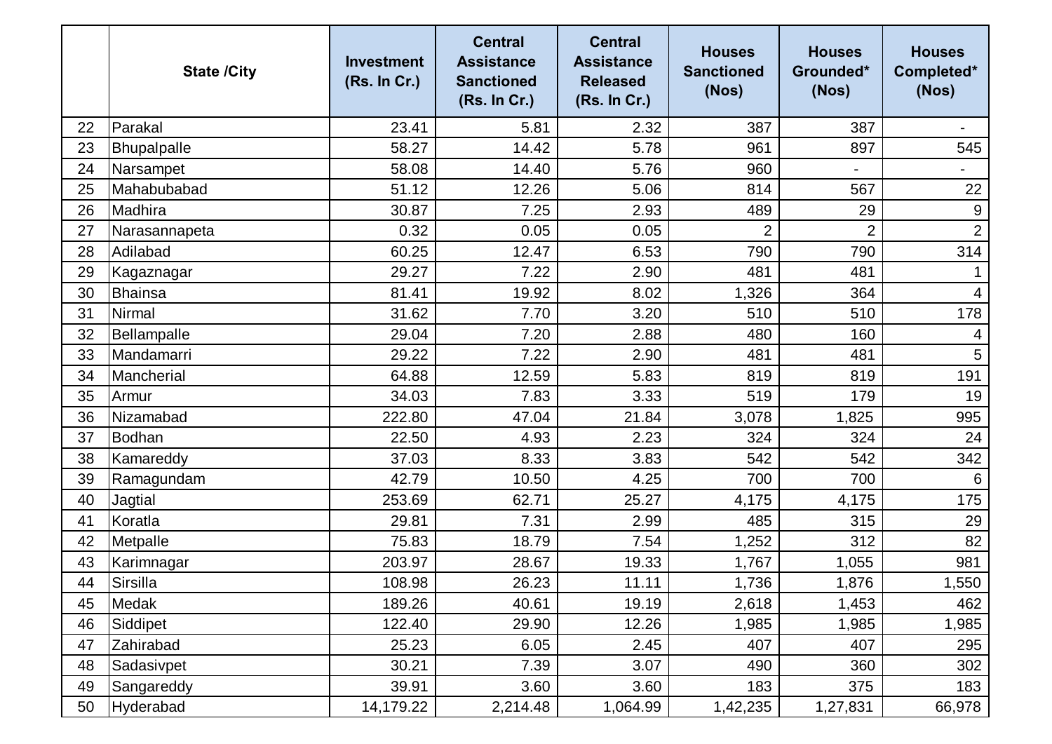| | State /City | Investment (Rs. In Cr.) | Central Assistance Sanctioned (Rs. In Cr.) | Central Assistance Released (Rs. In Cr.) | Houses Sanctioned (Nos) | Houses Grounded* (Nos) | Houses Completed* (Nos) |
|---|---|---|---|---|---|---|---|
| 22 | Parakal | 23.41 | 5.81 | 2.32 | 387 | 387 | - |
| 23 | Bhupalpalle | 58.27 | 14.42 | 5.78 | 961 | 897 | 545 |
| 24 | Narsampet | 58.08 | 14.40 | 5.76 | 960 | - | - |
| 25 | Mahabubabad | 51.12 | 12.26 | 5.06 | 814 | 567 | 22 |
| 26 | Madhira | 30.87 | 7.25 | 2.93 | 489 | 29 | 9 |
| 27 | Narasannapeta | 0.32 | 0.05 | 0.05 | 2 | 2 | 2 |
| 28 | Adilabad | 60.25 | 12.47 | 6.53 | 790 | 790 | 314 |
| 29 | Kagaznagar | 29.27 | 7.22 | 2.90 | 481 | 481 | 1 |
| 30 | Bhainsa | 81.41 | 19.92 | 8.02 | 1,326 | 364 | 4 |
| 31 | Nirmal | 31.62 | 7.70 | 3.20 | 510 | 510 | 178 |
| 32 | Bellampalle | 29.04 | 7.20 | 2.88 | 480 | 160 | 4 |
| 33 | Mandamarri | 29.22 | 7.22 | 2.90 | 481 | 481 | 5 |
| 34 | Mancherial | 64.88 | 12.59 | 5.83 | 819 | 819 | 191 |
| 35 | Armur | 34.03 | 7.83 | 3.33 | 519 | 179 | 19 |
| 36 | Nizamabad | 222.80 | 47.04 | 21.84 | 3,078 | 1,825 | 995 |
| 37 | Bodhan | 22.50 | 4.93 | 2.23 | 324 | 324 | 24 |
| 38 | Kamareddy | 37.03 | 8.33 | 3.83 | 542 | 542 | 342 |
| 39 | Ramagundam | 42.79 | 10.50 | 4.25 | 700 | 700 | 6 |
| 40 | Jagtial | 253.69 | 62.71 | 25.27 | 4,175 | 4,175 | 175 |
| 41 | Koratla | 29.81 | 7.31 | 2.99 | 485 | 315 | 29 |
| 42 | Metpalle | 75.83 | 18.79 | 7.54 | 1,252 | 312 | 82 |
| 43 | Karimnagar | 203.97 | 28.67 | 19.33 | 1,767 | 1,055 | 981 |
| 44 | Sirsilla | 108.98 | 26.23 | 11.11 | 1,736 | 1,876 | 1,550 |
| 45 | Medak | 189.26 | 40.61 | 19.19 | 2,618 | 1,453 | 462 |
| 46 | Siddipet | 122.40 | 29.90 | 12.26 | 1,985 | 1,985 | 1,985 |
| 47 | Zahirabad | 25.23 | 6.05 | 2.45 | 407 | 407 | 295 |
| 48 | Sadasivpet | 30.21 | 7.39 | 3.07 | 490 | 360 | 302 |
| 49 | Sangareddy | 39.91 | 3.60 | 3.60 | 183 | 375 | 183 |
| 50 | Hyderabad | 14,179.22 | 2,214.48 | 1,064.99 | 1,42,235 | 1,27,831 | 66,978 |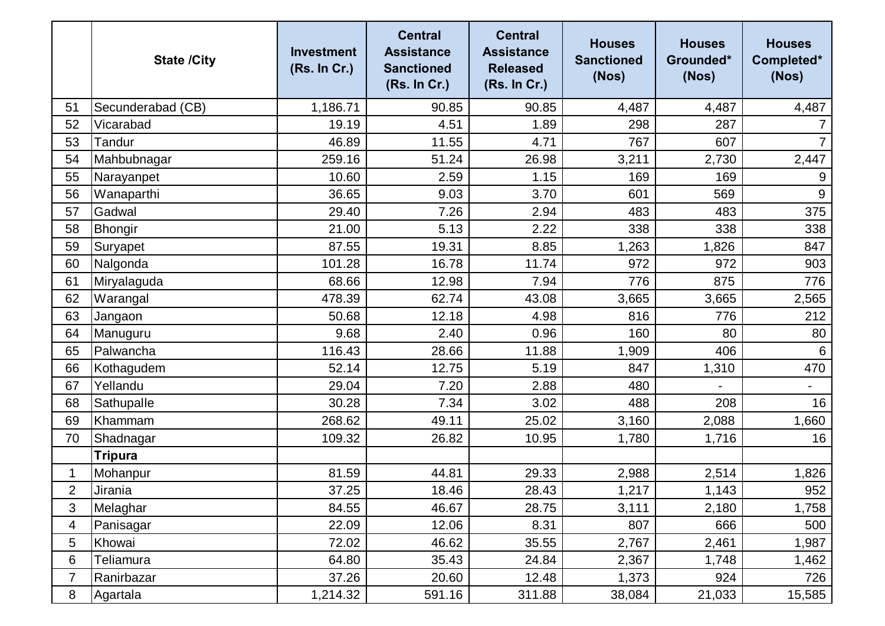|  | State /City | Investment (Rs. In Cr.) | Central Assistance Sanctioned (Rs. In Cr.) | Central Assistance Released (Rs. In Cr.) | Houses Sanctioned (Nos) | Houses Grounded* (Nos) | Houses Completed* (Nos) |
|---|---|---|---|---|---|---|---|
| 51 | Secunderabad (CB) | 1,186.71 | 90.85 | 90.85 | 4,487 | 4,487 | 4,487 |
| 52 | Vicarabad | 19.19 | 4.51 | 1.89 | 298 | 287 | 7 |
| 53 | Tandur | 46.89 | 11.55 | 4.71 | 767 | 607 | 7 |
| 54 | Mahbubnagar | 259.16 | 51.24 | 26.98 | 3,211 | 2,730 | 2,447 |
| 55 | Narayanpet | 10.60 | 2.59 | 1.15 | 169 | 169 | 9 |
| 56 | Wanaparthi | 36.65 | 9.03 | 3.70 | 601 | 569 | 9 |
| 57 | Gadwal | 29.40 | 7.26 | 2.94 | 483 | 483 | 375 |
| 58 | Bhongir | 21.00 | 5.13 | 2.22 | 338 | 338 | 338 |
| 59 | Suryapet | 87.55 | 19.31 | 8.85 | 1,263 | 1,826 | 847 |
| 60 | Nalgonda | 101.28 | 16.78 | 11.74 | 972 | 972 | 903 |
| 61 | Miryalaguda | 68.66 | 12.98 | 7.94 | 776 | 875 | 776 |
| 62 | Warangal | 478.39 | 62.74 | 43.08 | 3,665 | 3,665 | 2,565 |
| 63 | Jangaon | 50.68 | 12.18 | 4.98 | 816 | 776 | 212 |
| 64 | Manuguru | 9.68 | 2.40 | 0.96 | 160 | 80 | 80 |
| 65 | Palwancha | 116.43 | 28.66 | 11.88 | 1,909 | 406 | 6 |
| 66 | Kothagudem | 52.14 | 12.75 | 5.19 | 847 | 1,310 | 470 |
| 67 | Yellandu | 29.04 | 7.20 | 2.88 | 480 | - | - |
| 68 | Sathupalle | 30.28 | 7.34 | 3.02 | 488 | 208 | 16 |
| 69 | Khammam | 268.62 | 49.11 | 25.02 | 3,160 | 2,088 | 1,660 |
| 70 | Shadnagar | 109.32 | 26.82 | 10.95 | 1,780 | 1,716 | 16 |
|  | **Tripura** |  |  |  |  |  |  |
| 1 | Mohanpur | 81.59 | 44.81 | 29.33 | 2,988 | 2,514 | 1,826 |
| 2 | Jirania | 37.25 | 18.46 | 28.43 | 1,217 | 1,143 | 952 |
| 3 | Melaghar | 84.55 | 46.67 | 28.75 | 3,111 | 2,180 | 1,758 |
| 4 | Panisagar | 22.09 | 12.06 | 8.31 | 807 | 666 | 500 |
| 5 | Khowai | 72.02 | 46.62 | 35.55 | 2,767 | 2,461 | 1,987 |
| 6 | Teliamura | 64.80 | 35.43 | 24.84 | 2,367 | 1,748 | 1,462 |
| 7 | Ranirbazar | 37.26 | 20.60 | 12.48 | 1,373 | 924 | 726 |
| 8 | Agartala | 1,214.32 | 591.16 | 311.88 | 38,084 | 21,033 | 15,585 |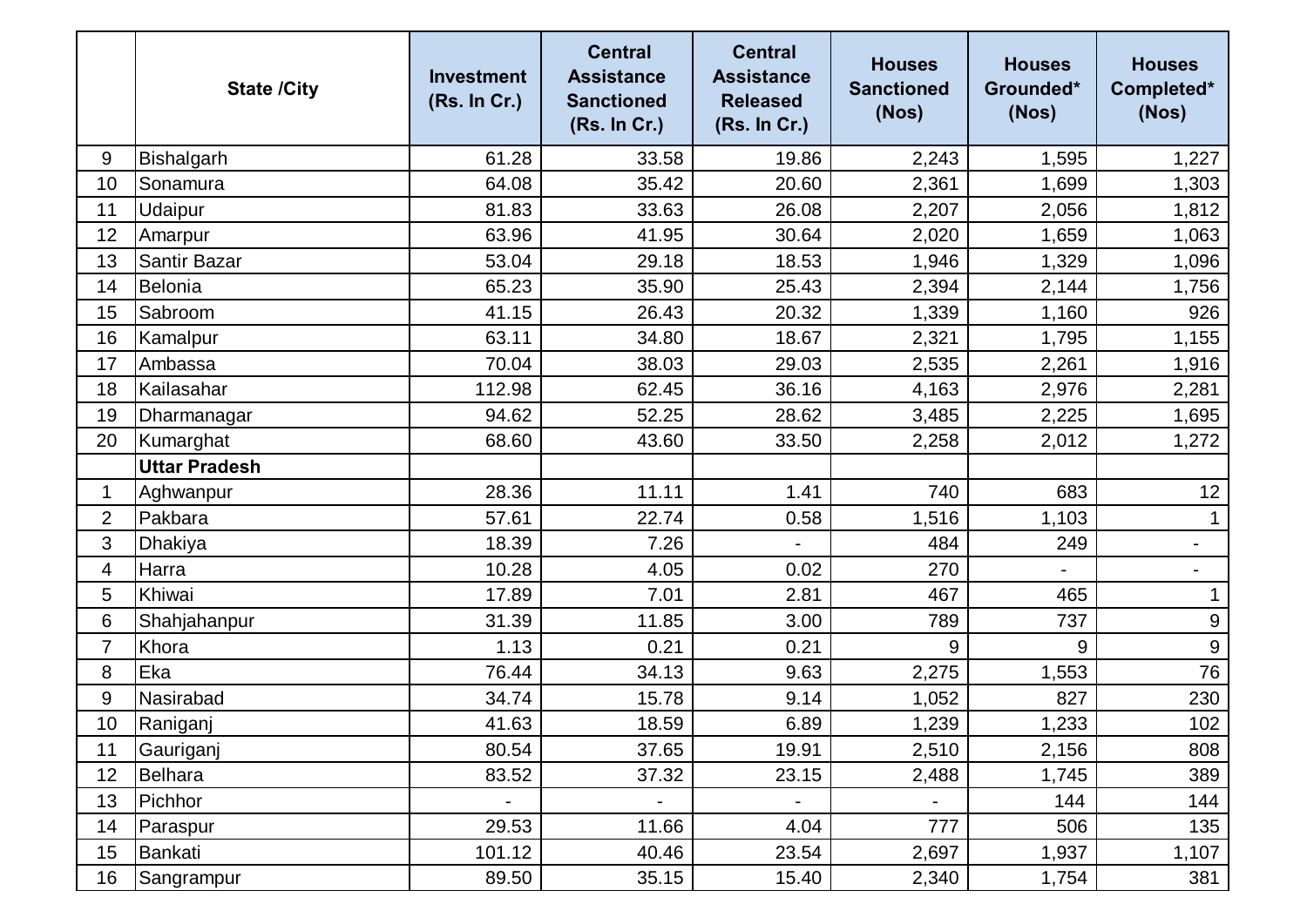| | State /City | Investment (Rs. In Cr.) | Central Assistance Sanctioned (Rs. In Cr.) | Central Assistance Released (Rs. In Cr.) | Houses Sanctioned (Nos) | Houses Grounded* (Nos) | Houses Completed* (Nos) |
|---|---|---|---|---|---|---|---|
| 9 | Bishalgarh | 61.28 | 33.58 | 19.86 | 2,243 | 1,595 | 1,227 |
| 10 | Sonamura | 64.08 | 35.42 | 20.60 | 2,361 | 1,699 | 1,303 |
| 11 | Udaipur | 81.83 | 33.63 | 26.08 | 2,207 | 2,056 | 1,812 |
| 12 | Amarpur | 63.96 | 41.95 | 30.64 | 2,020 | 1,659 | 1,063 |
| 13 | Santir Bazar | 53.04 | 29.18 | 18.53 | 1,946 | 1,329 | 1,096 |
| 14 | Belonia | 65.23 | 35.90 | 25.43 | 2,394 | 2,144 | 1,756 |
| 15 | Sabroom | 41.15 | 26.43 | 20.32 | 1,339 | 1,160 | 926 |
| 16 | Kamalpur | 63.11 | 34.80 | 18.67 | 2,321 | 1,795 | 1,155 |
| 17 | Ambassa | 70.04 | 38.03 | 29.03 | 2,535 | 2,261 | 1,916 |
| 18 | Kailasahar | 112.98 | 62.45 | 36.16 | 4,163 | 2,976 | 2,281 |
| 19 | Dharmanagar | 94.62 | 52.25 | 28.62 | 3,485 | 2,225 | 1,695 |
| 20 | Kumarghat | 68.60 | 43.60 | 33.50 | 2,258 | 2,012 | 1,272 |
| | **Uttar Pradesh** | | | | | | |
| 1 | Aghwanpur | 28.36 | 11.11 | 1.41 | 740 | 683 | 12 |
| 2 | Pakbara | 57.61 | 22.74 | 0.58 | 1,516 | 1,103 | 1 |
| 3 | Dhakiya | 18.39 | 7.26 | - | 484 | 249 | - |
| 4 | Harra | 10.28 | 4.05 | 0.02 | 270 | - | - |
| 5 | Khiwai | 17.89 | 7.01 | 2.81 | 467 | 465 | 1 |
| 6 | Shahjahanpur | 31.39 | 11.85 | 3.00 | 789 | 737 | 9 |
| 7 | Khora | 1.13 | 0.21 | 0.21 | 9 | 9 | 9 |
| 8 | Eka | 76.44 | 34.13 | 9.63 | 2,275 | 1,553 | 76 |
| 9 | Nasirabad | 34.74 | 15.78 | 9.14 | 1,052 | 827 | 230 |
| 10 | Raniganj | 41.63 | 18.59 | 6.89 | 1,239 | 1,233 | 102 |
| 11 | Gauriganj | 80.54 | 37.65 | 19.91 | 2,510 | 2,156 | 808 |
| 12 | Belhara | 83.52 | 37.32 | 23.15 | 2,488 | 1,745 | 389 |
| 13 | Pichhor | - | - | - | - | 144 | 144 |
| 14 | Paraspur | 29.53 | 11.66 | 4.04 | 777 | 506 | 135 |
| 15 | Bankati | 101.12 | 40.46 | 23.54 | 2,697 | 1,937 | 1,107 |
| 16 | Sangrampur | 89.50 | 35.15 | 15.40 | 2,340 | 1,754 | 381 |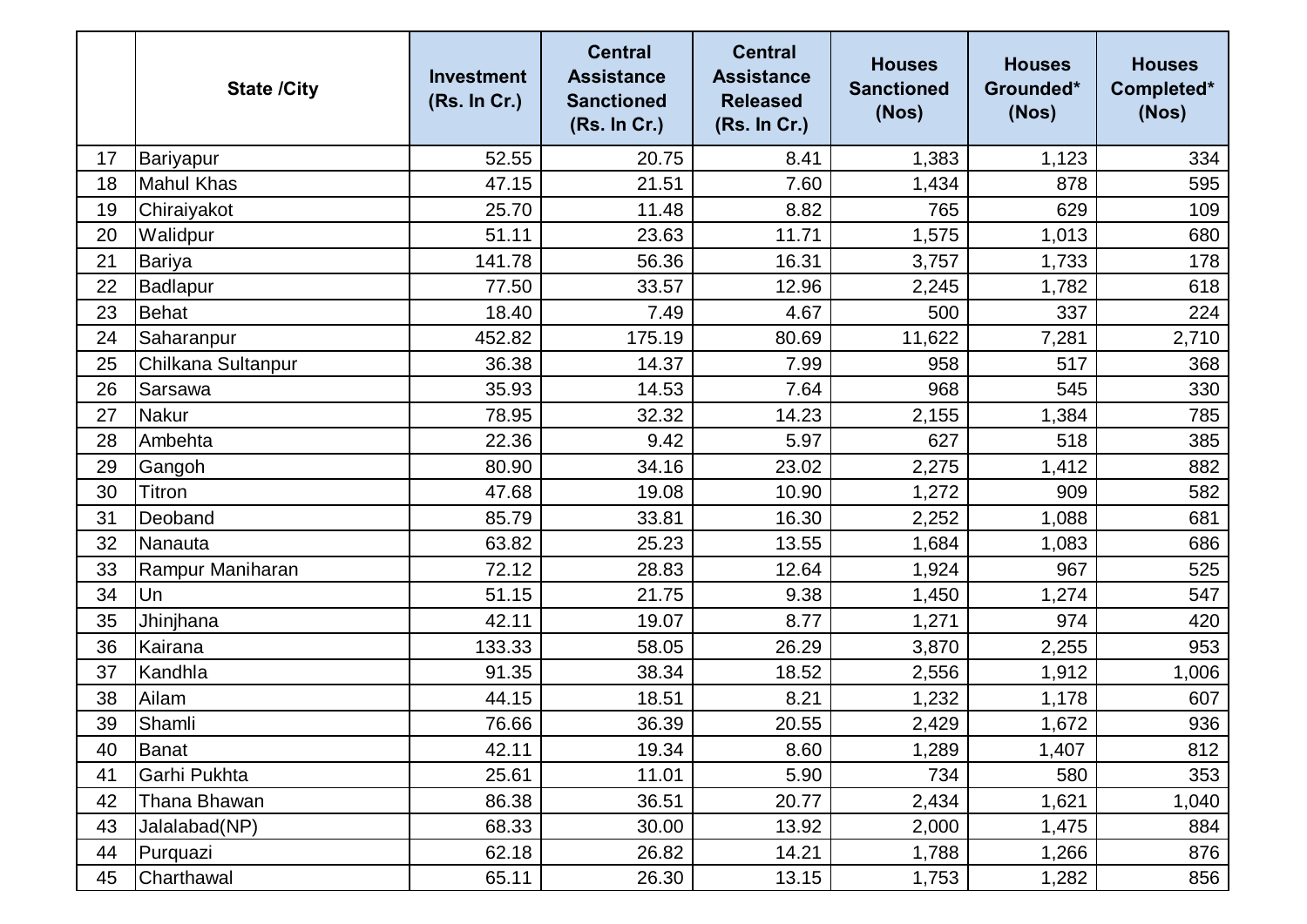| | State /City | Investment (Rs. In Cr.) | Central Assistance Sanctioned (Rs. In Cr.) | Central Assistance Released (Rs. In Cr.) | Houses Sanctioned (Nos) | Houses Grounded* (Nos) | Houses Completed* (Nos) |
|---|---|---|---|---|---|---|---|
| 17 | Bariyapur | 52.55 | 20.75 | 8.41 | 1,383 | 1,123 | 334 |
| 18 | Mahul Khas | 47.15 | 21.51 | 7.60 | 1,434 | 878 | 595 |
| 19 | Chiraiyakot | 25.70 | 11.48 | 8.82 | 765 | 629 | 109 |
| 20 | Walidpur | 51.11 | 23.63 | 11.71 | 1,575 | 1,013 | 680 |
| 21 | Bariya | 141.78 | 56.36 | 16.31 | 3,757 | 1,733 | 178 |
| 22 | Badlapur | 77.50 | 33.57 | 12.96 | 2,245 | 1,782 | 618 |
| 23 | Behat | 18.40 | 7.49 | 4.67 | 500 | 337 | 224 |
| 24 | Saharanpur | 452.82 | 175.19 | 80.69 | 11,622 | 7,281 | 2,710 |
| 25 | Chilkana Sultanpur | 36.38 | 14.37 | 7.99 | 958 | 517 | 368 |
| 26 | Sarsawa | 35.93 | 14.53 | 7.64 | 968 | 545 | 330 |
| 27 | Nakur | 78.95 | 32.32 | 14.23 | 2,155 | 1,384 | 785 |
| 28 | Ambehta | 22.36 | 9.42 | 5.97 | 627 | 518 | 385 |
| 29 | Gangoh | 80.90 | 34.16 | 23.02 | 2,275 | 1,412 | 882 |
| 30 | Titron | 47.68 | 19.08 | 10.90 | 1,272 | 909 | 582 |
| 31 | Deoband | 85.79 | 33.81 | 16.30 | 2,252 | 1,088 | 681 |
| 32 | Nanauta | 63.82 | 25.23 | 13.55 | 1,684 | 1,083 | 686 |
| 33 | Rampur Maniharan | 72.12 | 28.83 | 12.64 | 1,924 | 967 | 525 |
| 34 | Un | 51.15 | 21.75 | 9.38 | 1,450 | 1,274 | 547 |
| 35 | Jhinjhana | 42.11 | 19.07 | 8.77 | 1,271 | 974 | 420 |
| 36 | Kairana | 133.33 | 58.05 | 26.29 | 3,870 | 2,255 | 953 |
| 37 | Kandhla | 91.35 | 38.34 | 18.52 | 2,556 | 1,912 | 1,006 |
| 38 | Ailam | 44.15 | 18.51 | 8.21 | 1,232 | 1,178 | 607 |
| 39 | Shamli | 76.66 | 36.39 | 20.55 | 2,429 | 1,672 | 936 |
| 40 | Banat | 42.11 | 19.34 | 8.60 | 1,289 | 1,407 | 812 |
| 41 | Garhi Pukhta | 25.61 | 11.01 | 5.90 | 734 | 580 | 353 |
| 42 | Thana Bhawan | 86.38 | 36.51 | 20.77 | 2,434 | 1,621 | 1,040 |
| 43 | Jalalabad(NP) | 68.33 | 30.00 | 13.92 | 2,000 | 1,475 | 884 |
| 44 | Purquazi | 62.18 | 26.82 | 14.21 | 1,788 | 1,266 | 876 |
| 45 | Charthawal | 65.11 | 26.30 | 13.15 | 1,753 | 1,282 | 856 |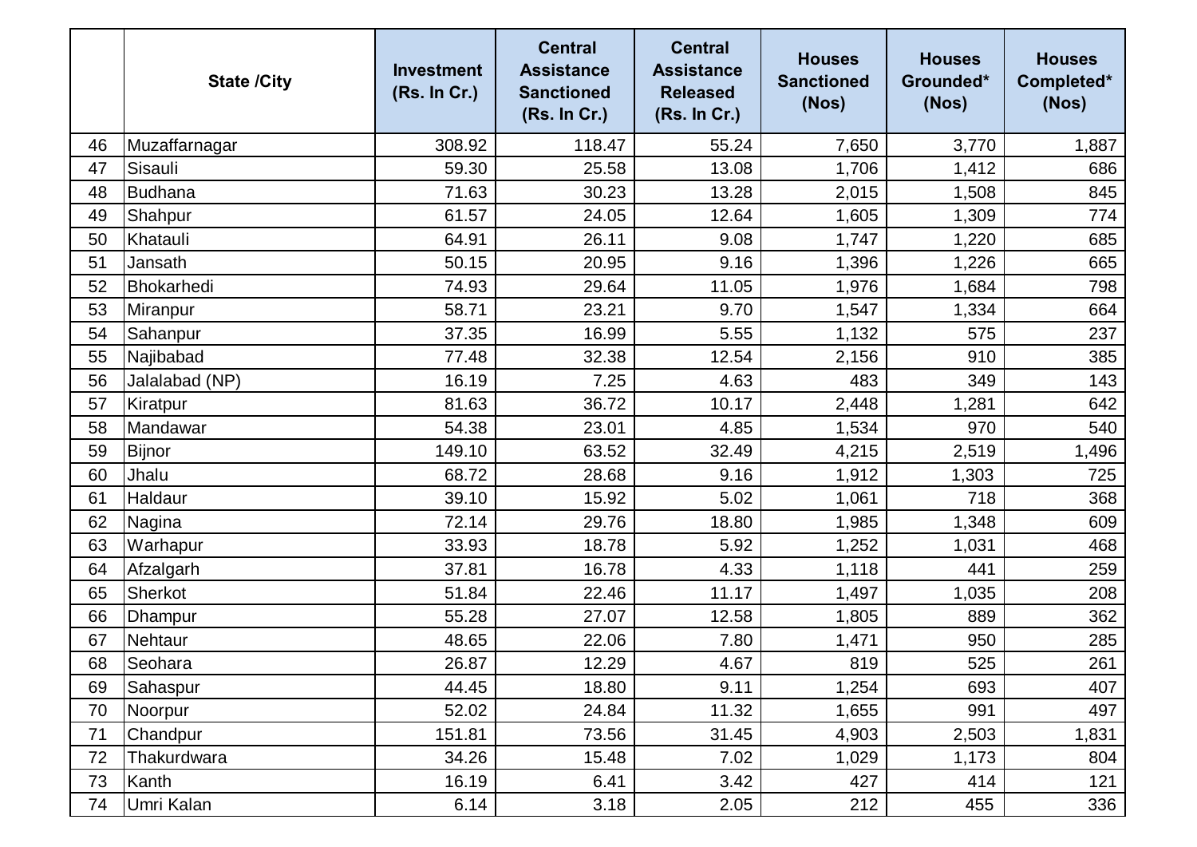|  | State /City | Investment (Rs. In Cr.) | Central Assistance Sanctioned (Rs. In Cr.) | Central Assistance Released (Rs. In Cr.) | Houses Sanctioned (Nos) | Houses Grounded* (Nos) | Houses Completed* (Nos) |
|---|---|---|---|---|---|---|---|
| 46 | Muzaffarnagar | 308.92 | 118.47 | 55.24 | 7,650 | 3,770 | 1,887 |
| 47 | Sisauli | 59.30 | 25.58 | 13.08 | 1,706 | 1,412 | 686 |
| 48 | Budhana | 71.63 | 30.23 | 13.28 | 2,015 | 1,508 | 845 |
| 49 | Shahpur | 61.57 | 24.05 | 12.64 | 1,605 | 1,309 | 774 |
| 50 | Khatauli | 64.91 | 26.11 | 9.08 | 1,747 | 1,220 | 685 |
| 51 | Jansath | 50.15 | 20.95 | 9.16 | 1,396 | 1,226 | 665 |
| 52 | Bhokarhedi | 74.93 | 29.64 | 11.05 | 1,976 | 1,684 | 798 |
| 53 | Miranpur | 58.71 | 23.21 | 9.70 | 1,547 | 1,334 | 664 |
| 54 | Sahanpur | 37.35 | 16.99 | 5.55 | 1,132 | 575 | 237 |
| 55 | Najibabad | 77.48 | 32.38 | 12.54 | 2,156 | 910 | 385 |
| 56 | Jalalabad (NP) | 16.19 | 7.25 | 4.63 | 483 | 349 | 143 |
| 57 | Kiratpur | 81.63 | 36.72 | 10.17 | 2,448 | 1,281 | 642 |
| 58 | Mandawar | 54.38 | 23.01 | 4.85 | 1,534 | 970 | 540 |
| 59 | Bijnor | 149.10 | 63.52 | 32.49 | 4,215 | 2,519 | 1,496 |
| 60 | Jhalu | 68.72 | 28.68 | 9.16 | 1,912 | 1,303 | 725 |
| 61 | Haldaur | 39.10 | 15.92 | 5.02 | 1,061 | 718 | 368 |
| 62 | Nagina | 72.14 | 29.76 | 18.80 | 1,985 | 1,348 | 609 |
| 63 | Warhapur | 33.93 | 18.78 | 5.92 | 1,252 | 1,031 | 468 |
| 64 | Afzalgarh | 37.81 | 16.78 | 4.33 | 1,118 | 441 | 259 |
| 65 | Sherkot | 51.84 | 22.46 | 11.17 | 1,497 | 1,035 | 208 |
| 66 | Dhampur | 55.28 | 27.07 | 12.58 | 1,805 | 889 | 362 |
| 67 | Nehtaur | 48.65 | 22.06 | 7.80 | 1,471 | 950 | 285 |
| 68 | Seohara | 26.87 | 12.29 | 4.67 | 819 | 525 | 261 |
| 69 | Sahaspur | 44.45 | 18.80 | 9.11 | 1,254 | 693 | 407 |
| 70 | Noorpur | 52.02 | 24.84 | 11.32 | 1,655 | 991 | 497 |
| 71 | Chandpur | 151.81 | 73.56 | 31.45 | 4,903 | 2,503 | 1,831 |
| 72 | Thakurdwara | 34.26 | 15.48 | 7.02 | 1,029 | 1,173 | 804 |
| 73 | Kanth | 16.19 | 6.41 | 3.42 | 427 | 414 | 121 |
| 74 | Umri Kalan | 6.14 | 3.18 | 2.05 | 212 | 455 | 336 |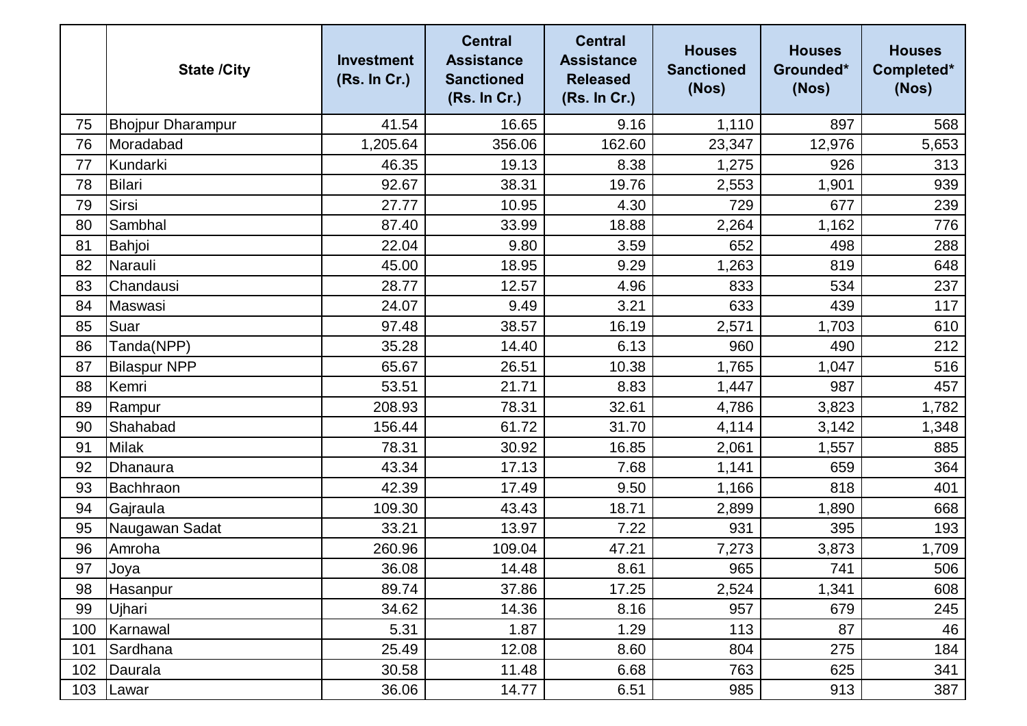|  | State /City | Investment (Rs. In Cr.) | Central Assistance Sanctioned (Rs. In Cr.) | Central Assistance Released (Rs. In Cr.) | Houses Sanctioned (Nos) | Houses Grounded* (Nos) | Houses Completed* (Nos) |
|---|---|---|---|---|---|---|---|
| 75 | Bhojpur Dharampur | 41.54 | 16.65 | 9.16 | 1,110 | 897 | 568 |
| 76 | Moradabad | 1,205.64 | 356.06 | 162.60 | 23,347 | 12,976 | 5,653 |
| 77 | Kundarki | 46.35 | 19.13 | 8.38 | 1,275 | 926 | 313 |
| 78 | Bilari | 92.67 | 38.31 | 19.76 | 2,553 | 1,901 | 939 |
| 79 | Sirsi | 27.77 | 10.95 | 4.30 | 729 | 677 | 239 |
| 80 | Sambhal | 87.40 | 33.99 | 18.88 | 2,264 | 1,162 | 776 |
| 81 | Bahjoi | 22.04 | 9.80 | 3.59 | 652 | 498 | 288 |
| 82 | Narauli | 45.00 | 18.95 | 9.29 | 1,263 | 819 | 648 |
| 83 | Chandausi | 28.77 | 12.57 | 4.96 | 833 | 534 | 237 |
| 84 | Maswasi | 24.07 | 9.49 | 3.21 | 633 | 439 | 117 |
| 85 | Suar | 97.48 | 38.57 | 16.19 | 2,571 | 1,703 | 610 |
| 86 | Tanda(NPP) | 35.28 | 14.40 | 6.13 | 960 | 490 | 212 |
| 87 | Bilaspur NPP | 65.67 | 26.51 | 10.38 | 1,765 | 1,047 | 516 |
| 88 | Kemri | 53.51 | 21.71 | 8.83 | 1,447 | 987 | 457 |
| 89 | Rampur | 208.93 | 78.31 | 32.61 | 4,786 | 3,823 | 1,782 |
| 90 | Shahabad | 156.44 | 61.72 | 31.70 | 4,114 | 3,142 | 1,348 |
| 91 | Milak | 78.31 | 30.92 | 16.85 | 2,061 | 1,557 | 885 |
| 92 | Dhanaura | 43.34 | 17.13 | 7.68 | 1,141 | 659 | 364 |
| 93 | Bachhraon | 42.39 | 17.49 | 9.50 | 1,166 | 818 | 401 |
| 94 | Gajraula | 109.30 | 43.43 | 18.71 | 2,899 | 1,890 | 668 |
| 95 | Naugawan Sadat | 33.21 | 13.97 | 7.22 | 931 | 395 | 193 |
| 96 | Amroha | 260.96 | 109.04 | 47.21 | 7,273 | 3,873 | 1,709 |
| 97 | Joya | 36.08 | 14.48 | 8.61 | 965 | 741 | 506 |
| 98 | Hasanpur | 89.74 | 37.86 | 17.25 | 2,524 | 1,341 | 608 |
| 99 | Ujhari | 34.62 | 14.36 | 8.16 | 957 | 679 | 245 |
| 100 | Karnawal | 5.31 | 1.87 | 1.29 | 113 | 87 | 46 |
| 101 | Sardhana | 25.49 | 12.08 | 8.60 | 804 | 275 | 184 |
| 102 | Daurala | 30.58 | 11.48 | 6.68 | 763 | 625 | 341 |
| 103 | Lawar | 36.06 | 14.77 | 6.51 | 985 | 913 | 387 |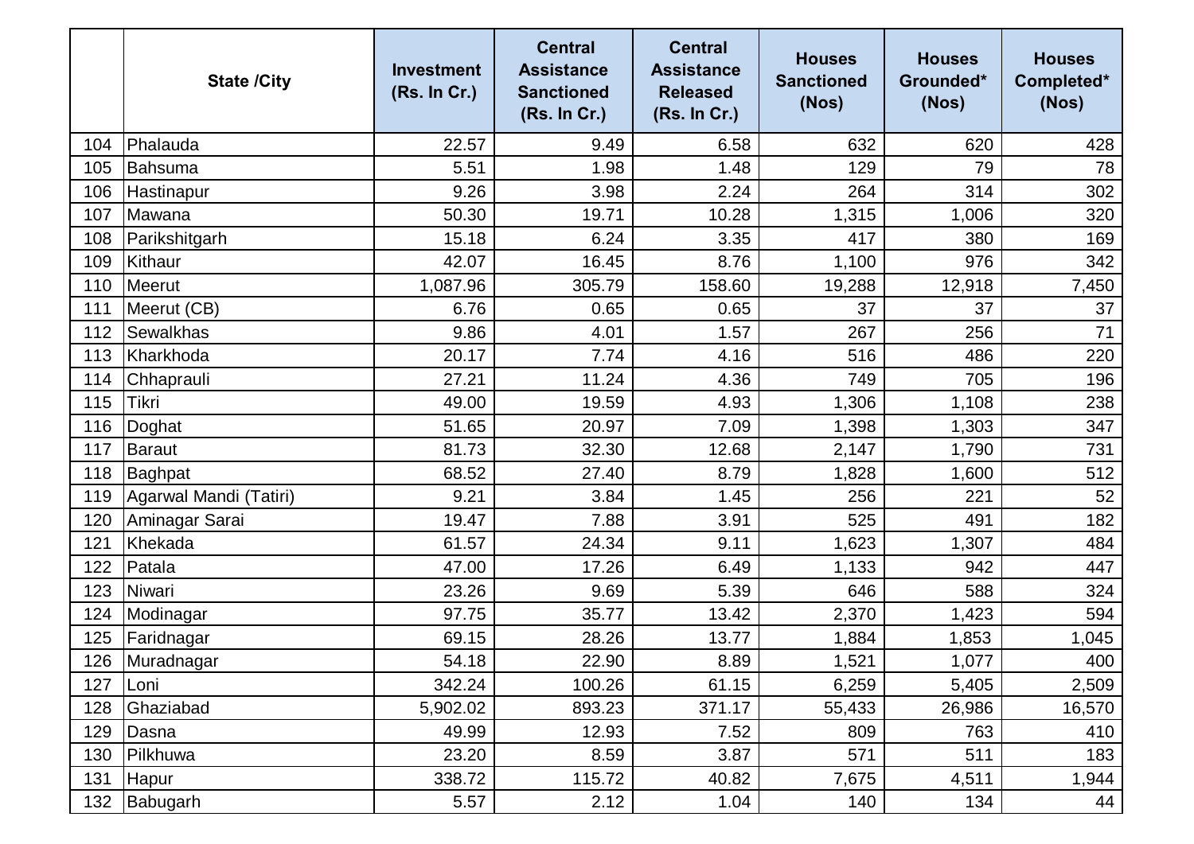|  | State /City | Investment (Rs. In Cr.) | Central Assistance Sanctioned (Rs. In Cr.) | Central Assistance Released (Rs. In Cr.) | Houses Sanctioned (Nos) | Houses Grounded* (Nos) | Houses Completed* (Nos) |
|---|---|---|---|---|---|---|---|
| 104 | Phalauda | 22.57 | 9.49 | 6.58 | 632 | 620 | 428 |
| 105 | Bahsuma | 5.51 | 1.98 | 1.48 | 129 | 79 | 78 |
| 106 | Hastinapur | 9.26 | 3.98 | 2.24 | 264 | 314 | 302 |
| 107 | Mawana | 50.30 | 19.71 | 10.28 | 1,315 | 1,006 | 320 |
| 108 | Parikshitgarh | 15.18 | 6.24 | 3.35 | 417 | 380 | 169 |
| 109 | Kithaur | 42.07 | 16.45 | 8.76 | 1,100 | 976 | 342 |
| 110 | Meerut | 1,087.96 | 305.79 | 158.60 | 19,288 | 12,918 | 7,450 |
| 111 | Meerut (CB) | 6.76 | 0.65 | 0.65 | 37 | 37 | 37 |
| 112 | Sewalkhas | 9.86 | 4.01 | 1.57 | 267 | 256 | 71 |
| 113 | Kharkhoda | 20.17 | 7.74 | 4.16 | 516 | 486 | 220 |
| 114 | Chhaprauli | 27.21 | 11.24 | 4.36 | 749 | 705 | 196 |
| 115 | Tikri | 49.00 | 19.59 | 4.93 | 1,306 | 1,108 | 238 |
| 116 | Doghat | 51.65 | 20.97 | 7.09 | 1,398 | 1,303 | 347 |
| 117 | Baraut | 81.73 | 32.30 | 12.68 | 2,147 | 1,790 | 731 |
| 118 | Baghpat | 68.52 | 27.40 | 8.79 | 1,828 | 1,600 | 512 |
| 119 | Agarwal Mandi (Tatiri) | 9.21 | 3.84 | 1.45 | 256 | 221 | 52 |
| 120 | Aminagar Sarai | 19.47 | 7.88 | 3.91 | 525 | 491 | 182 |
| 121 | Khekada | 61.57 | 24.34 | 9.11 | 1,623 | 1,307 | 484 |
| 122 | Patala | 47.00 | 17.26 | 6.49 | 1,133 | 942 | 447 |
| 123 | Niwari | 23.26 | 9.69 | 5.39 | 646 | 588 | 324 |
| 124 | Modinagar | 97.75 | 35.77 | 13.42 | 2,370 | 1,423 | 594 |
| 125 | Faridnagar | 69.15 | 28.26 | 13.77 | 1,884 | 1,853 | 1,045 |
| 126 | Muradnagar | 54.18 | 22.90 | 8.89 | 1,521 | 1,077 | 400 |
| 127 | Loni | 342.24 | 100.26 | 61.15 | 6,259 | 5,405 | 2,509 |
| 128 | Ghaziabad | 5,902.02 | 893.23 | 371.17 | 55,433 | 26,986 | 16,570 |
| 129 | Dasna | 49.99 | 12.93 | 7.52 | 809 | 763 | 410 |
| 130 | Pilkhuwa | 23.20 | 8.59 | 3.87 | 571 | 511 | 183 |
| 131 | Hapur | 338.72 | 115.72 | 40.82 | 7,675 | 4,511 | 1,944 |
| 132 | Babugarh | 5.57 | 2.12 | 1.04 | 140 | 134 | 44 |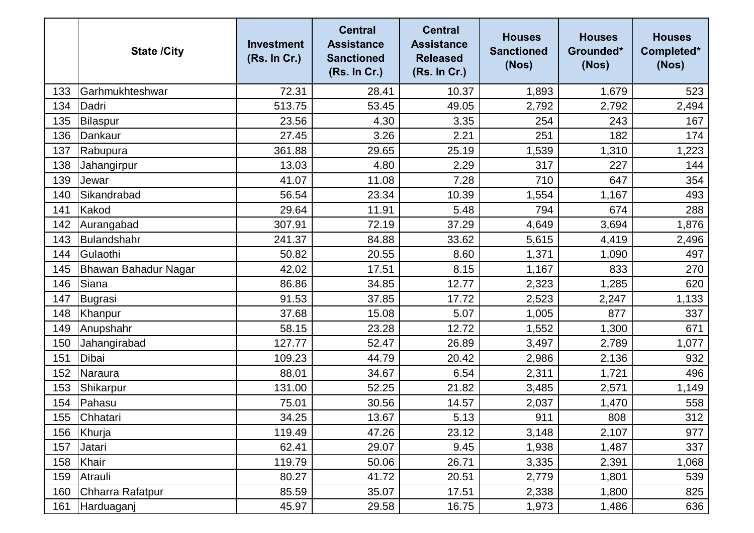| | State /City | Investment (Rs. In Cr.) | Central Assistance Sanctioned (Rs. In Cr.) | Central Assistance Released (Rs. In Cr.) | Houses Sanctioned (Nos) | Houses Grounded* (Nos) | Houses Completed* (Nos) |
|---|---|---|---|---|---|---|---|
| 133 | Garhmukhteshwar | 72.31 | 28.41 | 10.37 | 1,893 | 1,679 | 523 |
| 134 | Dadri | 513.75 | 53.45 | 49.05 | 2,792 | 2,792 | 2,494 |
| 135 | Bilaspur | 23.56 | 4.30 | 3.35 | 254 | 243 | 167 |
| 136 | Dankaur | 27.45 | 3.26 | 2.21 | 251 | 182 | 174 |
| 137 | Rabupura | 361.88 | 29.65 | 25.19 | 1,539 | 1,310 | 1,223 |
| 138 | Jahangirpur | 13.03 | 4.80 | 2.29 | 317 | 227 | 144 |
| 139 | Jewar | 41.07 | 11.08 | 7.28 | 710 | 647 | 354 |
| 140 | Sikandrabad | 56.54 | 23.34 | 10.39 | 1,554 | 1,167 | 493 |
| 141 | Kakod | 29.64 | 11.91 | 5.48 | 794 | 674 | 288 |
| 142 | Aurangabad | 307.91 | 72.19 | 37.29 | 4,649 | 3,694 | 1,876 |
| 143 | Bulandshahr | 241.37 | 84.88 | 33.62 | 5,615 | 4,419 | 2,496 |
| 144 | Gulaothi | 50.82 | 20.55 | 8.60 | 1,371 | 1,090 | 497 |
| 145 | Bhawan Bahadur Nagar | 42.02 | 17.51 | 8.15 | 1,167 | 833 | 270 |
| 146 | Siana | 86.86 | 34.85 | 12.77 | 2,323 | 1,285 | 620 |
| 147 | Bugrasi | 91.53 | 37.85 | 17.72 | 2,523 | 2,247 | 1,133 |
| 148 | Khanpur | 37.68 | 15.08 | 5.07 | 1,005 | 877 | 337 |
| 149 | Anupshahr | 58.15 | 23.28 | 12.72 | 1,552 | 1,300 | 671 |
| 150 | Jahangirabad | 127.77 | 52.47 | 26.89 | 3,497 | 2,789 | 1,077 |
| 151 | Dibai | 109.23 | 44.79 | 20.42 | 2,986 | 2,136 | 932 |
| 152 | Naraura | 88.01 | 34.67 | 6.54 | 2,311 | 1,721 | 496 |
| 153 | Shikarpur | 131.00 | 52.25 | 21.82 | 3,485 | 2,571 | 1,149 |
| 154 | Pahasu | 75.01 | 30.56 | 14.57 | 2,037 | 1,470 | 558 |
| 155 | Chhatari | 34.25 | 13.67 | 5.13 | 911 | 808 | 312 |
| 156 | Khurja | 119.49 | 47.26 | 23.12 | 3,148 | 2,107 | 977 |
| 157 | Jatari | 62.41 | 29.07 | 9.45 | 1,938 | 1,487 | 337 |
| 158 | Khair | 119.79 | 50.06 | 26.71 | 3,335 | 2,391 | 1,068 |
| 159 | Atrauli | 80.27 | 41.72 | 20.51 | 2,779 | 1,801 | 539 |
| 160 | Chharra Rafatpur | 85.59 | 35.07 | 17.51 | 2,338 | 1,800 | 825 |
| 161 | Harduaganj | 45.97 | 29.58 | 16.75 | 1,973 | 1,486 | 636 |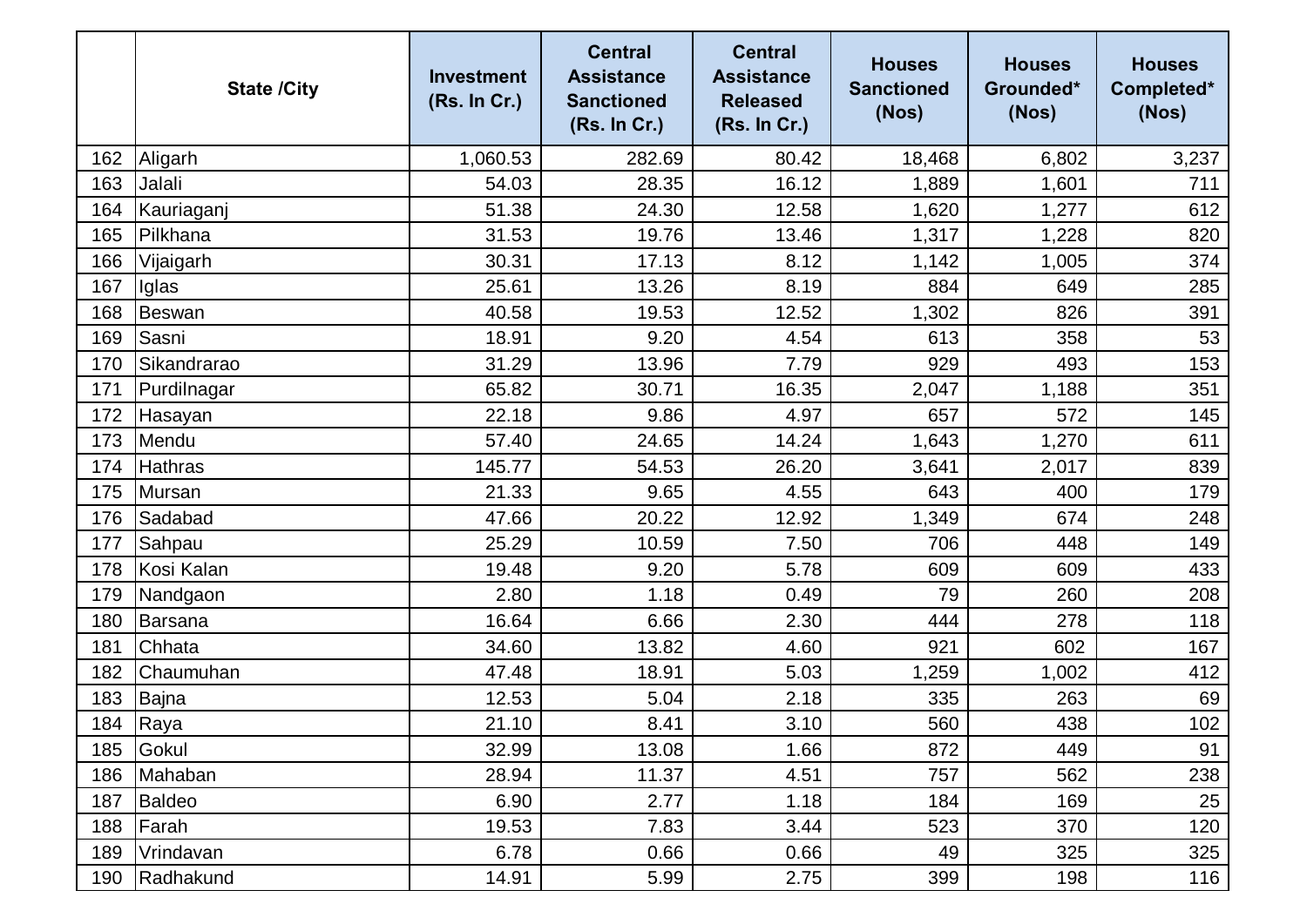|  | State /City | Investment (Rs. In Cr.) | Central Assistance Sanctioned (Rs. In Cr.) | Central Assistance Released (Rs. In Cr.) | Houses Sanctioned (Nos) | Houses Grounded* (Nos) | Houses Completed* (Nos) |
|---|---|---|---|---|---|---|---|
| 162 | Aligarh | 1,060.53 | 282.69 | 80.42 | 18,468 | 6,802 | 3,237 |
| 163 | Jalali | 54.03 | 28.35 | 16.12 | 1,889 | 1,601 | 711 |
| 164 | Kauriaganj | 51.38 | 24.30 | 12.58 | 1,620 | 1,277 | 612 |
| 165 | Pilkhana | 31.53 | 19.76 | 13.46 | 1,317 | 1,228 | 820 |
| 166 | Vijaigarh | 30.31 | 17.13 | 8.12 | 1,142 | 1,005 | 374 |
| 167 | Iglas | 25.61 | 13.26 | 8.19 | 884 | 649 | 285 |
| 168 | Beswan | 40.58 | 19.53 | 12.52 | 1,302 | 826 | 391 |
| 169 | Sasni | 18.91 | 9.20 | 4.54 | 613 | 358 | 53 |
| 170 | Sikandrarao | 31.29 | 13.96 | 7.79 | 929 | 493 | 153 |
| 171 | Purdilnagar | 65.82 | 30.71 | 16.35 | 2,047 | 1,188 | 351 |
| 172 | Hasayan | 22.18 | 9.86 | 4.97 | 657 | 572 | 145 |
| 173 | Mendu | 57.40 | 24.65 | 14.24 | 1,643 | 1,270 | 611 |
| 174 | Hathras | 145.77 | 54.53 | 26.20 | 3,641 | 2,017 | 839 |
| 175 | Mursan | 21.33 | 9.65 | 4.55 | 643 | 400 | 179 |
| 176 | Sadabad | 47.66 | 20.22 | 12.92 | 1,349 | 674 | 248 |
| 177 | Sahpau | 25.29 | 10.59 | 7.50 | 706 | 448 | 149 |
| 178 | Kosi Kalan | 19.48 | 9.20 | 5.78 | 609 | 609 | 433 |
| 179 | Nandgaon | 2.80 | 1.18 | 0.49 | 79 | 260 | 208 |
| 180 | Barsana | 16.64 | 6.66 | 2.30 | 444 | 278 | 118 |
| 181 | Chhata | 34.60 | 13.82 | 4.60 | 921 | 602 | 167 |
| 182 | Chaumuhan | 47.48 | 18.91 | 5.03 | 1,259 | 1,002 | 412 |
| 183 | Bajna | 12.53 | 5.04 | 2.18 | 335 | 263 | 69 |
| 184 | Raya | 21.10 | 8.41 | 3.10 | 560 | 438 | 102 |
| 185 | Gokul | 32.99 | 13.08 | 1.66 | 872 | 449 | 91 |
| 186 | Mahaban | 28.94 | 11.37 | 4.51 | 757 | 562 | 238 |
| 187 | Baldeo | 6.90 | 2.77 | 1.18 | 184 | 169 | 25 |
| 188 | Farah | 19.53 | 7.83 | 3.44 | 523 | 370 | 120 |
| 189 | Vrindavan | 6.78 | 0.66 | 0.66 | 49 | 325 | 325 |
| 190 | Radhakund | 14.91 | 5.99 | 2.75 | 399 | 198 | 116 |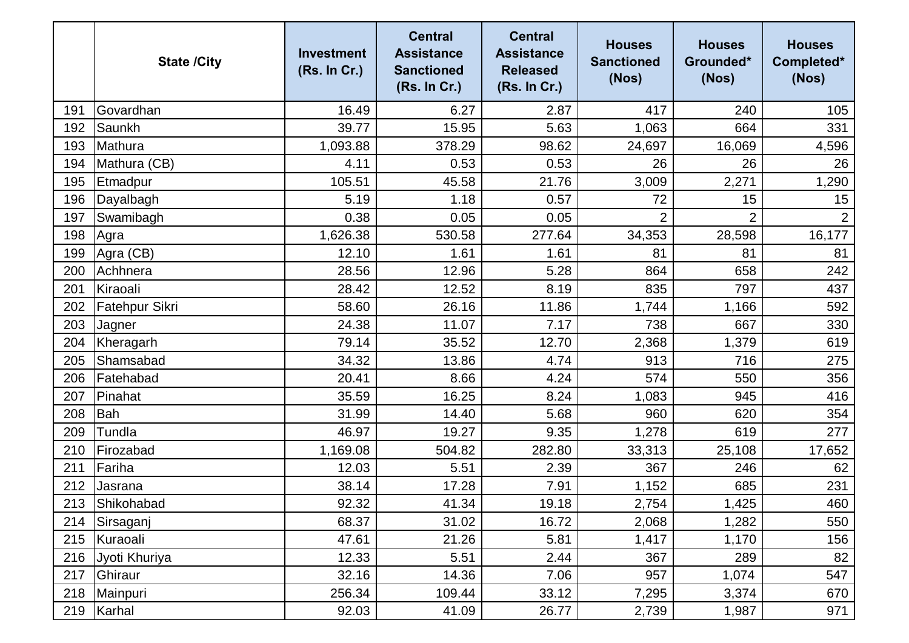|  | State /City | Investment (Rs. In Cr.) | Central Assistance Sanctioned (Rs. In Cr.) | Central Assistance Released (Rs. In Cr.) | Houses Sanctioned (Nos) | Houses Grounded* (Nos) | Houses Completed* (Nos) |
|---|---|---|---|---|---|---|---|
| 191 | Govardhan | 16.49 | 6.27 | 2.87 | 417 | 240 | 105 |
| 192 | Saunkh | 39.77 | 15.95 | 5.63 | 1,063 | 664 | 331 |
| 193 | Mathura | 1,093.88 | 378.29 | 98.62 | 24,697 | 16,069 | 4,596 |
| 194 | Mathura (CB) | 4.11 | 0.53 | 0.53 | 26 | 26 | 26 |
| 195 | Etmadpur | 105.51 | 45.58 | 21.76 | 3,009 | 2,271 | 1,290 |
| 196 | Dayalbagh | 5.19 | 1.18 | 0.57 | 72 | 15 | 15 |
| 197 | Swamibagh | 0.38 | 0.05 | 0.05 | 2 | 2 | 2 |
| 198 | Agra | 1,626.38 | 530.58 | 277.64 | 34,353 | 28,598 | 16,177 |
| 199 | Agra (CB) | 12.10 | 1.61 | 1.61 | 81 | 81 | 81 |
| 200 | Achhnera | 28.56 | 12.96 | 5.28 | 864 | 658 | 242 |
| 201 | Kiraoali | 28.42 | 12.52 | 8.19 | 835 | 797 | 437 |
| 202 | Fatehpur Sikri | 58.60 | 26.16 | 11.86 | 1,744 | 1,166 | 592 |
| 203 | Jagner | 24.38 | 11.07 | 7.17 | 738 | 667 | 330 |
| 204 | Kheragarh | 79.14 | 35.52 | 12.70 | 2,368 | 1,379 | 619 |
| 205 | Shamsabad | 34.32 | 13.86 | 4.74 | 913 | 716 | 275 |
| 206 | Fatehabad | 20.41 | 8.66 | 4.24 | 574 | 550 | 356 |
| 207 | Pinahat | 35.59 | 16.25 | 8.24 | 1,083 | 945 | 416 |
| 208 | Bah | 31.99 | 14.40 | 5.68 | 960 | 620 | 354 |
| 209 | Tundla | 46.97 | 19.27 | 9.35 | 1,278 | 619 | 277 |
| 210 | Firozabad | 1,169.08 | 504.82 | 282.80 | 33,313 | 25,108 | 17,652 |
| 211 | Fariha | 12.03 | 5.51 | 2.39 | 367 | 246 | 62 |
| 212 | Jasrana | 38.14 | 17.28 | 7.91 | 1,152 | 685 | 231 |
| 213 | Shikohabad | 92.32 | 41.34 | 19.18 | 2,754 | 1,425 | 460 |
| 214 | Sirsaganj | 68.37 | 31.02 | 16.72 | 2,068 | 1,282 | 550 |
| 215 | Kuraoali | 47.61 | 21.26 | 5.81 | 1,417 | 1,170 | 156 |
| 216 | Jyoti Khuriya | 12.33 | 5.51 | 2.44 | 367 | 289 | 82 |
| 217 | Ghiraur | 32.16 | 14.36 | 7.06 | 957 | 1,074 | 547 |
| 218 | Mainpuri | 256.34 | 109.44 | 33.12 | 7,295 | 3,374 | 670 |
| 219 | Karhal | 92.03 | 41.09 | 26.77 | 2,739 | 1,987 | 971 |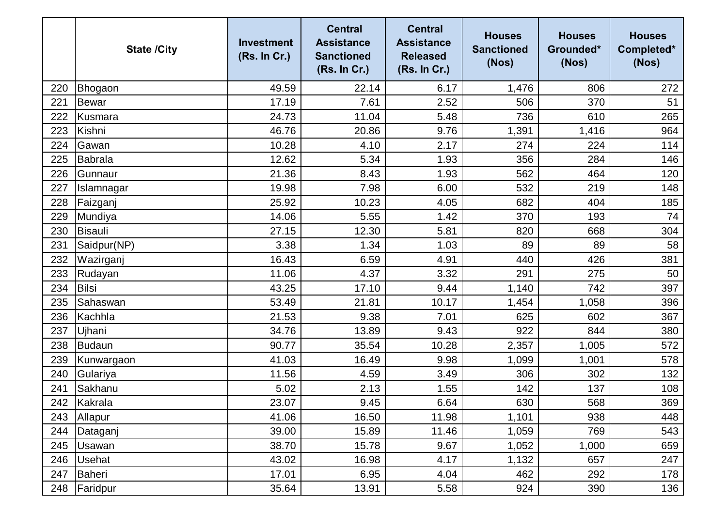|  | State /City | Investment (Rs. In Cr.) | Central Assistance Sanctioned (Rs. In Cr.) | Central Assistance Released (Rs. In Cr.) | Houses Sanctioned (Nos) | Houses Grounded* (Nos) | Houses Completed* (Nos) |
|---|---|---|---|---|---|---|---|
| 220 | Bhogaon | 49.59 | 22.14 | 6.17 | 1,476 | 806 | 272 |
| 221 | Bewar | 17.19 | 7.61 | 2.52 | 506 | 370 | 51 |
| 222 | Kusmara | 24.73 | 11.04 | 5.48 | 736 | 610 | 265 |
| 223 | Kishni | 46.76 | 20.86 | 9.76 | 1,391 | 1,416 | 964 |
| 224 | Gawan | 10.28 | 4.10 | 2.17 | 274 | 224 | 114 |
| 225 | Babrala | 12.62 | 5.34 | 1.93 | 356 | 284 | 146 |
| 226 | Gunnaur | 21.36 | 8.43 | 1.93 | 562 | 464 | 120 |
| 227 | Islamnagar | 19.98 | 7.98 | 6.00 | 532 | 219 | 148 |
| 228 | Faizganj | 25.92 | 10.23 | 4.05 | 682 | 404 | 185 |
| 229 | Mundiya | 14.06 | 5.55 | 1.42 | 370 | 193 | 74 |
| 230 | Bisauli | 27.15 | 12.30 | 5.81 | 820 | 668 | 304 |
| 231 | Saidpur(NP) | 3.38 | 1.34 | 1.03 | 89 | 89 | 58 |
| 232 | Wazirganj | 16.43 | 6.59 | 4.91 | 440 | 426 | 381 |
| 233 | Rudayan | 11.06 | 4.37 | 3.32 | 291 | 275 | 50 |
| 234 | Bilsi | 43.25 | 17.10 | 9.44 | 1,140 | 742 | 397 |
| 235 | Sahaswan | 53.49 | 21.81 | 10.17 | 1,454 | 1,058 | 396 |
| 236 | Kachhla | 21.53 | 9.38 | 7.01 | 625 | 602 | 367 |
| 237 | Ujhani | 34.76 | 13.89 | 9.43 | 922 | 844 | 380 |
| 238 | Budaun | 90.77 | 35.54 | 10.28 | 2,357 | 1,005 | 572 |
| 239 | Kunwargaon | 41.03 | 16.49 | 9.98 | 1,099 | 1,001 | 578 |
| 240 | Gulariya | 11.56 | 4.59 | 3.49 | 306 | 302 | 132 |
| 241 | Sakhanu | 5.02 | 2.13 | 1.55 | 142 | 137 | 108 |
| 242 | Kakrala | 23.07 | 9.45 | 6.64 | 630 | 568 | 369 |
| 243 | Allapur | 41.06 | 16.50 | 11.98 | 1,101 | 938 | 448 |
| 244 | Dataganj | 39.00 | 15.89 | 11.46 | 1,059 | 769 | 543 |
| 245 | Usawan | 38.70 | 15.78 | 9.67 | 1,052 | 1,000 | 659 |
| 246 | Usehat | 43.02 | 16.98 | 4.17 | 1,132 | 657 | 247 |
| 247 | Baheri | 17.01 | 6.95 | 4.04 | 462 | 292 | 178 |
| 248 | Faridpur | 35.64 | 13.91 | 5.58 | 924 | 390 | 136 |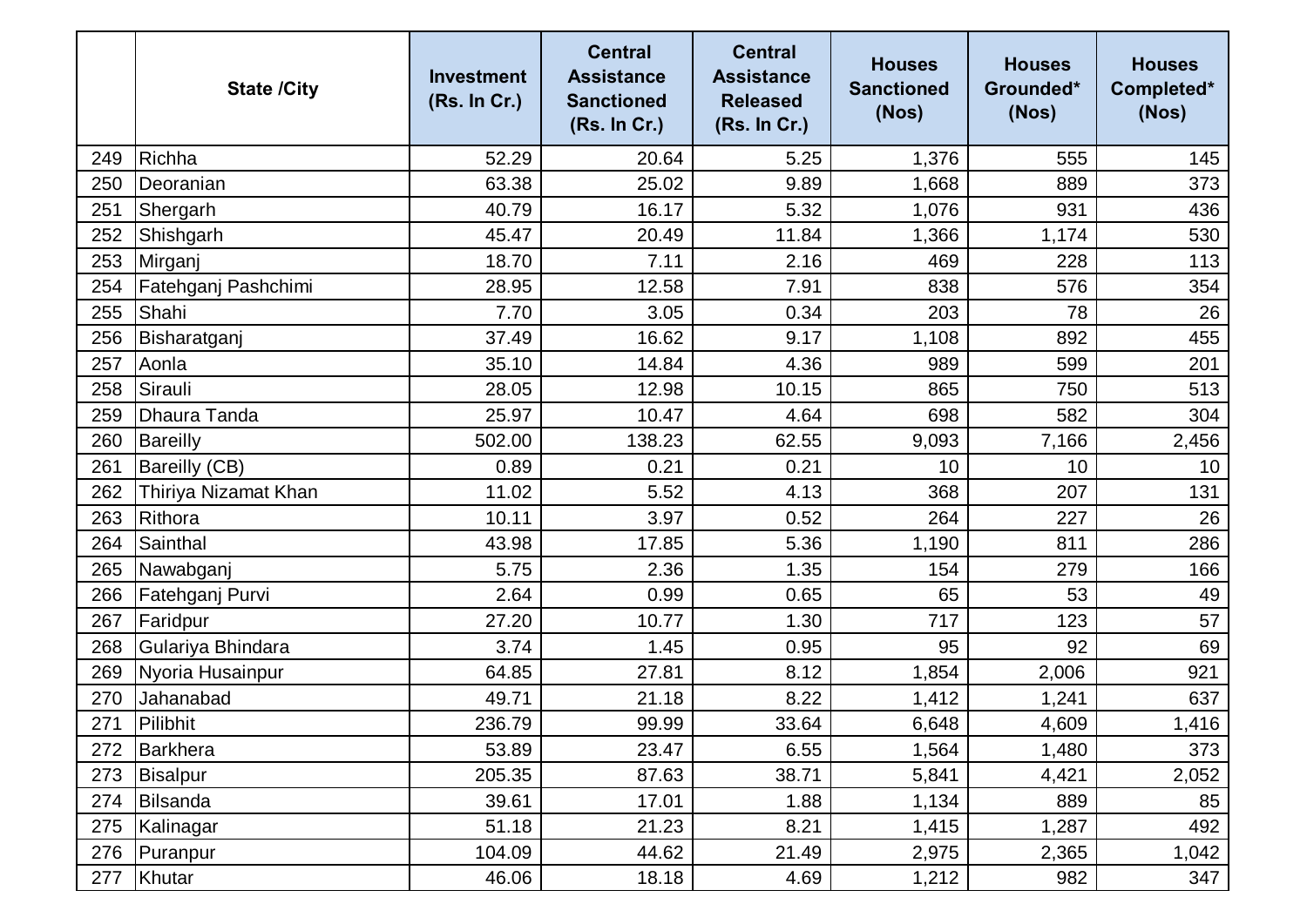|  | State /City | Investment (Rs. In Cr.) | Central Assistance Sanctioned (Rs. In Cr.) | Central Assistance Released (Rs. In Cr.) | Houses Sanctioned (Nos) | Houses Grounded* (Nos) | Houses Completed* (Nos) |
|---|---|---|---|---|---|---|---|
| 249 | Richha | 52.29 | 20.64 | 5.25 | 1,376 | 555 | 145 |
| 250 | Deoranian | 63.38 | 25.02 | 9.89 | 1,668 | 889 | 373 |
| 251 | Shergarh | 40.79 | 16.17 | 5.32 | 1,076 | 931 | 436 |
| 252 | Shishgarh | 45.47 | 20.49 | 11.84 | 1,366 | 1,174 | 530 |
| 253 | Mirganj | 18.70 | 7.11 | 2.16 | 469 | 228 | 113 |
| 254 | Fatehganj Pashchimi | 28.95 | 12.58 | 7.91 | 838 | 576 | 354 |
| 255 | Shahi | 7.70 | 3.05 | 0.34 | 203 | 78 | 26 |
| 256 | Bisharatganj | 37.49 | 16.62 | 9.17 | 1,108 | 892 | 455 |
| 257 | Aonla | 35.10 | 14.84 | 4.36 | 989 | 599 | 201 |
| 258 | Sirauli | 28.05 | 12.98 | 10.15 | 865 | 750 | 513 |
| 259 | Dhaura Tanda | 25.97 | 10.47 | 4.64 | 698 | 582 | 304 |
| 260 | Bareilly | 502.00 | 138.23 | 62.55 | 9,093 | 7,166 | 2,456 |
| 261 | Bareilly (CB) | 0.89 | 0.21 | 0.21 | 10 | 10 | 10 |
| 262 | Thiriya Nizamat Khan | 11.02 | 5.52 | 4.13 | 368 | 207 | 131 |
| 263 | Rithora | 10.11 | 3.97 | 0.52 | 264 | 227 | 26 |
| 264 | Sainthal | 43.98 | 17.85 | 5.36 | 1,190 | 811 | 286 |
| 265 | Nawabganj | 5.75 | 2.36 | 1.35 | 154 | 279 | 166 |
| 266 | Fatehganj Purvi | 2.64 | 0.99 | 0.65 | 65 | 53 | 49 |
| 267 | Faridpur | 27.20 | 10.77 | 1.30 | 717 | 123 | 57 |
| 268 | Gulariya Bhindara | 3.74 | 1.45 | 0.95 | 95 | 92 | 69 |
| 269 | Nyoria Husainpur | 64.85 | 27.81 | 8.12 | 1,854 | 2,006 | 921 |
| 270 | Jahanabad | 49.71 | 21.18 | 8.22 | 1,412 | 1,241 | 637 |
| 271 | Pilibhit | 236.79 | 99.99 | 33.64 | 6,648 | 4,609 | 1,416 |
| 272 | Barkhera | 53.89 | 23.47 | 6.55 | 1,564 | 1,480 | 373 |
| 273 | Bisalpur | 205.35 | 87.63 | 38.71 | 5,841 | 4,421 | 2,052 |
| 274 | Bilsanda | 39.61 | 17.01 | 1.88 | 1,134 | 889 | 85 |
| 275 | Kalinagar | 51.18 | 21.23 | 8.21 | 1,415 | 1,287 | 492 |
| 276 | Puranpur | 104.09 | 44.62 | 21.49 | 2,975 | 2,365 | 1,042 |
| 277 | Khutar | 46.06 | 18.18 | 4.69 | 1,212 | 982 | 347 |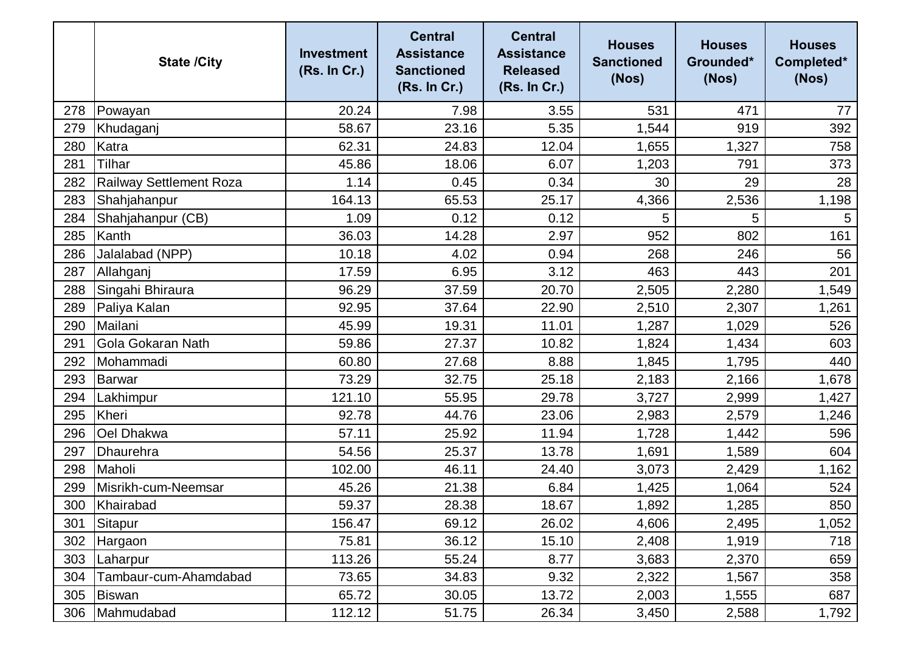| | State /City | Investment (Rs. In Cr.) | Central Assistance Sanctioned (Rs. In Cr.) | Central Assistance Released (Rs. In Cr.) | Houses Sanctioned (Nos) | Houses Grounded* (Nos) | Houses Completed* (Nos) |
|---|---|---|---|---|---|---|---|
| 278 | Powayan | 20.24 | 7.98 | 3.55 | 531 | 471 | 77 |
| 279 | Khudaganj | 58.67 | 23.16 | 5.35 | 1,544 | 919 | 392 |
| 280 | Katra | 62.31 | 24.83 | 12.04 | 1,655 | 1,327 | 758 |
| 281 | Tilhar | 45.86 | 18.06 | 6.07 | 1,203 | 791 | 373 |
| 282 | Railway Settlement Roza | 1.14 | 0.45 | 0.34 | 30 | 29 | 28 |
| 283 | Shahjahanpur | 164.13 | 65.53 | 25.17 | 4,366 | 2,536 | 1,198 |
| 284 | Shahjahanpur (CB) | 1.09 | 0.12 | 0.12 | 5 | 5 | 5 |
| 285 | Kanth | 36.03 | 14.28 | 2.97 | 952 | 802 | 161 |
| 286 | Jalalabad (NPP) | 10.18 | 4.02 | 0.94 | 268 | 246 | 56 |
| 287 | Allahganj | 17.59 | 6.95 | 3.12 | 463 | 443 | 201 |
| 288 | Singahi Bhiraura | 96.29 | 37.59 | 20.70 | 2,505 | 2,280 | 1,549 |
| 289 | Paliya Kalan | 92.95 | 37.64 | 22.90 | 2,510 | 2,307 | 1,261 |
| 290 | Mailani | 45.99 | 19.31 | 11.01 | 1,287 | 1,029 | 526 |
| 291 | Gola Gokaran Nath | 59.86 | 27.37 | 10.82 | 1,824 | 1,434 | 603 |
| 292 | Mohammadi | 60.80 | 27.68 | 8.88 | 1,845 | 1,795 | 440 |
| 293 | Barwar | 73.29 | 32.75 | 25.18 | 2,183 | 2,166 | 1,678 |
| 294 | Lakhimpur | 121.10 | 55.95 | 29.78 | 3,727 | 2,999 | 1,427 |
| 295 | Kheri | 92.78 | 44.76 | 23.06 | 2,983 | 2,579 | 1,246 |
| 296 | Oel Dhakwa | 57.11 | 25.92 | 11.94 | 1,728 | 1,442 | 596 |
| 297 | Dhaurehra | 54.56 | 25.37 | 13.78 | 1,691 | 1,589 | 604 |
| 298 | Maholi | 102.00 | 46.11 | 24.40 | 3,073 | 2,429 | 1,162 |
| 299 | Misrikh-cum-Neemsar | 45.26 | 21.38 | 6.84 | 1,425 | 1,064 | 524 |
| 300 | Khairabad | 59.37 | 28.38 | 18.67 | 1,892 | 1,285 | 850 |
| 301 | Sitapur | 156.47 | 69.12 | 26.02 | 4,606 | 2,495 | 1,052 |
| 302 | Hargaon | 75.81 | 36.12 | 15.10 | 2,408 | 1,919 | 718 |
| 303 | Laharpur | 113.26 | 55.24 | 8.77 | 3,683 | 2,370 | 659 |
| 304 | Tambaur-cum-Ahamdabad | 73.65 | 34.83 | 9.32 | 2,322 | 1,567 | 358 |
| 305 | Biswan | 65.72 | 30.05 | 13.72 | 2,003 | 1,555 | 687 |
| 306 | Mahmudabad | 112.12 | 51.75 | 26.34 | 3,450 | 2,588 | 1,792 |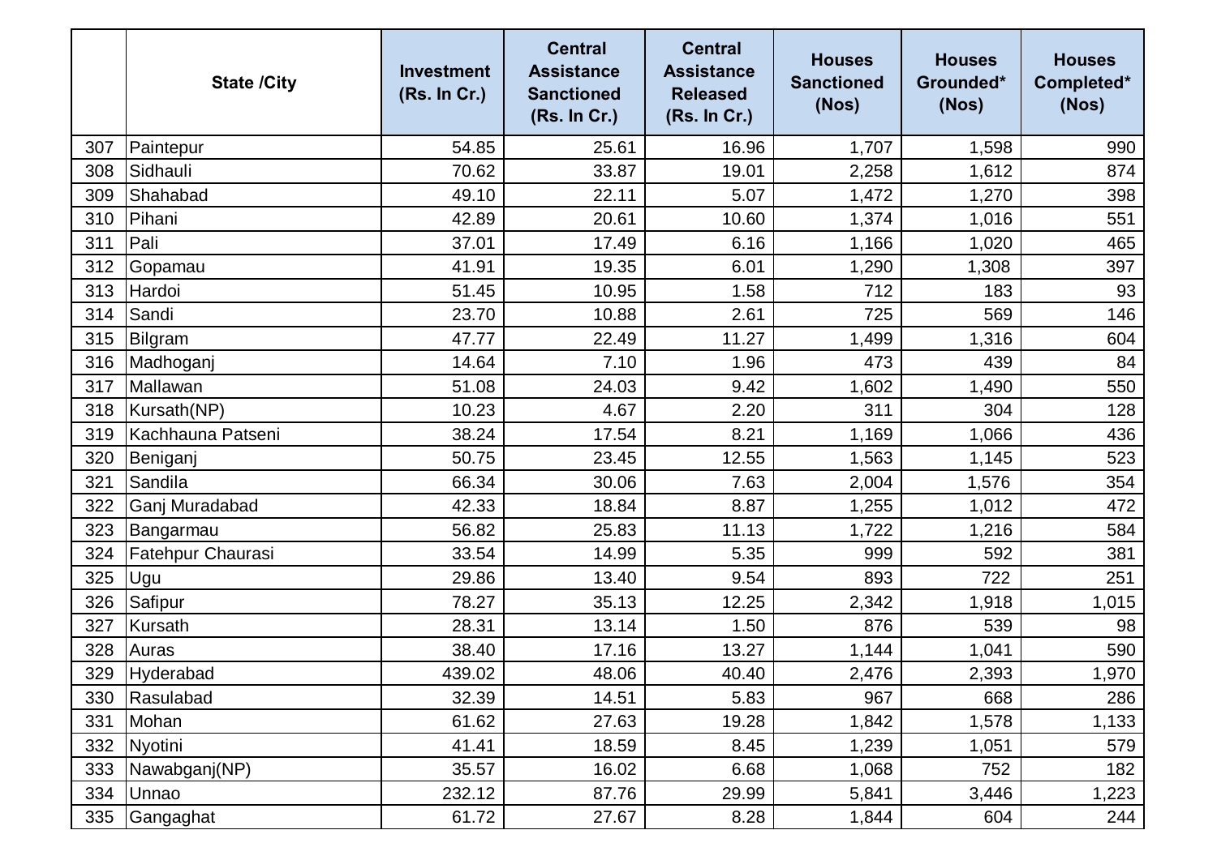|  | State /City | Investment (Rs. In Cr.) | Central Assistance Sanctioned (Rs. In Cr.) | Central Assistance Released (Rs. In Cr.) | Houses Sanctioned (Nos) | Houses Grounded* (Nos) | Houses Completed* (Nos) |
|---|---|---|---|---|---|---|---|
| 307 | Paintepur | 54.85 | 25.61 | 16.96 | 1,707 | 1,598 | 990 |
| 308 | Sidhauli | 70.62 | 33.87 | 19.01 | 2,258 | 1,612 | 874 |
| 309 | Shahabad | 49.10 | 22.11 | 5.07 | 1,472 | 1,270 | 398 |
| 310 | Pihani | 42.89 | 20.61 | 10.60 | 1,374 | 1,016 | 551 |
| 311 | Pali | 37.01 | 17.49 | 6.16 | 1,166 | 1,020 | 465 |
| 312 | Gopamau | 41.91 | 19.35 | 6.01 | 1,290 | 1,308 | 397 |
| 313 | Hardoi | 51.45 | 10.95 | 1.58 | 712 | 183 | 93 |
| 314 | Sandi | 23.70 | 10.88 | 2.61 | 725 | 569 | 146 |
| 315 | Bilgram | 47.77 | 22.49 | 11.27 | 1,499 | 1,316 | 604 |
| 316 | Madhoganj | 14.64 | 7.10 | 1.96 | 473 | 439 | 84 |
| 317 | Mallawan | 51.08 | 24.03 | 9.42 | 1,602 | 1,490 | 550 |
| 318 | Kursath(NP) | 10.23 | 4.67 | 2.20 | 311 | 304 | 128 |
| 319 | Kachhauna Patseni | 38.24 | 17.54 | 8.21 | 1,169 | 1,066 | 436 |
| 320 | Beniganj | 50.75 | 23.45 | 12.55 | 1,563 | 1,145 | 523 |
| 321 | Sandila | 66.34 | 30.06 | 7.63 | 2,004 | 1,576 | 354 |
| 322 | Ganj Muradabad | 42.33 | 18.84 | 8.87 | 1,255 | 1,012 | 472 |
| 323 | Bangarmau | 56.82 | 25.83 | 11.13 | 1,722 | 1,216 | 584 |
| 324 | Fatehpur Chaurasi | 33.54 | 14.99 | 5.35 | 999 | 592 | 381 |
| 325 | Ugu | 29.86 | 13.40 | 9.54 | 893 | 722 | 251 |
| 326 | Safipur | 78.27 | 35.13 | 12.25 | 2,342 | 1,918 | 1,015 |
| 327 | Kursath | 28.31 | 13.14 | 1.50 | 876 | 539 | 98 |
| 328 | Auras | 38.40 | 17.16 | 13.27 | 1,144 | 1,041 | 590 |
| 329 | Hyderabad | 439.02 | 48.06 | 40.40 | 2,476 | 2,393 | 1,970 |
| 330 | Rasulabad | 32.39 | 14.51 | 5.83 | 967 | 668 | 286 |
| 331 | Mohan | 61.62 | 27.63 | 19.28 | 1,842 | 1,578 | 1,133 |
| 332 | Nyotini | 41.41 | 18.59 | 8.45 | 1,239 | 1,051 | 579 |
| 333 | Nawabganj(NP) | 35.57 | 16.02 | 6.68 | 1,068 | 752 | 182 |
| 334 | Unnao | 232.12 | 87.76 | 29.99 | 5,841 | 3,446 | 1,223 |
| 335 | Gangaghat | 61.72 | 27.67 | 8.28 | 1,844 | 604 | 244 |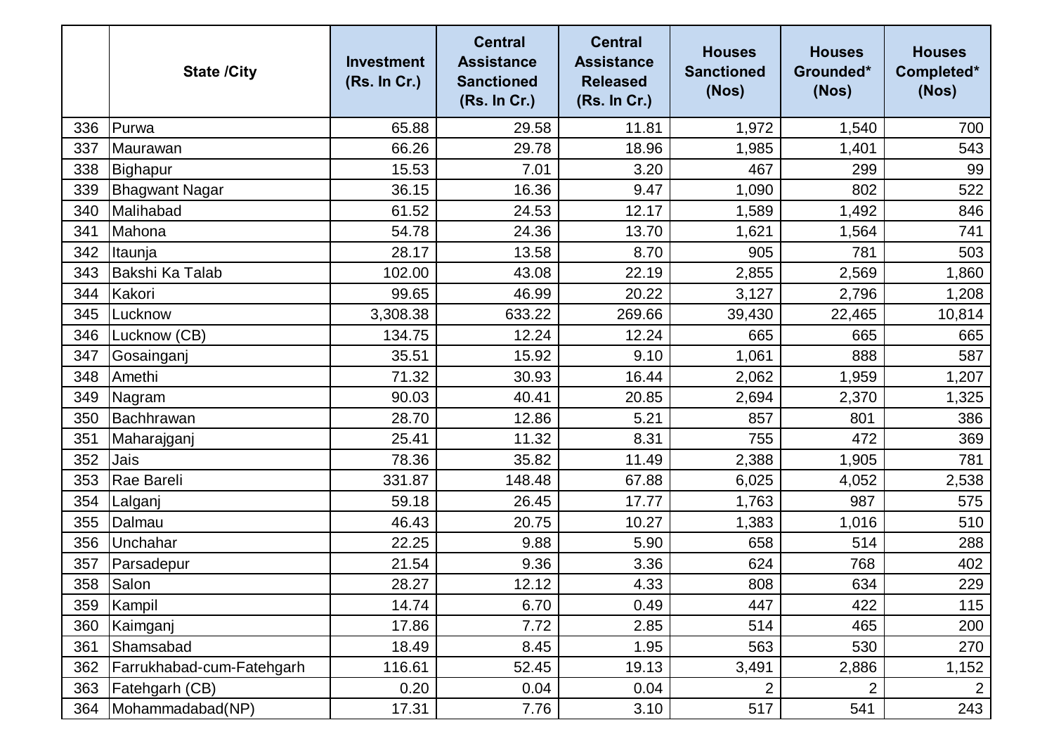| | State /City | Investment (Rs. In Cr.) | Central Assistance Sanctioned (Rs. In Cr.) | Central Assistance Released (Rs. In Cr.) | Houses Sanctioned (Nos) | Houses Grounded* (Nos) | Houses Completed* (Nos) |
|---|---|---|---|---|---|---|---|
| 336 | Purwa | 65.88 | 29.58 | 11.81 | 1,972 | 1,540 | 700 |
| 337 | Maurawan | 66.26 | 29.78 | 18.96 | 1,985 | 1,401 | 543 |
| 338 | Bighapur | 15.53 | 7.01 | 3.20 | 467 | 299 | 99 |
| 339 | Bhagwant Nagar | 36.15 | 16.36 | 9.47 | 1,090 | 802 | 522 |
| 340 | Malihabad | 61.52 | 24.53 | 12.17 | 1,589 | 1,492 | 846 |
| 341 | Mahona | 54.78 | 24.36 | 13.70 | 1,621 | 1,564 | 741 |
| 342 | Itaunja | 28.17 | 13.58 | 8.70 | 905 | 781 | 503 |
| 343 | Bakshi Ka Talab | 102.00 | 43.08 | 22.19 | 2,855 | 2,569 | 1,860 |
| 344 | Kakori | 99.65 | 46.99 | 20.22 | 3,127 | 2,796 | 1,208 |
| 345 | Lucknow | 3,308.38 | 633.22 | 269.66 | 39,430 | 22,465 | 10,814 |
| 346 | Lucknow (CB) | 134.75 | 12.24 | 12.24 | 665 | 665 | 665 |
| 347 | Gosainganj | 35.51 | 15.92 | 9.10 | 1,061 | 888 | 587 |
| 348 | Amethi | 71.32 | 30.93 | 16.44 | 2,062 | 1,959 | 1,207 |
| 349 | Nagram | 90.03 | 40.41 | 20.85 | 2,694 | 2,370 | 1,325 |
| 350 | Bachhrawan | 28.70 | 12.86 | 5.21 | 857 | 801 | 386 |
| 351 | Maharajganj | 25.41 | 11.32 | 8.31 | 755 | 472 | 369 |
| 352 | Jais | 78.36 | 35.82 | 11.49 | 2,388 | 1,905 | 781 |
| 353 | Rae Bareli | 331.87 | 148.48 | 67.88 | 6,025 | 4,052 | 2,538 |
| 354 | Lalganj | 59.18 | 26.45 | 17.77 | 1,763 | 987 | 575 |
| 355 | Dalmau | 46.43 | 20.75 | 10.27 | 1,383 | 1,016 | 510 |
| 356 | Unchahar | 22.25 | 9.88 | 5.90 | 658 | 514 | 288 |
| 357 | Parsadepur | 21.54 | 9.36 | 3.36 | 624 | 768 | 402 |
| 358 | Salon | 28.27 | 12.12 | 4.33 | 808 | 634 | 229 |
| 359 | Kampil | 14.74 | 6.70 | 0.49 | 447 | 422 | 115 |
| 360 | Kaimganj | 17.86 | 7.72 | 2.85 | 514 | 465 | 200 |
| 361 | Shamsabad | 18.49 | 8.45 | 1.95 | 563 | 530 | 270 |
| 362 | Farrukhabad-cum-Fatehgarh | 116.61 | 52.45 | 19.13 | 3,491 | 2,886 | 1,152 |
| 363 | Fatehgarh (CB) | 0.20 | 0.04 | 0.04 | 2 | 2 | 2 |
| 364 | Mohammadabad(NP) | 17.31 | 7.76 | 3.10 | 517 | 541 | 243 |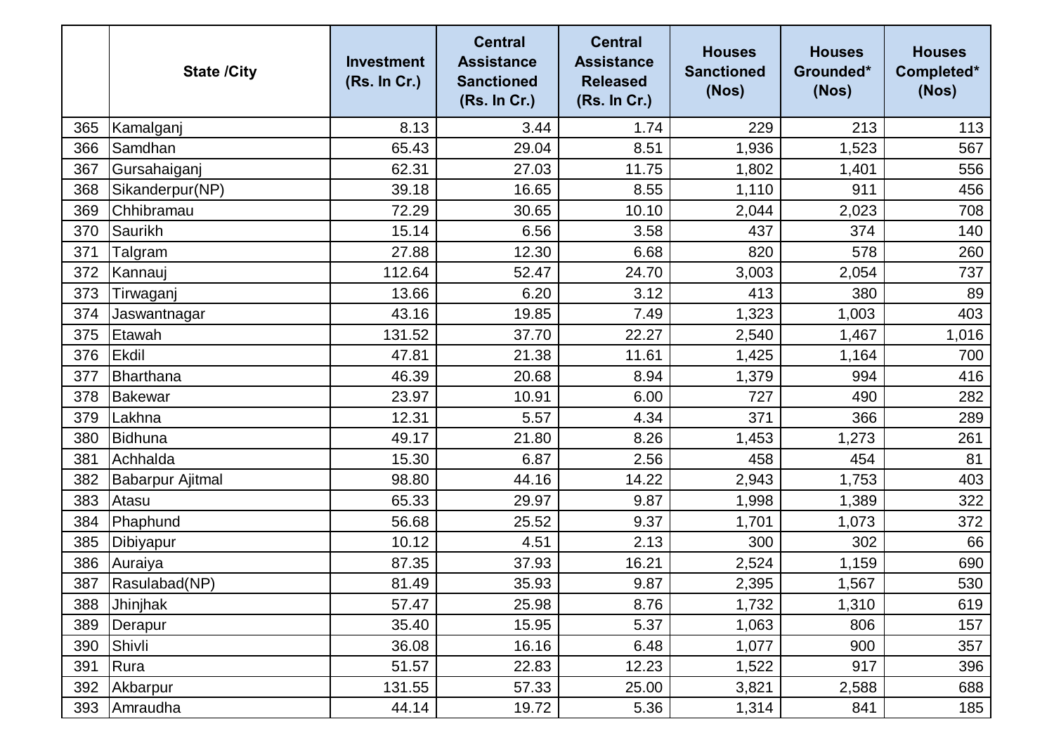| | State /City | Investment (Rs. In Cr.) | Central Assistance Sanctioned (Rs. In Cr.) | Central Assistance Released (Rs. In Cr.) | Houses Sanctioned (Nos) | Houses Grounded* (Nos) | Houses Completed* (Nos) |
|---|---|---|---|---|---|---|---|
| 365 | Kamalganj | 8.13 | 3.44 | 1.74 | 229 | 213 | 113 |
| 366 | Samdhan | 65.43 | 29.04 | 8.51 | 1,936 | 1,523 | 567 |
| 367 | Gursahaiganj | 62.31 | 27.03 | 11.75 | 1,802 | 1,401 | 556 |
| 368 | Sikanderpur(NP) | 39.18 | 16.65 | 8.55 | 1,110 | 911 | 456 |
| 369 | Chhibramau | 72.29 | 30.65 | 10.10 | 2,044 | 2,023 | 708 |
| 370 | Saurikh | 15.14 | 6.56 | 3.58 | 437 | 374 | 140 |
| 371 | Talgram | 27.88 | 12.30 | 6.68 | 820 | 578 | 260 |
| 372 | Kannauj | 112.64 | 52.47 | 24.70 | 3,003 | 2,054 | 737 |
| 373 | Tirwaganj | 13.66 | 6.20 | 3.12 | 413 | 380 | 89 |
| 374 | Jaswantnagar | 43.16 | 19.85 | 7.49 | 1,323 | 1,003 | 403 |
| 375 | Etawah | 131.52 | 37.70 | 22.27 | 2,540 | 1,467 | 1,016 |
| 376 | Ekdil | 47.81 | 21.38 | 11.61 | 1,425 | 1,164 | 700 |
| 377 | Bharthana | 46.39 | 20.68 | 8.94 | 1,379 | 994 | 416 |
| 378 | Bakewar | 23.97 | 10.91 | 6.00 | 727 | 490 | 282 |
| 379 | Lakhna | 12.31 | 5.57 | 4.34 | 371 | 366 | 289 |
| 380 | Bidhuna | 49.17 | 21.80 | 8.26 | 1,453 | 1,273 | 261 |
| 381 | Achhalda | 15.30 | 6.87 | 2.56 | 458 | 454 | 81 |
| 382 | Babarpur Ajitmal | 98.80 | 44.16 | 14.22 | 2,943 | 1,753 | 403 |
| 383 | Atasu | 65.33 | 29.97 | 9.87 | 1,998 | 1,389 | 322 |
| 384 | Phaphund | 56.68 | 25.52 | 9.37 | 1,701 | 1,073 | 372 |
| 385 | Dibiyapur | 10.12 | 4.51 | 2.13 | 300 | 302 | 66 |
| 386 | Auraiya | 87.35 | 37.93 | 16.21 | 2,524 | 1,159 | 690 |
| 387 | Rasulabad(NP) | 81.49 | 35.93 | 9.87 | 2,395 | 1,567 | 530 |
| 388 | Jhinjhak | 57.47 | 25.98 | 8.76 | 1,732 | 1,310 | 619 |
| 389 | Derapur | 35.40 | 15.95 | 5.37 | 1,063 | 806 | 157 |
| 390 | Shivli | 36.08 | 16.16 | 6.48 | 1,077 | 900 | 357 |
| 391 | Rura | 51.57 | 22.83 | 12.23 | 1,522 | 917 | 396 |
| 392 | Akbarpur | 131.55 | 57.33 | 25.00 | 3,821 | 2,588 | 688 |
| 393 | Amraudha | 44.14 | 19.72 | 5.36 | 1,314 | 841 | 185 |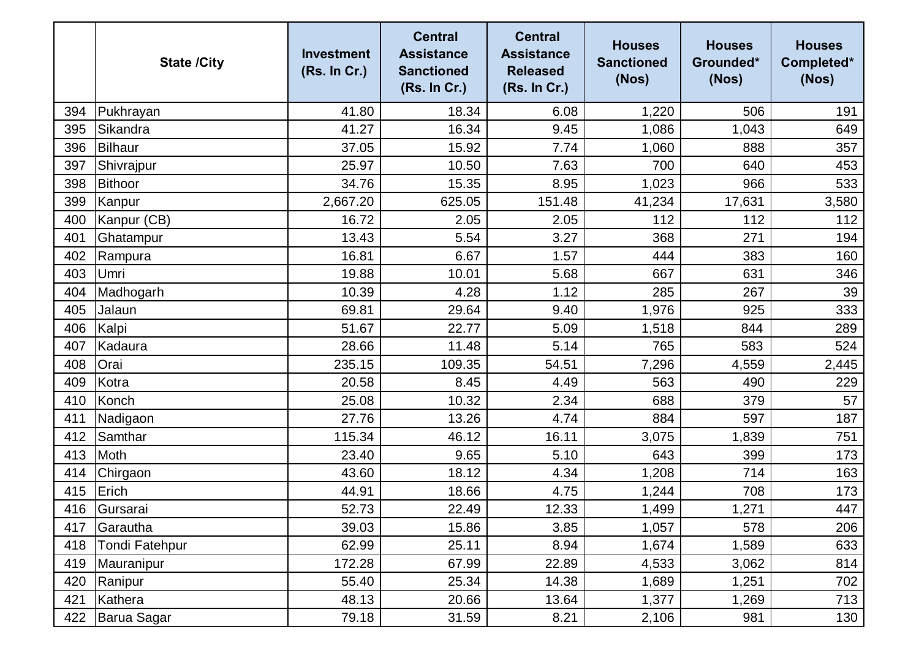| | State /City | Investment (Rs. In Cr.) | Central Assistance Sanctioned (Rs. In Cr.) | Central Assistance Released (Rs. In Cr.) | Houses Sanctioned (Nos) | Houses Grounded* (Nos) | Houses Completed* (Nos) |
|---|---|---|---|---|---|---|---|
| 394 | Pukhrayan | 41.80 | 18.34 | 6.08 | 1,220 | 506 | 191 |
| 395 | Sikandra | 41.27 | 16.34 | 9.45 | 1,086 | 1,043 | 649 |
| 396 | Bilhaur | 37.05 | 15.92 | 7.74 | 1,060 | 888 | 357 |
| 397 | Shivrajpur | 25.97 | 10.50 | 7.63 | 700 | 640 | 453 |
| 398 | Bithoor | 34.76 | 15.35 | 8.95 | 1,023 | 966 | 533 |
| 399 | Kanpur | 2,667.20 | 625.05 | 151.48 | 41,234 | 17,631 | 3,580 |
| 400 | Kanpur (CB) | 16.72 | 2.05 | 2.05 | 112 | 112 | 112 |
| 401 | Ghatampur | 13.43 | 5.54 | 3.27 | 368 | 271 | 194 |
| 402 | Rampura | 16.81 | 6.67 | 1.57 | 444 | 383 | 160 |
| 403 | Umri | 19.88 | 10.01 | 5.68 | 667 | 631 | 346 |
| 404 | Madhogarh | 10.39 | 4.28 | 1.12 | 285 | 267 | 39 |
| 405 | Jalaun | 69.81 | 29.64 | 9.40 | 1,976 | 925 | 333 |
| 406 | Kalpi | 51.67 | 22.77 | 5.09 | 1,518 | 844 | 289 |
| 407 | Kadaura | 28.66 | 11.48 | 5.14 | 765 | 583 | 524 |
| 408 | Orai | 235.15 | 109.35 | 54.51 | 7,296 | 4,559 | 2,445 |
| 409 | Kotra | 20.58 | 8.45 | 4.49 | 563 | 490 | 229 |
| 410 | Konch | 25.08 | 10.32 | 2.34 | 688 | 379 | 57 |
| 411 | Nadigaon | 27.76 | 13.26 | 4.74 | 884 | 597 | 187 |
| 412 | Samthar | 115.34 | 46.12 | 16.11 | 3,075 | 1,839 | 751 |
| 413 | Moth | 23.40 | 9.65 | 5.10 | 643 | 399 | 173 |
| 414 | Chirgaon | 43.60 | 18.12 | 4.34 | 1,208 | 714 | 163 |
| 415 | Erich | 44.91 | 18.66 | 4.75 | 1,244 | 708 | 173 |
| 416 | Gursarai | 52.73 | 22.49 | 12.33 | 1,499 | 1,271 | 447 |
| 417 | Garautha | 39.03 | 15.86 | 3.85 | 1,057 | 578 | 206 |
| 418 | Tondi Fatehpur | 62.99 | 25.11 | 8.94 | 1,674 | 1,589 | 633 |
| 419 | Mauranipur | 172.28 | 67.99 | 22.89 | 4,533 | 3,062 | 814 |
| 420 | Ranipur | 55.40 | 25.34 | 14.38 | 1,689 | 1,251 | 702 |
| 421 | Kathera | 48.13 | 20.66 | 13.64 | 1,377 | 1,269 | 713 |
| 422 | Barua Sagar | 79.18 | 31.59 | 8.21 | 2,106 | 981 | 130 |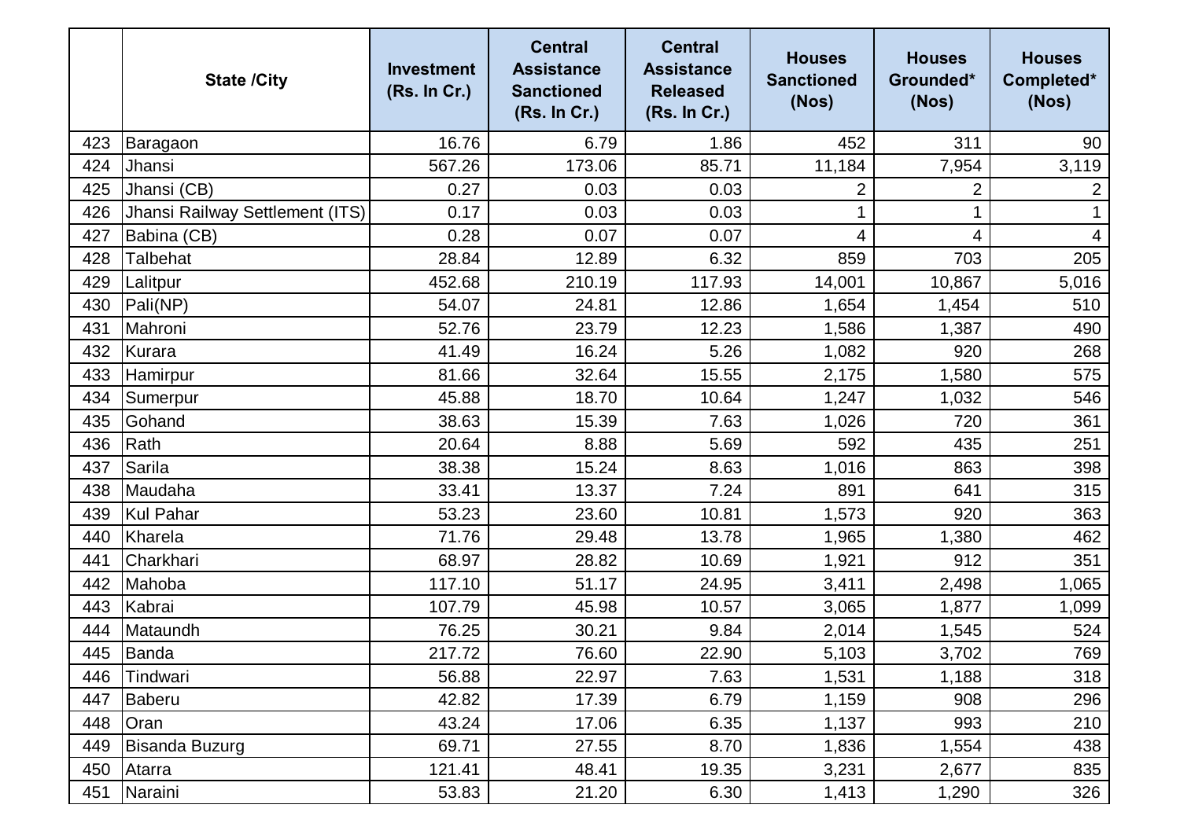|  | State /City | Investment (Rs. In Cr.) | Central Assistance Sanctioned (Rs. In Cr.) | Central Assistance Released (Rs. In Cr.) | Houses Sanctioned (Nos) | Houses Grounded* (Nos) | Houses Completed* (Nos) |
|---|---|---|---|---|---|---|---|
| 423 | Baragaon | 16.76 | 6.79 | 1.86 | 452 | 311 | 90 |
| 424 | Jhansi | 567.26 | 173.06 | 85.71 | 11,184 | 7,954 | 3,119 |
| 425 | Jhansi (CB) | 0.27 | 0.03 | 0.03 | 2 | 2 | 2 |
| 426 | Jhansi Railway Settlement (ITS) | 0.17 | 0.03 | 0.03 | 1 | 1 | 1 |
| 427 | Babina (CB) | 0.28 | 0.07 | 0.07 | 4 | 4 | 4 |
| 428 | Talbehat | 28.84 | 12.89 | 6.32 | 859 | 703 | 205 |
| 429 | Lalitpur | 452.68 | 210.19 | 117.93 | 14,001 | 10,867 | 5,016 |
| 430 | Pali(NP) | 54.07 | 24.81 | 12.86 | 1,654 | 1,454 | 510 |
| 431 | Mahroni | 52.76 | 23.79 | 12.23 | 1,586 | 1,387 | 490 |
| 432 | Kurara | 41.49 | 16.24 | 5.26 | 1,082 | 920 | 268 |
| 433 | Hamirpur | 81.66 | 32.64 | 15.55 | 2,175 | 1,580 | 575 |
| 434 | Sumerpur | 45.88 | 18.70 | 10.64 | 1,247 | 1,032 | 546 |
| 435 | Gohand | 38.63 | 15.39 | 7.63 | 1,026 | 720 | 361 |
| 436 | Rath | 20.64 | 8.88 | 5.69 | 592 | 435 | 251 |
| 437 | Sarila | 38.38 | 15.24 | 8.63 | 1,016 | 863 | 398 |
| 438 | Maudaha | 33.41 | 13.37 | 7.24 | 891 | 641 | 315 |
| 439 | Kul Pahar | 53.23 | 23.60 | 10.81 | 1,573 | 920 | 363 |
| 440 | Kharela | 71.76 | 29.48 | 13.78 | 1,965 | 1,380 | 462 |
| 441 | Charkhari | 68.97 | 28.82 | 10.69 | 1,921 | 912 | 351 |
| 442 | Mahoba | 117.10 | 51.17 | 24.95 | 3,411 | 2,498 | 1,065 |
| 443 | Kabrai | 107.79 | 45.98 | 10.57 | 3,065 | 1,877 | 1,099 |
| 444 | Mataundh | 76.25 | 30.21 | 9.84 | 2,014 | 1,545 | 524 |
| 445 | Banda | 217.72 | 76.60 | 22.90 | 5,103 | 3,702 | 769 |
| 446 | Tindwari | 56.88 | 22.97 | 7.63 | 1,531 | 1,188 | 318 |
| 447 | Baberu | 42.82 | 17.39 | 6.79 | 1,159 | 908 | 296 |
| 448 | Oran | 43.24 | 17.06 | 6.35 | 1,137 | 993 | 210 |
| 449 | Bisanda Buzurg | 69.71 | 27.55 | 8.70 | 1,836 | 1,554 | 438 |
| 450 | Atarra | 121.41 | 48.41 | 19.35 | 3,231 | 2,677 | 835 |
| 451 | Naraini | 53.83 | 21.20 | 6.30 | 1,413 | 1,290 | 326 |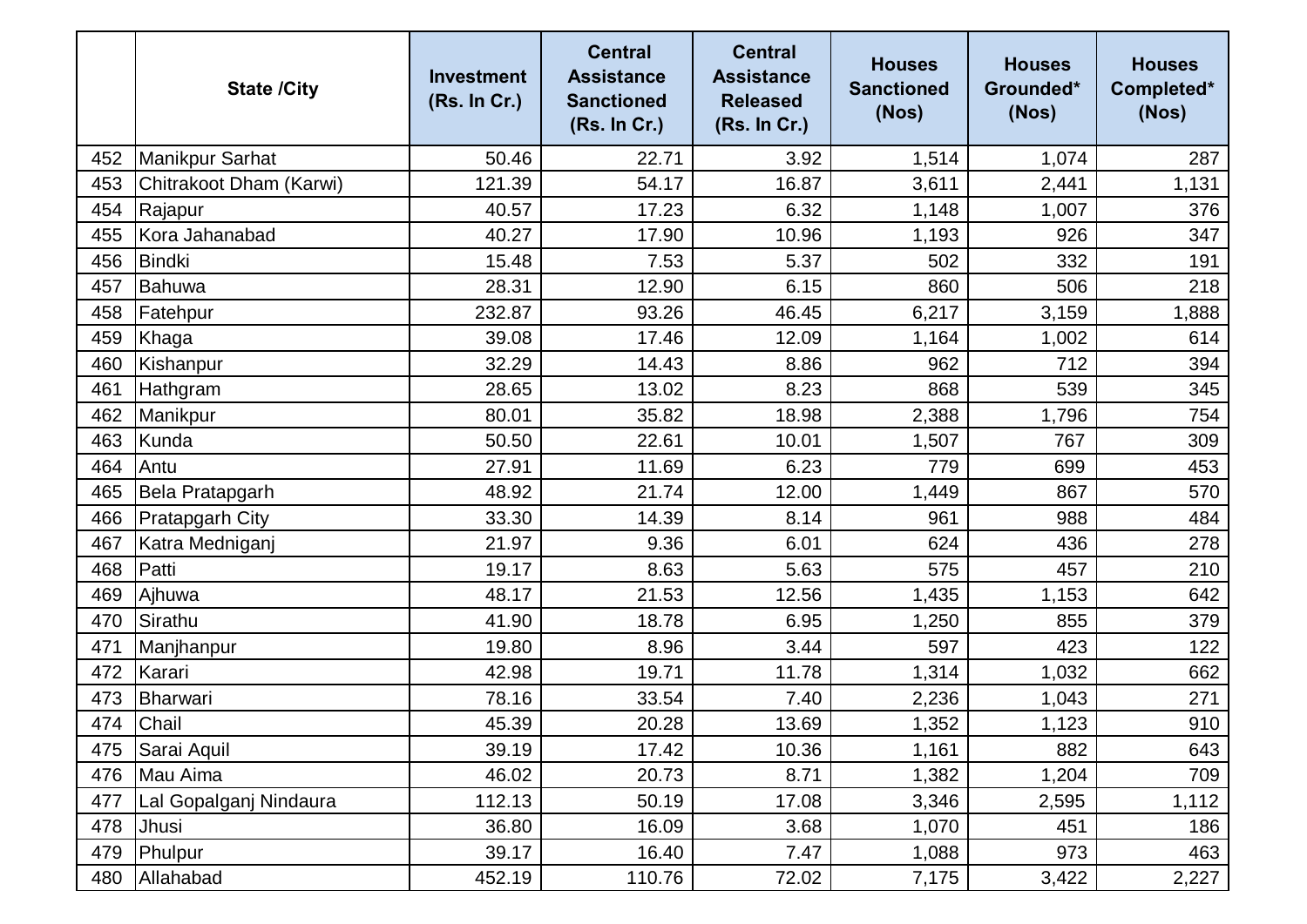|  | State /City | Investment (Rs. In Cr.) | Central Assistance Sanctioned (Rs. In Cr.) | Central Assistance Released (Rs. In Cr.) | Houses Sanctioned (Nos) | Houses Grounded* (Nos) | Houses Completed* (Nos) |
|---|---|---|---|---|---|---|---|
| 452 | Manikpur Sarhat | 50.46 | 22.71 | 3.92 | 1,514 | 1,074 | 287 |
| 453 | Chitrakoot Dham (Karwi) | 121.39 | 54.17 | 16.87 | 3,611 | 2,441 | 1,131 |
| 454 | Rajapur | 40.57 | 17.23 | 6.32 | 1,148 | 1,007 | 376 |
| 455 | Kora Jahanabad | 40.27 | 17.90 | 10.96 | 1,193 | 926 | 347 |
| 456 | Bindki | 15.48 | 7.53 | 5.37 | 502 | 332 | 191 |
| 457 | Bahuwa | 28.31 | 12.90 | 6.15 | 860 | 506 | 218 |
| 458 | Fatehpur | 232.87 | 93.26 | 46.45 | 6,217 | 3,159 | 1,888 |
| 459 | Khaga | 39.08 | 17.46 | 12.09 | 1,164 | 1,002 | 614 |
| 460 | Kishanpur | 32.29 | 14.43 | 8.86 | 962 | 712 | 394 |
| 461 | Hathgram | 28.65 | 13.02 | 8.23 | 868 | 539 | 345 |
| 462 | Manikpur | 80.01 | 35.82 | 18.98 | 2,388 | 1,796 | 754 |
| 463 | Kunda | 50.50 | 22.61 | 10.01 | 1,507 | 767 | 309 |
| 464 | Antu | 27.91 | 11.69 | 6.23 | 779 | 699 | 453 |
| 465 | Bela Pratapgarh | 48.92 | 21.74 | 12.00 | 1,449 | 867 | 570 |
| 466 | Pratapgarh City | 33.30 | 14.39 | 8.14 | 961 | 988 | 484 |
| 467 | Katra Medniganj | 21.97 | 9.36 | 6.01 | 624 | 436 | 278 |
| 468 | Patti | 19.17 | 8.63 | 5.63 | 575 | 457 | 210 |
| 469 | Ajhuwa | 48.17 | 21.53 | 12.56 | 1,435 | 1,153 | 642 |
| 470 | Sirathu | 41.90 | 18.78 | 6.95 | 1,250 | 855 | 379 |
| 471 | Manjhanpur | 19.80 | 8.96 | 3.44 | 597 | 423 | 122 |
| 472 | Karari | 42.98 | 19.71 | 11.78 | 1,314 | 1,032 | 662 |
| 473 | Bharwari | 78.16 | 33.54 | 7.40 | 2,236 | 1,043 | 271 |
| 474 | Chail | 45.39 | 20.28 | 13.69 | 1,352 | 1,123 | 910 |
| 475 | Sarai Aquil | 39.19 | 17.42 | 10.36 | 1,161 | 882 | 643 |
| 476 | Mau Aima | 46.02 | 20.73 | 8.71 | 1,382 | 1,204 | 709 |
| 477 | Lal Gopalganj Nindaura | 112.13 | 50.19 | 17.08 | 3,346 | 2,595 | 1,112 |
| 478 | Jhusi | 36.80 | 16.09 | 3.68 | 1,070 | 451 | 186 |
| 479 | Phulpur | 39.17 | 16.40 | 7.47 | 1,088 | 973 | 463 |
| 480 | Allahabad | 452.19 | 110.76 | 72.02 | 7,175 | 3,422 | 2,227 |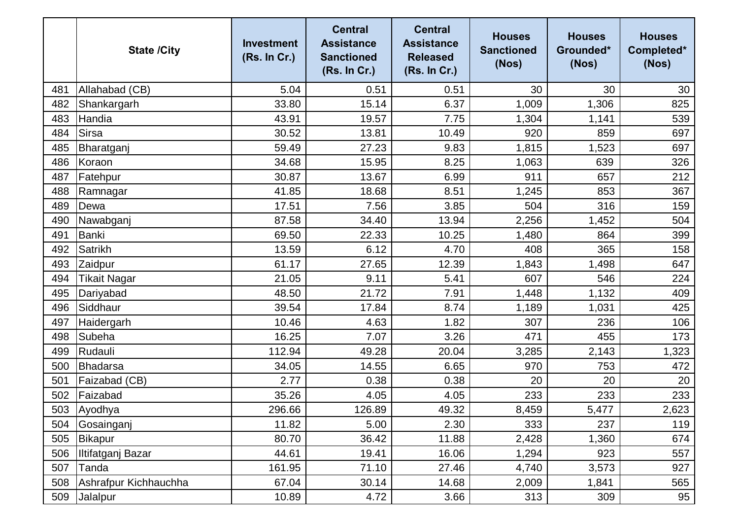|  | State /City | Investment (Rs. In Cr.) | Central Assistance Sanctioned (Rs. In Cr.) | Central Assistance Released (Rs. In Cr.) | Houses Sanctioned (Nos) | Houses Grounded* (Nos) | Houses Completed* (Nos) |
|---|---|---|---|---|---|---|---|
| 481 | Allahabad (CB) | 5.04 | 0.51 | 0.51 | 30 | 30 | 30 |
| 482 | Shankargarh | 33.80 | 15.14 | 6.37 | 1,009 | 1,306 | 825 |
| 483 | Handia | 43.91 | 19.57 | 7.75 | 1,304 | 1,141 | 539 |
| 484 | Sirsa | 30.52 | 13.81 | 10.49 | 920 | 859 | 697 |
| 485 | Bharatganj | 59.49 | 27.23 | 9.83 | 1,815 | 1,523 | 697 |
| 486 | Koraon | 34.68 | 15.95 | 8.25 | 1,063 | 639 | 326 |
| 487 | Fatehpur | 30.87 | 13.67 | 6.99 | 911 | 657 | 212 |
| 488 | Ramnagar | 41.85 | 18.68 | 8.51 | 1,245 | 853 | 367 |
| 489 | Dewa | 17.51 | 7.56 | 3.85 | 504 | 316 | 159 |
| 490 | Nawabganj | 87.58 | 34.40 | 13.94 | 2,256 | 1,452 | 504 |
| 491 | Banki | 69.50 | 22.33 | 10.25 | 1,480 | 864 | 399 |
| 492 | Satrikh | 13.59 | 6.12 | 4.70 | 408 | 365 | 158 |
| 493 | Zaidpur | 61.17 | 27.65 | 12.39 | 1,843 | 1,498 | 647 |
| 494 | Tikait Nagar | 21.05 | 9.11 | 5.41 | 607 | 546 | 224 |
| 495 | Dariyabad | 48.50 | 21.72 | 7.91 | 1,448 | 1,132 | 409 |
| 496 | Siddhaur | 39.54 | 17.84 | 8.74 | 1,189 | 1,031 | 425 |
| 497 | Haidergarh | 10.46 | 4.63 | 1.82 | 307 | 236 | 106 |
| 498 | Subeha | 16.25 | 7.07 | 3.26 | 471 | 455 | 173 |
| 499 | Rudauli | 112.94 | 49.28 | 20.04 | 3,285 | 2,143 | 1,323 |
| 500 | Bhadarsa | 34.05 | 14.55 | 6.65 | 970 | 753 | 472 |
| 501 | Faizabad (CB) | 2.77 | 0.38 | 0.38 | 20 | 20 | 20 |
| 502 | Faizabad | 35.26 | 4.05 | 4.05 | 233 | 233 | 233 |
| 503 | Ayodhya | 296.66 | 126.89 | 49.32 | 8,459 | 5,477 | 2,623 |
| 504 | Gosainganj | 11.82 | 5.00 | 2.30 | 333 | 237 | 119 |
| 505 | Bikapur | 80.70 | 36.42 | 11.88 | 2,428 | 1,360 | 674 |
| 506 | Iltifatganj Bazar | 44.61 | 19.41 | 16.06 | 1,294 | 923 | 557 |
| 507 | Tanda | 161.95 | 71.10 | 27.46 | 4,740 | 3,573 | 927 |
| 508 | Ashrafpur Kichhauchha | 67.04 | 30.14 | 14.68 | 2,009 | 1,841 | 565 |
| 509 | Jalalpur | 10.89 | 4.72 | 3.66 | 313 | 309 | 95 |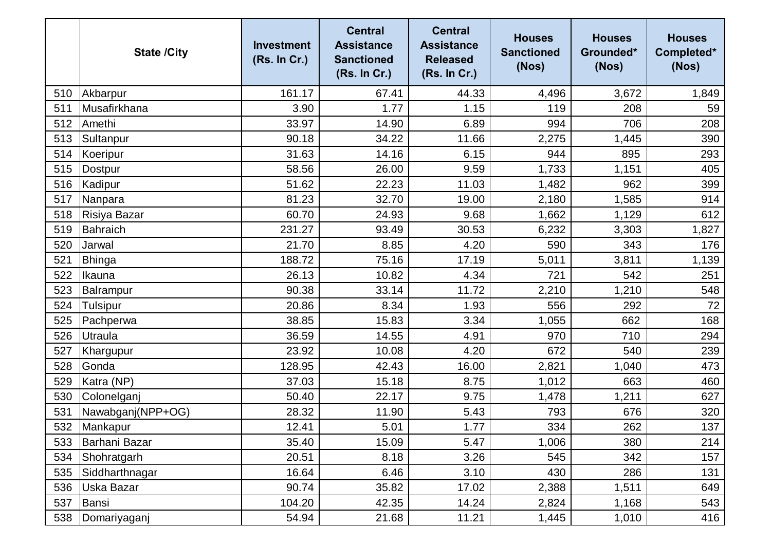|  | State /City | Investment (Rs. In Cr.) | Central Assistance Sanctioned (Rs. In Cr.) | Central Assistance Released (Rs. In Cr.) | Houses Sanctioned (Nos) | Houses Grounded* (Nos) | Houses Completed* (Nos) |
|---|---|---|---|---|---|---|---|
| 510 | Akbarpur | 161.17 | 67.41 | 44.33 | 4,496 | 3,672 | 1,849 |
| 511 | Musafirkhana | 3.90 | 1.77 | 1.15 | 119 | 208 | 59 |
| 512 | Amethi | 33.97 | 14.90 | 6.89 | 994 | 706 | 208 |
| 513 | Sultanpur | 90.18 | 34.22 | 11.66 | 2,275 | 1,445 | 390 |
| 514 | Koeripur | 31.63 | 14.16 | 6.15 | 944 | 895 | 293 |
| 515 | Dostpur | 58.56 | 26.00 | 9.59 | 1,733 | 1,151 | 405 |
| 516 | Kadipur | 51.62 | 22.23 | 11.03 | 1,482 | 962 | 399 |
| 517 | Nanpara | 81.23 | 32.70 | 19.00 | 2,180 | 1,585 | 914 |
| 518 | Risiya Bazar | 60.70 | 24.93 | 9.68 | 1,662 | 1,129 | 612 |
| 519 | Bahraich | 231.27 | 93.49 | 30.53 | 6,232 | 3,303 | 1,827 |
| 520 | Jarwal | 21.70 | 8.85 | 4.20 | 590 | 343 | 176 |
| 521 | Bhinga | 188.72 | 75.16 | 17.19 | 5,011 | 3,811 | 1,139 |
| 522 | Ikauna | 26.13 | 10.82 | 4.34 | 721 | 542 | 251 |
| 523 | Balrampur | 90.38 | 33.14 | 11.72 | 2,210 | 1,210 | 548 |
| 524 | Tulsipur | 20.86 | 8.34 | 1.93 | 556 | 292 | 72 |
| 525 | Pachperwa | 38.85 | 15.83 | 3.34 | 1,055 | 662 | 168 |
| 526 | Utraula | 36.59 | 14.55 | 4.91 | 970 | 710 | 294 |
| 527 | Khargupur | 23.92 | 10.08 | 4.20 | 672 | 540 | 239 |
| 528 | Gonda | 128.95 | 42.43 | 16.00 | 2,821 | 1,040 | 473 |
| 529 | Katra (NP) | 37.03 | 15.18 | 8.75 | 1,012 | 663 | 460 |
| 530 | Colonelganj | 50.40 | 22.17 | 9.75 | 1,478 | 1,211 | 627 |
| 531 | Nawabganj(NPP+OG) | 28.32 | 11.90 | 5.43 | 793 | 676 | 320 |
| 532 | Mankapur | 12.41 | 5.01 | 1.77 | 334 | 262 | 137 |
| 533 | Barhani Bazar | 35.40 | 15.09 | 5.47 | 1,006 | 380 | 214 |
| 534 | Shohratgarh | 20.51 | 8.18 | 3.26 | 545 | 342 | 157 |
| 535 | Siddharthnagar | 16.64 | 6.46 | 3.10 | 430 | 286 | 131 |
| 536 | Uska Bazar | 90.74 | 35.82 | 17.02 | 2,388 | 1,511 | 649 |
| 537 | Bansi | 104.20 | 42.35 | 14.24 | 2,824 | 1,168 | 543 |
| 538 | Domariyaganj | 54.94 | 21.68 | 11.21 | 1,445 | 1,010 | 416 |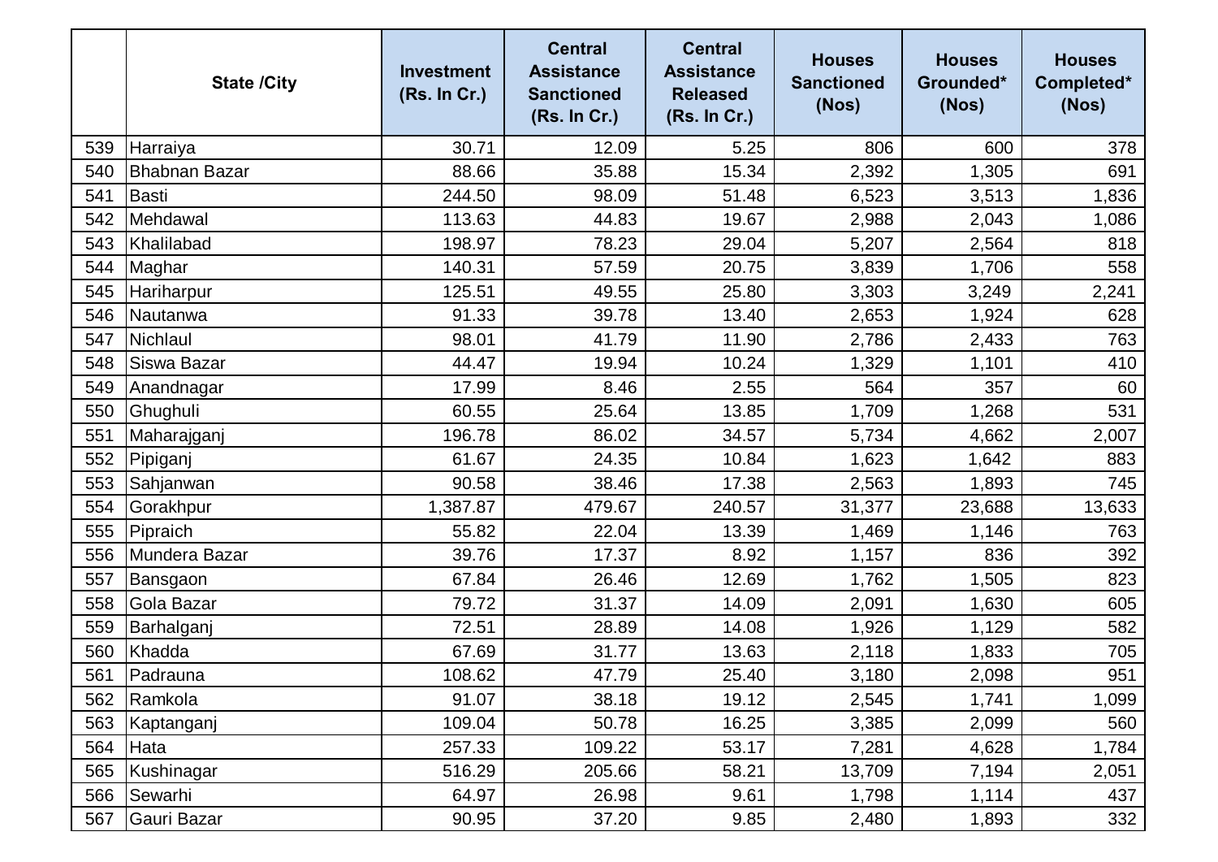|  | State /City | Investment (Rs. In Cr.) | Central Assistance Sanctioned (Rs. In Cr.) | Central Assistance Released (Rs. In Cr.) | Houses Sanctioned (Nos) | Houses Grounded* (Nos) | Houses Completed* (Nos) |
|---|---|---|---|---|---|---|---|
| 539 | Harraiya | 30.71 | 12.09 | 5.25 | 806 | 600 | 378 |
| 540 | Bhabnan Bazar | 88.66 | 35.88 | 15.34 | 2,392 | 1,305 | 691 |
| 541 | Basti | 244.50 | 98.09 | 51.48 | 6,523 | 3,513 | 1,836 |
| 542 | Mehdawal | 113.63 | 44.83 | 19.67 | 2,988 | 2,043 | 1,086 |
| 543 | Khalilabad | 198.97 | 78.23 | 29.04 | 5,207 | 2,564 | 818 |
| 544 | Maghar | 140.31 | 57.59 | 20.75 | 3,839 | 1,706 | 558 |
| 545 | Hariharpur | 125.51 | 49.55 | 25.80 | 3,303 | 3,249 | 2,241 |
| 546 | Nautanwa | 91.33 | 39.78 | 13.40 | 2,653 | 1,924 | 628 |
| 547 | Nichlaul | 98.01 | 41.79 | 11.90 | 2,786 | 2,433 | 763 |
| 548 | Siswa Bazar | 44.47 | 19.94 | 10.24 | 1,329 | 1,101 | 410 |
| 549 | Anandnagar | 17.99 | 8.46 | 2.55 | 564 | 357 | 60 |
| 550 | Ghughuli | 60.55 | 25.64 | 13.85 | 1,709 | 1,268 | 531 |
| 551 | Maharajganj | 196.78 | 86.02 | 34.57 | 5,734 | 4,662 | 2,007 |
| 552 | Pipiganj | 61.67 | 24.35 | 10.84 | 1,623 | 1,642 | 883 |
| 553 | Sahjanwan | 90.58 | 38.46 | 17.38 | 2,563 | 1,893 | 745 |
| 554 | Gorakhpur | 1,387.87 | 479.67 | 240.57 | 31,377 | 23,688 | 13,633 |
| 555 | Pipraich | 55.82 | 22.04 | 13.39 | 1,469 | 1,146 | 763 |
| 556 | Mundera Bazar | 39.76 | 17.37 | 8.92 | 1,157 | 836 | 392 |
| 557 | Bansgaon | 67.84 | 26.46 | 12.69 | 1,762 | 1,505 | 823 |
| 558 | Gola Bazar | 79.72 | 31.37 | 14.09 | 2,091 | 1,630 | 605 |
| 559 | Barhalganj | 72.51 | 28.89 | 14.08 | 1,926 | 1,129 | 582 |
| 560 | Khadda | 67.69 | 31.77 | 13.63 | 2,118 | 1,833 | 705 |
| 561 | Padrauna | 108.62 | 47.79 | 25.40 | 3,180 | 2,098 | 951 |
| 562 | Ramkola | 91.07 | 38.18 | 19.12 | 2,545 | 1,741 | 1,099 |
| 563 | Kaptanganj | 109.04 | 50.78 | 16.25 | 3,385 | 2,099 | 560 |
| 564 | Hata | 257.33 | 109.22 | 53.17 | 7,281 | 4,628 | 1,784 |
| 565 | Kushinagar | 516.29 | 205.66 | 58.21 | 13,709 | 7,194 | 2,051 |
| 566 | Sewarhi | 64.97 | 26.98 | 9.61 | 1,798 | 1,114 | 437 |
| 567 | Gauri Bazar | 90.95 | 37.20 | 9.85 | 2,480 | 1,893 | 332 |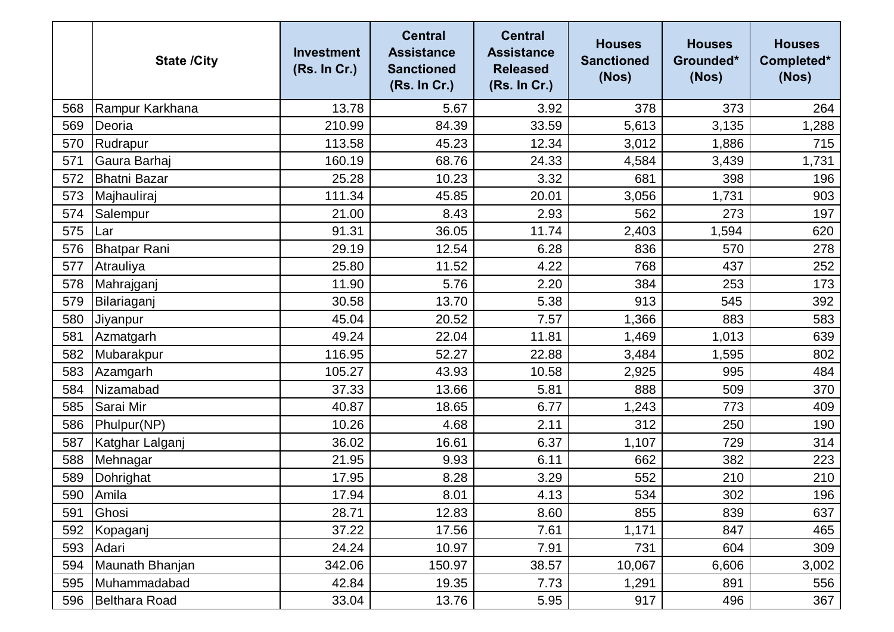| | State /City | Investment (Rs. In Cr.) | Central Assistance Sanctioned (Rs. In Cr.) | Central Assistance Released (Rs. In Cr.) | Houses Sanctioned (Nos) | Houses Grounded* (Nos) | Houses Completed* (Nos) |
|---|---|---|---|---|---|---|---|
| 568 | Rampur Karkhana | 13.78 | 5.67 | 3.92 | 378 | 373 | 264 |
| 569 | Deoria | 210.99 | 84.39 | 33.59 | 5,613 | 3,135 | 1,288 |
| 570 | Rudrapur | 113.58 | 45.23 | 12.34 | 3,012 | 1,886 | 715 |
| 571 | Gaura Barhaj | 160.19 | 68.76 | 24.33 | 4,584 | 3,439 | 1,731 |
| 572 | Bhatni Bazar | 25.28 | 10.23 | 3.32 | 681 | 398 | 196 |
| 573 | Majhauliraj | 111.34 | 45.85 | 20.01 | 3,056 | 1,731 | 903 |
| 574 | Salempur | 21.00 | 8.43 | 2.93 | 562 | 273 | 197 |
| 575 | Lar | 91.31 | 36.05 | 11.74 | 2,403 | 1,594 | 620 |
| 576 | Bhatpar Rani | 29.19 | 12.54 | 6.28 | 836 | 570 | 278 |
| 577 | Atrauliya | 25.80 | 11.52 | 4.22 | 768 | 437 | 252 |
| 578 | Mahrajganj | 11.90 | 5.76 | 2.20 | 384 | 253 | 173 |
| 579 | Bilariaganj | 30.58 | 13.70 | 5.38 | 913 | 545 | 392 |
| 580 | Jiyanpur | 45.04 | 20.52 | 7.57 | 1,366 | 883 | 583 |
| 581 | Azmatgarh | 49.24 | 22.04 | 11.81 | 1,469 | 1,013 | 639 |
| 582 | Mubarakpur | 116.95 | 52.27 | 22.88 | 3,484 | 1,595 | 802 |
| 583 | Azamgarh | 105.27 | 43.93 | 10.58 | 2,925 | 995 | 484 |
| 584 | Nizamabad | 37.33 | 13.66 | 5.81 | 888 | 509 | 370 |
| 585 | Sarai Mir | 40.87 | 18.65 | 6.77 | 1,243 | 773 | 409 |
| 586 | Phulpur(NP) | 10.26 | 4.68 | 2.11 | 312 | 250 | 190 |
| 587 | Katghar Lalganj | 36.02 | 16.61 | 6.37 | 1,107 | 729 | 314 |
| 588 | Mehnagar | 21.95 | 9.93 | 6.11 | 662 | 382 | 223 |
| 589 | Dohrighat | 17.95 | 8.28 | 3.29 | 552 | 210 | 210 |
| 590 | Amila | 17.94 | 8.01 | 4.13 | 534 | 302 | 196 |
| 591 | Ghosi | 28.71 | 12.83 | 8.60 | 855 | 839 | 637 |
| 592 | Kopaganj | 37.22 | 17.56 | 7.61 | 1,171 | 847 | 465 |
| 593 | Adari | 24.24 | 10.97 | 7.91 | 731 | 604 | 309 |
| 594 | Maunath Bhanjan | 342.06 | 150.97 | 38.57 | 10,067 | 6,606 | 3,002 |
| 595 | Muhammadabad | 42.84 | 19.35 | 7.73 | 1,291 | 891 | 556 |
| 596 | Belthara Road | 33.04 | 13.76 | 5.95 | 917 | 496 | 367 |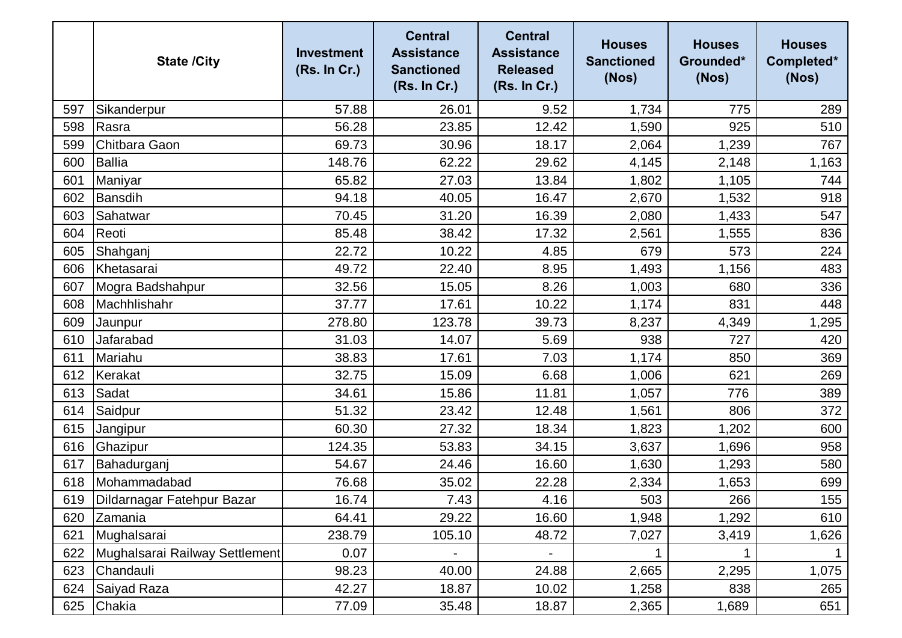| | State /City | Investment (Rs. In Cr.) | Central Assistance Sanctioned (Rs. In Cr.) | Central Assistance Released (Rs. In Cr.) | Houses Sanctioned (Nos) | Houses Grounded* (Nos) | Houses Completed* (Nos) |
|---|---|---|---|---|---|---|---|
| 597 | Sikanderpur | 57.88 | 26.01 | 9.52 | 1,734 | 775 | 289 |
| 598 | Rasra | 56.28 | 23.85 | 12.42 | 1,590 | 925 | 510 |
| 599 | Chitbara Gaon | 69.73 | 30.96 | 18.17 | 2,064 | 1,239 | 767 |
| 600 | Ballia | 148.76 | 62.22 | 29.62 | 4,145 | 2,148 | 1,163 |
| 601 | Maniyar | 65.82 | 27.03 | 13.84 | 1,802 | 1,105 | 744 |
| 602 | Bansdih | 94.18 | 40.05 | 16.47 | 2,670 | 1,532 | 918 |
| 603 | Sahatwar | 70.45 | 31.20 | 16.39 | 2,080 | 1,433 | 547 |
| 604 | Reoti | 85.48 | 38.42 | 17.32 | 2,561 | 1,555 | 836 |
| 605 | Shahganj | 22.72 | 10.22 | 4.85 | 679 | 573 | 224 |
| 606 | Khetasarai | 49.72 | 22.40 | 8.95 | 1,493 | 1,156 | 483 |
| 607 | Mogra Badshahpur | 32.56 | 15.05 | 8.26 | 1,003 | 680 | 336 |
| 608 | Machhlishahr | 37.77 | 17.61 | 10.22 | 1,174 | 831 | 448 |
| 609 | Jaunpur | 278.80 | 123.78 | 39.73 | 8,237 | 4,349 | 1,295 |
| 610 | Jafarabad | 31.03 | 14.07 | 5.69 | 938 | 727 | 420 |
| 611 | Mariahu | 38.83 | 17.61 | 7.03 | 1,174 | 850 | 369 |
| 612 | Kerakat | 32.75 | 15.09 | 6.68 | 1,006 | 621 | 269 |
| 613 | Sadat | 34.61 | 15.86 | 11.81 | 1,057 | 776 | 389 |
| 614 | Saidpur | 51.32 | 23.42 | 12.48 | 1,561 | 806 | 372 |
| 615 | Jangipur | 60.30 | 27.32 | 18.34 | 1,823 | 1,202 | 600 |
| 616 | Ghazipur | 124.35 | 53.83 | 34.15 | 3,637 | 1,696 | 958 |
| 617 | Bahadurganj | 54.67 | 24.46 | 16.60 | 1,630 | 1,293 | 580 |
| 618 | Mohammadabad | 76.68 | 35.02 | 22.28 | 2,334 | 1,653 | 699 |
| 619 | Dildarnagar Fatehpur Bazar | 16.74 | 7.43 | 4.16 | 503 | 266 | 155 |
| 620 | Zamania | 64.41 | 29.22 | 16.60 | 1,948 | 1,292 | 610 |
| 621 | Mughalsarai | 238.79 | 105.10 | 48.72 | 7,027 | 3,419 | 1,626 |
| 622 | Mughalsarai Railway Settlement | 0.07 | - | - | 1 | 1 | 1 |
| 623 | Chandauli | 98.23 | 40.00 | 24.88 | 2,665 | 2,295 | 1,075 |
| 624 | Saiyad Raza | 42.27 | 18.87 | 10.02 | 1,258 | 838 | 265 |
| 625 | Chakia | 77.09 | 35.48 | 18.87 | 2,365 | 1,689 | 651 |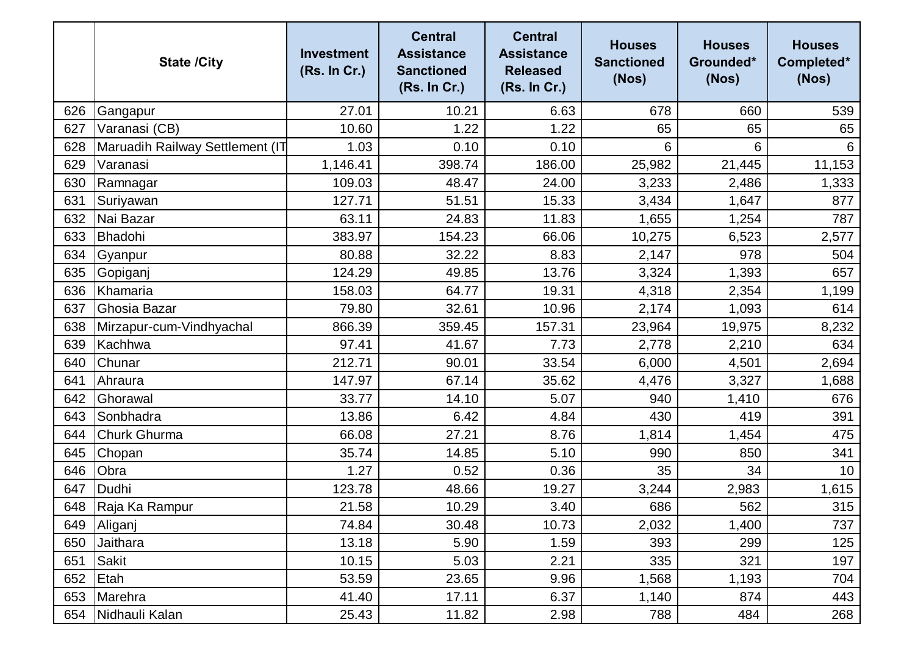|  | State /City | Investment (Rs. In Cr.) | Central Assistance Sanctioned (Rs. In Cr.) | Central Assistance Released (Rs. In Cr.) | Houses Sanctioned (Nos) | Houses Grounded* (Nos) | Houses Completed* (Nos) |
|---|---|---|---|---|---|---|---|
| 626 | Gangapur | 27.01 | 10.21 | 6.63 | 678 | 660 | 539 |
| 627 | Varanasi (CB) | 10.60 | 1.22 | 1.22 | 65 | 65 | 65 |
| 628 | Maruadih Railway Settlement (IT | 1.03 | 0.10 | 0.10 | 6 | 6 | 6 |
| 629 | Varanasi | 1,146.41 | 398.74 | 186.00 | 25,982 | 21,445 | 11,153 |
| 630 | Ramnagar | 109.03 | 48.47 | 24.00 | 3,233 | 2,486 | 1,333 |
| 631 | Suriyawan | 127.71 | 51.51 | 15.33 | 3,434 | 1,647 | 877 |
| 632 | Nai Bazar | 63.11 | 24.83 | 11.83 | 1,655 | 1,254 | 787 |
| 633 | Bhadohi | 383.97 | 154.23 | 66.06 | 10,275 | 6,523 | 2,577 |
| 634 | Gyanpur | 80.88 | 32.22 | 8.83 | 2,147 | 978 | 504 |
| 635 | Gopiganj | 124.29 | 49.85 | 13.76 | 3,324 | 1,393 | 657 |
| 636 | Khamaria | 158.03 | 64.77 | 19.31 | 4,318 | 2,354 | 1,199 |
| 637 | Ghosia Bazar | 79.80 | 32.61 | 10.96 | 2,174 | 1,093 | 614 |
| 638 | Mirzapur-cum-Vindhyachal | 866.39 | 359.45 | 157.31 | 23,964 | 19,975 | 8,232 |
| 639 | Kachhwa | 97.41 | 41.67 | 7.73 | 2,778 | 2,210 | 634 |
| 640 | Chunar | 212.71 | 90.01 | 33.54 | 6,000 | 4,501 | 2,694 |
| 641 | Ahraura | 147.97 | 67.14 | 35.62 | 4,476 | 3,327 | 1,688 |
| 642 | Ghorawal | 33.77 | 14.10 | 5.07 | 940 | 1,410 | 676 |
| 643 | Sonbhadra | 13.86 | 6.42 | 4.84 | 430 | 419 | 391 |
| 644 | Churk Ghurma | 66.08 | 27.21 | 8.76 | 1,814 | 1,454 | 475 |
| 645 | Chopan | 35.74 | 14.85 | 5.10 | 990 | 850 | 341 |
| 646 | Obra | 1.27 | 0.52 | 0.36 | 35 | 34 | 10 |
| 647 | Dudhi | 123.78 | 48.66 | 19.27 | 3,244 | 2,983 | 1,615 |
| 648 | Raja Ka Rampur | 21.58 | 10.29 | 3.40 | 686 | 562 | 315 |
| 649 | Aliganj | 74.84 | 30.48 | 10.73 | 2,032 | 1,400 | 737 |
| 650 | Jaithara | 13.18 | 5.90 | 1.59 | 393 | 299 | 125 |
| 651 | Sakit | 10.15 | 5.03 | 2.21 | 335 | 321 | 197 |
| 652 | Etah | 53.59 | 23.65 | 9.96 | 1,568 | 1,193 | 704 |
| 653 | Marehra | 41.40 | 17.11 | 6.37 | 1,140 | 874 | 443 |
| 654 | Nidhauli Kalan | 25.43 | 11.82 | 2.98 | 788 | 484 | 268 |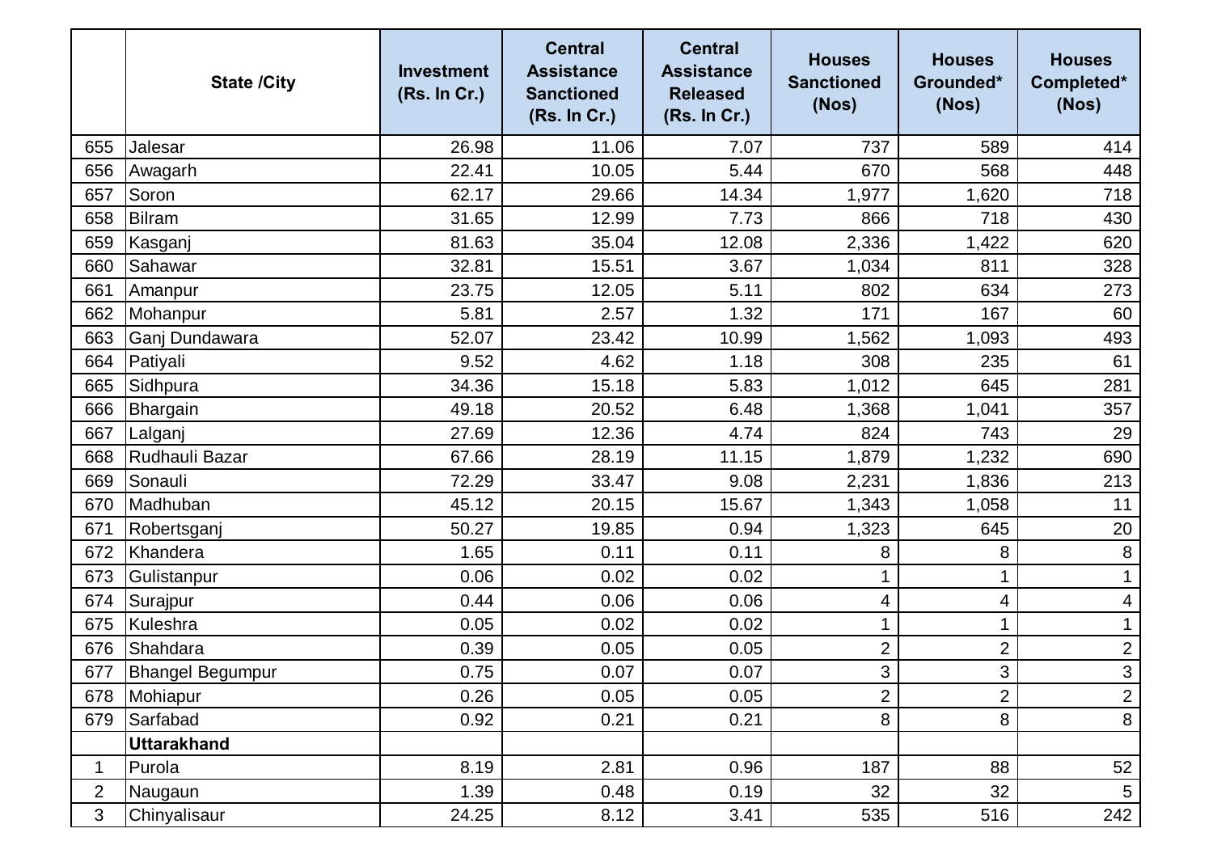|  | State /City | Investment (Rs. In Cr.) | Central Assistance Sanctioned (Rs. In Cr.) | Central Assistance Released (Rs. In Cr.) | Houses Sanctioned (Nos) | Houses Grounded* (Nos) | Houses Completed* (Nos) |
|---|---|---|---|---|---|---|---|
| 655 | Jalesar | 26.98 | 11.06 | 7.07 | 737 | 589 | 414 |
| 656 | Awagarh | 22.41 | 10.05 | 5.44 | 670 | 568 | 448 |
| 657 | Soron | 62.17 | 29.66 | 14.34 | 1,977 | 1,620 | 718 |
| 658 | Bilram | 31.65 | 12.99 | 7.73 | 866 | 718 | 430 |
| 659 | Kasganj | 81.63 | 35.04 | 12.08 | 2,336 | 1,422 | 620 |
| 660 | Sahawar | 32.81 | 15.51 | 3.67 | 1,034 | 811 | 328 |
| 661 | Amanpur | 23.75 | 12.05 | 5.11 | 802 | 634 | 273 |
| 662 | Mohanpur | 5.81 | 2.57 | 1.32 | 171 | 167 | 60 |
| 663 | Ganj Dundawara | 52.07 | 23.42 | 10.99 | 1,562 | 1,093 | 493 |
| 664 | Patiyali | 9.52 | 4.62 | 1.18 | 308 | 235 | 61 |
| 665 | Sidhpura | 34.36 | 15.18 | 5.83 | 1,012 | 645 | 281 |
| 666 | Bhargain | 49.18 | 20.52 | 6.48 | 1,368 | 1,041 | 357 |
| 667 | Lalganj | 27.69 | 12.36 | 4.74 | 824 | 743 | 29 |
| 668 | Rudhauli Bazar | 67.66 | 28.19 | 11.15 | 1,879 | 1,232 | 690 |
| 669 | Sonauli | 72.29 | 33.47 | 9.08 | 2,231 | 1,836 | 213 |
| 670 | Madhuban | 45.12 | 20.15 | 15.67 | 1,343 | 1,058 | 11 |
| 671 | Robertsganj | 50.27 | 19.85 | 0.94 | 1,323 | 645 | 20 |
| 672 | Khandera | 1.65 | 0.11 | 0.11 | 8 | 8 | 8 |
| 673 | Gulistanpur | 0.06 | 0.02 | 0.02 | 1 | 1 | 1 |
| 674 | Surajpur | 0.44 | 0.06 | 0.06 | 4 | 4 | 4 |
| 675 | Kuleshra | 0.05 | 0.02 | 0.02 | 1 | 1 | 1 |
| 676 | Shahdara | 0.39 | 0.05 | 0.05 | 2 | 2 | 2 |
| 677 | Bhangel Begumpur | 0.75 | 0.07 | 0.07 | 3 | 3 | 3 |
| 678 | Mohiapur | 0.26 | 0.05 | 0.05 | 2 | 2 | 2 |
| 679 | Sarfabad | 0.92 | 0.21 | 0.21 | 8 | 8 | 8 |
|  | **Uttarakhand** |  |  |  |  |  |  |
| 1 | Purola | 8.19 | 2.81 | 0.96 | 187 | 88 | 52 |
| 2 | Naugaun | 1.39 | 0.48 | 0.19 | 32 | 32 | 5 |
| 3 | Chinyalisaur | 24.25 | 8.12 | 3.41 | 535 | 516 | 242 |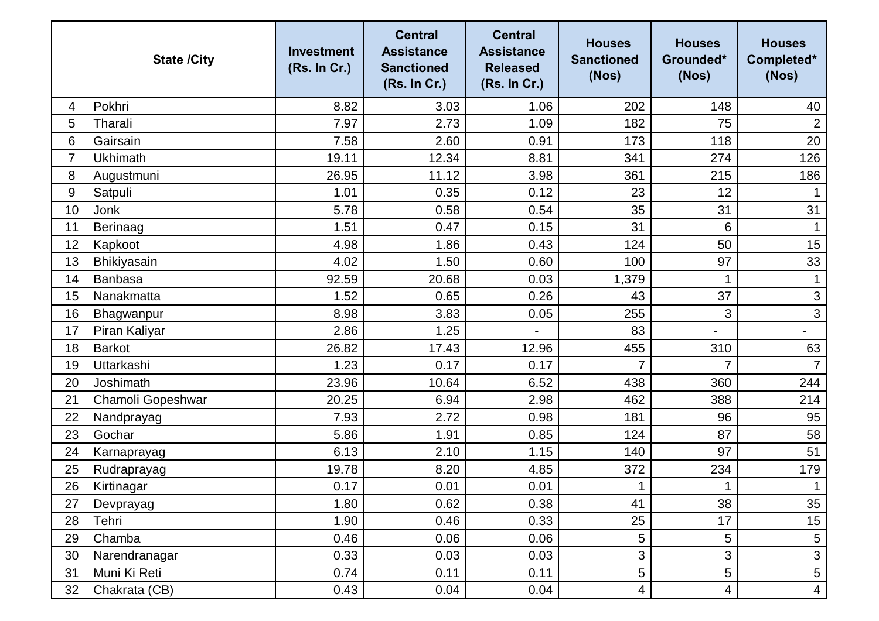| | State /City | Investment (Rs. In Cr.) | Central Assistance Sanctioned (Rs. In Cr.) | Central Assistance Released (Rs. In Cr.) | Houses Sanctioned (Nos) | Houses Grounded* (Nos) | Houses Completed* (Nos) |
|---|---|---|---|---|---|---|---|
| 4 | Pokhri | 8.82 | 3.03 | 1.06 | 202 | 148 | 40 |
| 5 | Tharali | 7.97 | 2.73 | 1.09 | 182 | 75 | 2 |
| 6 | Gairsain | 7.58 | 2.60 | 0.91 | 173 | 118 | 20 |
| 7 | Ukhimath | 19.11 | 12.34 | 8.81 | 341 | 274 | 126 |
| 8 | Augustmuni | 26.95 | 11.12 | 3.98 | 361 | 215 | 186 |
| 9 | Satpuli | 1.01 | 0.35 | 0.12 | 23 | 12 | 1 |
| 10 | Jonk | 5.78 | 0.58 | 0.54 | 35 | 31 | 31 |
| 11 | Berinaag | 1.51 | 0.47 | 0.15 | 31 | 6 | 1 |
| 12 | Kapkoot | 4.98 | 1.86 | 0.43 | 124 | 50 | 15 |
| 13 | Bhikiyasain | 4.02 | 1.50 | 0.60 | 100 | 97 | 33 |
| 14 | Banbasa | 92.59 | 20.68 | 0.03 | 1,379 | 1 | 1 |
| 15 | Nanakmatta | 1.52 | 0.65 | 0.26 | 43 | 37 | 3 |
| 16 | Bhagwanpur | 8.98 | 3.83 | 0.05 | 255 | 3 | 3 |
| 17 | Piran Kaliyar | 2.86 | 1.25 | - | 83 | - | - |
| 18 | Barkot | 26.82 | 17.43 | 12.96 | 455 | 310 | 63 |
| 19 | Uttarkashi | 1.23 | 0.17 | 0.17 | 7 | 7 | 7 |
| 20 | Joshimath | 23.96 | 10.64 | 6.52 | 438 | 360 | 244 |
| 21 | Chamoli Gopeshwar | 20.25 | 6.94 | 2.98 | 462 | 388 | 214 |
| 22 | Nandprayag | 7.93 | 2.72 | 0.98 | 181 | 96 | 95 |
| 23 | Gochar | 5.86 | 1.91 | 0.85 | 124 | 87 | 58 |
| 24 | Karnaprayag | 6.13 | 2.10 | 1.15 | 140 | 97 | 51 |
| 25 | Rudraprayag | 19.78 | 8.20 | 4.85 | 372 | 234 | 179 |
| 26 | Kirtinagar | 0.17 | 0.01 | 0.01 | 1 | 1 | 1 |
| 27 | Devprayag | 1.80 | 0.62 | 0.38 | 41 | 38 | 35 |
| 28 | Tehri | 1.90 | 0.46 | 0.33 | 25 | 17 | 15 |
| 29 | Chamba | 0.46 | 0.06 | 0.06 | 5 | 5 | 5 |
| 30 | Narendranagar | 0.33 | 0.03 | 0.03 | 3 | 3 | 3 |
| 31 | Muni Ki Reti | 0.74 | 0.11 | 0.11 | 5 | 5 | 5 |
| 32 | Chakrata (CB) | 0.43 | 0.04 | 0.04 | 4 | 4 | 4 |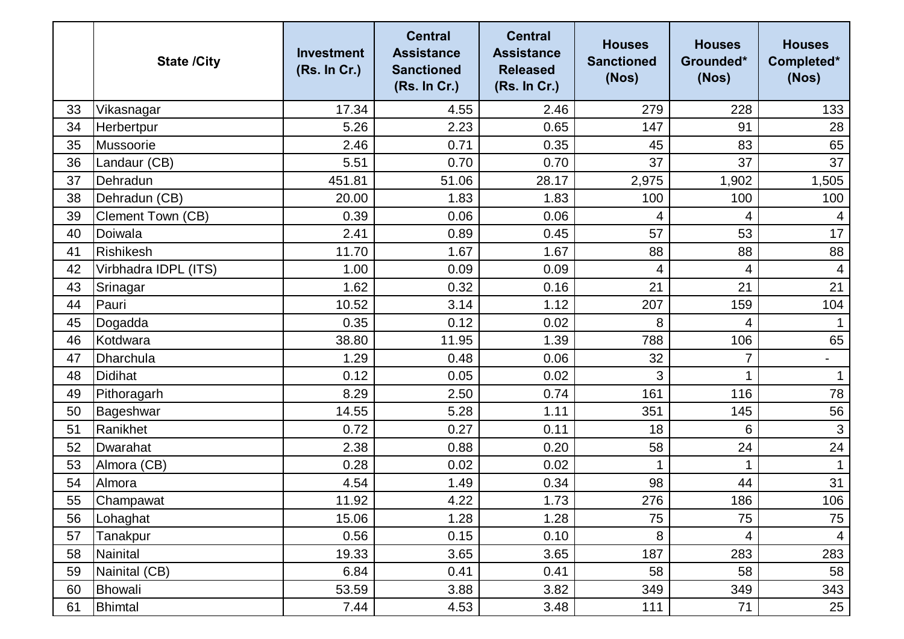|  | State /City | Investment (Rs. In Cr.) | Central Assistance Sanctioned (Rs. In Cr.) | Central Assistance Released (Rs. In Cr.) | Houses Sanctioned (Nos) | Houses Grounded* (Nos) | Houses Completed* (Nos) |
|---|---|---|---|---|---|---|---|
| 33 | Vikasnagar | 17.34 | 4.55 | 2.46 | 279 | 228 | 133 |
| 34 | Herbertpur | 5.26 | 2.23 | 0.65 | 147 | 91 | 28 |
| 35 | Mussoorie | 2.46 | 0.71 | 0.35 | 45 | 83 | 65 |
| 36 | Landaur (CB) | 5.51 | 0.70 | 0.70 | 37 | 37 | 37 |
| 37 | Dehradun | 451.81 | 51.06 | 28.17 | 2,975 | 1,902 | 1,505 |
| 38 | Dehradun (CB) | 20.00 | 1.83 | 1.83 | 100 | 100 | 100 |
| 39 | Clement Town (CB) | 0.39 | 0.06 | 0.06 | 4 | 4 | 4 |
| 40 | Doiwala | 2.41 | 0.89 | 0.45 | 57 | 53 | 17 |
| 41 | Rishikesh | 11.70 | 1.67 | 1.67 | 88 | 88 | 88 |
| 42 | Virbhadra IDPL (ITS) | 1.00 | 0.09 | 0.09 | 4 | 4 | 4 |
| 43 | Srinagar | 1.62 | 0.32 | 0.16 | 21 | 21 | 21 |
| 44 | Pauri | 10.52 | 3.14 | 1.12 | 207 | 159 | 104 |
| 45 | Dogadda | 0.35 | 0.12 | 0.02 | 8 | 4 | 1 |
| 46 | Kotdwara | 38.80 | 11.95 | 1.39 | 788 | 106 | 65 |
| 47 | Dharchula | 1.29 | 0.48 | 0.06 | 32 | 7 | - |
| 48 | Didihat | 0.12 | 0.05 | 0.02 | 3 | 1 | 1 |
| 49 | Pithoragarh | 8.29 | 2.50 | 0.74 | 161 | 116 | 78 |
| 50 | Bageshwar | 14.55 | 5.28 | 1.11 | 351 | 145 | 56 |
| 51 | Ranikhet | 0.72 | 0.27 | 0.11 | 18 | 6 | 3 |
| 52 | Dwarahat | 2.38 | 0.88 | 0.20 | 58 | 24 | 24 |
| 53 | Almora (CB) | 0.28 | 0.02 | 0.02 | 1 | 1 | 1 |
| 54 | Almora | 4.54 | 1.49 | 0.34 | 98 | 44 | 31 |
| 55 | Champawat | 11.92 | 4.22 | 1.73 | 276 | 186 | 106 |
| 56 | Lohaghat | 15.06 | 1.28 | 1.28 | 75 | 75 | 75 |
| 57 | Tanakpur | 0.56 | 0.15 | 0.10 | 8 | 4 | 4 |
| 58 | Nainital | 19.33 | 3.65 | 3.65 | 187 | 283 | 283 |
| 59 | Nainital (CB) | 6.84 | 0.41 | 0.41 | 58 | 58 | 58 |
| 60 | Bhowali | 53.59 | 3.88 | 3.82 | 349 | 349 | 343 |
| 61 | Bhimtal | 7.44 | 4.53 | 3.48 | 111 | 71 | 25 |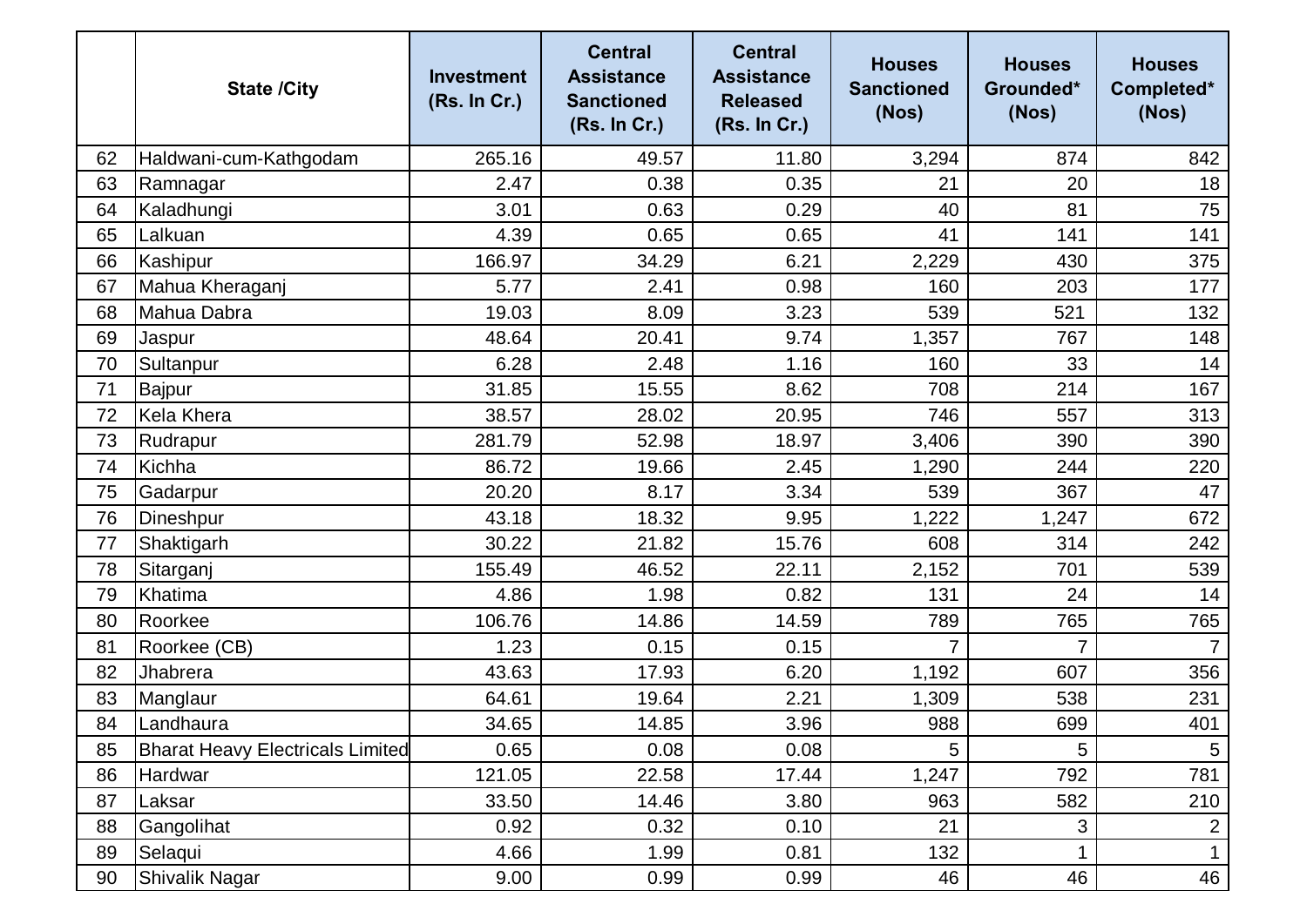|  | State /City | Investment (Rs. In Cr.) | Central Assistance Sanctioned (Rs. In Cr.) | Central Assistance Released (Rs. In Cr.) | Houses Sanctioned (Nos) | Houses Grounded* (Nos) | Houses Completed* (Nos) |
|---|---|---|---|---|---|---|---|
| 62 | Haldwani-cum-Kathgodam | 265.16 | 49.57 | 11.80 | 3,294 | 874 | 842 |
| 63 | Ramnagar | 2.47 | 0.38 | 0.35 | 21 | 20 | 18 |
| 64 | Kaladhungi | 3.01 | 0.63 | 0.29 | 40 | 81 | 75 |
| 65 | Lalkuan | 4.39 | 0.65 | 0.65 | 41 | 141 | 141 |
| 66 | Kashipur | 166.97 | 34.29 | 6.21 | 2,229 | 430 | 375 |
| 67 | Mahua Kheraganj | 5.77 | 2.41 | 0.98 | 160 | 203 | 177 |
| 68 | Mahua Dabra | 19.03 | 8.09 | 3.23 | 539 | 521 | 132 |
| 69 | Jaspur | 48.64 | 20.41 | 9.74 | 1,357 | 767 | 148 |
| 70 | Sultanpur | 6.28 | 2.48 | 1.16 | 160 | 33 | 14 |
| 71 | Bajpur | 31.85 | 15.55 | 8.62 | 708 | 214 | 167 |
| 72 | Kela Khera | 38.57 | 28.02 | 20.95 | 746 | 557 | 313 |
| 73 | Rudrapur | 281.79 | 52.98 | 18.97 | 3,406 | 390 | 390 |
| 74 | Kichha | 86.72 | 19.66 | 2.45 | 1,290 | 244 | 220 |
| 75 | Gadarpur | 20.20 | 8.17 | 3.34 | 539 | 367 | 47 |
| 76 | Dineshpur | 43.18 | 18.32 | 9.95 | 1,222 | 1,247 | 672 |
| 77 | Shaktigarh | 30.22 | 21.82 | 15.76 | 608 | 314 | 242 |
| 78 | Sitarganj | 155.49 | 46.52 | 22.11 | 2,152 | 701 | 539 |
| 79 | Khatima | 4.86 | 1.98 | 0.82 | 131 | 24 | 14 |
| 80 | Roorkee | 106.76 | 14.86 | 14.59 | 789 | 765 | 765 |
| 81 | Roorkee (CB) | 1.23 | 0.15 | 0.15 | 7 | 7 | 7 |
| 82 | Jhabrera | 43.63 | 17.93 | 6.20 | 1,192 | 607 | 356 |
| 83 | Manglaur | 64.61 | 19.64 | 2.21 | 1,309 | 538 | 231 |
| 84 | Landhaura | 34.65 | 14.85 | 3.96 | 988 | 699 | 401 |
| 85 | Bharat Heavy Electricals Limited | 0.65 | 0.08 | 0.08 | 5 | 5 | 5 |
| 86 | Hardwar | 121.05 | 22.58 | 17.44 | 1,247 | 792 | 781 |
| 87 | Laksar | 33.50 | 14.46 | 3.80 | 963 | 582 | 210 |
| 88 | Gangolihat | 0.92 | 0.32 | 0.10 | 21 | 3 | 2 |
| 89 | Selaqui | 4.66 | 1.99 | 0.81 | 132 | 1 | 1 |
| 90 | Shivalik Nagar | 9.00 | 0.99 | 0.99 | 46 | 46 | 46 |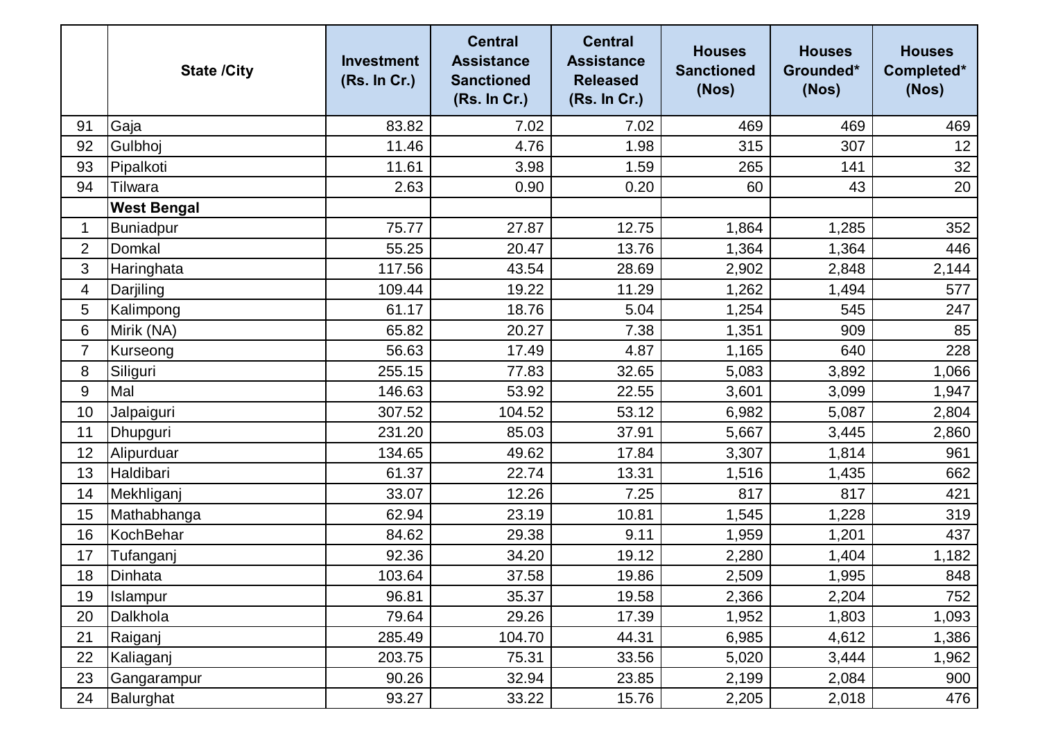| | State /City | Investment (Rs. In Cr.) | Central Assistance Sanctioned (Rs. In Cr.) | Central Assistance Released (Rs. In Cr.) | Houses Sanctioned (Nos) | Houses Grounded* (Nos) | Houses Completed* (Nos) |
|---|---|---|---|---|---|---|---|
| 91 | Gaja | 83.82 | 7.02 | 7.02 | 469 | 469 | 469 |
| 92 | Gulbhoj | 11.46 | 4.76 | 1.98 | 315 | 307 | 12 |
| 93 | Pipalkoti | 11.61 | 3.98 | 1.59 | 265 | 141 | 32 |
| 94 | Tilwara | 2.63 | 0.90 | 0.20 | 60 | 43 | 20 |
| | **West Bengal** | | | | | | |
| 1 | Buniadpur | 75.77 | 27.87 | 12.75 | 1,864 | 1,285 | 352 |
| 2 | Domkal | 55.25 | 20.47 | 13.76 | 1,364 | 1,364 | 446 |
| 3 | Haringhata | 117.56 | 43.54 | 28.69 | 2,902 | 2,848 | 2,144 |
| 4 | Darjiling | 109.44 | 19.22 | 11.29 | 1,262 | 1,494 | 577 |
| 5 | Kalimpong | 61.17 | 18.76 | 5.04 | 1,254 | 545 | 247 |
| 6 | Mirik (NA) | 65.82 | 20.27 | 7.38 | 1,351 | 909 | 85 |
| 7 | Kurseong | 56.63 | 17.49 | 4.87 | 1,165 | 640 | 228 |
| 8 | Siliguri | 255.15 | 77.83 | 32.65 | 5,083 | 3,892 | 1,066 |
| 9 | Mal | 146.63 | 53.92 | 22.55 | 3,601 | 3,099 | 1,947 |
| 10 | Jalpaiguri | 307.52 | 104.52 | 53.12 | 6,982 | 5,087 | 2,804 |
| 11 | Dhupguri | 231.20 | 85.03 | 37.91 | 5,667 | 3,445 | 2,860 |
| 12 | Alipurduar | 134.65 | 49.62 | 17.84 | 3,307 | 1,814 | 961 |
| 13 | Haldibari | 61.37 | 22.74 | 13.31 | 1,516 | 1,435 | 662 |
| 14 | Mekhliganj | 33.07 | 12.26 | 7.25 | 817 | 817 | 421 |
| 15 | Mathabhanga | 62.94 | 23.19 | 10.81 | 1,545 | 1,228 | 319 |
| 16 | KochBehar | 84.62 | 29.38 | 9.11 | 1,959 | 1,201 | 437 |
| 17 | Tufanganj | 92.36 | 34.20 | 19.12 | 2,280 | 1,404 | 1,182 |
| 18 | Dinhata | 103.64 | 37.58 | 19.86 | 2,509 | 1,995 | 848 |
| 19 | Islampur | 96.81 | 35.37 | 19.58 | 2,366 | 2,204 | 752 |
| 20 | Dalkhola | 79.64 | 29.26 | 17.39 | 1,952 | 1,803 | 1,093 |
| 21 | Raiganj | 285.49 | 104.70 | 44.31 | 6,985 | 4,612 | 1,386 |
| 22 | Kaliaganj | 203.75 | 75.31 | 33.56 | 5,020 | 3,444 | 1,962 |
| 23 | Gangarampur | 90.26 | 32.94 | 23.85 | 2,199 | 2,084 | 900 |
| 24 | Balurghat | 93.27 | 33.22 | 15.76 | 2,205 | 2,018 | 476 |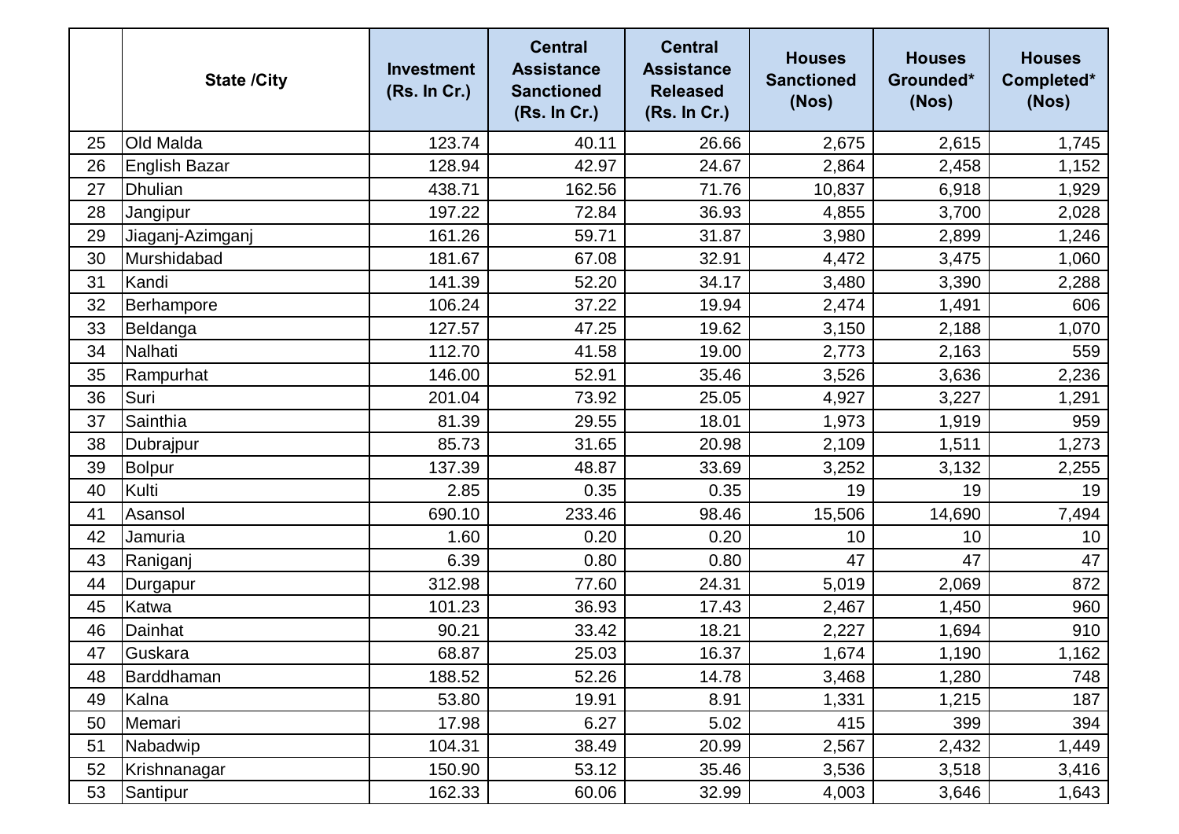| | State /City | Investment (Rs. In Cr.) | Central Assistance Sanctioned (Rs. In Cr.) | Central Assistance Released (Rs. In Cr.) | Houses Sanctioned (Nos) | Houses Grounded* (Nos) | Houses Completed* (Nos) |
|---|---|---|---|---|---|---|---|
| 25 | Old Malda | 123.74 | 40.11 | 26.66 | 2,675 | 2,615 | 1,745 |
| 26 | English Bazar | 128.94 | 42.97 | 24.67 | 2,864 | 2,458 | 1,152 |
| 27 | Dhulian | 438.71 | 162.56 | 71.76 | 10,837 | 6,918 | 1,929 |
| 28 | Jangipur | 197.22 | 72.84 | 36.93 | 4,855 | 3,700 | 2,028 |
| 29 | Jiaganj-Azimganj | 161.26 | 59.71 | 31.87 | 3,980 | 2,899 | 1,246 |
| 30 | Murshidabad | 181.67 | 67.08 | 32.91 | 4,472 | 3,475 | 1,060 |
| 31 | Kandi | 141.39 | 52.20 | 34.17 | 3,480 | 3,390 | 2,288 |
| 32 | Berhampore | 106.24 | 37.22 | 19.94 | 2,474 | 1,491 | 606 |
| 33 | Beldanga | 127.57 | 47.25 | 19.62 | 3,150 | 2,188 | 1,070 |
| 34 | Nalhati | 112.70 | 41.58 | 19.00 | 2,773 | 2,163 | 559 |
| 35 | Rampurhat | 146.00 | 52.91 | 35.46 | 3,526 | 3,636 | 2,236 |
| 36 | Suri | 201.04 | 73.92 | 25.05 | 4,927 | 3,227 | 1,291 |
| 37 | Sainthia | 81.39 | 29.55 | 18.01 | 1,973 | 1,919 | 959 |
| 38 | Dubrajpur | 85.73 | 31.65 | 20.98 | 2,109 | 1,511 | 1,273 |
| 39 | Bolpur | 137.39 | 48.87 | 33.69 | 3,252 | 3,132 | 2,255 |
| 40 | Kulti | 2.85 | 0.35 | 0.35 | 19 | 19 | 19 |
| 41 | Asansol | 690.10 | 233.46 | 98.46 | 15,506 | 14,690 | 7,494 |
| 42 | Jamuria | 1.60 | 0.20 | 0.20 | 10 | 10 | 10 |
| 43 | Raniganj | 6.39 | 0.80 | 0.80 | 47 | 47 | 47 |
| 44 | Durgapur | 312.98 | 77.60 | 24.31 | 5,019 | 2,069 | 872 |
| 45 | Katwa | 101.23 | 36.93 | 17.43 | 2,467 | 1,450 | 960 |
| 46 | Dainhat | 90.21 | 33.42 | 18.21 | 2,227 | 1,694 | 910 |
| 47 | Guskara | 68.87 | 25.03 | 16.37 | 1,674 | 1,190 | 1,162 |
| 48 | Barddhaman | 188.52 | 52.26 | 14.78 | 3,468 | 1,280 | 748 |
| 49 | Kalna | 53.80 | 19.91 | 8.91 | 1,331 | 1,215 | 187 |
| 50 | Memari | 17.98 | 6.27 | 5.02 | 415 | 399 | 394 |
| 51 | Nabadwip | 104.31 | 38.49 | 20.99 | 2,567 | 2,432 | 1,449 |
| 52 | Krishnanagar | 150.90 | 53.12 | 35.46 | 3,536 | 3,518 | 3,416 |
| 53 | Santipur | 162.33 | 60.06 | 32.99 | 4,003 | 3,646 | 1,643 |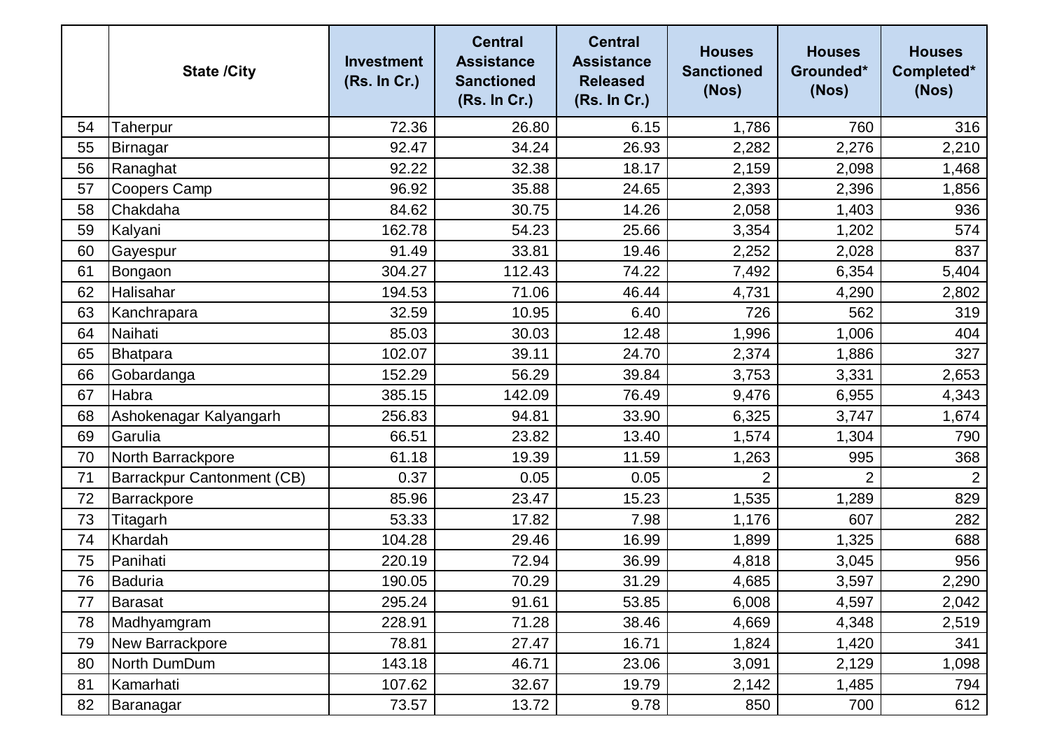|  | State /City | Investment (Rs. In Cr.) | Central Assistance Sanctioned (Rs. In Cr.) | Central Assistance Released (Rs. In Cr.) | Houses Sanctioned (Nos) | Houses Grounded* (Nos) | Houses Completed* (Nos) |
|---|---|---|---|---|---|---|---|
| 54 | Taherpur | 72.36 | 26.80 | 6.15 | 1,786 | 760 | 316 |
| 55 | Birnagar | 92.47 | 34.24 | 26.93 | 2,282 | 2,276 | 2,210 |
| 56 | Ranaghat | 92.22 | 32.38 | 18.17 | 2,159 | 2,098 | 1,468 |
| 57 | Coopers Camp | 96.92 | 35.88 | 24.65 | 2,393 | 2,396 | 1,856 |
| 58 | Chakdaha | 84.62 | 30.75 | 14.26 | 2,058 | 1,403 | 936 |
| 59 | Kalyani | 162.78 | 54.23 | 25.66 | 3,354 | 1,202 | 574 |
| 60 | Gayespur | 91.49 | 33.81 | 19.46 | 2,252 | 2,028 | 837 |
| 61 | Bongaon | 304.27 | 112.43 | 74.22 | 7,492 | 6,354 | 5,404 |
| 62 | Halisahar | 194.53 | 71.06 | 46.44 | 4,731 | 4,290 | 2,802 |
| 63 | Kanchrapara | 32.59 | 10.95 | 6.40 | 726 | 562 | 319 |
| 64 | Naihati | 85.03 | 30.03 | 12.48 | 1,996 | 1,006 | 404 |
| 65 | Bhatpara | 102.07 | 39.11 | 24.70 | 2,374 | 1,886 | 327 |
| 66 | Gobardanga | 152.29 | 56.29 | 39.84 | 3,753 | 3,331 | 2,653 |
| 67 | Habra | 385.15 | 142.09 | 76.49 | 9,476 | 6,955 | 4,343 |
| 68 | Ashokenagar Kalyangarh | 256.83 | 94.81 | 33.90 | 6,325 | 3,747 | 1,674 |
| 69 | Garulia | 66.51 | 23.82 | 13.40 | 1,574 | 1,304 | 790 |
| 70 | North Barrackpore | 61.18 | 19.39 | 11.59 | 1,263 | 995 | 368 |
| 71 | Barrackpur Cantonment (CB) | 0.37 | 0.05 | 0.05 | 2 | 2 | 2 |
| 72 | Barrackpore | 85.96 | 23.47 | 15.23 | 1,535 | 1,289 | 829 |
| 73 | Titagarh | 53.33 | 17.82 | 7.98 | 1,176 | 607 | 282 |
| 74 | Khardah | 104.28 | 29.46 | 16.99 | 1,899 | 1,325 | 688 |
| 75 | Panihati | 220.19 | 72.94 | 36.99 | 4,818 | 3,045 | 956 |
| 76 | Baduria | 190.05 | 70.29 | 31.29 | 4,685 | 3,597 | 2,290 |
| 77 | Barasat | 295.24 | 91.61 | 53.85 | 6,008 | 4,597 | 2,042 |
| 78 | Madhyamgram | 228.91 | 71.28 | 38.46 | 4,669 | 4,348 | 2,519 |
| 79 | New Barrackpore | 78.81 | 27.47 | 16.71 | 1,824 | 1,420 | 341 |
| 80 | North DumDum | 143.18 | 46.71 | 23.06 | 3,091 | 2,129 | 1,098 |
| 81 | Kamarhati | 107.62 | 32.67 | 19.79 | 2,142 | 1,485 | 794 |
| 82 | Baranagar | 73.57 | 13.72 | 9.78 | 850 | 700 | 612 |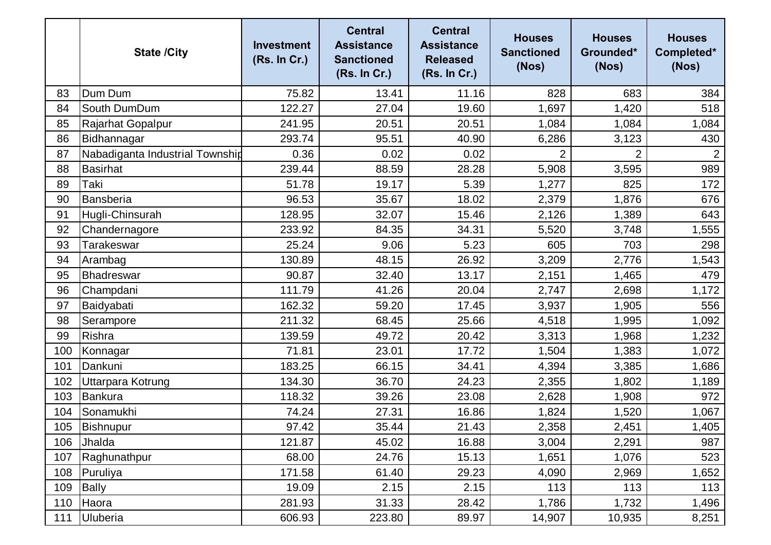|  | State /City | Investment (Rs. In Cr.) | Central Assistance Sanctioned (Rs. In Cr.) | Central Assistance Released (Rs. In Cr.) | Houses Sanctioned (Nos) | Houses Grounded* (Nos) | Houses Completed* (Nos) |
|---|---|---|---|---|---|---|---|
| 83 | Dum Dum | 75.82 | 13.41 | 11.16 | 828 | 683 | 384 |
| 84 | South DumDum | 122.27 | 27.04 | 19.60 | 1,697 | 1,420 | 518 |
| 85 | Rajarhat Gopalpur | 241.95 | 20.51 | 20.51 | 1,084 | 1,084 | 1,084 |
| 86 | Bidhannagar | 293.74 | 95.51 | 40.90 | 6,286 | 3,123 | 430 |
| 87 | Nabadiganta Industrial Township | 0.36 | 0.02 | 0.02 | 2 | 2 | 2 |
| 88 | Basirhat | 239.44 | 88.59 | 28.28 | 5,908 | 3,595 | 989 |
| 89 | Taki | 51.78 | 19.17 | 5.39 | 1,277 | 825 | 172 |
| 90 | Bansberia | 96.53 | 35.67 | 18.02 | 2,379 | 1,876 | 676 |
| 91 | Hugli-Chinsurah | 128.95 | 32.07 | 15.46 | 2,126 | 1,389 | 643 |
| 92 | Chandernagore | 233.92 | 84.35 | 34.31 | 5,520 | 3,748 | 1,555 |
| 93 | Tarakeswar | 25.24 | 9.06 | 5.23 | 605 | 703 | 298 |
| 94 | Arambag | 130.89 | 48.15 | 26.92 | 3,209 | 2,776 | 1,543 |
| 95 | Bhadreswar | 90.87 | 32.40 | 13.17 | 2,151 | 1,465 | 479 |
| 96 | Champdani | 111.79 | 41.26 | 20.04 | 2,747 | 2,698 | 1,172 |
| 97 | Baidyabati | 162.32 | 59.20 | 17.45 | 3,937 | 1,905 | 556 |
| 98 | Serampore | 211.32 | 68.45 | 25.66 | 4,518 | 1,995 | 1,092 |
| 99 | Rishra | 139.59 | 49.72 | 20.42 | 3,313 | 1,968 | 1,232 |
| 100 | Konnagar | 71.81 | 23.01 | 17.72 | 1,504 | 1,383 | 1,072 |
| 101 | Dankuni | 183.25 | 66.15 | 34.41 | 4,394 | 3,385 | 1,686 |
| 102 | Uttarpara Kotrung | 134.30 | 36.70 | 24.23 | 2,355 | 1,802 | 1,189 |
| 103 | Bankura | 118.32 | 39.26 | 23.08 | 2,628 | 1,908 | 972 |
| 104 | Sonamukhi | 74.24 | 27.31 | 16.86 | 1,824 | 1,520 | 1,067 |
| 105 | Bishnupur | 97.42 | 35.44 | 21.43 | 2,358 | 2,451 | 1,405 |
| 106 | Jhalda | 121.87 | 45.02 | 16.88 | 3,004 | 2,291 | 987 |
| 107 | Raghunathpur | 68.00 | 24.76 | 15.13 | 1,651 | 1,076 | 523 |
| 108 | Puruliya | 171.58 | 61.40 | 29.23 | 4,090 | 2,969 | 1,652 |
| 109 | Bally | 19.09 | 2.15 | 2.15 | 113 | 113 | 113 |
| 110 | Haora | 281.93 | 31.33 | 28.42 | 1,786 | 1,732 | 1,496 |
| 111 | Uluberia | 606.93 | 223.80 | 89.97 | 14,907 | 10,935 | 8,251 |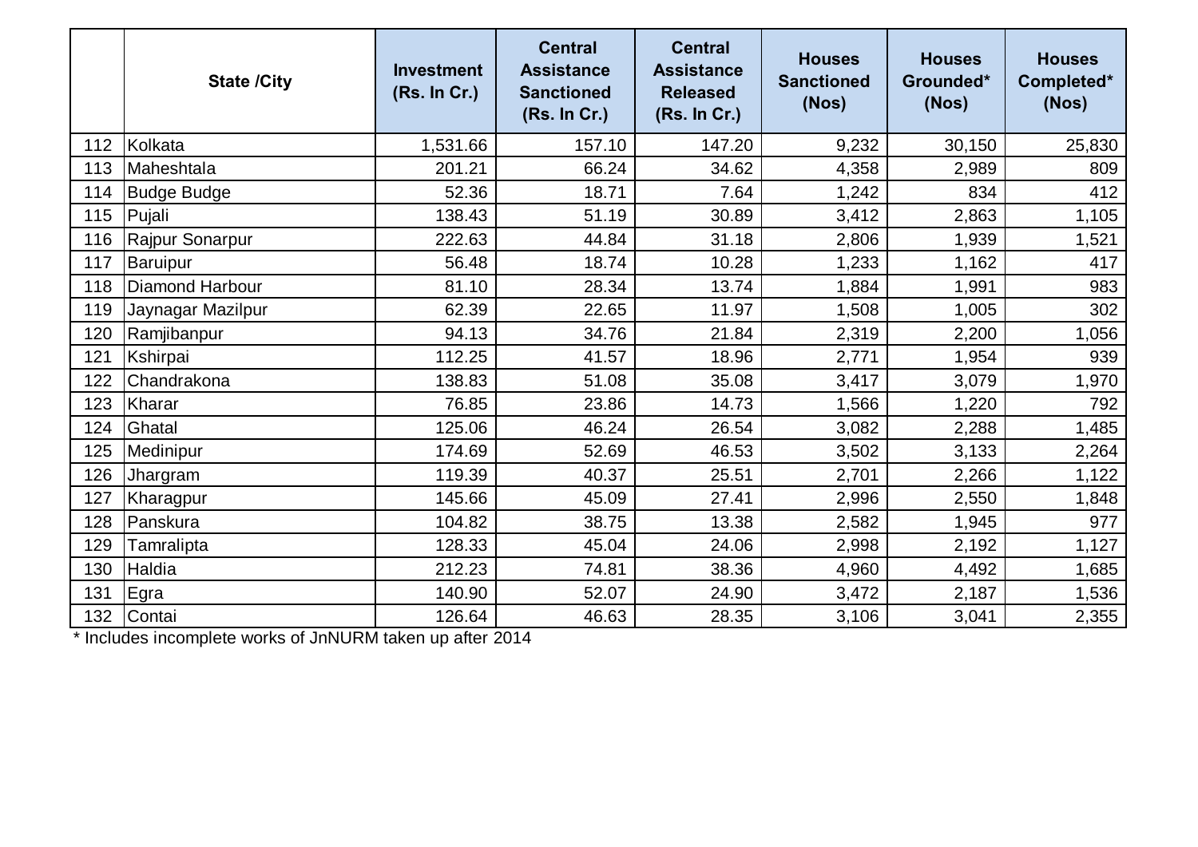| | State /City | Investment (Rs. In Cr.) | Central Assistance Sanctioned (Rs. In Cr.) | Central Assistance Released (Rs. In Cr.) | Houses Sanctioned (Nos) | Houses Grounded* (Nos) | Houses Completed* (Nos) |
|---|---|---|---|---|---|---|---|
| 112 | Kolkata | 1,531.66 | 157.10 | 147.20 | 9,232 | 30,150 | 25,830 |
| 113 | Maheshtala | 201.21 | 66.24 | 34.62 | 4,358 | 2,989 | 809 |
| 114 | Budge Budge | 52.36 | 18.71 | 7.64 | 1,242 | 834 | 412 |
| 115 | Pujali | 138.43 | 51.19 | 30.89 | 3,412 | 2,863 | 1,105 |
| 116 | Rajpur Sonarpur | 222.63 | 44.84 | 31.18 | 2,806 | 1,939 | 1,521 |
| 117 | Baruipur | 56.48 | 18.74 | 10.28 | 1,233 | 1,162 | 417 |
| 118 | Diamond Harbour | 81.10 | 28.34 | 13.74 | 1,884 | 1,991 | 983 |
| 119 | Jaynagar Mazilpur | 62.39 | 22.65 | 11.97 | 1,508 | 1,005 | 302 |
| 120 | Ramjibanpur | 94.13 | 34.76 | 21.84 | 2,319 | 2,200 | 1,056 |
| 121 | Kshirpai | 112.25 | 41.57 | 18.96 | 2,771 | 1,954 | 939 |
| 122 | Chandrakona | 138.83 | 51.08 | 35.08 | 3,417 | 3,079 | 1,970 |
| 123 | Kharar | 76.85 | 23.86 | 14.73 | 1,566 | 1,220 | 792 |
| 124 | Ghatal | 125.06 | 46.24 | 26.54 | 3,082 | 2,288 | 1,485 |
| 125 | Medinipur | 174.69 | 52.69 | 46.53 | 3,502 | 3,133 | 2,264 |
| 126 | Jhargram | 119.39 | 40.37 | 25.51 | 2,701 | 2,266 | 1,122 |
| 127 | Kharagpur | 145.66 | 45.09 | 27.41 | 2,996 | 2,550 | 1,848 |
| 128 | Panskura | 104.82 | 38.75 | 13.38 | 2,582 | 1,945 | 977 |
| 129 | Tamralipta | 128.33 | 45.04 | 24.06 | 2,998 | 2,192 | 1,127 |
| 130 | Haldia | 212.23 | 74.81 | 38.36 | 4,960 | 4,492 | 1,685 |
| 131 | Egra | 140.90 | 52.07 | 24.90 | 3,472 | 2,187 | 1,536 |
| 132 | Contai | 126.64 | 46.63 | 28.35 | 3,106 | 3,041 | 2,355 |

* Includes incomplete works of JnNURM taken up after 2014